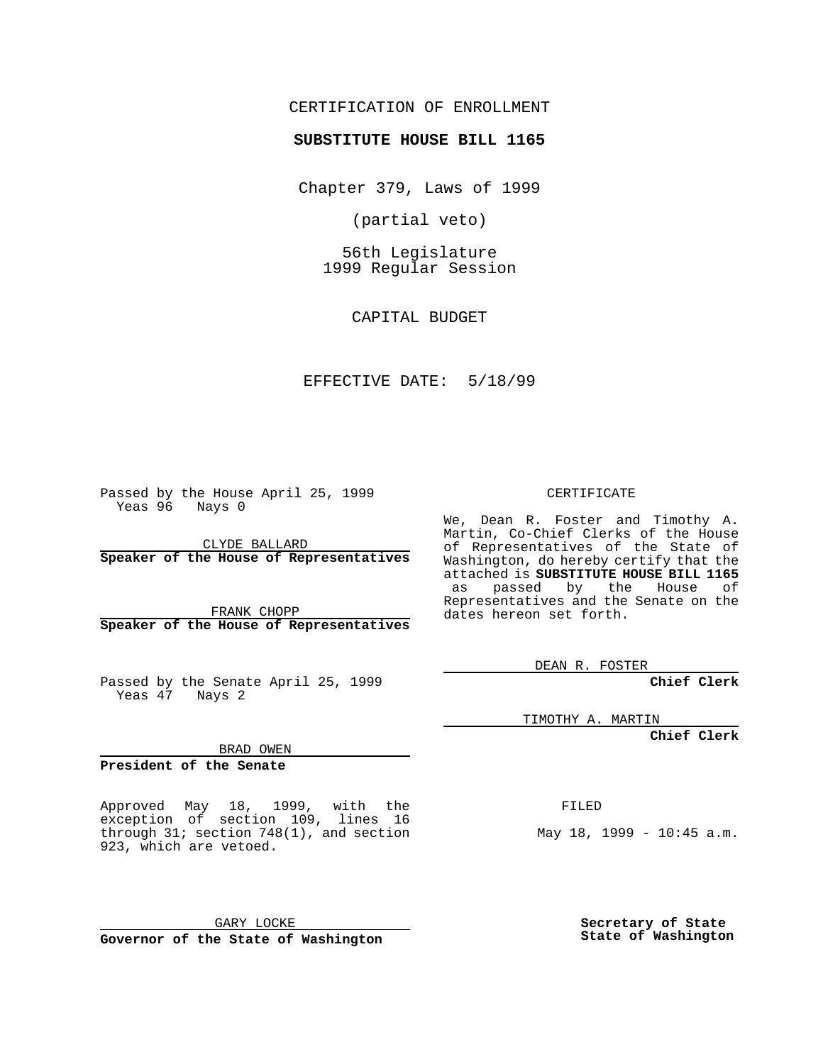CERTIFICATION OF ENROLLMENT

**SUBSTITUTE HOUSE BILL 1165**

Chapter 379, Laws of 1999

(partial veto)

56th Legislature
1999 Regular Session

CAPITAL BUDGET

EFFECTIVE DATE: 5/18/99

Passed by the House April 25, 1999
Yeas 96 Nays 0

CLYDE BALLARD
**Speaker of the House of Representatives**

FRANK CHOPP
**Speaker of the House of Representatives**

Passed by the Senate April 25, 1999
Yeas 47 Nays 2

BRAD OWEN
**President of the Senate**

Approved May 18, 1999, with the exception of section 109, lines 16 through 31; section 748(1), and section 923, which are vetoed.

GARY LOCKE
**Governor of the State of Washington**

CERTIFICATE

We, Dean R. Foster and Timothy A. Martin, Co-Chief Clerks of the House of Representatives of the State of Washington, do hereby certify that the attached is **SUBSTITUTE HOUSE BILL 1165** as passed by the House of Representatives and the Senate on the dates hereon set forth.

DEAN R. FOSTER
**Chief Clerk**

TIMOTHY A. MARTIN
**Chief Clerk**

FILED

May 18, 1999 - 10:45 a.m.

**Secretary of State**
**State of Washington**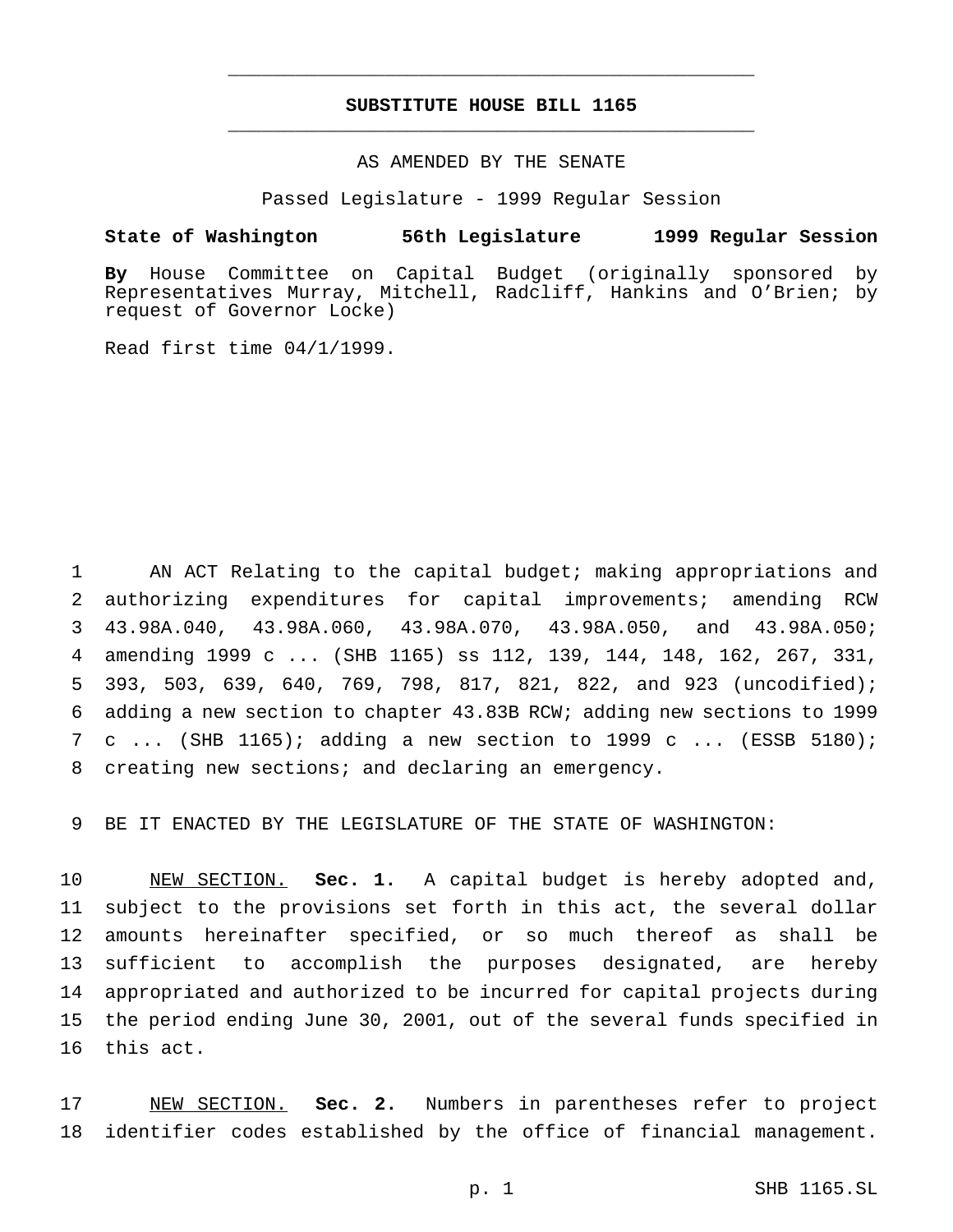# SUBSTITUTE HOUSE BILL 1165

AS AMENDED BY THE SENATE

Passed Legislature - 1999 Regular Session

**State of Washington 56th Legislature 1999 Regular Session**

**By** House Committee on Capital Budget (originally sponsored by Representatives Murray, Mitchell, Radcliff, Hankins and O'Brien; by request of Governor Locke)

Read first time 04/1/1999.

AN ACT Relating to the capital budget; making appropriations and authorizing expenditures for capital improvements; amending RCW 43.98A.040, 43.98A.060, 43.98A.070, 43.98A.050, and 43.98A.050; amending 1999 c ... (SHB 1165) ss 112, 139, 144, 148, 162, 267, 331, 393, 503, 639, 640, 769, 798, 817, 821, 822, and 923 (uncodified); adding a new section to chapter 43.83B RCW; adding new sections to 1999 c ... (SHB 1165); adding a new section to 1999 c ... (ESSB 5180); creating new sections; and declaring an emergency.

BE IT ENACTED BY THE LEGISLATURE OF THE STATE OF WASHINGTON:

NEW SECTION. **Sec. 1.** A capital budget is hereby adopted and, subject to the provisions set forth in this act, the several dollar amounts hereinafter specified, or so much thereof as shall be sufficient to accomplish the purposes designated, are hereby appropriated and authorized to be incurred for capital projects during the period ending June 30, 2001, out of the several funds specified in this act.

NEW SECTION. **Sec. 2.** Numbers in parentheses refer to project identifier codes established by the office of financial management.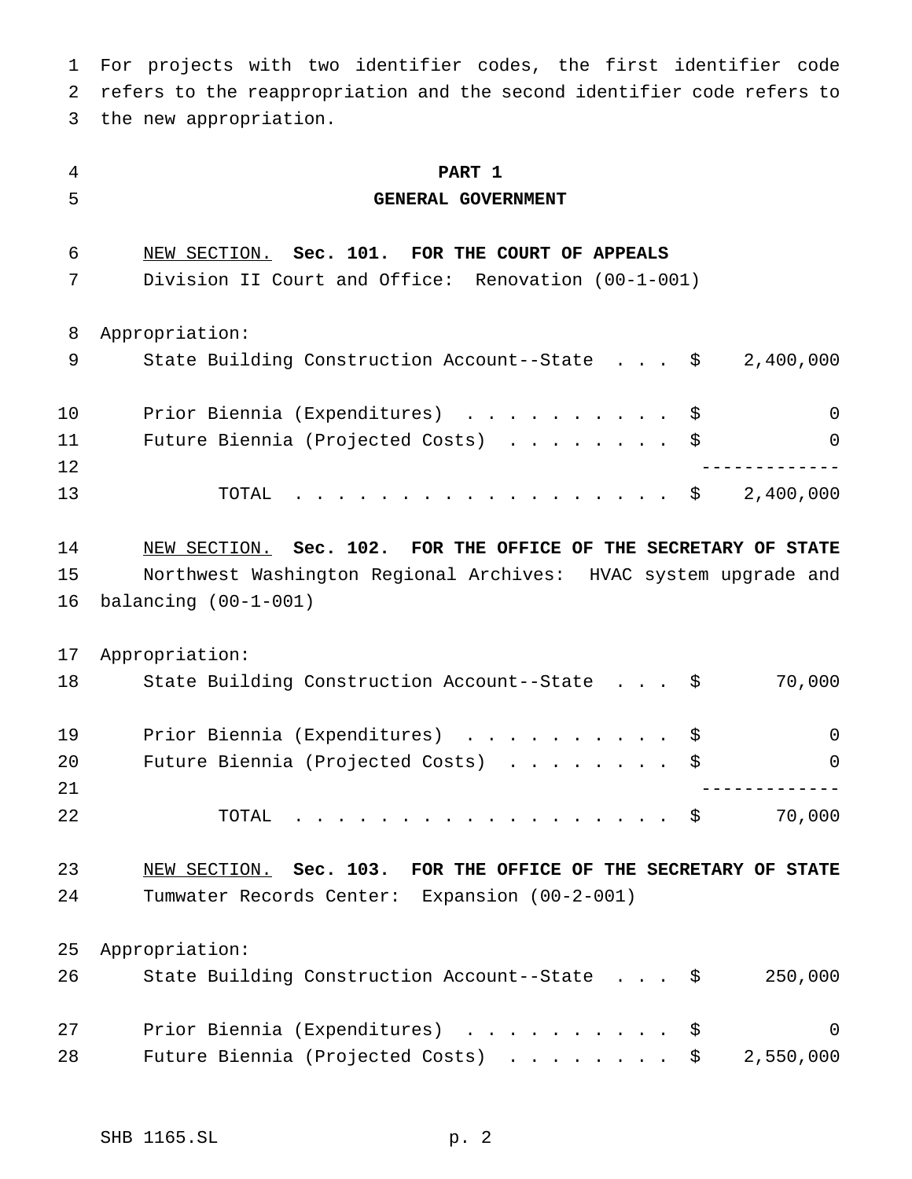For projects with two identifier codes, the first identifier code refers to the reappropriation and the second identifier code refers to the new appropriation.

# PART 1
## GENERAL GOVERNMENT

NEW SECTION. **Sec. 101. FOR THE COURT OF APPEALS**

Division II Court and Office: Renovation (00-1-001)

Appropriation:

| | | |
|---|---|---|
| State Building Construction Account--State | $ | 2,400,000 |
| Prior Biennia (Expenditures) | $ | 0 |
| Future Biennia (Projected Costs) | $ | 0 |
| TOTAL | $ | 2,400,000 |

NEW SECTION. **Sec. 102. FOR THE OFFICE OF THE SECRETARY OF STATE**

Northwest Washington Regional Archives: HVAC system upgrade and balancing (00-1-001)

Appropriation:

| | | |
|---|---|---|
| State Building Construction Account--State | $ | 70,000 |
| Prior Biennia (Expenditures) | $ | 0 |
| Future Biennia (Projected Costs) | $ | 0 |
| TOTAL | $ | 70,000 |

NEW SECTION. **Sec. 103. FOR THE OFFICE OF THE SECRETARY OF STATE**

Tumwater Records Center: Expansion (00-2-001)

Appropriation:

| | | |
|---|---|---|
| State Building Construction Account--State | $ | 250,000 |
| Prior Biennia (Expenditures) | $ | 0 |
| Future Biennia (Projected Costs) | $ | 2,550,000 |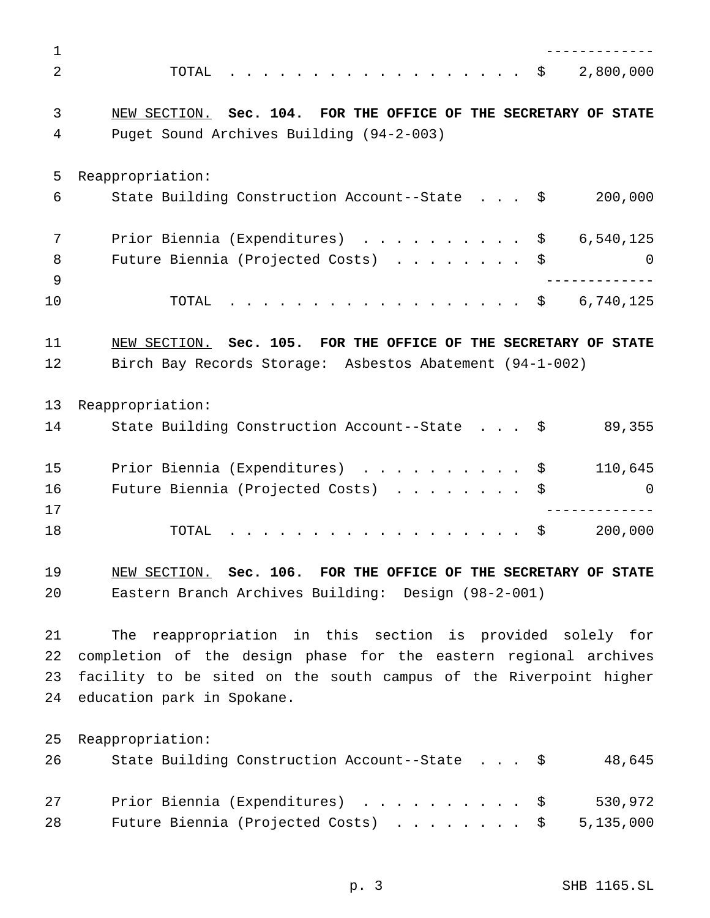| | |
|---|---|
| TOTAL | $ 2,800,000 |

<u>NEW SECTION.</u> **Sec. 104. FOR THE OFFICE OF THE SECRETARY OF STATE**

Puget Sound Archives Building (94-2-003)

Reappropriation:

| | |
|---|---|
| State Building Construction Account--State | $ 200,000 |
| Prior Biennia (Expenditures) | $ 6,540,125 |
| Future Biennia (Projected Costs) | $ 0 |
| TOTAL | $ 6,740,125 |

<u>NEW SECTION.</u> **Sec. 105. FOR THE OFFICE OF THE SECRETARY OF STATE**

Birch Bay Records Storage: Asbestos Abatement (94-1-002)

Reappropriation:

| | |
|---|---|
| State Building Construction Account--State | $ 89,355 |
| Prior Biennia (Expenditures) | $ 110,645 |
| Future Biennia (Projected Costs) | $ 0 |
| TOTAL | $ 200,000 |

<u>NEW SECTION.</u> **Sec. 106. FOR THE OFFICE OF THE SECRETARY OF STATE**

Eastern Branch Archives Building: Design (98-2-001)

The reappropriation in this section is provided solely for completion of the design phase for the eastern regional archives facility to be sited on the south campus of the Riverpoint higher education park in Spokane.

Reappropriation:

| | |
|---|---|
| State Building Construction Account--State | $ 48,645 |
| Prior Biennia (Expenditures) | $ 530,972 |
| Future Biennia (Projected Costs) | $ 5,135,000 |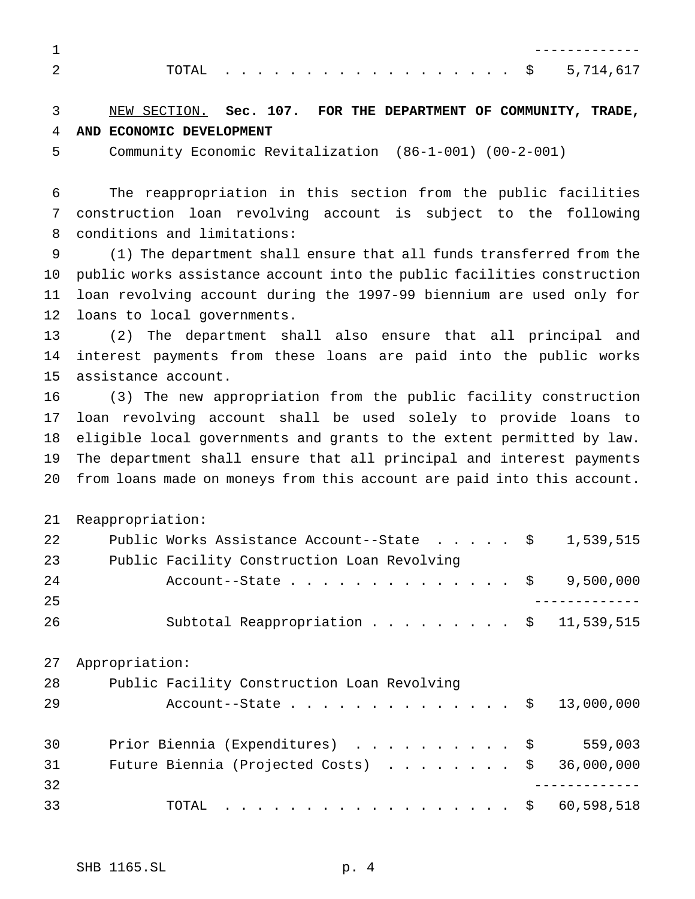| | |
|---|---|
| TOTAL | $ 5,714,617 |

NEW SECTION. **Sec. 107. FOR THE DEPARTMENT OF COMMUNITY, TRADE, AND ECONOMIC DEVELOPMENT**

Community Economic Revitalization (86-1-001) (00-2-001)

The reappropriation in this section from the public facilities construction loan revolving account is subject to the following conditions and limitations:

(1) The department shall ensure that all funds transferred from the public works assistance account into the public facilities construction loan revolving account during the 1997-99 biennium are used only for loans to local governments.

(2) The department shall also ensure that all principal and interest payments from these loans are paid into the public works assistance account.

(3) The new appropriation from the public facility construction loan revolving account shall be used solely to provide loans to eligible local governments and grants to the extent permitted by law. The department shall ensure that all principal and interest payments from loans made on moneys from this account are paid into this account.

| | |
|---|---|
| Reappropriation: | |
| Public Works Assistance Account--State | $ 1,539,515 |
| Public Facility Construction Loan Revolving Account--State | $ 9,500,000 |
| Subtotal Reappropriation | $ 11,539,515 |
| Appropriation: | |
| Public Facility Construction Loan Revolving Account--State | $ 13,000,000 |
| Prior Biennia (Expenditures) | $ 559,003 |
| Future Biennia (Projected Costs) | $ 36,000,000 |
| TOTAL | $ 60,598,518 |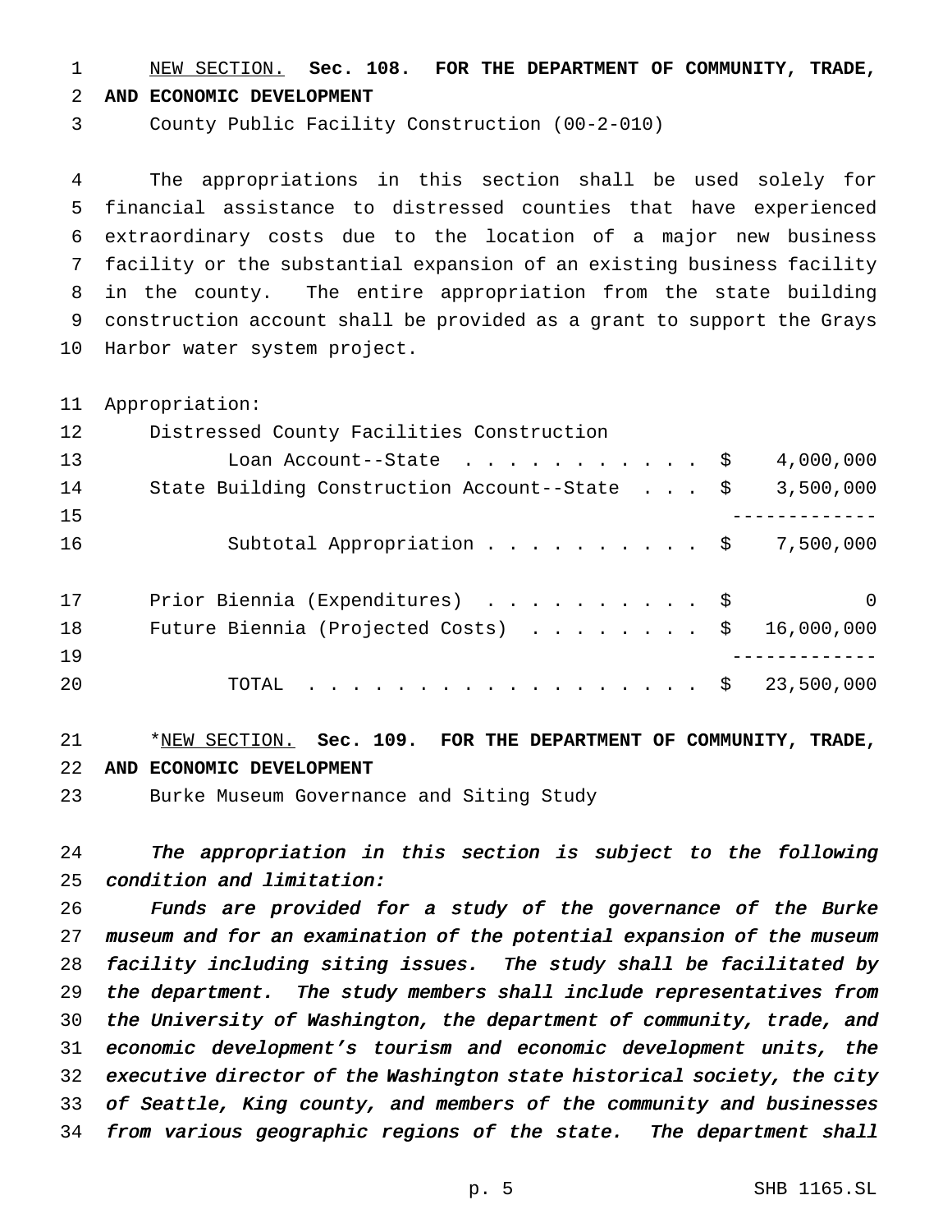NEW SECTION. **Sec. 108. FOR THE DEPARTMENT OF COMMUNITY, TRADE, AND ECONOMIC DEVELOPMENT**

County Public Facility Construction (00-2-010)

The appropriations in this section shall be used solely for financial assistance to distressed counties that have experienced extraordinary costs due to the location of a major new business facility or the substantial expansion of an existing business facility in the county. The entire appropriation from the state building construction account shall be provided as a grant to support the Grays Harbor water system project.

| Appropriation: | |
|---|---|
| Distressed County Facilities Construction Loan Account--State | $ 4,000,000 |
| State Building Construction Account--State | $ 3,500,000 |
| Subtotal Appropriation | $ 7,500,000 |
| Prior Biennia (Expenditures) | $ 0 |
| Future Biennia (Projected Costs) | $ 16,000,000 |
| TOTAL | $ 23,500,000 |

*NEW SECTION. **Sec. 109. FOR THE DEPARTMENT OF COMMUNITY, TRADE, AND ECONOMIC DEVELOPMENT**

Burke Museum Governance and Siting Study

*The appropriation in this section is subject to the following condition and limitation:*

*Funds are provided for a study of the governance of the Burke museum and for an examination of the potential expansion of the museum facility including siting issues. The study shall be facilitated by the department. The study members shall include representatives from the University of Washington, the department of community, trade, and economic development's tourism and economic development units, the executive director of the Washington state historical society, the city of Seattle, King county, and members of the community and businesses from various geographic regions of the state. The department shall*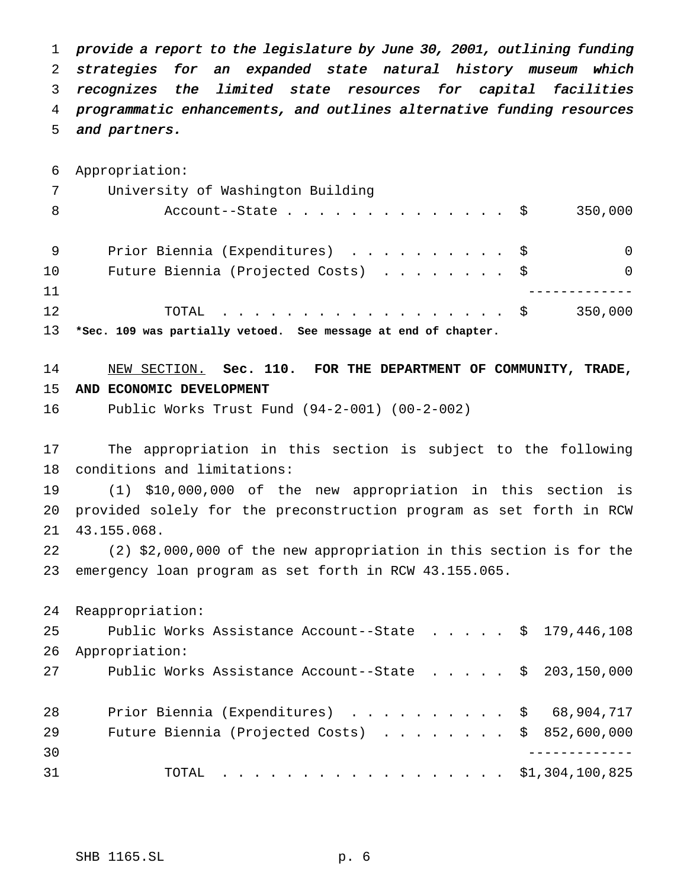*provide a report to the legislature by June 30, 2001, outlining funding strategies for an expanded state natural history museum which recognizes the limited state resources for capital facilities programmatic enhancements, and outlines alternative funding resources and partners.*

Appropriation:

| | | |
|---|---|---|
| University of Washington Building Account--State | $ | 350,000 |
| Prior Biennia (Expenditures) | $ | 0 |
| Future Biennia (Projected Costs) | $ | 0 |
| TOTAL | $ | 350,000 |

**\*Sec. 109 was partially vetoed. See message at end of chapter.**

NEW SECTION. **Sec. 110. FOR THE DEPARTMENT OF COMMUNITY, TRADE, AND ECONOMIC DEVELOPMENT**

Public Works Trust Fund (94-2-001) (00-2-002)

The appropriation in this section is subject to the following conditions and limitations:

(1) $10,000,000 of the new appropriation in this section is provided solely for the preconstruction program as set forth in RCW 43.155.068.

(2) $2,000,000 of the new appropriation in this section is for the emergency loan program as set forth in RCW 43.155.065.

| | | |
|---|---|---|
| Reappropriation: | | |
| Public Works Assistance Account--State | $ | 179,446,108 |
| Appropriation: | | |
| Public Works Assistance Account--State | $ | 203,150,000 |
| Prior Biennia (Expenditures) | $ | 68,904,717 |
| Future Biennia (Projected Costs) | $ | 852,600,000 |
| TOTAL | $ | 1,304,100,825 |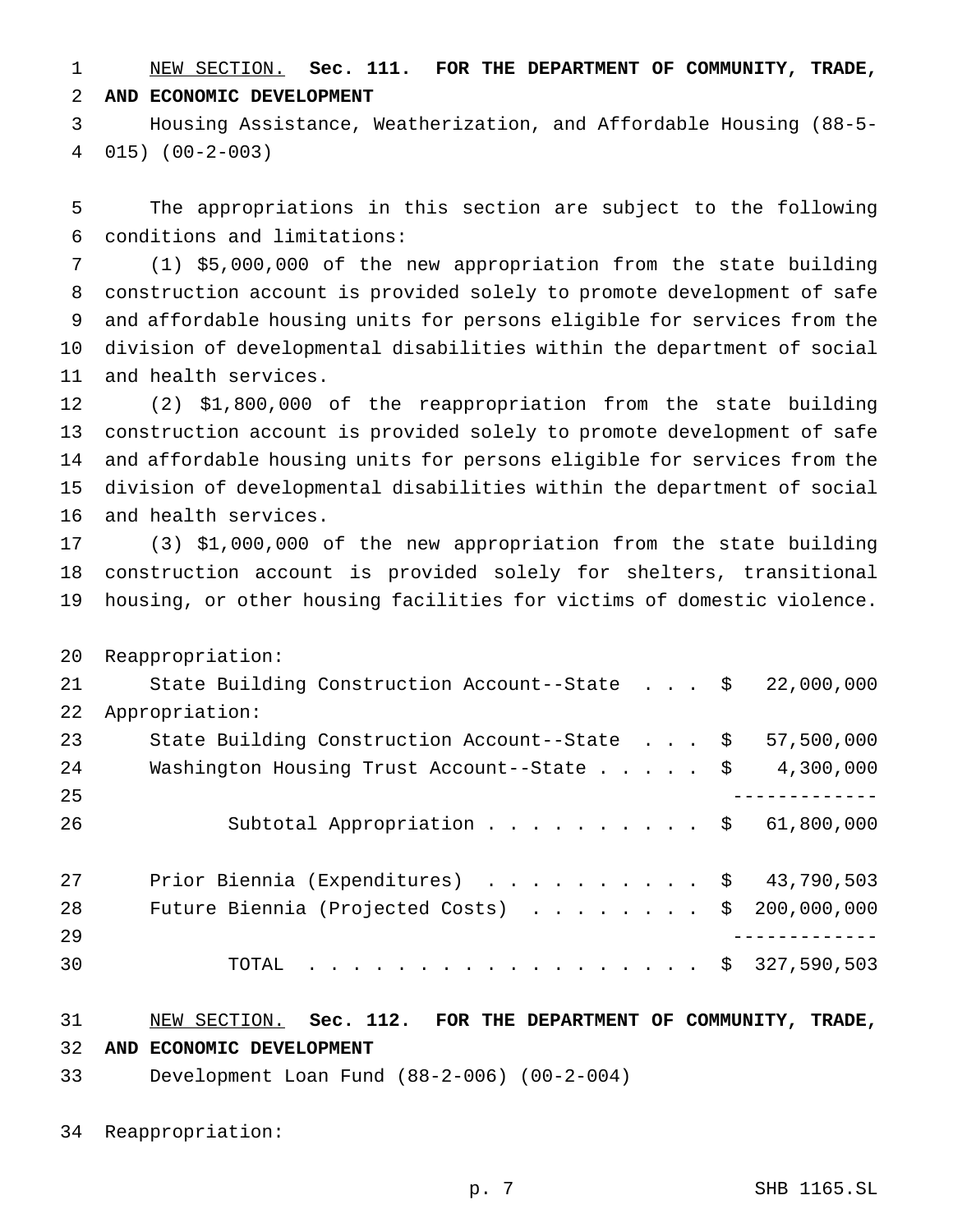NEW SECTION. **Sec. 111. FOR THE DEPARTMENT OF COMMUNITY, TRADE, AND ECONOMIC DEVELOPMENT**

Housing Assistance, Weatherization, and Affordable Housing (88-5-015) (00-2-003)

The appropriations in this section are subject to the following conditions and limitations:

(1) $5,000,000 of the new appropriation from the state building construction account is provided solely to promote development of safe and affordable housing units for persons eligible for services from the division of developmental disabilities within the department of social and health services.

(2) $1,800,000 of the reappropriation from the state building construction account is provided solely to promote development of safe and affordable housing units for persons eligible for services from the division of developmental disabilities within the department of social and health services.

(3) $1,000,000 of the new appropriation from the state building construction account is provided solely for shelters, transitional housing, or other housing facilities for victims of domestic violence.

| | |
|---|---|
| Reappropriation: | |
| State Building Construction Account--State | $ 22,000,000 |
| Appropriation: | |
| State Building Construction Account--State | $ 57,500,000 |
| Washington Housing Trust Account--State | $ 4,300,000 |
| Subtotal Appropriation | $ 61,800,000 |
| Prior Biennia (Expenditures) | $ 43,790,503 |
| Future Biennia (Projected Costs) | $ 200,000,000 |
| TOTAL | $ 327,590,503 |

NEW SECTION. **Sec. 112. FOR THE DEPARTMENT OF COMMUNITY, TRADE, AND ECONOMIC DEVELOPMENT**

Development Loan Fund (88-2-006) (00-2-004)

Reappropriation: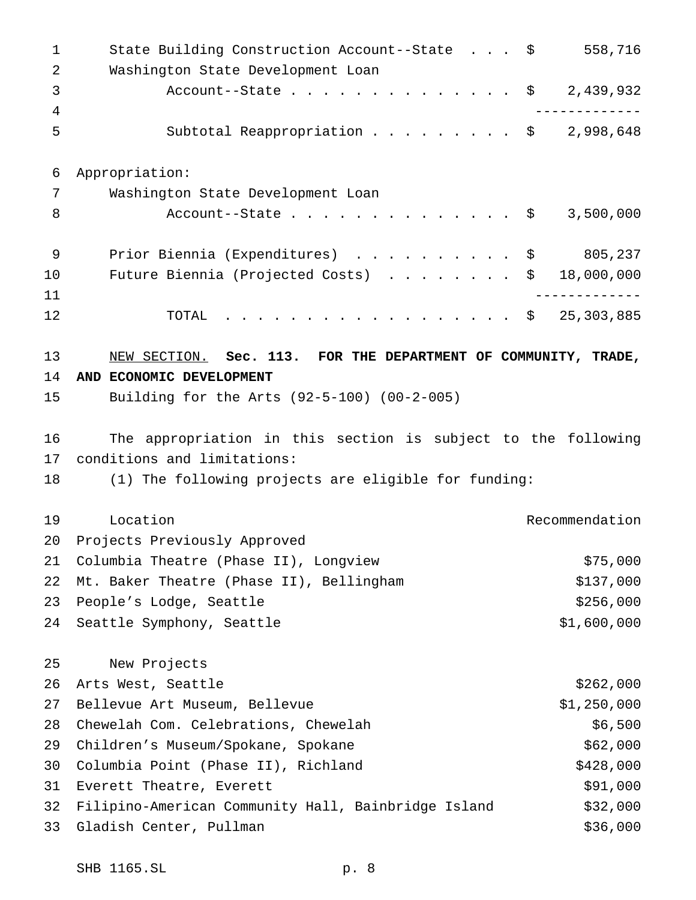| | |
|---|---|
| State Building Construction Account--State | $ 558,716 |
| Washington State Development Loan Account--State | $ 2,439,932 |
| Subtotal Reappropriation | $ 2,998,648 |

Appropriation:

| | |
|---|---|
| Washington State Development Loan Account--State | $ 3,500,000 |

| | |
|---|---|
| Prior Biennia (Expenditures) | $ 805,237 |
| Future Biennia (Projected Costs) | $ 18,000,000 |
| TOTAL | $ 25,303,885 |

NEW SECTION. **Sec. 113. FOR THE DEPARTMENT OF COMMUNITY, TRADE, AND ECONOMIC DEVELOPMENT**

Building for the Arts (92-5-100) (00-2-005)

The appropriation in this section is subject to the following conditions and limitations:

(1) The following projects are eligible for funding:

| Location | Recommendation |
|---|---|
| Projects Previously Approved | |
| Columbia Theatre (Phase II), Longview | $75,000 |
| Mt. Baker Theatre (Phase II), Bellingham | $137,000 |
| People's Lodge, Seattle | $256,000 |
| Seattle Symphony, Seattle | $1,600,000 |
| New Projects | |
| Arts West, Seattle | $262,000 |
| Bellevue Art Museum, Bellevue | $1,250,000 |
| Chewelah Com. Celebrations, Chewelah | $6,500 |
| Children's Museum/Spokane, Spokane | $62,000 |
| Columbia Point (Phase II), Richland | $428,000 |
| Everett Theatre, Everett | $91,000 |
| Filipino-American Community Hall, Bainbridge Island | $32,000 |
| Gladish Center, Pullman | $36,000 |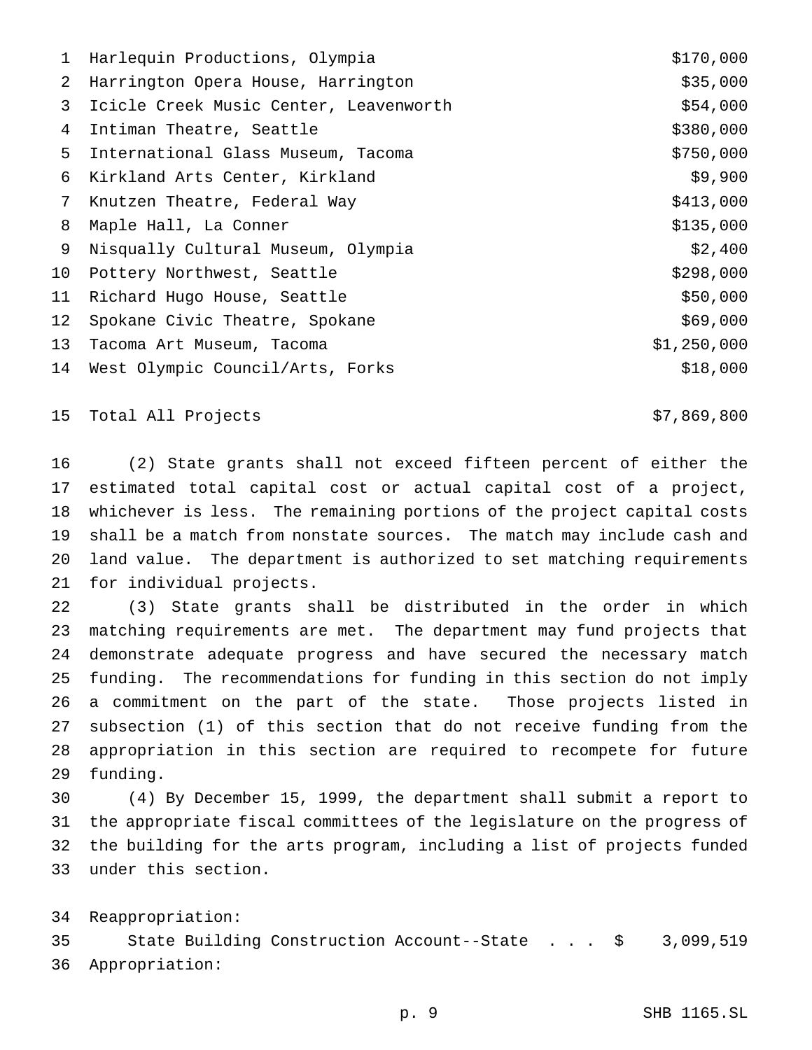| | |
|---|---|
| Harlequin Productions, Olympia | $170,000 |
| Harrington Opera House, Harrington | $35,000 |
| Icicle Creek Music Center, Leavenworth | $54,000 |
| Intiman Theatre, Seattle | $380,000 |
| International Glass Museum, Tacoma | $750,000 |
| Kirkland Arts Center, Kirkland | $9,900 |
| Knutzen Theatre, Federal Way | $413,000 |
| Maple Hall, La Conner | $135,000 |
| Nisqually Cultural Museum, Olympia | $2,400 |
| Pottery Northwest, Seattle | $298,000 |
| Richard Hugo House, Seattle | $50,000 |
| Spokane Civic Theatre, Spokane | $69,000 |
| Tacoma Art Museum, Tacoma | $1,250,000 |
| West Olympic Council/Arts, Forks | $18,000 |
| | |
| Total All Projects | $7,869,800 |

(2) State grants shall not exceed fifteen percent of either the estimated total capital cost or actual capital cost of a project, whichever is less. The remaining portions of the project capital costs shall be a match from nonstate sources. The match may include cash and land value. The department is authorized to set matching requirements for individual projects.

(3) State grants shall be distributed in the order in which matching requirements are met. The department may fund projects that demonstrate adequate progress and have secured the necessary match funding. The recommendations for funding in this section do not imply a commitment on the part of the state. Those projects listed in subsection (1) of this section that do not receive funding from the appropriation in this section are required to recompete for future funding.

(4) By December 15, 1999, the department shall submit a report to the appropriate fiscal committees of the legislature on the progress of the building for the arts program, including a list of projects funded under this section.

Reappropriation:

State Building Construction Account--State . . . $ 3,099,519

Appropriation: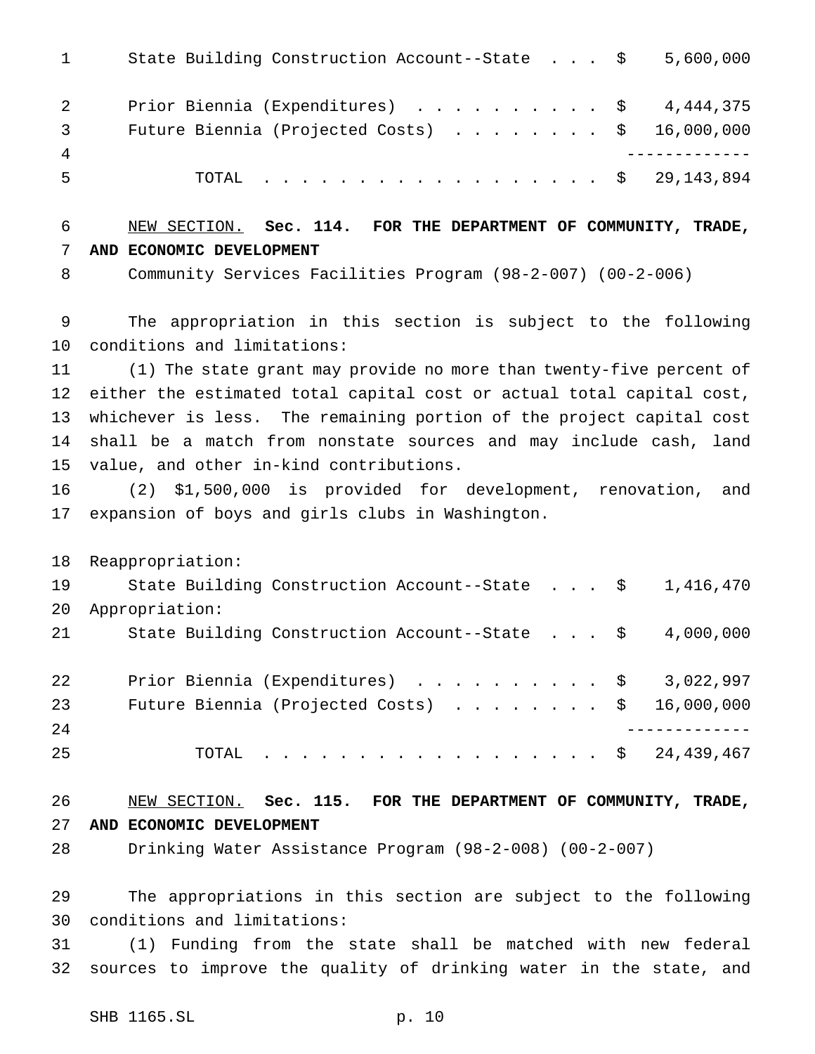| | |
|---|---|
| State Building Construction Account--State . . . | $ 5,600,000 |
| Prior Biennia (Expenditures) . . . . . . . . . . | $ 4,444,375 |
| Future Biennia (Projected Costs) . . . . . . . . | $ 16,000,000 |
| TOTAL . . . . . . . . . . . . . . . . . . | $ 29,143,894 |

NEW SECTION. **Sec. 114. FOR THE DEPARTMENT OF COMMUNITY, TRADE, AND ECONOMIC DEVELOPMENT**

Community Services Facilities Program (98-2-007) (00-2-006)

The appropriation in this section is subject to the following conditions and limitations:

(1) The state grant may provide no more than twenty-five percent of either the estimated total capital cost or actual total capital cost, whichever is less. The remaining portion of the project capital cost shall be a match from nonstate sources and may include cash, land value, and other in-kind contributions.

(2) $1,500,000 is provided for development, renovation, and expansion of boys and girls clubs in Washington.

| | |
|---|---|
| Reappropriation: | |
| State Building Construction Account--State . . . | $ 1,416,470 |
| Appropriation: | |
| State Building Construction Account--State . . . | $ 4,000,000 |
| Prior Biennia (Expenditures) . . . . . . . . . . | $ 3,022,997 |
| Future Biennia (Projected Costs) . . . . . . . . | $ 16,000,000 |
| TOTAL . . . . . . . . . . . . . . . . . . | $ 24,439,467 |

NEW SECTION. **Sec. 115. FOR THE DEPARTMENT OF COMMUNITY, TRADE, AND ECONOMIC DEVELOPMENT**

Drinking Water Assistance Program (98-2-008) (00-2-007)

The appropriations in this section are subject to the following conditions and limitations:

(1) Funding from the state shall be matched with new federal sources to improve the quality of drinking water in the state, and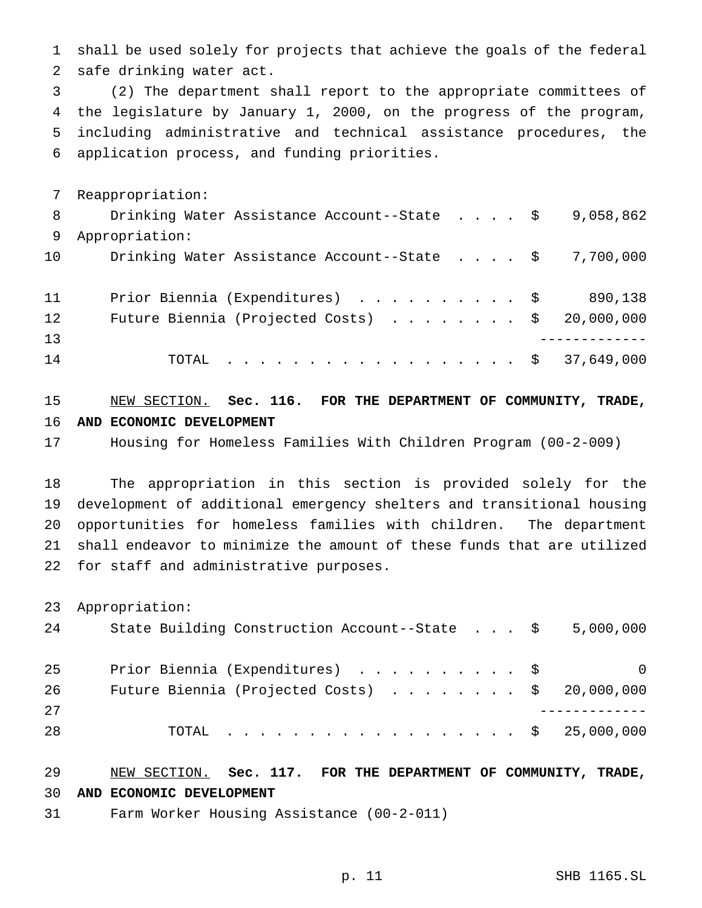shall be used solely for projects that achieve the goals of the federal safe drinking water act.

(2) The department shall report to the appropriate committees of the legislature by January 1, 2000, on the progress of the program, including administrative and technical assistance procedures, the application process, and funding priorities.

Reappropriation:

| | | |
|---|---|---|
| Drinking Water Assistance Account--State | $ | 9,058,862 |

Appropriation:

| | | |
|---|---|---|
| Drinking Water Assistance Account--State | $ | 7,700,000 |
| Prior Biennia (Expenditures) | $ | 890,138 |
| Future Biennia (Projected Costs) | $ | 20,000,000 |
| TOTAL | $ | 37,649,000 |

<u>NEW SECTION.</u> **Sec. 116. FOR THE DEPARTMENT OF COMMUNITY, TRADE, AND ECONOMIC DEVELOPMENT**

Housing for Homeless Families With Children Program (00-2-009)

The appropriation in this section is provided solely for the development of additional emergency shelters and transitional housing opportunities for homeless families with children. The department shall endeavor to minimize the amount of these funds that are utilized for staff and administrative purposes.

Appropriation:

| | | |
|---|---|---|
| State Building Construction Account--State | $ | 5,000,000 |
| Prior Biennia (Expenditures) | $ | 0 |
| Future Biennia (Projected Costs) | $ | 20,000,000 |
| TOTAL | $ | 25,000,000 |

<u>NEW SECTION.</u> **Sec. 117. FOR THE DEPARTMENT OF COMMUNITY, TRADE, AND ECONOMIC DEVELOPMENT**

Farm Worker Housing Assistance (00-2-011)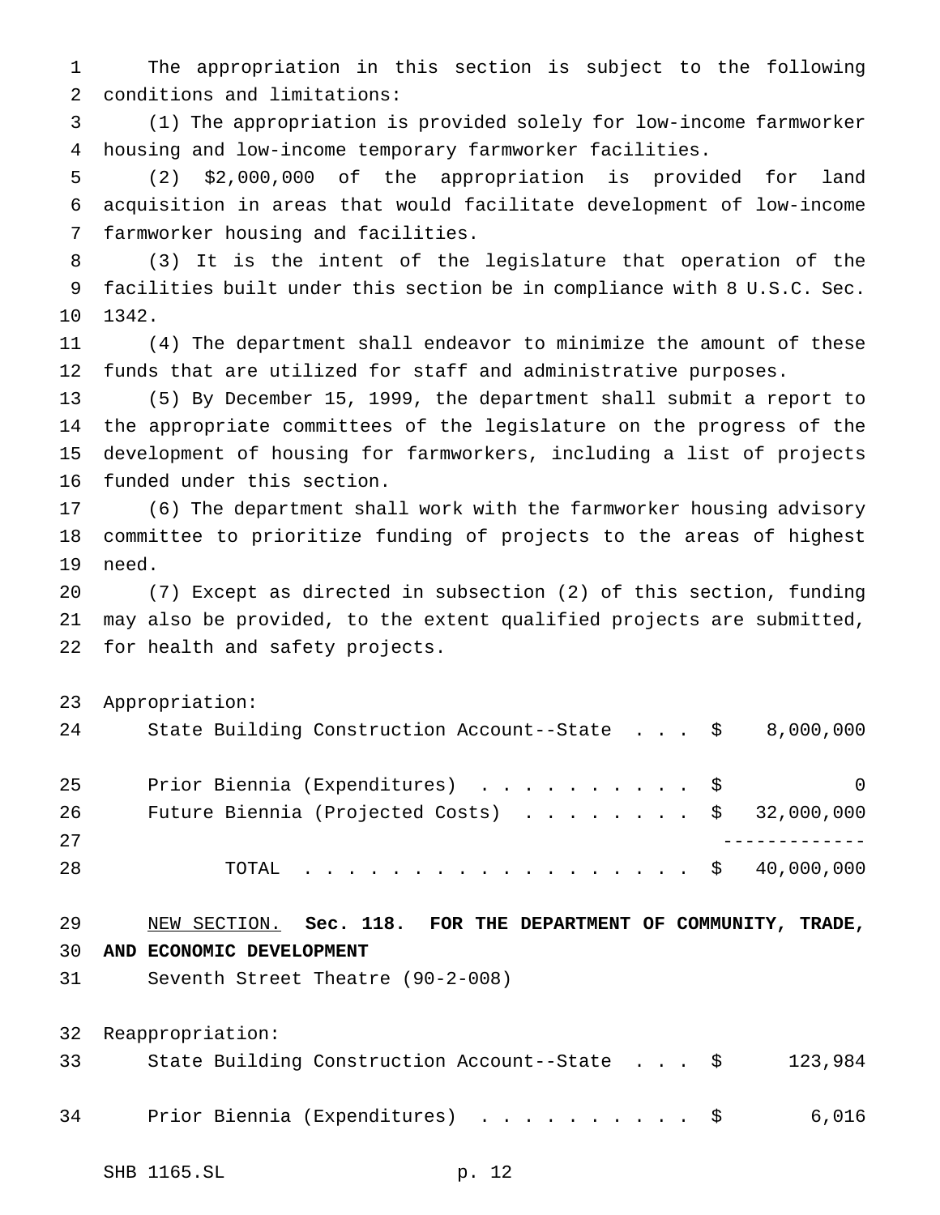The appropriation in this section is subject to the following conditions and limitations:

(1) The appropriation is provided solely for low-income farmworker housing and low-income temporary farmworker facilities.

(2) $2,000,000 of the appropriation is provided for land acquisition in areas that would facilitate development of low-income farmworker housing and facilities.

(3) It is the intent of the legislature that operation of the facilities built under this section be in compliance with 8 U.S.C. Sec. 1342.

(4) The department shall endeavor to minimize the amount of these funds that are utilized for staff and administrative purposes.

(5) By December 15, 1999, the department shall submit a report to the appropriate committees of the legislature on the progress of the development of housing for farmworkers, including a list of projects funded under this section.

(6) The department shall work with the farmworker housing advisory committee to prioritize funding of projects to the areas of highest need.

(7) Except as directed in subsection (2) of this section, funding may also be provided, to the extent qualified projects are submitted, for health and safety projects.

Appropriation:

| | | |
|---|---|---|
| State Building Construction Account--State | $ | 8,000,000 |
| Prior Biennia (Expenditures) | $ | 0 |
| Future Biennia (Projected Costs) | $ | 32,000,000 |
| TOTAL | $ | 40,000,000 |

NEW SECTION. **Sec. 118. FOR THE DEPARTMENT OF COMMUNITY, TRADE, AND ECONOMIC DEVELOPMENT**

Seventh Street Theatre (90-2-008)

Reappropriation:

| | | |
|---|---|---|
| State Building Construction Account--State | $ | 123,984 |
| Prior Biennia (Expenditures) | $ | 6,016 |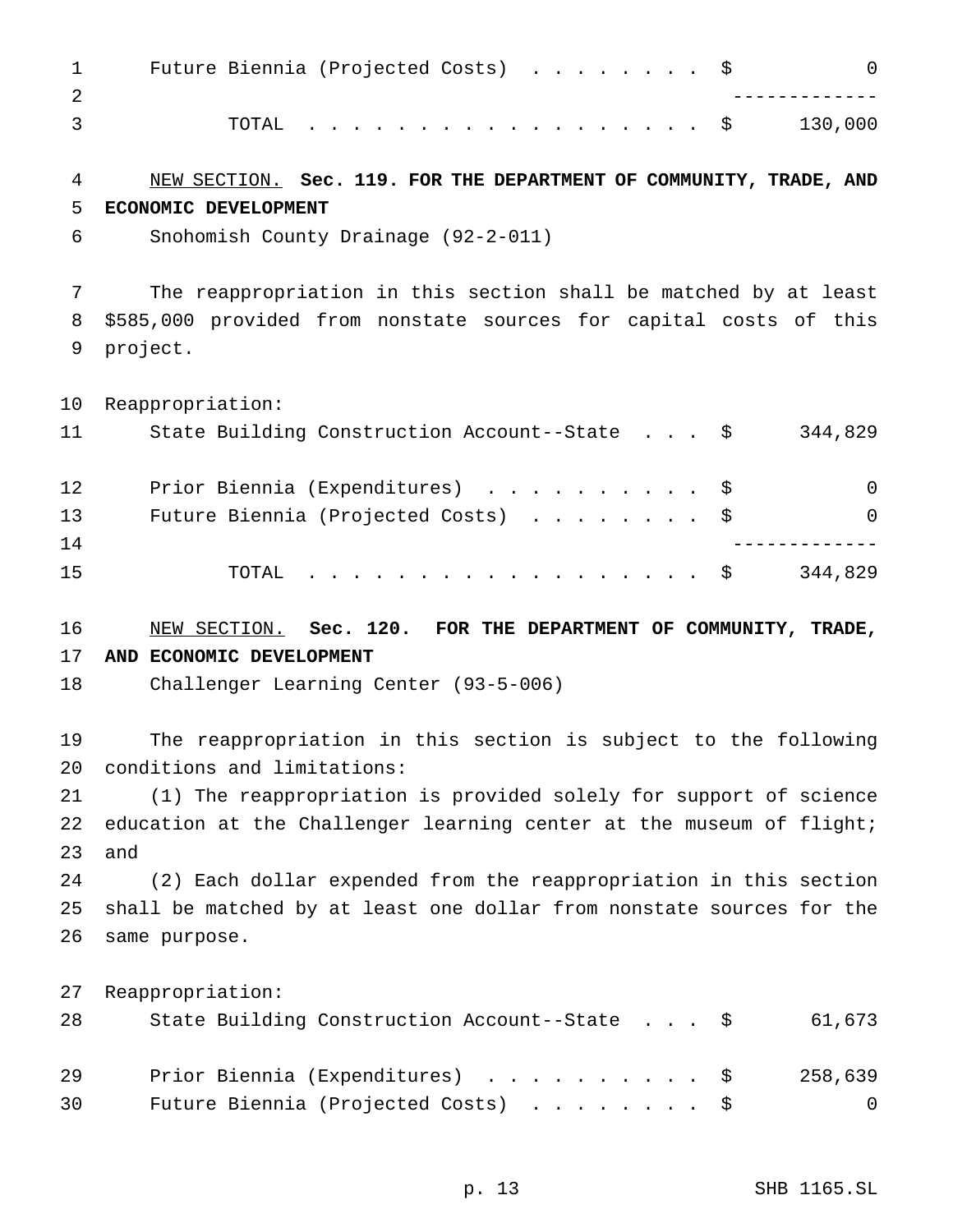| | |
|---|---|
| Future Biennia (Projected Costs) . . . . . . . . | $ 0 |
| | ------------- |
| TOTAL . . . . . . . . . . . . . . . . . . | $ 130,000 |

NEW SECTION. **Sec. 119. FOR THE DEPARTMENT OF COMMUNITY, TRADE, AND ECONOMIC DEVELOPMENT**

Snohomish County Drainage (92-2-011)

The reappropriation in this section shall be matched by at least $585,000 provided from nonstate sources for capital costs of this project.

Reappropriation:

| | |
|---|---|
| State Building Construction Account--State . . . | $ 344,829 |
| Prior Biennia (Expenditures) . . . . . . . . . . | $ 0 |
| Future Biennia (Projected Costs) . . . . . . . . | $ 0 |
| | ------------- |
| TOTAL . . . . . . . . . . . . . . . . . . | $ 344,829 |

NEW SECTION. **Sec. 120. FOR THE DEPARTMENT OF COMMUNITY, TRADE, AND ECONOMIC DEVELOPMENT**

Challenger Learning Center (93-5-006)

The reappropriation in this section is subject to the following conditions and limitations:

(1) The reappropriation is provided solely for support of science education at the Challenger learning center at the museum of flight; and

(2) Each dollar expended from the reappropriation in this section shall be matched by at least one dollar from nonstate sources for the same purpose.

Reappropriation:

| | |
|---|---|
| State Building Construction Account--State . . . | $ 61,673 |
| Prior Biennia (Expenditures) . . . . . . . . . . | $ 258,639 |
| Future Biennia (Projected Costs) . . . . . . . . | $ 0 |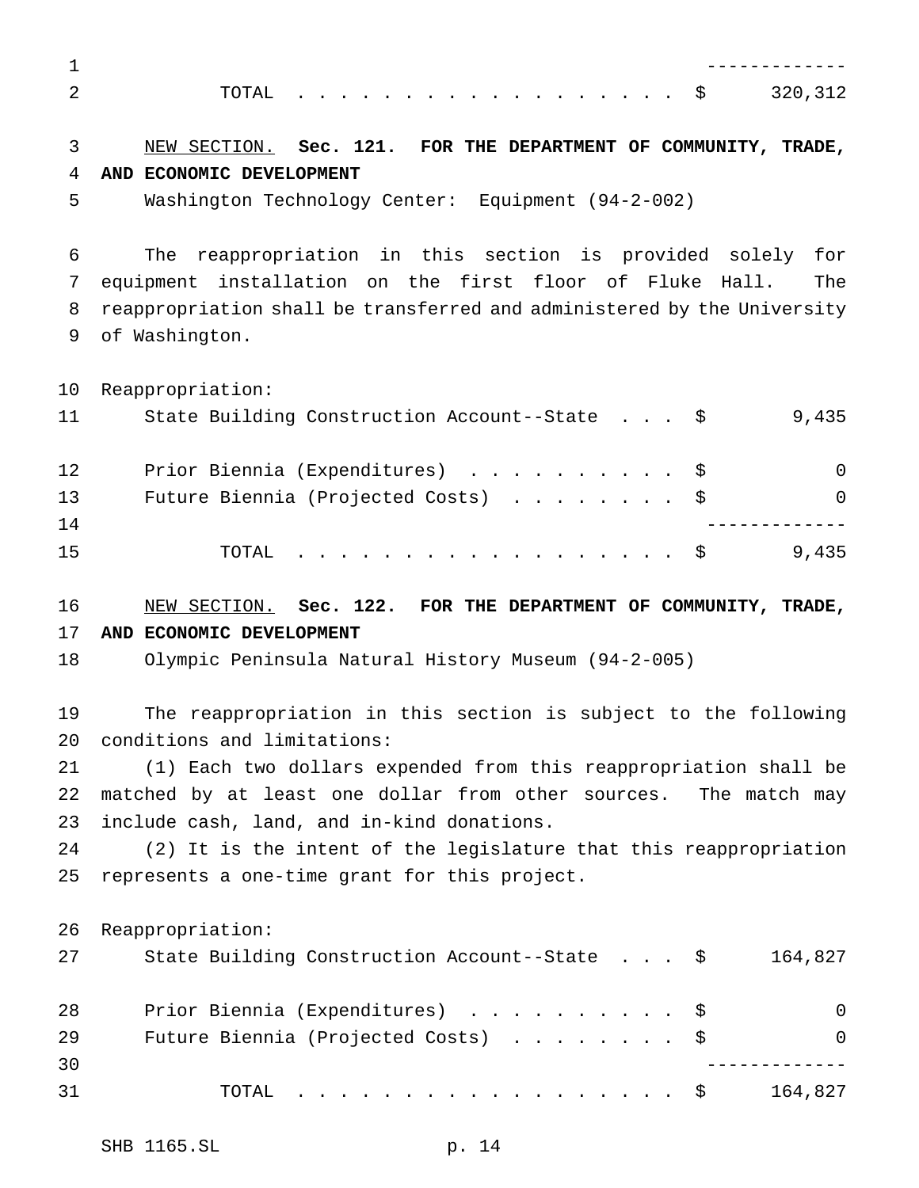| | |
|---|---|
| TOTAL | $ 320,312 |

NEW SECTION. **Sec. 121. FOR THE DEPARTMENT OF COMMUNITY, TRADE, AND ECONOMIC DEVELOPMENT**

Washington Technology Center: Equipment (94-2-002)

The reappropriation in this section is provided solely for equipment installation on the first floor of Fluke Hall. The reappropriation shall be transferred and administered by the University of Washington.

Reappropriation:

| | |
|---|---|
| State Building Construction Account--State | $ 9,435 |
| Prior Biennia (Expenditures) | $ 0 |
| Future Biennia (Projected Costs) | $ 0 |
| TOTAL | $ 9,435 |

NEW SECTION. **Sec. 122. FOR THE DEPARTMENT OF COMMUNITY, TRADE, AND ECONOMIC DEVELOPMENT**

Olympic Peninsula Natural History Museum (94-2-005)

The reappropriation in this section is subject to the following conditions and limitations:

(1) Each two dollars expended from this reappropriation shall be matched by at least one dollar from other sources. The match may include cash, land, and in-kind donations.

(2) It is the intent of the legislature that this reappropriation represents a one-time grant for this project.

Reappropriation:

| | |
|---|---|
| State Building Construction Account--State | $ 164,827 |
| Prior Biennia (Expenditures) | $ 0 |
| Future Biennia (Projected Costs) | $ 0 |
| TOTAL | $ 164,827 |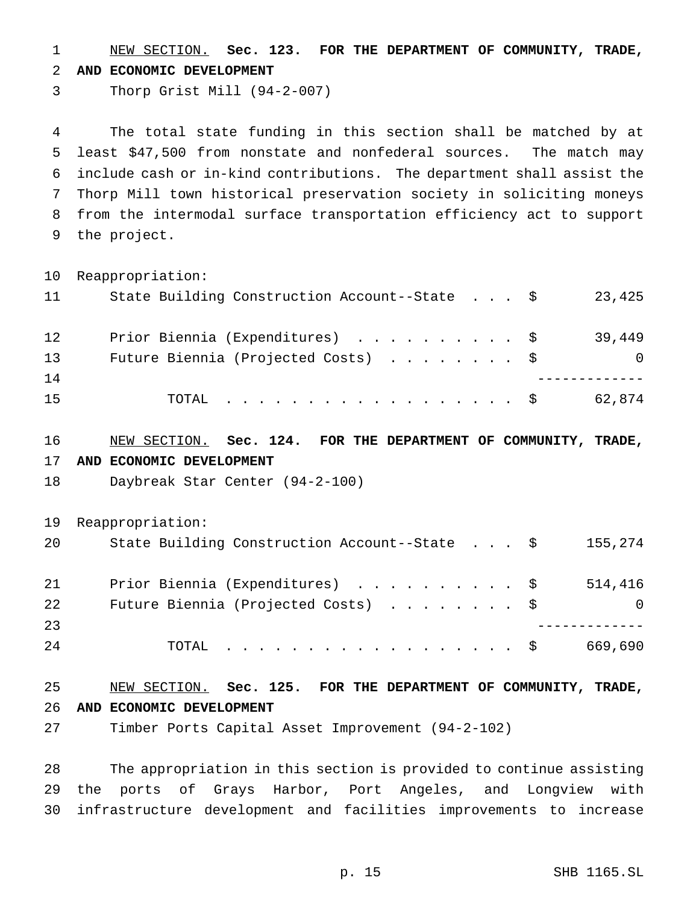NEW SECTION. **Sec. 123. FOR THE DEPARTMENT OF COMMUNITY, TRADE, AND ECONOMIC DEVELOPMENT**

Thorp Grist Mill (94-2-007)

The total state funding in this section shall be matched by at least $47,500 from nonstate and nonfederal sources. The match may include cash or in-kind contributions. The department shall assist the Thorp Mill town historical preservation society in soliciting moneys from the intermodal surface transportation efficiency act to support the project.

Reappropriation:

| | | |
|---|---|---|
| State Building Construction Account--State | $ | 23,425 |
| Prior Biennia (Expenditures) | $ | 39,449 |
| Future Biennia (Projected Costs) | $ | 0 |
| TOTAL | $ | 62,874 |

NEW SECTION. **Sec. 124. FOR THE DEPARTMENT OF COMMUNITY, TRADE, AND ECONOMIC DEVELOPMENT**

Daybreak Star Center (94-2-100)

Reappropriation:

| | | |
|---|---|---|
| State Building Construction Account--State | $ | 155,274 |
| Prior Biennia (Expenditures) | $ | 514,416 |
| Future Biennia (Projected Costs) | $ | 0 |
| TOTAL | $ | 669,690 |

NEW SECTION. **Sec. 125. FOR THE DEPARTMENT OF COMMUNITY, TRADE, AND ECONOMIC DEVELOPMENT**

Timber Ports Capital Asset Improvement (94-2-102)

The appropriation in this section is provided to continue assisting the ports of Grays Harbor, Port Angeles, and Longview with infrastructure development and facilities improvements to increase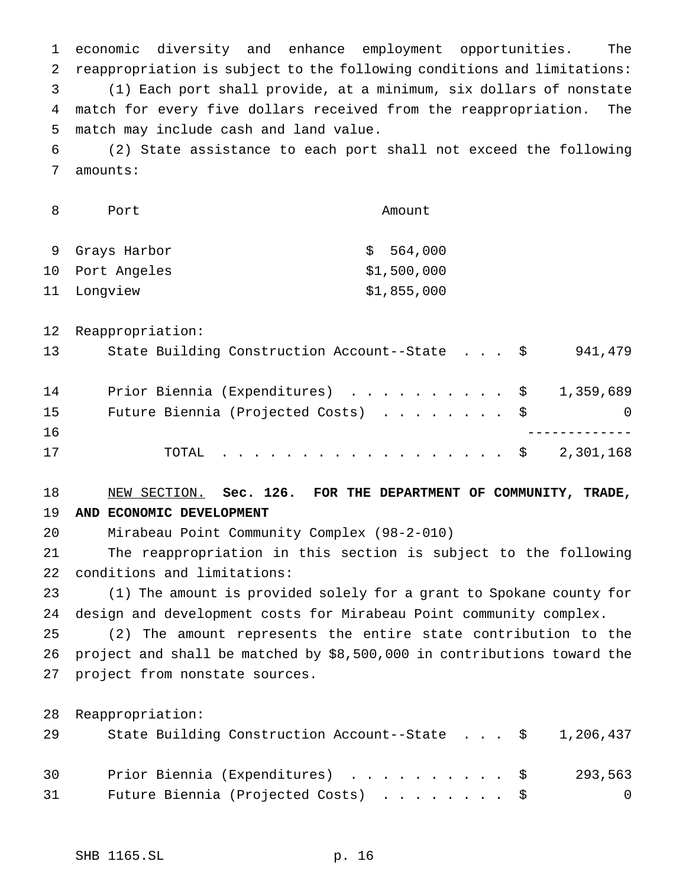economic diversity and enhance employment opportunities. The reappropriation is subject to the following conditions and limitations:

(1) Each port shall provide, at a minimum, six dollars of nonstate match for every five dollars received from the reappropriation. The match may include cash and land value.

(2) State assistance to each port shall not exceed the following amounts:

| Port | Amount |
|---|---|
| Grays Harbor | $ 564,000 |
| Port Angeles | $1,500,000 |
| Longview | $1,855,000 |

Reappropriation:

| | | |
|---|---|---|
| State Building Construction Account--State . . . | $ | 941,479 |
| Prior Biennia (Expenditures) . . . . . . . . . . . | $ | 1,359,689 |
| Future Biennia (Projected Costs) . . . . . . . . | $ | 0 |
| TOTAL . . . . . . . . . . . . . . . . . . | $ | 2,301,168 |

<u>NEW SECTION.</u> **Sec. 126. FOR THE DEPARTMENT OF COMMUNITY, TRADE, AND ECONOMIC DEVELOPMENT**

Mirabeau Point Community Complex (98-2-010)

The reappropriation in this section is subject to the following conditions and limitations:

(1) The amount is provided solely for a grant to Spokane county for design and development costs for Mirabeau Point community complex.

(2) The amount represents the entire state contribution to the project and shall be matched by $8,500,000 in contributions toward the project from nonstate sources.

Reappropriation:

| | | |
|---|---|---|
| State Building Construction Account--State . . . | $ | 1,206,437 |
| Prior Biennia (Expenditures) . . . . . . . . . . . | $ | 293,563 |
| Future Biennia (Projected Costs) . . . . . . . . | $ | 0 |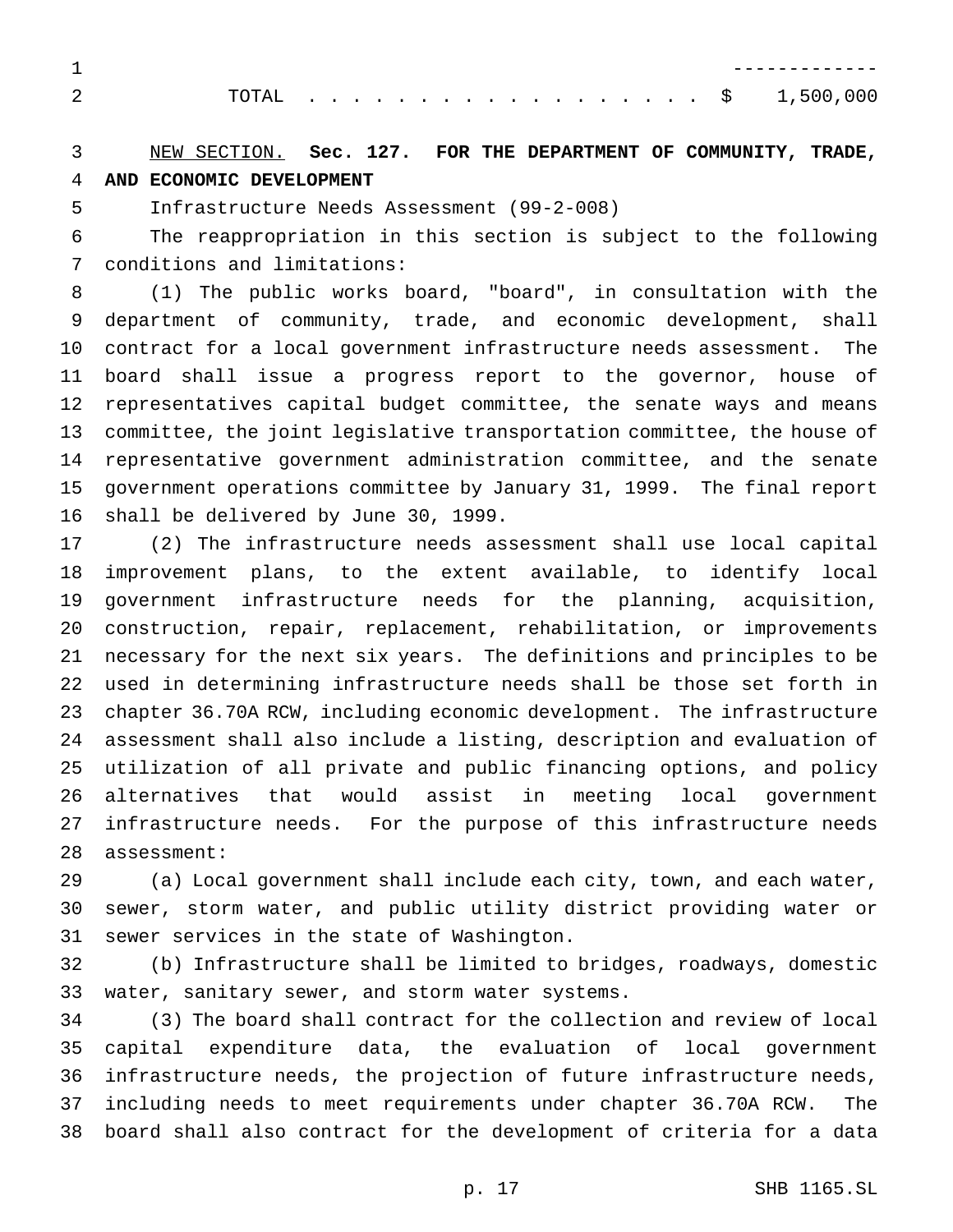| | |
|---|---|
| TOTAL . . . . . . . . . . . . . . . . . . . | $ 1,500,000 |

NEW SECTION. **Sec. 127. FOR THE DEPARTMENT OF COMMUNITY, TRADE, AND ECONOMIC DEVELOPMENT**

Infrastructure Needs Assessment (99-2-008)

The reappropriation in this section is subject to the following conditions and limitations:

(1) The public works board, "board", in consultation with the department of community, trade, and economic development, shall contract for a local government infrastructure needs assessment. The board shall issue a progress report to the governor, house of representatives capital budget committee, the senate ways and means committee, the joint legislative transportation committee, the house of representative government administration committee, and the senate government operations committee by January 31, 1999. The final report shall be delivered by June 30, 1999.

(2) The infrastructure needs assessment shall use local capital improvement plans, to the extent available, to identify local government infrastructure needs for the planning, acquisition, construction, repair, replacement, rehabilitation, or improvements necessary for the next six years. The definitions and principles to be used in determining infrastructure needs shall be those set forth in chapter 36.70A RCW, including economic development. The infrastructure assessment shall also include a listing, description and evaluation of utilization of all private and public financing options, and policy alternatives that would assist in meeting local government infrastructure needs. For the purpose of this infrastructure needs assessment:

(a) Local government shall include each city, town, and each water, sewer, storm water, and public utility district providing water or sewer services in the state of Washington.

(b) Infrastructure shall be limited to bridges, roadways, domestic water, sanitary sewer, and storm water systems.

(3) The board shall contract for the collection and review of local capital expenditure data, the evaluation of local government infrastructure needs, the projection of future infrastructure needs, including needs to meet requirements under chapter 36.70A RCW. The board shall also contract for the development of criteria for a data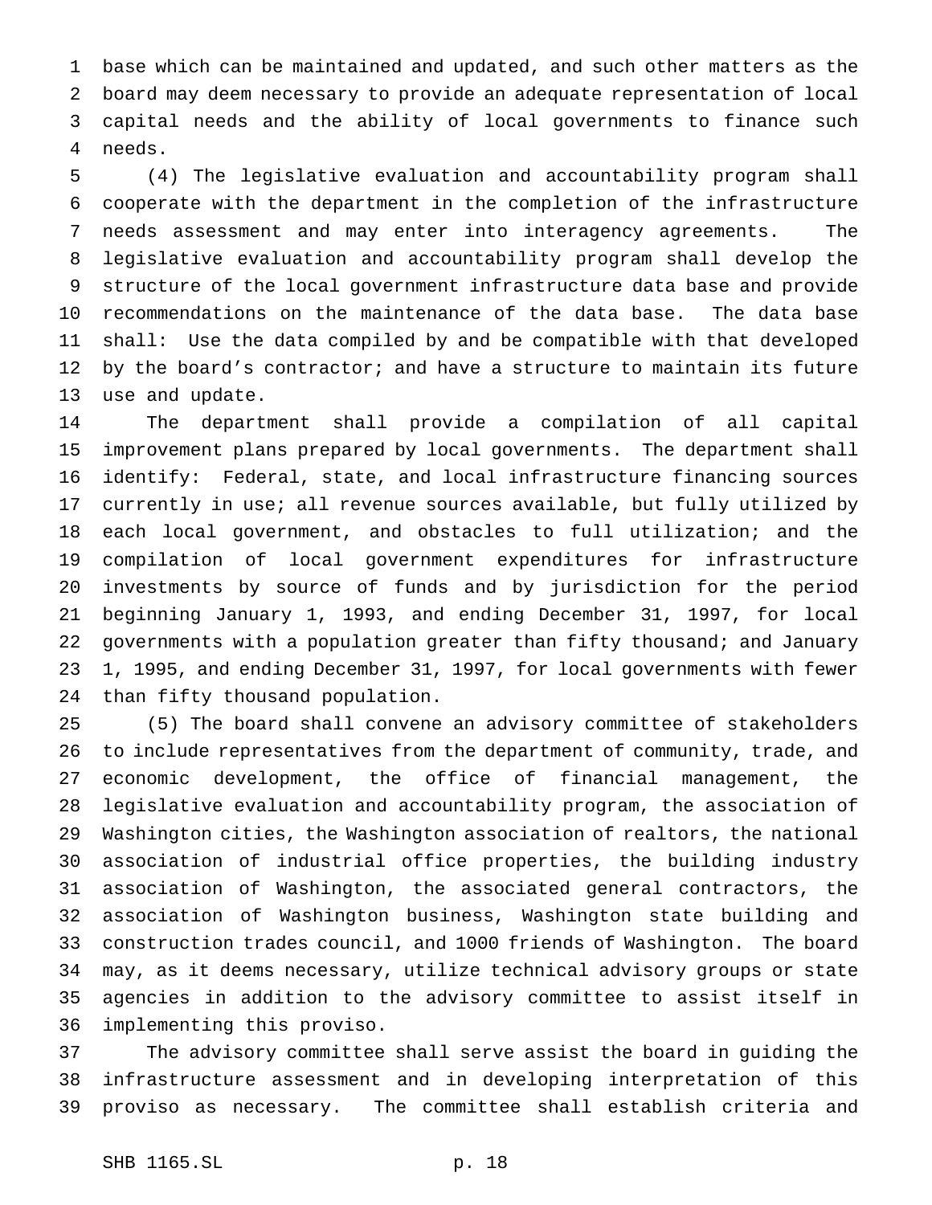base which can be maintained and updated, and such other matters as the board may deem necessary to provide an adequate representation of local capital needs and the ability of local governments to finance such needs.

(4) The legislative evaluation and accountability program shall cooperate with the department in the completion of the infrastructure needs assessment and may enter into interagency agreements. The legislative evaluation and accountability program shall develop the structure of the local government infrastructure data base and provide recommendations on the maintenance of the data base. The data base shall: Use the data compiled by and be compatible with that developed by the board's contractor; and have a structure to maintain its future use and update.

The department shall provide a compilation of all capital improvement plans prepared by local governments. The department shall identify: Federal, state, and local infrastructure financing sources currently in use; all revenue sources available, but fully utilized by each local government, and obstacles to full utilization; and the compilation of local government expenditures for infrastructure investments by source of funds and by jurisdiction for the period beginning January 1, 1993, and ending December 31, 1997, for local governments with a population greater than fifty thousand; and January 1, 1995, and ending December 31, 1997, for local governments with fewer than fifty thousand population.

(5) The board shall convene an advisory committee of stakeholders to include representatives from the department of community, trade, and economic development, the office of financial management, the legislative evaluation and accountability program, the association of Washington cities, the Washington association of realtors, the national association of industrial office properties, the building industry association of Washington, the associated general contractors, the association of Washington business, Washington state building and construction trades council, and 1000 friends of Washington. The board may, as it deems necessary, utilize technical advisory groups or state agencies in addition to the advisory committee to assist itself in implementing this proviso.

The advisory committee shall serve assist the board in guiding the infrastructure assessment and in developing interpretation of this proviso as necessary. The committee shall establish criteria and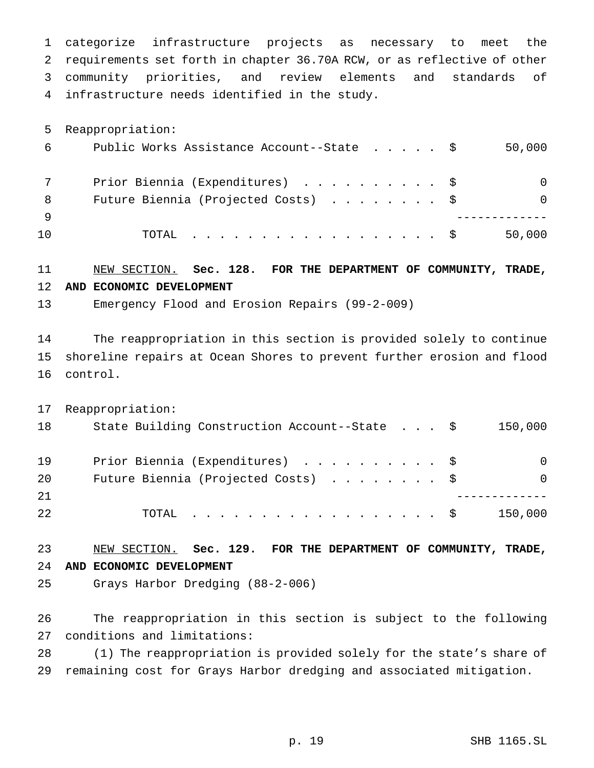categorize infrastructure projects as necessary to meet the requirements set forth in chapter 36.70A RCW, or as reflective of other community priorities, and review elements and standards of infrastructure needs identified in the study.

Reappropriation:

| | | |
|---|---|---|
| Public Works Assistance Account--State | $ | 50,000 |
| Prior Biennia (Expenditures) | $ | 0 |
| Future Biennia (Projected Costs) | $ | 0 |
| TOTAL | $ | 50,000 |

NEW SECTION. **Sec. 128. FOR THE DEPARTMENT OF COMMUNITY, TRADE, AND ECONOMIC DEVELOPMENT**

Emergency Flood and Erosion Repairs (99-2-009)

The reappropriation in this section is provided solely to continue shoreline repairs at Ocean Shores to prevent further erosion and flood control.

Reappropriation:

| | | |
|---|---|---|
| State Building Construction Account--State | $ | 150,000 |
| Prior Biennia (Expenditures) | $ | 0 |
| Future Biennia (Projected Costs) | $ | 0 |
| TOTAL | $ | 150,000 |

NEW SECTION. **Sec. 129. FOR THE DEPARTMENT OF COMMUNITY, TRADE, AND ECONOMIC DEVELOPMENT**

Grays Harbor Dredging (88-2-006)

The reappropriation in this section is subject to the following conditions and limitations:

(1) The reappropriation is provided solely for the state's share of remaining cost for Grays Harbor dredging and associated mitigation.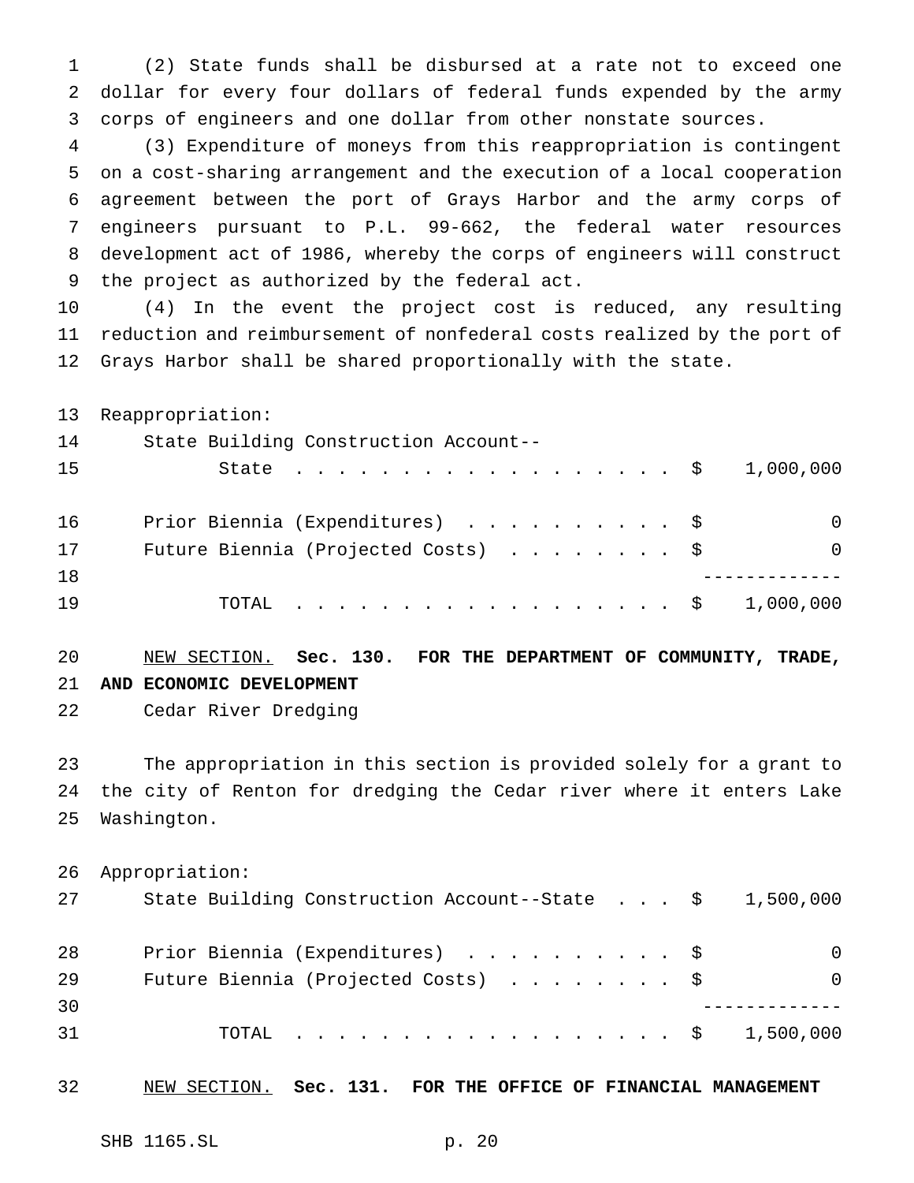(2) State funds shall be disbursed at a rate not to exceed one dollar for every four dollars of federal funds expended by the army corps of engineers and one dollar from other nonstate sources.

(3) Expenditure of moneys from this reappropriation is contingent on a cost-sharing arrangement and the execution of a local cooperation agreement between the port of Grays Harbor and the army corps of engineers pursuant to P.L. 99-662, the federal water resources development act of 1986, whereby the corps of engineers will construct the project as authorized by the federal act.

(4) In the event the project cost is reduced, any resulting reduction and reimbursement of nonfederal costs realized by the port of Grays Harbor shall be shared proportionally with the state.

Reappropriation:

| | | |
|---|---|---|
| State Building Construction Account--State | $ | 1,000,000 |
| Prior Biennia (Expenditures) | $ | 0 |
| Future Biennia (Projected Costs) | $ | 0 |
| TOTAL | $ | 1,000,000 |

NEW SECTION. **Sec. 130. FOR THE DEPARTMENT OF COMMUNITY, TRADE, AND ECONOMIC DEVELOPMENT**

Cedar River Dredging

The appropriation in this section is provided solely for a grant to the city of Renton for dredging the Cedar river where it enters Lake Washington.

Appropriation:

| | | |
|---|---|---|
| State Building Construction Account--State | $ | 1,500,000 |
| Prior Biennia (Expenditures) | $ | 0 |
| Future Biennia (Projected Costs) | $ | 0 |
| TOTAL | $ | 1,500,000 |

NEW SECTION. **Sec. 131. FOR THE OFFICE OF FINANCIAL MANAGEMENT**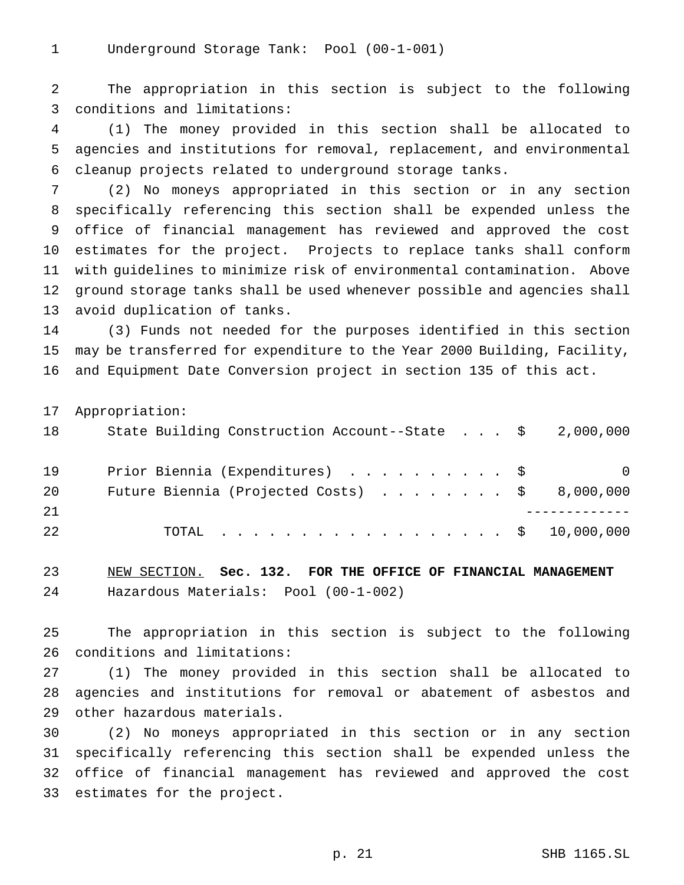Underground Storage Tank: Pool (00-1-001)

The appropriation in this section is subject to the following conditions and limitations:

(1) The money provided in this section shall be allocated to agencies and institutions for removal, replacement, and environmental cleanup projects related to underground storage tanks.

(2) No moneys appropriated in this section or in any section specifically referencing this section shall be expended unless the office of financial management has reviewed and approved the cost estimates for the project. Projects to replace tanks shall conform with guidelines to minimize risk of environmental contamination. Above ground storage tanks shall be used whenever possible and agencies shall avoid duplication of tanks.

(3) Funds not needed for the purposes identified in this section may be transferred for expenditure to the Year 2000 Building, Facility, and Equipment Date Conversion project in section 135 of this act.

Appropriation:

| | |
|---|---|
| State Building Construction Account--State | $ 2,000,000 |
| Prior Biennia (Expenditures) | $ 0 |
| Future Biennia (Projected Costs) | $ 8,000,000 |
| TOTAL | $ 10,000,000 |

NEW SECTION. **Sec. 132. FOR THE OFFICE OF FINANCIAL MANAGEMENT**

Hazardous Materials: Pool (00-1-002)

The appropriation in this section is subject to the following conditions and limitations:

(1) The money provided in this section shall be allocated to agencies and institutions for removal or abatement of asbestos and other hazardous materials.

(2) No moneys appropriated in this section or in any section specifically referencing this section shall be expended unless the office of financial management has reviewed and approved the cost estimates for the project.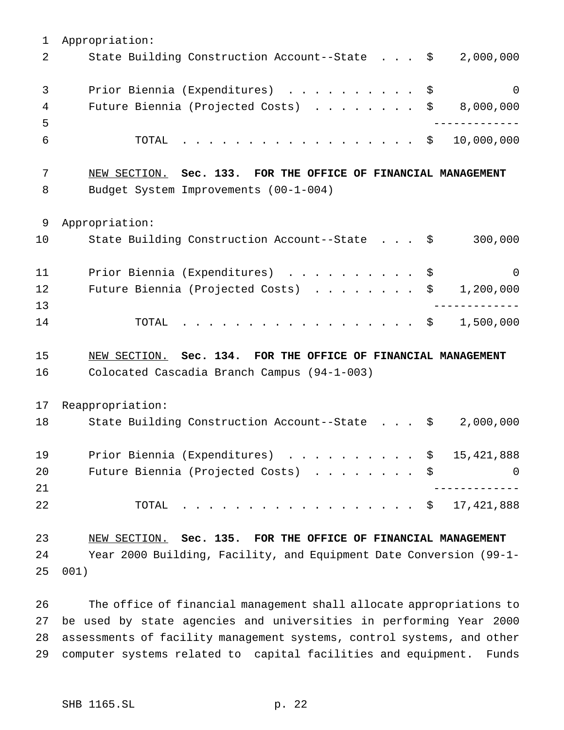Appropriation:

| | | |
|---|---|---|
| State Building Construction Account--State . . . | $ | 2,000,000 |
| Prior Biennia (Expenditures) . . . . . . . . . . | $ | 0 |
| Future Biennia (Projected Costs) . . . . . . . . | $ | 8,000,000 |
| TOTAL . . . . . . . . . . . . . . . . . . | $ | 10,000,000 |

NEW SECTION. **Sec. 133. FOR THE OFFICE OF FINANCIAL MANAGEMENT**

Budget System Improvements (00-1-004)

Appropriation:

| | | |
|---|---|---|
| State Building Construction Account--State . . . | $ | 300,000 |
| Prior Biennia (Expenditures) . . . . . . . . . . | $ | 0 |
| Future Biennia (Projected Costs) . . . . . . . . | $ | 1,200,000 |
| TOTAL . . . . . . . . . . . . . . . . . . | $ | 1,500,000 |

NEW SECTION. **Sec. 134. FOR THE OFFICE OF FINANCIAL MANAGEMENT**

Colocated Cascadia Branch Campus (94-1-003)

Reappropriation:

| | | |
|---|---|---|
| State Building Construction Account--State . . . | $ | 2,000,000 |
| Prior Biennia (Expenditures) . . . . . . . . . . | $ | 15,421,888 |
| Future Biennia (Projected Costs) . . . . . . . . | $ | 0 |
| TOTAL . . . . . . . . . . . . . . . . . . | $ | 17,421,888 |

NEW SECTION. **Sec. 135. FOR THE OFFICE OF FINANCIAL MANAGEMENT**

Year 2000 Building, Facility, and Equipment Date Conversion (99-1-001)

The office of financial management shall allocate appropriations to be used by state agencies and universities in performing Year 2000 assessments of facility management systems, control systems, and other computer systems related to capital facilities and equipment. Funds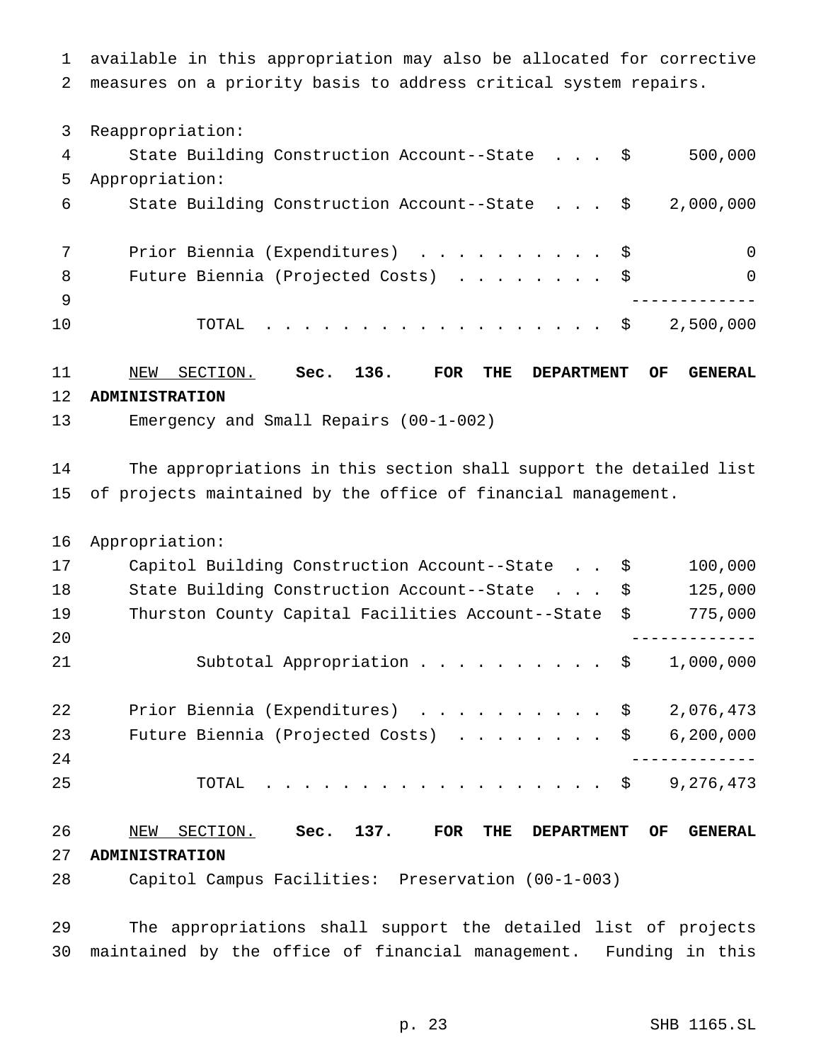available in this appropriation may also be allocated for corrective measures on a priority basis to address critical system repairs.

| | | |
|---|---|---|
| Reappropriation: | | |
| State Building Construction Account--State . . . | $ | 500,000 |
| Appropriation: | | |
| State Building Construction Account--State . . . | $ | 2,000,000 |
| Prior Biennia (Expenditures) . . . . . . . . . . | $ | 0 |
| Future Biennia (Projected Costs) . . . . . . . . | $ | 0 |
| TOTAL . . . . . . . . . . . . . . . . . . | $ | 2,500,000 |

NEW SECTION. **Sec. 136. FOR THE DEPARTMENT OF GENERAL ADMINISTRATION**

Emergency and Small Repairs (00-1-002)

The appropriations in this section shall support the detailed list of projects maintained by the office of financial management.

| | | |
|---|---|---|
| Appropriation: | | |
| Capitol Building Construction Account--State . . | $ | 100,000 |
| State Building Construction Account--State . . . | $ | 125,000 |
| Thurston County Capital Facilities Account--State | $ | 775,000 |
| Subtotal Appropriation . . . . . . . . . . | $ | 1,000,000 |
| Prior Biennia (Expenditures) . . . . . . . . . . | $ | 2,076,473 |
| Future Biennia (Projected Costs) . . . . . . . . | $ | 6,200,000 |
| TOTAL . . . . . . . . . . . . . . . . . . | $ | 9,276,473 |

NEW SECTION. **Sec. 137. FOR THE DEPARTMENT OF GENERAL ADMINISTRATION**

Capitol Campus Facilities: Preservation (00-1-003)

The appropriations shall support the detailed list of projects maintained by the office of financial management. Funding in this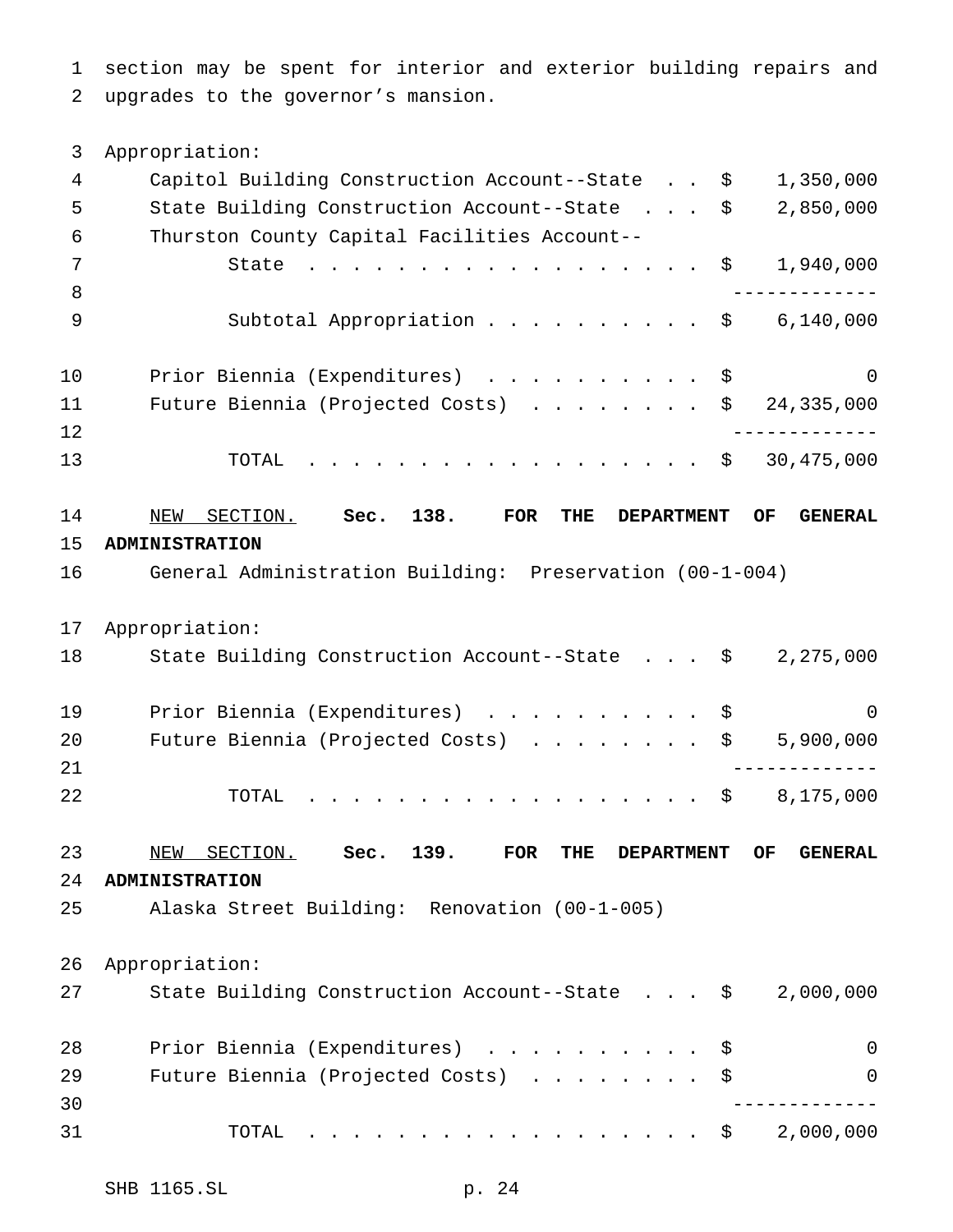section may be spent for interior and exterior building repairs and upgrades to the governor's mansion.

Appropriation:

| | |
|---|---|
| Capitol Building Construction Account--State | $ 1,350,000 |
| State Building Construction Account--State | $ 2,850,000 |
| Thurston County Capital Facilities Account--State | $ 1,940,000 |
| Subtotal Appropriation | $ 6,140,000 |
| Prior Biennia (Expenditures) | $ 0 |
| Future Biennia (Projected Costs) | $ 24,335,000 |
| TOTAL | $ 30,475,000 |

NEW SECTION. **Sec. 138. FOR THE DEPARTMENT OF GENERAL ADMINISTRATION**

General Administration Building: Preservation (00-1-004)

Appropriation:

| | |
|---|---|
| State Building Construction Account--State | $ 2,275,000 |
| Prior Biennia (Expenditures) | $ 0 |
| Future Biennia (Projected Costs) | $ 5,900,000 |
| TOTAL | $ 8,175,000 |

NEW SECTION. **Sec. 139. FOR THE DEPARTMENT OF GENERAL ADMINISTRATION**

Alaska Street Building: Renovation (00-1-005)

Appropriation:

| | |
|---|---|
| State Building Construction Account--State | $ 2,000,000 |
| Prior Biennia (Expenditures) | $ 0 |
| Future Biennia (Projected Costs) | $ 0 |
| TOTAL | $ 2,000,000 |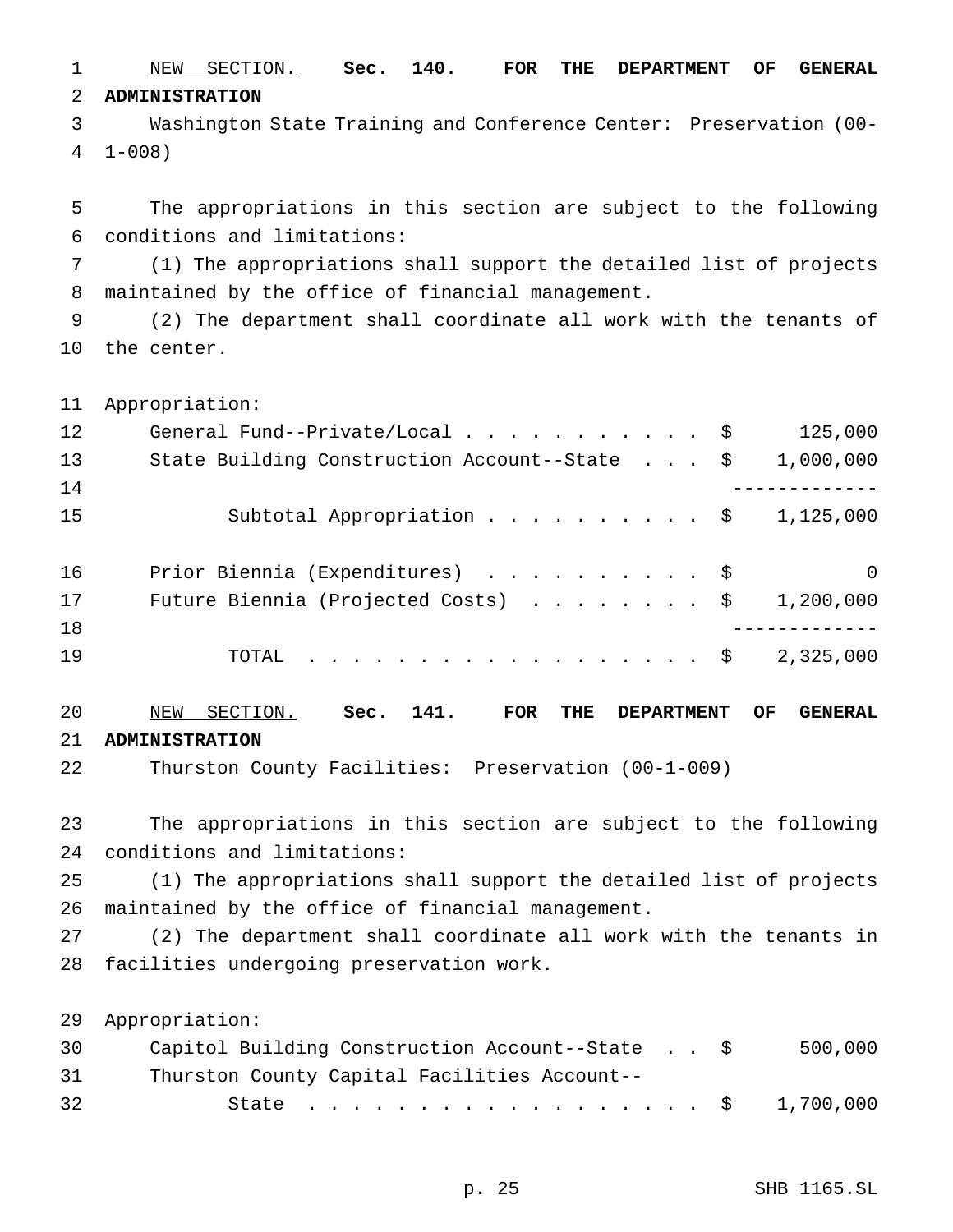NEW SECTION. **Sec. 140. FOR THE DEPARTMENT OF GENERAL ADMINISTRATION**

Washington State Training and Conference Center: Preservation (00-1-008)

The appropriations in this section are subject to the following conditions and limitations:

(1) The appropriations shall support the detailed list of projects maintained by the office of financial management.

(2) The department shall coordinate all work with the tenants of the center.

Appropriation:

| | | |
|---|---|---|
| General Fund--Private/Local | $ | 125,000 |
| State Building Construction Account--State | $ | 1,000,000 |
| Subtotal Appropriation | $ | 1,125,000 |
| Prior Biennia (Expenditures) | $ | 0 |
| Future Biennia (Projected Costs) | $ | 1,200,000 |
| TOTAL | $ | 2,325,000 |

NEW SECTION. **Sec. 141. FOR THE DEPARTMENT OF GENERAL ADMINISTRATION**

Thurston County Facilities: Preservation (00-1-009)

The appropriations in this section are subject to the following conditions and limitations:

(1) The appropriations shall support the detailed list of projects maintained by the office of financial management.

(2) The department shall coordinate all work with the tenants in facilities undergoing preservation work.

Appropriation:

| | | |
|---|---|---|
| Capitol Building Construction Account--State | $ | 500,000 |
| Thurston County Capital Facilities Account--State | $ | 1,700,000 |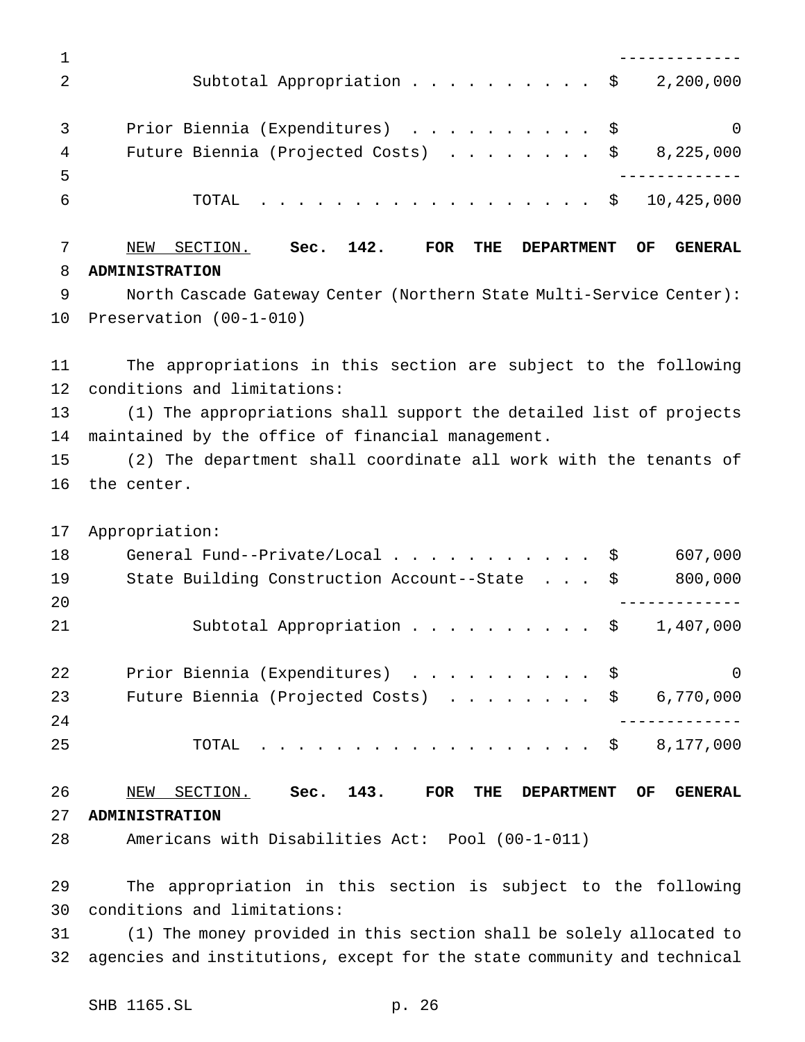| | | |
|---|---|---|
| Subtotal Appropriation | $ | 2,200,000 |
| Prior Biennia (Expenditures) | $ | 0 |
| Future Biennia (Projected Costs) | $ | 8,225,000 |
| TOTAL | $ | 10,425,000 |

NEW SECTION. **Sec. 142. FOR THE DEPARTMENT OF GENERAL ADMINISTRATION**

North Cascade Gateway Center (Northern State Multi-Service Center): Preservation (00-1-010)

The appropriations in this section are subject to the following conditions and limitations:

(1) The appropriations shall support the detailed list of projects maintained by the office of financial management.

(2) The department shall coordinate all work with the tenants of the center.

| Appropriation: | | |
|---|---|---|
| General Fund--Private/Local | $ | 607,000 |
| State Building Construction Account--State | $ | 800,000 |
| Subtotal Appropriation | $ | 1,407,000 |
| Prior Biennia (Expenditures) | $ | 0 |
| Future Biennia (Projected Costs) | $ | 6,770,000 |
| TOTAL | $ | 8,177,000 |

NEW SECTION. **Sec. 143. FOR THE DEPARTMENT OF GENERAL ADMINISTRATION**

Americans with Disabilities Act: Pool (00-1-011)

The appropriation in this section is subject to the following conditions and limitations:

(1) The money provided in this section shall be solely allocated to agencies and institutions, except for the state community and technical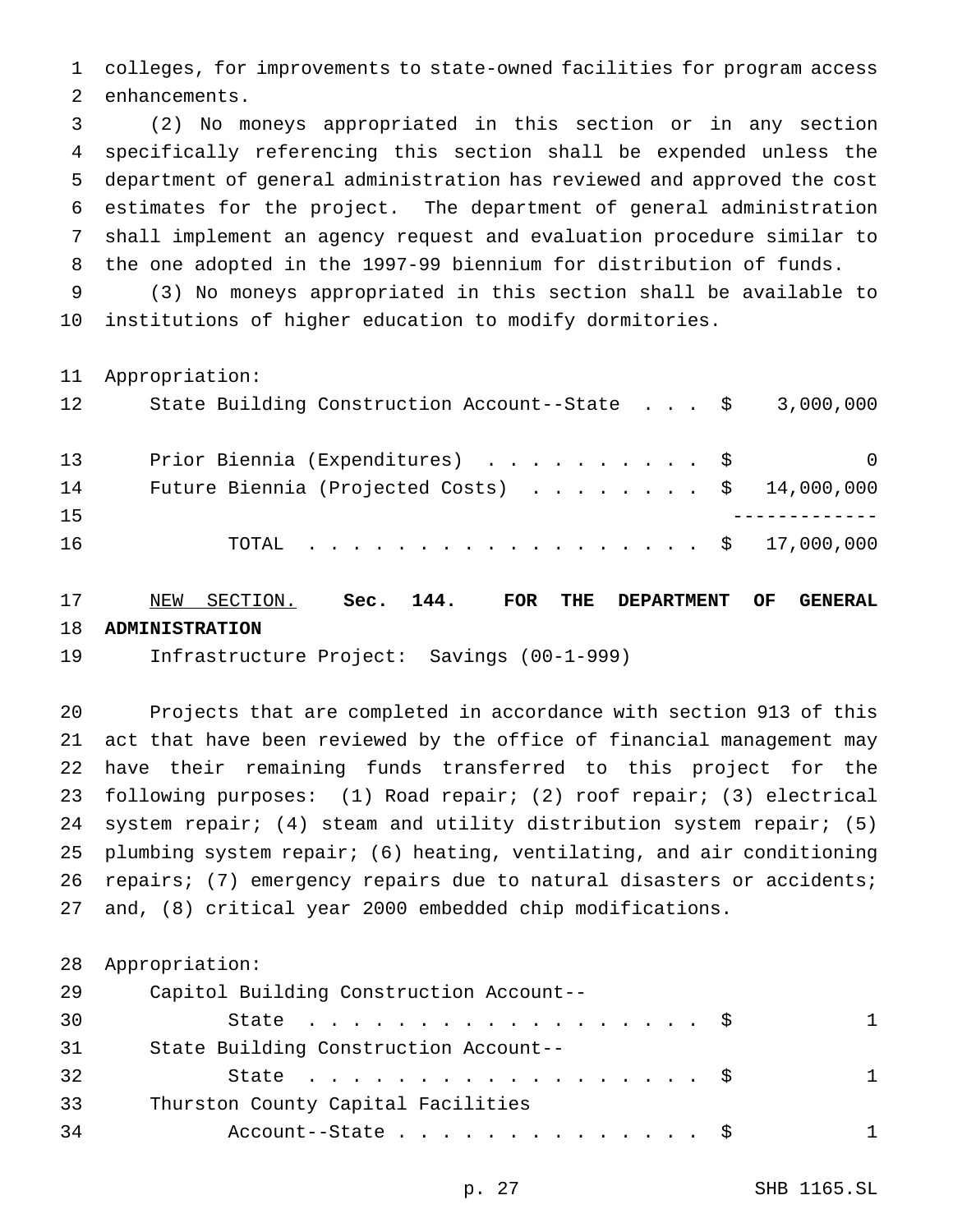colleges, for improvements to state-owned facilities for program access enhancements.

(2) No moneys appropriated in this section or in any section specifically referencing this section shall be expended unless the department of general administration has reviewed and approved the cost estimates for the project. The department of general administration shall implement an agency request and evaluation procedure similar to the one adopted in the 1997-99 biennium for distribution of funds.

(3) No moneys appropriated in this section shall be available to institutions of higher education to modify dormitories.

Appropriation:

| | |
|---|---|
| State Building Construction Account--State . . . | $ 3,000,000 |
| Prior Biennia (Expenditures) . . . . . . . . . . | $ 0 |
| Future Biennia (Projected Costs) . . . . . . . . | $ 14,000,000 |
| TOTAL . . . . . . . . . . . . . . . . . . . | $ 17,000,000 |

NEW SECTION. **Sec. 144. FOR THE DEPARTMENT OF GENERAL ADMINISTRATION**

Infrastructure Project: Savings (00-1-999)

Projects that are completed in accordance with section 913 of this act that have been reviewed by the office of financial management may have their remaining funds transferred to this project for the following purposes: (1) Road repair; (2) roof repair; (3) electrical system repair; (4) steam and utility distribution system repair; (5) plumbing system repair; (6) heating, ventilating, and air conditioning repairs; (7) emergency repairs due to natural disasters or accidents; and, (8) critical year 2000 embedded chip modifications.

Appropriation:

| | |
|---|---|
| Capitol Building Construction Account--State . . . . . . . . . . . . . . . . . . . | $ 1 |
| State Building Construction Account--State . . . . . . . . . . . . . . . . . . . | $ 1 |
| Thurston County Capital Facilities Account--State . . . . . . . . . . . . . . . | $ 1 |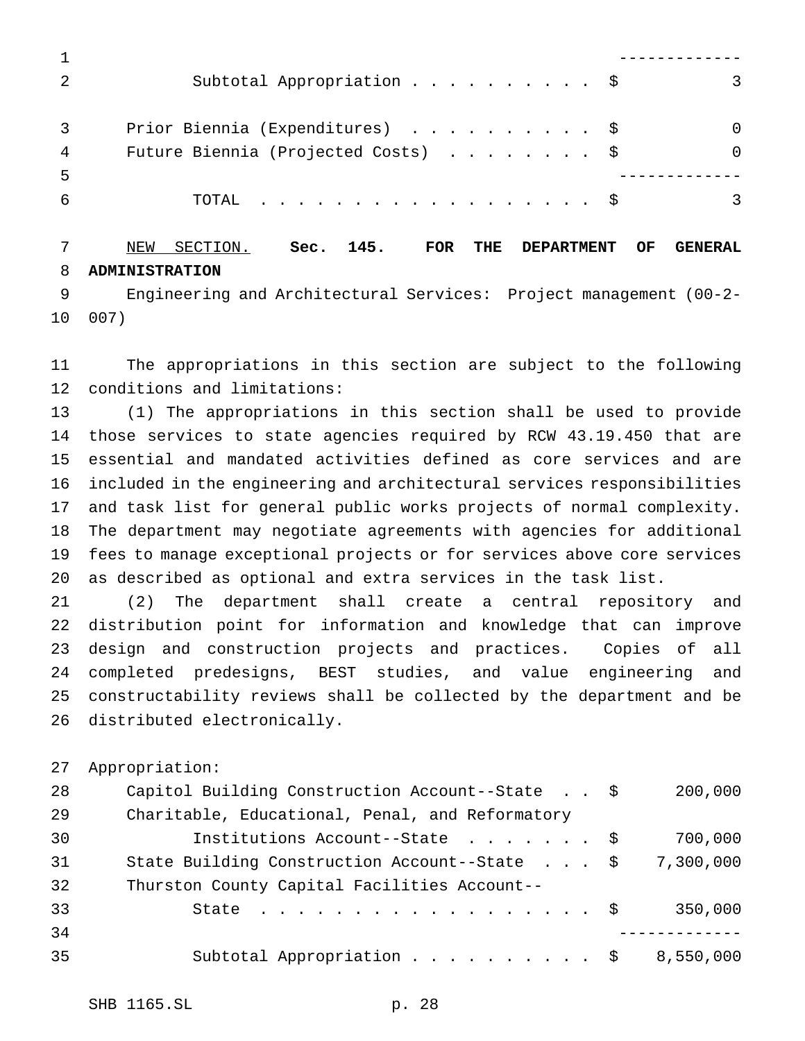| | |
|---|---|
| Subtotal Appropriation | $ 3 |
| Prior Biennia (Expenditures) | $ 0 |
| Future Biennia (Projected Costs) | $ 0 |
| TOTAL | $ 3 |

NEW SECTION. **Sec. 145. FOR THE DEPARTMENT OF GENERAL ADMINISTRATION**

Engineering and Architectural Services: Project management (00-2-007)

The appropriations in this section are subject to the following conditions and limitations:

(1) The appropriations in this section shall be used to provide those services to state agencies required by RCW 43.19.450 that are essential and mandated activities defined as core services and are included in the engineering and architectural services responsibilities and task list for general public works projects of normal complexity. The department may negotiate agreements with agencies for additional fees to manage exceptional projects or for services above core services as described as optional and extra services in the task list.

(2) The department shall create a central repository and distribution point for information and knowledge that can improve design and construction projects and practices. Copies of all completed predesigns, BEST studies, and value engineering and constructability reviews shall be collected by the department and be distributed electronically.

Appropriation:

| | |
|---|---|
| Capitol Building Construction Account--State | $ 200,000 |
| Charitable, Educational, Penal, and Reformatory Institutions Account--State | $ 700,000 |
| State Building Construction Account--State | $ 7,300,000 |
| Thurston County Capital Facilities Account--State | $ 350,000 |
| Subtotal Appropriation | $ 8,550,000 |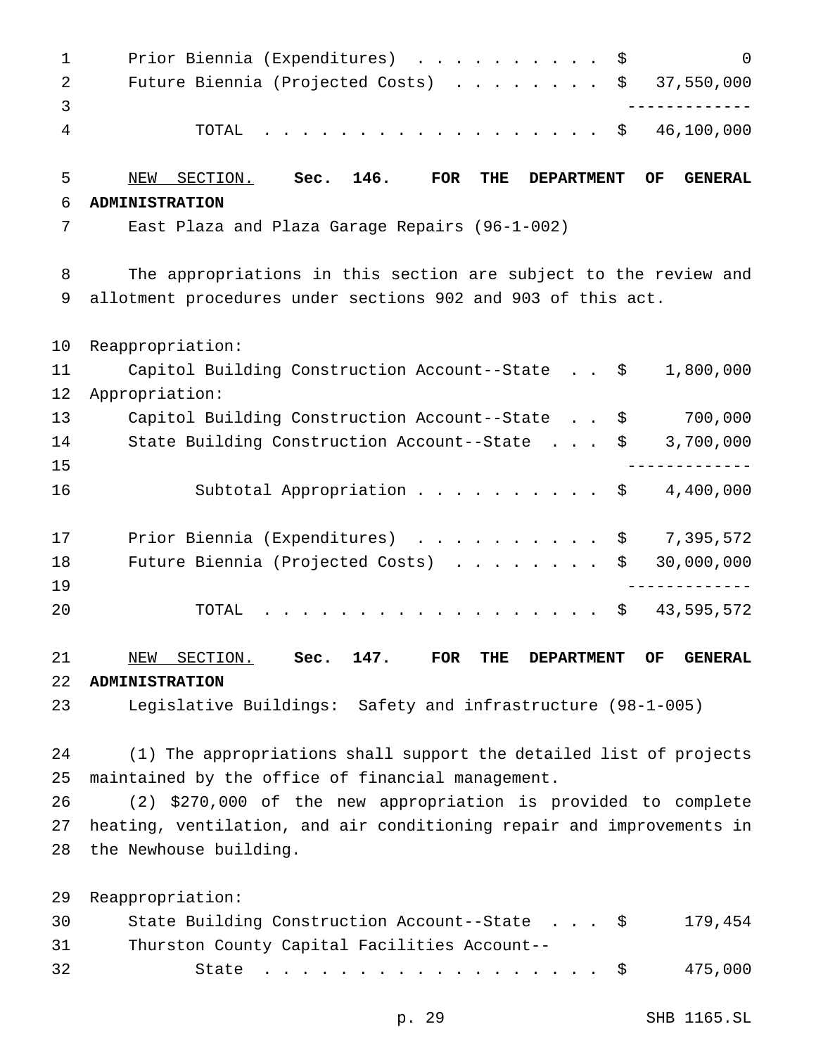| | |
|---|---|
| Prior Biennia (Expenditures) | $ 0 |
| Future Biennia (Projected Costs) | $ 37,550,000 |
| TOTAL | $ 46,100,000 |

<u>NEW SECTION.</u> **Sec. 146. FOR THE DEPARTMENT OF GENERAL ADMINISTRATION**

East Plaza and Plaza Garage Repairs (96-1-002)

The appropriations in this section are subject to the review and allotment procedures under sections 902 and 903 of this act.

| | |
|---|---|
| Reappropriation: | |
| Capitol Building Construction Account--State | $ 1,800,000 |
| Appropriation: | |
| Capitol Building Construction Account--State | $ 700,000 |
| State Building Construction Account--State | $ 3,700,000 |
| Subtotal Appropriation | $ 4,400,000 |
| Prior Biennia (Expenditures) | $ 7,395,572 |
| Future Biennia (Projected Costs) | $ 30,000,000 |
| TOTAL | $ 43,595,572 |

<u>NEW SECTION.</u> **Sec. 147. FOR THE DEPARTMENT OF GENERAL ADMINISTRATION**

Legislative Buildings: Safety and infrastructure (98-1-005)

(1) The appropriations shall support the detailed list of projects maintained by the office of financial management.

(2) $270,000 of the new appropriation is provided to complete heating, ventilation, and air conditioning repair and improvements in the Newhouse building.

| | |
|---|---|
| Reappropriation: | |
| State Building Construction Account--State | $ 179,454 |
| Thurston County Capital Facilities Account--State | $ 475,000 |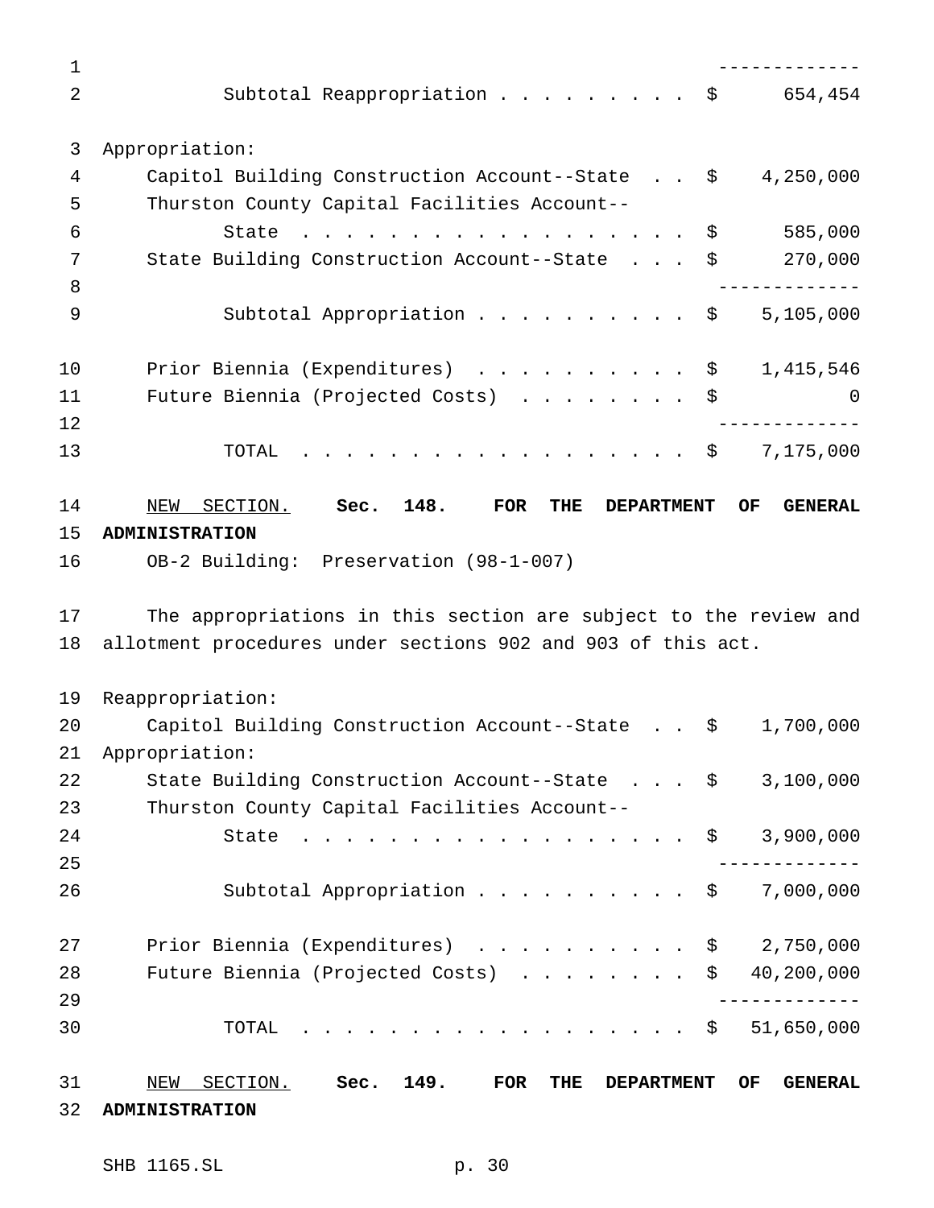| | |
|---|---|
| Subtotal Reappropriation | $ 654,454 |

Appropriation:

| | |
|---|---|
| Capitol Building Construction Account--State | $ 4,250,000 |
| Thurston County Capital Facilities Account--State | $ 585,000 |
| State Building Construction Account--State | $ 270,000 |
| Subtotal Appropriation | $ 5,105,000 |
| Prior Biennia (Expenditures) | $ 1,415,546 |
| Future Biennia (Projected Costs) | $ 0 |
| TOTAL | $ 7,175,000 |

NEW SECTION. **Sec. 148. FOR THE DEPARTMENT OF GENERAL ADMINISTRATION**

OB-2 Building: Preservation (98-1-007)

The appropriations in this section are subject to the review and allotment procedures under sections 902 and 903 of this act.

Reappropriation:

| | |
|---|---|
| Capitol Building Construction Account--State | $ 1,700,000 |

Appropriation:

| | |
|---|---|
| State Building Construction Account--State | $ 3,100,000 |
| Thurston County Capital Facilities Account--State | $ 3,900,000 |
| Subtotal Appropriation | $ 7,000,000 |
| Prior Biennia (Expenditures) | $ 2,750,000 |
| Future Biennia (Projected Costs) | $ 40,200,000 |
| TOTAL | $ 51,650,000 |

NEW SECTION. **Sec. 149. FOR THE DEPARTMENT OF GENERAL ADMINISTRATION**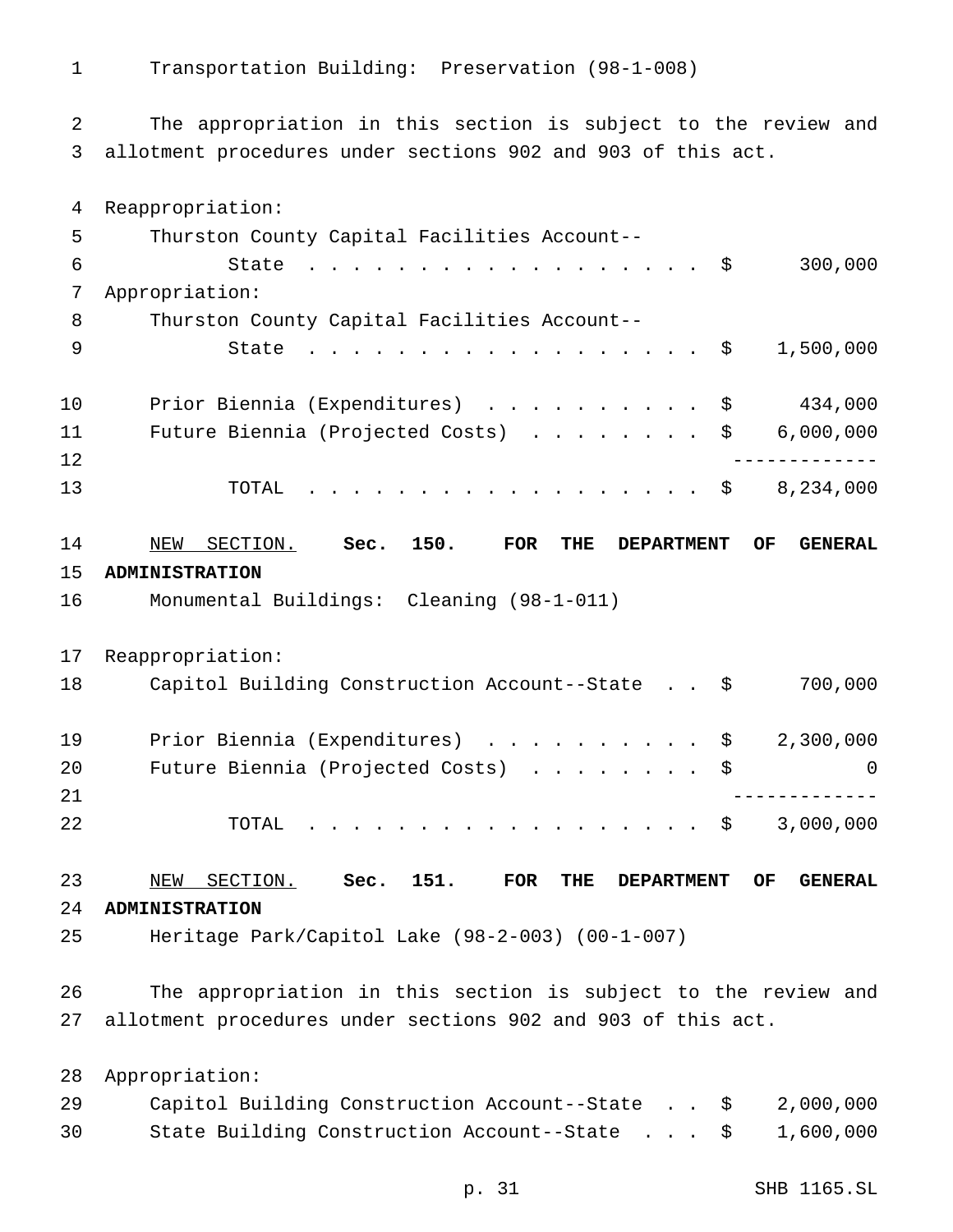Transportation Building: Preservation (98-1-008)

The appropriation in this section is subject to the review and allotment procedures under sections 902 and 903 of this act.

| | |
|---|---|
| Reappropriation: | |
| Thurston County Capital Facilities Account--State | $ 300,000 |
| Appropriation: | |
| Thurston County Capital Facilities Account--State | $ 1,500,000 |
| Prior Biennia (Expenditures) | $ 434,000 |
| Future Biennia (Projected Costs) | $ 6,000,000 |
| TOTAL | $ 8,234,000 |

NEW SECTION. **Sec. 150. FOR THE DEPARTMENT OF GENERAL ADMINISTRATION**

Monumental Buildings: Cleaning (98-1-011)

| | |
|---|---|
| Reappropriation: | |
| Capitol Building Construction Account--State | $ 700,000 |
| Prior Biennia (Expenditures) | $ 2,300,000 |
| Future Biennia (Projected Costs) | $ 0 |
| TOTAL | $ 3,000,000 |

NEW SECTION. **Sec. 151. FOR THE DEPARTMENT OF GENERAL ADMINISTRATION**

Heritage Park/Capitol Lake (98-2-003) (00-1-007)

The appropriation in this section is subject to the review and allotment procedures under sections 902 and 903 of this act.

| | |
|---|---|
| Appropriation: | |
| Capitol Building Construction Account--State | $ 2,000,000 |
| State Building Construction Account--State | $ 1,600,000 |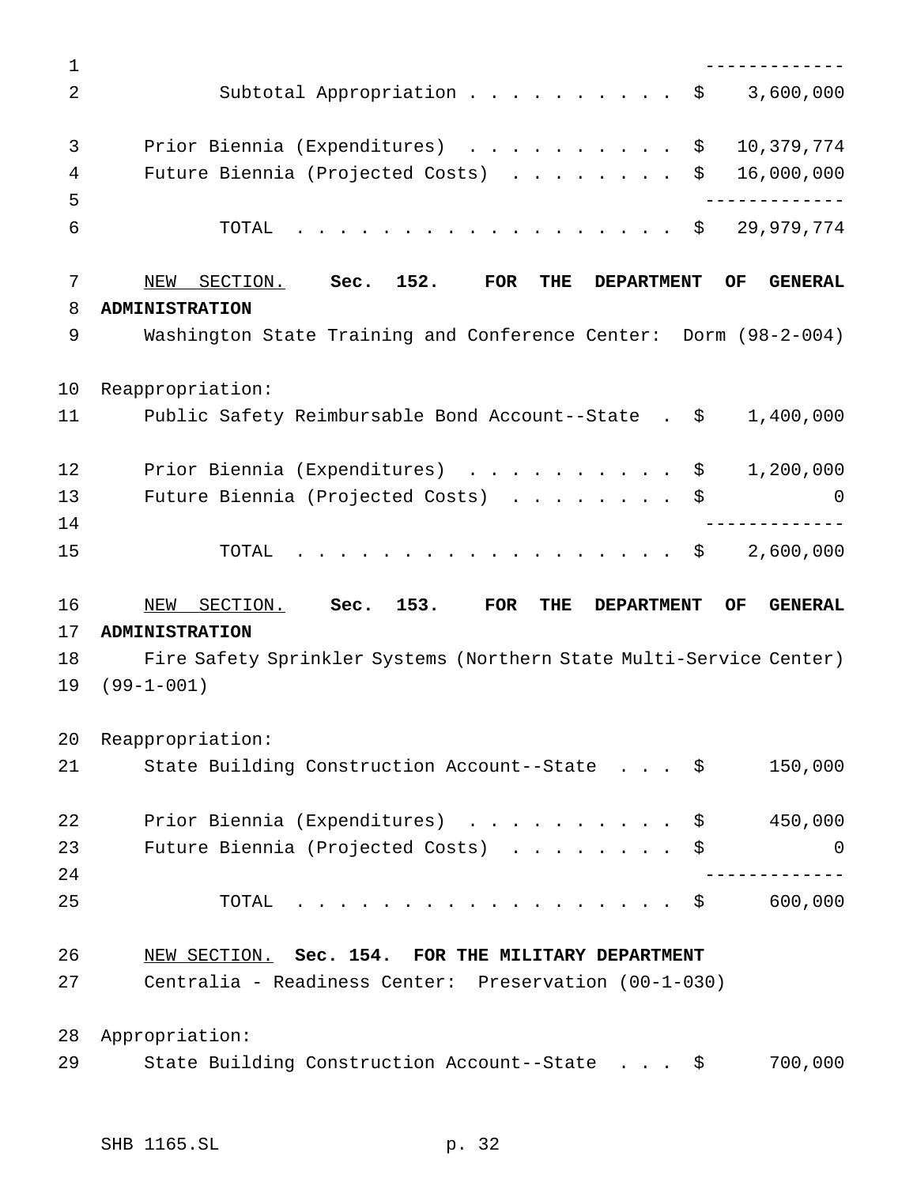| | |
|---|---|
| Subtotal Appropriation | $ 3,600,000 |
| Prior Biennia (Expenditures) | $ 10,379,774 |
| Future Biennia (Projected Costs) | $ 16,000,000 |
| TOTAL | $ 29,979,774 |

NEW SECTION. **Sec. 152. FOR THE DEPARTMENT OF GENERAL ADMINISTRATION**

Washington State Training and Conference Center: Dorm (98-2-004)

Reappropriation:

| | |
|---|---|
| Public Safety Reimbursable Bond Account--State | $ 1,400,000 |
| Prior Biennia (Expenditures) | $ 1,200,000 |
| Future Biennia (Projected Costs) | $ 0 |
| TOTAL | $ 2,600,000 |

NEW SECTION. **Sec. 153. FOR THE DEPARTMENT OF GENERAL ADMINISTRATION**

Fire Safety Sprinkler Systems (Northern State Multi-Service Center) (99-1-001)

Reappropriation:

| | |
|---|---|
| State Building Construction Account--State | $ 150,000 |
| Prior Biennia (Expenditures) | $ 450,000 |
| Future Biennia (Projected Costs) | $ 0 |
| TOTAL | $ 600,000 |

NEW SECTION. **Sec. 154. FOR THE MILITARY DEPARTMENT**

Centralia - Readiness Center: Preservation (00-1-030)

Appropriation:

| | |
|---|---|
| State Building Construction Account--State | $ 700,000 |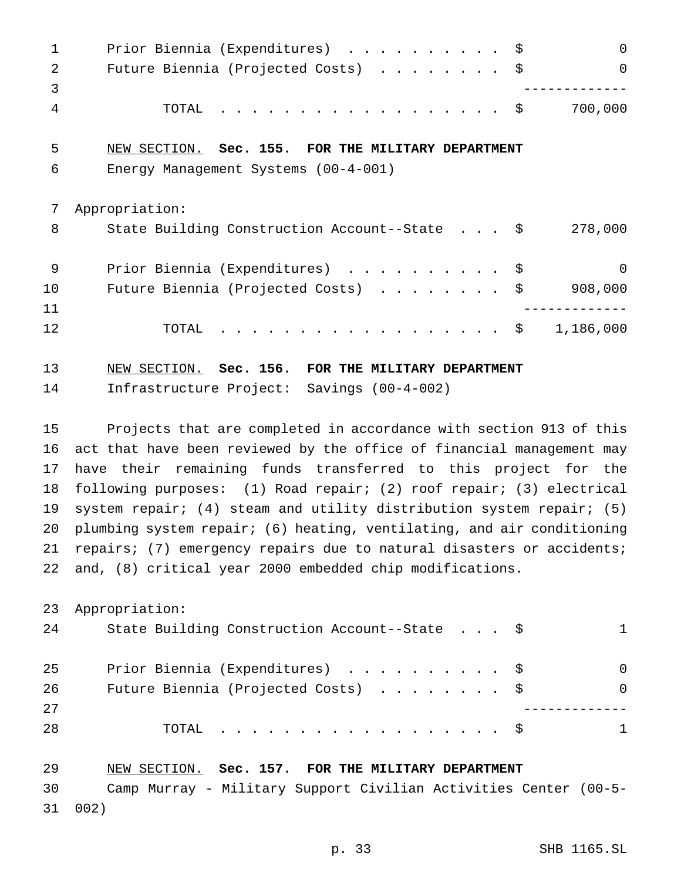| | | |
|---|---|---|
| Prior Biennia (Expenditures) | $ | 0 |
| Future Biennia (Projected Costs) | $ | 0 |
| TOTAL | $ | 700,000 |

NEW SECTION. **Sec. 155. FOR THE MILITARY DEPARTMENT**

Energy Management Systems (00-4-001)

Appropriation:

| | | |
|---|---|---|
| State Building Construction Account--State | $ | 278,000 |
| Prior Biennia (Expenditures) | $ | 0 |
| Future Biennia (Projected Costs) | $ | 908,000 |
| TOTAL | $ | 1,186,000 |

NEW SECTION. **Sec. 156. FOR THE MILITARY DEPARTMENT**

Infrastructure Project: Savings (00-4-002)

Projects that are completed in accordance with section 913 of this act that have been reviewed by the office of financial management may have their remaining funds transferred to this project for the following purposes: (1) Road repair; (2) roof repair; (3) electrical system repair; (4) steam and utility distribution system repair; (5) plumbing system repair; (6) heating, ventilating, and air conditioning repairs; (7) emergency repairs due to natural disasters or accidents; and, (8) critical year 2000 embedded chip modifications.

Appropriation:

| | | |
|---|---|---|
| State Building Construction Account--State | $ | 1 |
| Prior Biennia (Expenditures) | $ | 0 |
| Future Biennia (Projected Costs) | $ | 0 |
| TOTAL | $ | 1 |

NEW SECTION. **Sec. 157. FOR THE MILITARY DEPARTMENT**

Camp Murray - Military Support Civilian Activities Center (00-5-002)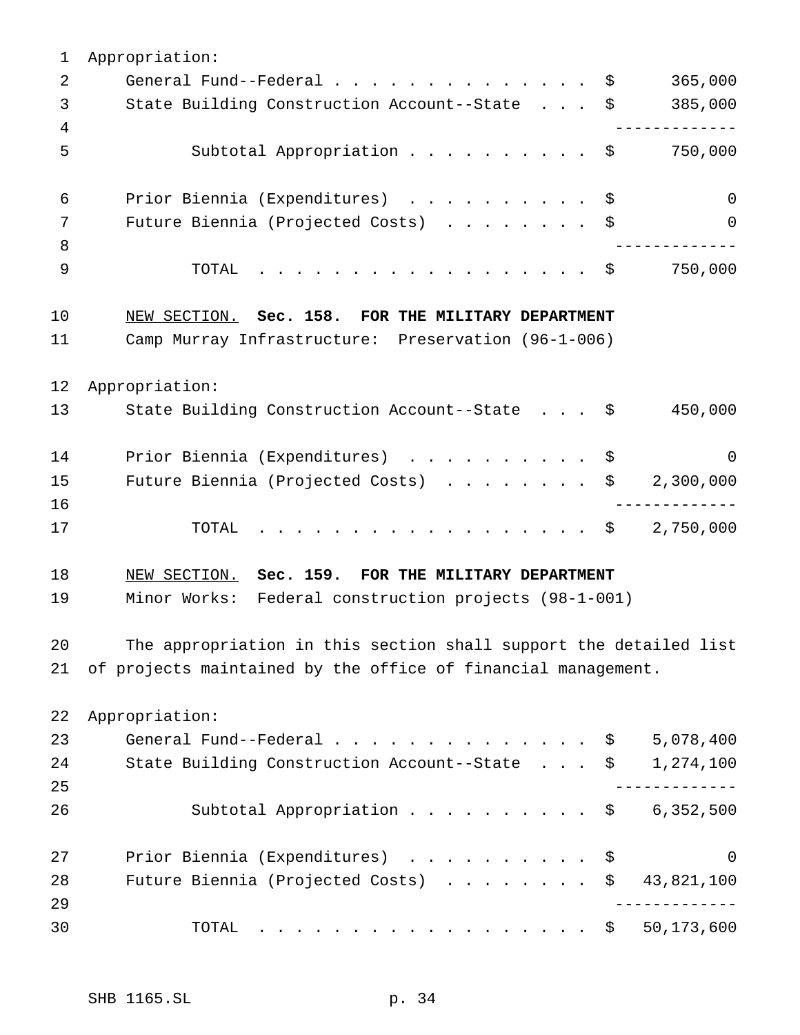Appropriation:

| | | |
|---|---|---|
| General Fund--Federal | $ | 365,000 |
| State Building Construction Account--State | $ | 385,000 |
| Subtotal Appropriation | $ | 750,000 |
| Prior Biennia (Expenditures) | $ | 0 |
| Future Biennia (Projected Costs) | $ | 0 |
| TOTAL | $ | 750,000 |

NEW SECTION. **Sec. 158. FOR THE MILITARY DEPARTMENT**

Camp Murray Infrastructure: Preservation (96-1-006)

Appropriation:

| | | |
|---|---|---|
| State Building Construction Account--State | $ | 450,000 |
| Prior Biennia (Expenditures) | $ | 0 |
| Future Biennia (Projected Costs) | $ | 2,300,000 |
| TOTAL | $ | 2,750,000 |

NEW SECTION. **Sec. 159. FOR THE MILITARY DEPARTMENT**

Minor Works: Federal construction projects (98-1-001)

The appropriation in this section shall support the detailed list of projects maintained by the office of financial management.

Appropriation:

| | | |
|---|---|---|
| General Fund--Federal | $ | 5,078,400 |
| State Building Construction Account--State | $ | 1,274,100 |
| Subtotal Appropriation | $ | 6,352,500 |
| Prior Biennia (Expenditures) | $ | 0 |
| Future Biennia (Projected Costs) | $ | 43,821,100 |
| TOTAL | $ | 50,173,600 |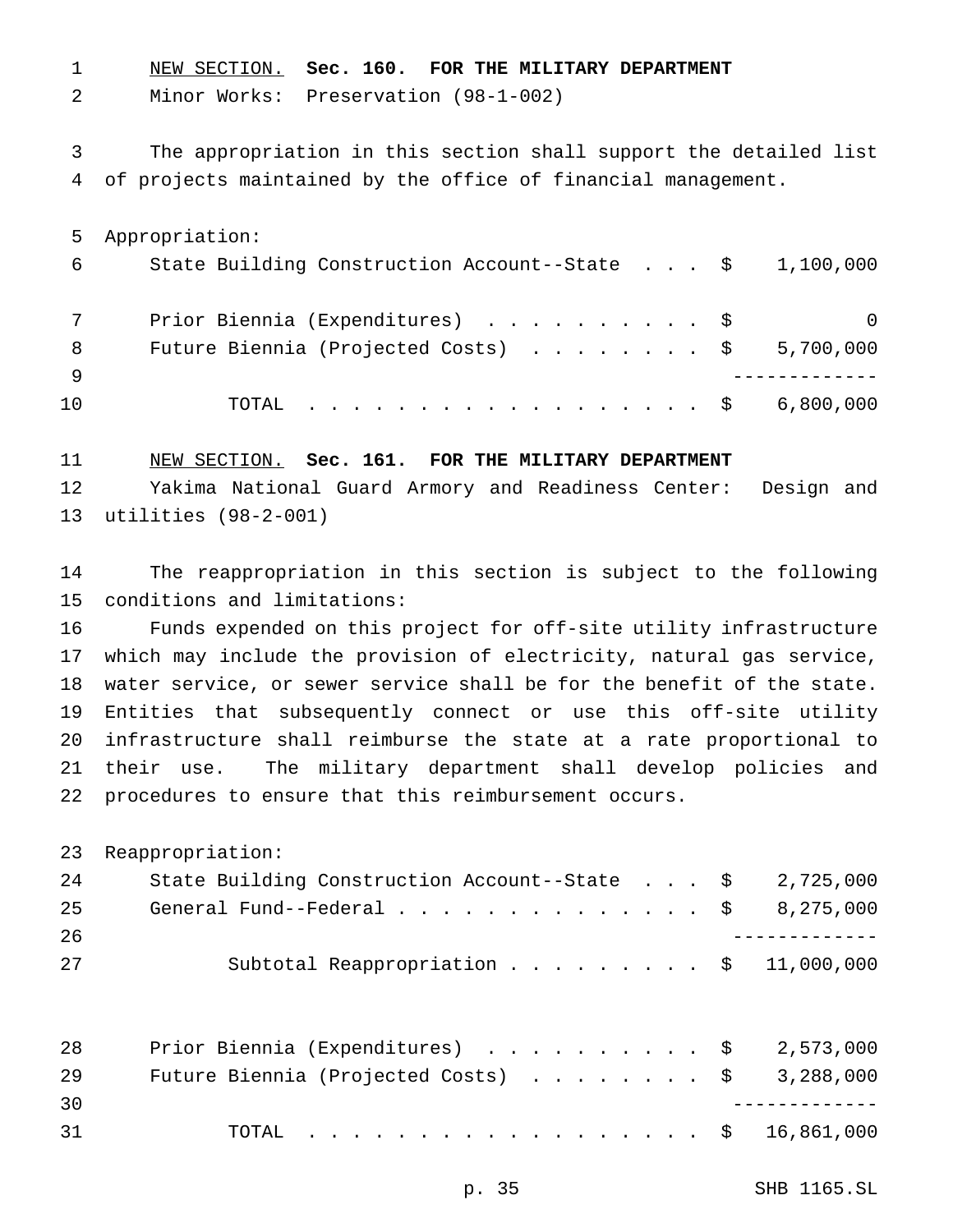NEW SECTION. **Sec. 160. FOR THE MILITARY DEPARTMENT**
Minor Works: Preservation (98-1-002)

The appropriation in this section shall support the detailed list of projects maintained by the office of financial management.

Appropriation:

| | | |
|---|---|---|
| State Building Construction Account--State | $ | 1,100,000 |
| Prior Biennia (Expenditures) | $ | 0 |
| Future Biennia (Projected Costs) | $ | 5,700,000 |
| TOTAL | $ | 6,800,000 |

NEW SECTION. **Sec. 161. FOR THE MILITARY DEPARTMENT**
Yakima National Guard Armory and Readiness Center: Design and utilities (98-2-001)

The reappropriation in this section is subject to the following conditions and limitations:

Funds expended on this project for off-site utility infrastructure which may include the provision of electricity, natural gas service, water service, or sewer service shall be for the benefit of the state. Entities that subsequently connect or use this off-site utility infrastructure shall reimburse the state at a rate proportional to their use. The military department shall develop policies and procedures to ensure that this reimbursement occurs.

Reappropriation:

| | | |
|---|---|---|
| State Building Construction Account--State | $ | 2,725,000 |
| General Fund--Federal | $ | 8,275,000 |
| Subtotal Reappropriation | $ | 11,000,000 |
| Prior Biennia (Expenditures) | $ | 2,573,000 |
| Future Biennia (Projected Costs) | $ | 3,288,000 |
| TOTAL | $ | 16,861,000 |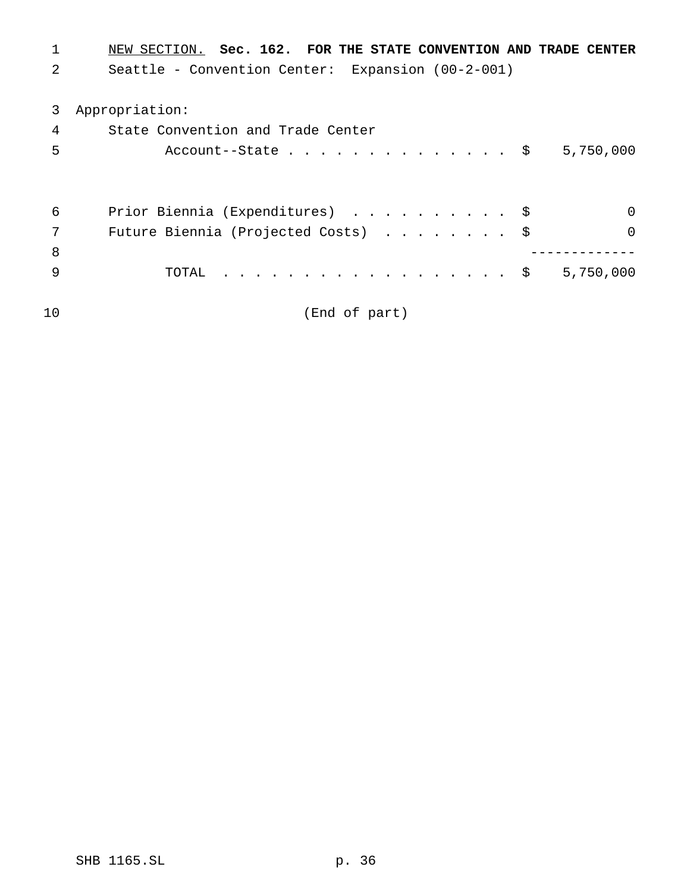NEW SECTION. **Sec. 162. FOR THE STATE CONVENTION AND TRADE CENTER**

Seattle - Convention Center: Expansion (00-2-001)

Appropriation:

| | | |
|---|---|---|
| State Convention and Trade Center Account--State | $ | 5,750,000 |
| Prior Biennia (Expenditures) | $ | 0 |
| Future Biennia (Projected Costs) | $ | 0 |
| TOTAL | $ | 5,750,000 |

(End of part)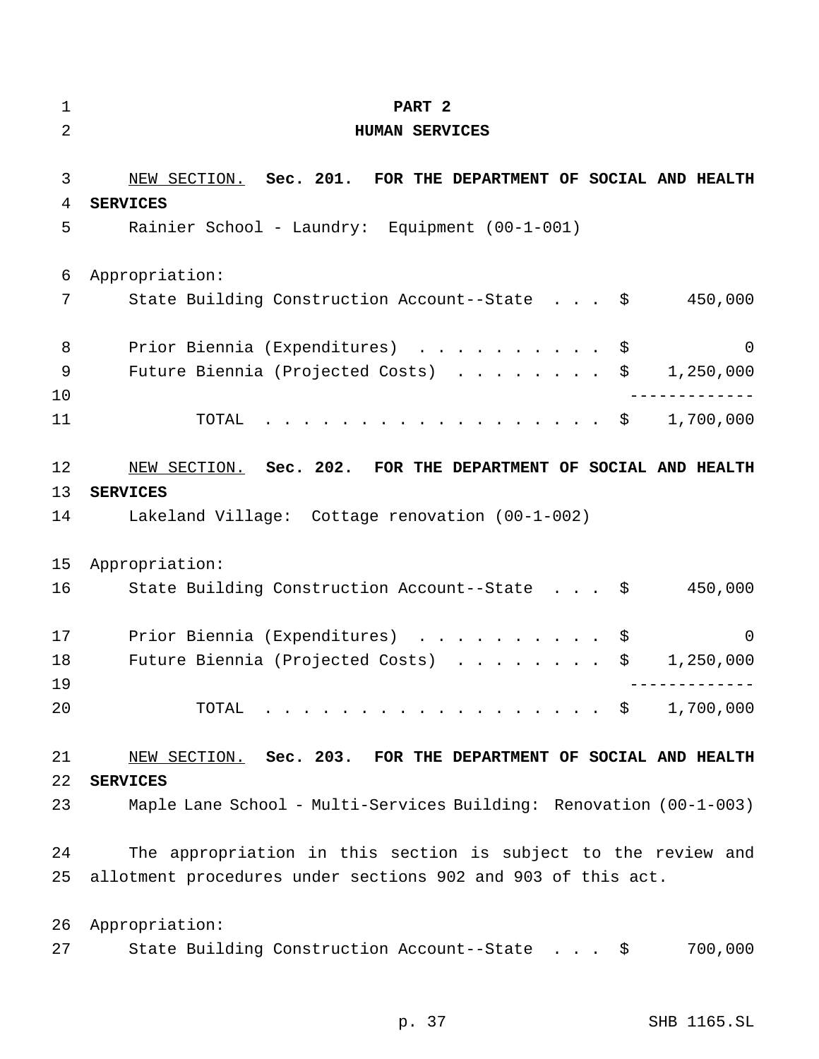# PART 2
## HUMAN SERVICES

NEW SECTION. **Sec. 201. FOR THE DEPARTMENT OF SOCIAL AND HEALTH SERVICES**

Rainier School - Laundry: Equipment (00-1-001)

Appropriation:

| | | |
|---|---|---|
| State Building Construction Account--State | $ | 450,000 |
| Prior Biennia (Expenditures) | $ | 0 |
| Future Biennia (Projected Costs) | $ | 1,250,000 |
| TOTAL | $ | 1,700,000 |

NEW SECTION. **Sec. 202. FOR THE DEPARTMENT OF SOCIAL AND HEALTH SERVICES**

Lakeland Village: Cottage renovation (00-1-002)

Appropriation:

| | | |
|---|---|---|
| State Building Construction Account--State | $ | 450,000 |
| Prior Biennia (Expenditures) | $ | 0 |
| Future Biennia (Projected Costs) | $ | 1,250,000 |
| TOTAL | $ | 1,700,000 |

NEW SECTION. **Sec. 203. FOR THE DEPARTMENT OF SOCIAL AND HEALTH SERVICES**

Maple Lane School - Multi-Services Building: Renovation (00-1-003)

The appropriation in this section is subject to the review and allotment procedures under sections 902 and 903 of this act.

Appropriation:

| | | |
|---|---|---|
| State Building Construction Account--State | $ | 700,000 |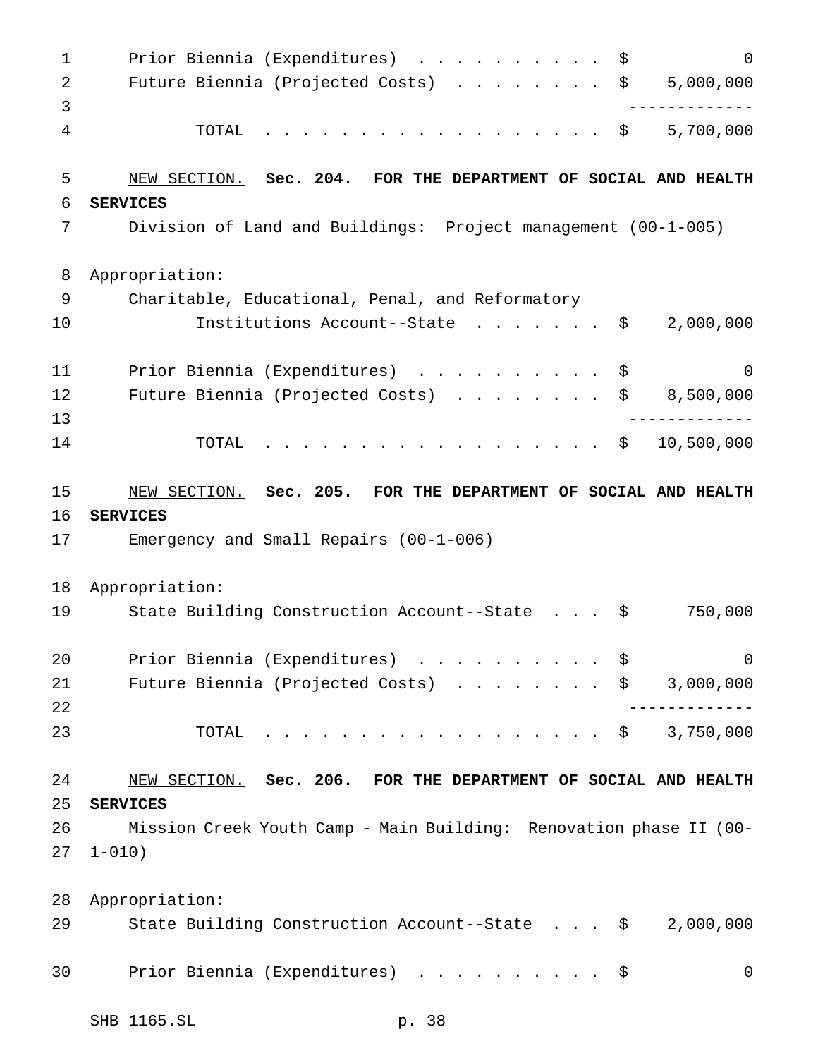Prior Biennia (Expenditures) . . . . . . . . . . $ 0

Future Biennia (Projected Costs) . . . . . . . . $ 5,000,000

TOTAL . . . . . . . . . . . . . . . . . . $ 5,700,000

NEW SECTION. **Sec. 204. FOR THE DEPARTMENT OF SOCIAL AND HEALTH SERVICES**

Division of Land and Buildings: Project management (00-1-005)

Appropriation:

Charitable, Educational, Penal, and Reformatory Institutions Account--State . . . . . . . $ 2,000,000

Prior Biennia (Expenditures) . . . . . . . . . . $ 0

Future Biennia (Projected Costs) . . . . . . . . $ 8,500,000

TOTAL . . . . . . . . . . . . . . . . . . $ 10,500,000

NEW SECTION. **Sec. 205. FOR THE DEPARTMENT OF SOCIAL AND HEALTH SERVICES**

Emergency and Small Repairs (00-1-006)

Appropriation:

State Building Construction Account--State . . . $ 750,000

Prior Biennia (Expenditures) . . . . . . . . . . $ 0

Future Biennia (Projected Costs) . . . . . . . . $ 3,000,000

TOTAL . . . . . . . . . . . . . . . . . . $ 3,750,000

NEW SECTION. **Sec. 206. FOR THE DEPARTMENT OF SOCIAL AND HEALTH SERVICES**

Mission Creek Youth Camp - Main Building: Renovation phase II (00-1-010)

Appropriation:

State Building Construction Account--State . . . $ 2,000,000

Prior Biennia (Expenditures) . . . . . . . . . . $ 0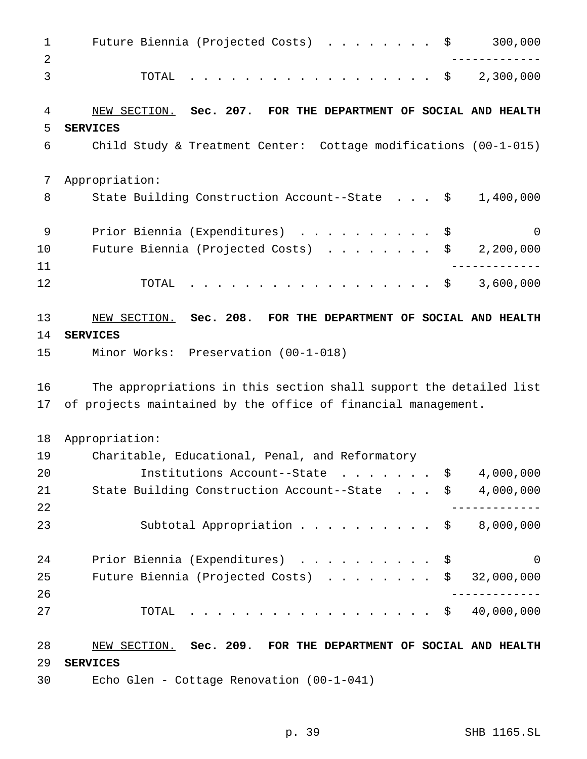Future Biennia (Projected Costs) . . . . . . . . $ 300,000

-------------

TOTAL . . . . . . . . . . . . . . . . . . $ 2,300,000

NEW SECTION. **Sec. 207. FOR THE DEPARTMENT OF SOCIAL AND HEALTH SERVICES**

Child Study & Treatment Center: Cottage modifications (00-1-015)

Appropriation:

State Building Construction Account--State . . . $ 1,400,000

Prior Biennia (Expenditures) . . . . . . . . . . $ 0

Future Biennia (Projected Costs) . . . . . . . . $ 2,200,000

-------------

TOTAL . . . . . . . . . . . . . . . . . . $ 3,600,000

NEW SECTION. **Sec. 208. FOR THE DEPARTMENT OF SOCIAL AND HEALTH SERVICES**

Minor Works: Preservation (00-1-018)

The appropriations in this section shall support the detailed list of projects maintained by the office of financial management.

Appropriation:

Charitable, Educational, Penal, and Reformatory Institutions Account--State . . . . . . . $ 4,000,000

State Building Construction Account--State . . . $ 4,000,000

-------------

Subtotal Appropriation . . . . . . . . . . $ 8,000,000

Prior Biennia (Expenditures) . . . . . . . . . . $ 0

Future Biennia (Projected Costs) . . . . . . . . $ 32,000,000

-------------

TOTAL . . . . . . . . . . . . . . . . . . $ 40,000,000

NEW SECTION. **Sec. 209. FOR THE DEPARTMENT OF SOCIAL AND HEALTH SERVICES**

Echo Glen - Cottage Renovation (00-1-041)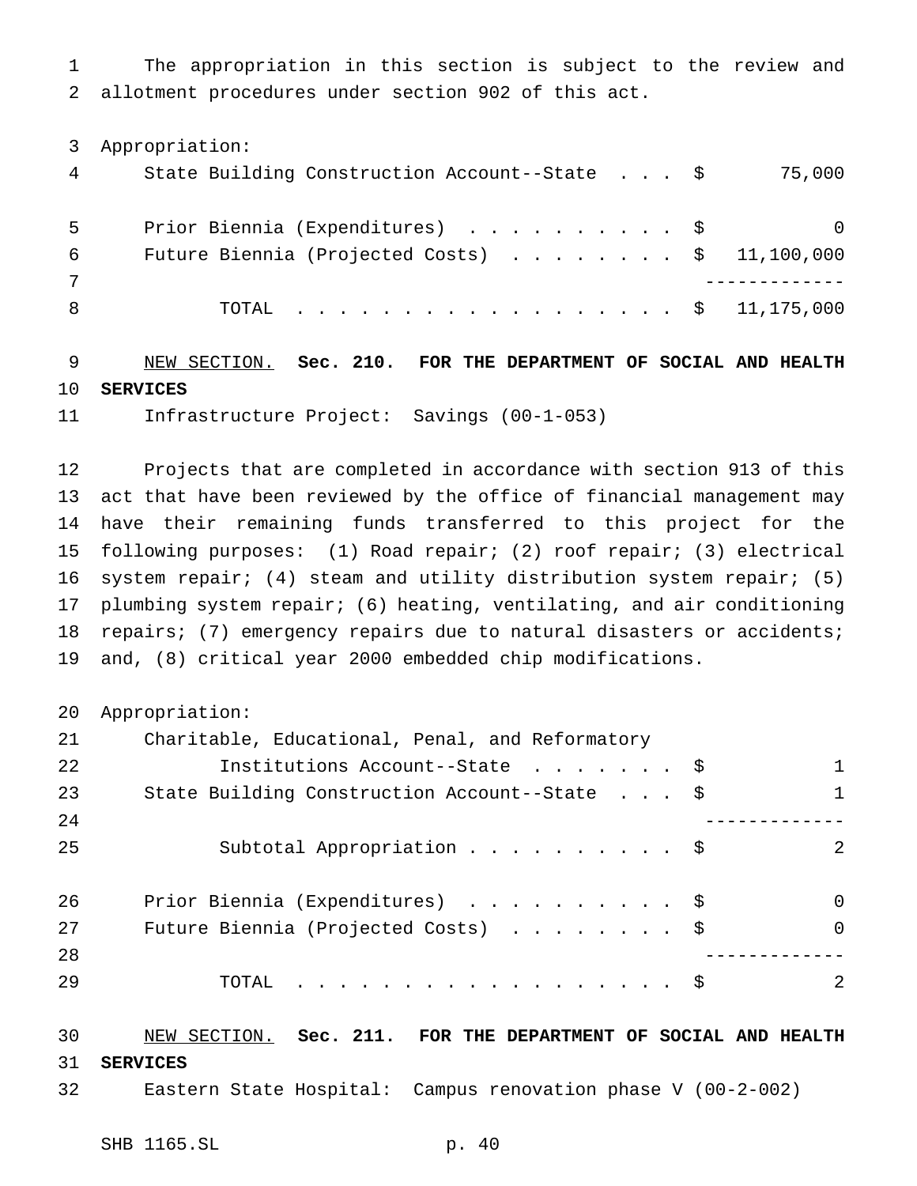The appropriation in this section is subject to the review and allotment procedures under section 902 of this act.

Appropriation:

| | | |
|---|---|---|
| State Building Construction Account--State | $ | 75,000 |
| Prior Biennia (Expenditures) | $ | 0 |
| Future Biennia (Projected Costs) | $ | 11,100,000 |
| TOTAL | $ | 11,175,000 |

NEW SECTION. **Sec. 210. FOR THE DEPARTMENT OF SOCIAL AND HEALTH SERVICES**

Infrastructure Project: Savings (00-1-053)

Projects that are completed in accordance with section 913 of this act that have been reviewed by the office of financial management may have their remaining funds transferred to this project for the following purposes: (1) Road repair; (2) roof repair; (3) electrical system repair; (4) steam and utility distribution system repair; (5) plumbing system repair; (6) heating, ventilating, and air conditioning repairs; (7) emergency repairs due to natural disasters or accidents; and, (8) critical year 2000 embedded chip modifications.

Appropriation:

| | | |
|---|---|---|
| Charitable, Educational, Penal, and Reformatory Institutions Account--State | $ | 1 |
| State Building Construction Account--State | $ | 1 |
| Subtotal Appropriation | $ | 2 |
| Prior Biennia (Expenditures) | $ | 0 |
| Future Biennia (Projected Costs) | $ | 0 |
| TOTAL | $ | 2 |

NEW SECTION. **Sec. 211. FOR THE DEPARTMENT OF SOCIAL AND HEALTH SERVICES**

Eastern State Hospital: Campus renovation phase V (00-2-002)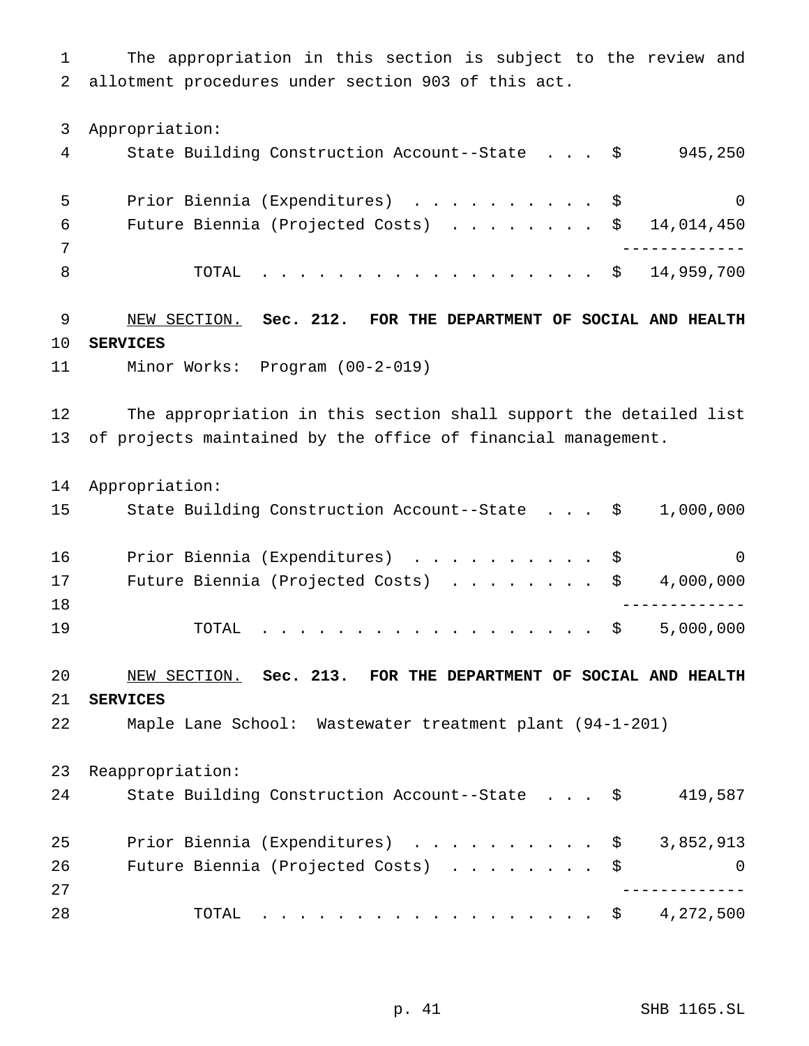The appropriation in this section is subject to the review and allotment procedures under section 903 of this act.

Appropriation:

| | |
|---|---|
| State Building Construction Account--State . . . | $ 945,250 |
| Prior Biennia (Expenditures) . . . . . . . . . . | $ 0 |
| Future Biennia (Projected Costs) . . . . . . . . | $ 14,014,450 |
| TOTAL . . . . . . . . . . . . . . . . . . | $ 14,959,700 |

NEW SECTION. **Sec. 212. FOR THE DEPARTMENT OF SOCIAL AND HEALTH SERVICES**

Minor Works: Program (00-2-019)

The appropriation in this section shall support the detailed list of projects maintained by the office of financial management.

Appropriation:

| | |
|---|---|
| State Building Construction Account--State . . . | $ 1,000,000 |
| Prior Biennia (Expenditures) . . . . . . . . . . | $ 0 |
| Future Biennia (Projected Costs) . . . . . . . . | $ 4,000,000 |
| TOTAL . . . . . . . . . . . . . . . . . . | $ 5,000,000 |

NEW SECTION. **Sec. 213. FOR THE DEPARTMENT OF SOCIAL AND HEALTH SERVICES**

Maple Lane School: Wastewater treatment plant (94-1-201)

Reappropriation:

| | |
|---|---|
| State Building Construction Account--State . . . | $ 419,587 |
| Prior Biennia (Expenditures) . . . . . . . . . . | $ 3,852,913 |
| Future Biennia (Projected Costs) . . . . . . . . | $ 0 |
| TOTAL . . . . . . . . . . . . . . . . . . | $ 4,272,500 |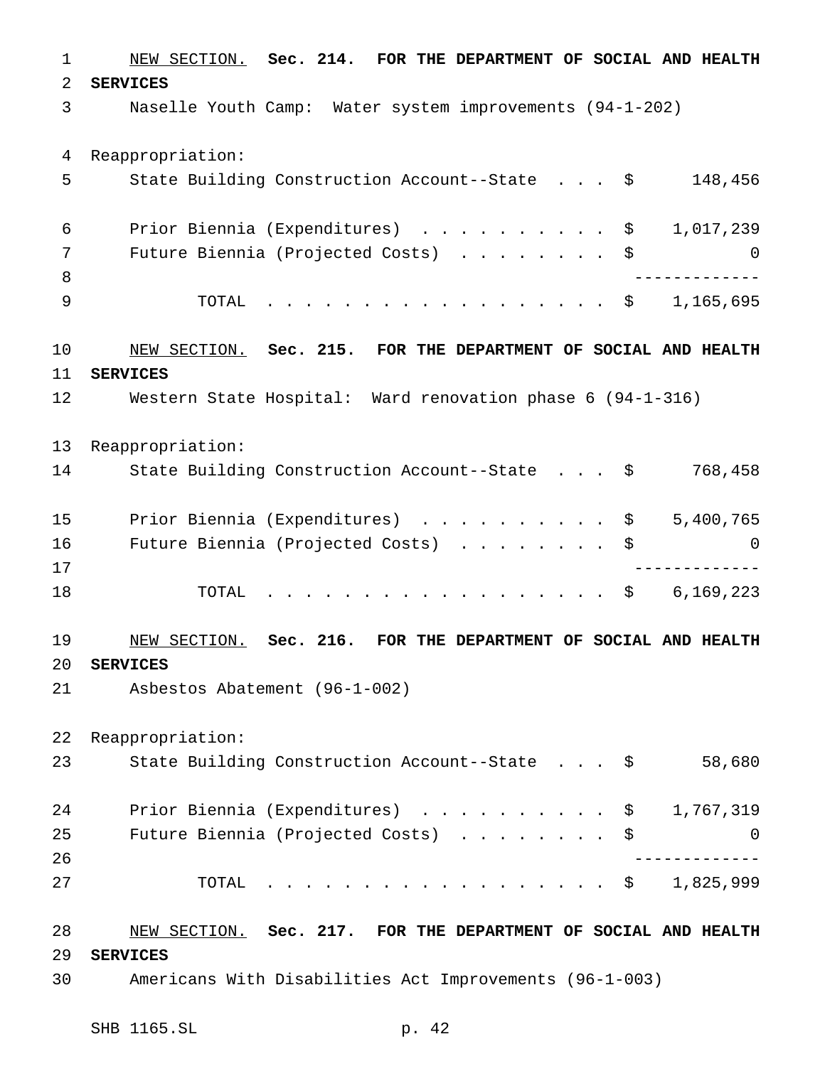NEW SECTION. **Sec. 214. FOR THE DEPARTMENT OF SOCIAL AND HEALTH SERVICES**

Naselle Youth Camp: Water system improvements (94-1-202)

Reappropriation:

| | | |
|---|---|---|
| State Building Construction Account--State . . . | $ | 148,456 |
| Prior Biennia (Expenditures) . . . . . . . . . . | $ | 1,017,239 |
| Future Biennia (Projected Costs) . . . . . . . . | $ | 0 |
| TOTAL . . . . . . . . . . . . . . . . . . | $ | 1,165,695 |

NEW SECTION. **Sec. 215. FOR THE DEPARTMENT OF SOCIAL AND HEALTH SERVICES**

Western State Hospital: Ward renovation phase 6 (94-1-316)

Reappropriation:

| | | |
|---|---|---|
| State Building Construction Account--State . . . | $ | 768,458 |
| Prior Biennia (Expenditures) . . . . . . . . . . | $ | 5,400,765 |
| Future Biennia (Projected Costs) . . . . . . . . | $ | 0 |
| TOTAL . . . . . . . . . . . . . . . . . . | $ | 6,169,223 |

NEW SECTION. **Sec. 216. FOR THE DEPARTMENT OF SOCIAL AND HEALTH SERVICES**

Asbestos Abatement (96-1-002)

Reappropriation:

| | | |
|---|---|---|
| State Building Construction Account--State . . . | $ | 58,680 |
| Prior Biennia (Expenditures) . . . . . . . . . . | $ | 1,767,319 |
| Future Biennia (Projected Costs) . . . . . . . . | $ | 0 |
| TOTAL . . . . . . . . . . . . . . . . . . | $ | 1,825,999 |

NEW SECTION. **Sec. 217. FOR THE DEPARTMENT OF SOCIAL AND HEALTH SERVICES**

Americans With Disabilities Act Improvements (96-1-003)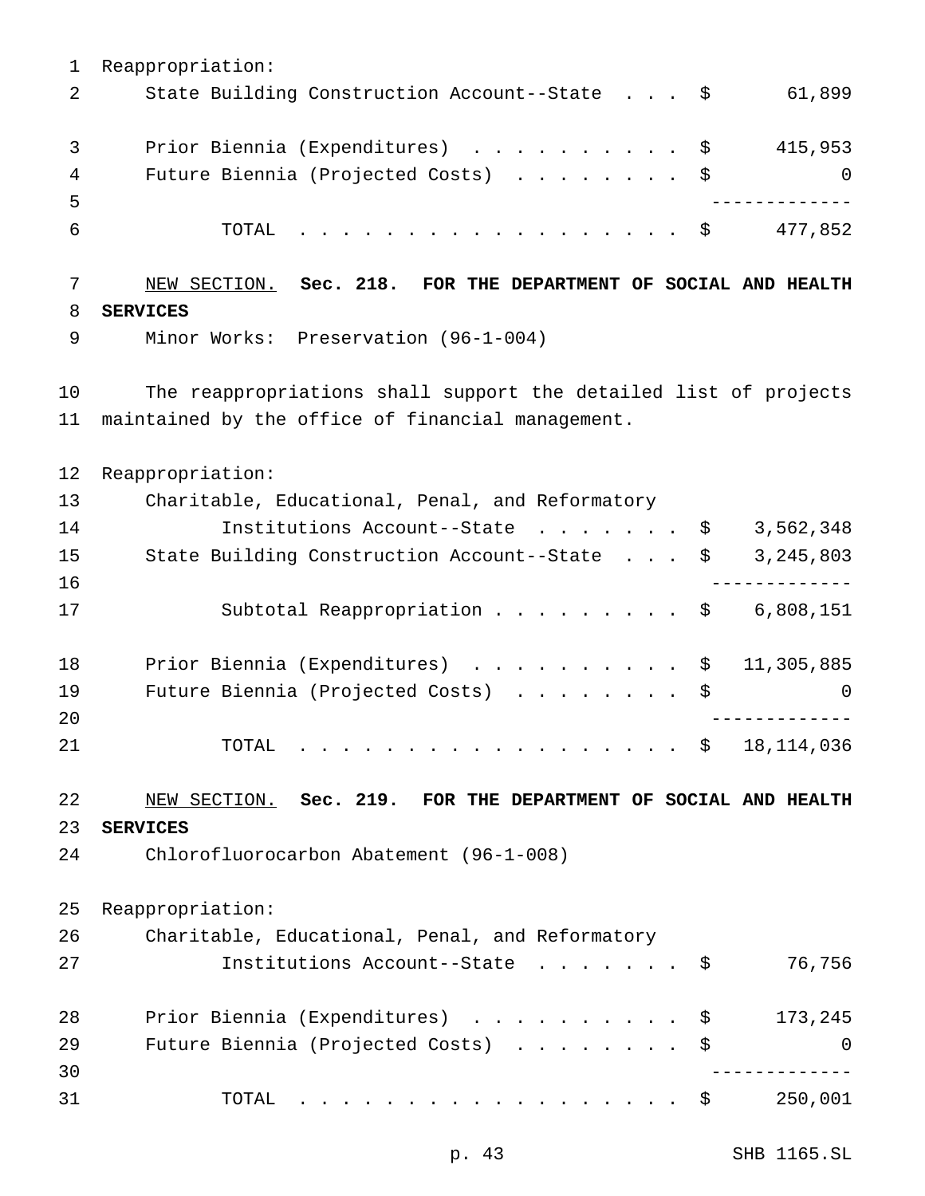Reappropriation:

| | | |
|---|---|---|
| State Building Construction Account--State | $ | 61,899 |
| Prior Biennia (Expenditures) | $ | 415,953 |
| Future Biennia (Projected Costs) | $ | 0 |
| TOTAL | $ | 477,852 |

NEW SECTION. **Sec. 218. FOR THE DEPARTMENT OF SOCIAL AND HEALTH SERVICES**

Minor Works: Preservation (96-1-004)

The reappropriations shall support the detailed list of projects maintained by the office of financial management.

Reappropriation:

| | | |
|---|---|---|
| Charitable, Educational, Penal, and Reformatory Institutions Account--State | $ | 3,562,348 |
| State Building Construction Account--State | $ | 3,245,803 |
| Subtotal Reappropriation | $ | 6,808,151 |
| Prior Biennia (Expenditures) | $ | 11,305,885 |
| Future Biennia (Projected Costs) | $ | 0 |
| TOTAL | $ | 18,114,036 |

NEW SECTION. **Sec. 219. FOR THE DEPARTMENT OF SOCIAL AND HEALTH SERVICES**

Chlorofluorocarbon Abatement (96-1-008)

Reappropriation:

| | | |
|---|---|---|
| Charitable, Educational, Penal, and Reformatory Institutions Account--State | $ | 76,756 |
| Prior Biennia (Expenditures) | $ | 173,245 |
| Future Biennia (Projected Costs) | $ | 0 |
| TOTAL | $ | 250,001 |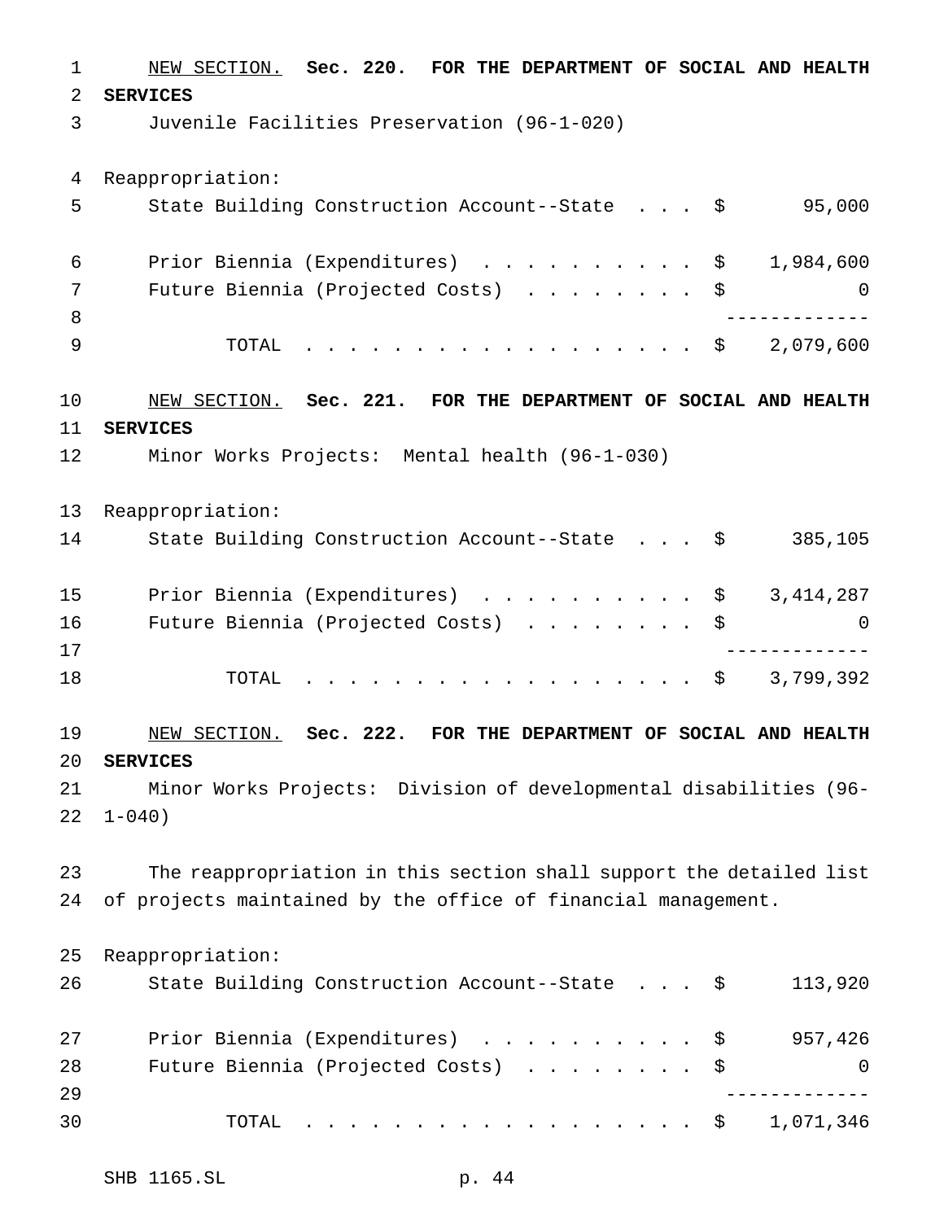NEW SECTION. **Sec. 220. FOR THE DEPARTMENT OF SOCIAL AND HEALTH SERVICES**

Juvenile Facilities Preservation (96-1-020)

Reappropriation:

| | | |
|---|---|---|
| State Building Construction Account--State . . . | $ | 95,000 |
| Prior Biennia (Expenditures) . . . . . . . . . . | $ | 1,984,600 |
| Future Biennia (Projected Costs) . . . . . . . . | $ | 0 |
| TOTAL . . . . . . . . . . . . . . . . . . | $ | 2,079,600 |

NEW SECTION. **Sec. 221. FOR THE DEPARTMENT OF SOCIAL AND HEALTH SERVICES**

Minor Works Projects: Mental health (96-1-030)

Reappropriation:

| | | |
|---|---|---|
| State Building Construction Account--State . . . | $ | 385,105 |
| Prior Biennia (Expenditures) . . . . . . . . . . | $ | 3,414,287 |
| Future Biennia (Projected Costs) . . . . . . . . | $ | 0 |
| TOTAL . . . . . . . . . . . . . . . . . . | $ | 3,799,392 |

NEW SECTION. **Sec. 222. FOR THE DEPARTMENT OF SOCIAL AND HEALTH SERVICES**

Minor Works Projects: Division of developmental disabilities (96-1-040)

The reappropriation in this section shall support the detailed list of projects maintained by the office of financial management.

Reappropriation:

| | | |
|---|---|---|
| State Building Construction Account--State . . . | $ | 113,920 |
| Prior Biennia (Expenditures) . . . . . . . . . . | $ | 957,426 |
| Future Biennia (Projected Costs) . . . . . . . . | $ | 0 |
| TOTAL . . . . . . . . . . . . . . . . . . | $ | 1,071,346 |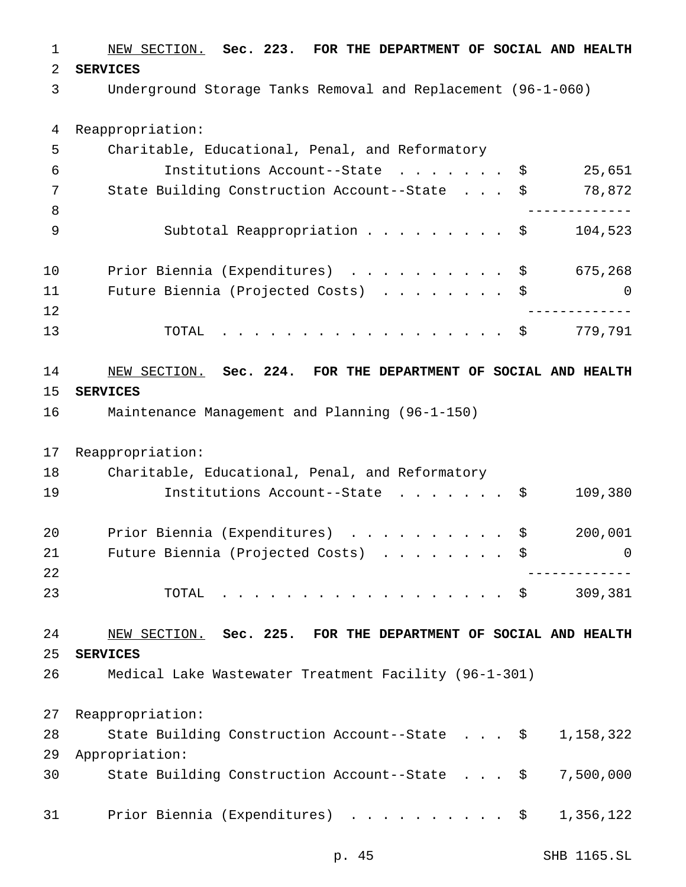NEW SECTION. **Sec. 223. FOR THE DEPARTMENT OF SOCIAL AND HEALTH SERVICES**

Underground Storage Tanks Removal and Replacement (96-1-060)

Reappropriation:

| | | |
|---|---|---|
| Charitable, Educational, Penal, and Reformatory Institutions Account--State | $ | 25,651 |
| State Building Construction Account--State | $ | 78,872 |
| Subtotal Reappropriation | $ | 104,523 |
| Prior Biennia (Expenditures) | $ | 675,268 |
| Future Biennia (Projected Costs) | $ | 0 |
| TOTAL | $ | 779,791 |

NEW SECTION. **Sec. 224. FOR THE DEPARTMENT OF SOCIAL AND HEALTH SERVICES**

Maintenance Management and Planning (96-1-150)

Reappropriation:

| | | |
|---|---|---|
| Charitable, Educational, Penal, and Reformatory Institutions Account--State | $ | 109,380 |
| Prior Biennia (Expenditures) | $ | 200,001 |
| Future Biennia (Projected Costs) | $ | 0 |
| TOTAL | $ | 309,381 |

NEW SECTION. **Sec. 225. FOR THE DEPARTMENT OF SOCIAL AND HEALTH SERVICES**

Medical Lake Wastewater Treatment Facility (96-1-301)

| | | |
|---|---|---|
| Reappropriation: | | |
| State Building Construction Account--State | $ | 1,158,322 |
| Appropriation: | | |
| State Building Construction Account--State | $ | 7,500,000 |
| Prior Biennia (Expenditures) | $ | 1,356,122 |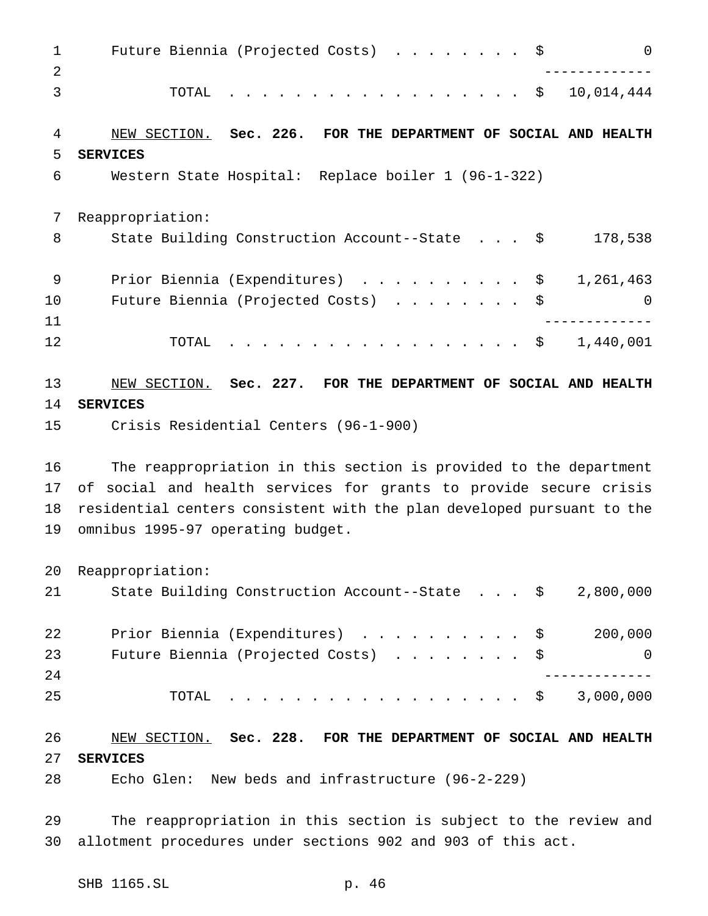Future Biennia (Projected Costs) . . . . . . . . $ 0

-------------

TOTAL . . . . . . . . . . . . . . . . . . $ 10,014,444

NEW SECTION. **Sec. 226. FOR THE DEPARTMENT OF SOCIAL AND HEALTH SERVICES**

Western State Hospital: Replace boiler 1 (96-1-322)

Reappropriation:

| | |
|---|---|
| State Building Construction Account--State . . . | $ 178,538 |
| Prior Biennia (Expenditures) . . . . . . . . . . | $ 1,261,463 |
| Future Biennia (Projected Costs) . . . . . . . . | $ 0 |
| TOTAL . . . . . . . . . . . . . . . . . . | $ 1,440,001 |

NEW SECTION. **Sec. 227. FOR THE DEPARTMENT OF SOCIAL AND HEALTH SERVICES**

Crisis Residential Centers (96-1-900)

The reappropriation in this section is provided to the department of social and health services for grants to provide secure crisis residential centers consistent with the plan developed pursuant to the omnibus 1995-97 operating budget.

Reappropriation:

| | |
|---|---|
| State Building Construction Account--State . . . | $ 2,800,000 |
| Prior Biennia (Expenditures) . . . . . . . . . . | $ 200,000 |
| Future Biennia (Projected Costs) . . . . . . . . | $ 0 |
| TOTAL . . . . . . . . . . . . . . . . . . | $ 3,000,000 |

NEW SECTION. **Sec. 228. FOR THE DEPARTMENT OF SOCIAL AND HEALTH SERVICES**

Echo Glen: New beds and infrastructure (96-2-229)

The reappropriation in this section is subject to the review and allotment procedures under sections 902 and 903 of this act.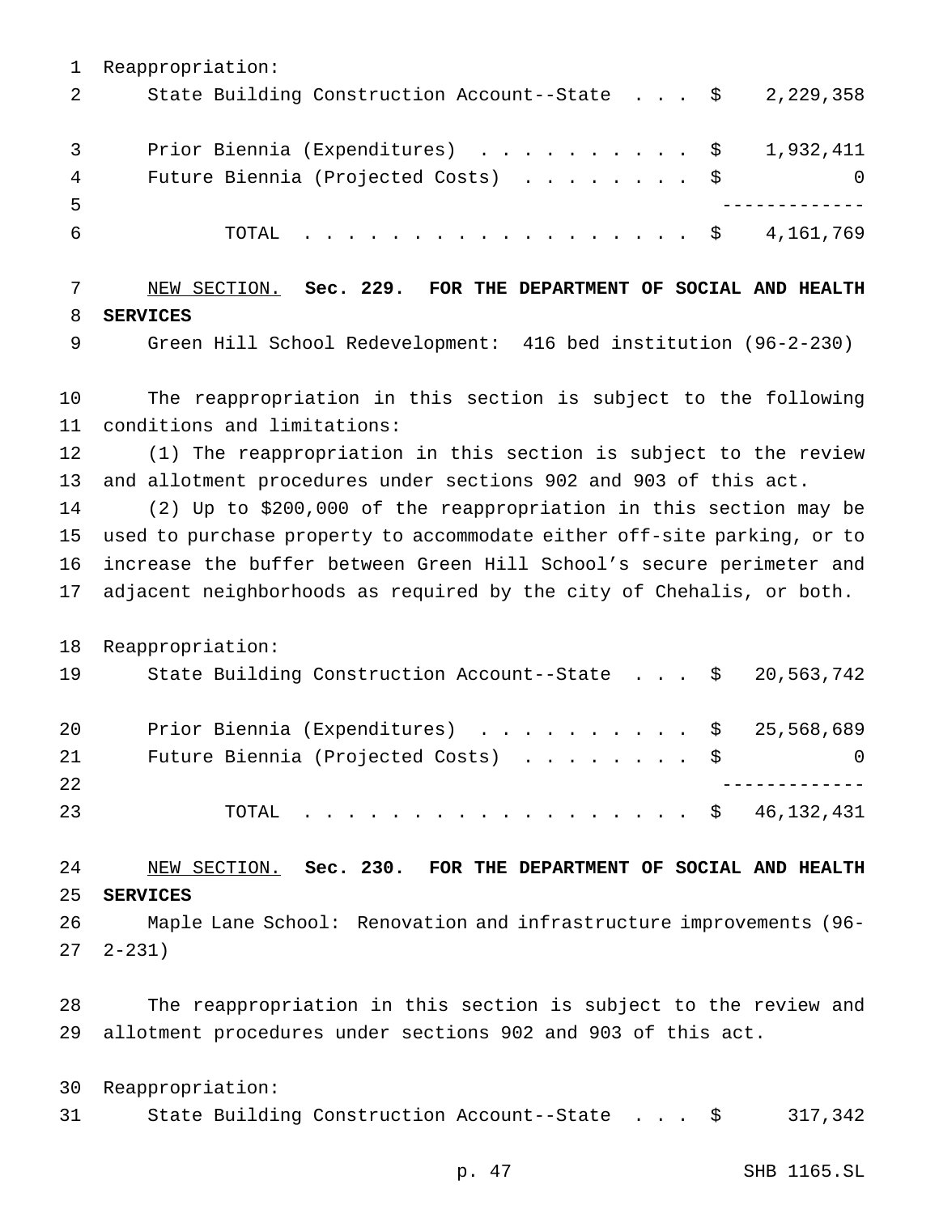Reappropriation:

| | | |
|---|---|---|
| State Building Construction Account--State . . . | $ | 2,229,358 |
| Prior Biennia (Expenditures) . . . . . . . . . . . | $ | 1,932,411 |
| Future Biennia (Projected Costs) . . . . . . . . | $ | 0 |
| TOTAL . . . . . . . . . . . . . . . . . . | $ | 4,161,769 |

NEW SECTION. **Sec. 229. FOR THE DEPARTMENT OF SOCIAL AND HEALTH SERVICES**

Green Hill School Redevelopment: 416 bed institution (96-2-230)

The reappropriation in this section is subject to the following conditions and limitations:

(1) The reappropriation in this section is subject to the review and allotment procedures under sections 902 and 903 of this act.

(2) Up to $200,000 of the reappropriation in this section may be used to purchase property to accommodate either off-site parking, or to increase the buffer between Green Hill School's secure perimeter and adjacent neighborhoods as required by the city of Chehalis, or both.

Reappropriation:

| | | |
|---|---|---|
| State Building Construction Account--State . . . | $ | 20,563,742 |
| Prior Biennia (Expenditures) . . . . . . . . . . . | $ | 25,568,689 |
| Future Biennia (Projected Costs) . . . . . . . . | $ | 0 |
| TOTAL . . . . . . . . . . . . . . . . . . | $ | 46,132,431 |

NEW SECTION. **Sec. 230. FOR THE DEPARTMENT OF SOCIAL AND HEALTH SERVICES**

Maple Lane School: Renovation and infrastructure improvements (96-2-231)

The reappropriation in this section is subject to the review and allotment procedures under sections 902 and 903 of this act.

Reappropriation:

| | | |
|---|---|---|
| State Building Construction Account--State . . . | $ | 317,342 |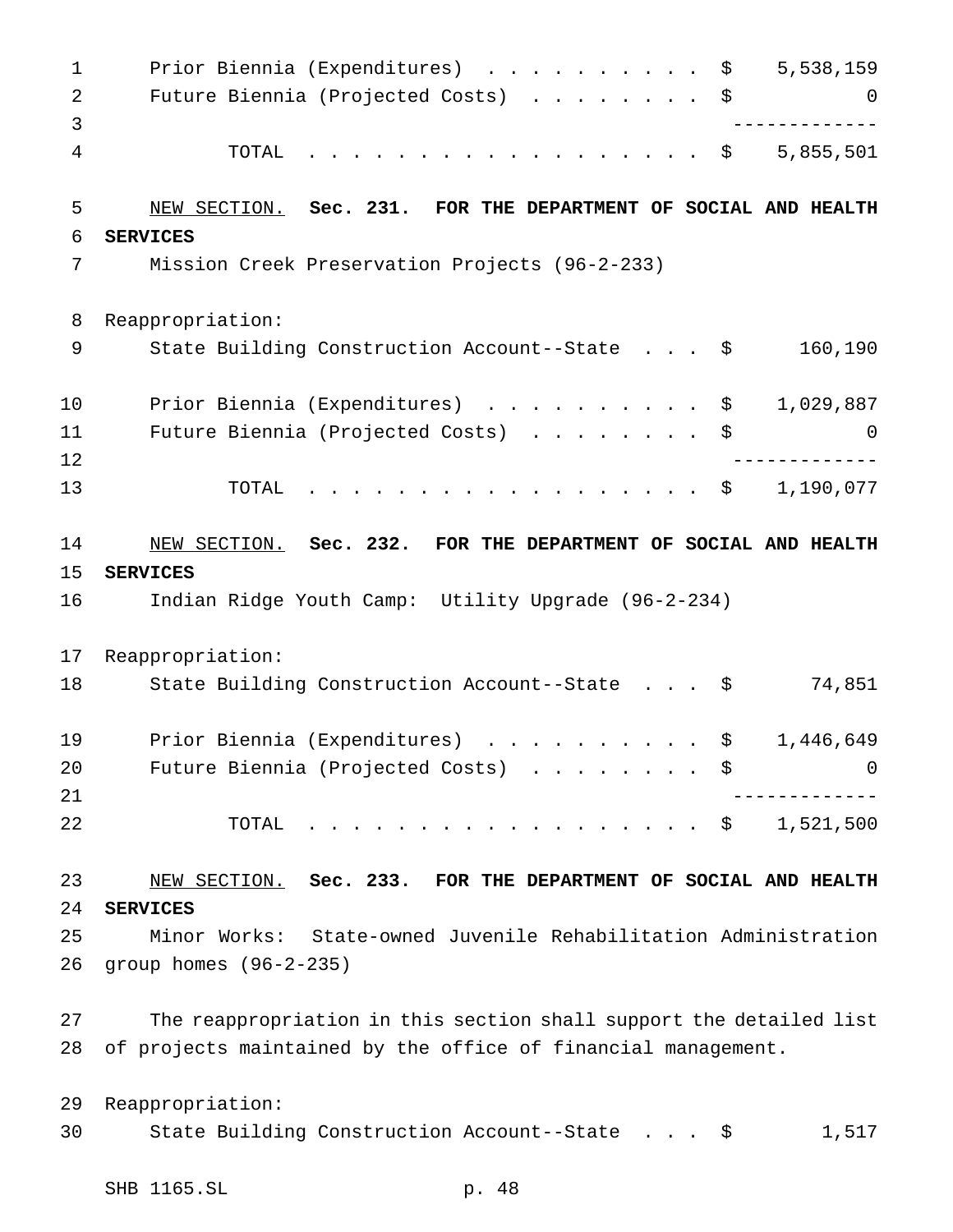Prior Biennia (Expenditures) . . . . . . . . . . $ 5,538,159
Future Biennia (Projected Costs) . . . . . . . . $ 0

TOTAL . . . . . . . . . . . . . . . . . . $ 5,855,501

NEW SECTION. **Sec. 231. FOR THE DEPARTMENT OF SOCIAL AND HEALTH SERVICES**

Mission Creek Preservation Projects (96-2-233)

Reappropriation:
State Building Construction Account--State . . . $ 160,190

Prior Biennia (Expenditures) . . . . . . . . . . $ 1,029,887
Future Biennia (Projected Costs) . . . . . . . . $ 0

TOTAL . . . . . . . . . . . . . . . . . . $ 1,190,077

NEW SECTION. **Sec. 232. FOR THE DEPARTMENT OF SOCIAL AND HEALTH SERVICES**

Indian Ridge Youth Camp: Utility Upgrade (96-2-234)

Reappropriation:
State Building Construction Account--State . . . $ 74,851

Prior Biennia (Expenditures) . . . . . . . . . . $ 1,446,649
Future Biennia (Projected Costs) . . . . . . . . $ 0

TOTAL . . . . . . . . . . . . . . . . . . $ 1,521,500

NEW SECTION. **Sec. 233. FOR THE DEPARTMENT OF SOCIAL AND HEALTH SERVICES**

Minor Works: State-owned Juvenile Rehabilitation Administration group homes (96-2-235)

The reappropriation in this section shall support the detailed list of projects maintained by the office of financial management.

Reappropriation:
State Building Construction Account--State . . . $ 1,517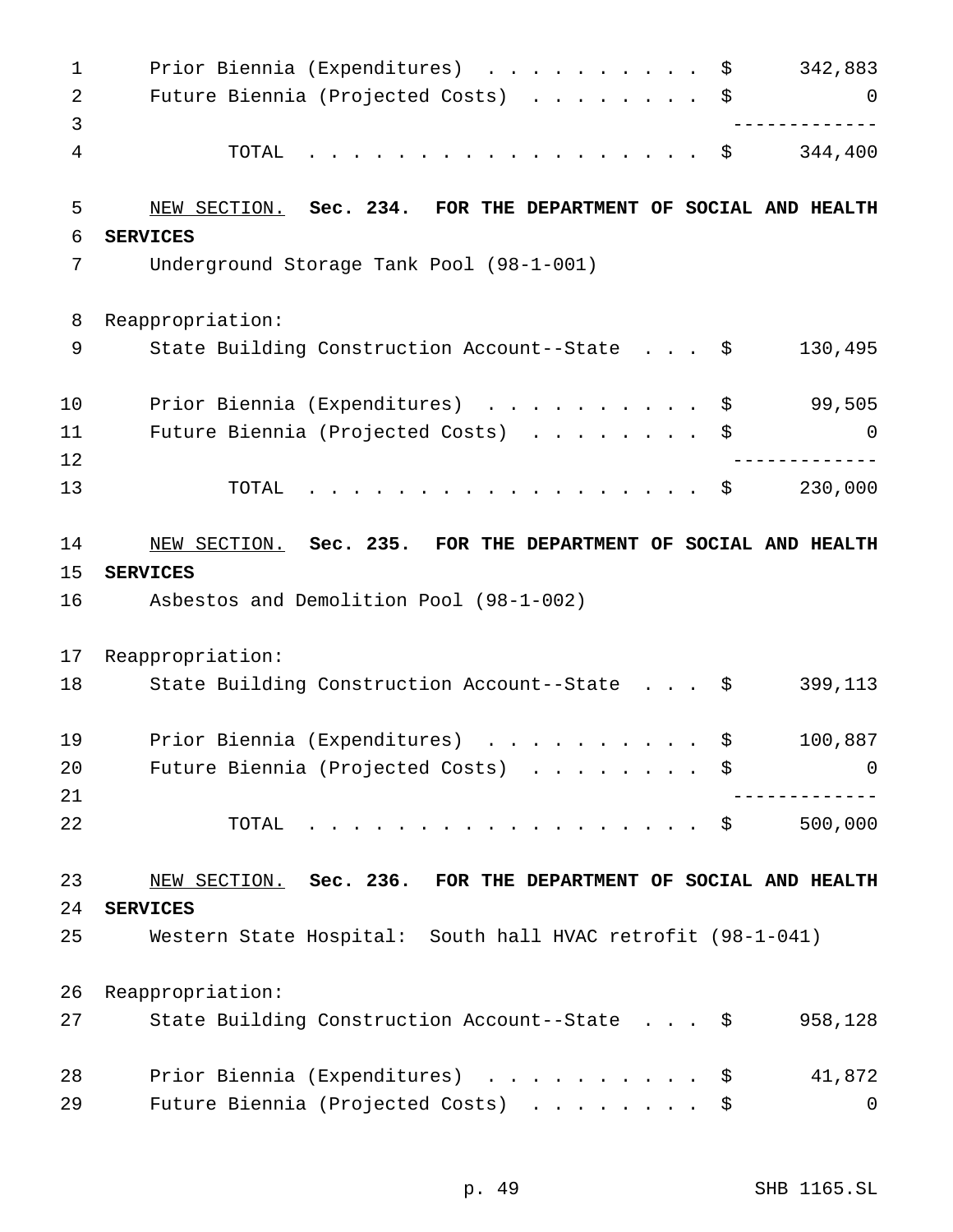| | |
|---|---|
| Prior Biennia (Expenditures) | $ 342,883 |
| Future Biennia (Projected Costs) | $ 0 |
| TOTAL | $ 344,400 |

NEW SECTION. **Sec. 234. FOR THE DEPARTMENT OF SOCIAL AND HEALTH SERVICES**

Underground Storage Tank Pool (98-1-001)

Reappropriation:

| | |
|---|---|
| State Building Construction Account--State | $ 130,495 |
| Prior Biennia (Expenditures) | $ 99,505 |
| Future Biennia (Projected Costs) | $ 0 |
| TOTAL | $ 230,000 |

NEW SECTION. **Sec. 235. FOR THE DEPARTMENT OF SOCIAL AND HEALTH SERVICES**

Asbestos and Demolition Pool (98-1-002)

Reappropriation:

| | |
|---|---|
| State Building Construction Account--State | $ 399,113 |
| Prior Biennia (Expenditures) | $ 100,887 |
| Future Biennia (Projected Costs) | $ 0 |
| TOTAL | $ 500,000 |

NEW SECTION. **Sec. 236. FOR THE DEPARTMENT OF SOCIAL AND HEALTH SERVICES**

Western State Hospital: South hall HVAC retrofit (98-1-041)

Reappropriation:

| | |
|---|---|
| State Building Construction Account--State | $ 958,128 |
| Prior Biennia (Expenditures) | $ 41,872 |
| Future Biennia (Projected Costs) | $ 0 |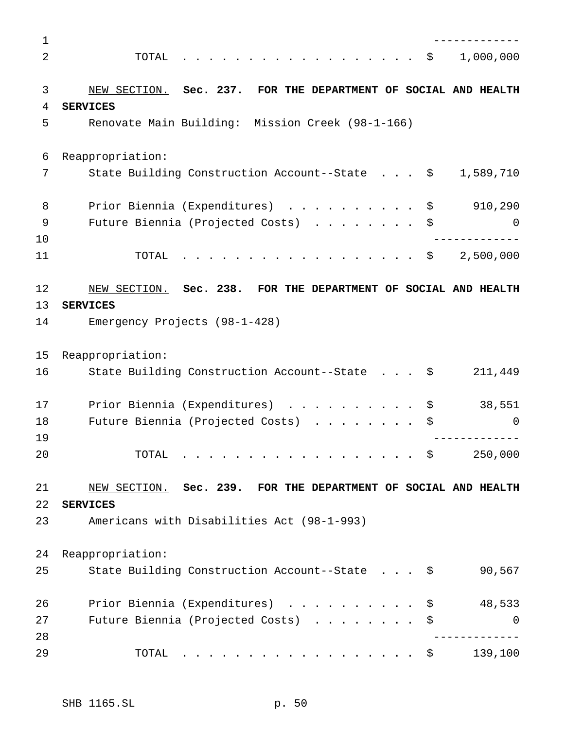TOTAL . . . . . . . . . . . . . . . . . . $ 1,000,000

NEW SECTION. **Sec. 237. FOR THE DEPARTMENT OF SOCIAL AND HEALTH SERVICES**

Renovate Main Building: Mission Creek (98-1-166)

Reappropriation:

| | | |
|---|---|---|
| State Building Construction Account--State . . . | $ | 1,589,710 |
| Prior Biennia (Expenditures) . . . . . . . . . . | $ | 910,290 |
| Future Biennia (Projected Costs) . . . . . . . . | $ | 0 |
| TOTAL . . . . . . . . . . . . . . . . . . | $ | 2,500,000 |

NEW SECTION. **Sec. 238. FOR THE DEPARTMENT OF SOCIAL AND HEALTH SERVICES**

Emergency Projects (98-1-428)

Reappropriation:

| | | |
|---|---|---|
| State Building Construction Account--State . . . | $ | 211,449 |
| Prior Biennia (Expenditures) . . . . . . . . . . | $ | 38,551 |
| Future Biennia (Projected Costs) . . . . . . . . | $ | 0 |
| TOTAL . . . . . . . . . . . . . . . . . . | $ | 250,000 |

NEW SECTION. **Sec. 239. FOR THE DEPARTMENT OF SOCIAL AND HEALTH SERVICES**

Americans with Disabilities Act (98-1-993)

Reappropriation:

| | | |
|---|---|---|
| State Building Construction Account--State . . . | $ | 90,567 |
| Prior Biennia (Expenditures) . . . . . . . . . . | $ | 48,533 |
| Future Biennia (Projected Costs) . . . . . . . . | $ | 0 |
| TOTAL . . . . . . . . . . . . . . . . . . | $ | 139,100 |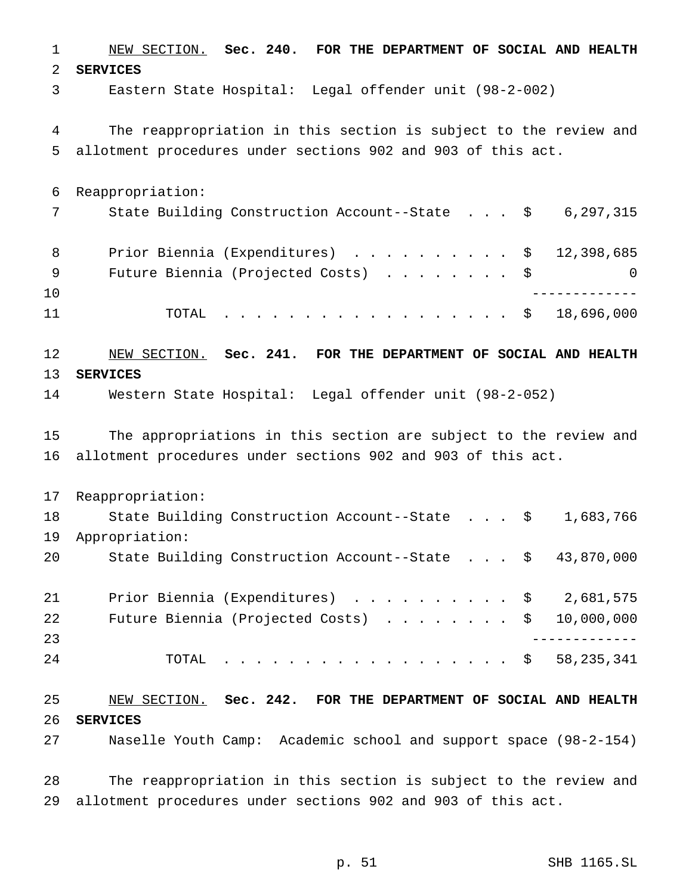NEW SECTION. **Sec. 240. FOR THE DEPARTMENT OF SOCIAL AND HEALTH SERVICES**

Eastern State Hospital: Legal offender unit (98-2-002)

The reappropriation in this section is subject to the review and allotment procedures under sections 902 and 903 of this act.

Reappropriation:

| | | |
|---|---|---|
| State Building Construction Account--State . . . | $ | 6,297,315 |
| Prior Biennia (Expenditures) . . . . . . . . . . | $ | 12,398,685 |
| Future Biennia (Projected Costs) . . . . . . . . | $ | 0 |
| TOTAL . . . . . . . . . . . . . . . . . . | $ | 18,696,000 |

NEW SECTION. **Sec. 241. FOR THE DEPARTMENT OF SOCIAL AND HEALTH SERVICES**

Western State Hospital: Legal offender unit (98-2-052)

The appropriations in this section are subject to the review and allotment procedures under sections 902 and 903 of this act.

| | | |
|---|---|---|
| Reappropriation: | | |
| State Building Construction Account--State . . . | $ | 1,683,766 |
| Appropriation: | | |
| State Building Construction Account--State . . . | $ | 43,870,000 |
| Prior Biennia (Expenditures) . . . . . . . . . . | $ | 2,681,575 |
| Future Biennia (Projected Costs) . . . . . . . . | $ | 10,000,000 |
| TOTAL . . . . . . . . . . . . . . . . . . | $ | 58,235,341 |

NEW SECTION. **Sec. 242. FOR THE DEPARTMENT OF SOCIAL AND HEALTH SERVICES**

Naselle Youth Camp: Academic school and support space (98-2-154)

The reappropriation in this section is subject to the review and allotment procedures under sections 902 and 903 of this act.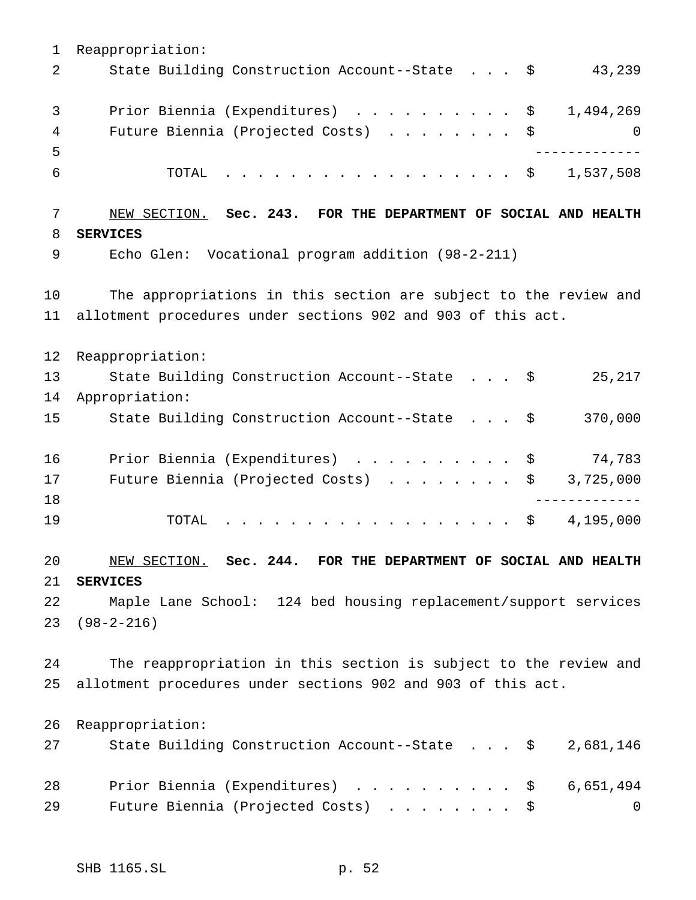Reappropriation:

| | | |
|---|---|---|
| State Building Construction Account--State | $ | 43,239 |
| Prior Biennia (Expenditures) | $ | 1,494,269 |
| Future Biennia (Projected Costs) | $ | 0 |
| TOTAL | $ | 1,537,508 |

NEW SECTION. **Sec. 243. FOR THE DEPARTMENT OF SOCIAL AND HEALTH SERVICES**

Echo Glen: Vocational program addition (98-2-211)

The appropriations in this section are subject to the review and allotment procedures under sections 902 and 903 of this act.

| | | |
|---|---|---|
| Reappropriation: | | |
| State Building Construction Account--State | $ | 25,217 |
| Appropriation: | | |
| State Building Construction Account--State | $ | 370,000 |
| Prior Biennia (Expenditures) | $ | 74,783 |
| Future Biennia (Projected Costs) | $ | 3,725,000 |
| TOTAL | $ | 4,195,000 |

NEW SECTION. **Sec. 244. FOR THE DEPARTMENT OF SOCIAL AND HEALTH SERVICES**

Maple Lane School: 124 bed housing replacement/support services (98-2-216)

The reappropriation in this section is subject to the review and allotment procedures under sections 902 and 903 of this act.

| | | |
|---|---|---|
| Reappropriation: | | |
| State Building Construction Account--State | $ | 2,681,146 |
| Prior Biennia (Expenditures) | $ | 6,651,494 |
| Future Biennia (Projected Costs) | $ | 0 |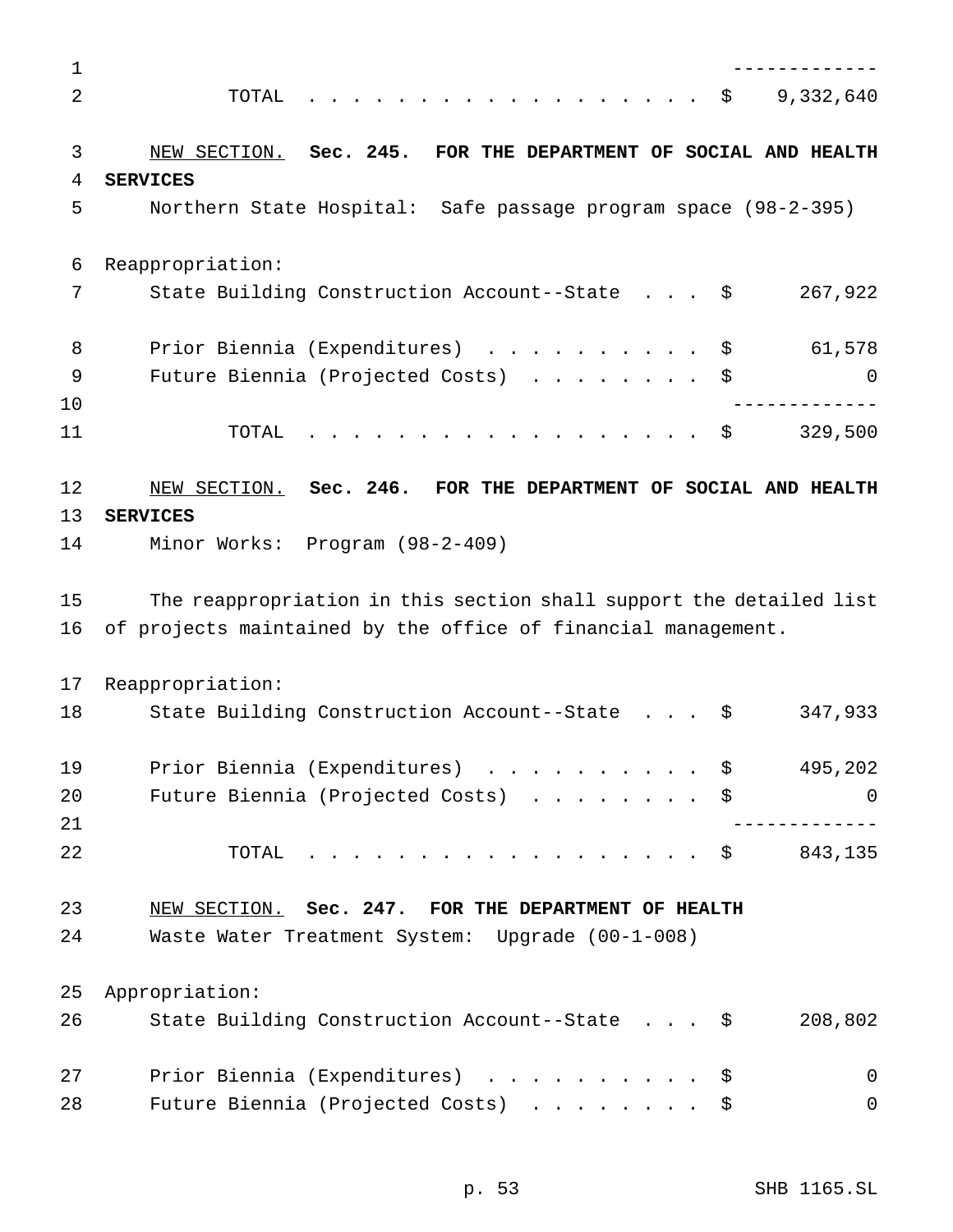| | | |
|---|---|---|
| TOTAL | $ | 9,332,640 |

NEW SECTION. **Sec. 245. FOR THE DEPARTMENT OF SOCIAL AND HEALTH SERVICES**

Northern State Hospital: Safe passage program space (98-2-395)

Reappropriation:

| | | |
|---|---|---|
| State Building Construction Account--State | $ | 267,922 |
| Prior Biennia (Expenditures) | $ | 61,578 |
| Future Biennia (Projected Costs) | $ | 0 |
| TOTAL | $ | 329,500 |

NEW SECTION. **Sec. 246. FOR THE DEPARTMENT OF SOCIAL AND HEALTH SERVICES**

Minor Works: Program (98-2-409)

The reappropriation in this section shall support the detailed list of projects maintained by the office of financial management.

Reappropriation:

| | | |
|---|---|---|
| State Building Construction Account--State | $ | 347,933 |
| Prior Biennia (Expenditures) | $ | 495,202 |
| Future Biennia (Projected Costs) | $ | 0 |
| TOTAL | $ | 843,135 |

NEW SECTION. **Sec. 247. FOR THE DEPARTMENT OF HEALTH**

Waste Water Treatment System: Upgrade (00-1-008)

Appropriation:

| | | |
|---|---|---|
| State Building Construction Account--State | $ | 208,802 |
| Prior Biennia (Expenditures) | $ | 0 |
| Future Biennia (Projected Costs) | $ | 0 |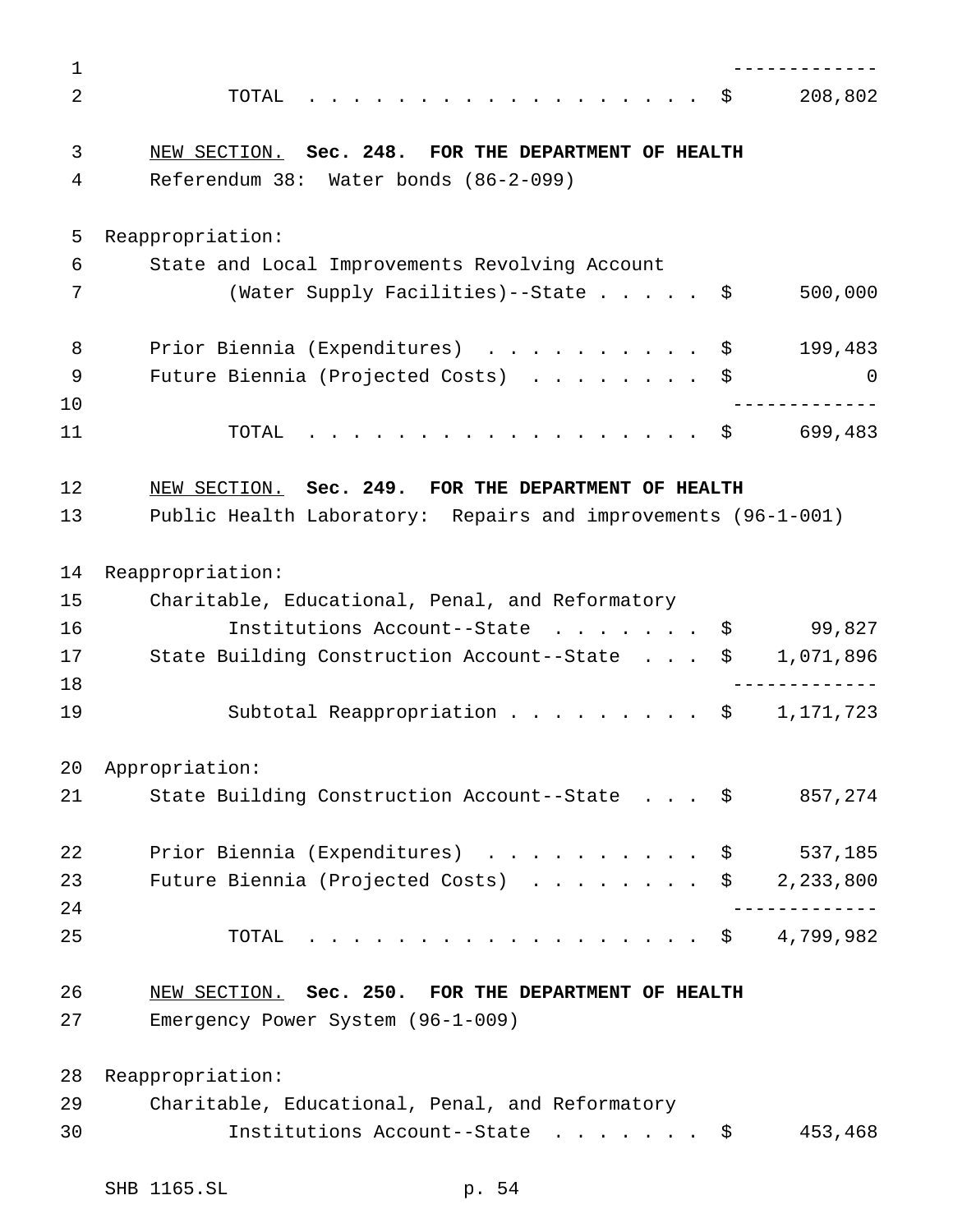| | |
|---|---|
| TOTAL | $ 208,802 |

NEW SECTION. **Sec. 248. FOR THE DEPARTMENT OF HEALTH**

Referendum 38: Water bonds (86-2-099)

Reappropriation:

| | |
|---|---|
| State and Local Improvements Revolving Account (Water Supply Facilities)--State | $ 500,000 |
| Prior Biennia (Expenditures) | $ 199,483 |
| Future Biennia (Projected Costs) | $ 0 |
| TOTAL | $ 699,483 |

NEW SECTION. **Sec. 249. FOR THE DEPARTMENT OF HEALTH**

Public Health Laboratory: Repairs and improvements (96-1-001)

Reappropriation:

| | |
|---|---|
| Charitable, Educational, Penal, and Reformatory Institutions Account--State | $ 99,827 |
| State Building Construction Account--State | $ 1,071,896 |
| Subtotal Reappropriation | $ 1,171,723 |

Appropriation:

| | |
|---|---|
| State Building Construction Account--State | $ 857,274 |
| Prior Biennia (Expenditures) | $ 537,185 |
| Future Biennia (Projected Costs) | $ 2,233,800 |
| TOTAL | $ 4,799,982 |

NEW SECTION. **Sec. 250. FOR THE DEPARTMENT OF HEALTH**

Emergency Power System (96-1-009)

Reappropriation:

| | |
|---|---|
| Charitable, Educational, Penal, and Reformatory Institutions Account--State | $ 453,468 |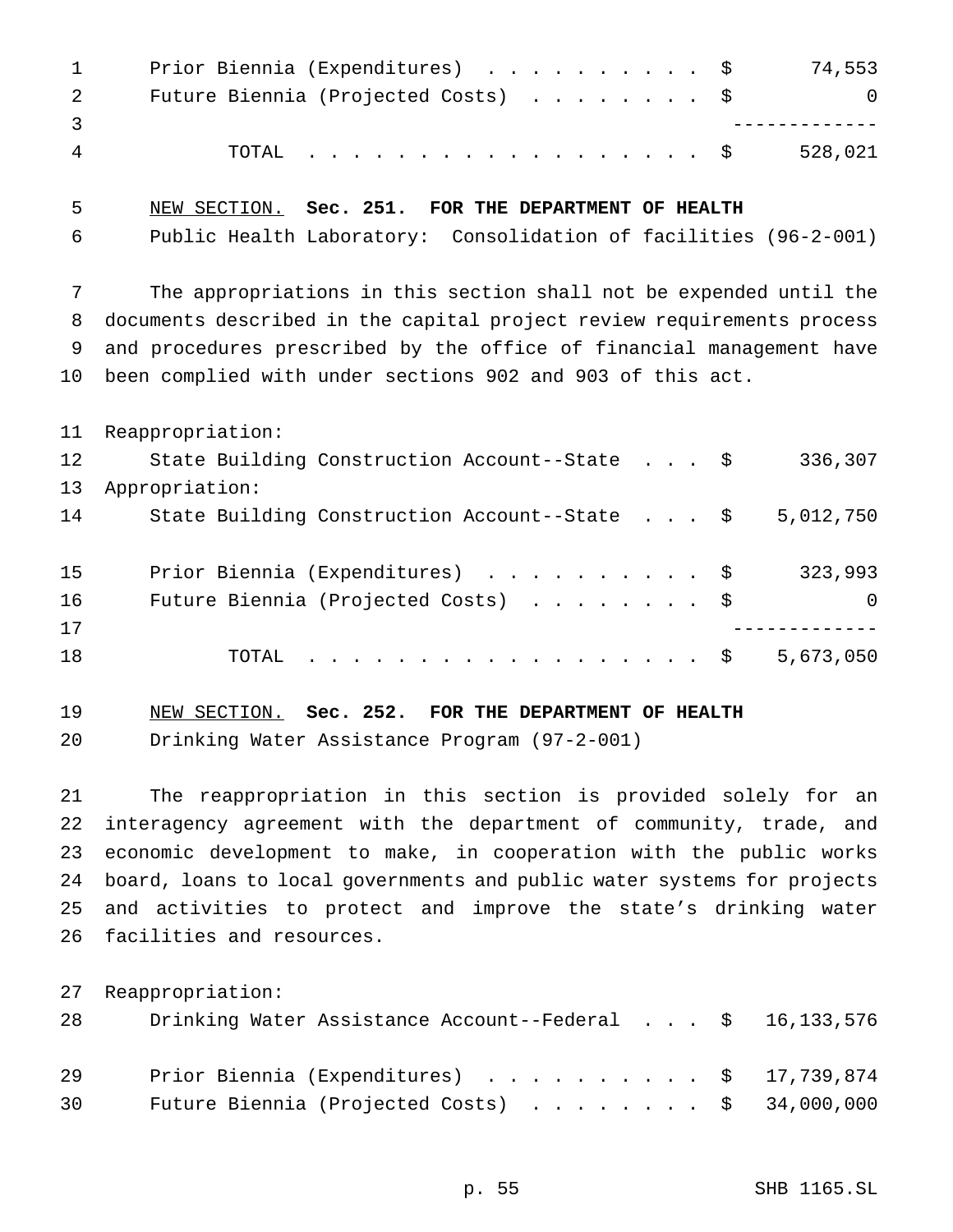| | |
|---|---|
| Prior Biennia (Expenditures) . . . . . . . . . . . | $ 74,553 |
| Future Biennia (Projected Costs) . . . . . . . . . | $ 0 |
| TOTAL . . . . . . . . . . . . . . . . . . . . | $ 528,021 |

NEW SECTION. **Sec. 251. FOR THE DEPARTMENT OF HEALTH**

Public Health Laboratory: Consolidation of facilities (96-2-001)

The appropriations in this section shall not be expended until the documents described in the capital project review requirements process and procedures prescribed by the office of financial management have been complied with under sections 902 and 903 of this act.

| | |
|---|---|
| Reappropriation: | |
| State Building Construction Account--State . . . | $ 336,307 |
| Appropriation: | |
| State Building Construction Account--State . . . | $ 5,012,750 |
| Prior Biennia (Expenditures) . . . . . . . . . . . | $ 323,993 |
| Future Biennia (Projected Costs) . . . . . . . . . | $ 0 |
| TOTAL . . . . . . . . . . . . . . . . . . . . | $ 5,673,050 |

NEW SECTION. **Sec. 252. FOR THE DEPARTMENT OF HEALTH**

Drinking Water Assistance Program (97-2-001)

The reappropriation in this section is provided solely for an interagency agreement with the department of community, trade, and economic development to make, in cooperation with the public works board, loans to local governments and public water systems for projects and activities to protect and improve the state's drinking water facilities and resources.

| | |
|---|---|
| Reappropriation: | |
| Drinking Water Assistance Account--Federal . . . | $ 16,133,576 |
| Prior Biennia (Expenditures) . . . . . . . . . . . | $ 17,739,874 |
| Future Biennia (Projected Costs) . . . . . . . . . | $ 34,000,000 |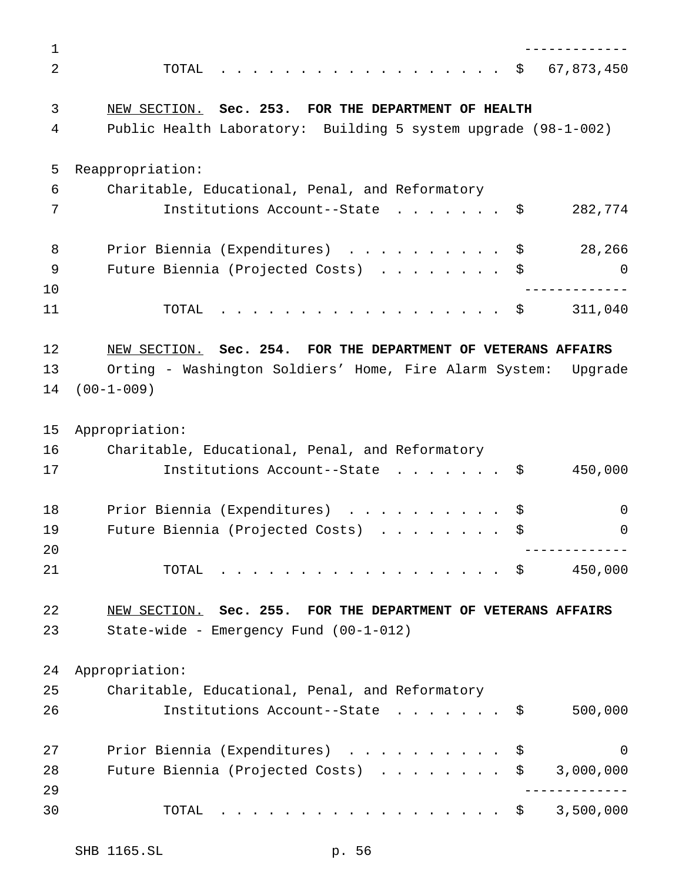| | |
|---|---|
| TOTAL | $ 67,873,450 |

NEW SECTION. **Sec. 253. FOR THE DEPARTMENT OF HEALTH**

Public Health Laboratory: Building 5 system upgrade (98-1-002)

Reappropriation:

| | |
|---|---|
| Charitable, Educational, Penal, and Reformatory Institutions Account--State | $ 282,774 |
| Prior Biennia (Expenditures) | $ 28,266 |
| Future Biennia (Projected Costs) | $ 0 |
| TOTAL | $ 311,040 |

NEW SECTION. **Sec. 254. FOR THE DEPARTMENT OF VETERANS AFFAIRS**

Orting - Washington Soldiers' Home, Fire Alarm System: Upgrade (00-1-009)

Appropriation:

| | |
|---|---|
| Charitable, Educational, Penal, and Reformatory Institutions Account--State | $ 450,000 |
| Prior Biennia (Expenditures) | $ 0 |
| Future Biennia (Projected Costs) | $ 0 |
| TOTAL | $ 450,000 |

NEW SECTION. **Sec. 255. FOR THE DEPARTMENT OF VETERANS AFFAIRS**

State-wide - Emergency Fund (00-1-012)

Appropriation:

| | |
|---|---|
| Charitable, Educational, Penal, and Reformatory Institutions Account--State | $ 500,000 |
| Prior Biennia (Expenditures) | $ 0 |
| Future Biennia (Projected Costs) | $ 3,000,000 |
| TOTAL | $ 3,500,000 |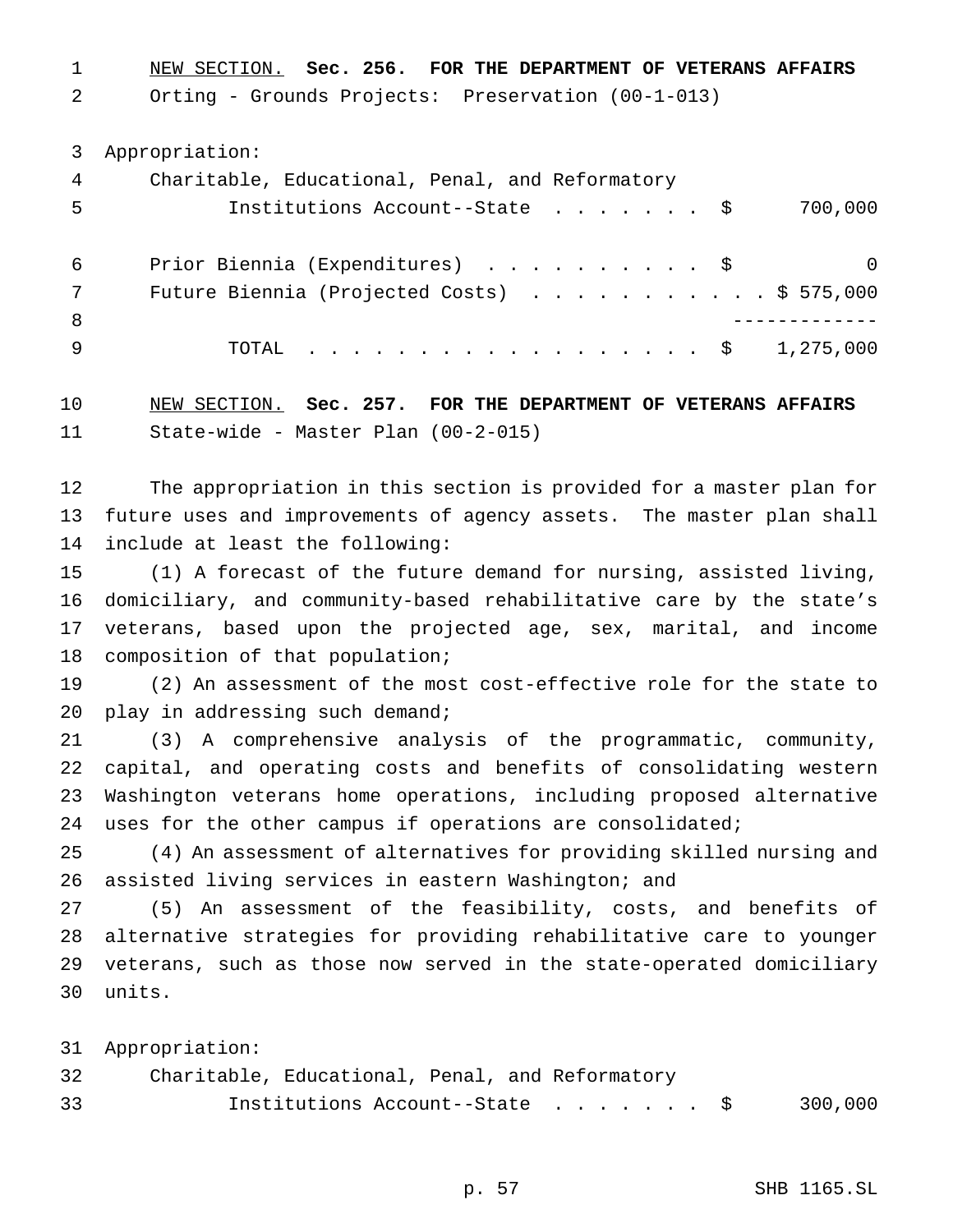NEW SECTION. **Sec. 256. FOR THE DEPARTMENT OF VETERANS AFFAIRS**

Orting - Grounds Projects: Preservation (00-1-013)

Appropriation:

| | |
|---|---|
| Charitable, Educational, Penal, and Reformatory Institutions Account--State | $ 700,000 |
| Prior Biennia (Expenditures) | $ 0 |
| Future Biennia (Projected Costs) | $ 575,000 |
| TOTAL | $ 1,275,000 |

NEW SECTION. **Sec. 257. FOR THE DEPARTMENT OF VETERANS AFFAIRS**

State-wide - Master Plan (00-2-015)

The appropriation in this section is provided for a master plan for future uses and improvements of agency assets. The master plan shall include at least the following:

(1) A forecast of the future demand for nursing, assisted living, domiciliary, and community-based rehabilitative care by the state's veterans, based upon the projected age, sex, marital, and income composition of that population;

(2) An assessment of the most cost-effective role for the state to play in addressing such demand;

(3) A comprehensive analysis of the programmatic, community, capital, and operating costs and benefits of consolidating western Washington veterans home operations, including proposed alternative uses for the other campus if operations are consolidated;

(4) An assessment of alternatives for providing skilled nursing and assisted living services in eastern Washington; and

(5) An assessment of the feasibility, costs, and benefits of alternative strategies for providing rehabilitative care to younger veterans, such as those now served in the state-operated domiciliary units.

Appropriation:

| | |
|---|---|
| Charitable, Educational, Penal, and Reformatory Institutions Account--State | $ 300,000 |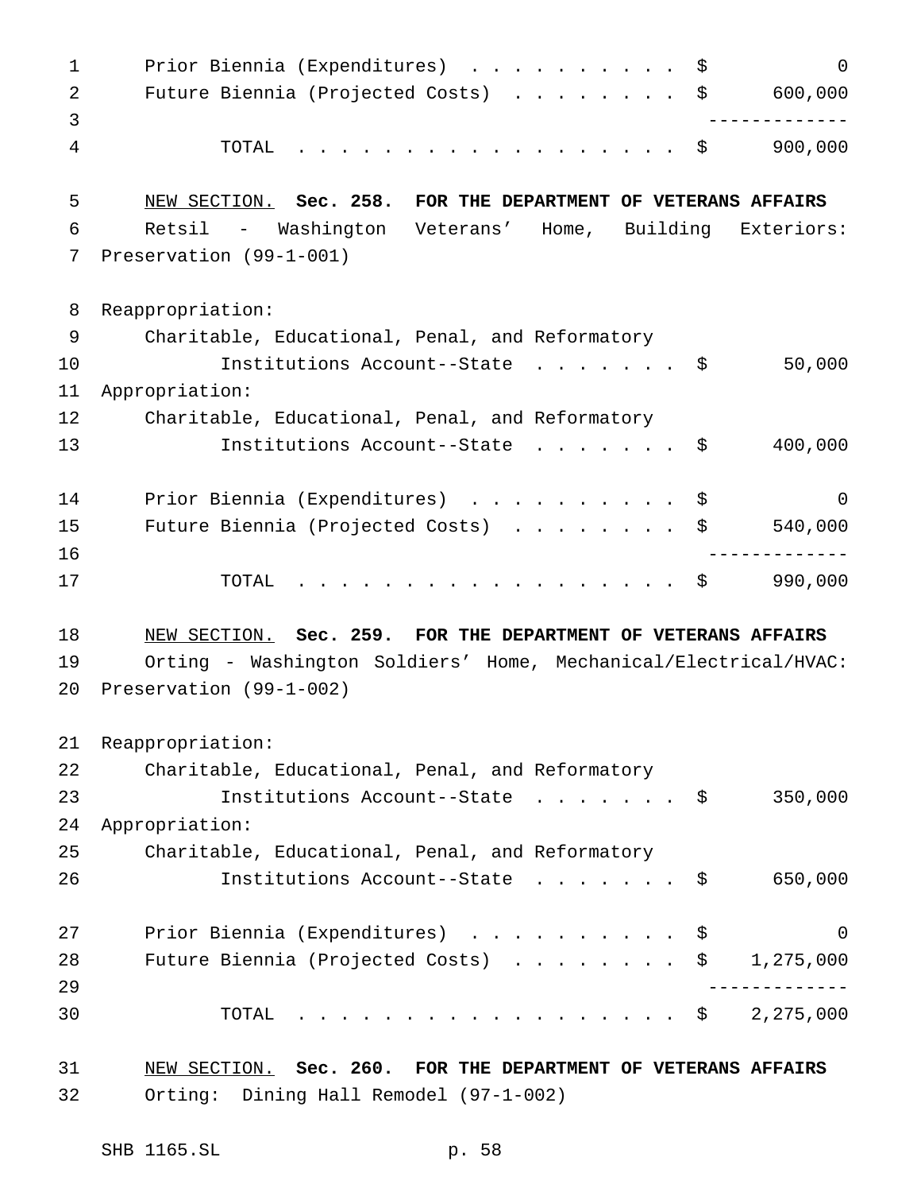| | |
|---|---|
| Prior Biennia (Expenditures) . . . . . . . . . . | $ 0 |
| Future Biennia (Projected Costs) . . . . . . . . | $ 600,000 |
| TOTAL . . . . . . . . . . . . . . . . . . . | $ 900,000 |

NEW SECTION. **Sec. 258. FOR THE DEPARTMENT OF VETERANS AFFAIRS**

Retsil - Washington Veterans' Home, Building Exteriors: Preservation (99-1-001)

| | |
|---|---|
| Reappropriation: | |
| Charitable, Educational, Penal, and Reformatory Institutions Account--State . . . . . . . | $ 50,000 |
| Appropriation: | |
| Charitable, Educational, Penal, and Reformatory Institutions Account--State . . . . . . . | $ 400,000 |
| Prior Biennia (Expenditures) . . . . . . . . . . | $ 0 |
| Future Biennia (Projected Costs) . . . . . . . . | $ 540,000 |
| TOTAL . . . . . . . . . . . . . . . . . . . | $ 990,000 |

NEW SECTION. **Sec. 259. FOR THE DEPARTMENT OF VETERANS AFFAIRS**

Orting - Washington Soldiers' Home, Mechanical/Electrical/HVAC: Preservation (99-1-002)

| | |
|---|---|
| Reappropriation: | |
| Charitable, Educational, Penal, and Reformatory Institutions Account--State . . . . . . . | $ 350,000 |
| Appropriation: | |
| Charitable, Educational, Penal, and Reformatory Institutions Account--State . . . . . . . | $ 650,000 |
| Prior Biennia (Expenditures) . . . . . . . . . . | $ 0 |
| Future Biennia (Projected Costs) . . . . . . . . | $ 1,275,000 |
| TOTAL . . . . . . . . . . . . . . . . . . . | $ 2,275,000 |

NEW SECTION. **Sec. 260. FOR THE DEPARTMENT OF VETERANS AFFAIRS**

Orting: Dining Hall Remodel (97-1-002)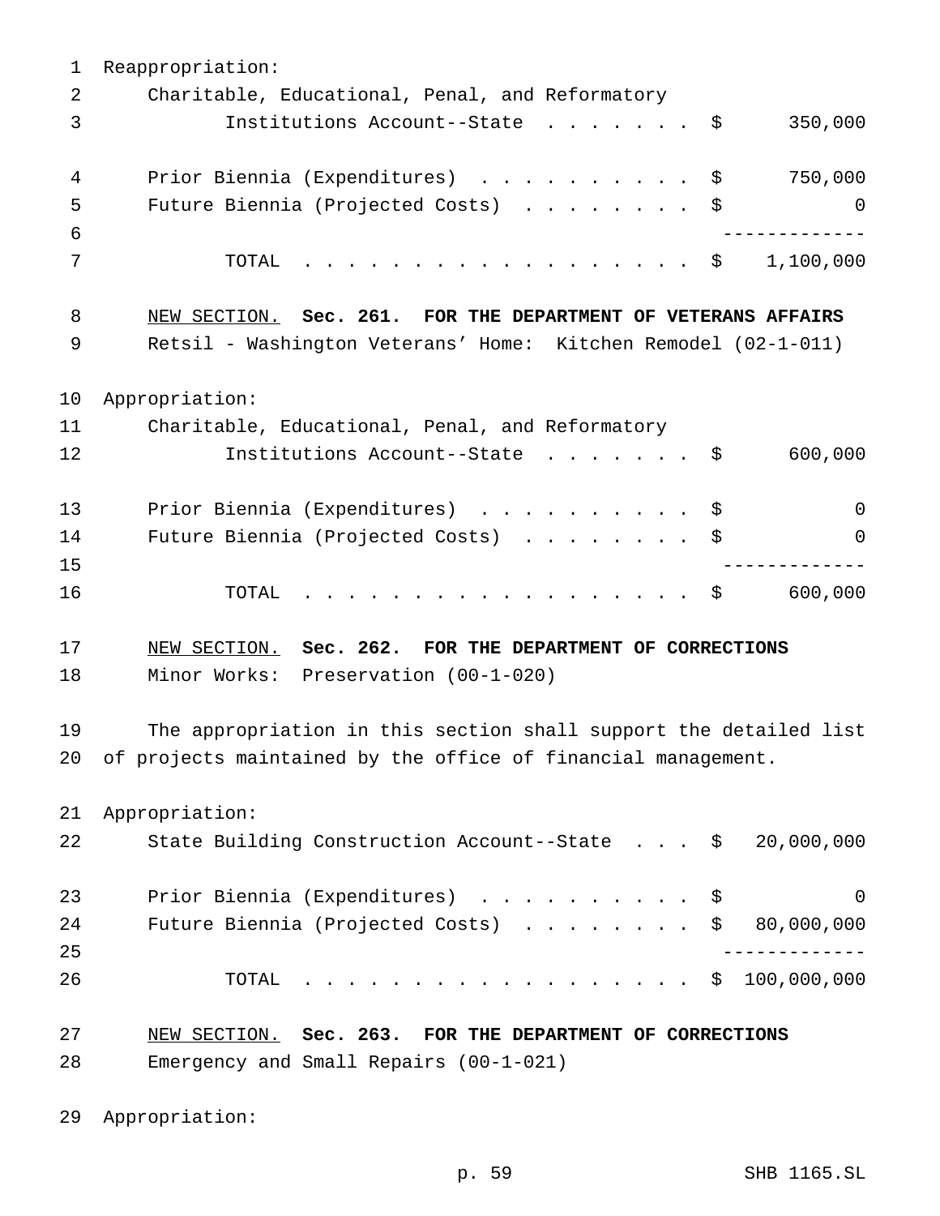Reappropriation:

| | |
|---|---|
| Charitable, Educational, Penal, and Reformatory Institutions Account--State | $ 350,000 |
| Prior Biennia (Expenditures) | $ 750,000 |
| Future Biennia (Projected Costs) | $ 0 |
| TOTAL | $ 1,100,000 |

<u>NEW SECTION.</u> **Sec. 261. FOR THE DEPARTMENT OF VETERANS AFFAIRS**

Retsil - Washington Veterans' Home: Kitchen Remodel (02-1-011)

Appropriation:

| | |
|---|---|
| Charitable, Educational, Penal, and Reformatory Institutions Account--State | $ 600,000 |
| Prior Biennia (Expenditures) | $ 0 |
| Future Biennia (Projected Costs) | $ 0 |
| TOTAL | $ 600,000 |

<u>NEW SECTION.</u> **Sec. 262. FOR THE DEPARTMENT OF CORRECTIONS**

Minor Works: Preservation (00-1-020)

The appropriation in this section shall support the detailed list of projects maintained by the office of financial management.

Appropriation:

| | |
|---|---|
| State Building Construction Account--State | $ 20,000,000 |
| Prior Biennia (Expenditures) | $ 0 |
| Future Biennia (Projected Costs) | $ 80,000,000 |
| TOTAL | $ 100,000,000 |

<u>NEW SECTION.</u> **Sec. 263. FOR THE DEPARTMENT OF CORRECTIONS**

Emergency and Small Repairs (00-1-021)

Appropriation: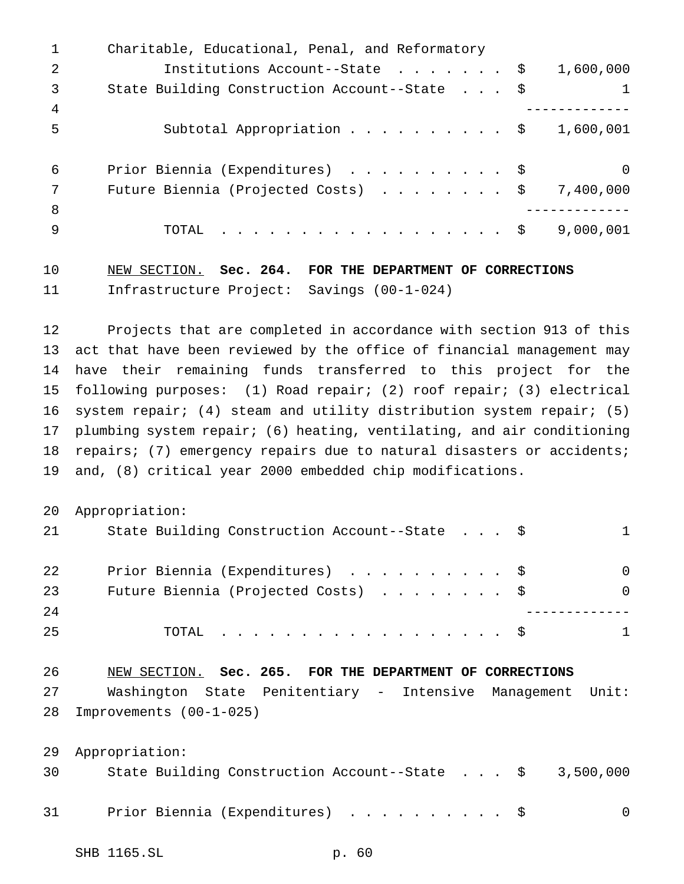| | |
|---|---|
| Charitable, Educational, Penal, and Reformatory Institutions Account--State | $ 1,600,000 |
| State Building Construction Account--State | $ 1 |
| Subtotal Appropriation | $ 1,600,001 |
| Prior Biennia (Expenditures) | $ 0 |
| Future Biennia (Projected Costs) | $ 7,400,000 |
| TOTAL | $ 9,000,001 |

NEW SECTION. **Sec. 264. FOR THE DEPARTMENT OF CORRECTIONS**

Infrastructure Project: Savings (00-1-024)

Projects that are completed in accordance with section 913 of this act that have been reviewed by the office of financial management may have their remaining funds transferred to this project for the following purposes: (1) Road repair; (2) roof repair; (3) electrical system repair; (4) steam and utility distribution system repair; (5) plumbing system repair; (6) heating, ventilating, and air conditioning repairs; (7) emergency repairs due to natural disasters or accidents; and, (8) critical year 2000 embedded chip modifications.

Appropriation:

| | |
|---|---|
| State Building Construction Account--State | $ 1 |
| Prior Biennia (Expenditures) | $ 0 |
| Future Biennia (Projected Costs) | $ 0 |
| TOTAL | $ 1 |

NEW SECTION. **Sec. 265. FOR THE DEPARTMENT OF CORRECTIONS**

Washington State Penitentiary - Intensive Management Unit: Improvements (00-1-025)

Appropriation:

| | |
|---|---|
| State Building Construction Account--State | $ 3,500,000 |
| Prior Biennia (Expenditures) | $ 0 |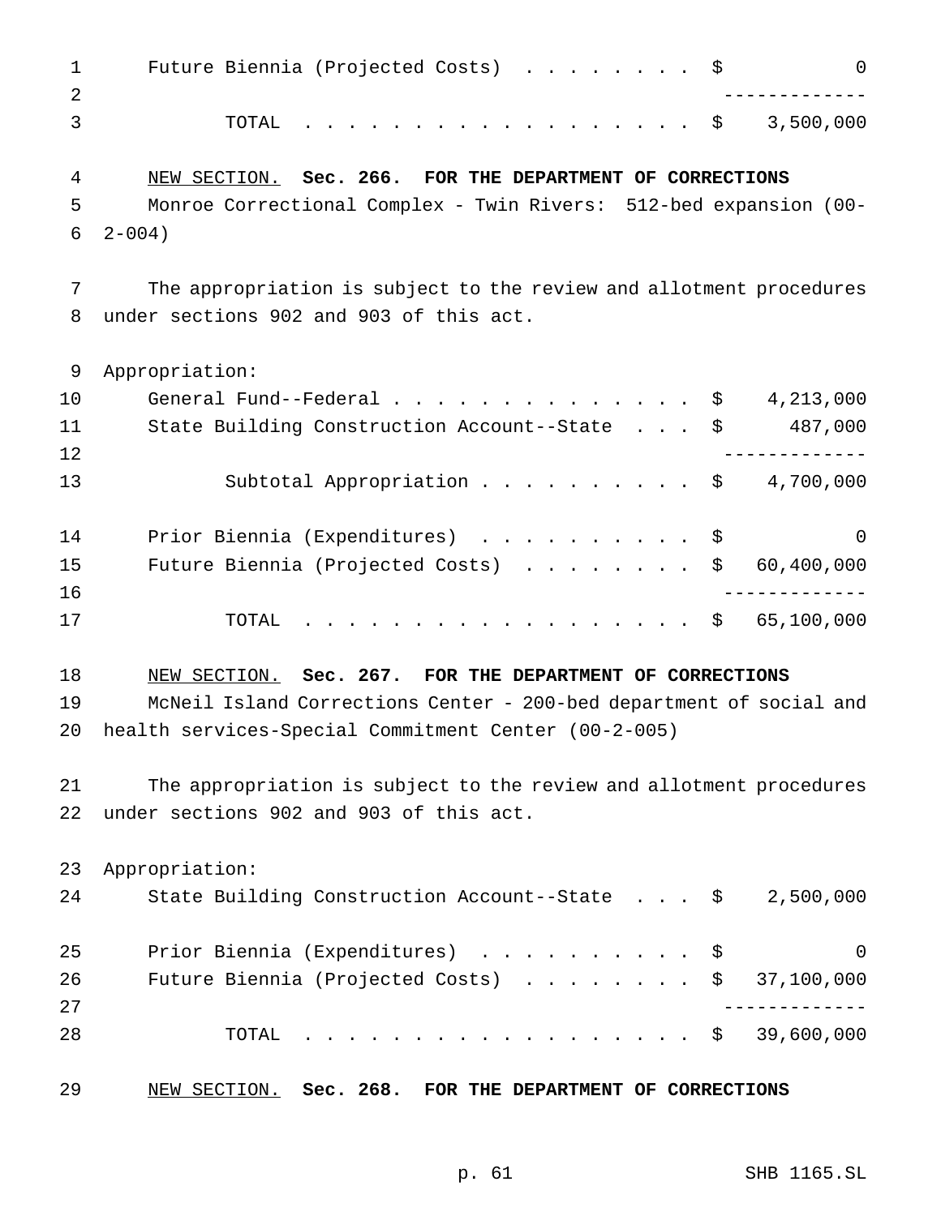| | |
|---|---|
| Future Biennia (Projected Costs) . . . . . . . . | $ 0 |
| TOTAL . . . . . . . . . . . . . . . . . . | $ 3,500,000 |

NEW SECTION. **Sec. 266. FOR THE DEPARTMENT OF CORRECTIONS**

Monroe Correctional Complex - Twin Rivers: 512-bed expansion (00-2-004)

The appropriation is subject to the review and allotment procedures under sections 902 and 903 of this act.

Appropriation:

| | |
|---|---|
| General Fund--Federal . . . . . . . . . . . . . . . | $ 4,213,000 |
| State Building Construction Account--State . . . | $ 487,000 |
| Subtotal Appropriation . . . . . . . . . . | $ 4,700,000 |
| Prior Biennia (Expenditures) . . . . . . . . . . | $ 0 |
| Future Biennia (Projected Costs) . . . . . . . . | $ 60,400,000 |
| TOTAL . . . . . . . . . . . . . . . . . . | $ 65,100,000 |

NEW SECTION. **Sec. 267. FOR THE DEPARTMENT OF CORRECTIONS**

McNeil Island Corrections Center - 200-bed department of social and health services-Special Commitment Center (00-2-005)

The appropriation is subject to the review and allotment procedures under sections 902 and 903 of this act.

Appropriation:

| | |
|---|---|
| State Building Construction Account--State . . . | $ 2,500,000 |
| Prior Biennia (Expenditures) . . . . . . . . . . | $ 0 |
| Future Biennia (Projected Costs) . . . . . . . . | $ 37,100,000 |
| TOTAL . . . . . . . . . . . . . . . . . . | $ 39,600,000 |

NEW SECTION. **Sec. 268. FOR THE DEPARTMENT OF CORRECTIONS**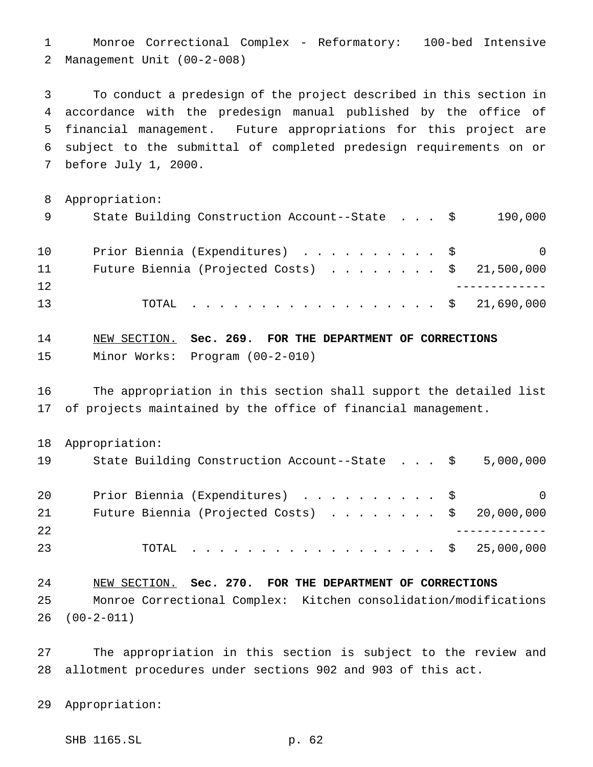Monroe Correctional Complex - Reformatory: 100-bed Intensive Management Unit (00-2-008)

To conduct a predesign of the project described in this section in accordance with the predesign manual published by the office of financial management. Future appropriations for this project are subject to the submittal of completed predesign requirements on or before July 1, 2000.

Appropriation:

| | |
|---|---|
| State Building Construction Account--State . . . | $ 190,000 |
| Prior Biennia (Expenditures) . . . . . . . . . . | $ 0 |
| Future Biennia (Projected Costs) . . . . . . . . | $ 21,500,000 |
| TOTAL . . . . . . . . . . . . . . . . . . | $ 21,690,000 |

NEW SECTION. **Sec. 269. FOR THE DEPARTMENT OF CORRECTIONS**

Minor Works: Program (00-2-010)

The appropriation in this section shall support the detailed list of projects maintained by the office of financial management.

Appropriation:

| | |
|---|---|
| State Building Construction Account--State . . . | $ 5,000,000 |
| Prior Biennia (Expenditures) . . . . . . . . . . | $ 0 |
| Future Biennia (Projected Costs) . . . . . . . . | $ 20,000,000 |
| TOTAL . . . . . . . . . . . . . . . . . . | $ 25,000,000 |

NEW SECTION. **Sec. 270. FOR THE DEPARTMENT OF CORRECTIONS**

Monroe Correctional Complex: Kitchen consolidation/modifications (00-2-011)

The appropriation in this section is subject to the review and allotment procedures under sections 902 and 903 of this act.

Appropriation: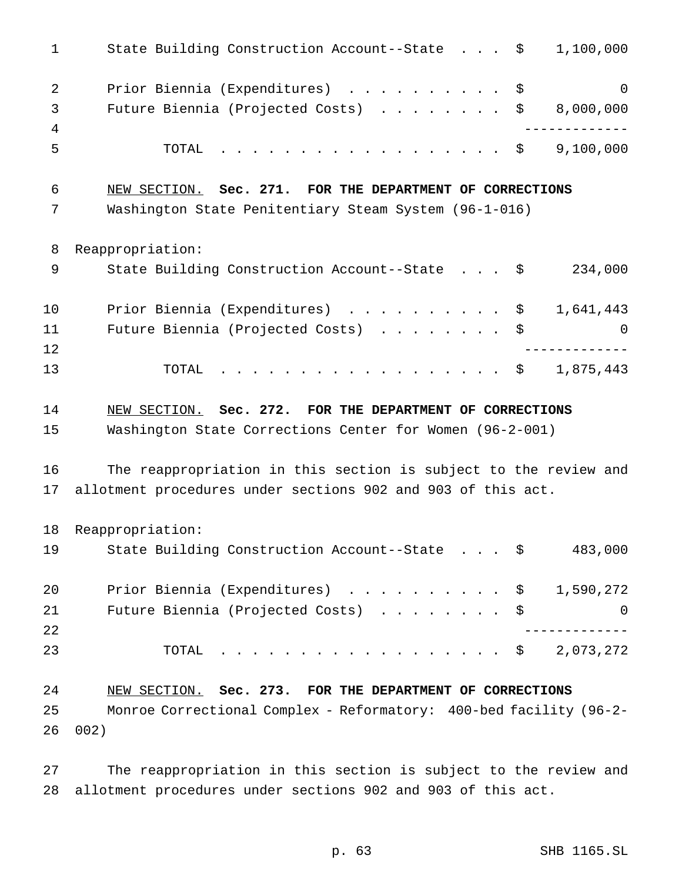State Building Construction Account--State . . . $ 1,100,000

| | |
|---|---|
| Prior Biennia (Expenditures) . . . . . . . . . . | $ 0 |
| Future Biennia (Projected Costs) . . . . . . . . | $ 8,000,000 |
| TOTAL . . . . . . . . . . . . . . . . . . | $ 9,100,000 |

NEW SECTION. **Sec. 271. FOR THE DEPARTMENT OF CORRECTIONS**

Washington State Penitentiary Steam System (96-1-016)

Reappropriation:

State Building Construction Account--State . . . $ 234,000

| | |
|---|---|
| Prior Biennia (Expenditures) . . . . . . . . . . | $ 1,641,443 |
| Future Biennia (Projected Costs) . . . . . . . . | $ 0 |
| TOTAL . . . . . . . . . . . . . . . . . . | $ 1,875,443 |

NEW SECTION. **Sec. 272. FOR THE DEPARTMENT OF CORRECTIONS**

Washington State Corrections Center for Women (96-2-001)

The reappropriation in this section is subject to the review and allotment procedures under sections 902 and 903 of this act.

Reappropriation:

State Building Construction Account--State . . . $ 483,000

| | |
|---|---|
| Prior Biennia (Expenditures) . . . . . . . . . . | $ 1,590,272 |
| Future Biennia (Projected Costs) . . . . . . . . | $ 0 |
| TOTAL . . . . . . . . . . . . . . . . . . | $ 2,073,272 |

NEW SECTION. **Sec. 273. FOR THE DEPARTMENT OF CORRECTIONS**

Monroe Correctional Complex - Reformatory: 400-bed facility (96-2-002)

The reappropriation in this section is subject to the review and allotment procedures under sections 902 and 903 of this act.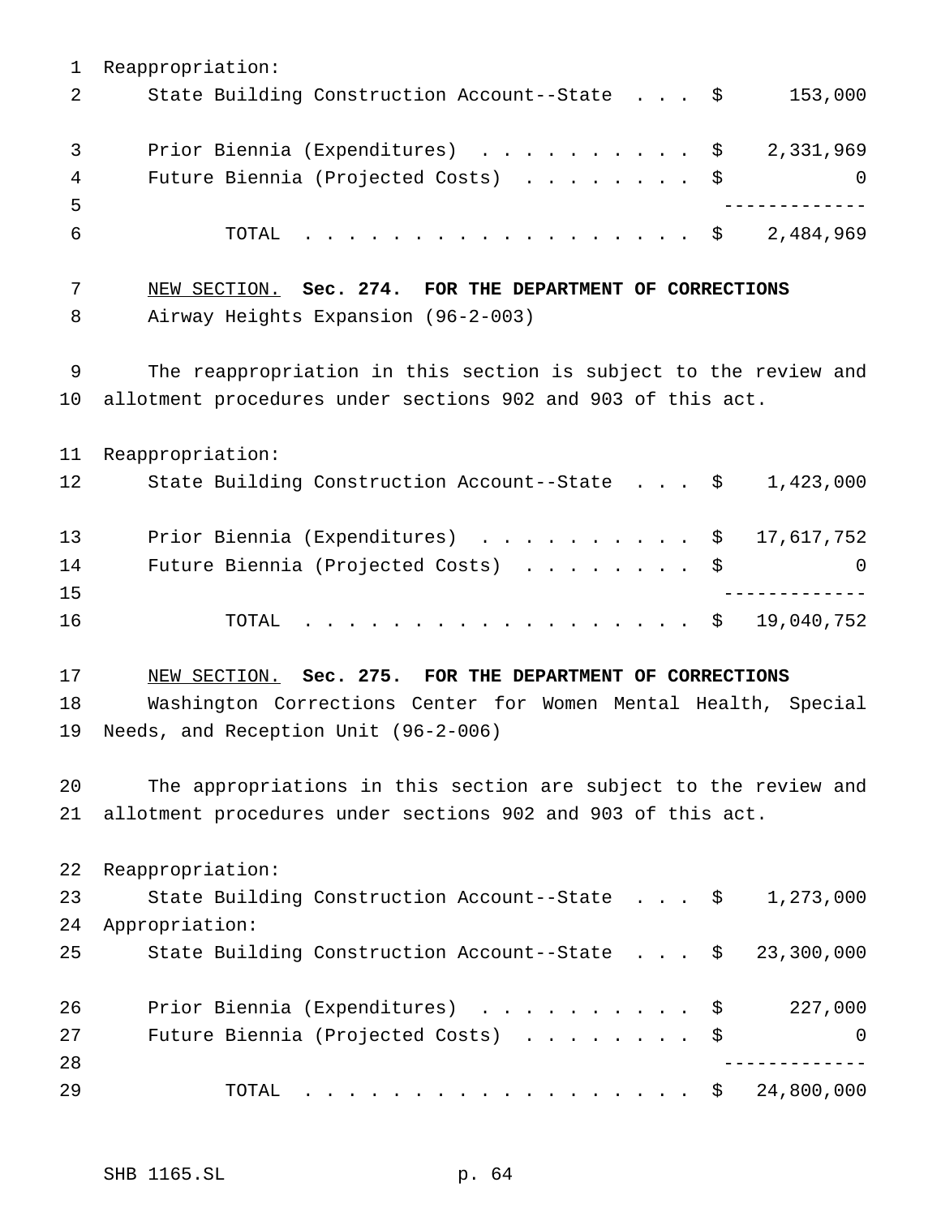Reappropriation:

| | |
|---|---|
| State Building Construction Account--State . . . | $ 153,000 |
| Prior Biennia (Expenditures) . . . . . . . . . . | $ 2,331,969 |
| Future Biennia (Projected Costs) . . . . . . . . | $ 0 |
| TOTAL . . . . . . . . . . . . . . . . . . | $ 2,484,969 |

NEW SECTION. **Sec. 274. FOR THE DEPARTMENT OF CORRECTIONS**

Airway Heights Expansion (96-2-003)

The reappropriation in this section is subject to the review and allotment procedures under sections 902 and 903 of this act.

Reappropriation:

| | |
|---|---|
| State Building Construction Account--State . . . | $ 1,423,000 |
| Prior Biennia (Expenditures) . . . . . . . . . . | $ 17,617,752 |
| Future Biennia (Projected Costs) . . . . . . . . | $ 0 |
| TOTAL . . . . . . . . . . . . . . . . . . | $ 19,040,752 |

NEW SECTION. **Sec. 275. FOR THE DEPARTMENT OF CORRECTIONS**

Washington Corrections Center for Women Mental Health, Special Needs, and Reception Unit (96-2-006)

The appropriations in this section are subject to the review and allotment procedures under sections 902 and 903 of this act.

Reappropriation:

| | |
|---|---|
| State Building Construction Account--State . . . | $ 1,273,000 |

Appropriation:

| | |
|---|---|
| State Building Construction Account--State . . . | $ 23,300,000 |
| Prior Biennia (Expenditures) . . . . . . . . . . | $ 227,000 |
| Future Biennia (Projected Costs) . . . . . . . . | $ 0 |
| TOTAL . . . . . . . . . . . . . . . . . . | $ 24,800,000 |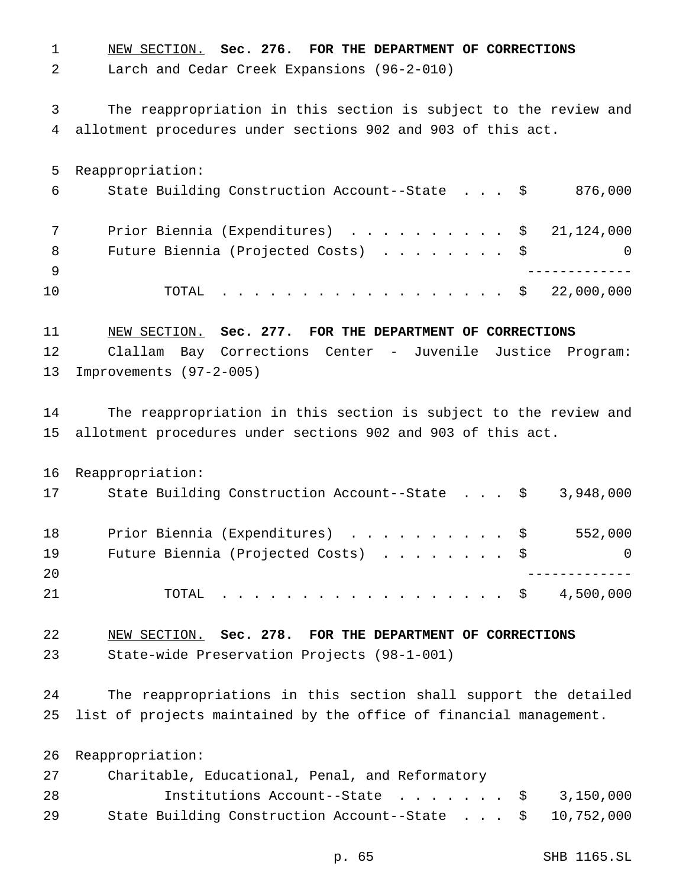NEW SECTION. **Sec. 276. FOR THE DEPARTMENT OF CORRECTIONS**

Larch and Cedar Creek Expansions (96-2-010)

The reappropriation in this section is subject to the review and allotment procedures under sections 902 and 903 of this act.

| | |
|---|---|
| Reappropriation: | |
| State Building Construction Account--State | $ 876,000 |
| Prior Biennia (Expenditures) | $ 21,124,000 |
| Future Biennia (Projected Costs) | $ 0 |
| TOTAL | $ 22,000,000 |

NEW SECTION. **Sec. 277. FOR THE DEPARTMENT OF CORRECTIONS**

Clallam Bay Corrections Center - Juvenile Justice Program: Improvements (97-2-005)

The reappropriation in this section is subject to the review and allotment procedures under sections 902 and 903 of this act.

| | |
|---|---|
| Reappropriation: | |
| State Building Construction Account--State | $ 3,948,000 |
| Prior Biennia (Expenditures) | $ 552,000 |
| Future Biennia (Projected Costs) | $ 0 |
| TOTAL | $ 4,500,000 |

NEW SECTION. **Sec. 278. FOR THE DEPARTMENT OF CORRECTIONS**

State-wide Preservation Projects (98-1-001)

The reappropriations in this section shall support the detailed list of projects maintained by the office of financial management.

| | |
|---|---|
| Reappropriation: | |
| Charitable, Educational, Penal, and Reformatory Institutions Account--State | $ 3,150,000 |
| State Building Construction Account--State | $ 10,752,000 |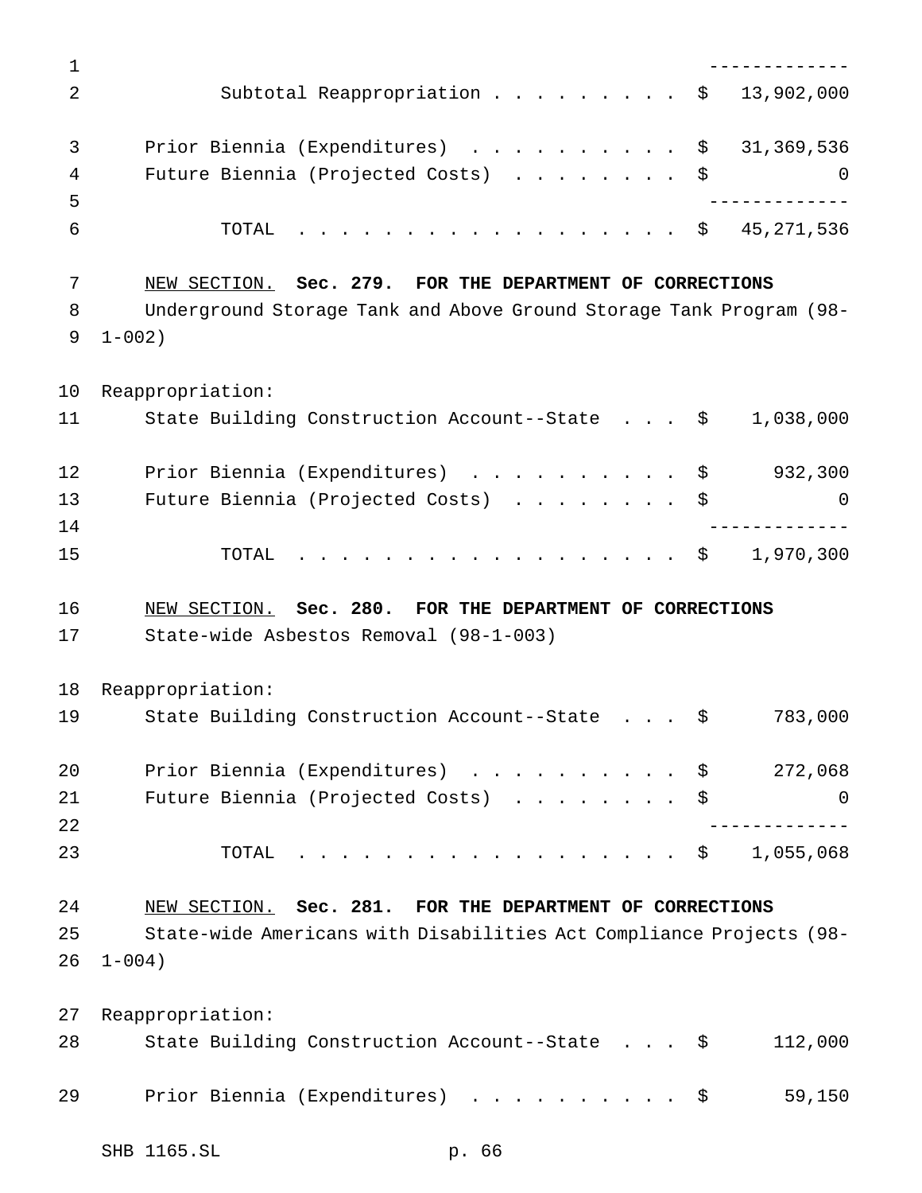| | |
|---|---|
| Subtotal Reappropriation | $ 13,902,000 |
| Prior Biennia (Expenditures) | $ 31,369,536 |
| Future Biennia (Projected Costs) | $ 0 |
| TOTAL | $ 45,271,536 |

NEW SECTION. **Sec. 279. FOR THE DEPARTMENT OF CORRECTIONS**

Underground Storage Tank and Above Ground Storage Tank Program (98-1-002)

Reappropriation:

| | |
|---|---|
| State Building Construction Account--State | $ 1,038,000 |
| Prior Biennia (Expenditures) | $ 932,300 |
| Future Biennia (Projected Costs) | $ 0 |
| TOTAL | $ 1,970,300 |

NEW SECTION. **Sec. 280. FOR THE DEPARTMENT OF CORRECTIONS**

State-wide Asbestos Removal (98-1-003)

Reappropriation:

| | |
|---|---|
| State Building Construction Account--State | $ 783,000 |
| Prior Biennia (Expenditures) | $ 272,068 |
| Future Biennia (Projected Costs) | $ 0 |
| TOTAL | $ 1,055,068 |

NEW SECTION. **Sec. 281. FOR THE DEPARTMENT OF CORRECTIONS**

State-wide Americans with Disabilities Act Compliance Projects (98-1-004)

Reappropriation:

| | |
|---|---|
| State Building Construction Account--State | $ 112,000 |
| Prior Biennia (Expenditures) | $ 59,150 |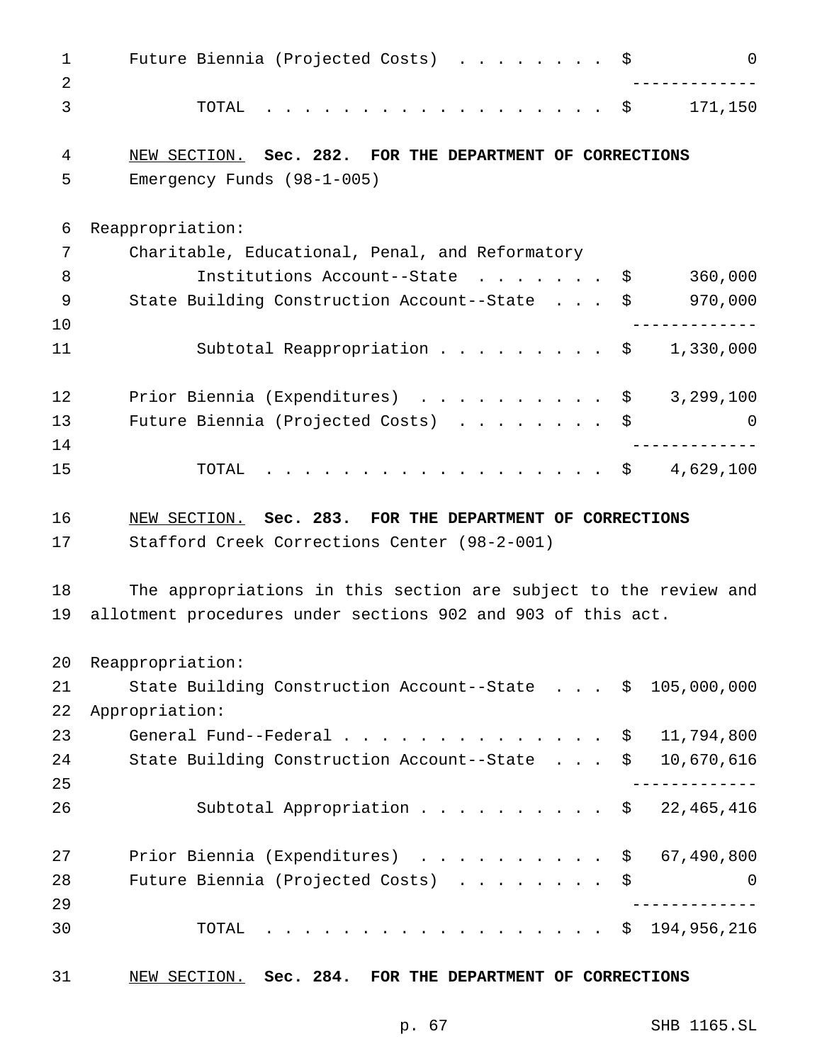| | |
|---|---|
| Future Biennia (Projected Costs) | $ 0 |
| TOTAL | $ 171,150 |

NEW SECTION. **Sec. 282. FOR THE DEPARTMENT OF CORRECTIONS**

Emergency Funds (98-1-005)

| | |
|---|---|
| Reappropriation: | |
| Charitable, Educational, Penal, and Reformatory Institutions Account--State | $ 360,000 |
| State Building Construction Account--State | $ 970,000 |
| Subtotal Reappropriation | $ 1,330,000 |
| Prior Biennia (Expenditures) | $ 3,299,100 |
| Future Biennia (Projected Costs) | $ 0 |
| TOTAL | $ 4,629,100 |

NEW SECTION. **Sec. 283. FOR THE DEPARTMENT OF CORRECTIONS**

Stafford Creek Corrections Center (98-2-001)

The appropriations in this section are subject to the review and allotment procedures under sections 902 and 903 of this act.

| | |
|---|---|
| Reappropriation: | |
| State Building Construction Account--State | $ 105,000,000 |
| Appropriation: | |
| General Fund--Federal | $ 11,794,800 |
| State Building Construction Account--State | $ 10,670,616 |
| Subtotal Appropriation | $ 22,465,416 |
| Prior Biennia (Expenditures) | $ 67,490,800 |
| Future Biennia (Projected Costs) | $ 0 |
| TOTAL | $ 194,956,216 |

NEW SECTION. **Sec. 284. FOR THE DEPARTMENT OF CORRECTIONS**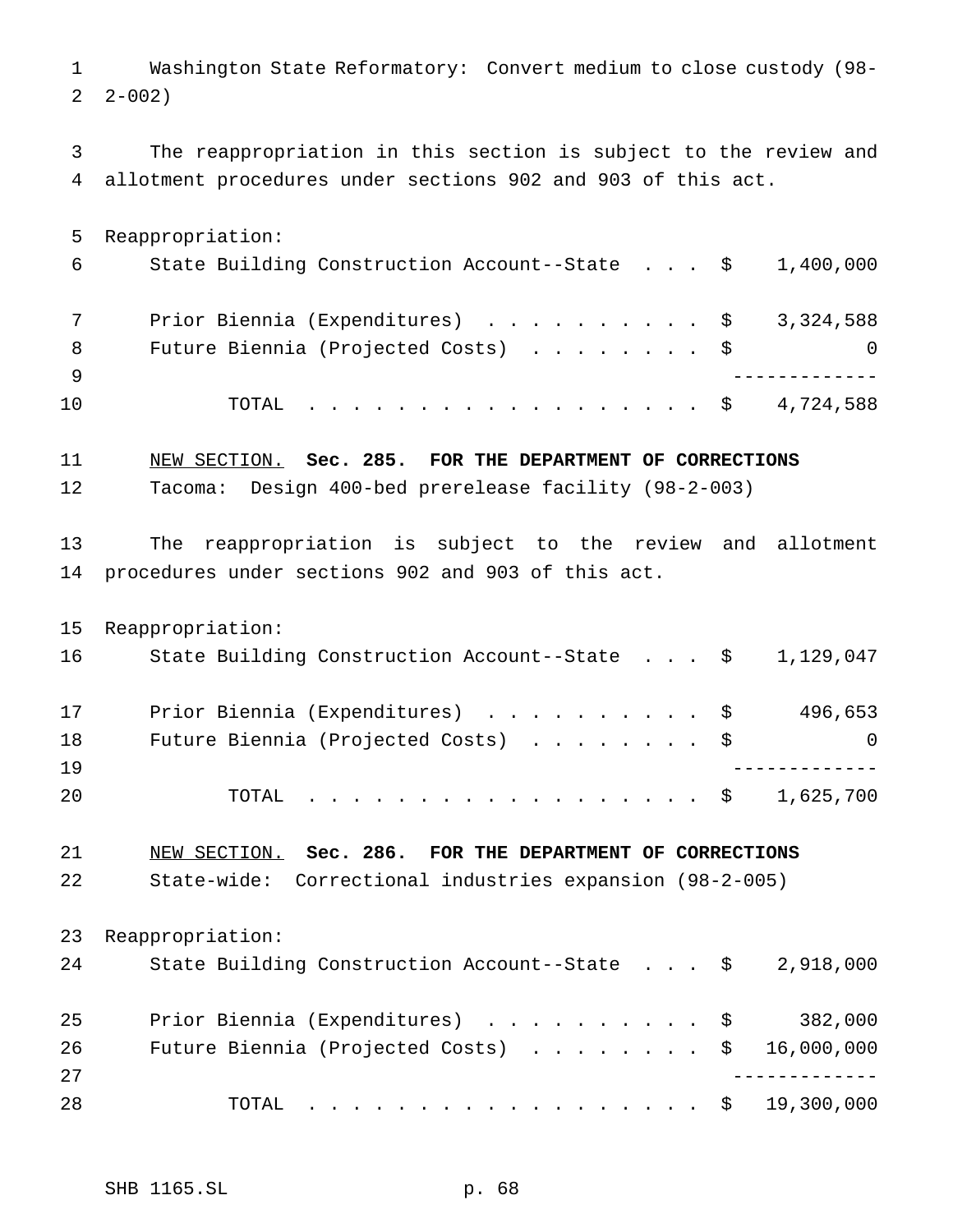Washington State Reformatory: Convert medium to close custody (98-2-002)

The reappropriation in this section is subject to the review and allotment procedures under sections 902 and 903 of this act.

Reappropriation:

| | | |
|---|---|---|
| State Building Construction Account--State | $ | 1,400,000 |
| Prior Biennia (Expenditures) | $ | 3,324,588 |
| Future Biennia (Projected Costs) | $ | 0 |
| TOTAL | $ | 4,724,588 |

<u>NEW SECTION.</u> **Sec. 285. FOR THE DEPARTMENT OF CORRECTIONS**

Tacoma: Design 400-bed prerelease facility (98-2-003)

The reappropriation is subject to the review and allotment procedures under sections 902 and 903 of this act.

Reappropriation:

| | | |
|---|---|---|
| State Building Construction Account--State | $ | 1,129,047 |
| Prior Biennia (Expenditures) | $ | 496,653 |
| Future Biennia (Projected Costs) | $ | 0 |
| TOTAL | $ | 1,625,700 |

<u>NEW SECTION.</u> **Sec. 286. FOR THE DEPARTMENT OF CORRECTIONS**

State-wide: Correctional industries expansion (98-2-005)

Reappropriation:

| | | |
|---|---|---|
| State Building Construction Account--State | $ | 2,918,000 |
| Prior Biennia (Expenditures) | $ | 382,000 |
| Future Biennia (Projected Costs) | $ | 16,000,000 |
| TOTAL | $ | 19,300,000 |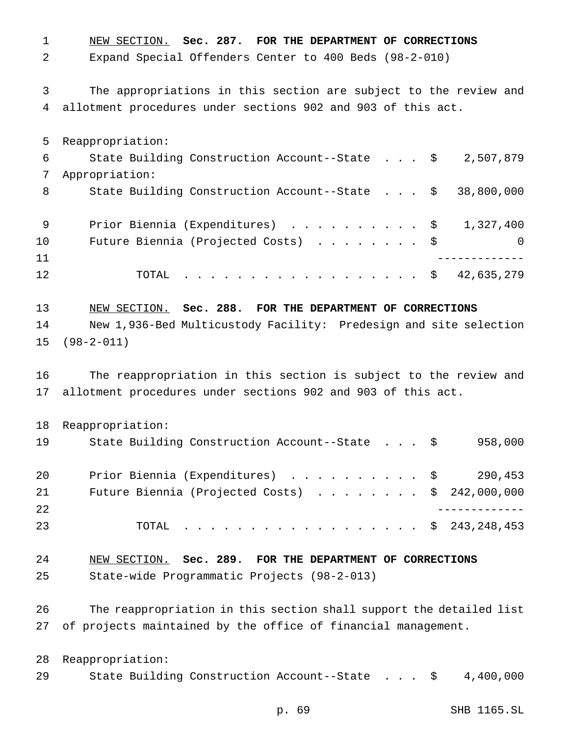NEW SECTION. **Sec. 287. FOR THE DEPARTMENT OF CORRECTIONS**

Expand Special Offenders Center to 400 Beds (98-2-010)

The appropriations in this section are subject to the review and allotment procedures under sections 902 and 903 of this act.

| | | |
|---|---|---|
| Reappropriation: | | |
| State Building Construction Account--State | $ | 2,507,879 |
| Appropriation: | | |
| State Building Construction Account--State | $ | 38,800,000 |
| Prior Biennia (Expenditures) | $ | 1,327,400 |
| Future Biennia (Projected Costs) | $ | 0 |
| TOTAL | $ | 42,635,279 |

NEW SECTION. **Sec. 288. FOR THE DEPARTMENT OF CORRECTIONS**

New 1,936-Bed Multicustody Facility: Predesign and site selection (98-2-011)

The reappropriation in this section is subject to the review and allotment procedures under sections 902 and 903 of this act.

| | | |
|---|---|---|
| Reappropriation: | | |
| State Building Construction Account--State | $ | 958,000 |
| Prior Biennia (Expenditures) | $ | 290,453 |
| Future Biennia (Projected Costs) | $ | 242,000,000 |
| TOTAL | $ | 243,248,453 |

NEW SECTION. **Sec. 289. FOR THE DEPARTMENT OF CORRECTIONS**

State-wide Programmatic Projects (98-2-013)

The reappropriation in this section shall support the detailed list of projects maintained by the office of financial management.

| | | |
|---|---|---|
| Reappropriation: | | |
| State Building Construction Account--State | $ | 4,400,000 |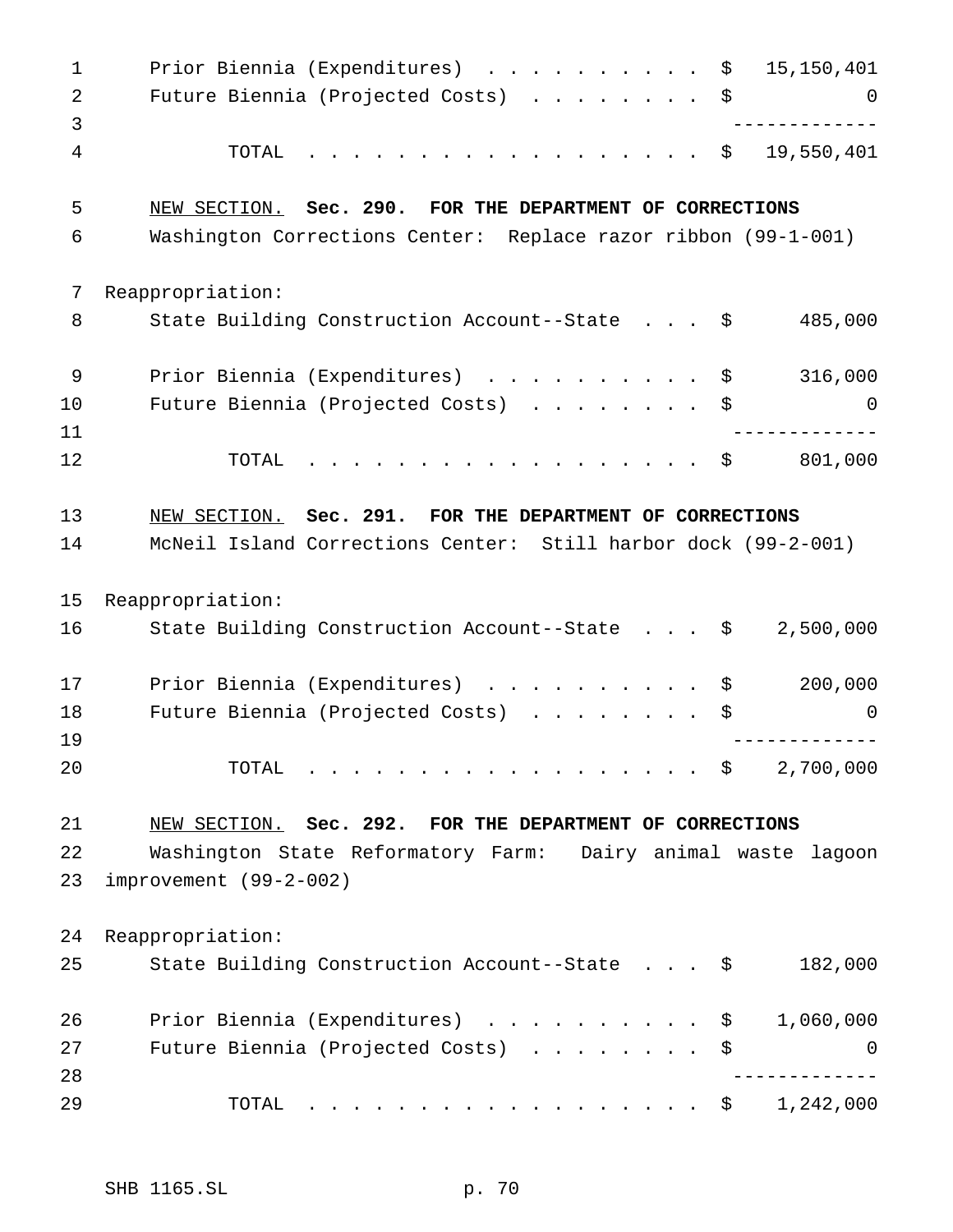Prior Biennia (Expenditures) . . . . . . . . . . $ 15,150,401
Future Biennia (Projected Costs) . . . . . . . . $ 0

TOTAL . . . . . . . . . . . . . . . . . . $ 19,550,401

NEW SECTION. **Sec. 290. FOR THE DEPARTMENT OF CORRECTIONS**

Washington Corrections Center: Replace razor ribbon (99-1-001)

Reappropriation:

State Building Construction Account--State . . . $ 485,000

Prior Biennia (Expenditures) . . . . . . . . . . $ 316,000
Future Biennia (Projected Costs) . . . . . . . . $ 0

TOTAL . . . . . . . . . . . . . . . . . . $ 801,000

NEW SECTION. **Sec. 291. FOR THE DEPARTMENT OF CORRECTIONS**

McNeil Island Corrections Center: Still harbor dock (99-2-001)

Reappropriation:

State Building Construction Account--State . . . $ 2,500,000

Prior Biennia (Expenditures) . . . . . . . . . . $ 200,000
Future Biennia (Projected Costs) . . . . . . . . $ 0

TOTAL . . . . . . . . . . . . . . . . . . $ 2,700,000

NEW SECTION. **Sec. 292. FOR THE DEPARTMENT OF CORRECTIONS**

Washington State Reformatory Farm: Dairy animal waste lagoon improvement (99-2-002)

Reappropriation:

State Building Construction Account--State . . . $ 182,000

Prior Biennia (Expenditures) . . . . . . . . . . $ 1,060,000
Future Biennia (Projected Costs) . . . . . . . . $ 0

TOTAL . . . . . . . . . . . . . . . . . . $ 1,242,000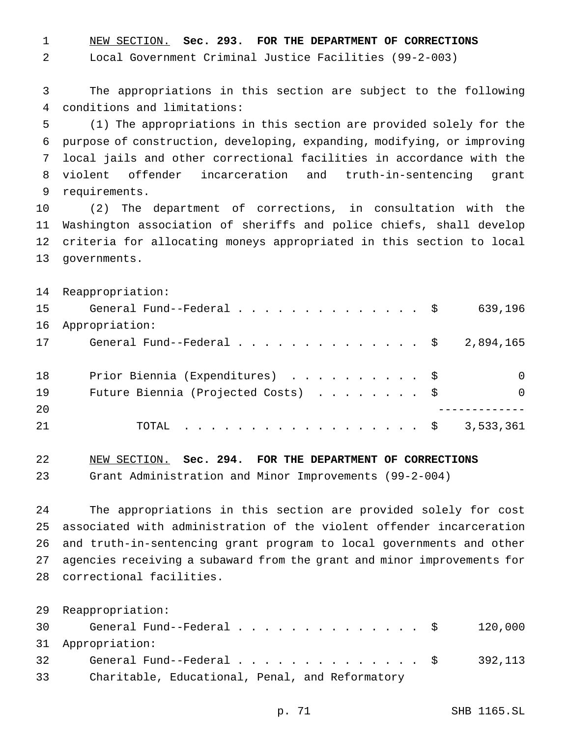<u>NEW SECTION.</u> **Sec. 293. FOR THE DEPARTMENT OF CORRECTIONS**

Local Government Criminal Justice Facilities (99-2-003)

The appropriations in this section are subject to the following conditions and limitations:

(1) The appropriations in this section are provided solely for the purpose of construction, developing, expanding, modifying, or improving local jails and other correctional facilities in accordance with the violent offender incarceration and truth-in-sentencing grant requirements.

(2) The department of corrections, in consultation with the Washington association of sheriffs and police chiefs, shall develop criteria for allocating moneys appropriated in this section to local governments.

Reappropriation:

| | | |
|---|---|---|
| General Fund--Federal | $ | 639,196 |

Appropriation:

| | | |
|---|---|---|
| General Fund--Federal | $ | 2,894,165 |
| Prior Biennia (Expenditures) | $ | 0 |
| Future Biennia (Projected Costs) | $ | 0 |
| TOTAL | $ | 3,533,361 |

<u>NEW SECTION.</u> **Sec. 294. FOR THE DEPARTMENT OF CORRECTIONS**

Grant Administration and Minor Improvements (99-2-004)

The appropriations in this section are provided solely for cost associated with administration of the violent offender incarceration and truth-in-sentencing grant program to local governments and other agencies receiving a subaward from the grant and minor improvements for correctional facilities.

Reappropriation:

| | | |
|---|---|---|
| General Fund--Federal | $ | 120,000 |

Appropriation:

| | | |
|---|---|---|
| General Fund--Federal | $ | 392,113 |

Charitable, Educational, Penal, and Reformatory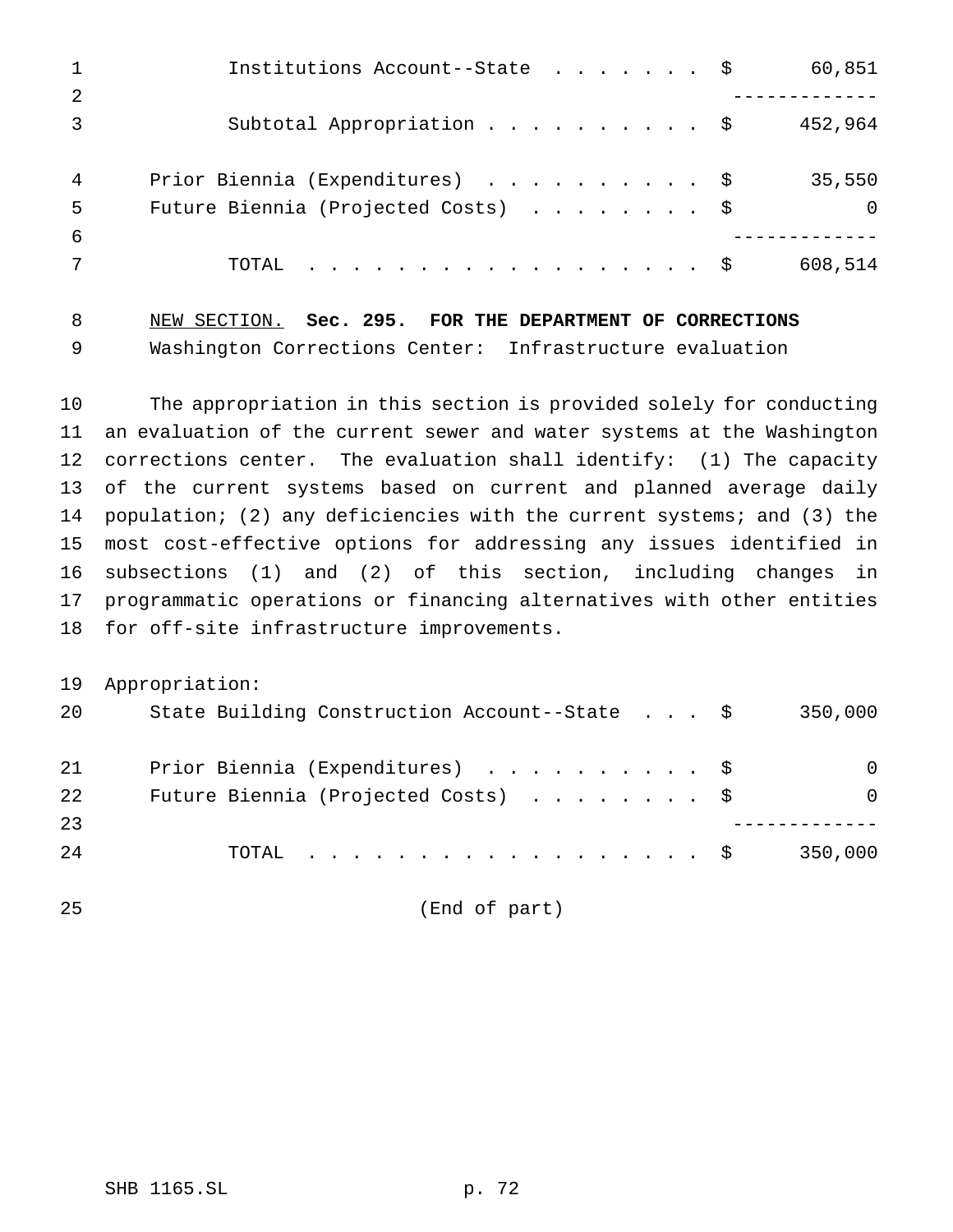| | | |
|---|---|---|
| Institutions Account--State | $ | 60,851 |
| Subtotal Appropriation | $ | 452,964 |
| Prior Biennia (Expenditures) | $ | 35,550 |
| Future Biennia (Projected Costs) | $ | 0 |
| TOTAL | $ | 608,514 |

NEW SECTION. **Sec. 295. FOR THE DEPARTMENT OF CORRECTIONS**

Washington Corrections Center: Infrastructure evaluation

The appropriation in this section is provided solely for conducting an evaluation of the current sewer and water systems at the Washington corrections center. The evaluation shall identify: (1) The capacity of the current systems based on current and planned average daily population; (2) any deficiencies with the current systems; and (3) the most cost-effective options for addressing any issues identified in subsections (1) and (2) of this section, including changes in programmatic operations or financing alternatives with other entities for off-site infrastructure improvements.

Appropriation:

| | | |
|---|---|---|
| State Building Construction Account--State | $ | 350,000 |
| Prior Biennia (Expenditures) | $ | 0 |
| Future Biennia (Projected Costs) | $ | 0 |
| TOTAL | $ | 350,000 |

(End of part)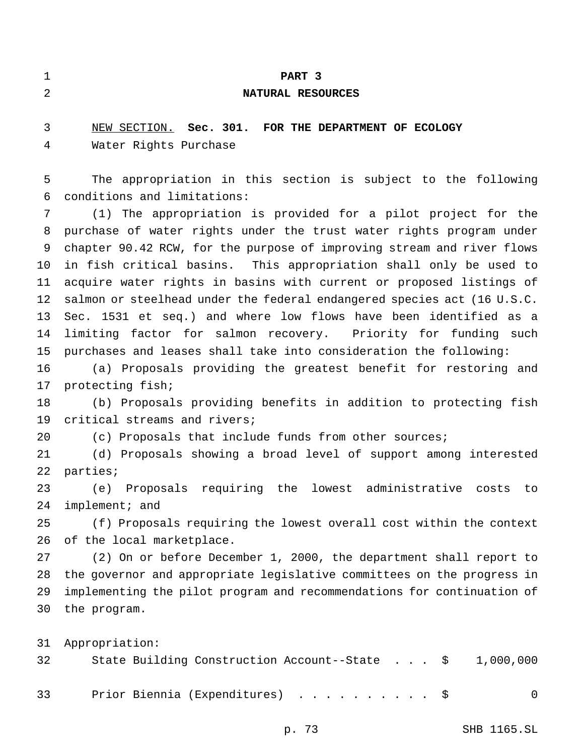# PART 3

## NATURAL RESOURCES

NEW SECTION. **Sec. 301. FOR THE DEPARTMENT OF ECOLOGY**

Water Rights Purchase

The appropriation in this section is subject to the following conditions and limitations:

(1) The appropriation is provided for a pilot project for the purchase of water rights under the trust water rights program under chapter 90.42 RCW, for the purpose of improving stream and river flows in fish critical basins. This appropriation shall only be used to acquire water rights in basins with current or proposed listings of salmon or steelhead under the federal endangered species act (16 U.S.C. Sec. 1531 et seq.) and where low flows have been identified as a limiting factor for salmon recovery. Priority for funding such purchases and leases shall take into consideration the following:

(a) Proposals providing the greatest benefit for restoring and protecting fish;

(b) Proposals providing benefits in addition to protecting fish critical streams and rivers;

(c) Proposals that include funds from other sources;

(d) Proposals showing a broad level of support among interested parties;

(e) Proposals requiring the lowest administrative costs to implement; and

(f) Proposals requiring the lowest overall cost within the context of the local marketplace.

(2) On or before December 1, 2000, the department shall report to the governor and appropriate legislative committees on the progress in implementing the pilot program and recommendations for continuation of the program.

Appropriation:

| | | |
|---|---|---|
| State Building Construction Account--State . . . | $ | 1,000,000 |
| Prior Biennia (Expenditures) . . . . . . . . . . | $ | 0 |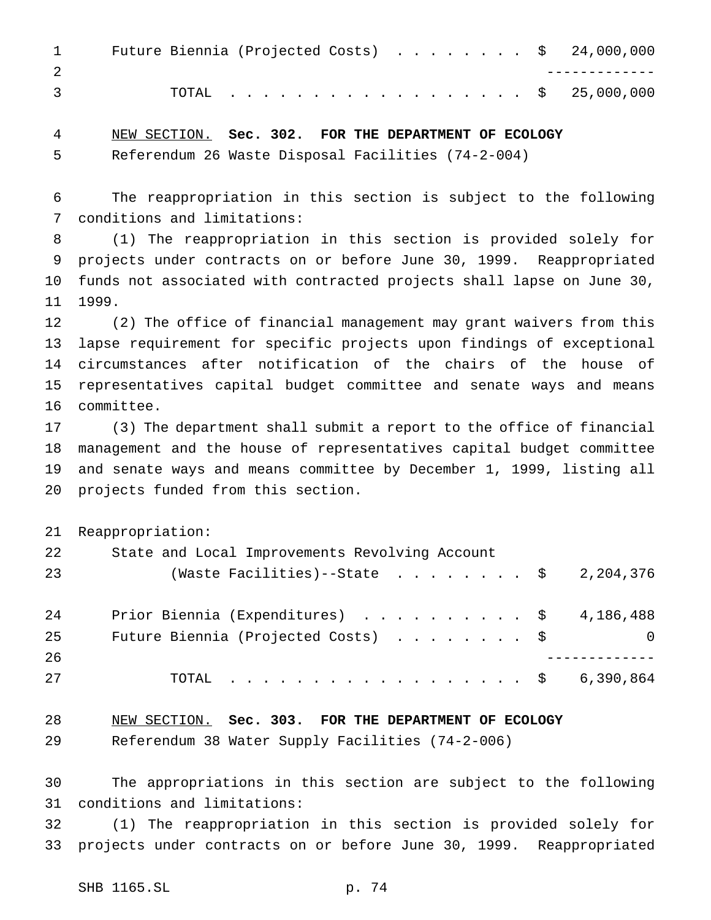| | |
|---|---|
| Future Biennia (Projected Costs) . . . . . . . . | $ 24,000,000 |
| | ------------- |
| TOTAL . . . . . . . . . . . . . . . . . . | $ 25,000,000 |

NEW SECTION. **Sec. 302. FOR THE DEPARTMENT OF ECOLOGY**

Referendum 26 Waste Disposal Facilities (74-2-004)

The reappropriation in this section is subject to the following conditions and limitations:

(1) The reappropriation in this section is provided solely for projects under contracts on or before June 30, 1999. Reappropriated funds not associated with contracted projects shall lapse on June 30, 1999.

(2) The office of financial management may grant waivers from this lapse requirement for specific projects upon findings of exceptional circumstances after notification of the chairs of the house of representatives capital budget committee and senate ways and means committee.

(3) The department shall submit a report to the office of financial management and the house of representatives capital budget committee and senate ways and means committee by December 1, 1999, listing all projects funded from this section.

Reappropriation:

| | |
|---|---|
| State and Local Improvements Revolving Account (Waste Facilities)--State . . . . . . . . | $ 2,204,376 |
| Prior Biennia (Expenditures) . . . . . . . . . . | $ 4,186,488 |
| Future Biennia (Projected Costs) . . . . . . . . | $ 0 |
| | ------------- |
| TOTAL . . . . . . . . . . . . . . . . . . | $ 6,390,864 |

NEW SECTION. **Sec. 303. FOR THE DEPARTMENT OF ECOLOGY**

Referendum 38 Water Supply Facilities (74-2-006)

The appropriations in this section are subject to the following conditions and limitations:

(1) The reappropriation in this section is provided solely for projects under contracts on or before June 30, 1999. Reappropriated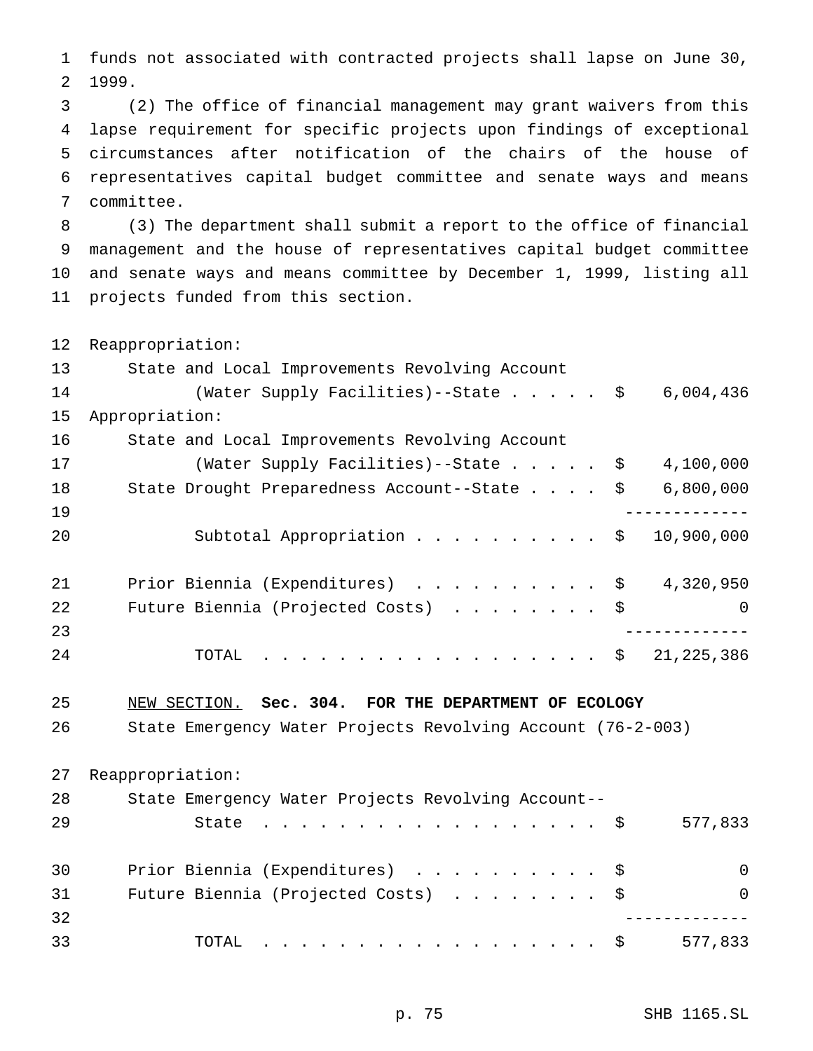funds not associated with contracted projects shall lapse on June 30, 1999.

(2) The office of financial management may grant waivers from this lapse requirement for specific projects upon findings of exceptional circumstances after notification of the chairs of the house of representatives capital budget committee and senate ways and means committee.

(3) The department shall submit a report to the office of financial management and the house of representatives capital budget committee and senate ways and means committee by December 1, 1999, listing all projects funded from this section.

| | |
|---|---|
| Reappropriation: | |
| State and Local Improvements Revolving Account (Water Supply Facilities)--State | $ 6,004,436 |
| Appropriation: | |
| State and Local Improvements Revolving Account (Water Supply Facilities)--State | $ 4,100,000 |
| State Drought Preparedness Account--State | $ 6,800,000 |
| Subtotal Appropriation | $ 10,900,000 |
| Prior Biennia (Expenditures) | $ 4,320,950 |
| Future Biennia (Projected Costs) | $ 0 |
| TOTAL | $ 21,225,386 |

NEW SECTION. **Sec. 304. FOR THE DEPARTMENT OF ECOLOGY**

State Emergency Water Projects Revolving Account (76-2-003)

| | |
|---|---|
| Reappropriation: | |
| State Emergency Water Projects Revolving Account--State | $ 577,833 |
| Prior Biennia (Expenditures) | $ 0 |
| Future Biennia (Projected Costs) | $ 0 |
| TOTAL | $ 577,833 |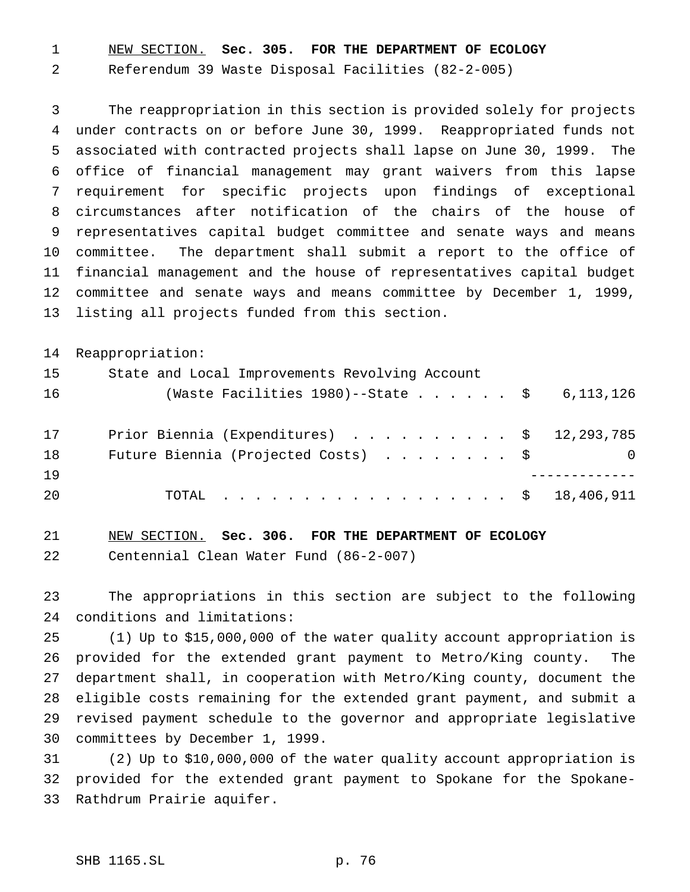NEW SECTION. **Sec. 305. FOR THE DEPARTMENT OF ECOLOGY**

Referendum 39 Waste Disposal Facilities (82-2-005)

The reappropriation in this section is provided solely for projects under contracts on or before June 30, 1999. Reappropriated funds not associated with contracted projects shall lapse on June 30, 1999. The office of financial management may grant waivers from this lapse requirement for specific projects upon findings of exceptional circumstances after notification of the chairs of the house of representatives capital budget committee and senate ways and means committee. The department shall submit a report to the office of financial management and the house of representatives capital budget committee and senate ways and means committee by December 1, 1999, listing all projects funded from this section.

Reappropriation:

| | |
|---|---|
| State and Local Improvements Revolving Account (Waste Facilities 1980)--State | $ 6,113,126 |
| Prior Biennia (Expenditures) | $ 12,293,785 |
| Future Biennia (Projected Costs) | $ 0 |
| TOTAL | $ 18,406,911 |

NEW SECTION. **Sec. 306. FOR THE DEPARTMENT OF ECOLOGY**

Centennial Clean Water Fund (86-2-007)

The appropriations in this section are subject to the following conditions and limitations:

(1) Up to $15,000,000 of the water quality account appropriation is provided for the extended grant payment to Metro/King county. The department shall, in cooperation with Metro/King county, document the eligible costs remaining for the extended grant payment, and submit a revised payment schedule to the governor and appropriate legislative committees by December 1, 1999.

(2) Up to $10,000,000 of the water quality account appropriation is provided for the extended grant payment to Spokane for the Spokane-Rathdrum Prairie aquifer.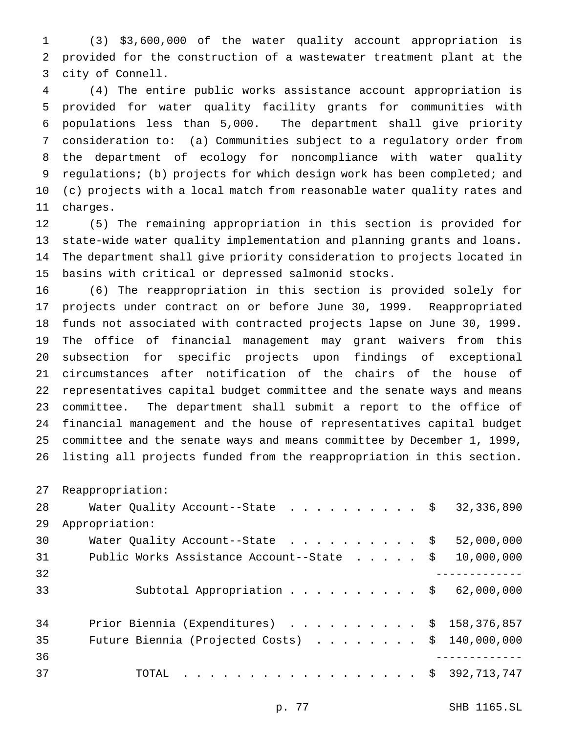(3) $3,600,000 of the water quality account appropriation is provided for the construction of a wastewater treatment plant at the city of Connell.

(4) The entire public works assistance account appropriation is provided for water quality facility grants for communities with populations less than 5,000. The department shall give priority consideration to: (a) Communities subject to a regulatory order from the department of ecology for noncompliance with water quality regulations; (b) projects for which design work has been completed; and (c) projects with a local match from reasonable water quality rates and charges.

(5) The remaining appropriation in this section is provided for state-wide water quality implementation and planning grants and loans. The department shall give priority consideration to projects located in basins with critical or depressed salmonid stocks.

(6) The reappropriation in this section is provided solely for projects under contract on or before June 30, 1999. Reappropriated funds not associated with contracted projects lapse on June 30, 1999. The office of financial management may grant waivers from this subsection for specific projects upon findings of exceptional circumstances after notification of the chairs of the house of representatives capital budget committee and the senate ways and means committee. The department shall submit a report to the office of financial management and the house of representatives capital budget committee and the senate ways and means committee by December 1, 1999, listing all projects funded from the reappropriation in this section.

| | |
|---|---|
| Reappropriation: | |
| Water Quality Account--State | $ 32,336,890 |
| Appropriation: | |
| Water Quality Account--State | $ 52,000,000 |
| Public Works Assistance Account--State | $ 10,000,000 |
| Subtotal Appropriation | $ 62,000,000 |
| Prior Biennia (Expenditures) | $ 158,376,857 |
| Future Biennia (Projected Costs) | $ 140,000,000 |
| TOTAL | $ 392,713,747 |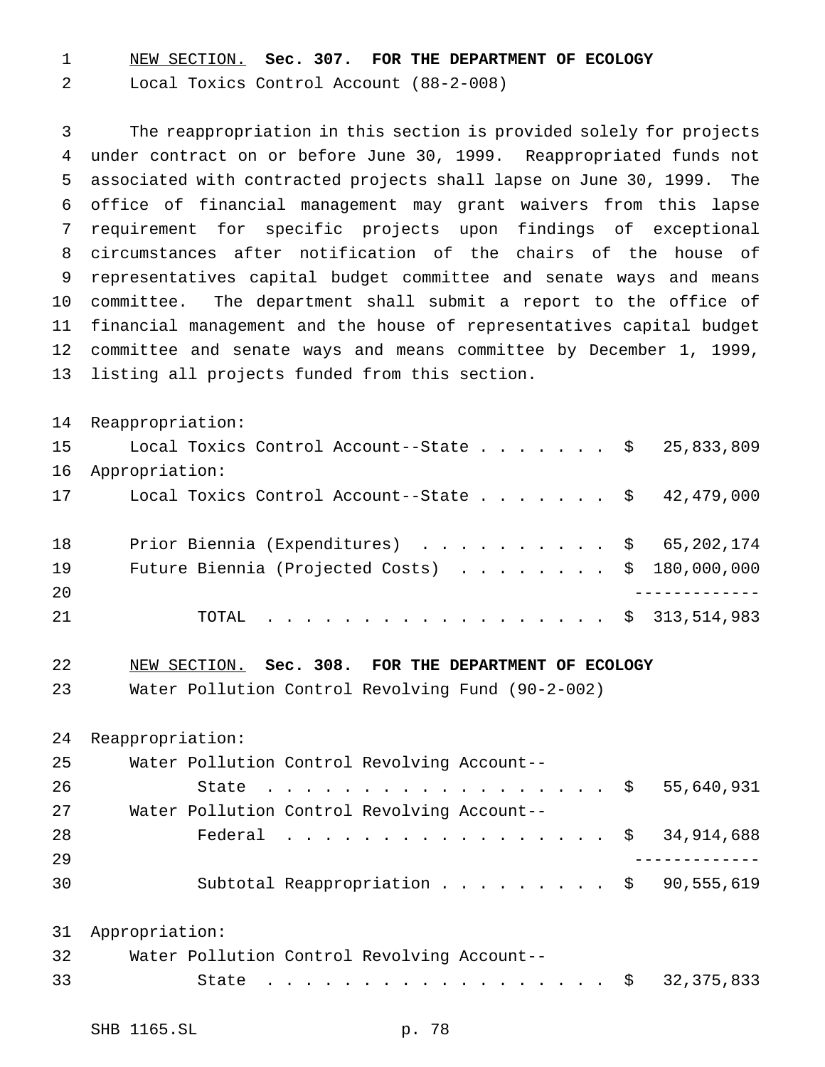NEW SECTION. **Sec. 307. FOR THE DEPARTMENT OF ECOLOGY**

Local Toxics Control Account (88-2-008)

The reappropriation in this section is provided solely for projects under contract on or before June 30, 1999. Reappropriated funds not associated with contracted projects shall lapse on June 30, 1999. The office of financial management may grant waivers from this lapse requirement for specific projects upon findings of exceptional circumstances after notification of the chairs of the house of representatives capital budget committee and senate ways and means committee. The department shall submit a report to the office of financial management and the house of representatives capital budget committee and senate ways and means committee by December 1, 1999, listing all projects funded from this section.

| | |
|---|---|
| Reappropriation: | |
| Local Toxics Control Account--State | $ 25,833,809 |
| Appropriation: | |
| Local Toxics Control Account--State | $ 42,479,000 |
| Prior Biennia (Expenditures) | $ 65,202,174 |
| Future Biennia (Projected Costs) | $ 180,000,000 |
| TOTAL | $ 313,514,983 |

NEW SECTION. **Sec. 308. FOR THE DEPARTMENT OF ECOLOGY**

Water Pollution Control Revolving Fund (90-2-002)

| | |
|---|---|
| Reappropriation: | |
| Water Pollution Control Revolving Account--State | $ 55,640,931 |
| Water Pollution Control Revolving Account--Federal | $ 34,914,688 |
| Subtotal Reappropriation | $ 90,555,619 |
| Appropriation: | |
| Water Pollution Control Revolving Account--State | $ 32,375,833 |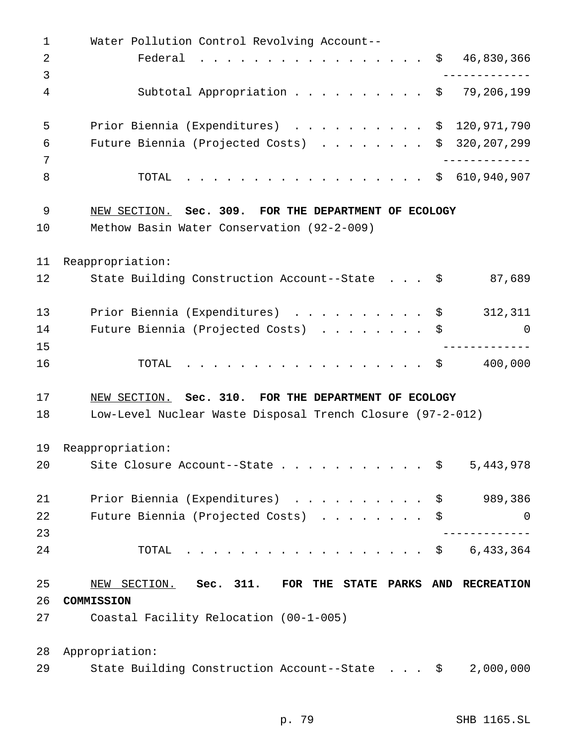Water Pollution Control Revolving Account--

Federal . . . . . . . . . . . . . . . . . $ 46,830,366

-------------

Subtotal Appropriation . . . . . . . . . . $ 79,206,199

Prior Biennia (Expenditures) . . . . . . . . . . $ 120,971,790

Future Biennia (Projected Costs) . . . . . . . . $ 320,207,299

-------------

TOTAL . . . . . . . . . . . . . . . . . . $ 610,940,907

NEW SECTION. **Sec. 309. FOR THE DEPARTMENT OF ECOLOGY**

Methow Basin Water Conservation (92-2-009)

Reappropriation:

State Building Construction Account--State . . . $ 87,689

Prior Biennia (Expenditures) . . . . . . . . . . $ 312,311

Future Biennia (Projected Costs) . . . . . . . . $ 0

-------------

TOTAL . . . . . . . . . . . . . . . . . . $ 400,000

NEW SECTION. **Sec. 310. FOR THE DEPARTMENT OF ECOLOGY**

Low-Level Nuclear Waste Disposal Trench Closure (97-2-012)

Reappropriation:

Site Closure Account--State . . . . . . . . . . . $ 5,443,978

Prior Biennia (Expenditures) . . . . . . . . . . $ 989,386

Future Biennia (Projected Costs) . . . . . . . . $ 0

-------------

TOTAL . . . . . . . . . . . . . . . . . . $ 6,433,364

NEW SECTION. **Sec. 311. FOR THE STATE PARKS AND RECREATION COMMISSION**

Coastal Facility Relocation (00-1-005)

Appropriation:

State Building Construction Account--State . . . $ 2,000,000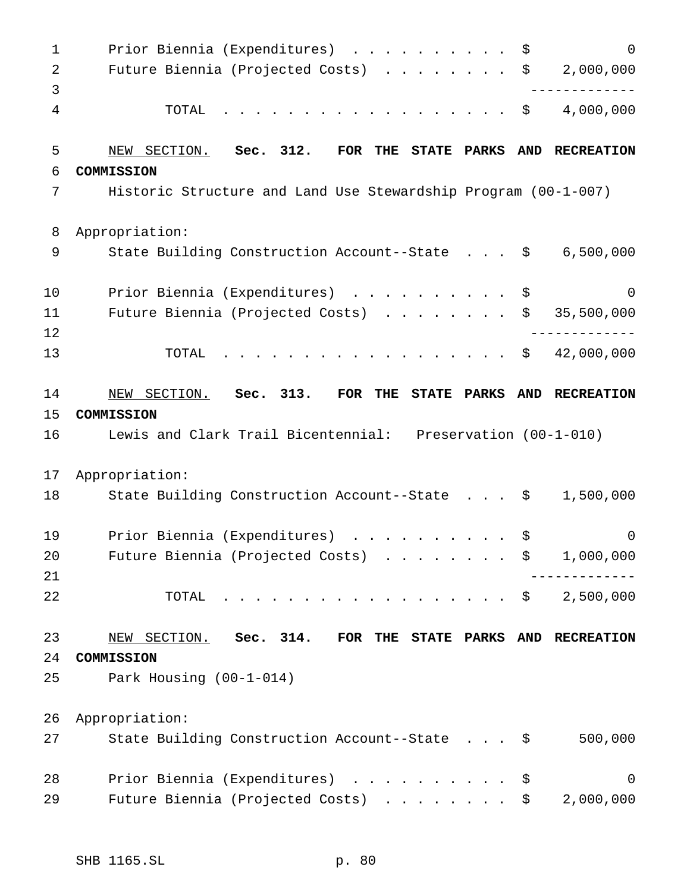| | |
|---|---|
| Prior Biennia (Expenditures) | $ 0 |
| Future Biennia (Projected Costs) | $ 2,000,000 |
| TOTAL | $ 4,000,000 |

NEW SECTION. **Sec. 312. FOR THE STATE PARKS AND RECREATION COMMISSION**

Historic Structure and Land Use Stewardship Program (00-1-007)

Appropriation:

| | |
|---|---|
| State Building Construction Account--State | $ 6,500,000 |
| Prior Biennia (Expenditures) | $ 0 |
| Future Biennia (Projected Costs) | $ 35,500,000 |
| TOTAL | $ 42,000,000 |

NEW SECTION. **Sec. 313. FOR THE STATE PARKS AND RECREATION COMMISSION**

Lewis and Clark Trail Bicentennial: Preservation (00-1-010)

Appropriation:

| | |
|---|---|
| State Building Construction Account--State | $ 1,500,000 |
| Prior Biennia (Expenditures) | $ 0 |
| Future Biennia (Projected Costs) | $ 1,000,000 |
| TOTAL | $ 2,500,000 |

NEW SECTION. **Sec. 314. FOR THE STATE PARKS AND RECREATION COMMISSION**

Park Housing (00-1-014)

Appropriation:

| | |
|---|---|
| State Building Construction Account--State | $ 500,000 |
| Prior Biennia (Expenditures) | $ 0 |
| Future Biennia (Projected Costs) | $ 2,000,000 |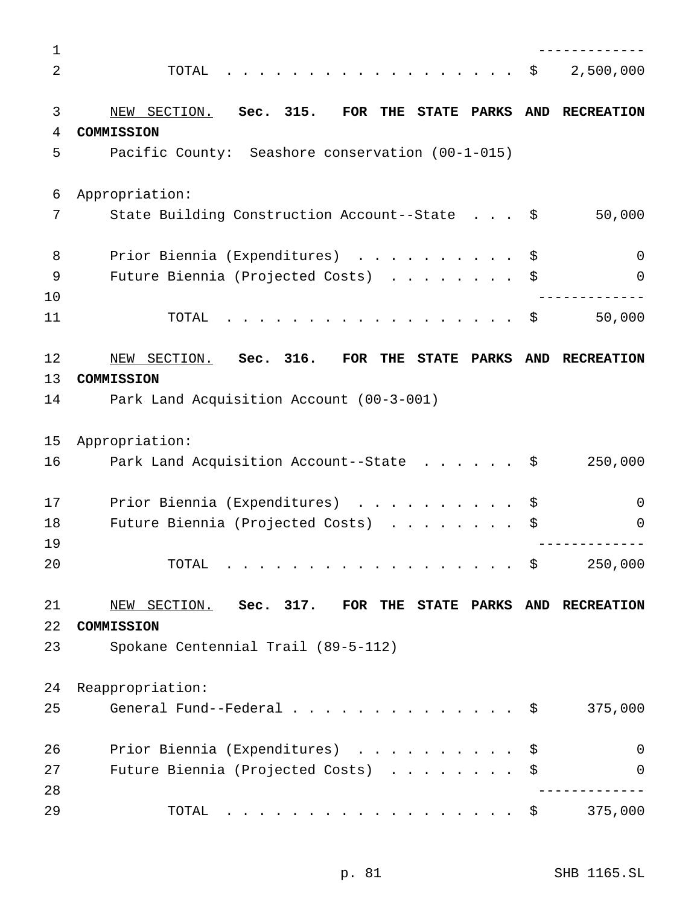| | |
|---|---|
| TOTAL | $ 2,500,000 |

<u>NEW SECTION.</u> **Sec. 315. FOR THE STATE PARKS AND RECREATION COMMISSION**

Pacific County: Seashore conservation (00-1-015)

Appropriation:

| | |
|---|---|
| State Building Construction Account--State | $ 50,000 |
| Prior Biennia (Expenditures) | $ 0 |
| Future Biennia (Projected Costs) | $ 0 |
| TOTAL | $ 50,000 |

<u>NEW SECTION.</u> **Sec. 316. FOR THE STATE PARKS AND RECREATION COMMISSION**

Park Land Acquisition Account (00-3-001)

Appropriation:

| | |
|---|---|
| Park Land Acquisition Account--State | $ 250,000 |
| Prior Biennia (Expenditures) | $ 0 |
| Future Biennia (Projected Costs) | $ 0 |
| TOTAL | $ 250,000 |

<u>NEW SECTION.</u> **Sec. 317. FOR THE STATE PARKS AND RECREATION COMMISSION**

Spokane Centennial Trail (89-5-112)

Reappropriation:

| | |
|---|---|
| General Fund--Federal | $ 375,000 |
| Prior Biennia (Expenditures) | $ 0 |
| Future Biennia (Projected Costs) | $ 0 |
| TOTAL | $ 375,000 |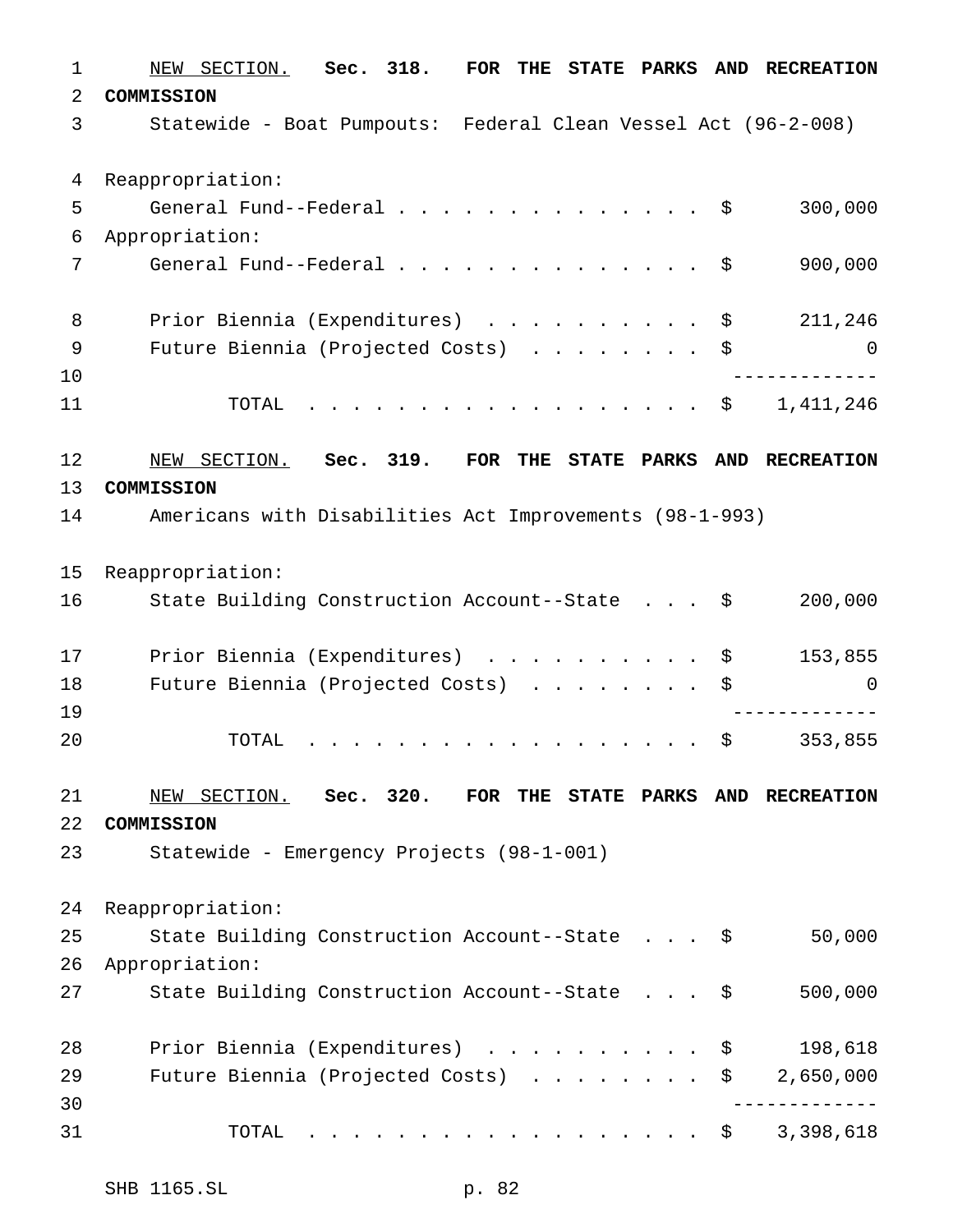NEW SECTION. **Sec. 318. FOR THE STATE PARKS AND RECREATION COMMISSION**

Statewide - Boat Pumpouts: Federal Clean Vessel Act (96-2-008)

| | | |
|---|---|---|
| Reappropriation: | | |
| General Fund--Federal | $ | 300,000 |
| Appropriation: | | |
| General Fund--Federal | $ | 900,000 |
| Prior Biennia (Expenditures) | $ | 211,246 |
| Future Biennia (Projected Costs) | $ | 0 |
| TOTAL | $ | 1,411,246 |

NEW SECTION. **Sec. 319. FOR THE STATE PARKS AND RECREATION COMMISSION**

Americans with Disabilities Act Improvements (98-1-993)

| | | |
|---|---|---|
| Reappropriation: | | |
| State Building Construction Account--State | $ | 200,000 |
| Prior Biennia (Expenditures) | $ | 153,855 |
| Future Biennia (Projected Costs) | $ | 0 |
| TOTAL | $ | 353,855 |

NEW SECTION. **Sec. 320. FOR THE STATE PARKS AND RECREATION COMMISSION**

Statewide - Emergency Projects (98-1-001)

| | | |
|---|---|---|
| Reappropriation: | | |
| State Building Construction Account--State | $ | 50,000 |
| Appropriation: | | |
| State Building Construction Account--State | $ | 500,000 |
| Prior Biennia (Expenditures) | $ | 198,618 |
| Future Biennia (Projected Costs) | $ | 2,650,000 |
| TOTAL | $ | 3,398,618 |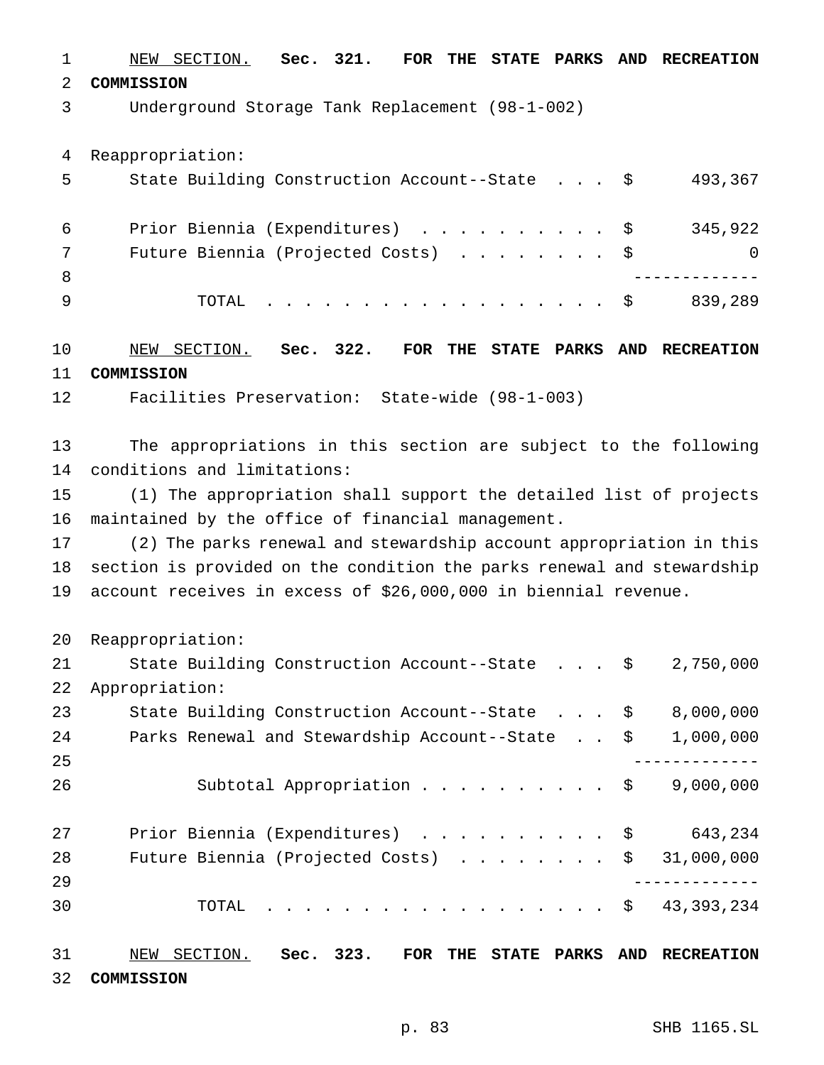<u>NEW SECTION.</u> **Sec. 321. FOR THE STATE PARKS AND RECREATION COMMISSION**

Underground Storage Tank Replacement (98-1-002)

Reappropriation:

| | | |
|---|---|---|
| State Building Construction Account--State . . . | $ | 493,367 |
| Prior Biennia (Expenditures) . . . . . . . . . . | $ | 345,922 |
| Future Biennia (Projected Costs) . . . . . . . . | $ | 0 |
| TOTAL . . . . . . . . . . . . . . . . . . | $ | 839,289 |

<u>NEW SECTION.</u> **Sec. 322. FOR THE STATE PARKS AND RECREATION COMMISSION**

Facilities Preservation: State-wide (98-1-003)

The appropriations in this section are subject to the following conditions and limitations:

(1) The appropriation shall support the detailed list of projects maintained by the office of financial management.

(2) The parks renewal and stewardship account appropriation in this section is provided on the condition the parks renewal and stewardship account receives in excess of $26,000,000 in biennial revenue.

| | | |
|---|---|---|
| Reappropriation: | | |
| State Building Construction Account--State . . . | $ | 2,750,000 |
| Appropriation: | | |
| State Building Construction Account--State . . . | $ | 8,000,000 |
| Parks Renewal and Stewardship Account--State . . | $ | 1,000,000 |
| Subtotal Appropriation . . . . . . . . . . | $ | 9,000,000 |
| Prior Biennia (Expenditures) . . . . . . . . . . | $ | 643,234 |
| Future Biennia (Projected Costs) . . . . . . . . | $ | 31,000,000 |
| TOTAL . . . . . . . . . . . . . . . . . . | $ | 43,393,234 |

<u>NEW SECTION.</u> **Sec. 323. FOR THE STATE PARKS AND RECREATION COMMISSION**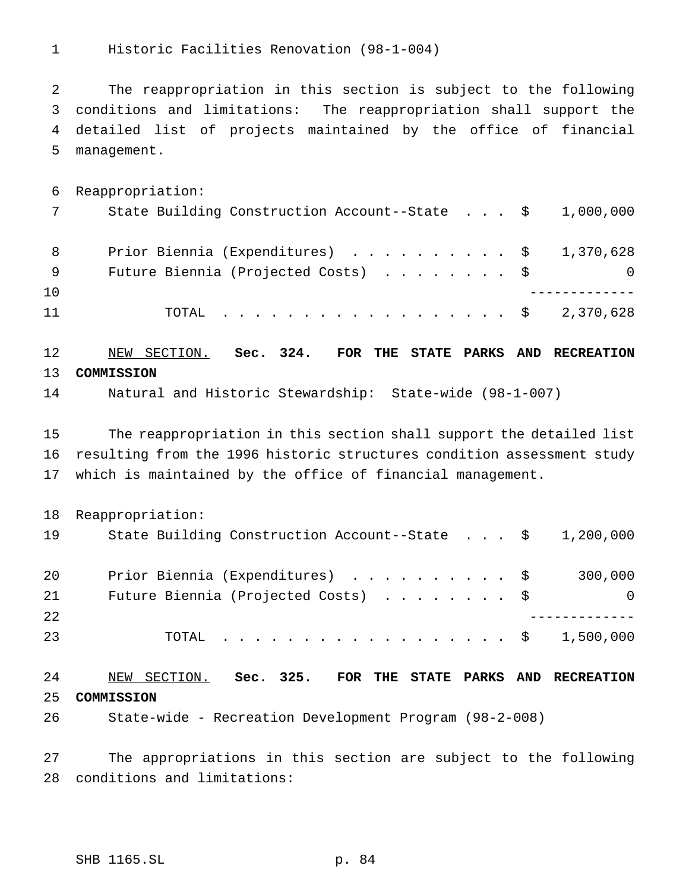Historic Facilities Renovation (98-1-004)

The reappropriation in this section is subject to the following conditions and limitations: The reappropriation shall support the detailed list of projects maintained by the office of financial management.

| Reappropriation: | |
|---|---|
| State Building Construction Account--State | $ 1,000,000 |
| Prior Biennia (Expenditures) | $ 1,370,628 |
| Future Biennia (Projected Costs) | $ 0 |
| TOTAL | $ 2,370,628 |

NEW SECTION. **Sec. 324. FOR THE STATE PARKS AND RECREATION COMMISSION**

Natural and Historic Stewardship: State-wide (98-1-007)

The reappropriation in this section shall support the detailed list resulting from the 1996 historic structures condition assessment study which is maintained by the office of financial management.

| Reappropriation: | |
|---|---|
| State Building Construction Account--State | $ 1,200,000 |
| Prior Biennia (Expenditures) | $ 300,000 |
| Future Biennia (Projected Costs) | $ 0 |
| TOTAL | $ 1,500,000 |

NEW SECTION. **Sec. 325. FOR THE STATE PARKS AND RECREATION COMMISSION**

State-wide - Recreation Development Program (98-2-008)

The appropriations in this section are subject to the following conditions and limitations: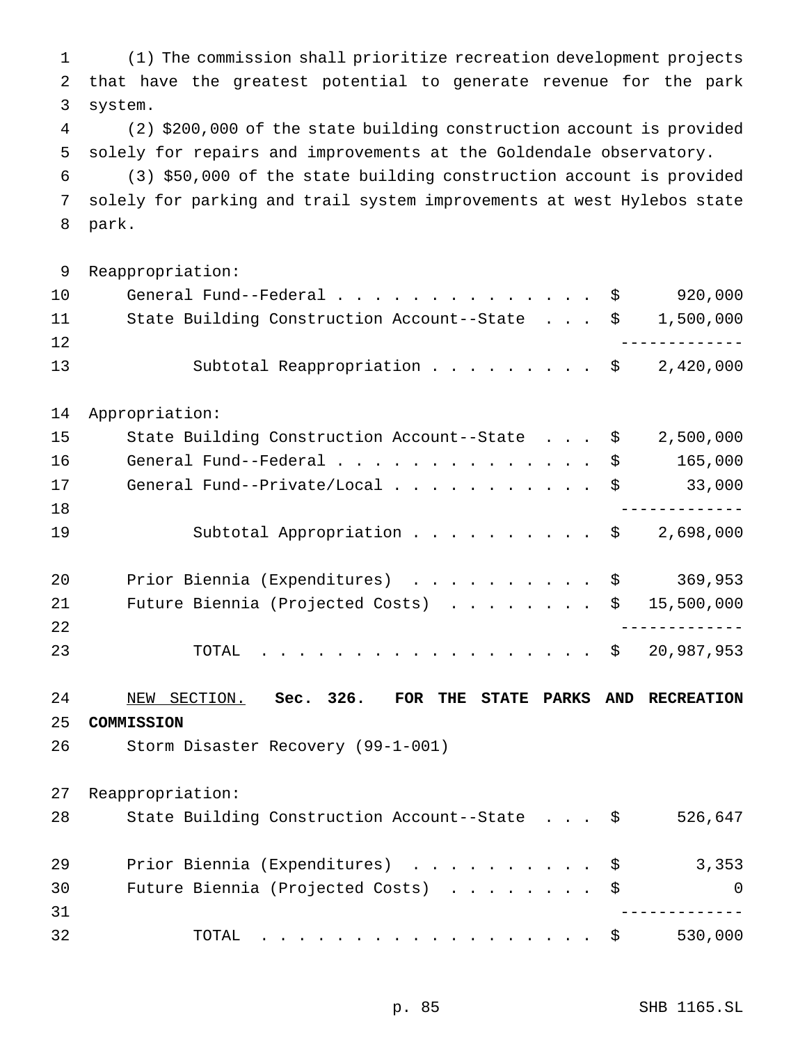(1) The commission shall prioritize recreation development projects that have the greatest potential to generate revenue for the park system.

(2) $200,000 of the state building construction account is provided solely for repairs and improvements at the Goldendale observatory.

(3) $50,000 of the state building construction account is provided solely for parking and trail system improvements at west Hylebos state park.

Reappropriation:

| | | |
|---|---|---|
| General Fund--Federal | $ | 920,000 |
| State Building Construction Account--State | $ | 1,500,000 |
| Subtotal Reappropriation | $ | 2,420,000 |

Appropriation:

| | | |
|---|---|---|
| State Building Construction Account--State | $ | 2,500,000 |
| General Fund--Federal | $ | 165,000 |
| General Fund--Private/Local | $ | 33,000 |
| Subtotal Appropriation | $ | 2,698,000 |

| | | |
|---|---|---|
| Prior Biennia (Expenditures) | $ | 369,953 |
| Future Biennia (Projected Costs) | $ | 15,500,000 |
| TOTAL | $ | 20,987,953 |

NEW SECTION. **Sec. 326. FOR THE STATE PARKS AND RECREATION COMMISSION**

Storm Disaster Recovery (99-1-001)

Reappropriation:

| | | |
|---|---|---|
| State Building Construction Account--State | $ | 526,647 |

| | | |
|---|---|---|
| Prior Biennia (Expenditures) | $ | 3,353 |
| Future Biennia (Projected Costs) | $ | 0 |
| TOTAL | $ | 530,000 |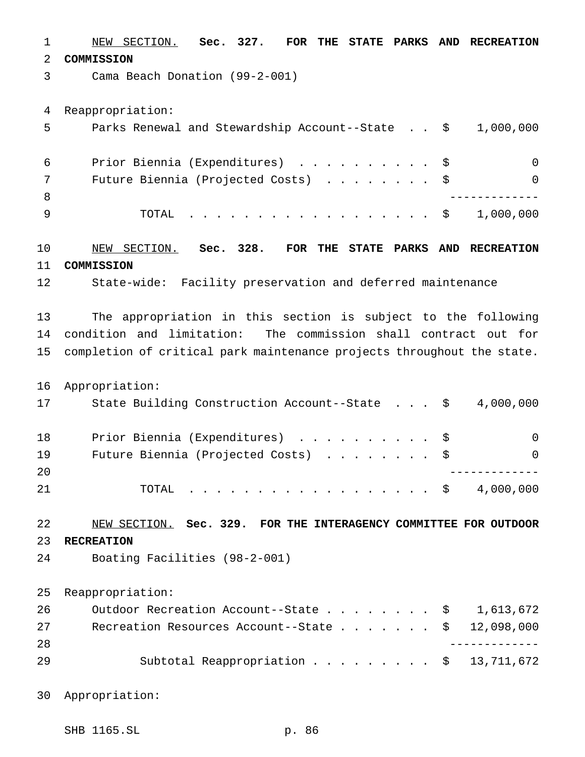NEW SECTION. **Sec. 327. FOR THE STATE PARKS AND RECREATION COMMISSION**

Cama Beach Donation (99-2-001)

Reappropriation:

| | | |
|---|---|---|
| Parks Renewal and Stewardship Account--State | $ | 1,000,000 |
| Prior Biennia (Expenditures) | $ | 0 |
| Future Biennia (Projected Costs) | $ | 0 |
| TOTAL | $ | 1,000,000 |

NEW SECTION. **Sec. 328. FOR THE STATE PARKS AND RECREATION COMMISSION**

State-wide: Facility preservation and deferred maintenance

The appropriation in this section is subject to the following condition and limitation: The commission shall contract out for completion of critical park maintenance projects throughout the state.

Appropriation:

| | | |
|---|---|---|
| State Building Construction Account--State | $ | 4,000,000 |
| Prior Biennia (Expenditures) | $ | 0 |
| Future Biennia (Projected Costs) | $ | 0 |
| TOTAL | $ | 4,000,000 |

NEW SECTION. **Sec. 329. FOR THE INTERAGENCY COMMITTEE FOR OUTDOOR RECREATION**

Boating Facilities (98-2-001)

Reappropriation:

| | | |
|---|---|---|
| Outdoor Recreation Account--State | $ | 1,613,672 |
| Recreation Resources Account--State | $ | 12,098,000 |
| Subtotal Reappropriation | $ | 13,711,672 |

Appropriation: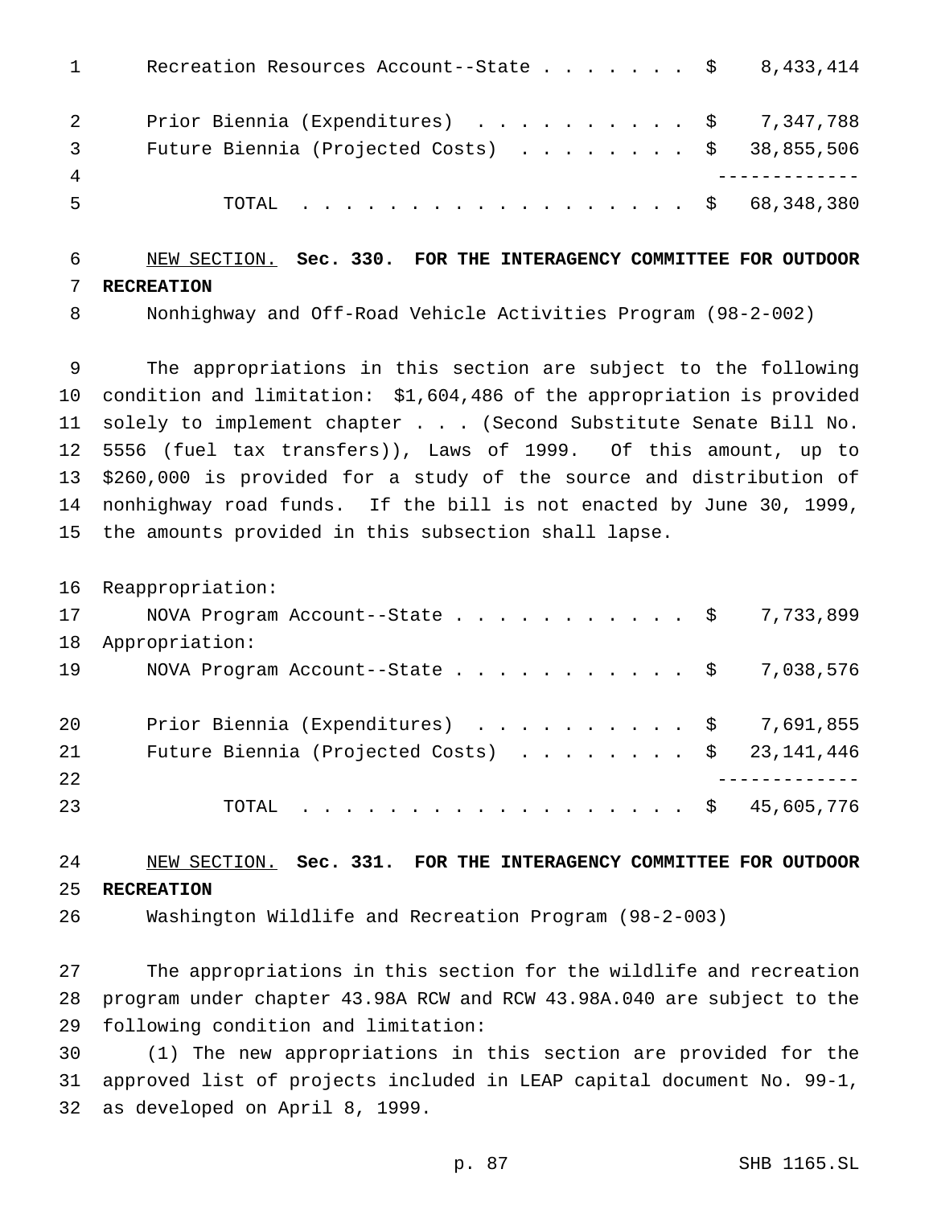| | |
|---|---|
| Recreation Resources Account--State | $ 8,433,414 |
| Prior Biennia (Expenditures) | $ 7,347,788 |
| Future Biennia (Projected Costs) | $ 38,855,506 |
| TOTAL | $ 68,348,380 |

NEW SECTION. **Sec. 330. FOR THE INTERAGENCY COMMITTEE FOR OUTDOOR RECREATION**

Nonhighway and Off-Road Vehicle Activities Program (98-2-002)

The appropriations in this section are subject to the following condition and limitation: $1,604,486 of the appropriation is provided solely to implement chapter . . . (Second Substitute Senate Bill No. 5556 (fuel tax transfers)), Laws of 1999. Of this amount, up to $260,000 is provided for a study of the source and distribution of nonhighway road funds. If the bill is not enacted by June 30, 1999, the amounts provided in this subsection shall lapse.

| | |
|---|---|
| Reappropriation: | |
| NOVA Program Account--State | $ 7,733,899 |
| Appropriation: | |
| NOVA Program Account--State | $ 7,038,576 |
| Prior Biennia (Expenditures) | $ 7,691,855 |
| Future Biennia (Projected Costs) | $ 23,141,446 |
| TOTAL | $ 45,605,776 |

NEW SECTION. **Sec. 331. FOR THE INTERAGENCY COMMITTEE FOR OUTDOOR RECREATION**

Washington Wildlife and Recreation Program (98-2-003)

The appropriations in this section for the wildlife and recreation program under chapter 43.98A RCW and RCW 43.98A.040 are subject to the following condition and limitation:

(1) The new appropriations in this section are provided for the approved list of projects included in LEAP capital document No. 99-1, as developed on April 8, 1999.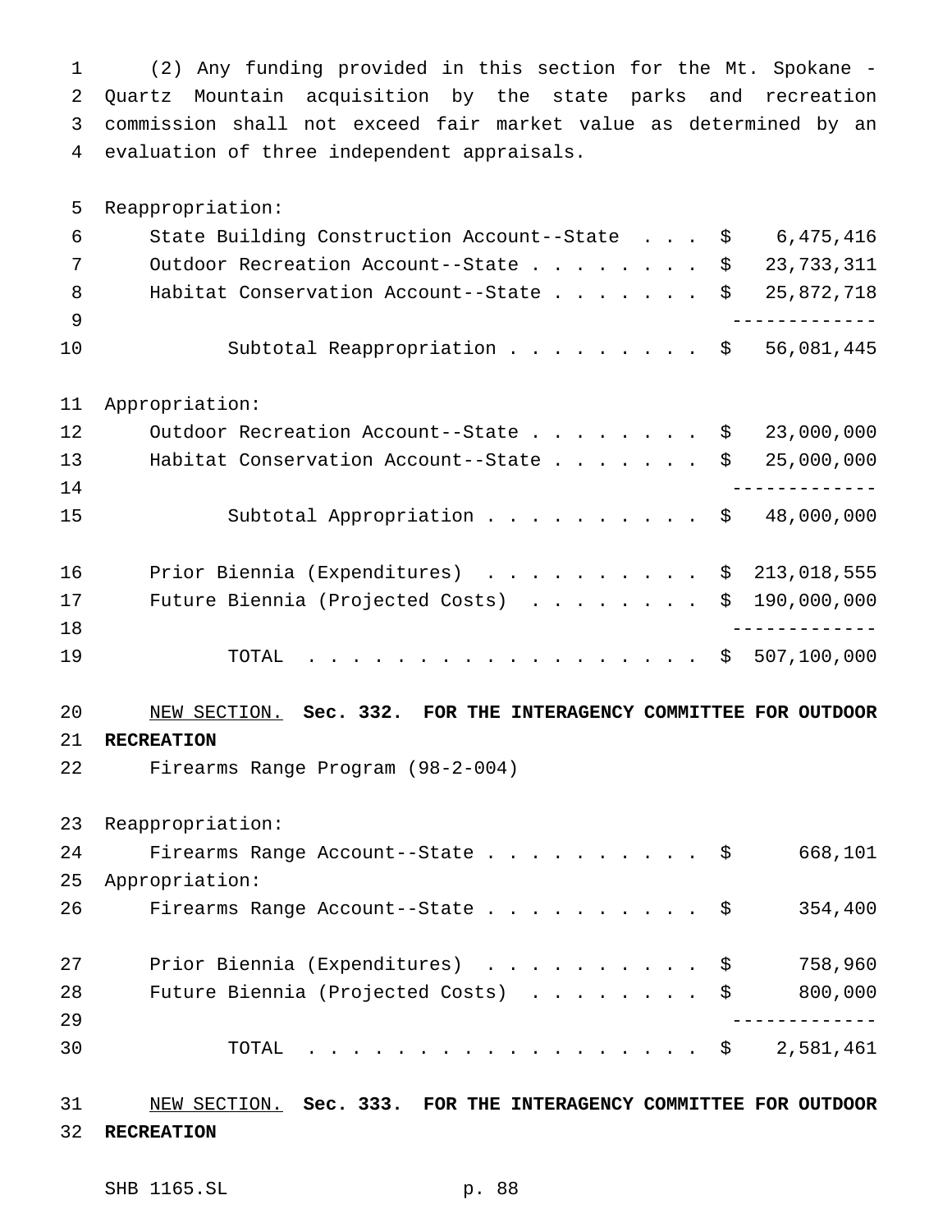(2) Any funding provided in this section for the Mt. Spokane - Quartz Mountain acquisition by the state parks and recreation commission shall not exceed fair market value as determined by an evaluation of three independent appraisals.

Reappropriation:

| | |
|---|---|
| State Building Construction Account--State | $ 6,475,416 |
| Outdoor Recreation Account--State | $ 23,733,311 |
| Habitat Conservation Account--State | $ 25,872,718 |
| Subtotal Reappropriation | $ 56,081,445 |

Appropriation:

| | |
|---|---|
| Outdoor Recreation Account--State | $ 23,000,000 |
| Habitat Conservation Account--State | $ 25,000,000 |
| Subtotal Appropriation | $ 48,000,000 |

| | |
|---|---|
| Prior Biennia (Expenditures) | $ 213,018,555 |
| Future Biennia (Projected Costs) | $ 190,000,000 |
| TOTAL | $ 507,100,000 |

NEW SECTION. **Sec. 332. FOR THE INTERAGENCY COMMITTEE FOR OUTDOOR RECREATION**

Firearms Range Program (98-2-004)

Reappropriation:

| | |
|---|---|
| Firearms Range Account--State | $ 668,101 |

Appropriation:

| | |
|---|---|
| Firearms Range Account--State | $ 354,400 |

| | |
|---|---|
| Prior Biennia (Expenditures) | $ 758,960 |
| Future Biennia (Projected Costs) | $ 800,000 |
| TOTAL | $ 2,581,461 |

NEW SECTION. **Sec. 333. FOR THE INTERAGENCY COMMITTEE FOR OUTDOOR RECREATION**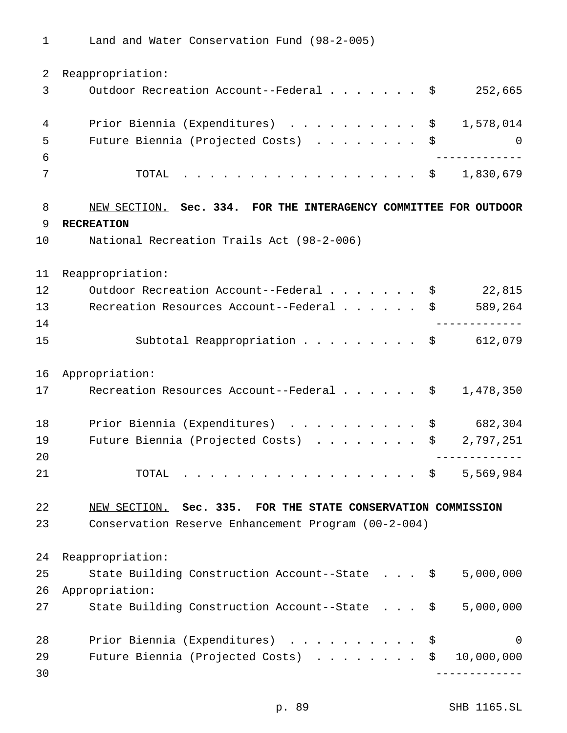Land and Water Conservation Fund (98-2-005)

Reappropriation:

| | | |
|---|---|---|
| Outdoor Recreation Account--Federal | $ | 252,665 |
| Prior Biennia (Expenditures) | $ | 1,578,014 |
| Future Biennia (Projected Costs) | $ | 0 |
| TOTAL | $ | 1,830,679 |

NEW SECTION. **Sec. 334. FOR THE INTERAGENCY COMMITTEE FOR OUTDOOR RECREATION**

National Recreation Trails Act (98-2-006)

Reappropriation:

| | | |
|---|---|---|
| Outdoor Recreation Account--Federal | $ | 22,815 |
| Recreation Resources Account--Federal | $ | 589,264 |
| Subtotal Reappropriation | $ | 612,079 |

Appropriation:

| | | |
|---|---|---|
| Recreation Resources Account--Federal | $ | 1,478,350 |
| Prior Biennia (Expenditures) | $ | 682,304 |
| Future Biennia (Projected Costs) | $ | 2,797,251 |
| TOTAL | $ | 5,569,984 |

NEW SECTION. **Sec. 335. FOR THE STATE CONSERVATION COMMISSION**

Conservation Reserve Enhancement Program (00-2-004)

Reappropriation:

| | | |
|---|---|---|
| State Building Construction Account--State | $ | 5,000,000 |

Appropriation:

| | | |
|---|---|---|
| State Building Construction Account--State | $ | 5,000,000 |
| Prior Biennia (Expenditures) | $ | 0 |
| Future Biennia (Projected Costs) | $ | 10,000,000 |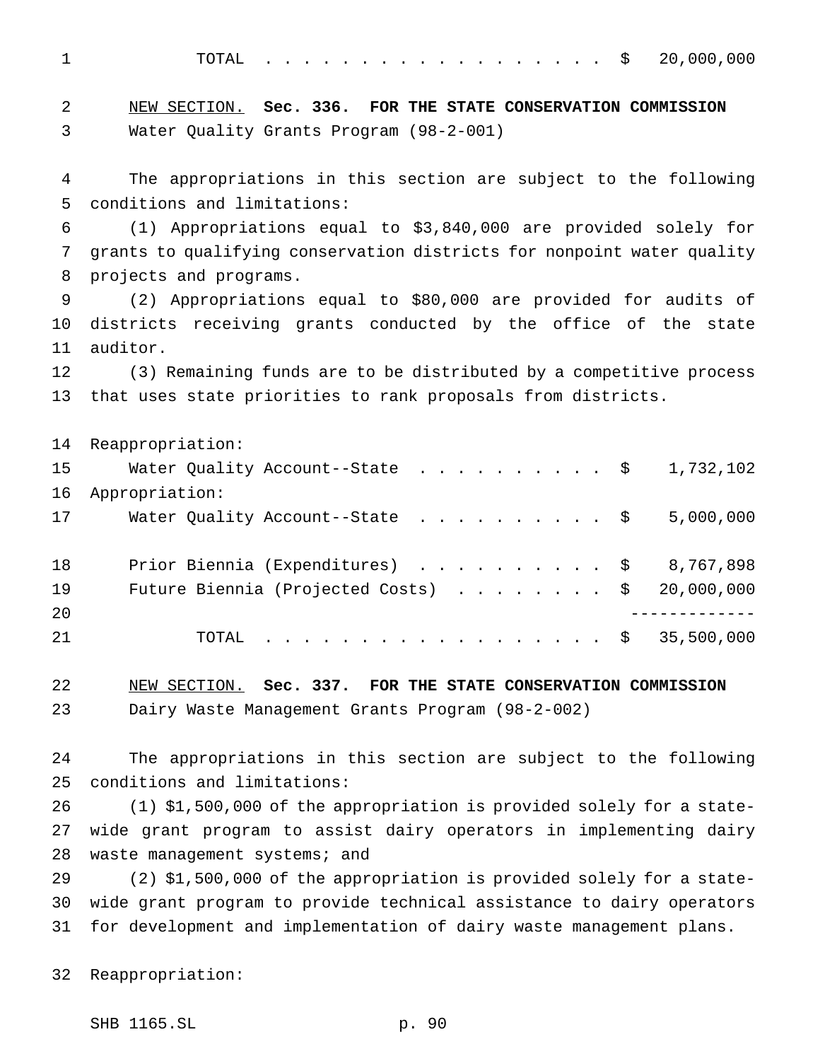TOTAL . . . . . . . . . . . . . . . . . . $ 20,000,000

NEW SECTION. **Sec. 336. FOR THE STATE CONSERVATION COMMISSION**

Water Quality Grants Program (98-2-001)

The appropriations in this section are subject to the following conditions and limitations:

(1) Appropriations equal to $3,840,000 are provided solely for grants to qualifying conservation districts for nonpoint water quality projects and programs.

(2) Appropriations equal to $80,000 are provided for audits of districts receiving grants conducted by the office of the state auditor.

(3) Remaining funds are to be distributed by a competitive process that uses state priorities to rank proposals from districts.

Reappropriation:

| | | |
|---|---|---|
| Water Quality Account--State . . . . . . . . . . | $ | 1,732,102 |

Appropriation:

| | | |
|---|---|---|
| Water Quality Account--State . . . . . . . . . . | $ | 5,000,000 |
| Prior Biennia (Expenditures) . . . . . . . . . . | $ | 8,767,898 |
| Future Biennia (Projected Costs) . . . . . . . . | $ | 20,000,000 |
| TOTAL . . . . . . . . . . . . . . . . . . | $ | 35,500,000 |

NEW SECTION. **Sec. 337. FOR THE STATE CONSERVATION COMMISSION**

Dairy Waste Management Grants Program (98-2-002)

The appropriations in this section are subject to the following conditions and limitations:

(1) $1,500,000 of the appropriation is provided solely for a statewide grant program to assist dairy operators in implementing dairy waste management systems; and

(2) $1,500,000 of the appropriation is provided solely for a statewide grant program to provide technical assistance to dairy operators for development and implementation of dairy waste management plans.

Reappropriation: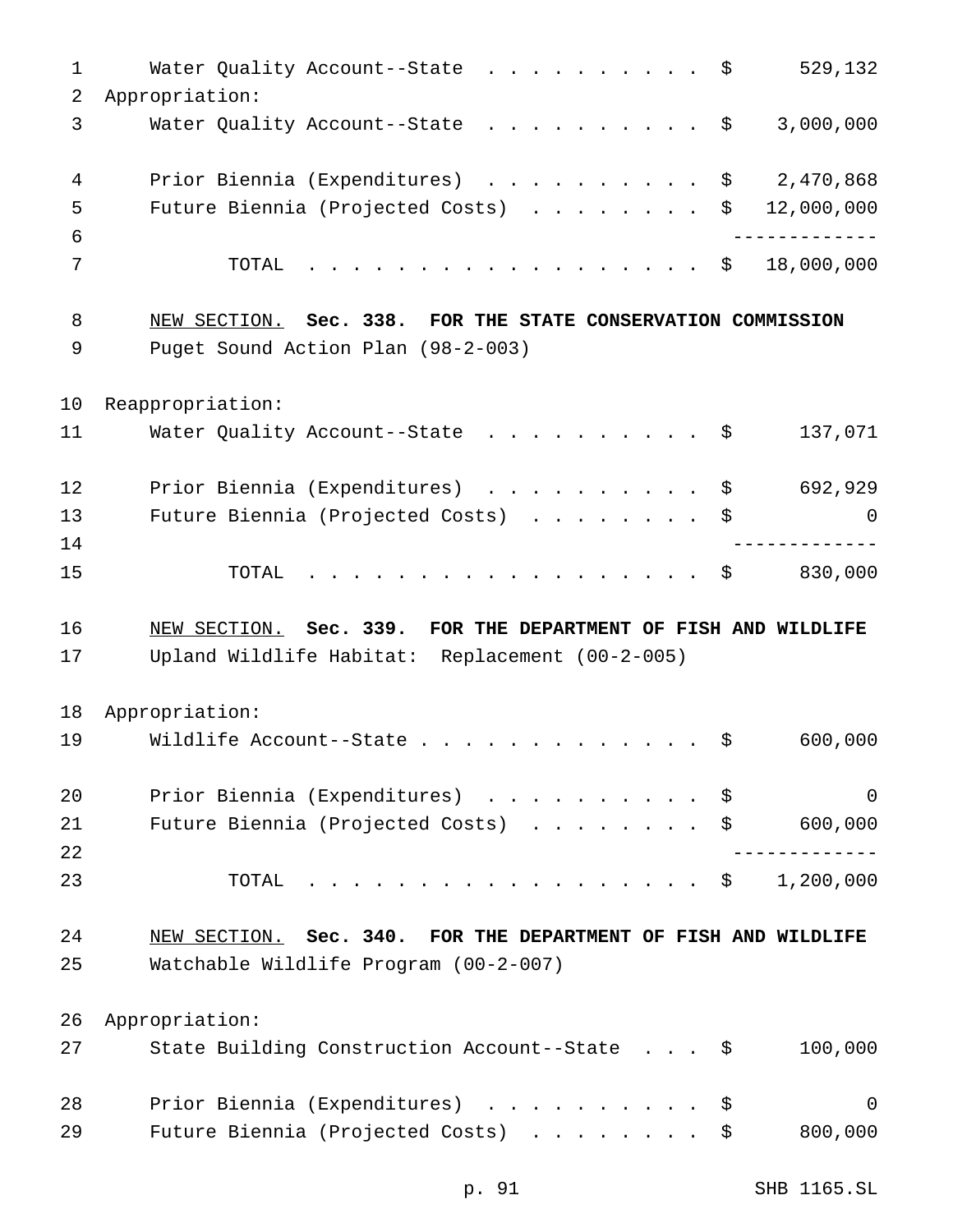Water Quality Account--State . . . . . . . . . . $ 529,132

Appropriation:

Water Quality Account--State . . . . . . . . . . $ 3,000,000

Prior Biennia (Expenditures) . . . . . . . . . . $ 2,470,868

Future Biennia (Projected Costs) . . . . . . . . $ 12,000,000

TOTAL . . . . . . . . . . . . . . . . . . $ 18,000,000

NEW SECTION. **Sec. 338. FOR THE STATE CONSERVATION COMMISSION**

Puget Sound Action Plan (98-2-003)

Reappropriation:

Water Quality Account--State . . . . . . . . . . $ 137,071

Prior Biennia (Expenditures) . . . . . . . . . . $ 692,929

Future Biennia (Projected Costs) . . . . . . . . $ 0

TOTAL . . . . . . . . . . . . . . . . . . $ 830,000

NEW SECTION. **Sec. 339. FOR THE DEPARTMENT OF FISH AND WILDLIFE**

Upland Wildlife Habitat: Replacement (00-2-005)

Appropriation:

Wildlife Account--State . . . . . . . . . . . . . $ 600,000

Prior Biennia (Expenditures) . . . . . . . . . . $ 0

Future Biennia (Projected Costs) . . . . . . . . $ 600,000

TOTAL . . . . . . . . . . . . . . . . . . $ 1,200,000

NEW SECTION. **Sec. 340. FOR THE DEPARTMENT OF FISH AND WILDLIFE**

Watchable Wildlife Program (00-2-007)

Appropriation:

State Building Construction Account--State . . . $ 100,000

Prior Biennia (Expenditures) . . . . . . . . . . $ 0

Future Biennia (Projected Costs) . . . . . . . . $ 800,000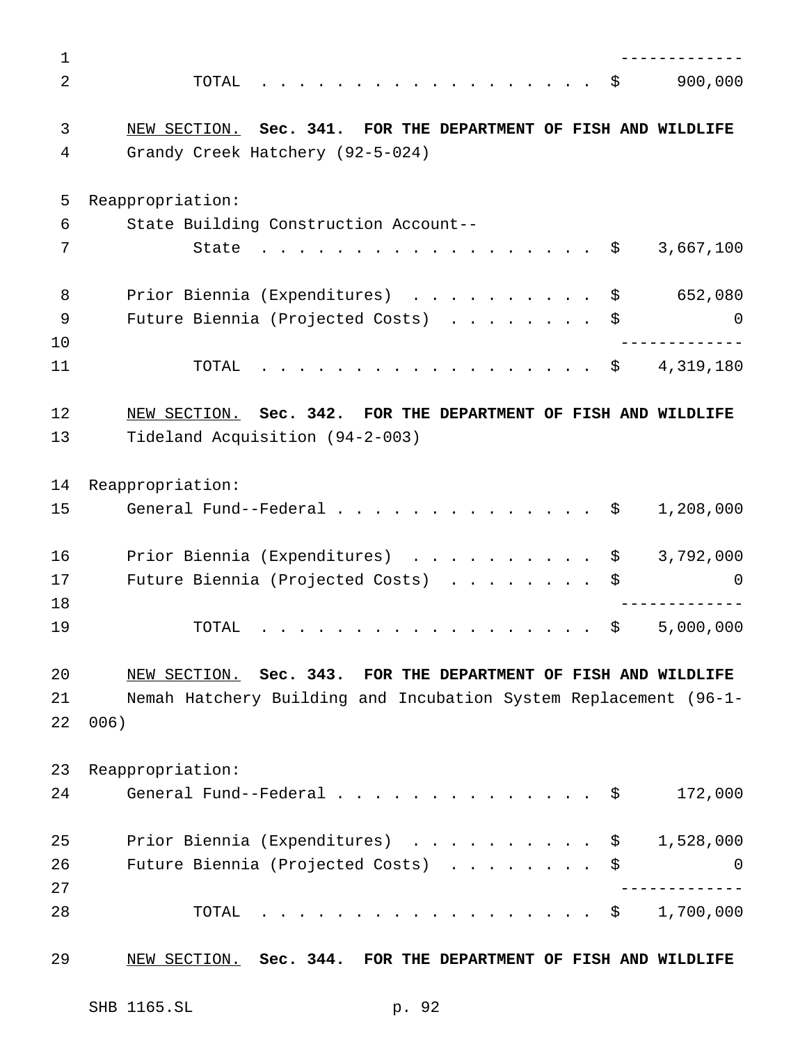| | |
|---|---|
| TOTAL | $ 900,000 |

NEW SECTION. **Sec. 341. FOR THE DEPARTMENT OF FISH AND WILDLIFE**

Grandy Creek Hatchery (92-5-024)

| | |
|---|---|
| Reappropriation: | |
| State Building Construction Account--State | $ 3,667,100 |
| Prior Biennia (Expenditures) | $ 652,080 |
| Future Biennia (Projected Costs) | $ 0 |
| TOTAL | $ 4,319,180 |

NEW SECTION. **Sec. 342. FOR THE DEPARTMENT OF FISH AND WILDLIFE**

Tideland Acquisition (94-2-003)

| | |
|---|---|
| Reappropriation: | |
| General Fund--Federal | $ 1,208,000 |
| Prior Biennia (Expenditures) | $ 3,792,000 |
| Future Biennia (Projected Costs) | $ 0 |
| TOTAL | $ 5,000,000 |

NEW SECTION. **Sec. 343. FOR THE DEPARTMENT OF FISH AND WILDLIFE**

Nemah Hatchery Building and Incubation System Replacement (96-1-006)

| | |
|---|---|
| Reappropriation: | |
| General Fund--Federal | $ 172,000 |
| Prior Biennia (Expenditures) | $ 1,528,000 |
| Future Biennia (Projected Costs) | $ 0 |
| TOTAL | $ 1,700,000 |

NEW SECTION. **Sec. 344. FOR THE DEPARTMENT OF FISH AND WILDLIFE**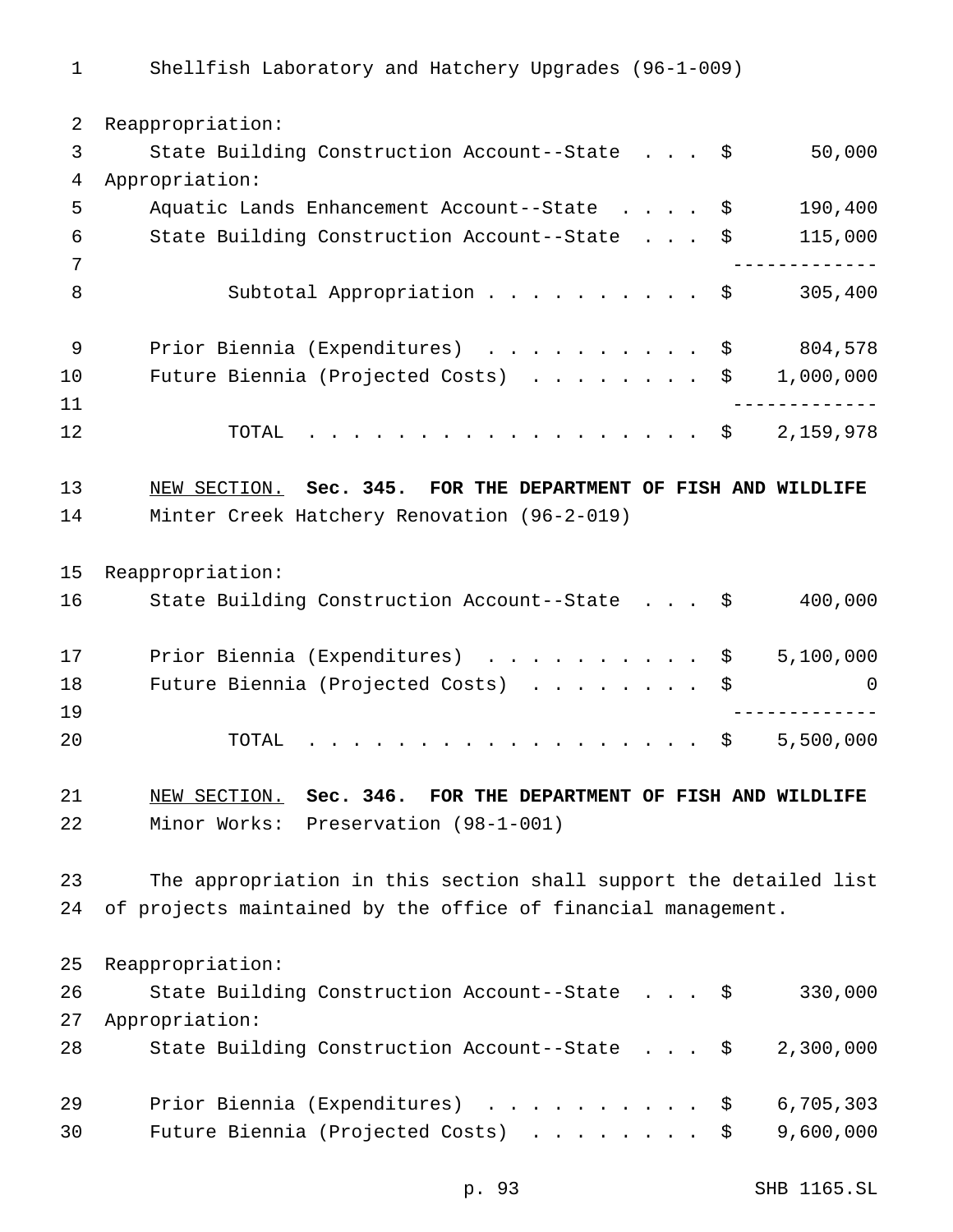Shellfish Laboratory and Hatchery Upgrades (96-1-009)

Reappropriation:

| | | |
|---|---|---|
| State Building Construction Account--State | $ | 50,000 |

Appropriation:

| | | |
|---|---|---|
| Aquatic Lands Enhancement Account--State | $ | 190,400 |
| State Building Construction Account--State | $ | 115,000 |
| Subtotal Appropriation | $ | 305,400 |
| | | |
| Prior Biennia (Expenditures) | $ | 804,578 |
| Future Biennia (Projected Costs) | $ | 1,000,000 |
| TOTAL | $ | 2,159,978 |

NEW SECTION. **Sec. 345. FOR THE DEPARTMENT OF FISH AND WILDLIFE**

Minter Creek Hatchery Renovation (96-2-019)

Reappropriation:

| | | |
|---|---|---|
| State Building Construction Account--State | $ | 400,000 |
| | | |
| Prior Biennia (Expenditures) | $ | 5,100,000 |
| Future Biennia (Projected Costs) | $ | 0 |
| TOTAL | $ | 5,500,000 |

NEW SECTION. **Sec. 346. FOR THE DEPARTMENT OF FISH AND WILDLIFE**

Minor Works: Preservation (98-1-001)

The appropriation in this section shall support the detailed list of projects maintained by the office of financial management.

Reappropriation:

| | | |
|---|---|---|
| State Building Construction Account--State | $ | 330,000 |

Appropriation:

| | | |
|---|---|---|
| State Building Construction Account--State | $ | 2,300,000 |
| | | |
| Prior Biennia (Expenditures) | $ | 6,705,303 |
| Future Biennia (Projected Costs) | $ | 9,600,000 |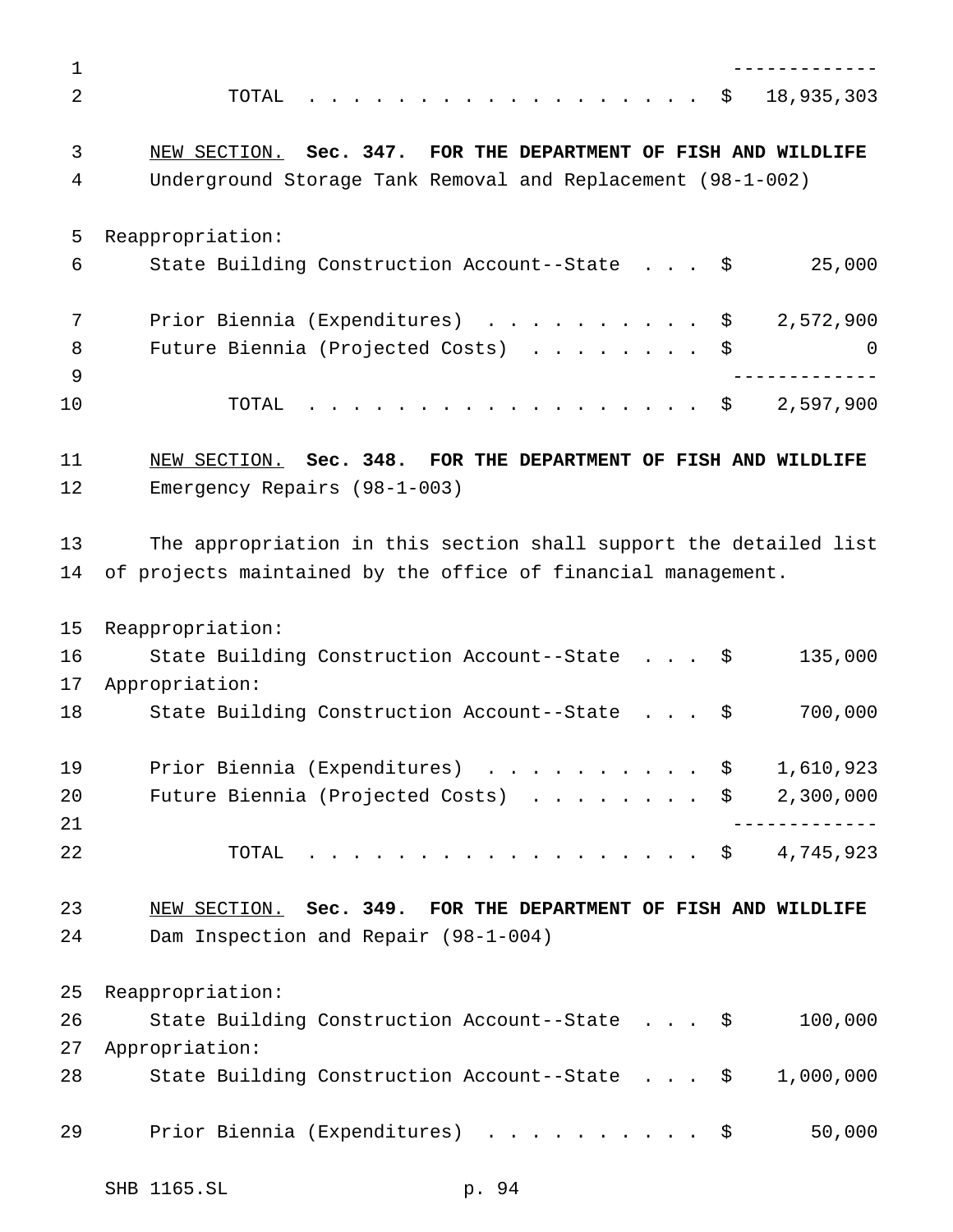-------------

TOTAL . . . . . . . . . . . . . . . . . . $ 18,935,303

NEW SECTION. **Sec. 347. FOR THE DEPARTMENT OF FISH AND WILDLIFE**

Underground Storage Tank Removal and Replacement (98-1-002)

Reappropriation:

State Building Construction Account--State . . . $ 25,000

Prior Biennia (Expenditures) . . . . . . . . . . $ 2,572,900

Future Biennia (Projected Costs) . . . . . . . . $ 0

-------------

TOTAL . . . . . . . . . . . . . . . . . . $ 2,597,900

NEW SECTION. **Sec. 348. FOR THE DEPARTMENT OF FISH AND WILDLIFE**

Emergency Repairs (98-1-003)

The appropriation in this section shall support the detailed list of projects maintained by the office of financial management.

Reappropriation:

State Building Construction Account--State . . . $ 135,000

Appropriation:

State Building Construction Account--State . . . $ 700,000

Prior Biennia (Expenditures) . . . . . . . . . . $ 1,610,923

Future Biennia (Projected Costs) . . . . . . . . $ 2,300,000

-------------

TOTAL . . . . . . . . . . . . . . . . . . $ 4,745,923

NEW SECTION. **Sec. 349. FOR THE DEPARTMENT OF FISH AND WILDLIFE**

Dam Inspection and Repair (98-1-004)

Reappropriation:

State Building Construction Account--State . . . $ 100,000

Appropriation:

State Building Construction Account--State . . . $ 1,000,000

Prior Biennia (Expenditures) . . . . . . . . . . $ 50,000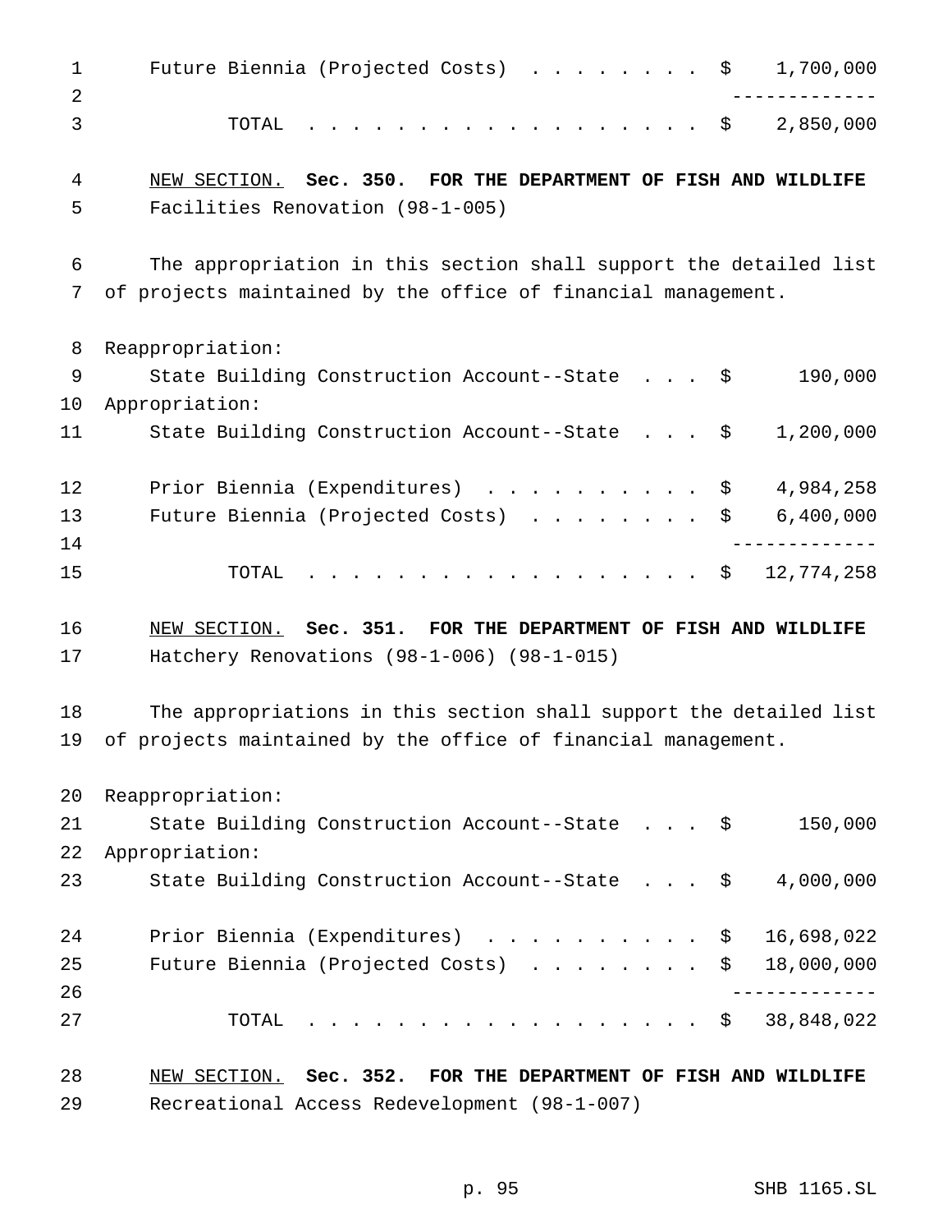Future Biennia (Projected Costs) . . . . . . . . $ 1,700,000

-------------

TOTAL . . . . . . . . . . . . . . . . . . $ 2,850,000

NEW SECTION. **Sec. 350. FOR THE DEPARTMENT OF FISH AND WILDLIFE**

Facilities Renovation (98-1-005)

The appropriation in this section shall support the detailed list of projects maintained by the office of financial management.

Reappropriation:

State Building Construction Account--State . . . $ 190,000

Appropriation:

State Building Construction Account--State . . . $ 1,200,000

Prior Biennia (Expenditures) . . . . . . . . . . $ 4,984,258

Future Biennia (Projected Costs) . . . . . . . . $ 6,400,000

-------------

TOTAL . . . . . . . . . . . . . . . . . . $ 12,774,258

NEW SECTION. **Sec. 351. FOR THE DEPARTMENT OF FISH AND WILDLIFE**

Hatchery Renovations (98-1-006) (98-1-015)

The appropriations in this section shall support the detailed list of projects maintained by the office of financial management.

Reappropriation:

State Building Construction Account--State . . . $ 150,000

Appropriation:

State Building Construction Account--State . . . $ 4,000,000

Prior Biennia (Expenditures) . . . . . . . . . . $ 16,698,022

Future Biennia (Projected Costs) . . . . . . . . $ 18,000,000

-------------

TOTAL . . . . . . . . . . . . . . . . . . $ 38,848,022

NEW SECTION. **Sec. 352. FOR THE DEPARTMENT OF FISH AND WILDLIFE**

Recreational Access Redevelopment (98-1-007)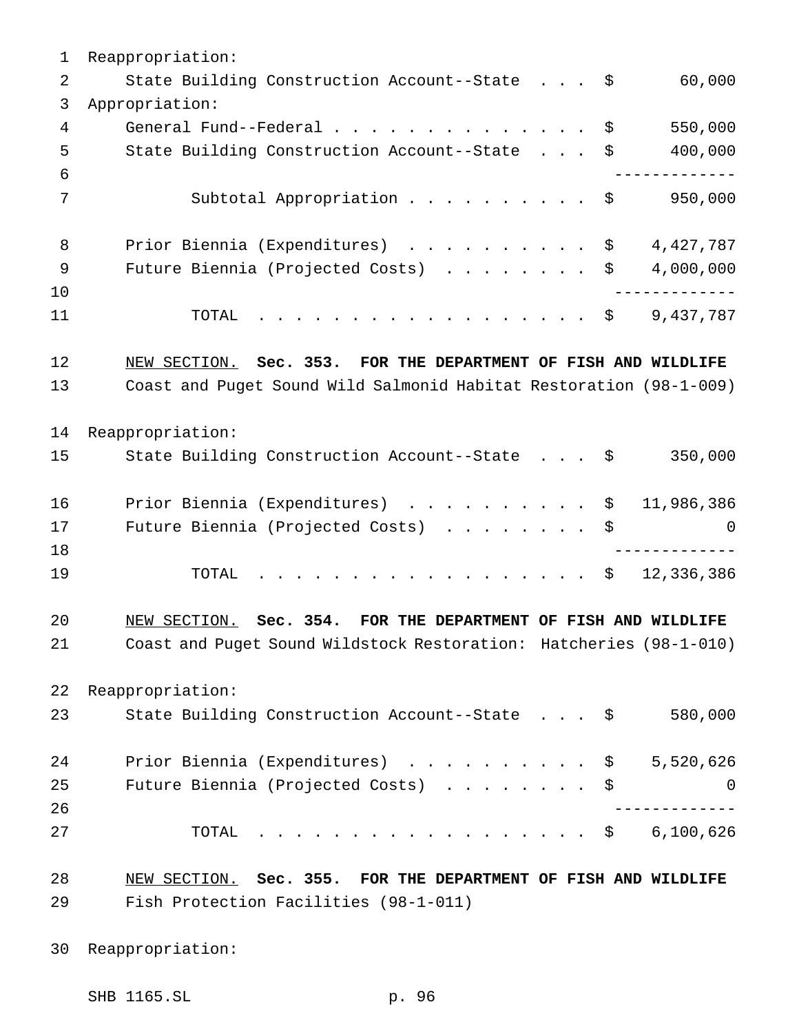Reappropriation:

| | |
|---|---|
| State Building Construction Account--State | $ 60,000 |

Appropriation:

| | |
|---|---|
| General Fund--Federal | $ 550,000 |
| State Building Construction Account--State | $ 400,000 |
| Subtotal Appropriation | $ 950,000 |
| Prior Biennia (Expenditures) | $ 4,427,787 |
| Future Biennia (Projected Costs) | $ 4,000,000 |
| TOTAL | $ 9,437,787 |

NEW SECTION. **Sec. 353. FOR THE DEPARTMENT OF FISH AND WILDLIFE**

Coast and Puget Sound Wild Salmonid Habitat Restoration (98-1-009)

Reappropriation:

| | |
|---|---|
| State Building Construction Account--State | $ 350,000 |
| Prior Biennia (Expenditures) | $ 11,986,386 |
| Future Biennia (Projected Costs) | $ 0 |
| TOTAL | $ 12,336,386 |

NEW SECTION. **Sec. 354. FOR THE DEPARTMENT OF FISH AND WILDLIFE**

Coast and Puget Sound Wildstock Restoration: Hatcheries (98-1-010)

Reappropriation:

| | |
|---|---|
| State Building Construction Account--State | $ 580,000 |
| Prior Biennia (Expenditures) | $ 5,520,626 |
| Future Biennia (Projected Costs) | $ 0 |
| TOTAL | $ 6,100,626 |

NEW SECTION. **Sec. 355. FOR THE DEPARTMENT OF FISH AND WILDLIFE**

Fish Protection Facilities (98-1-011)

Reappropriation: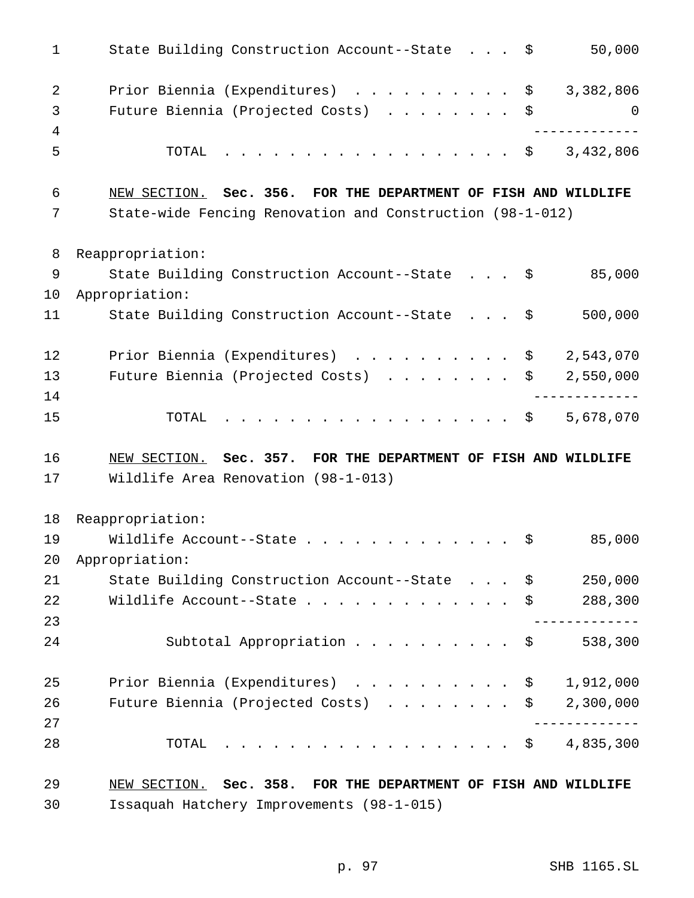State Building Construction Account--State . . . $ 50,000

| | | |
|---|---|---|
| Prior Biennia (Expenditures) . . . . . . . . . . | $ | 3,382,806 |
| Future Biennia (Projected Costs) . . . . . . . . | $ | 0 |
| TOTAL . . . . . . . . . . . . . . . . . . | $ | 3,432,806 |

NEW SECTION. **Sec. 356. FOR THE DEPARTMENT OF FISH AND WILDLIFE**

State-wide Fencing Renovation and Construction (98-1-012)

Reappropriation:

| | | |
|---|---|---|
| State Building Construction Account--State . . . | $ | 85,000 |

Appropriation:

| | | |
|---|---|---|
| State Building Construction Account--State . . . | $ | 500,000 |
| Prior Biennia (Expenditures) . . . . . . . . . . | $ | 2,543,070 |
| Future Biennia (Projected Costs) . . . . . . . . | $ | 2,550,000 |
| TOTAL . . . . . . . . . . . . . . . . . . | $ | 5,678,070 |

NEW SECTION. **Sec. 357. FOR THE DEPARTMENT OF FISH AND WILDLIFE**

Wildlife Area Renovation (98-1-013)

Reappropriation:

| | | |
|---|---|---|
| Wildlife Account--State . . . . . . . . . . . . . | $ | 85,000 |

Appropriation:

| | | |
|---|---|---|
| State Building Construction Account--State . . . | $ | 250,000 |
| Wildlife Account--State . . . . . . . . . . . . . | $ | 288,300 |
| Subtotal Appropriation . . . . . . . . . . | $ | 538,300 |
| Prior Biennia (Expenditures) . . . . . . . . . . | $ | 1,912,000 |
| Future Biennia (Projected Costs) . . . . . . . . | $ | 2,300,000 |
| TOTAL . . . . . . . . . . . . . . . . . . | $ | 4,835,300 |

NEW SECTION. **Sec. 358. FOR THE DEPARTMENT OF FISH AND WILDLIFE**

Issaquah Hatchery Improvements (98-1-015)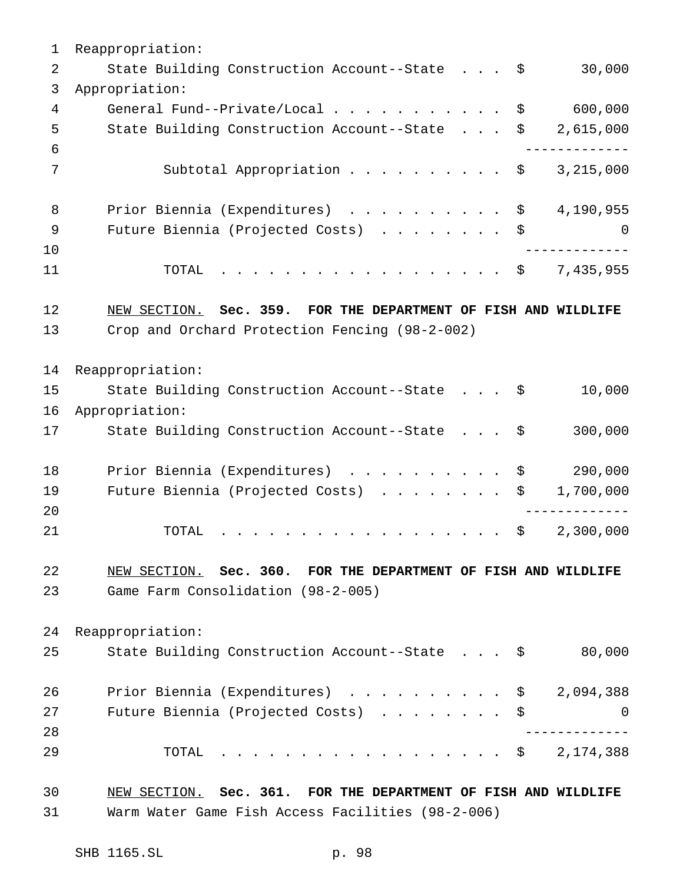Reappropriation:

| | |
|---|---|
| State Building Construction Account--State | $ 30,000 |

Appropriation:

| | |
|---|---|
| General Fund--Private/Local | $ 600,000 |
| State Building Construction Account--State | $ 2,615,000 |
| Subtotal Appropriation | $ 3,215,000 |
| Prior Biennia (Expenditures) | $ 4,190,955 |
| Future Biennia (Projected Costs) | $ 0 |
| TOTAL | $ 7,435,955 |

NEW SECTION. **Sec. 359. FOR THE DEPARTMENT OF FISH AND WILDLIFE**

Crop and Orchard Protection Fencing (98-2-002)

Reappropriation:

| | |
|---|---|
| State Building Construction Account--State | $ 10,000 |

Appropriation:

| | |
|---|---|
| State Building Construction Account--State | $ 300,000 |
| Prior Biennia (Expenditures) | $ 290,000 |
| Future Biennia (Projected Costs) | $ 1,700,000 |
| TOTAL | $ 2,300,000 |

NEW SECTION. **Sec. 360. FOR THE DEPARTMENT OF FISH AND WILDLIFE**

Game Farm Consolidation (98-2-005)

Reappropriation:

| | |
|---|---|
| State Building Construction Account--State | $ 80,000 |
| Prior Biennia (Expenditures) | $ 2,094,388 |
| Future Biennia (Projected Costs) | $ 0 |
| TOTAL | $ 2,174,388 |

NEW SECTION. **Sec. 361. FOR THE DEPARTMENT OF FISH AND WILDLIFE**

Warm Water Game Fish Access Facilities (98-2-006)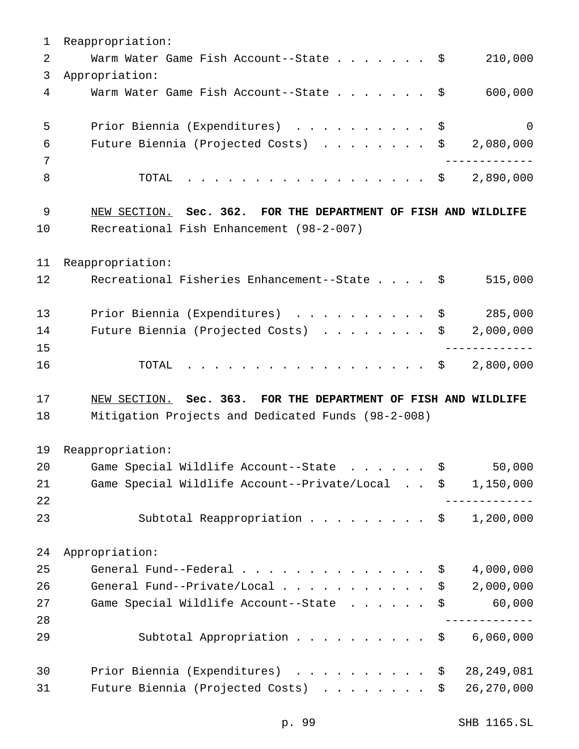Reappropriation:

| | |
|---|---|
| Warm Water Game Fish Account--State | $ 210,000 |

Appropriation:

| | |
|---|---|
| Warm Water Game Fish Account--State | $ 600,000 |
| Prior Biennia (Expenditures) | $ 0 |
| Future Biennia (Projected Costs) | $ 2,080,000 |
| TOTAL | $ 2,890,000 |

NEW SECTION. **Sec. 362. FOR THE DEPARTMENT OF FISH AND WILDLIFE**

Recreational Fish Enhancement (98-2-007)

Reappropriation:

| | |
|---|---|
| Recreational Fisheries Enhancement--State | $ 515,000 |
| Prior Biennia (Expenditures) | $ 285,000 |
| Future Biennia (Projected Costs) | $ 2,000,000 |
| TOTAL | $ 2,800,000 |

NEW SECTION. **Sec. 363. FOR THE DEPARTMENT OF FISH AND WILDLIFE**

Mitigation Projects and Dedicated Funds (98-2-008)

Reappropriation:

| | |
|---|---|
| Game Special Wildlife Account--State | $ 50,000 |
| Game Special Wildlife Account--Private/Local | $ 1,150,000 |
| Subtotal Reappropriation | $ 1,200,000 |

Appropriation:

| | |
|---|---|
| General Fund--Federal | $ 4,000,000 |
| General Fund--Private/Local | $ 2,000,000 |
| Game Special Wildlife Account--State | $ 60,000 |
| Subtotal Appropriation | $ 6,060,000 |
| Prior Biennia (Expenditures) | $ 28,249,081 |
| Future Biennia (Projected Costs) | $ 26,270,000 |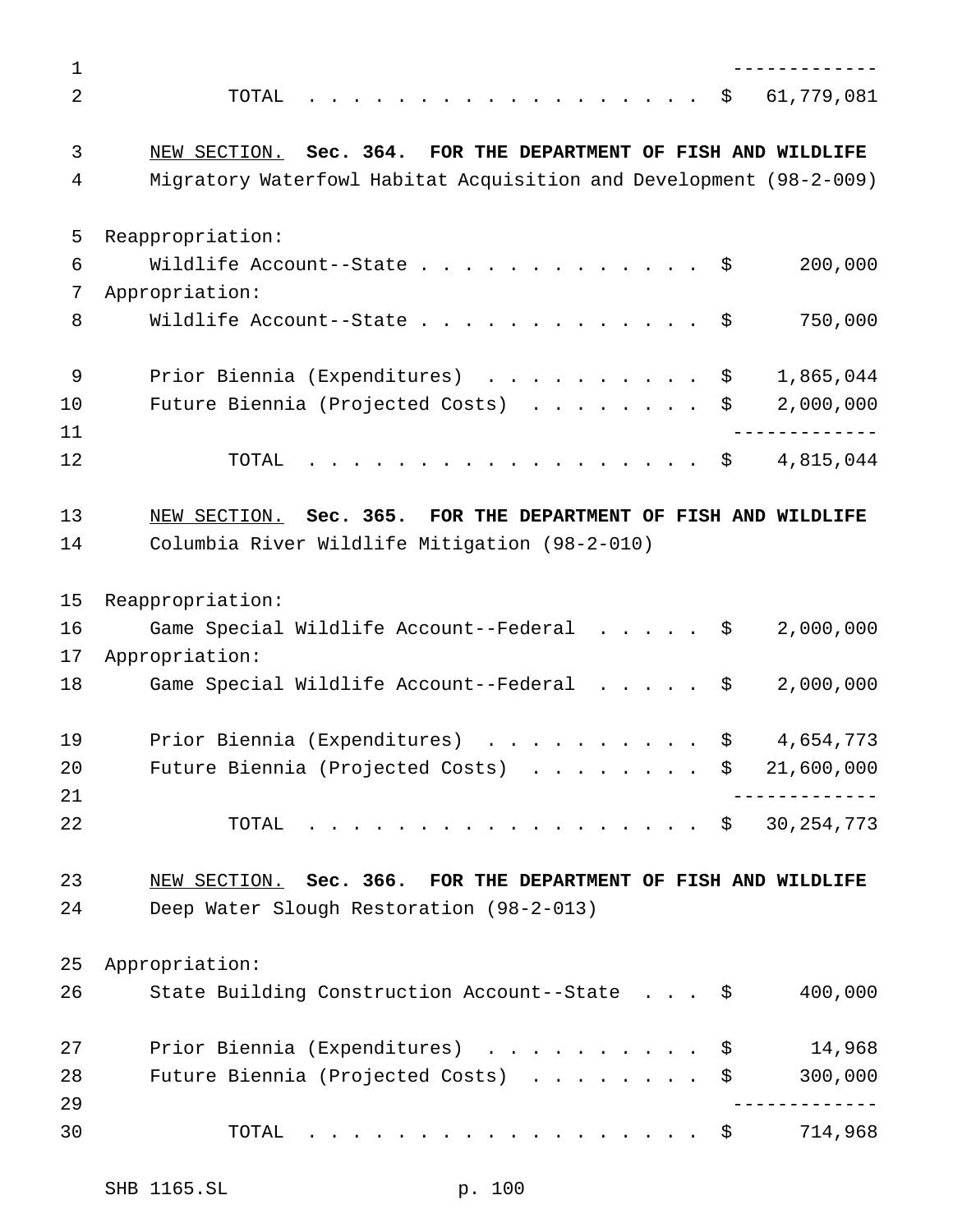| | |
|---|---|
| TOTAL | $ 61,779,081 |

NEW SECTION. **Sec. 364. FOR THE DEPARTMENT OF FISH AND WILDLIFE**

Migratory Waterfowl Habitat Acquisition and Development (98-2-009)

| | |
|---|---|
| Reappropriation: | |
| Wildlife Account--State | $ 200,000 |
| Appropriation: | |
| Wildlife Account--State | $ 750,000 |
| Prior Biennia (Expenditures) | $ 1,865,044 |
| Future Biennia (Projected Costs) | $ 2,000,000 |
| TOTAL | $ 4,815,044 |

NEW SECTION. **Sec. 365. FOR THE DEPARTMENT OF FISH AND WILDLIFE**

Columbia River Wildlife Mitigation (98-2-010)

| | |
|---|---|
| Reappropriation: | |
| Game Special Wildlife Account--Federal | $ 2,000,000 |
| Appropriation: | |
| Game Special Wildlife Account--Federal | $ 2,000,000 |
| Prior Biennia (Expenditures) | $ 4,654,773 |
| Future Biennia (Projected Costs) | $ 21,600,000 |
| TOTAL | $ 30,254,773 |

NEW SECTION. **Sec. 366. FOR THE DEPARTMENT OF FISH AND WILDLIFE**

Deep Water Slough Restoration (98-2-013)

| | |
|---|---|
| Appropriation: | |
| State Building Construction Account--State | $ 400,000 |
| Prior Biennia (Expenditures) | $ 14,968 |
| Future Biennia (Projected Costs) | $ 300,000 |
| TOTAL | $ 714,968 |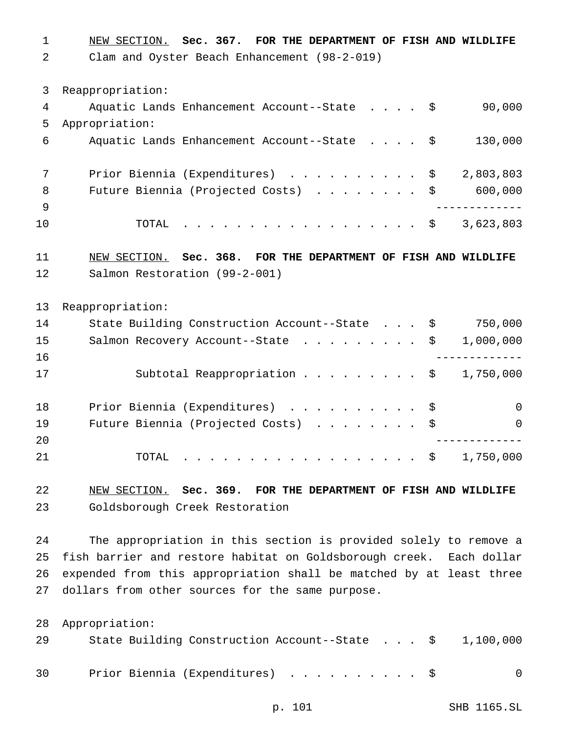NEW SECTION. **Sec. 367. FOR THE DEPARTMENT OF FISH AND WILDLIFE**
Clam and Oyster Beach Enhancement (98-2-019)

Reappropriation:

| | |
|---|---|
| Aquatic Lands Enhancement Account--State . . . . | $ 90,000 |

Appropriation:

| | |
|---|---|
| Aquatic Lands Enhancement Account--State . . . . | $ 130,000 |
| Prior Biennia (Expenditures) . . . . . . . . . . | $ 2,803,803 |
| Future Biennia (Projected Costs) . . . . . . . . | $ 600,000 |
| TOTAL . . . . . . . . . . . . . . . . . . | $ 3,623,803 |

NEW SECTION. **Sec. 368. FOR THE DEPARTMENT OF FISH AND WILDLIFE**
Salmon Restoration (99-2-001)

Reappropriation:

| | |
|---|---|
| State Building Construction Account--State . . . | $ 750,000 |
| Salmon Recovery Account--State . . . . . . . . . | $ 1,000,000 |
| Subtotal Reappropriation . . . . . . . . . | $ 1,750,000 |
| Prior Biennia (Expenditures) . . . . . . . . . . | $ 0 |
| Future Biennia (Projected Costs) . . . . . . . . | $ 0 |
| TOTAL . . . . . . . . . . . . . . . . . . | $ 1,750,000 |

NEW SECTION. **Sec. 369. FOR THE DEPARTMENT OF FISH AND WILDLIFE**
Goldsborough Creek Restoration

The appropriation in this section is provided solely to remove a fish barrier and restore habitat on Goldsborough creek. Each dollar expended from this appropriation shall be matched by at least three dollars from other sources for the same purpose.

Appropriation:

| | |
|---|---|
| State Building Construction Account--State . . . | $ 1,100,000 |
| Prior Biennia (Expenditures) . . . . . . . . . . | $ 0 |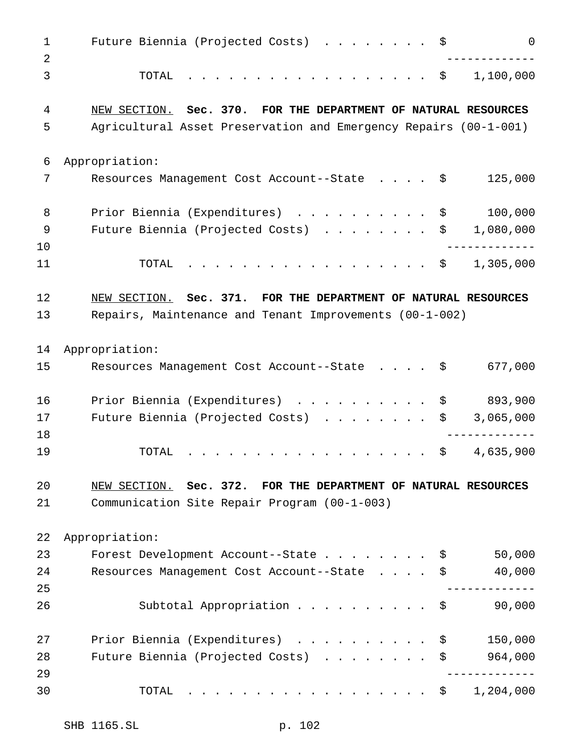| | |
|---|---|
| Future Biennia (Projected Costs) | $ 0 |
| TOTAL | $ 1,100,000 |

NEW SECTION. **Sec. 370. FOR THE DEPARTMENT OF NATURAL RESOURCES**
Agricultural Asset Preservation and Emergency Repairs (00-1-001)

Appropriation:

| | |
|---|---|
| Resources Management Cost Account--State | $ 125,000 |
| Prior Biennia (Expenditures) | $ 100,000 |
| Future Biennia (Projected Costs) | $ 1,080,000 |
| TOTAL | $ 1,305,000 |

NEW SECTION. **Sec. 371. FOR THE DEPARTMENT OF NATURAL RESOURCES**
Repairs, Maintenance and Tenant Improvements (00-1-002)

Appropriation:

| | |
|---|---|
| Resources Management Cost Account--State | $ 677,000 |
| Prior Biennia (Expenditures) | $ 893,900 |
| Future Biennia (Projected Costs) | $ 3,065,000 |
| TOTAL | $ 4,635,900 |

NEW SECTION. **Sec. 372. FOR THE DEPARTMENT OF NATURAL RESOURCES**
Communication Site Repair Program (00-1-003)

Appropriation:

| | |
|---|---|
| Forest Development Account--State | $ 50,000 |
| Resources Management Cost Account--State | $ 40,000 |
| Subtotal Appropriation | $ 90,000 |
| Prior Biennia (Expenditures) | $ 150,000 |
| Future Biennia (Projected Costs) | $ 964,000 |
| TOTAL | $ 1,204,000 |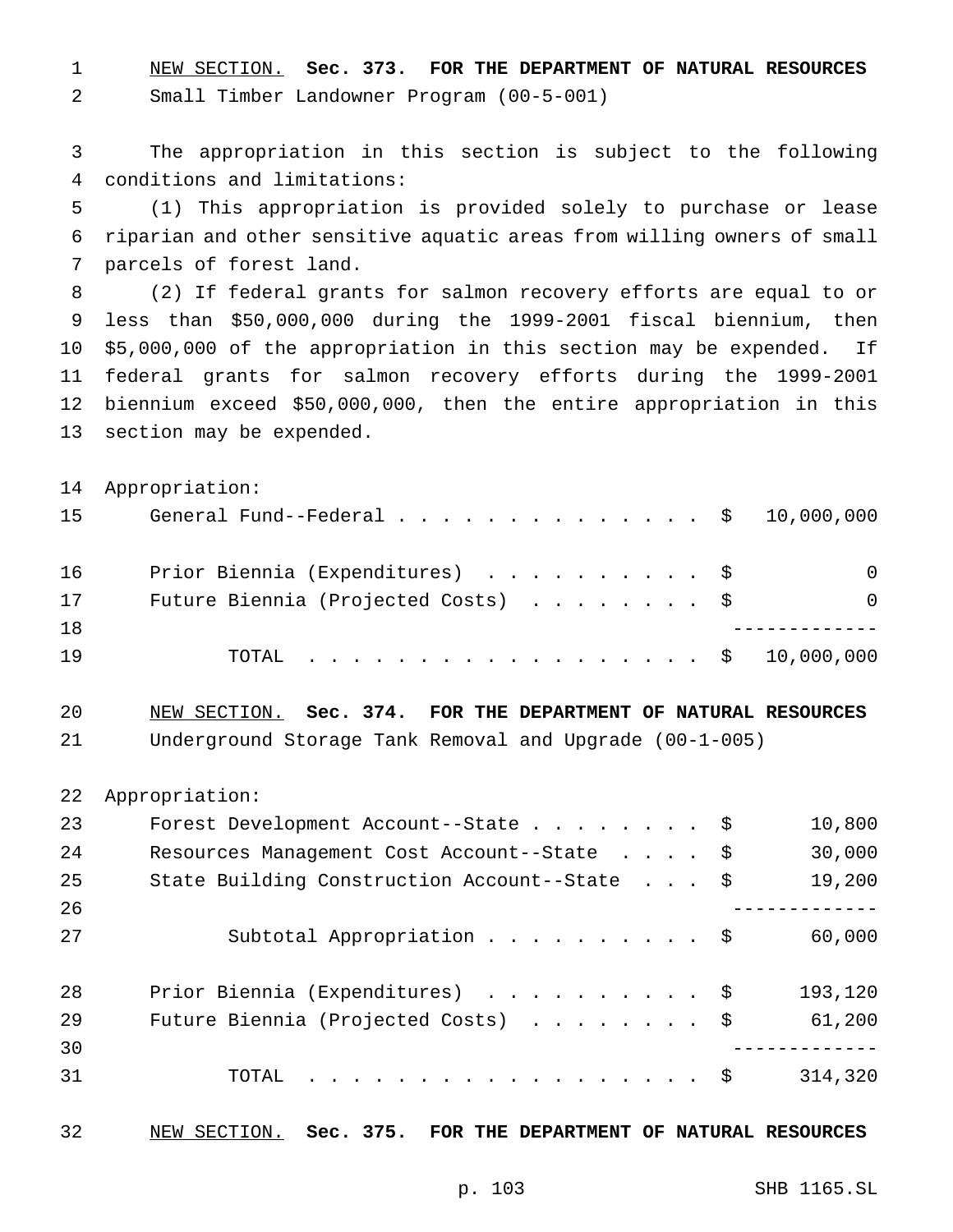NEW SECTION. **Sec. 373. FOR THE DEPARTMENT OF NATURAL RESOURCES**

Small Timber Landowner Program (00-5-001)

The appropriation in this section is subject to the following conditions and limitations:

(1) This appropriation is provided solely to purchase or lease riparian and other sensitive aquatic areas from willing owners of small parcels of forest land.

(2) If federal grants for salmon recovery efforts are equal to or less than $50,000,000 during the 1999-2001 fiscal biennium, then $5,000,000 of the appropriation in this section may be expended. If federal grants for salmon recovery efforts during the 1999-2001 biennium exceed $50,000,000, then the entire appropriation in this section may be expended.

| Appropriation: | |
|---|---|
| General Fund--Federal | $ 10,000,000 |
| Prior Biennia (Expenditures) | $ 0 |
| Future Biennia (Projected Costs) | $ 0 |
| TOTAL | $ 10,000,000 |

NEW SECTION. **Sec. 374. FOR THE DEPARTMENT OF NATURAL RESOURCES**

Underground Storage Tank Removal and Upgrade (00-1-005)

| Appropriation: | |
|---|---|
| Forest Development Account--State | $ 10,800 |
| Resources Management Cost Account--State | $ 30,000 |
| State Building Construction Account--State | $ 19,200 |
| Subtotal Appropriation | $ 60,000 |
| Prior Biennia (Expenditures) | $ 193,120 |
| Future Biennia (Projected Costs) | $ 61,200 |
| TOTAL | $ 314,320 |

NEW SECTION. **Sec. 375. FOR THE DEPARTMENT OF NATURAL RESOURCES**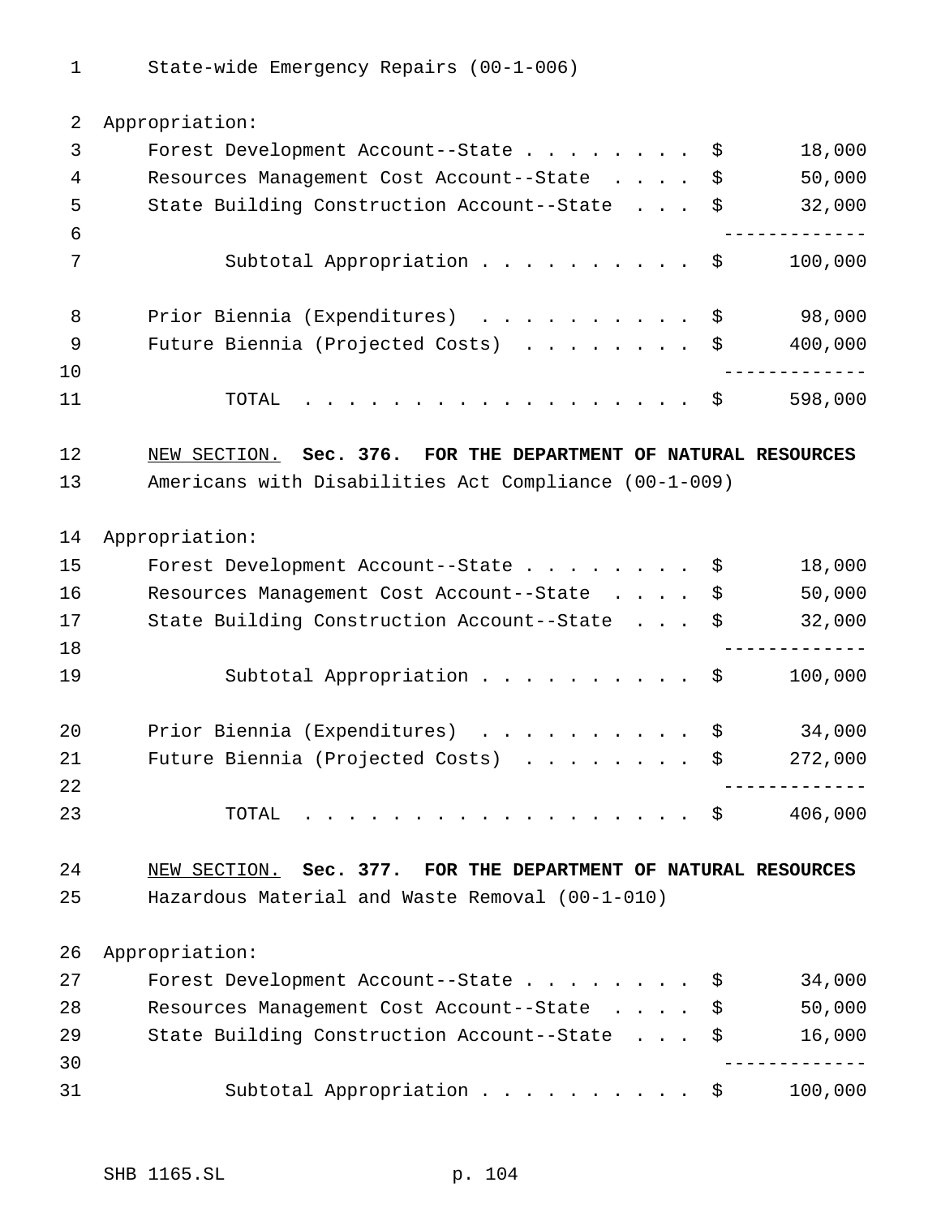State-wide Emergency Repairs (00-1-006)

Appropriation:

| | | |
|---|---|---|
| Forest Development Account--State | $ | 18,000 |
| Resources Management Cost Account--State | $ | 50,000 |
| State Building Construction Account--State | $ | 32,000 |
| Subtotal Appropriation | $ | 100,000 |
| Prior Biennia (Expenditures) | $ | 98,000 |
| Future Biennia (Projected Costs) | $ | 400,000 |
| TOTAL | $ | 598,000 |

NEW SECTION. **Sec. 376. FOR THE DEPARTMENT OF NATURAL RESOURCES**

Americans with Disabilities Act Compliance (00-1-009)

Appropriation:

| | | |
|---|---|---|
| Forest Development Account--State | $ | 18,000 |
| Resources Management Cost Account--State | $ | 50,000 |
| State Building Construction Account--State | $ | 32,000 |
| Subtotal Appropriation | $ | 100,000 |
| Prior Biennia (Expenditures) | $ | 34,000 |
| Future Biennia (Projected Costs) | $ | 272,000 |
| TOTAL | $ | 406,000 |

NEW SECTION. **Sec. 377. FOR THE DEPARTMENT OF NATURAL RESOURCES**

Hazardous Material and Waste Removal (00-1-010)

Appropriation:

| | | |
|---|---|---|
| Forest Development Account--State | $ | 34,000 |
| Resources Management Cost Account--State | $ | 50,000 |
| State Building Construction Account--State | $ | 16,000 |
| Subtotal Appropriation | $ | 100,000 |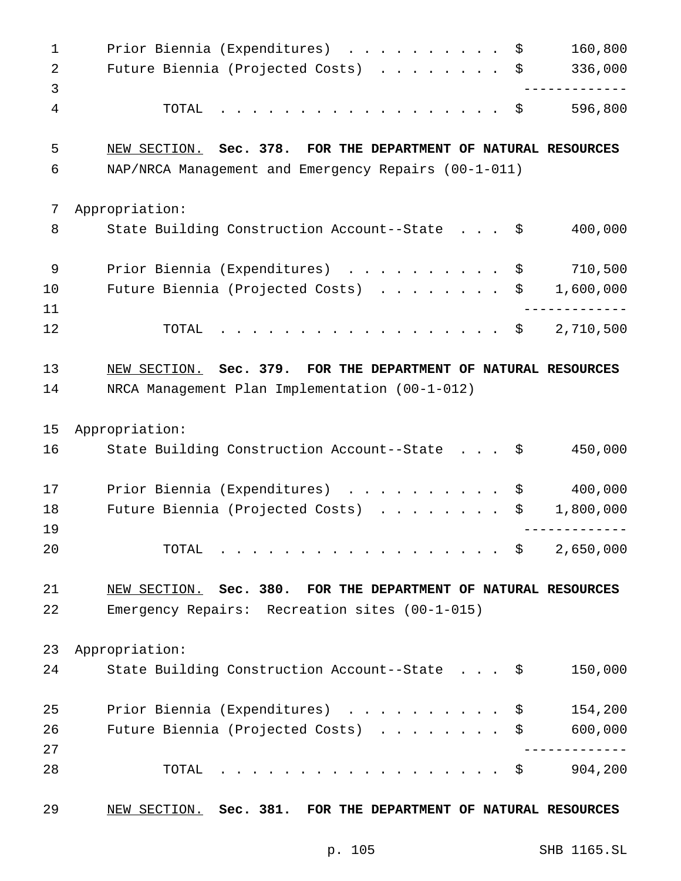| | |
|---|---|
| Prior Biennia (Expenditures) | $ 160,800 |
| Future Biennia (Projected Costs) | $ 336,000 |
| TOTAL | $ 596,800 |

NEW SECTION. **Sec. 378. FOR THE DEPARTMENT OF NATURAL RESOURCES**

NAP/NRCA Management and Emergency Repairs (00-1-011)

Appropriation:

| | |
|---|---|
| State Building Construction Account--State | $ 400,000 |
| Prior Biennia (Expenditures) | $ 710,500 |
| Future Biennia (Projected Costs) | $ 1,600,000 |
| TOTAL | $ 2,710,500 |

NEW SECTION. **Sec. 379. FOR THE DEPARTMENT OF NATURAL RESOURCES**

NRCA Management Plan Implementation (00-1-012)

Appropriation:

| | |
|---|---|
| State Building Construction Account--State | $ 450,000 |
| Prior Biennia (Expenditures) | $ 400,000 |
| Future Biennia (Projected Costs) | $ 1,800,000 |
| TOTAL | $ 2,650,000 |

NEW SECTION. **Sec. 380. FOR THE DEPARTMENT OF NATURAL RESOURCES**

Emergency Repairs: Recreation sites (00-1-015)

Appropriation:

| | |
|---|---|
| State Building Construction Account--State | $ 150,000 |
| Prior Biennia (Expenditures) | $ 154,200 |
| Future Biennia (Projected Costs) | $ 600,000 |
| TOTAL | $ 904,200 |

NEW SECTION. **Sec. 381. FOR THE DEPARTMENT OF NATURAL RESOURCES**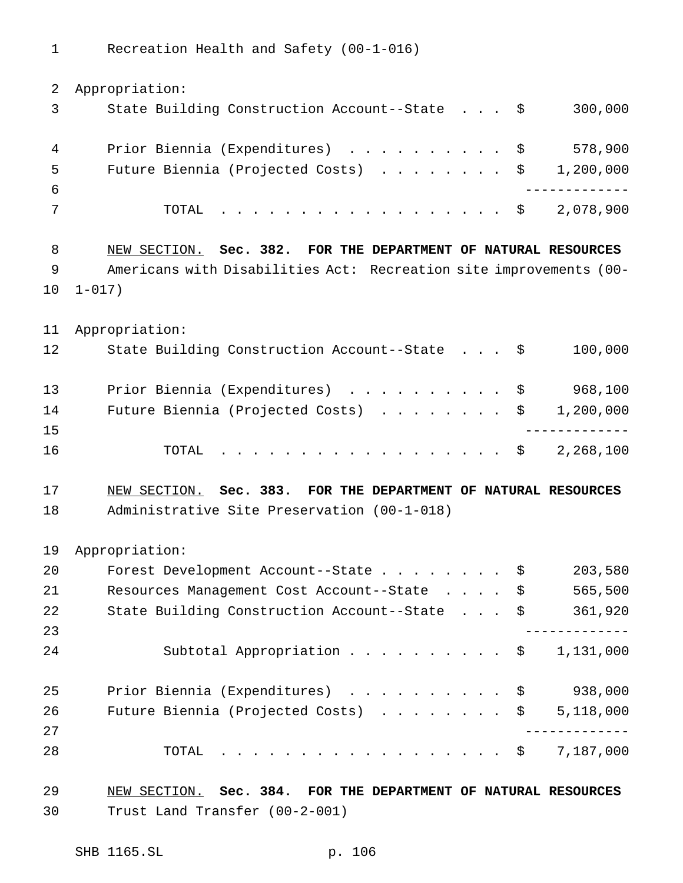Recreation Health and Safety (00-1-016)

Appropriation:

| | | |
|---|---|---|
| State Building Construction Account--State | $ | 300,000 |
| Prior Biennia (Expenditures) | $ | 578,900 |
| Future Biennia (Projected Costs) | $ | 1,200,000 |
| TOTAL | $ | 2,078,900 |

NEW SECTION. **Sec. 382. FOR THE DEPARTMENT OF NATURAL RESOURCES**

Americans with Disabilities Act: Recreation site improvements (00-1-017)

Appropriation:

| | | |
|---|---|---|
| State Building Construction Account--State | $ | 100,000 |
| Prior Biennia (Expenditures) | $ | 968,100 |
| Future Biennia (Projected Costs) | $ | 1,200,000 |
| TOTAL | $ | 2,268,100 |

NEW SECTION. **Sec. 383. FOR THE DEPARTMENT OF NATURAL RESOURCES**

Administrative Site Preservation (00-1-018)

Appropriation:

| | | |
|---|---|---|
| Forest Development Account--State | $ | 203,580 |
| Resources Management Cost Account--State | $ | 565,500 |
| State Building Construction Account--State | $ | 361,920 |
| Subtotal Appropriation | $ | 1,131,000 |
| Prior Biennia (Expenditures) | $ | 938,000 |
| Future Biennia (Projected Costs) | $ | 5,118,000 |
| TOTAL | $ | 7,187,000 |

NEW SECTION. **Sec. 384. FOR THE DEPARTMENT OF NATURAL RESOURCES**

Trust Land Transfer (00-2-001)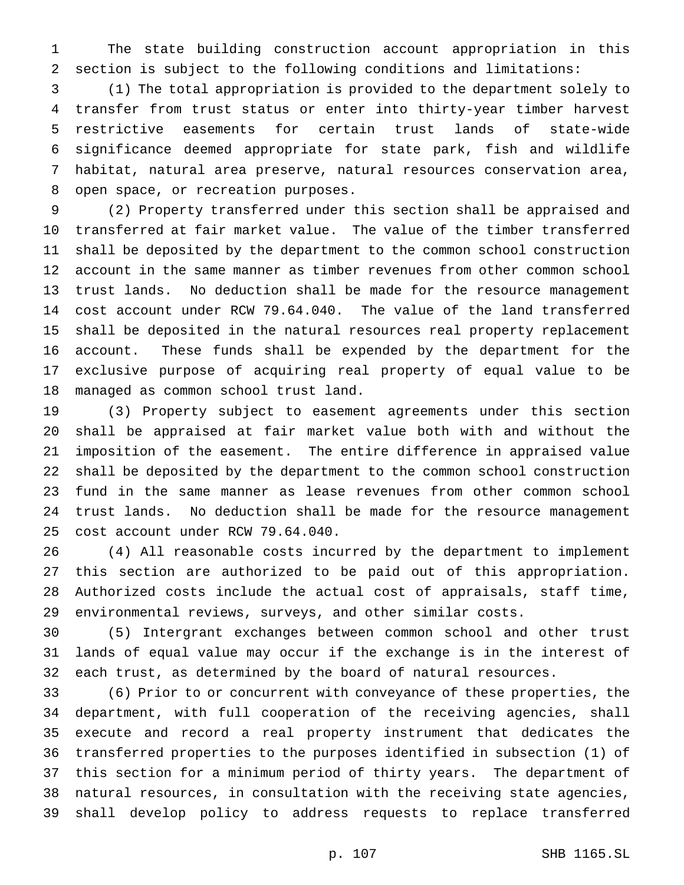The state building construction account appropriation in this section is subject to the following conditions and limitations:

(1) The total appropriation is provided to the department solely to transfer from trust status or enter into thirty-year timber harvest restrictive easements for certain trust lands of state-wide significance deemed appropriate for state park, fish and wildlife habitat, natural area preserve, natural resources conservation area, open space, or recreation purposes.

(2) Property transferred under this section shall be appraised and transferred at fair market value. The value of the timber transferred shall be deposited by the department to the common school construction account in the same manner as timber revenues from other common school trust lands. No deduction shall be made for the resource management cost account under RCW 79.64.040. The value of the land transferred shall be deposited in the natural resources real property replacement account. These funds shall be expended by the department for the exclusive purpose of acquiring real property of equal value to be managed as common school trust land.

(3) Property subject to easement agreements under this section shall be appraised at fair market value both with and without the imposition of the easement. The entire difference in appraised value shall be deposited by the department to the common school construction fund in the same manner as lease revenues from other common school trust lands. No deduction shall be made for the resource management cost account under RCW 79.64.040.

(4) All reasonable costs incurred by the department to implement this section are authorized to be paid out of this appropriation. Authorized costs include the actual cost of appraisals, staff time, environmental reviews, surveys, and other similar costs.

(5) Intergrant exchanges between common school and other trust lands of equal value may occur if the exchange is in the interest of each trust, as determined by the board of natural resources.

(6) Prior to or concurrent with conveyance of these properties, the department, with full cooperation of the receiving agencies, shall execute and record a real property instrument that dedicates the transferred properties to the purposes identified in subsection (1) of this section for a minimum period of thirty years. The department of natural resources, in consultation with the receiving state agencies, shall develop policy to address requests to replace transferred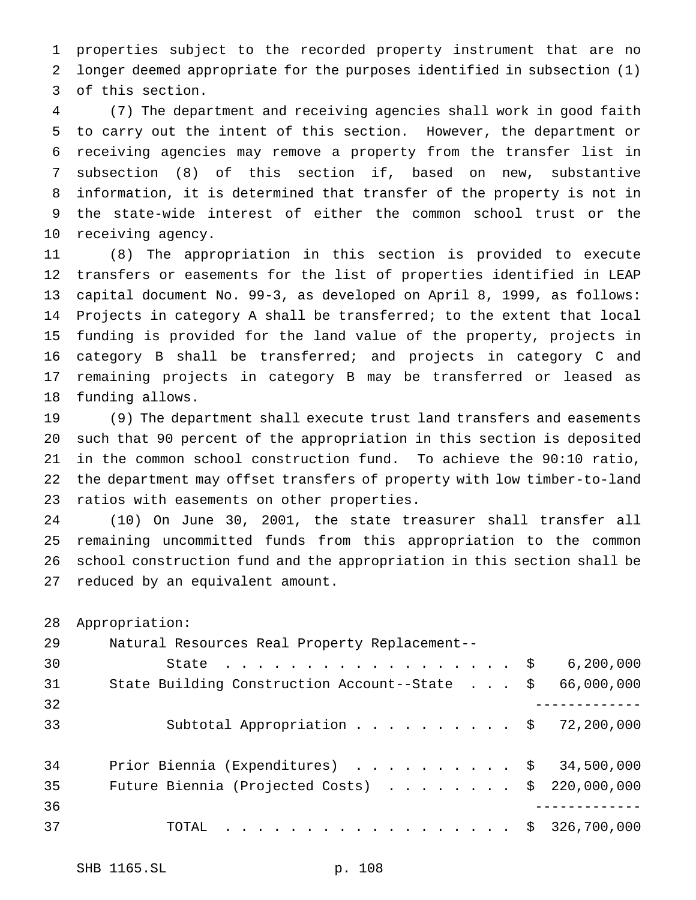properties subject to the recorded property instrument that are no longer deemed appropriate for the purposes identified in subsection (1) of this section.

(7) The department and receiving agencies shall work in good faith to carry out the intent of this section. However, the department or receiving agencies may remove a property from the transfer list in subsection (8) of this section if, based on new, substantive information, it is determined that transfer of the property is not in the state-wide interest of either the common school trust or the receiving agency.

(8) The appropriation in this section is provided to execute transfers or easements for the list of properties identified in LEAP capital document No. 99-3, as developed on April 8, 1999, as follows: Projects in category A shall be transferred; to the extent that local funding is provided for the land value of the property, projects in category B shall be transferred; and projects in category C and remaining projects in category B may be transferred or leased as funding allows.

(9) The department shall execute trust land transfers and easements such that 90 percent of the appropriation in this section is deposited in the common school construction fund. To achieve the 90:10 ratio, the department may offset transfers of property with low timber-to-land ratios with easements on other properties.

(10) On June 30, 2001, the state treasurer shall transfer all remaining uncommitted funds from this appropriation to the common school construction fund and the appropriation in this section shall be reduced by an equivalent amount.

Appropriation:

| | |
|---|---|
| Natural Resources Real Property Replacement--State | $ 6,200,000 |
| State Building Construction Account--State | $ 66,000,000 |
| Subtotal Appropriation | $ 72,200,000 |
| Prior Biennia (Expenditures) | $ 34,500,000 |
| Future Biennia (Projected Costs) | $ 220,000,000 |
| TOTAL | $ 326,700,000 |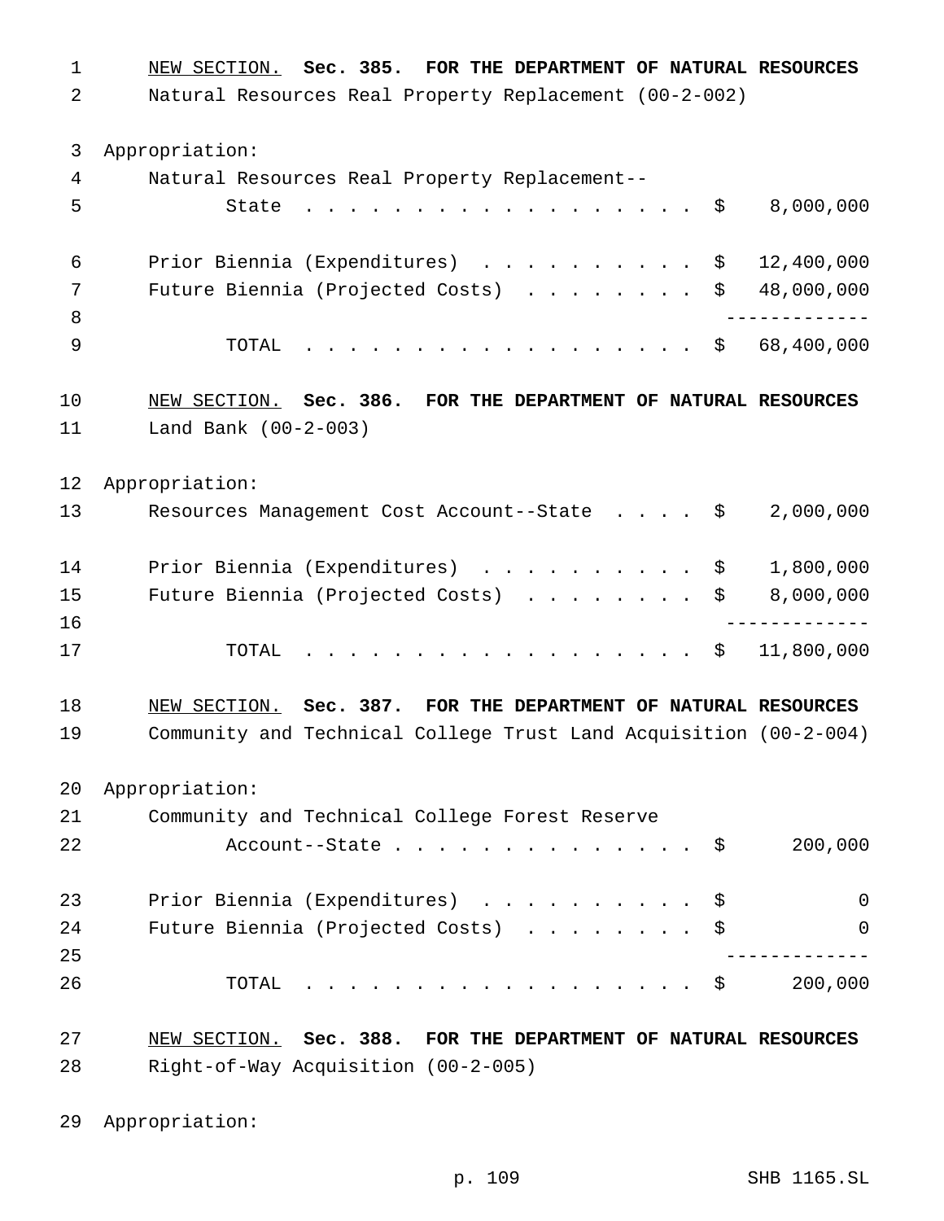NEW SECTION. **Sec. 385. FOR THE DEPARTMENT OF NATURAL RESOURCES**

Natural Resources Real Property Replacement (00-2-002)

Appropriation:

| | |
|---|---|
| Natural Resources Real Property Replacement--State | $ 8,000,000 |
| Prior Biennia (Expenditures) | $ 12,400,000 |
| Future Biennia (Projected Costs) | $ 48,000,000 |
| TOTAL | $ 68,400,000 |

NEW SECTION. **Sec. 386. FOR THE DEPARTMENT OF NATURAL RESOURCES**

Land Bank (00-2-003)

Appropriation:

| | |
|---|---|
| Resources Management Cost Account--State | $ 2,000,000 |
| Prior Biennia (Expenditures) | $ 1,800,000 |
| Future Biennia (Projected Costs) | $ 8,000,000 |
| TOTAL | $ 11,800,000 |

NEW SECTION. **Sec. 387. FOR THE DEPARTMENT OF NATURAL RESOURCES**

Community and Technical College Trust Land Acquisition (00-2-004)

Appropriation:

| | |
|---|---|
| Community and Technical College Forest Reserve Account--State | $ 200,000 |
| Prior Biennia (Expenditures) | $ 0 |
| Future Biennia (Projected Costs) | $ 0 |
| TOTAL | $ 200,000 |

NEW SECTION. **Sec. 388. FOR THE DEPARTMENT OF NATURAL RESOURCES**

Right-of-Way Acquisition (00-2-005)

Appropriation: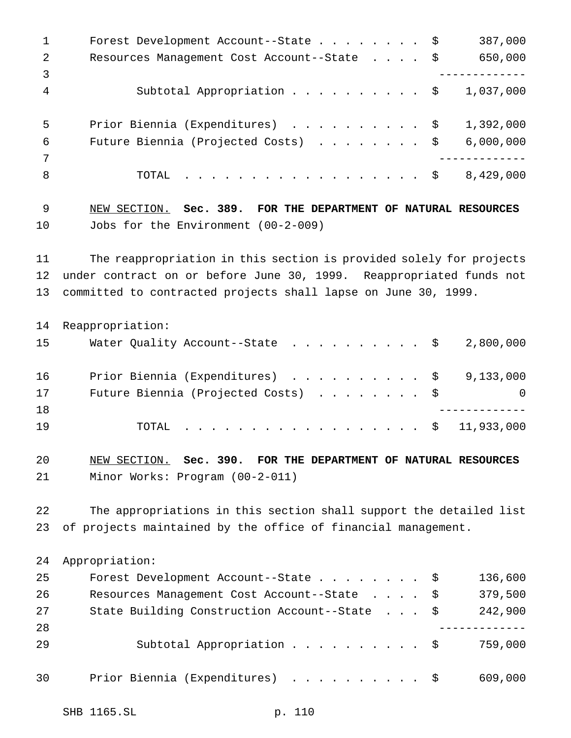| | |
|---|---|
| Forest Development Account--State | $ 387,000 |
| Resources Management Cost Account--State | $ 650,000 |
| Subtotal Appropriation | $ 1,037,000 |

| | |
|---|---|
| Prior Biennia (Expenditures) | $ 1,392,000 |
| Future Biennia (Projected Costs) | $ 6,000,000 |
| TOTAL | $ 8,429,000 |

NEW SECTION. **Sec. 389. FOR THE DEPARTMENT OF NATURAL RESOURCES**

Jobs for the Environment (00-2-009)

The reappropriation in this section is provided solely for projects under contract on or before June 30, 1999. Reappropriated funds not committed to contracted projects shall lapse on June 30, 1999.

Reappropriation:

| | |
|---|---|
| Water Quality Account--State | $ 2,800,000 |

| | |
|---|---|
| Prior Biennia (Expenditures) | $ 9,133,000 |
| Future Biennia (Projected Costs) | $ 0 |
| TOTAL | $ 11,933,000 |

NEW SECTION. **Sec. 390. FOR THE DEPARTMENT OF NATURAL RESOURCES**

Minor Works: Program (00-2-011)

The appropriations in this section shall support the detailed list of projects maintained by the office of financial management.

Appropriation:

| | |
|---|---|
| Forest Development Account--State | $ 136,600 |
| Resources Management Cost Account--State | $ 379,500 |
| State Building Construction Account--State | $ 242,900 |
| Subtotal Appropriation | $ 759,000 |

| | |
|---|---|
| Prior Biennia (Expenditures) | $ 609,000 |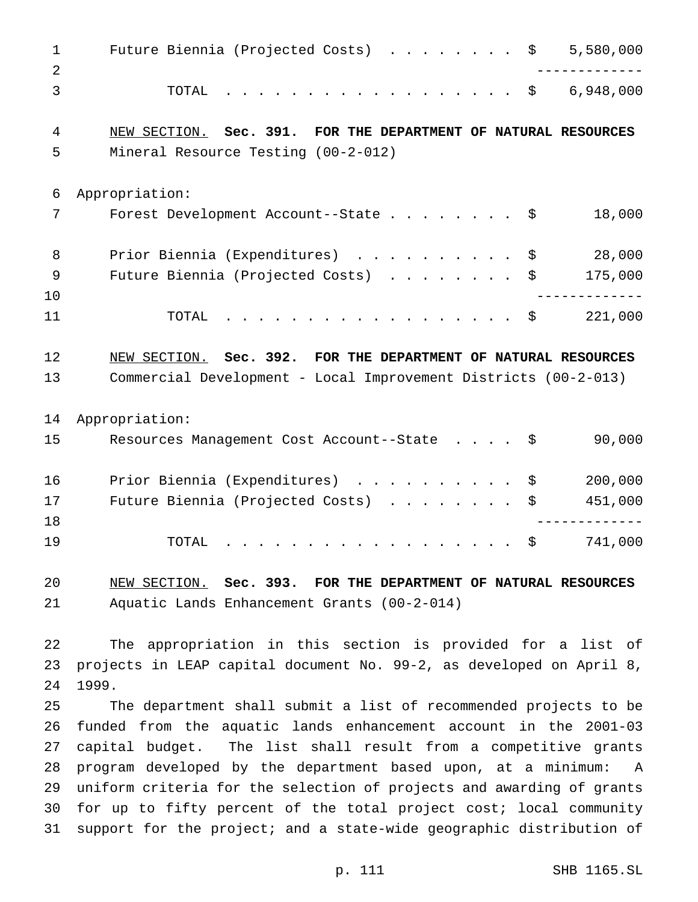| | |
|---|---|
| Future Biennia (Projected Costs) | $ 5,580,000 |
| TOTAL | $ 6,948,000 |

NEW SECTION. **Sec. 391. FOR THE DEPARTMENT OF NATURAL RESOURCES**

Mineral Resource Testing (00-2-012)

Appropriation:

| | |
|---|---|
| Forest Development Account--State | $ 18,000 |
| Prior Biennia (Expenditures) | $ 28,000 |
| Future Biennia (Projected Costs) | $ 175,000 |
| TOTAL | $ 221,000 |

NEW SECTION. **Sec. 392. FOR THE DEPARTMENT OF NATURAL RESOURCES**

Commercial Development - Local Improvement Districts (00-2-013)

Appropriation:

| | |
|---|---|
| Resources Management Cost Account--State | $ 90,000 |
| Prior Biennia (Expenditures) | $ 200,000 |
| Future Biennia (Projected Costs) | $ 451,000 |
| TOTAL | $ 741,000 |

NEW SECTION. **Sec. 393. FOR THE DEPARTMENT OF NATURAL RESOURCES**

Aquatic Lands Enhancement Grants (00-2-014)

The appropriation in this section is provided for a list of projects in LEAP capital document No. 99-2, as developed on April 8, 1999.

The department shall submit a list of recommended projects to be funded from the aquatic lands enhancement account in the 2001-03 capital budget. The list shall result from a competitive grants program developed by the department based upon, at a minimum: A uniform criteria for the selection of projects and awarding of grants for up to fifty percent of the total project cost; local community support for the project; and a state-wide geographic distribution of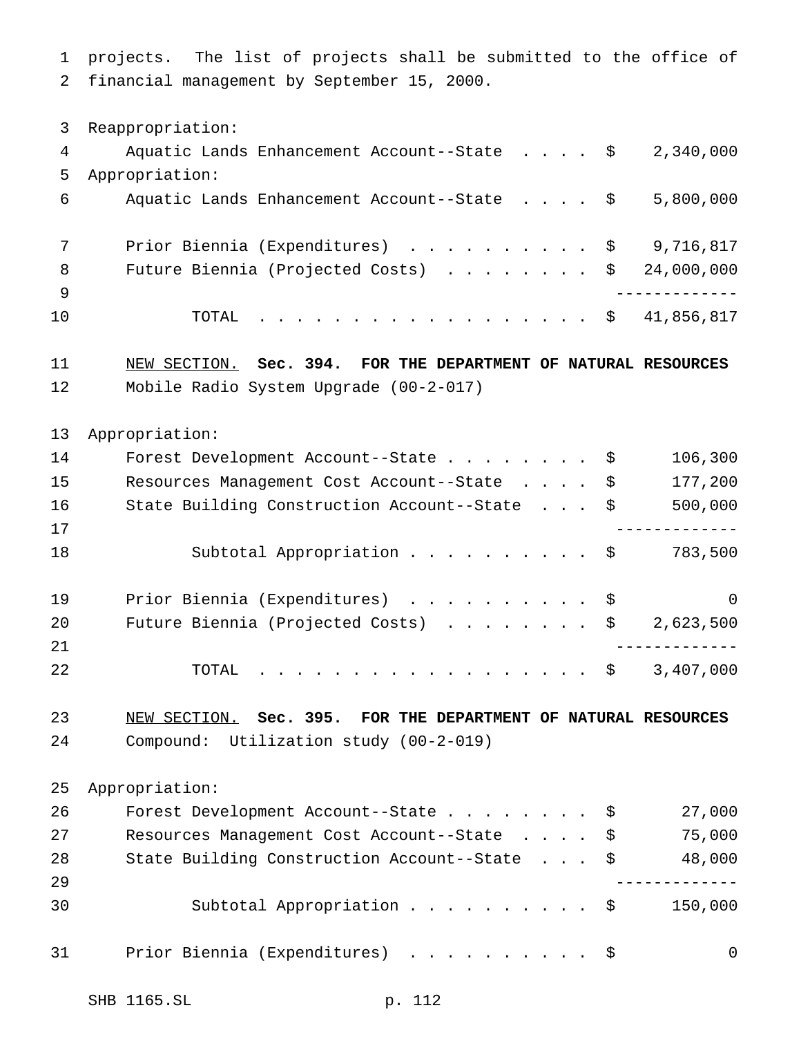projects. The list of projects shall be submitted to the office of financial management by September 15, 2000.

Reappropriation:

| | | |
|---|---|---|
| Aquatic Lands Enhancement Account--State | $ | 2,340,000 |

Appropriation:

| | | |
|---|---|---|
| Aquatic Lands Enhancement Account--State | $ | 5,800,000 |
| Prior Biennia (Expenditures) | $ | 9,716,817 |
| Future Biennia (Projected Costs) | $ | 24,000,000 |
| TOTAL | $ | 41,856,817 |

NEW SECTION. **Sec. 394. FOR THE DEPARTMENT OF NATURAL RESOURCES**

Mobile Radio System Upgrade (00-2-017)

Appropriation:

| | | |
|---|---|---|
| Forest Development Account--State | $ | 106,300 |
| Resources Management Cost Account--State | $ | 177,200 |
| State Building Construction Account--State | $ | 500,000 |
| Subtotal Appropriation | $ | 783,500 |
| Prior Biennia (Expenditures) | $ | 0 |
| Future Biennia (Projected Costs) | $ | 2,623,500 |
| TOTAL | $ | 3,407,000 |

NEW SECTION. **Sec. 395. FOR THE DEPARTMENT OF NATURAL RESOURCES**

Compound: Utilization study (00-2-019)

Appropriation:

| | | |
|---|---|---|
| Forest Development Account--State | $ | 27,000 |
| Resources Management Cost Account--State | $ | 75,000 |
| State Building Construction Account--State | $ | 48,000 |
| Subtotal Appropriation | $ | 150,000 |
| Prior Biennia (Expenditures) | $ | 0 |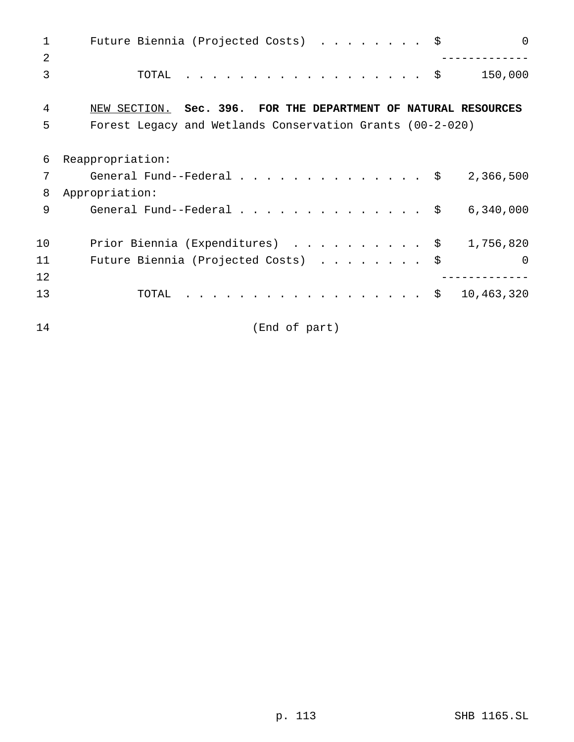| | |
|---|---|
| Future Biennia (Projected Costs) | $ 0 |
| TOTAL | $ 150,000 |

<u>NEW SECTION.</u> **Sec. 396. FOR THE DEPARTMENT OF NATURAL RESOURCES**

Forest Legacy and Wetlands Conservation Grants (00-2-020)

| | |
|---|---|
| Reappropriation: | |
| General Fund--Federal | $ 2,366,500 |
| Appropriation: | |
| General Fund--Federal | $ 6,340,000 |
| Prior Biennia (Expenditures) | $ 1,756,820 |
| Future Biennia (Projected Costs) | $ 0 |
| TOTAL | $ 10,463,320 |

(End of part)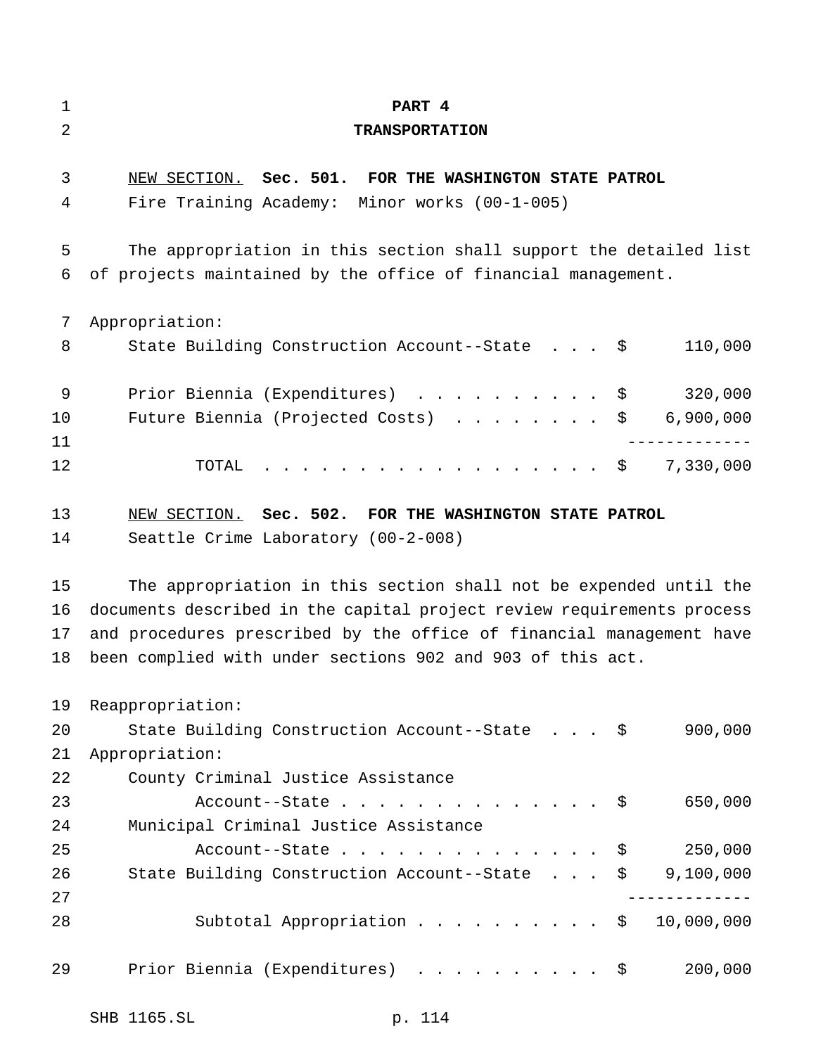# PART 4

## TRANSPORTATION

NEW SECTION. **Sec. 501. FOR THE WASHINGTON STATE PATROL**

Fire Training Academy: Minor works (00-1-005)

The appropriation in this section shall support the detailed list of projects maintained by the office of financial management.

Appropriation:

| | | |
|---|---|---|
| State Building Construction Account--State | $ | 110,000 |
| Prior Biennia (Expenditures) | $ | 320,000 |
| Future Biennia (Projected Costs) | $ | 6,900,000 |
| TOTAL | $ | 7,330,000 |

NEW SECTION. **Sec. 502. FOR THE WASHINGTON STATE PATROL**

Seattle Crime Laboratory (00-2-008)

The appropriation in this section shall not be expended until the documents described in the capital project review requirements process and procedures prescribed by the office of financial management have been complied with under sections 902 and 903 of this act.

Reappropriation:

| | | |
|---|---|---|
| State Building Construction Account--State | $ | 900,000 |

Appropriation:

| | | |
|---|---|---|
| County Criminal Justice Assistance Account--State | $ | 650,000 |
| Municipal Criminal Justice Assistance Account--State | $ | 250,000 |
| State Building Construction Account--State | $ | 9,100,000 |
| Subtotal Appropriation | $ | 10,000,000 |
| Prior Biennia (Expenditures) | $ | 200,000 |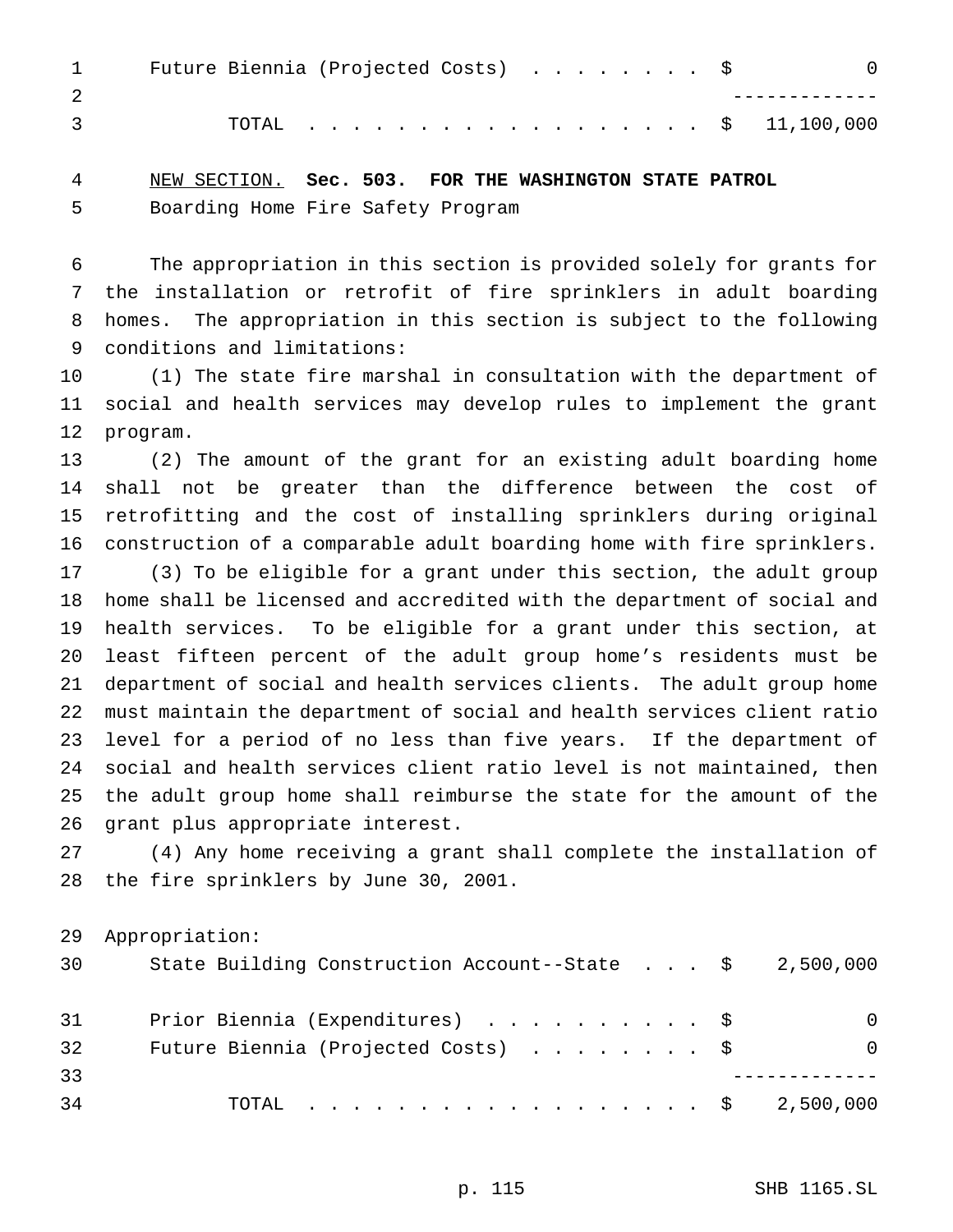| | |
|---|---:|
| Future Biennia (Projected Costs) . . . . . . . . | $ 0 |
| TOTAL . . . . . . . . . . . . . . . . . . | $ 11,100,000 |

NEW SECTION. **Sec. 503. FOR THE WASHINGTON STATE PATROL**

Boarding Home Fire Safety Program

The appropriation in this section is provided solely for grants for the installation or retrofit of fire sprinklers in adult boarding homes. The appropriation in this section is subject to the following conditions and limitations:

(1) The state fire marshal in consultation with the department of social and health services may develop rules to implement the grant program.

(2) The amount of the grant for an existing adult boarding home shall not be greater than the difference between the cost of retrofitting and the cost of installing sprinklers during original construction of a comparable adult boarding home with fire sprinklers.

(3) To be eligible for a grant under this section, the adult group home shall be licensed and accredited with the department of social and health services. To be eligible for a grant under this section, at least fifteen percent of the adult group home's residents must be department of social and health services clients. The adult group home must maintain the department of social and health services client ratio level for a period of no less than five years. If the department of social and health services client ratio level is not maintained, then the adult group home shall reimburse the state for the amount of the grant plus appropriate interest.

(4) Any home receiving a grant shall complete the installation of the fire sprinklers by June 30, 2001.

Appropriation:

| | |
|---|---:|
| State Building Construction Account--State . . . | $ 2,500,000 |
| Prior Biennia (Expenditures) . . . . . . . . . . | $ 0 |
| Future Biennia (Projected Costs) . . . . . . . . | $ 0 |
| TOTAL . . . . . . . . . . . . . . . . . . | $ 2,500,000 |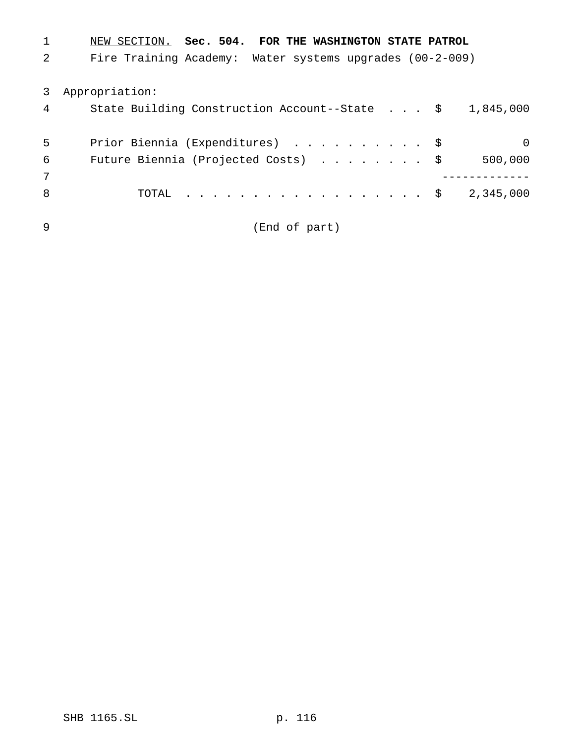NEW SECTION. **Sec. 504. FOR THE WASHINGTON STATE PATROL**

Fire Training Academy: Water systems upgrades (00-2-009)

Appropriation:

| | |
|---|---|
| State Building Construction Account--State . . . | $ 1,845,000 |
| Prior Biennia (Expenditures) . . . . . . . . . . | $ 0 |
| Future Biennia (Projected Costs) . . . . . . . . | $ 500,000 |
| TOTAL . . . . . . . . . . . . . . . . . . | $ 2,345,000 |

(End of part)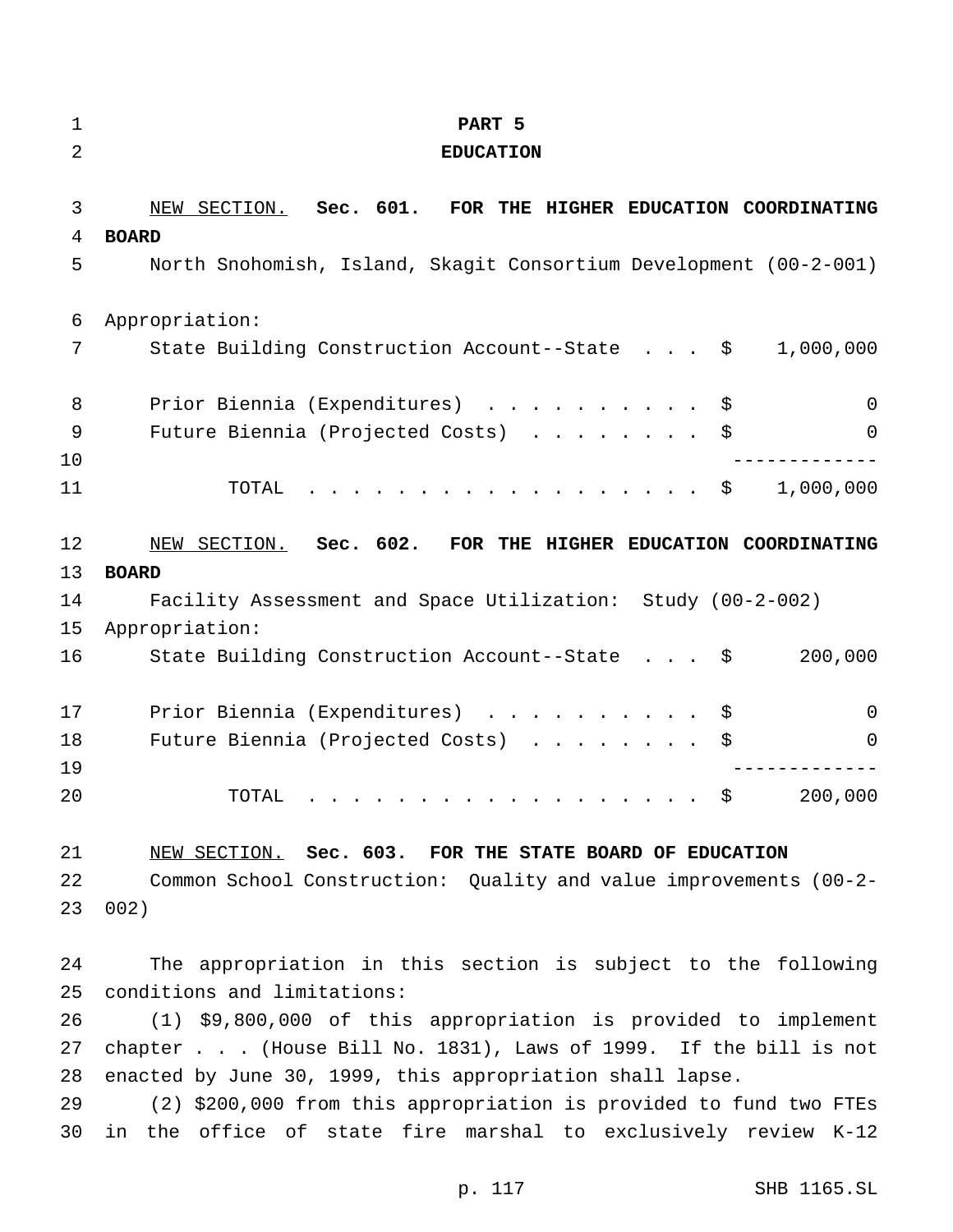# PART 5
# EDUCATION

NEW SECTION. **Sec. 601. FOR THE HIGHER EDUCATION COORDINATING BOARD**

North Snohomish, Island, Skagit Consortium Development (00-2-001)

Appropriation:

| | | |
|---|---|---|
| State Building Construction Account--State . . . | $ | 1,000,000 |
| Prior Biennia (Expenditures) . . . . . . . . . . | $ | 0 |
| Future Biennia (Projected Costs) . . . . . . . . | $ | 0 |
| TOTAL . . . . . . . . . . . . . . . . . . . | $ | 1,000,000 |

NEW SECTION. **Sec. 602. FOR THE HIGHER EDUCATION COORDINATING BOARD**

Facility Assessment and Space Utilization: Study (00-2-002)

Appropriation:

| | | |
|---|---|---|
| State Building Construction Account--State . . . | $ | 200,000 |
| Prior Biennia (Expenditures) . . . . . . . . . . | $ | 0 |
| Future Biennia (Projected Costs) . . . . . . . . | $ | 0 |
| TOTAL . . . . . . . . . . . . . . . . . . . | $ | 200,000 |

NEW SECTION. **Sec. 603. FOR THE STATE BOARD OF EDUCATION**

Common School Construction: Quality and value improvements (00-2-002)

The appropriation in this section is subject to the following conditions and limitations:

(1) $9,800,000 of this appropriation is provided to implement chapter . . . (House Bill No. 1831), Laws of 1999. If the bill is not enacted by June 30, 1999, this appropriation shall lapse.

(2) $200,000 from this appropriation is provided to fund two FTEs in the office of state fire marshal to exclusively review K-12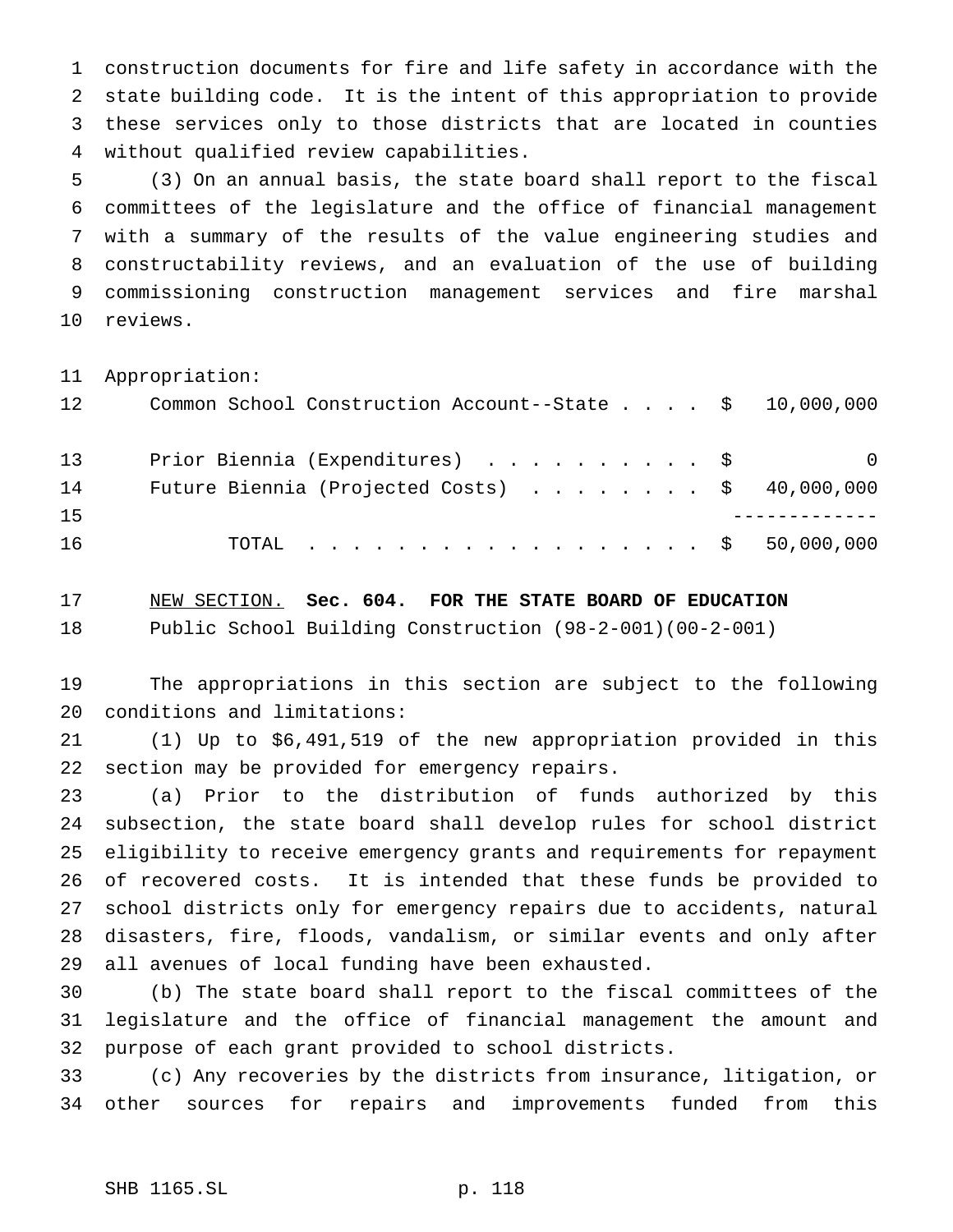construction documents for fire and life safety in accordance with the state building code. It is the intent of this appropriation to provide these services only to those districts that are located in counties without qualified review capabilities.

(3) On an annual basis, the state board shall report to the fiscal committees of the legislature and the office of financial management with a summary of the results of the value engineering studies and constructability reviews, and an evaluation of the use of building commissioning construction management services and fire marshal reviews.

Appropriation:

| | | |
|---|---|---|
| Common School Construction Account--State | $ | 10,000,000 |
| Prior Biennia (Expenditures) | $ | 0 |
| Future Biennia (Projected Costs) | $ | 40,000,000 |
| TOTAL | $ | 50,000,000 |

NEW SECTION. **Sec. 604. FOR THE STATE BOARD OF EDUCATION**

Public School Building Construction (98-2-001)(00-2-001)

The appropriations in this section are subject to the following conditions and limitations:

(1) Up to $6,491,519 of the new appropriation provided in this section may be provided for emergency repairs.

(a) Prior to the distribution of funds authorized by this subsection, the state board shall develop rules for school district eligibility to receive emergency grants and requirements for repayment of recovered costs. It is intended that these funds be provided to school districts only for emergency repairs due to accidents, natural disasters, fire, floods, vandalism, or similar events and only after all avenues of local funding have been exhausted.

(b) The state board shall report to the fiscal committees of the legislature and the office of financial management the amount and purpose of each grant provided to school districts.

(c) Any recoveries by the districts from insurance, litigation, or other sources for repairs and improvements funded from this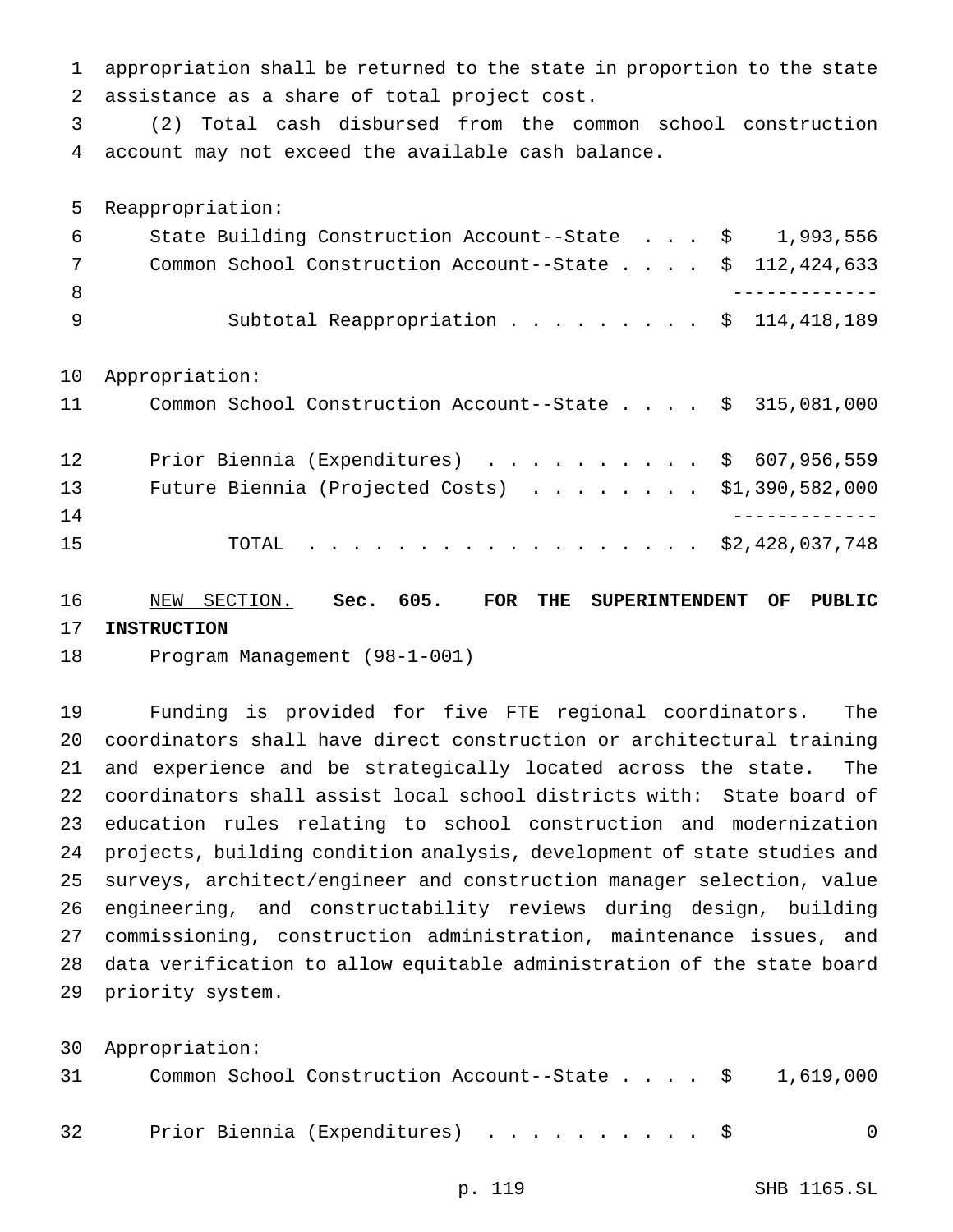appropriation shall be returned to the state in proportion to the state assistance as a share of total project cost.

(2) Total cash disbursed from the common school construction account may not exceed the available cash balance.

Reappropriation:

| | |
|---|---|
| State Building Construction Account--State . . . | $ 1,993,556 |
| Common School Construction Account--State . . . . | $ 112,424,633 |
| Subtotal Reappropriation . . . . . . . . . | $ 114,418,189 |

Appropriation:

| | |
|---|---|
| Common School Construction Account--State . . . . | $ 315,081,000 |
| Prior Biennia (Expenditures) . . . . . . . . . . | $ 607,956,559 |
| Future Biennia (Projected Costs) . . . . . . . . | $1,390,582,000 |
| TOTAL . . . . . . . . . . . . . . . . . . . | $2,428,037,748 |

NEW SECTION. **Sec. 605. FOR THE SUPERINTENDENT OF PUBLIC INSTRUCTION**

Program Management (98-1-001)

Funding is provided for five FTE regional coordinators. The coordinators shall have direct construction or architectural training and experience and be strategically located across the state. The coordinators shall assist local school districts with: State board of education rules relating to school construction and modernization projects, building condition analysis, development of state studies and surveys, architect/engineer and construction manager selection, value engineering, and constructability reviews during design, building commissioning, construction administration, maintenance issues, and data verification to allow equitable administration of the state board priority system.

Appropriation:

| | |
|---|---|
| Common School Construction Account--State . . . . | $ 1,619,000 |
| Prior Biennia (Expenditures) . . . . . . . . . . | $ 0 |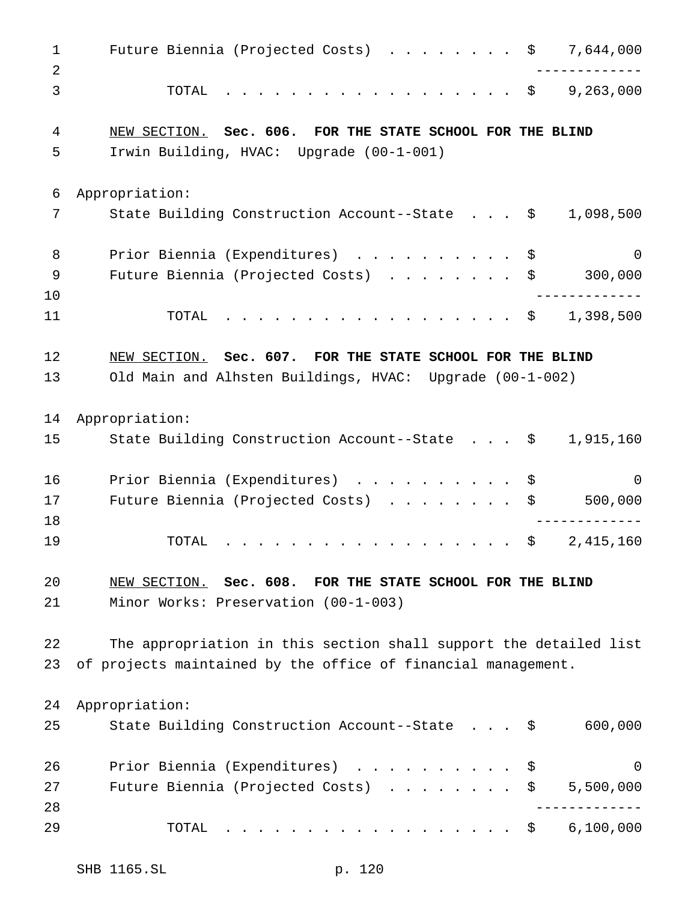| | |
|---|---|
| Future Biennia (Projected Costs) . . . . . . . . | $ 7,644,000 |
| | ------------- |
| TOTAL . . . . . . . . . . . . . . . . . . | $ 9,263,000 |

NEW SECTION. **Sec. 606. FOR THE STATE SCHOOL FOR THE BLIND**

Irwin Building, HVAC: Upgrade (00-1-001)

Appropriation:

| | |
|---|---|
| State Building Construction Account--State . . . | $ 1,098,500 |
| Prior Biennia (Expenditures) . . . . . . . . . . | $ 0 |
| Future Biennia (Projected Costs) . . . . . . . . | $ 300,000 |
| | ------------- |
| TOTAL . . . . . . . . . . . . . . . . . . | $ 1,398,500 |

NEW SECTION. **Sec. 607. FOR THE STATE SCHOOL FOR THE BLIND**

Old Main and Alhsten Buildings, HVAC: Upgrade (00-1-002)

Appropriation:

| | |
|---|---|
| State Building Construction Account--State . . . | $ 1,915,160 |
| Prior Biennia (Expenditures) . . . . . . . . . . | $ 0 |
| Future Biennia (Projected Costs) . . . . . . . . | $ 500,000 |
| | ------------- |
| TOTAL . . . . . . . . . . . . . . . . . . | $ 2,415,160 |

NEW SECTION. **Sec. 608. FOR THE STATE SCHOOL FOR THE BLIND**

Minor Works: Preservation (00-1-003)

The appropriation in this section shall support the detailed list of projects maintained by the office of financial management.

Appropriation:

| | |
|---|---|
| State Building Construction Account--State . . . | $ 600,000 |
| Prior Biennia (Expenditures) . . . . . . . . . . | $ 0 |
| Future Biennia (Projected Costs) . . . . . . . . | $ 5,500,000 |
| | ------------- |
| TOTAL . . . . . . . . . . . . . . . . . . | $ 6,100,000 |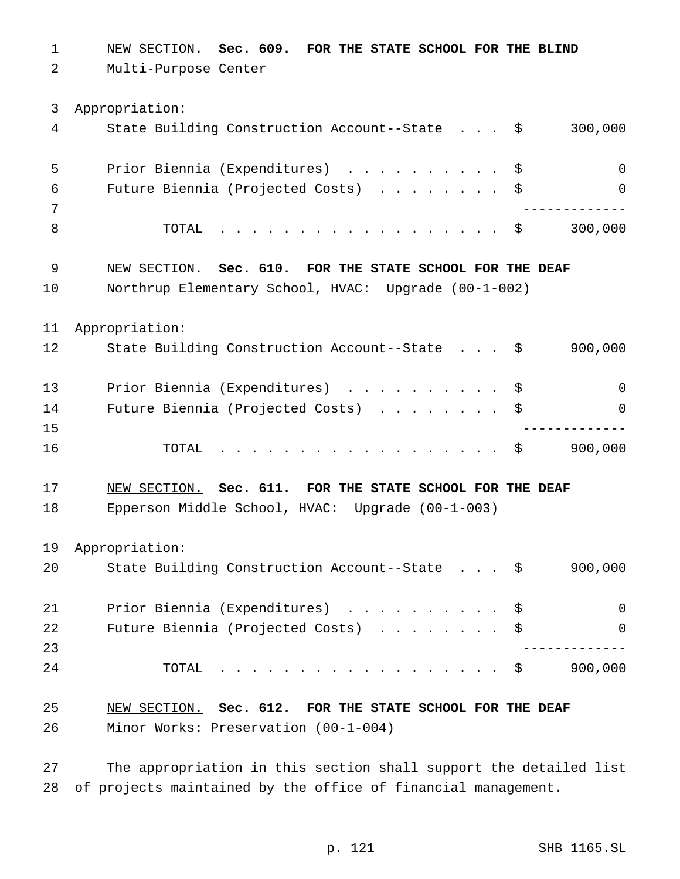NEW SECTION. **Sec. 609. FOR THE STATE SCHOOL FOR THE BLIND**

Multi-Purpose Center

Appropriation:

| | | |
|---|---|---|
| State Building Construction Account--State | $ | 300,000 |
| Prior Biennia (Expenditures) | $ | 0 |
| Future Biennia (Projected Costs) | $ | 0 |
| TOTAL | $ | 300,000 |

NEW SECTION. **Sec. 610. FOR THE STATE SCHOOL FOR THE DEAF**

Northrup Elementary School, HVAC: Upgrade (00-1-002)

Appropriation:

| | | |
|---|---|---|
| State Building Construction Account--State | $ | 900,000 |
| Prior Biennia (Expenditures) | $ | 0 |
| Future Biennia (Projected Costs) | $ | 0 |
| TOTAL | $ | 900,000 |

NEW SECTION. **Sec. 611. FOR THE STATE SCHOOL FOR THE DEAF**

Epperson Middle School, HVAC: Upgrade (00-1-003)

Appropriation:

| | | |
|---|---|---|
| State Building Construction Account--State | $ | 900,000 |
| Prior Biennia (Expenditures) | $ | 0 |
| Future Biennia (Projected Costs) | $ | 0 |
| TOTAL | $ | 900,000 |

NEW SECTION. **Sec. 612. FOR THE STATE SCHOOL FOR THE DEAF**

Minor Works: Preservation (00-1-004)

The appropriation in this section shall support the detailed list of projects maintained by the office of financial management.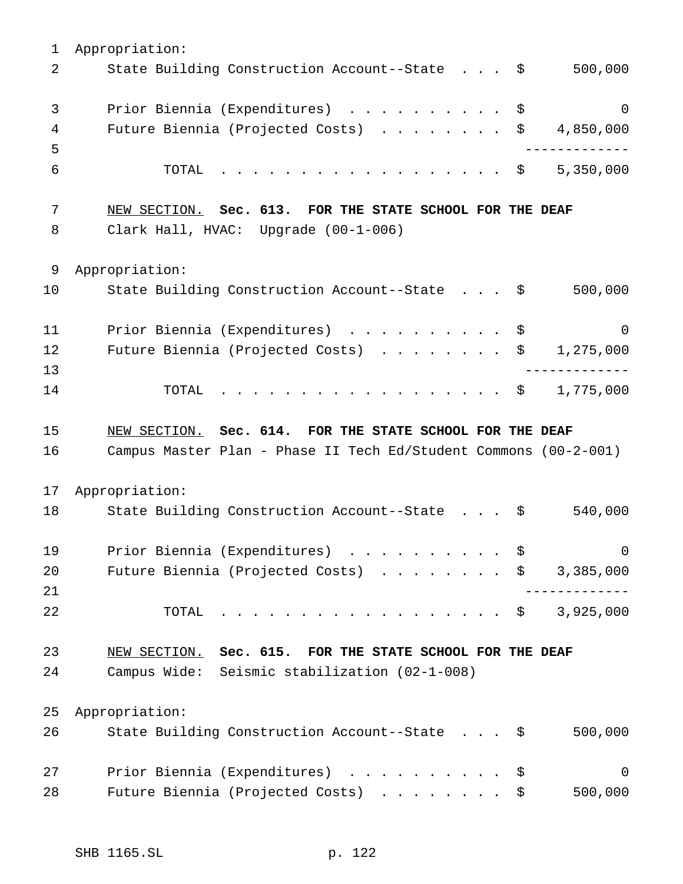Appropriation:

| | | |
|---|---|---|
| State Building Construction Account--State | $ | 500,000 |
| Prior Biennia (Expenditures) | $ | 0 |
| Future Biennia (Projected Costs) | $ | 4,850,000 |
| TOTAL | $ | 5,350,000 |

<u>NEW SECTION.</u> **Sec. 613. FOR THE STATE SCHOOL FOR THE DEAF**

Clark Hall, HVAC: Upgrade (00-1-006)

Appropriation:

| | | |
|---|---|---|
| State Building Construction Account--State | $ | 500,000 |
| Prior Biennia (Expenditures) | $ | 0 |
| Future Biennia (Projected Costs) | $ | 1,275,000 |
| TOTAL | $ | 1,775,000 |

<u>NEW SECTION.</u> **Sec. 614. FOR THE STATE SCHOOL FOR THE DEAF**

Campus Master Plan - Phase II Tech Ed/Student Commons (00-2-001)

Appropriation:

| | | |
|---|---|---|
| State Building Construction Account--State | $ | 540,000 |
| Prior Biennia (Expenditures) | $ | 0 |
| Future Biennia (Projected Costs) | $ | 3,385,000 |
| TOTAL | $ | 3,925,000 |

<u>NEW SECTION.</u> **Sec. 615. FOR THE STATE SCHOOL FOR THE DEAF**

Campus Wide: Seismic stabilization (02-1-008)

Appropriation:

| | | |
|---|---|---|
| State Building Construction Account--State | $ | 500,000 |
| Prior Biennia (Expenditures) | $ | 0 |
| Future Biennia (Projected Costs) | $ | 500,000 |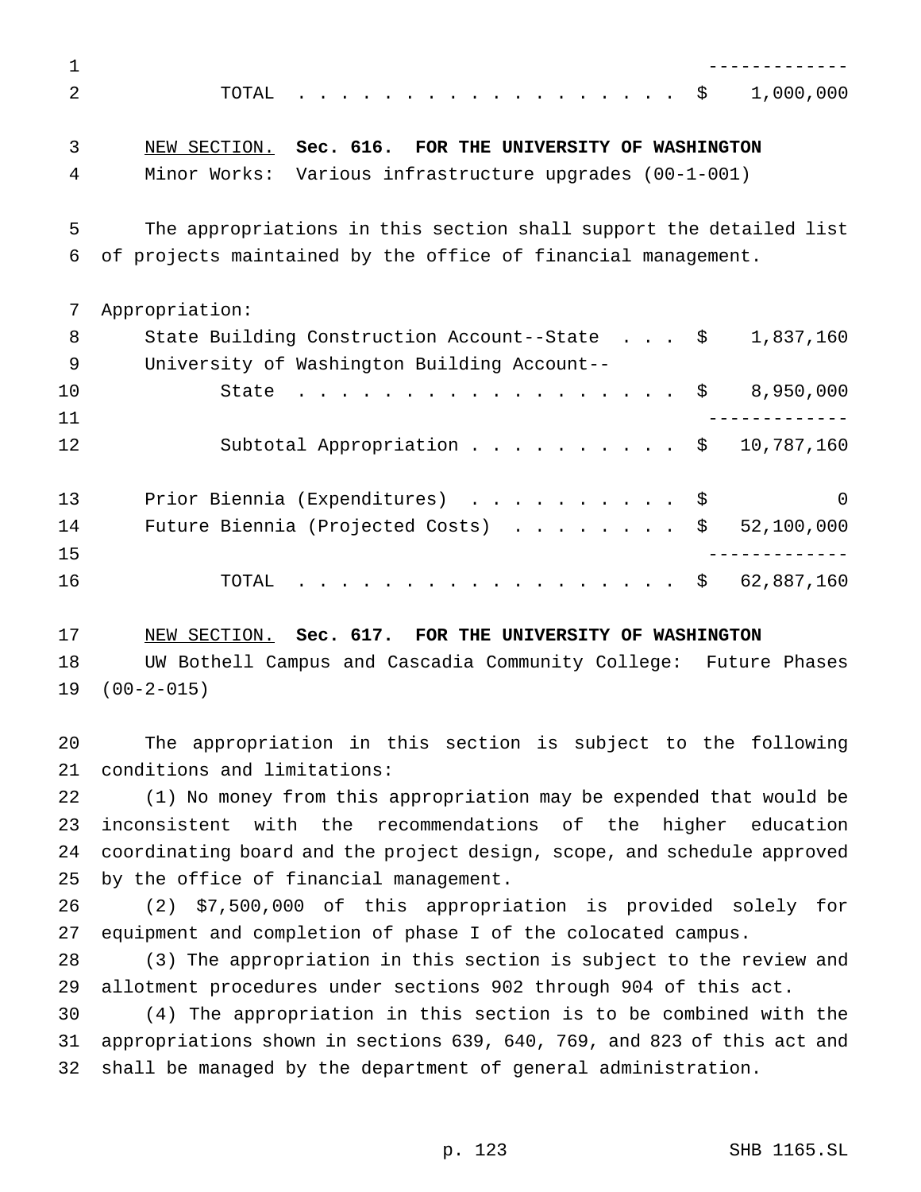| | |
|---|---|
| TOTAL . . . . . . . . . . . . . . . . . . | $ 1,000,000 |

NEW SECTION. **Sec. 616. FOR THE UNIVERSITY OF WASHINGTON**

Minor Works: Various infrastructure upgrades (00-1-001)

The appropriations in this section shall support the detailed list of projects maintained by the office of financial management.

Appropriation:

| | |
|---|---|
| State Building Construction Account--State . . . | $ 1,837,160 |
| University of Washington Building Account--State . . . . . . . . . . . . . . . . . . | $ 8,950,000 |
| Subtotal Appropriation . . . . . . . . . . | $ 10,787,160 |
| Prior Biennia (Expenditures) . . . . . . . . . . | $ 0 |
| Future Biennia (Projected Costs) . . . . . . . . | $ 52,100,000 |
| TOTAL . . . . . . . . . . . . . . . . . . | $ 62,887,160 |

NEW SECTION. **Sec. 617. FOR THE UNIVERSITY OF WASHINGTON**

UW Bothell Campus and Cascadia Community College: Future Phases (00-2-015)

The appropriation in this section is subject to the following conditions and limitations:

(1) No money from this appropriation may be expended that would be inconsistent with the recommendations of the higher education coordinating board and the project design, scope, and schedule approved by the office of financial management.

(2) $7,500,000 of this appropriation is provided solely for equipment and completion of phase I of the colocated campus.

(3) The appropriation in this section is subject to the review and allotment procedures under sections 902 through 904 of this act.

(4) The appropriation in this section is to be combined with the appropriations shown in sections 639, 640, 769, and 823 of this act and shall be managed by the department of general administration.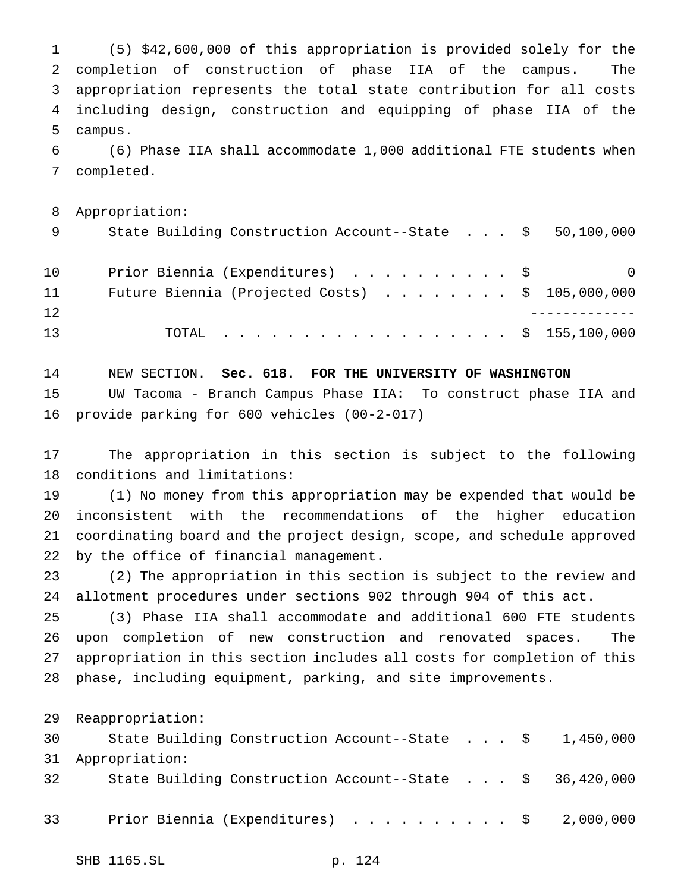(5) $42,600,000 of this appropriation is provided solely for the completion of construction of phase IIA of the campus. The appropriation represents the total state contribution for all costs including design, construction and equipping of phase IIA of the campus.

(6) Phase IIA shall accommodate 1,000 additional FTE students when completed.

Appropriation:

| | | |
|---|---|---|
| State Building Construction Account--State . . . | $ | 50,100,000 |
| Prior Biennia (Expenditures) . . . . . . . . . . | $ | 0 |
| Future Biennia (Projected Costs) . . . . . . . . | $ | 105,000,000 |
| | | ------------- |
| TOTAL . . . . . . . . . . . . . . . . . . | $ | 155,100,000 |

<u>NEW SECTION.</u> **Sec. 618. FOR THE UNIVERSITY OF WASHINGTON**

UW Tacoma - Branch Campus Phase IIA: To construct phase IIA and provide parking for 600 vehicles (00-2-017)

The appropriation in this section is subject to the following conditions and limitations:

(1) No money from this appropriation may be expended that would be inconsistent with the recommendations of the higher education coordinating board and the project design, scope, and schedule approved by the office of financial management.

(2) The appropriation in this section is subject to the review and allotment procedures under sections 902 through 904 of this act.

(3) Phase IIA shall accommodate and additional 600 FTE students upon completion of new construction and renovated spaces. The appropriation in this section includes all costs for completion of this phase, including equipment, parking, and site improvements.

Reappropriation:

| | | |
|---|---|---|
| State Building Construction Account--State . . . | $ | 1,450,000 |

Appropriation:

| | | |
|---|---|---|
| State Building Construction Account--State . . . | $ | 36,420,000 |
| Prior Biennia (Expenditures) . . . . . . . . . . | $ | 2,000,000 |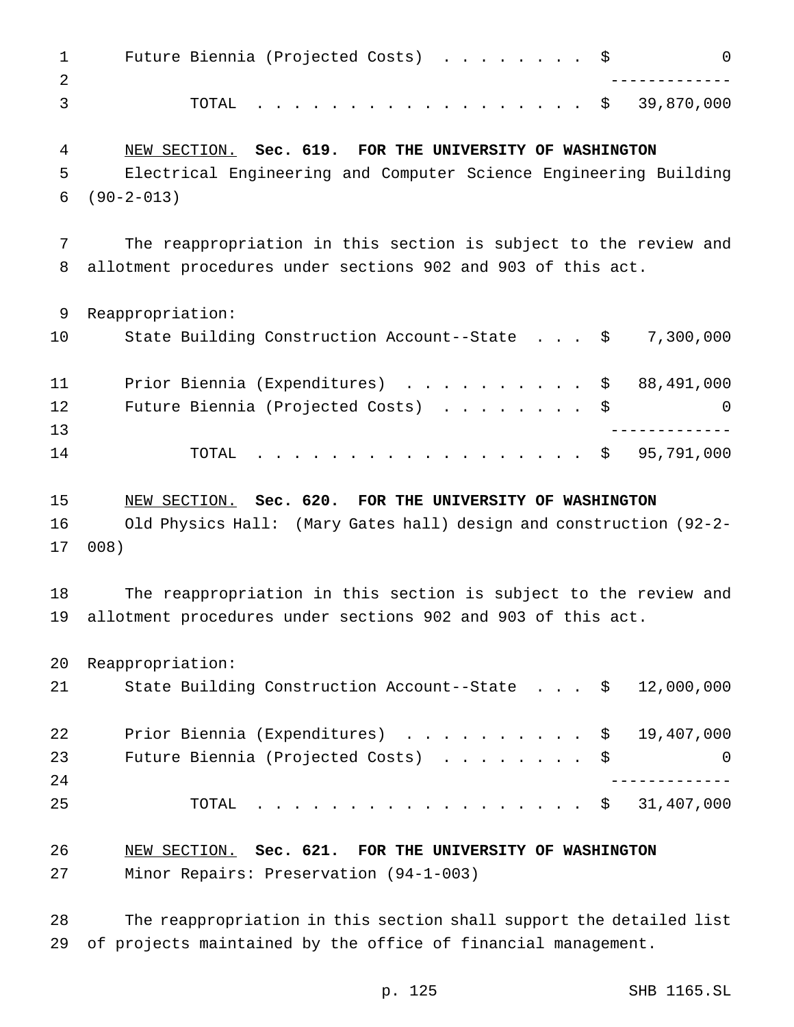| | |
|---|---|
| Future Biennia (Projected Costs) | $ 0 |
| TOTAL | $ 39,870,000 |

NEW SECTION. **Sec. 619. FOR THE UNIVERSITY OF WASHINGTON**

Electrical Engineering and Computer Science Engineering Building (90-2-013)

The reappropriation in this section is subject to the review and allotment procedures under sections 902 and 903 of this act.

Reappropriation:

| | |
|---|---|
| State Building Construction Account--State | $ 7,300,000 |
| Prior Biennia (Expenditures) | $ 88,491,000 |
| Future Biennia (Projected Costs) | $ 0 |
| TOTAL | $ 95,791,000 |

NEW SECTION. **Sec. 620. FOR THE UNIVERSITY OF WASHINGTON**

Old Physics Hall: (Mary Gates hall) design and construction (92-2-008)

The reappropriation in this section is subject to the review and allotment procedures under sections 902 and 903 of this act.

Reappropriation:

| | |
|---|---|
| State Building Construction Account--State | $ 12,000,000 |
| Prior Biennia (Expenditures) | $ 19,407,000 |
| Future Biennia (Projected Costs) | $ 0 |
| TOTAL | $ 31,407,000 |

NEW SECTION. **Sec. 621. FOR THE UNIVERSITY OF WASHINGTON**

Minor Repairs: Preservation (94-1-003)

The reappropriation in this section shall support the detailed list of projects maintained by the office of financial management.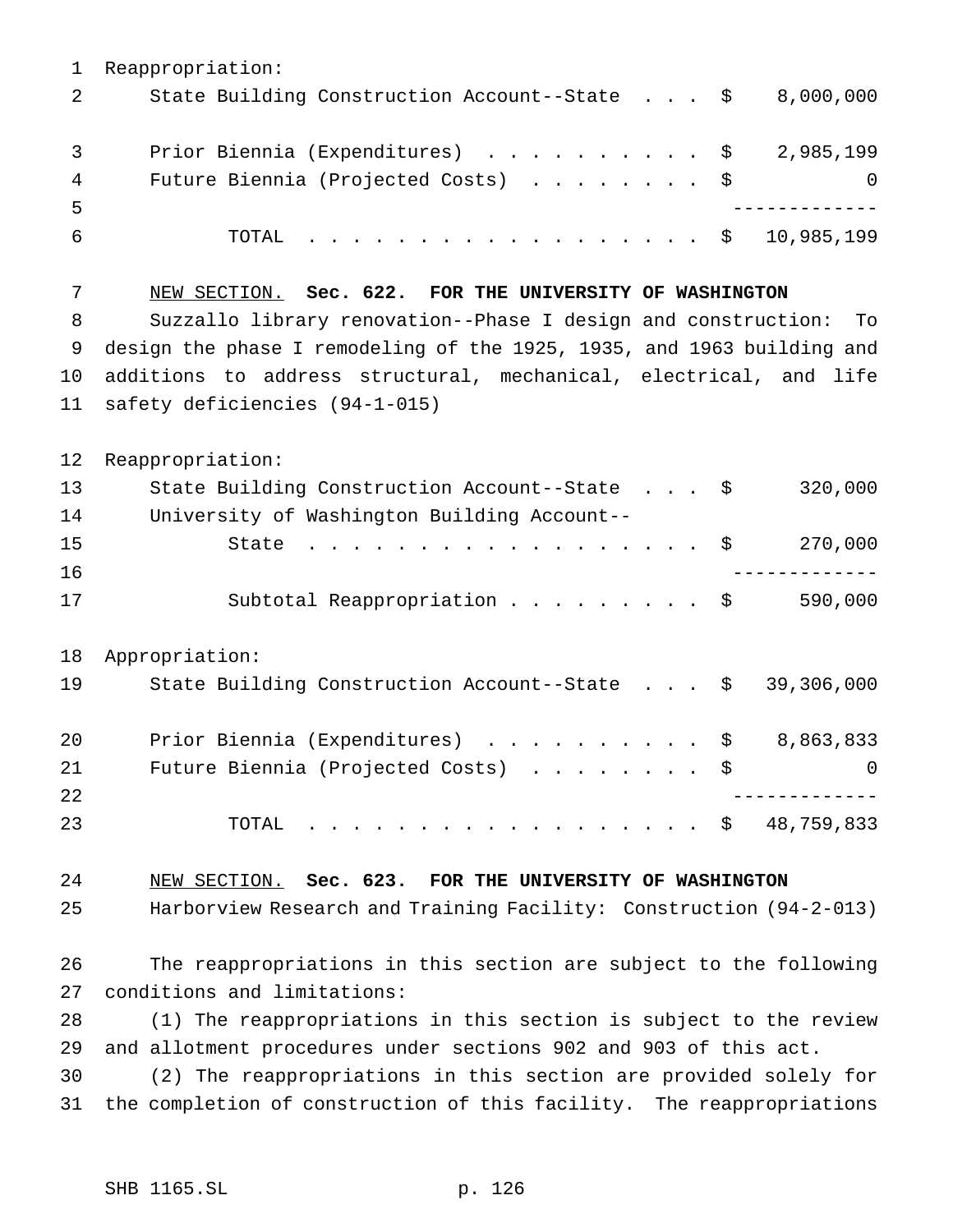Reappropriation:

| | | |
|---|---|---|
| State Building Construction Account--State . . . | $ | 8,000,000 |
| Prior Biennia (Expenditures) . . . . . . . . . . | $ | 2,985,199 |
| Future Biennia (Projected Costs) . . . . . . . . | $ | 0 |
| TOTAL . . . . . . . . . . . . . . . . . . | $ | 10,985,199 |

NEW SECTION. **Sec. 622. FOR THE UNIVERSITY OF WASHINGTON**

Suzzallo library renovation--Phase I design and construction: To design the phase I remodeling of the 1925, 1935, and 1963 building and additions to address structural, mechanical, electrical, and life safety deficiencies (94-1-015)

Reappropriation:

| | | |
|---|---|---|
| State Building Construction Account--State . . . | $ | 320,000 |
| University of Washington Building Account--State . . . . . . . . . . . . . . . . . . | $ | 270,000 |
| Subtotal Reappropriation . . . . . . . . . | $ | 590,000 |

Appropriation:

| | | |
|---|---|---|
| State Building Construction Account--State . . . | $ | 39,306,000 |
| Prior Biennia (Expenditures) . . . . . . . . . . | $ | 8,863,833 |
| Future Biennia (Projected Costs) . . . . . . . . | $ | 0 |
| TOTAL . . . . . . . . . . . . . . . . . . | $ | 48,759,833 |

NEW SECTION. **Sec. 623. FOR THE UNIVERSITY OF WASHINGTON**

Harborview Research and Training Facility: Construction (94-2-013)

The reappropriations in this section are subject to the following conditions and limitations:

(1) The reappropriations in this section is subject to the review and allotment procedures under sections 902 and 903 of this act.

(2) The reappropriations in this section are provided solely for the completion of construction of this facility. The reappropriations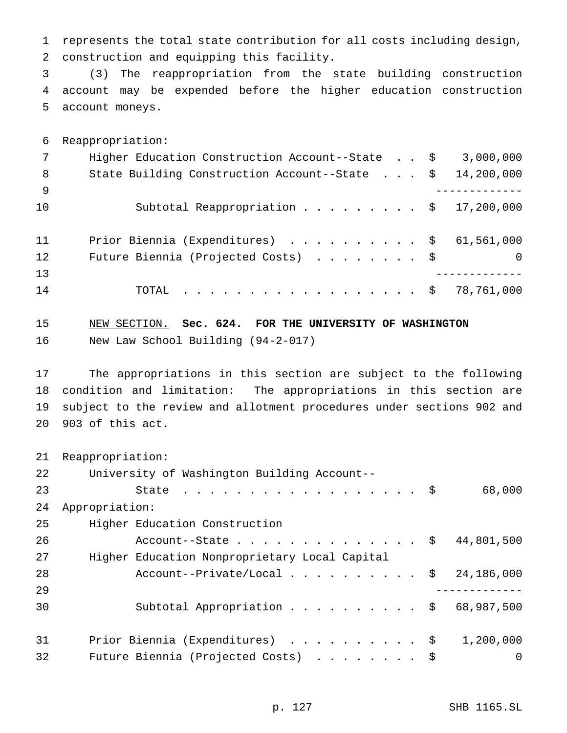represents the total state contribution for all costs including design, construction and equipping this facility.

(3) The reappropriation from the state building construction account may be expended before the higher education construction account moneys.

Reappropriation:

| | |
|---|---|
| Higher Education Construction Account--State | $ 3,000,000 |
| State Building Construction Account--State | $ 14,200,000 |
| Subtotal Reappropriation | $ 17,200,000 |

| | |
|---|---|
| Prior Biennia (Expenditures) | $ 61,561,000 |
| Future Biennia (Projected Costs) | $ 0 |
| TOTAL | $ 78,761,000 |

NEW SECTION. **Sec. 624. FOR THE UNIVERSITY OF WASHINGTON**

New Law School Building (94-2-017)

The appropriations in this section are subject to the following condition and limitation: The appropriations in this section are subject to the review and allotment procedures under sections 902 and 903 of this act.

Reappropriation:

| | |
|---|---|
| University of Washington Building Account--State | $ 68,000 |

Appropriation:

| | |
|---|---|
| Higher Education Construction Account--State | $ 44,801,500 |
| Higher Education Nonproprietary Local Capital Account--Private/Local | $ 24,186,000 |
| Subtotal Appropriation | $ 68,987,500 |

| | |
|---|---|
| Prior Biennia (Expenditures) | $ 1,200,000 |
| Future Biennia (Projected Costs) | $ 0 |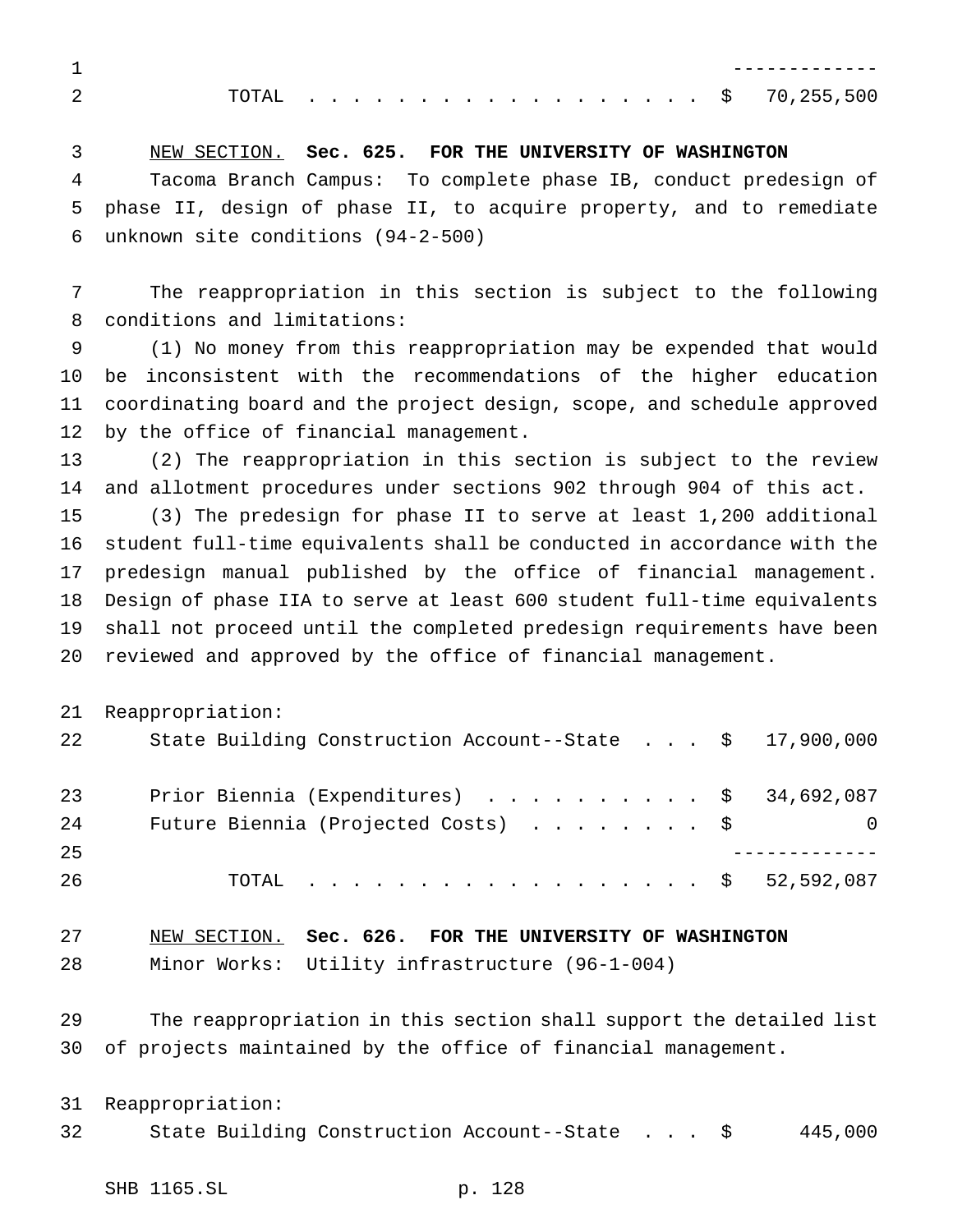| | |
|---|---|
| TOTAL . . . . . . . . . . . . . . . . . . | $ 70,255,500 |

NEW SECTION. **Sec. 625. FOR THE UNIVERSITY OF WASHINGTON**

Tacoma Branch Campus: To complete phase IB, conduct predesign of phase II, design of phase II, to acquire property, and to remediate unknown site conditions (94-2-500)

The reappropriation in this section is subject to the following conditions and limitations:

(1) No money from this reappropriation may be expended that would be inconsistent with the recommendations of the higher education coordinating board and the project design, scope, and schedule approved by the office of financial management.

(2) The reappropriation in this section is subject to the review and allotment procedures under sections 902 through 904 of this act.

(3) The predesign for phase II to serve at least 1,200 additional student full-time equivalents shall be conducted in accordance with the predesign manual published by the office of financial management. Design of phase IIA to serve at least 600 student full-time equivalents shall not proceed until the completed predesign requirements have been reviewed and approved by the office of financial management.

Reappropriation:

| | |
|---|---|
| State Building Construction Account--State . . . | $ 17,900,000 |
| Prior Biennia (Expenditures) . . . . . . . . . . | $ 34,692,087 |
| Future Biennia (Projected Costs) . . . . . . . . | $ 0 |
| TOTAL . . . . . . . . . . . . . . . . . . | $ 52,592,087 |

NEW SECTION. **Sec. 626. FOR THE UNIVERSITY OF WASHINGTON**

Minor Works: Utility infrastructure (96-1-004)

The reappropriation in this section shall support the detailed list of projects maintained by the office of financial management.

Reappropriation:

| | |
|---|---|
| State Building Construction Account--State . . . | $ 445,000 |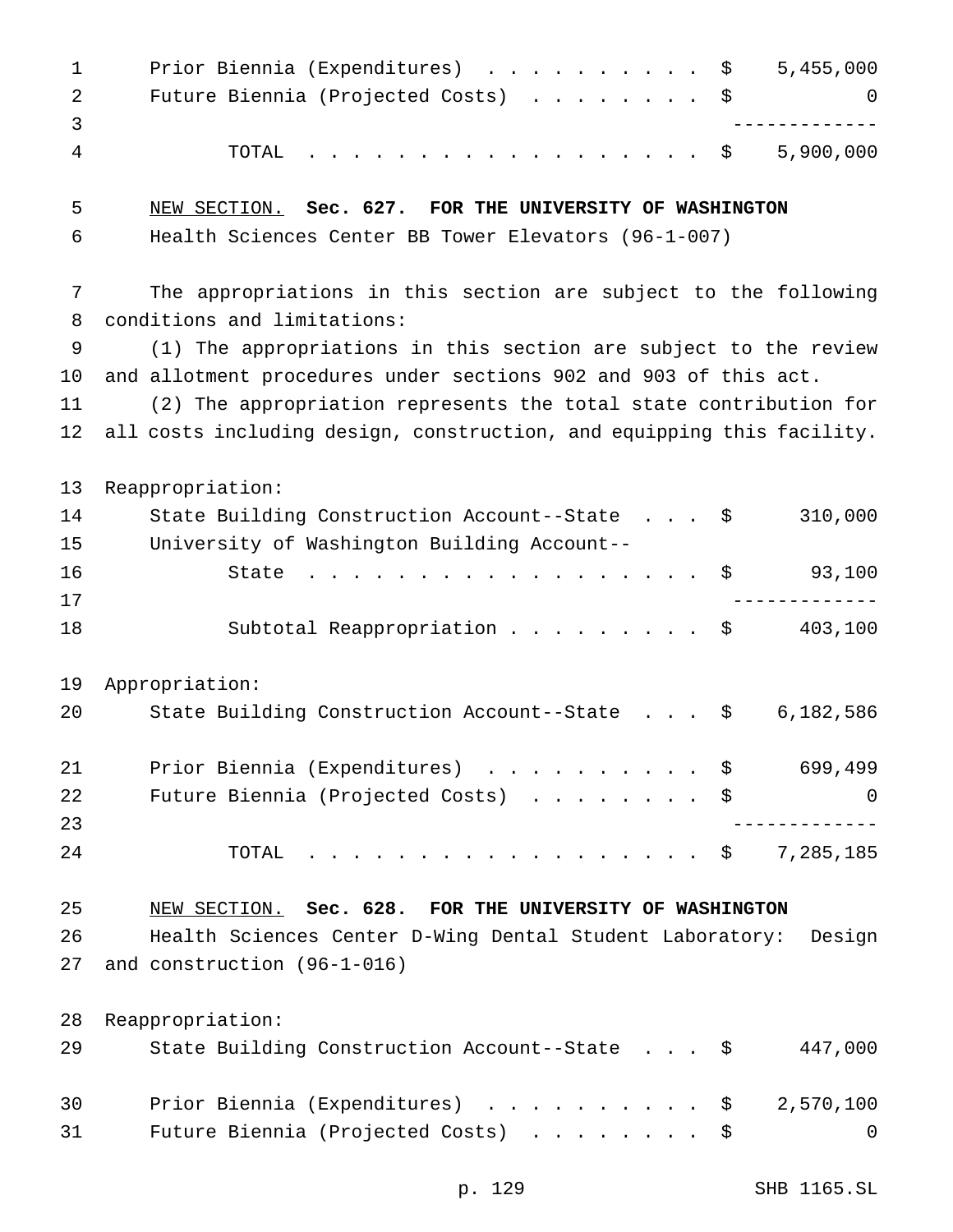| | | |
|---|---|---|
| Prior Biennia (Expenditures) | $ | 5,455,000 |
| Future Biennia (Projected Costs) | $ | 0 |
| TOTAL | $ | 5,900,000 |

NEW SECTION. **Sec. 627. FOR THE UNIVERSITY OF WASHINGTON**

Health Sciences Center BB Tower Elevators (96-1-007)

The appropriations in this section are subject to the following conditions and limitations:

(1) The appropriations in this section are subject to the review and allotment procedures under sections 902 and 903 of this act.

(2) The appropriation represents the total state contribution for all costs including design, construction, and equipping this facility.

| | | |
|---|---|---|
| Reappropriation: | | |
| State Building Construction Account--State | $ | 310,000 |
| University of Washington Building Account--State | $ | 93,100 |
| Subtotal Reappropriation | $ | 403,100 |
| Appropriation: | | |
| State Building Construction Account--State | $ | 6,182,586 |
| Prior Biennia (Expenditures) | $ | 699,499 |
| Future Biennia (Projected Costs) | $ | 0 |
| TOTAL | $ | 7,285,185 |

NEW SECTION. **Sec. 628. FOR THE UNIVERSITY OF WASHINGTON**

Health Sciences Center D-Wing Dental Student Laboratory: Design and construction (96-1-016)

| | | |
|---|---|---|
| Reappropriation: | | |
| State Building Construction Account--State | $ | 447,000 |
| Prior Biennia (Expenditures) | $ | 2,570,100 |
| Future Biennia (Projected Costs) | $ | 0 |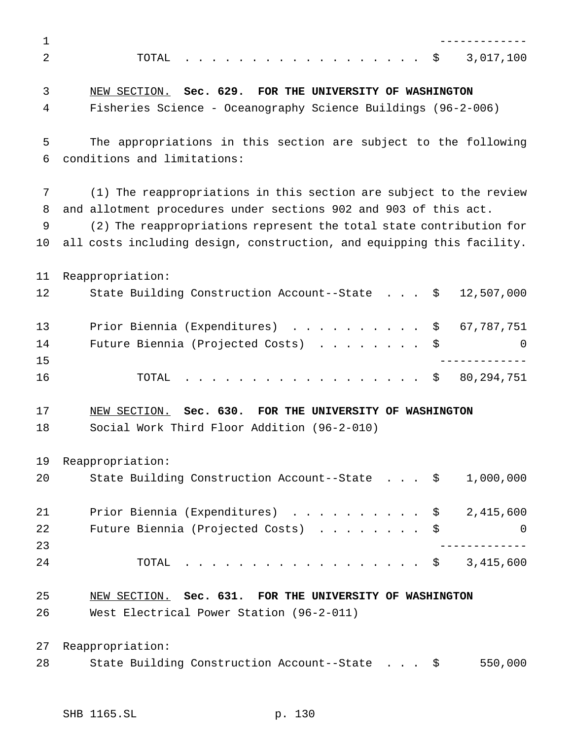| | |
|---|---|
| TOTAL | $ 3,017,100 |

NEW SECTION. **Sec. 629. FOR THE UNIVERSITY OF WASHINGTON**

Fisheries Science - Oceanography Science Buildings (96-2-006)

The appropriations in this section are subject to the following conditions and limitations:

(1) The reappropriations in this section are subject to the review and allotment procedures under sections 902 and 903 of this act.

(2) The reappropriations represent the total state contribution for all costs including design, construction, and equipping this facility.

Reappropriation:

| | |
|---|---|
| State Building Construction Account--State | $ 12,507,000 |
| Prior Biennia (Expenditures) | $ 67,787,751 |
| Future Biennia (Projected Costs) | $ 0 |
| TOTAL | $ 80,294,751 |

NEW SECTION. **Sec. 630. FOR THE UNIVERSITY OF WASHINGTON**

Social Work Third Floor Addition (96-2-010)

Reappropriation:

| | |
|---|---|
| State Building Construction Account--State | $ 1,000,000 |
| Prior Biennia (Expenditures) | $ 2,415,600 |
| Future Biennia (Projected Costs) | $ 0 |
| TOTAL | $ 3,415,600 |

NEW SECTION. **Sec. 631. FOR THE UNIVERSITY OF WASHINGTON**

West Electrical Power Station (96-2-011)

Reappropriation:

| | |
|---|---|
| State Building Construction Account--State | $ 550,000 |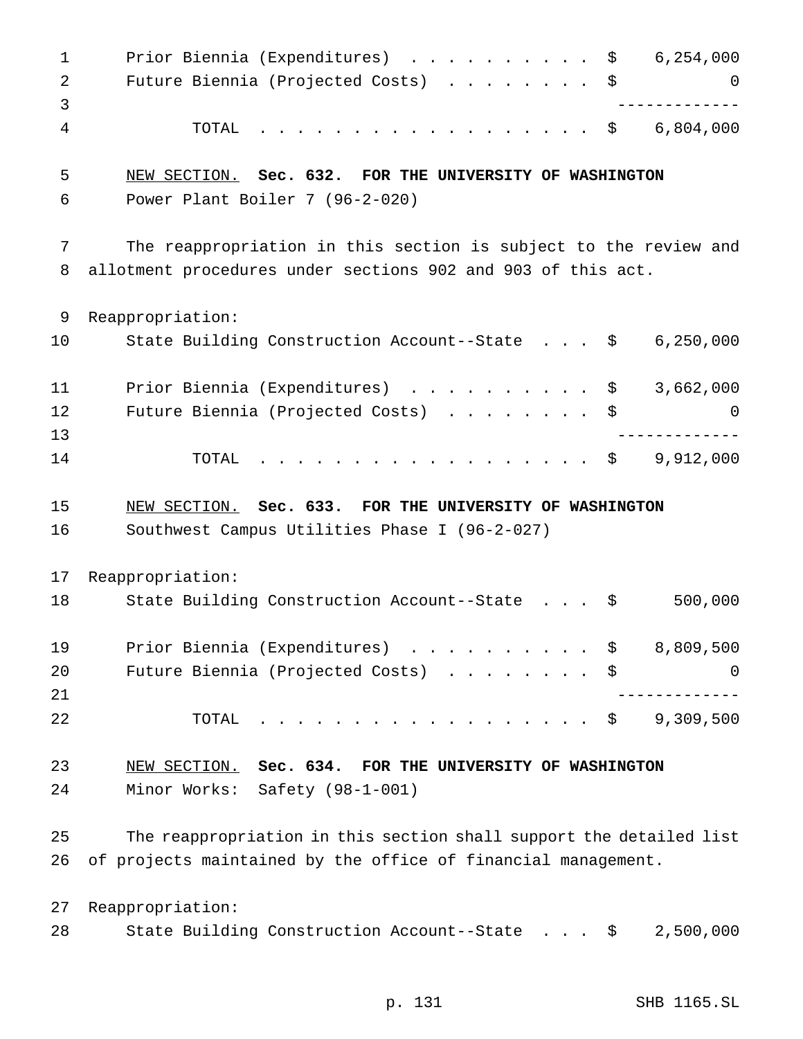| | |
|---|---|
| Prior Biennia (Expenditures) . . . . . . . . . . | $ 6,254,000 |
| Future Biennia (Projected Costs) . . . . . . . . | $ 0 |
| TOTAL . . . . . . . . . . . . . . . . . . | $ 6,804,000 |

NEW SECTION. **Sec. 632. FOR THE UNIVERSITY OF WASHINGTON**

Power Plant Boiler 7 (96-2-020)

The reappropriation in this section is subject to the review and allotment procedures under sections 902 and 903 of this act.

Reappropriation:

| | |
|---|---|
| State Building Construction Account--State . . . | $ 6,250,000 |
| Prior Biennia (Expenditures) . . . . . . . . . . | $ 3,662,000 |
| Future Biennia (Projected Costs) . . . . . . . . | $ 0 |
| TOTAL . . . . . . . . . . . . . . . . . . | $ 9,912,000 |

NEW SECTION. **Sec. 633. FOR THE UNIVERSITY OF WASHINGTON**

Southwest Campus Utilities Phase I (96-2-027)

Reappropriation:

| | |
|---|---|
| State Building Construction Account--State . . . | $ 500,000 |
| Prior Biennia (Expenditures) . . . . . . . . . . | $ 8,809,500 |
| Future Biennia (Projected Costs) . . . . . . . . | $ 0 |
| TOTAL . . . . . . . . . . . . . . . . . . | $ 9,309,500 |

NEW SECTION. **Sec. 634. FOR THE UNIVERSITY OF WASHINGTON**

Minor Works: Safety (98-1-001)

The reappropriation in this section shall support the detailed list of projects maintained by the office of financial management.

Reappropriation:

| | |
|---|---|
| State Building Construction Account--State . . . | $ 2,500,000 |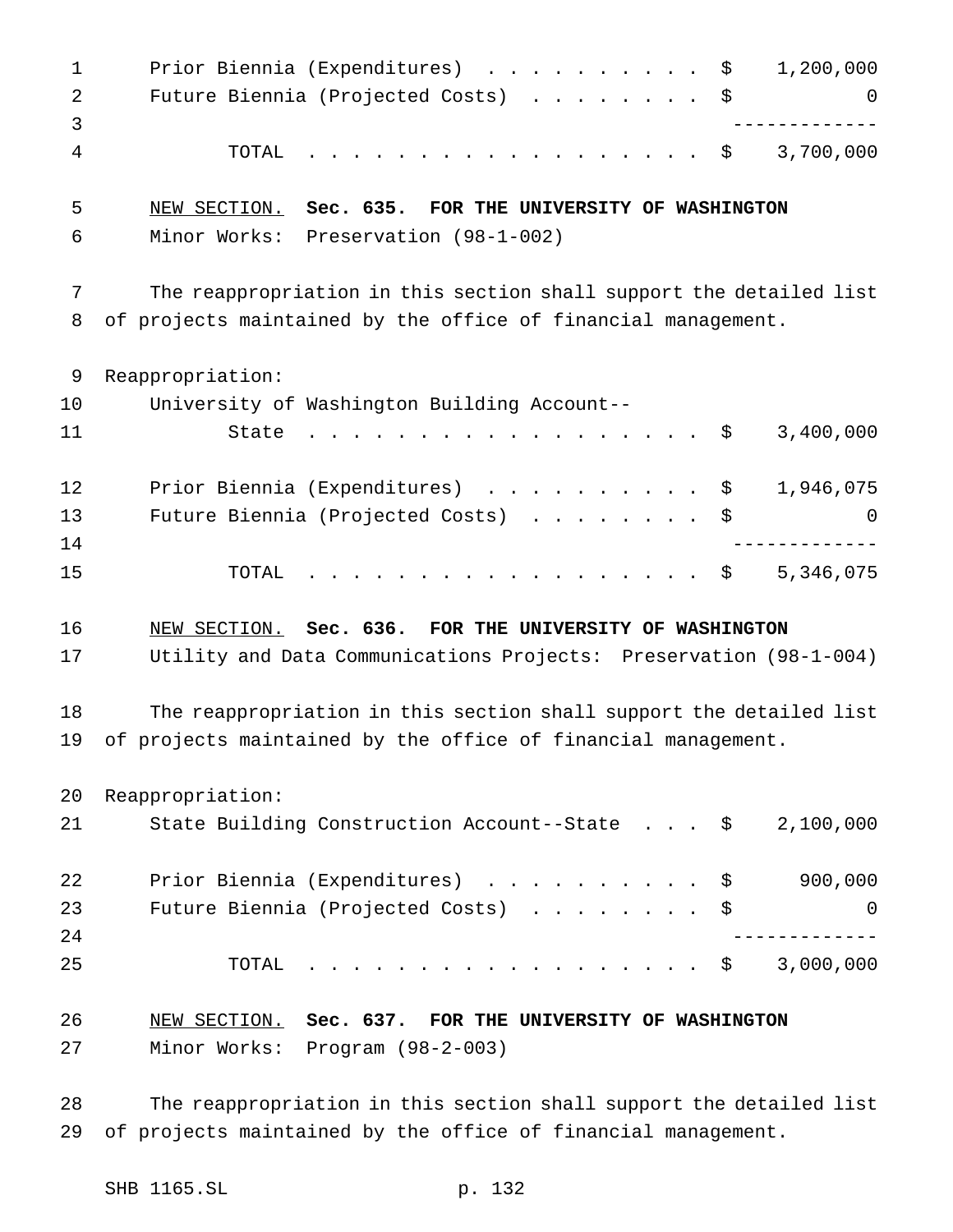| | |
|---|---|
| Prior Biennia (Expenditures) | $ 1,200,000 |
| Future Biennia (Projected Costs) | $ 0 |
| TOTAL | $ 3,700,000 |

NEW SECTION. **Sec. 635. FOR THE UNIVERSITY OF WASHINGTON**

Minor Works: Preservation (98-1-002)

The reappropriation in this section shall support the detailed list of projects maintained by the office of financial management.

Reappropriation:

| | |
|---|---|
| University of Washington Building Account--State | $ 3,400,000 |
| Prior Biennia (Expenditures) | $ 1,946,075 |
| Future Biennia (Projected Costs) | $ 0 |
| TOTAL | $ 5,346,075 |

NEW SECTION. **Sec. 636. FOR THE UNIVERSITY OF WASHINGTON**

Utility and Data Communications Projects: Preservation (98-1-004)

The reappropriation in this section shall support the detailed list of projects maintained by the office of financial management.

Reappropriation:

| | |
|---|---|
| State Building Construction Account--State | $ 2,100,000 |
| Prior Biennia (Expenditures) | $ 900,000 |
| Future Biennia (Projected Costs) | $ 0 |
| TOTAL | $ 3,000,000 |

NEW SECTION. **Sec. 637. FOR THE UNIVERSITY OF WASHINGTON**

Minor Works: Program (98-2-003)

The reappropriation in this section shall support the detailed list of projects maintained by the office of financial management.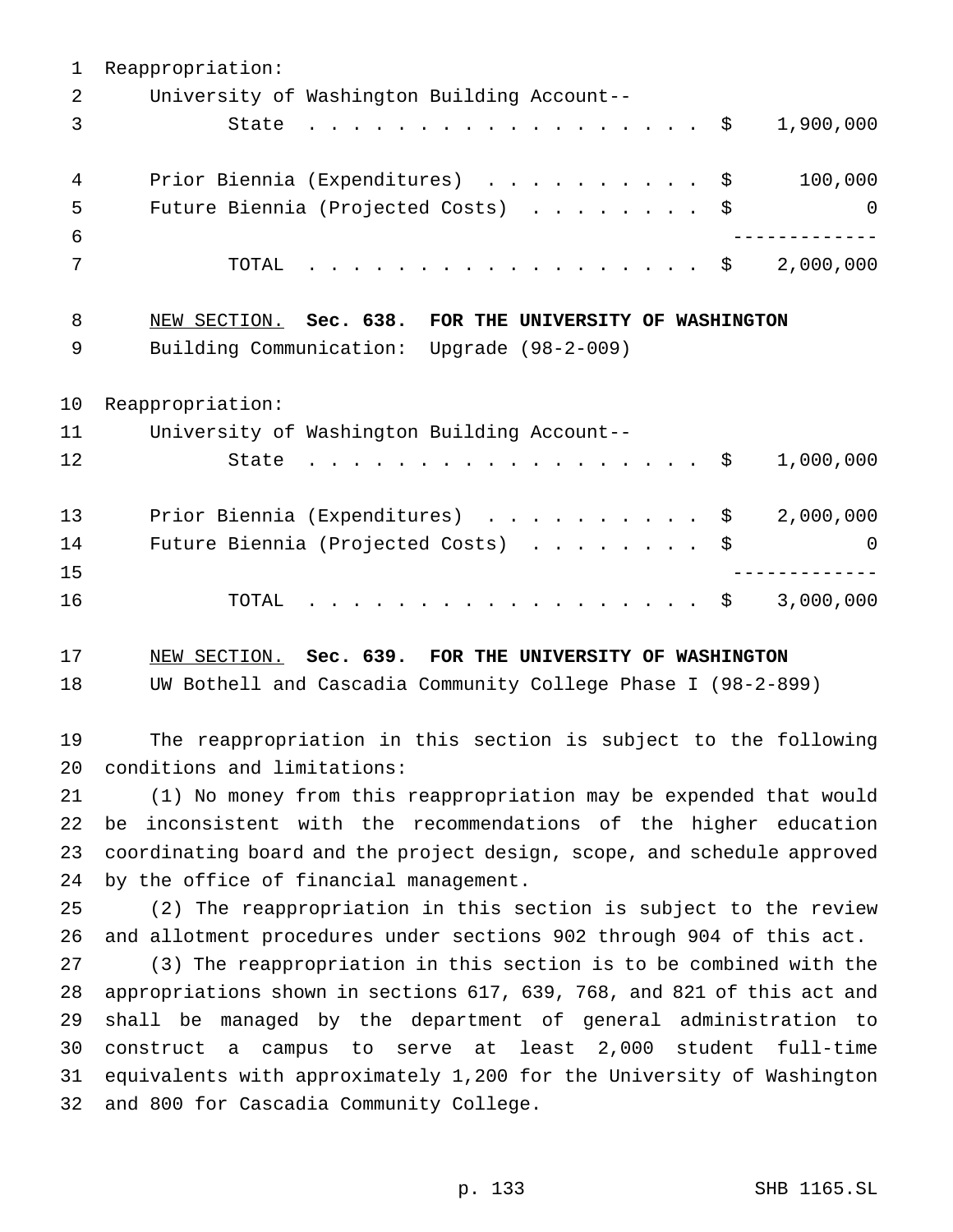Reappropriation:

University of Washington Building Account--

| | | |
|---|---|---|
| State | $ | 1,900,000 |
| Prior Biennia (Expenditures) | $ | 100,000 |
| Future Biennia (Projected Costs) | $ | 0 |
| TOTAL | $ | 2,000,000 |

NEW SECTION. **Sec. 638. FOR THE UNIVERSITY OF WASHINGTON**

Building Communication: Upgrade (98-2-009)

Reappropriation:

University of Washington Building Account--

| | | |
|---|---|---|
| State | $ | 1,000,000 |
| Prior Biennia (Expenditures) | $ | 2,000,000 |
| Future Biennia (Projected Costs) | $ | 0 |
| TOTAL | $ | 3,000,000 |

NEW SECTION. **Sec. 639. FOR THE UNIVERSITY OF WASHINGTON**

UW Bothell and Cascadia Community College Phase I (98-2-899)

The reappropriation in this section is subject to the following conditions and limitations:

(1) No money from this reappropriation may be expended that would be inconsistent with the recommendations of the higher education coordinating board and the project design, scope, and schedule approved by the office of financial management.

(2) The reappropriation in this section is subject to the review and allotment procedures under sections 902 through 904 of this act.

(3) The reappropriation in this section is to be combined with the appropriations shown in sections 617, 639, 768, and 821 of this act and shall be managed by the department of general administration to construct a campus to serve at least 2,000 student full-time equivalents with approximately 1,200 for the University of Washington and 800 for Cascadia Community College.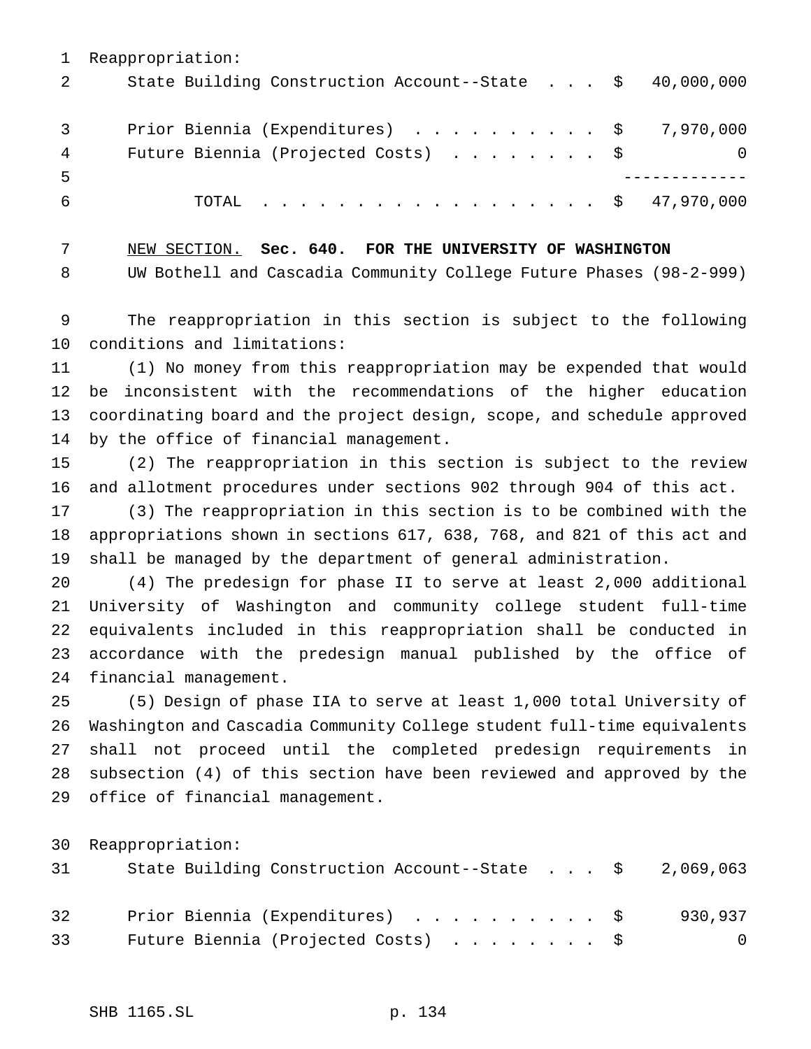Reappropriation:

| | | |
|---|---|---|
| State Building Construction Account--State . . . | $ | 40,000,000 |
| Prior Biennia (Expenditures) . . . . . . . . . . | $ | 7,970,000 |
| Future Biennia (Projected Costs) . . . . . . . . | $ | 0 |
| | | ------------- |
| TOTAL . . . . . . . . . . . . . . . . . . | $ | 47,970,000 |

NEW SECTION. **Sec. 640. FOR THE UNIVERSITY OF WASHINGTON**

UW Bothell and Cascadia Community College Future Phases (98-2-999)

The reappropriation in this section is subject to the following conditions and limitations:

(1) No money from this reappropriation may be expended that would be inconsistent with the recommendations of the higher education coordinating board and the project design, scope, and schedule approved by the office of financial management.

(2) The reappropriation in this section is subject to the review and allotment procedures under sections 902 through 904 of this act.

(3) The reappropriation in this section is to be combined with the appropriations shown in sections 617, 638, 768, and 821 of this act and shall be managed by the department of general administration.

(4) The predesign for phase II to serve at least 2,000 additional University of Washington and community college student full-time equivalents included in this reappropriation shall be conducted in accordance with the predesign manual published by the office of financial management.

(5) Design of phase IIA to serve at least 1,000 total University of Washington and Cascadia Community College student full-time equivalents shall not proceed until the completed predesign requirements in subsection (4) of this section have been reviewed and approved by the office of financial management.

Reappropriation:

| | | |
|---|---|---|
| State Building Construction Account--State . . . | $ | 2,069,063 |
| Prior Biennia (Expenditures) . . . . . . . . . . | $ | 930,937 |
| Future Biennia (Projected Costs) . . . . . . . . | $ | 0 |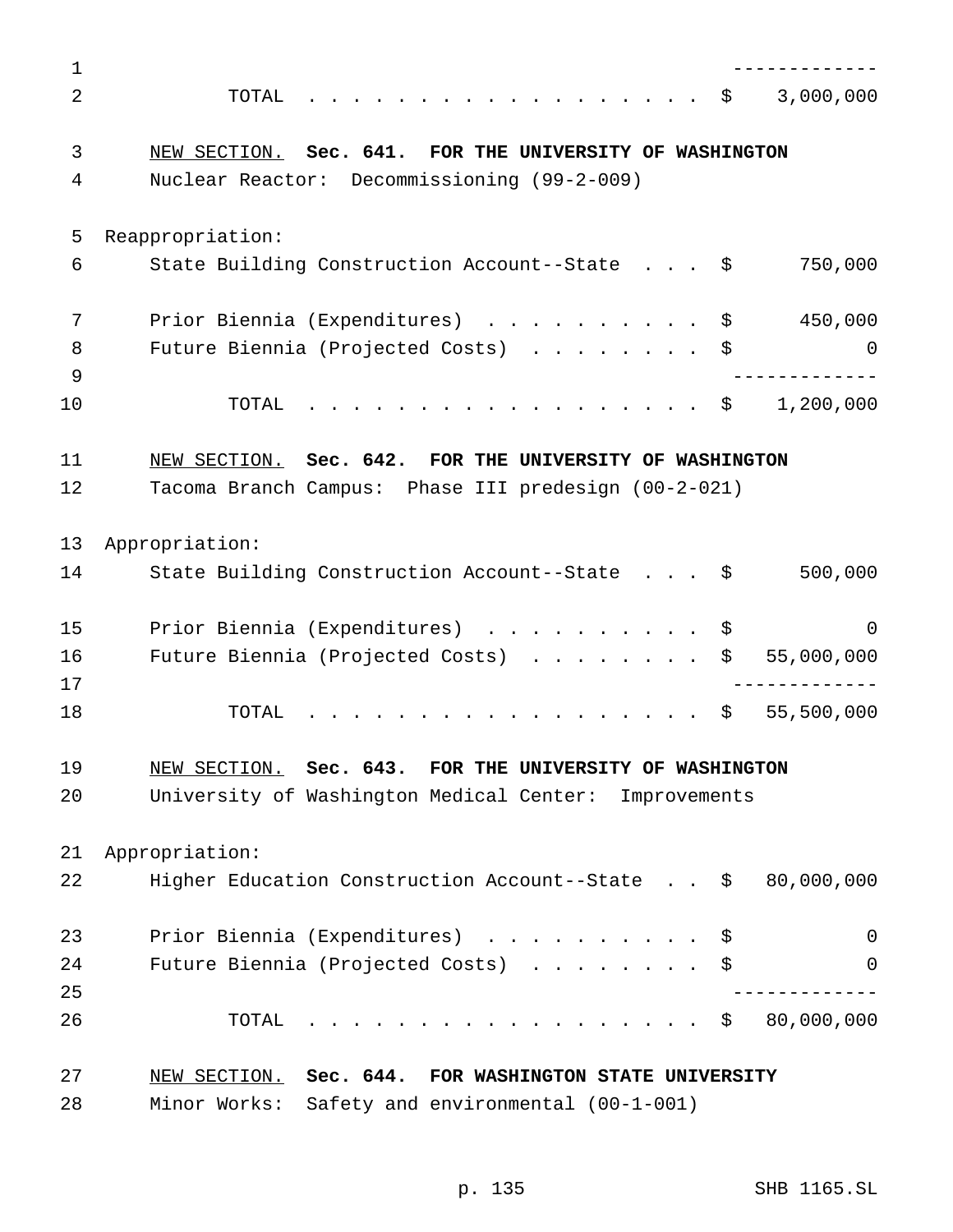-------------
TOTAL . . . . . . . . . . . . . . . . . . $ 3,000,000

NEW SECTION. **Sec. 641. FOR THE UNIVERSITY OF WASHINGTON**

Nuclear Reactor: Decommissioning (99-2-009)

Reappropriation:

| | | |
|---|---|---|
| State Building Construction Account--State . . . | $ | 750,000 |
| Prior Biennia (Expenditures) . . . . . . . . . . | $ | 450,000 |
| Future Biennia (Projected Costs) . . . . . . . . | $ | 0 |
| | | ------------- |
| TOTAL . . . . . . . . . . . . . . . . . . | $ | 1,200,000 |

NEW SECTION. **Sec. 642. FOR THE UNIVERSITY OF WASHINGTON**

Tacoma Branch Campus: Phase III predesign (00-2-021)

Appropriation:

| | | |
|---|---|---|
| State Building Construction Account--State . . . | $ | 500,000 |
| Prior Biennia (Expenditures) . . . . . . . . . . | $ | 0 |
| Future Biennia (Projected Costs) . . . . . . . . | $ | 55,000,000 |
| | | ------------- |
| TOTAL . . . . . . . . . . . . . . . . . . | $ | 55,500,000 |

NEW SECTION. **Sec. 643. FOR THE UNIVERSITY OF WASHINGTON**

University of Washington Medical Center: Improvements

Appropriation:

| | | |
|---|---|---|
| Higher Education Construction Account--State . . | $ | 80,000,000 |
| Prior Biennia (Expenditures) . . . . . . . . . . | $ | 0 |
| Future Biennia (Projected Costs) . . . . . . . . | $ | 0 |
| | | ------------- |
| TOTAL . . . . . . . . . . . . . . . . . . | $ | 80,000,000 |

NEW SECTION. **Sec. 644. FOR WASHINGTON STATE UNIVERSITY**

Minor Works: Safety and environmental (00-1-001)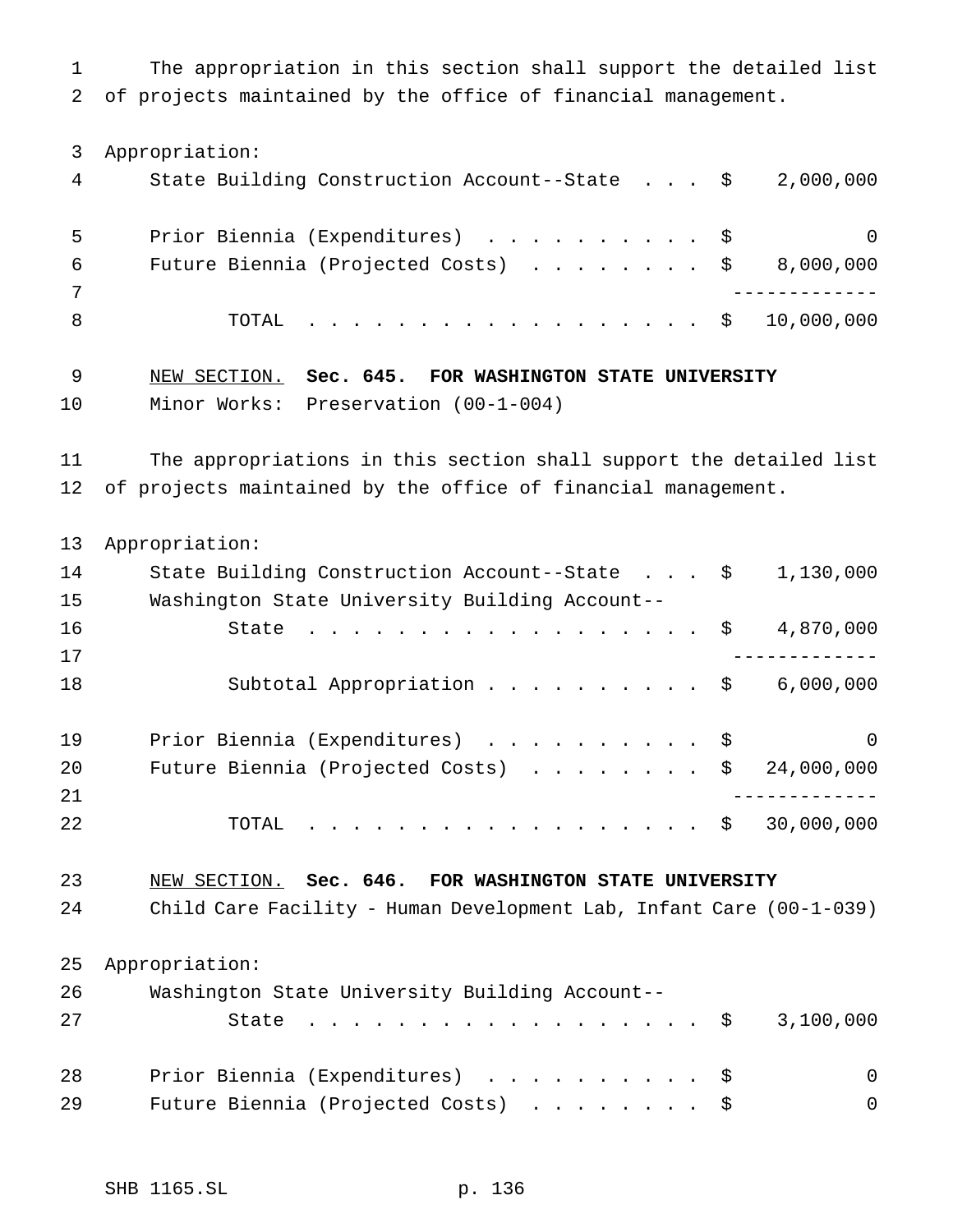The appropriation in this section shall support the detailed list of projects maintained by the office of financial management.

Appropriation:

| | | |
|---|---|---|
| State Building Construction Account--State | $ | 2,000,000 |
| Prior Biennia (Expenditures) | $ | 0 |
| Future Biennia (Projected Costs) | $ | 8,000,000 |
| TOTAL | $ | 10,000,000 |

NEW SECTION. **Sec. 645. FOR WASHINGTON STATE UNIVERSITY**

Minor Works: Preservation (00-1-004)

The appropriations in this section shall support the detailed list of projects maintained by the office of financial management.

Appropriation:

| | | |
|---|---|---|
| State Building Construction Account--State | $ | 1,130,000 |
| Washington State University Building Account--State | $ | 4,870,000 |
| Subtotal Appropriation | $ | 6,000,000 |
| Prior Biennia (Expenditures) | $ | 0 |
| Future Biennia (Projected Costs) | $ | 24,000,000 |
| TOTAL | $ | 30,000,000 |

NEW SECTION. **Sec. 646. FOR WASHINGTON STATE UNIVERSITY**

Child Care Facility - Human Development Lab, Infant Care (00-1-039)

Appropriation:

| | | |
|---|---|---|
| Washington State University Building Account--State | $ | 3,100,000 |
| Prior Biennia (Expenditures) | $ | 0 |
| Future Biennia (Projected Costs) | $ | 0 |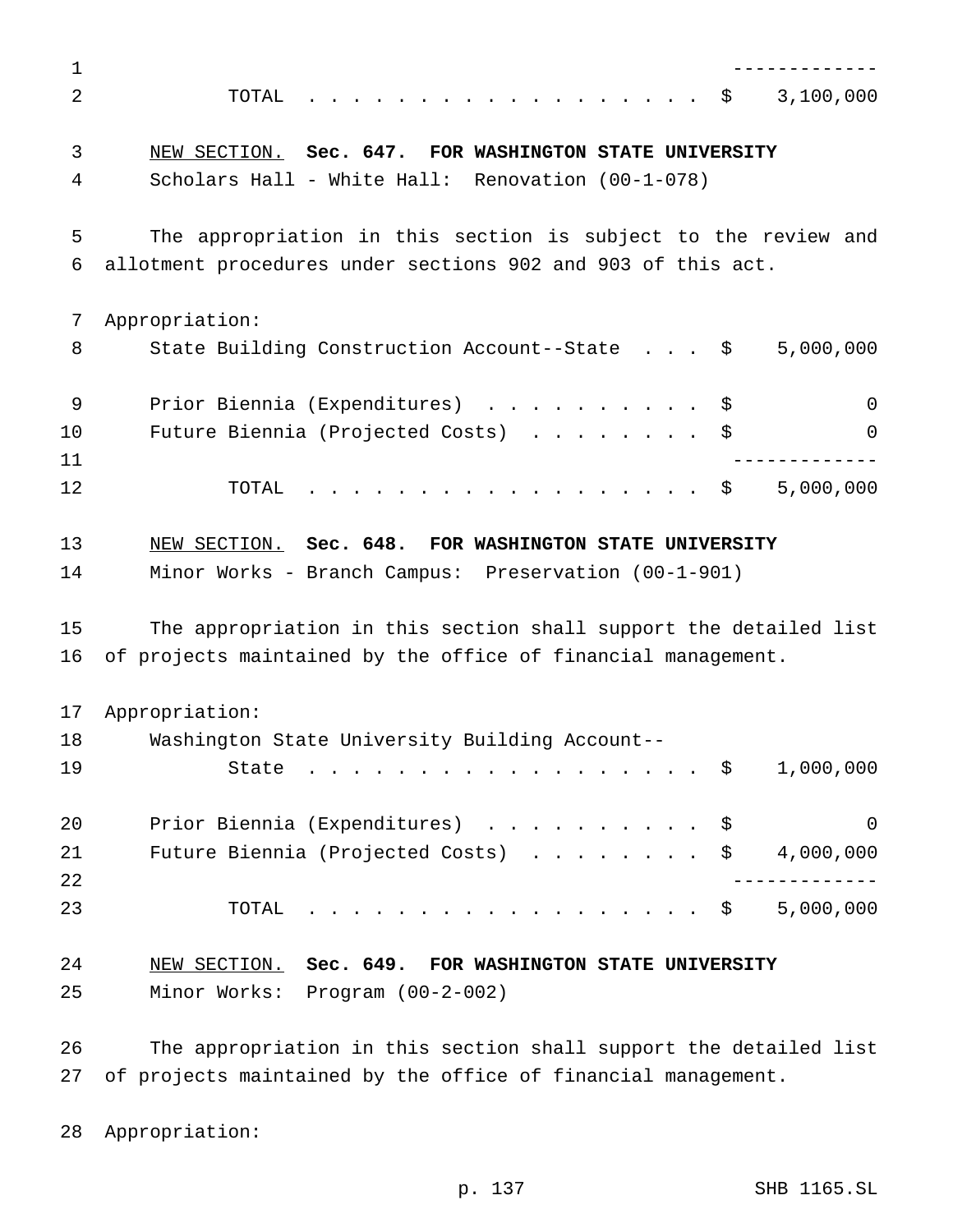| | |
|---|---|
| TOTAL | $ 3,100,000 |

NEW SECTION. **Sec. 647. FOR WASHINGTON STATE UNIVERSITY**

Scholars Hall - White Hall: Renovation (00-1-078)

The appropriation in this section is subject to the review and allotment procedures under sections 902 and 903 of this act.

Appropriation:

| | |
|---|---|
| State Building Construction Account--State | $ 5,000,000 |
| Prior Biennia (Expenditures) | $ 0 |
| Future Biennia (Projected Costs) | $ 0 |
| TOTAL | $ 5,000,000 |

NEW SECTION. **Sec. 648. FOR WASHINGTON STATE UNIVERSITY**

Minor Works - Branch Campus: Preservation (00-1-901)

The appropriation in this section shall support the detailed list of projects maintained by the office of financial management.

Appropriation:

| | |
|---|---|
| Washington State University Building Account--State | $ 1,000,000 |
| Prior Biennia (Expenditures) | $ 0 |
| Future Biennia (Projected Costs) | $ 4,000,000 |
| TOTAL | $ 5,000,000 |

NEW SECTION. **Sec. 649. FOR WASHINGTON STATE UNIVERSITY**

Minor Works: Program (00-2-002)

The appropriation in this section shall support the detailed list of projects maintained by the office of financial management.

Appropriation: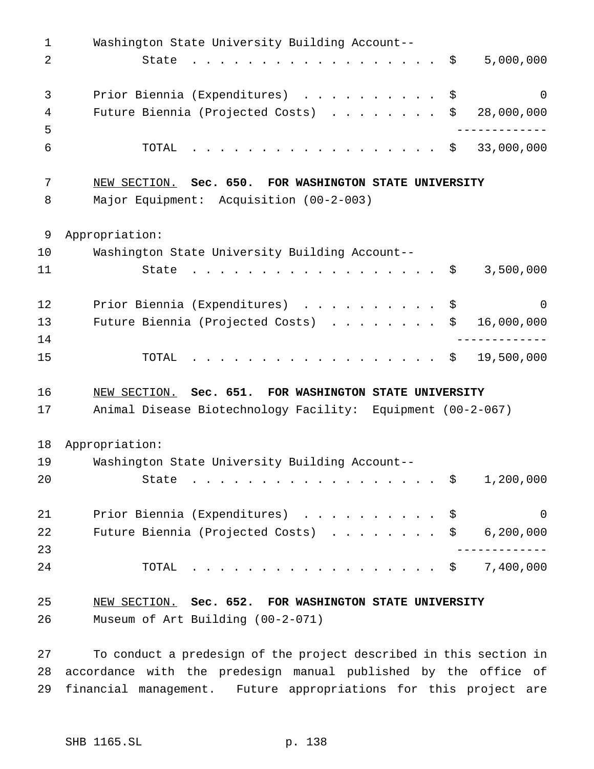Washington State University Building Account--
State . . . . . . . . . . . . . . . . . . . $ 5,000,000

Prior Biennia (Expenditures) . . . . . . . . . . $ 0
Future Biennia (Projected Costs) . . . . . . . . $ 28,000,000
-------------
TOTAL . . . . . . . . . . . . . . . . . . . $ 33,000,000

NEW SECTION. **Sec. 650. FOR WASHINGTON STATE UNIVERSITY**
Major Equipment: Acquisition (00-2-003)

Appropriation:
Washington State University Building Account--
State . . . . . . . . . . . . . . . . . . . $ 3,500,000

Prior Biennia (Expenditures) . . . . . . . . . . $ 0
Future Biennia (Projected Costs) . . . . . . . . $ 16,000,000
-------------
TOTAL . . . . . . . . . . . . . . . . . . . $ 19,500,000

NEW SECTION. **Sec. 651. FOR WASHINGTON STATE UNIVERSITY**
Animal Disease Biotechnology Facility: Equipment (00-2-067)

Appropriation:
Washington State University Building Account--
State . . . . . . . . . . . . . . . . . . . $ 1,200,000

Prior Biennia (Expenditures) . . . . . . . . . . $ 0
Future Biennia (Projected Costs) . . . . . . . . $ 6,200,000
-------------
TOTAL . . . . . . . . . . . . . . . . . . . $ 7,400,000

NEW SECTION. **Sec. 652. FOR WASHINGTON STATE UNIVERSITY**
Museum of Art Building (00-2-071)

To conduct a predesign of the project described in this section in accordance with the predesign manual published by the office of financial management. Future appropriations for this project are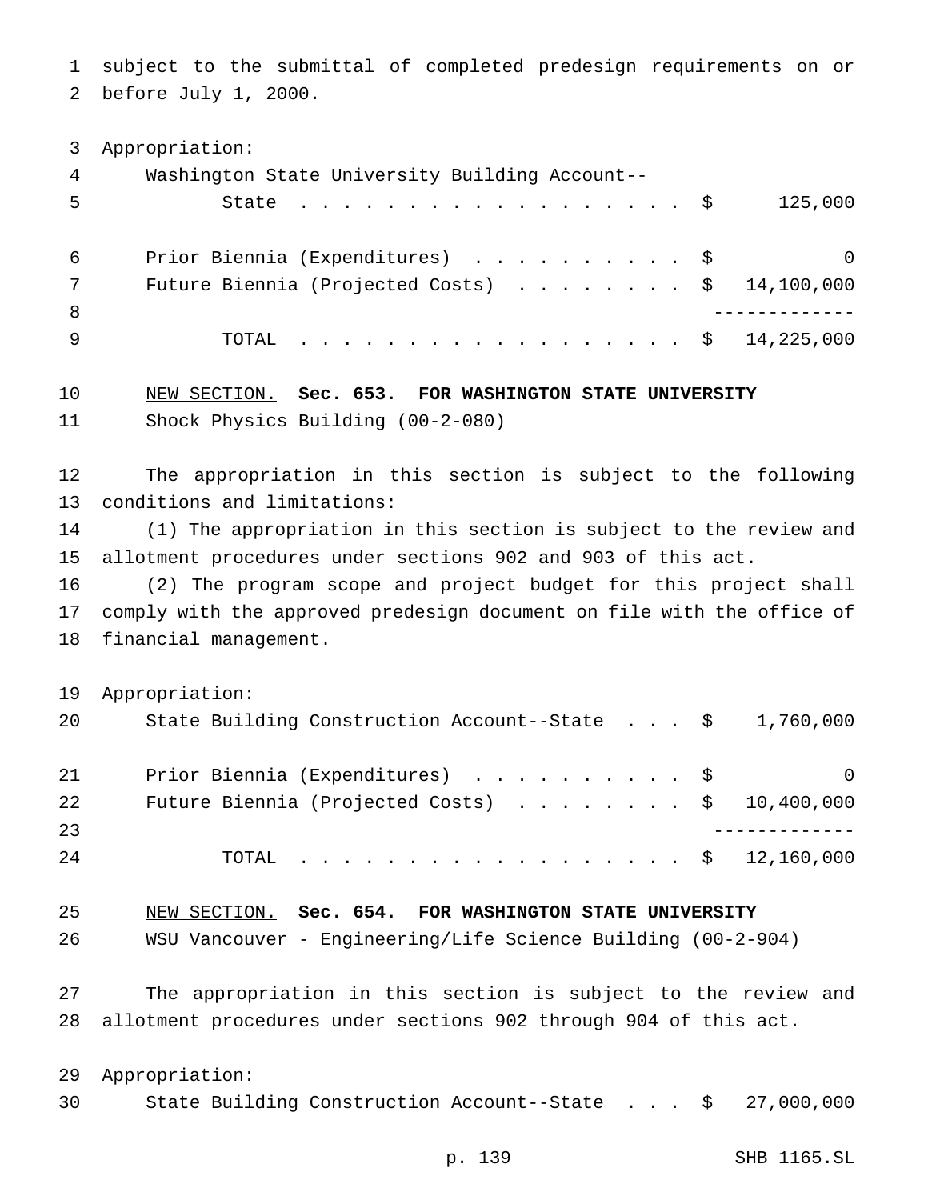subject to the submittal of completed predesign requirements on or before July 1, 2000.

Appropriation:

| | | |
|---|---|---|
| Washington State University Building Account--State | $ | 125,000 |
| Prior Biennia (Expenditures) | $ | 0 |
| Future Biennia (Projected Costs) | $ | 14,100,000 |
| TOTAL | $ | 14,225,000 |

NEW SECTION. **Sec. 653. FOR WASHINGTON STATE UNIVERSITY**

Shock Physics Building (00-2-080)

The appropriation in this section is subject to the following conditions and limitations:

(1) The appropriation in this section is subject to the review and allotment procedures under sections 902 and 903 of this act.

(2) The program scope and project budget for this project shall comply with the approved predesign document on file with the office of financial management.

Appropriation:

| | | |
|---|---|---|
| State Building Construction Account--State | $ | 1,760,000 |
| Prior Biennia (Expenditures) | $ | 0 |
| Future Biennia (Projected Costs) | $ | 10,400,000 |
| TOTAL | $ | 12,160,000 |

NEW SECTION. **Sec. 654. FOR WASHINGTON STATE UNIVERSITY**

WSU Vancouver - Engineering/Life Science Building (00-2-904)

The appropriation in this section is subject to the review and allotment procedures under sections 902 through 904 of this act.

Appropriation:

| | | |
|---|---|---|
| State Building Construction Account--State | $ | 27,000,000 |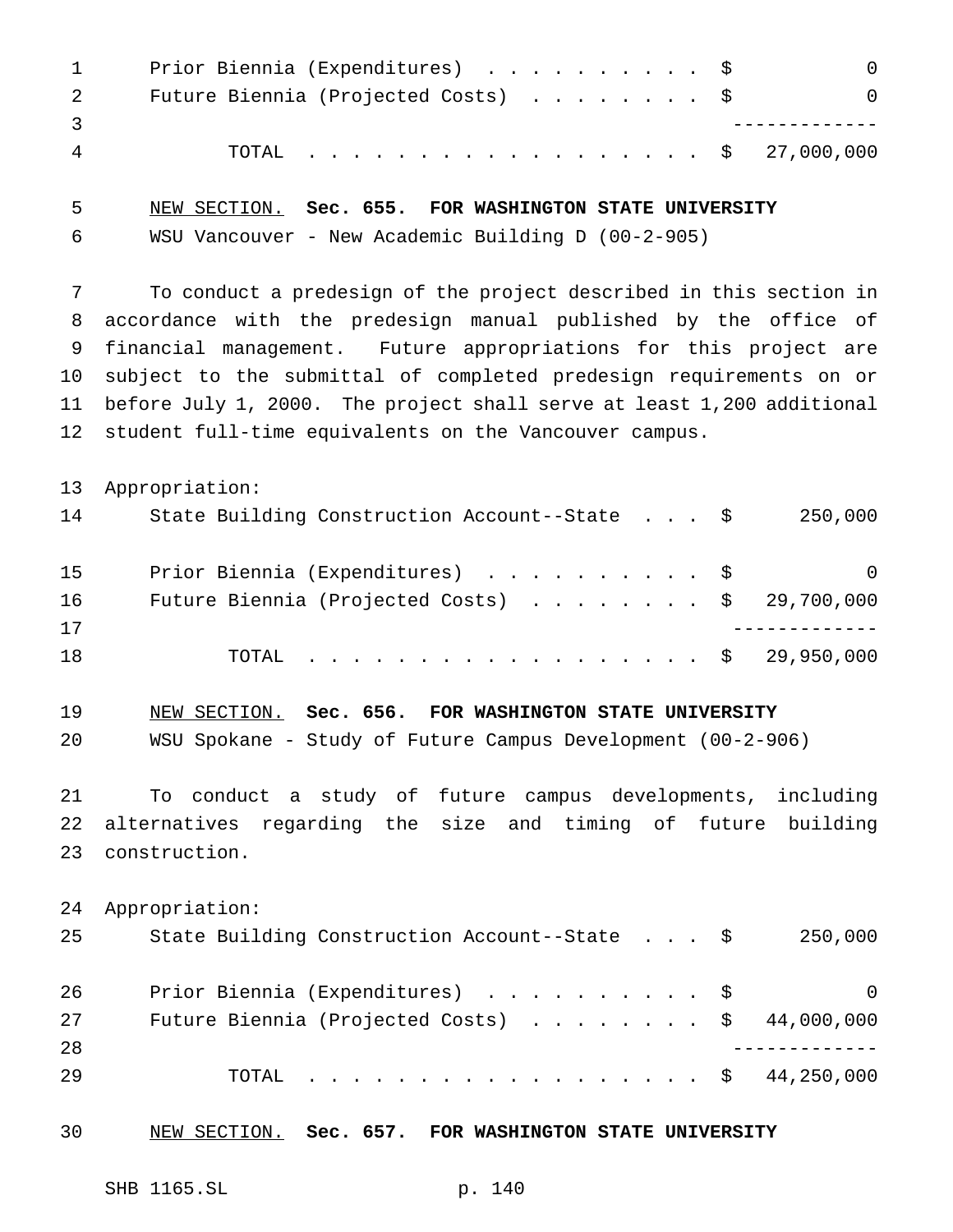| | |
|---|---:|
| Prior Biennia (Expenditures) . . . . . . . . . . | $ 0 |
| Future Biennia (Projected Costs) . . . . . . . . | $ 0 |
| TOTAL . . . . . . . . . . . . . . . . . . . | $ 27,000,000 |

NEW SECTION. **Sec. 655. FOR WASHINGTON STATE UNIVERSITY**

WSU Vancouver - New Academic Building D (00-2-905)

To conduct a predesign of the project described in this section in accordance with the predesign manual published by the office of financial management. Future appropriations for this project are subject to the submittal of completed predesign requirements on or before July 1, 2000. The project shall serve at least 1,200 additional student full-time equivalents on the Vancouver campus.

Appropriation:

| | |
|---|---:|
| State Building Construction Account--State . . . | $ 250,000 |
| Prior Biennia (Expenditures) . . . . . . . . . . | $ 0 |
| Future Biennia (Projected Costs) . . . . . . . . | $ 29,700,000 |
| TOTAL . . . . . . . . . . . . . . . . . . . | $ 29,950,000 |

NEW SECTION. **Sec. 656. FOR WASHINGTON STATE UNIVERSITY**

WSU Spokane - Study of Future Campus Development (00-2-906)

To conduct a study of future campus developments, including alternatives regarding the size and timing of future building construction.

Appropriation:

| | |
|---|---:|
| State Building Construction Account--State . . . | $ 250,000 |
| Prior Biennia (Expenditures) . . . . . . . . . . | $ 0 |
| Future Biennia (Projected Costs) . . . . . . . . | $ 44,000,000 |
| TOTAL . . . . . . . . . . . . . . . . . . . | $ 44,250,000 |

NEW SECTION. **Sec. 657. FOR WASHINGTON STATE UNIVERSITY**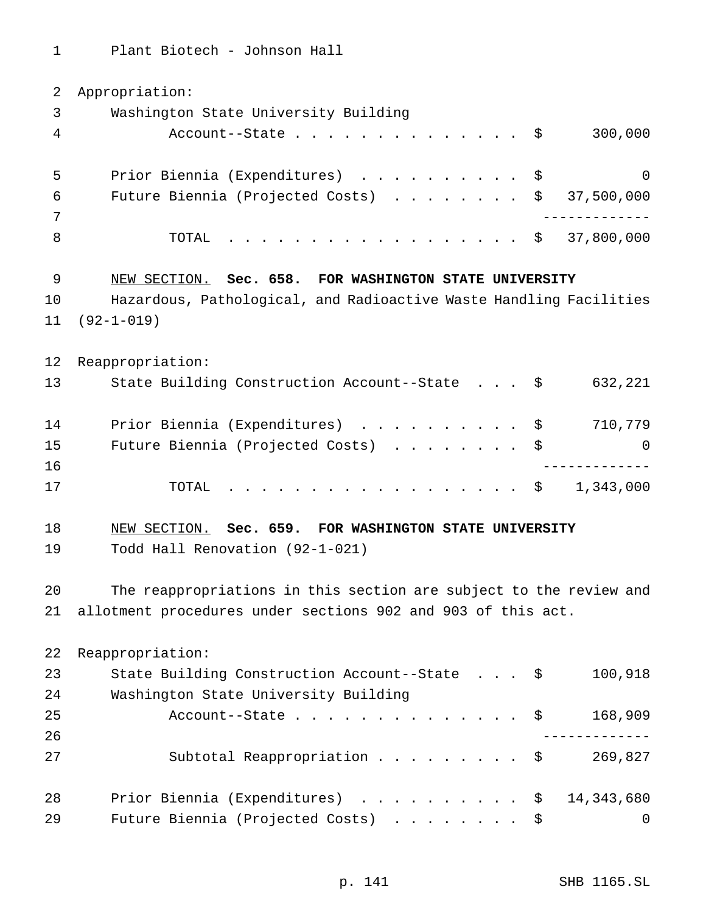Plant Biotech - Johnson Hall

Appropriation:

| | |
|---|---|
| Washington State University Building Account--State | $ 300,000 |
| Prior Biennia (Expenditures) | $ 0 |
| Future Biennia (Projected Costs) | $ 37,500,000 |
| TOTAL | $ 37,800,000 |

NEW SECTION. **Sec. 658. FOR WASHINGTON STATE UNIVERSITY**

Hazardous, Pathological, and Radioactive Waste Handling Facilities (92-1-019)

Reappropriation:

| | |
|---|---|
| State Building Construction Account--State | $ 632,221 |
| Prior Biennia (Expenditures) | $ 710,779 |
| Future Biennia (Projected Costs) | $ 0 |
| TOTAL | $ 1,343,000 |

NEW SECTION. **Sec. 659. FOR WASHINGTON STATE UNIVERSITY**

Todd Hall Renovation (92-1-021)

The reappropriations in this section are subject to the review and allotment procedures under sections 902 and 903 of this act.

Reappropriation:

| | |
|---|---|
| State Building Construction Account--State | $ 100,918 |
| Washington State University Building Account--State | $ 168,909 |
| Subtotal Reappropriation | $ 269,827 |
| Prior Biennia (Expenditures) | $ 14,343,680 |
| Future Biennia (Projected Costs) | $ 0 |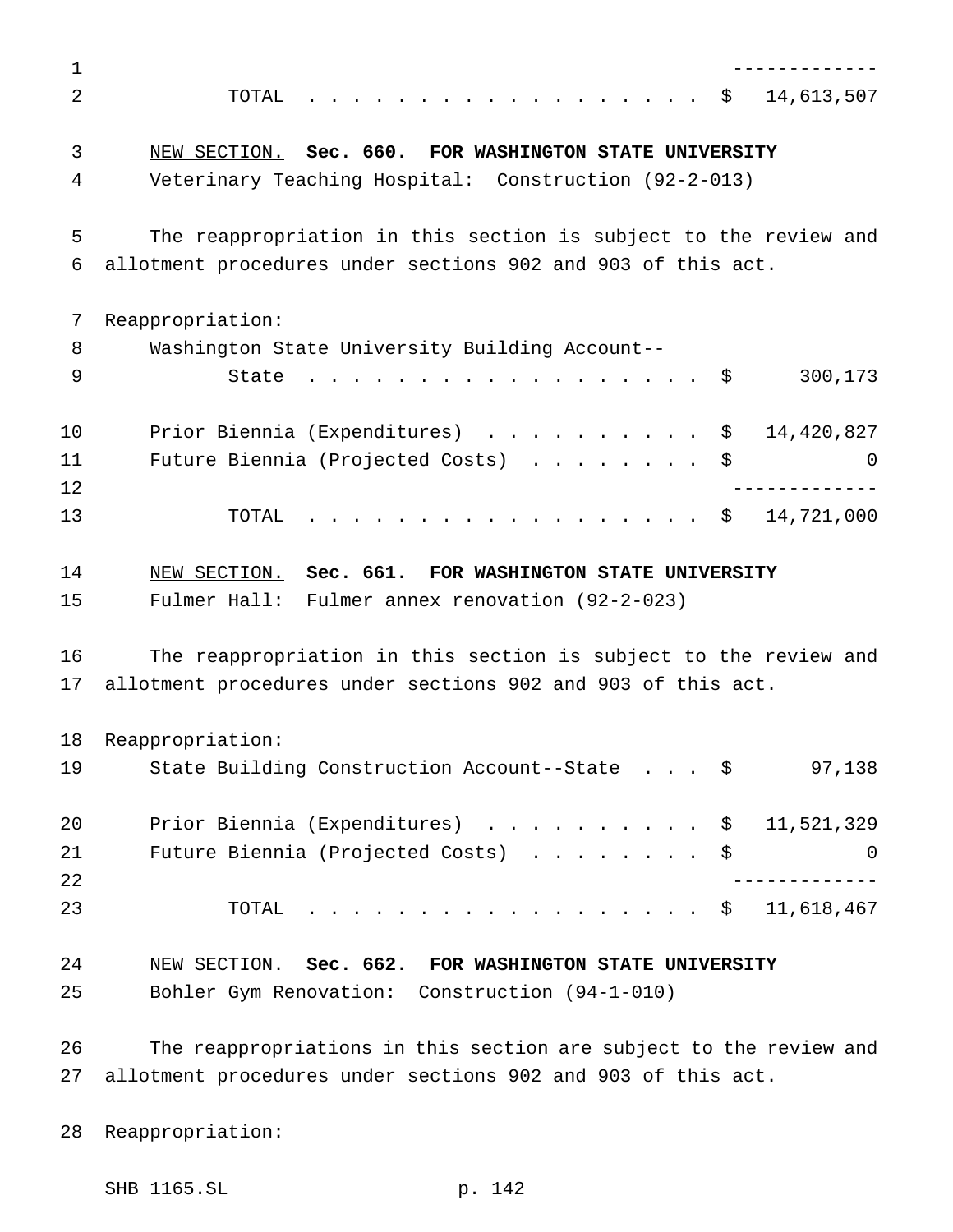| | |
|---|---|
| TOTAL . . . . . . . . . . . . . . . . . . | $ 14,613,507 |

NEW SECTION. **Sec. 660. FOR WASHINGTON STATE UNIVERSITY**

Veterinary Teaching Hospital: Construction (92-2-013)

The reappropriation in this section is subject to the review and allotment procedures under sections 902 and 903 of this act.

Reappropriation:

| | |
|---|---|
| Washington State University Building Account--State . . . . . . . . . . . . . . . . . . | $ 300,173 |
| Prior Biennia (Expenditures) . . . . . . . . . . | $ 14,420,827 |
| Future Biennia (Projected Costs) . . . . . . . . | $ 0 |
| TOTAL . . . . . . . . . . . . . . . . . . | $ 14,721,000 |

NEW SECTION. **Sec. 661. FOR WASHINGTON STATE UNIVERSITY**

Fulmer Hall: Fulmer annex renovation (92-2-023)

The reappropriation in this section is subject to the review and allotment procedures under sections 902 and 903 of this act.

Reappropriation:

| | |
|---|---|
| State Building Construction Account--State . . . | $ 97,138 |
| Prior Biennia (Expenditures) . . . . . . . . . . | $ 11,521,329 |
| Future Biennia (Projected Costs) . . . . . . . . | $ 0 |
| TOTAL . . . . . . . . . . . . . . . . . . | $ 11,618,467 |

NEW SECTION. **Sec. 662. FOR WASHINGTON STATE UNIVERSITY**

Bohler Gym Renovation: Construction (94-1-010)

The reappropriations in this section are subject to the review and allotment procedures under sections 902 and 903 of this act.

Reappropriation: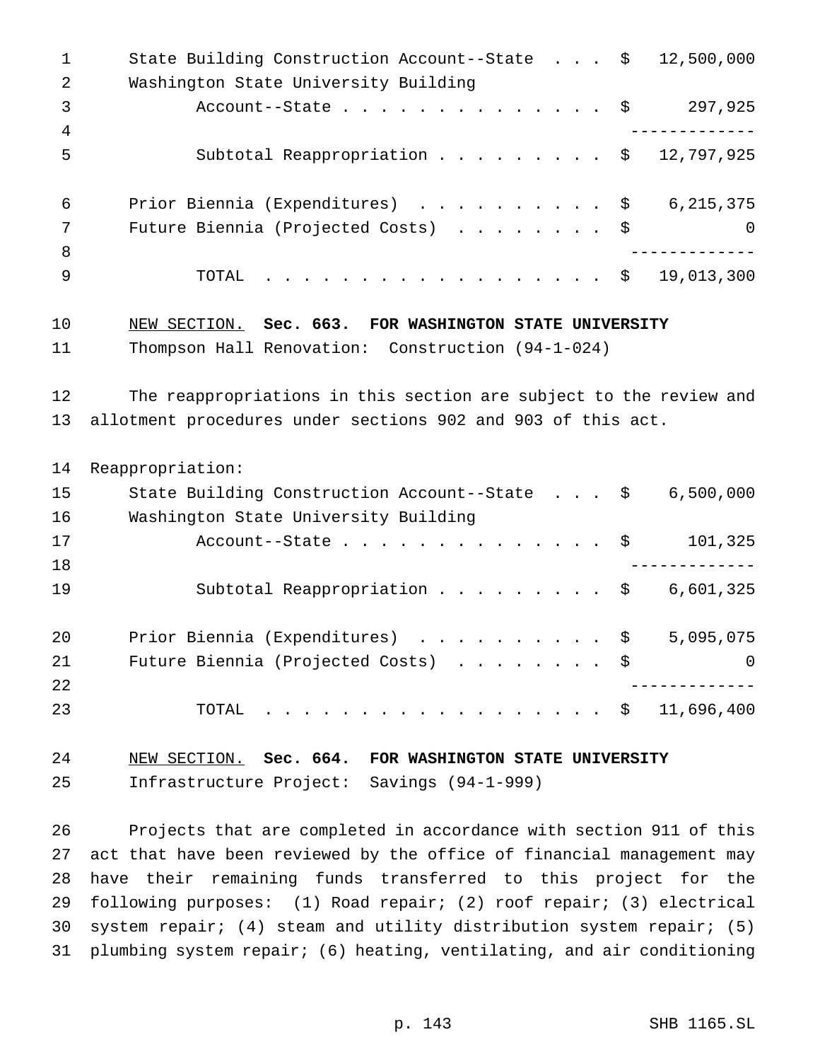| | |
|---|---|
| State Building Construction Account--State . . . | $ 12,500,000 |
| Washington State University Building Account--State . . . . . . . . . . . . . . | $ 297,925 |
| Subtotal Reappropriation . . . . . . . . . | $ 12,797,925 |
| Prior Biennia (Expenditures) . . . . . . . . . . | $ 6,215,375 |
| Future Biennia (Projected Costs) . . . . . . . . | $ 0 |
| TOTAL . . . . . . . . . . . . . . . . . . | $ 19,013,300 |

NEW SECTION. **Sec. 663. FOR WASHINGTON STATE UNIVERSITY**

Thompson Hall Renovation: Construction (94-1-024)

The reappropriations in this section are subject to the review and allotment procedures under sections 902 and 903 of this act.

Reappropriation:

| | |
|---|---|
| State Building Construction Account--State . . . | $ 6,500,000 |
| Washington State University Building Account--State . . . . . . . . . . . . . . | $ 101,325 |
| Subtotal Reappropriation . . . . . . . . . | $ 6,601,325 |
| Prior Biennia (Expenditures) . . . . . . . . . . | $ 5,095,075 |
| Future Biennia (Projected Costs) . . . . . . . . | $ 0 |
| TOTAL . . . . . . . . . . . . . . . . . . | $ 11,696,400 |

NEW SECTION. **Sec. 664. FOR WASHINGTON STATE UNIVERSITY**

Infrastructure Project: Savings (94-1-999)

Projects that are completed in accordance with section 911 of this act that have been reviewed by the office of financial management may have their remaining funds transferred to this project for the following purposes: (1) Road repair; (2) roof repair; (3) electrical system repair; (4) steam and utility distribution system repair; (5) plumbing system repair; (6) heating, ventilating, and air conditioning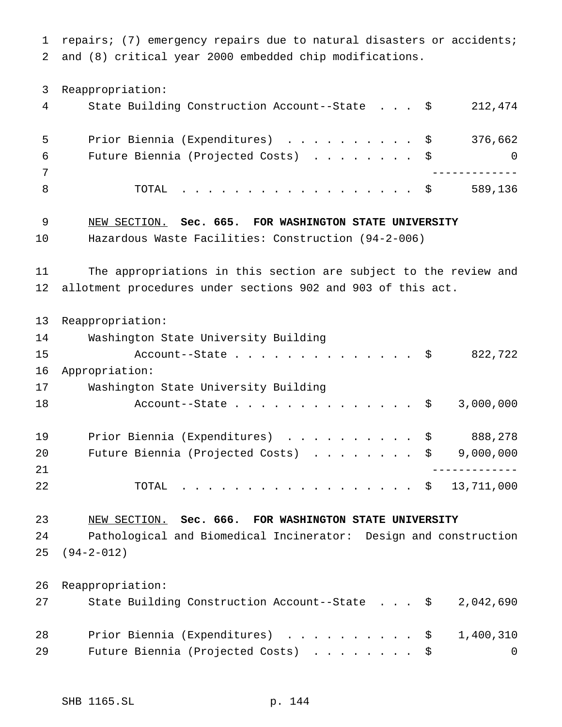repairs; (7) emergency repairs due to natural disasters or accidents; and (8) critical year 2000 embedded chip modifications.

Reappropriation:

| | | |
|---|---|---|
| State Building Construction Account--State . . . | $ | 212,474 |
| Prior Biennia (Expenditures) . . . . . . . . . . | $ | 376,662 |
| Future Biennia (Projected Costs) . . . . . . . . | $ | 0 |
| TOTAL . . . . . . . . . . . . . . . . . . | $ | 589,136 |

NEW SECTION. **Sec. 665. FOR WASHINGTON STATE UNIVERSITY**

Hazardous Waste Facilities: Construction (94-2-006)

The appropriations in this section are subject to the review and allotment procedures under sections 902 and 903 of this act.

Reappropriation:

| | | |
|---|---|---|
| Washington State University Building Account--State . . . . . . . . . . . . . . . | $ | 822,722 |

Appropriation:

| | | |
|---|---|---|
| Washington State University Building Account--State . . . . . . . . . . . . . . . | $ | 3,000,000 |
| Prior Biennia (Expenditures) . . . . . . . . . . | $ | 888,278 |
| Future Biennia (Projected Costs) . . . . . . . . | $ | 9,000,000 |
| TOTAL . . . . . . . . . . . . . . . . . . | $ | 13,711,000 |

NEW SECTION. **Sec. 666. FOR WASHINGTON STATE UNIVERSITY**

Pathological and Biomedical Incinerator: Design and construction (94-2-012)

Reappropriation:

| | | |
|---|---|---|
| State Building Construction Account--State . . . | $ | 2,042,690 |
| Prior Biennia (Expenditures) . . . . . . . . . . | $ | 1,400,310 |
| Future Biennia (Projected Costs) . . . . . . . . | $ | 0 |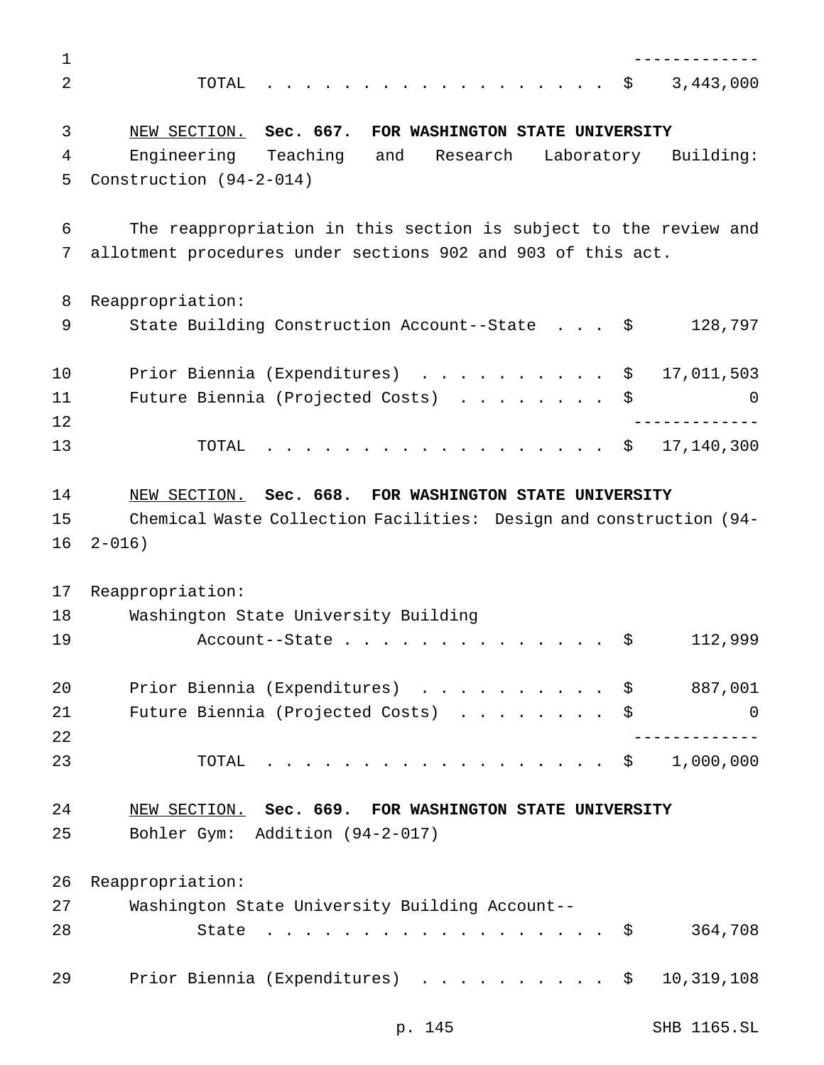| | |
|---|---|
| TOTAL | $ 3,443,000 |

NEW SECTION. **Sec. 667. FOR WASHINGTON STATE UNIVERSITY**

Engineering Teaching and Research Laboratory Building: Construction (94-2-014)

The reappropriation in this section is subject to the review and allotment procedures under sections 902 and 903 of this act.

Reappropriation:

| | |
|---|---|
| State Building Construction Account--State | $ 128,797 |
| Prior Biennia (Expenditures) | $ 17,011,503 |
| Future Biennia (Projected Costs) | $ 0 |
| TOTAL | $ 17,140,300 |

NEW SECTION. **Sec. 668. FOR WASHINGTON STATE UNIVERSITY**

Chemical Waste Collection Facilities: Design and construction (94-2-016)

Reappropriation:

| | |
|---|---|
| Washington State University Building Account--State | $ 112,999 |
| Prior Biennia (Expenditures) | $ 887,001 |
| Future Biennia (Projected Costs) | $ 0 |
| TOTAL | $ 1,000,000 |

NEW SECTION. **Sec. 669. FOR WASHINGTON STATE UNIVERSITY**

Bohler Gym: Addition (94-2-017)

Reappropriation:

| | |
|---|---|
| Washington State University Building Account--State | $ 364,708 |
| Prior Biennia (Expenditures) | $ 10,319,108 |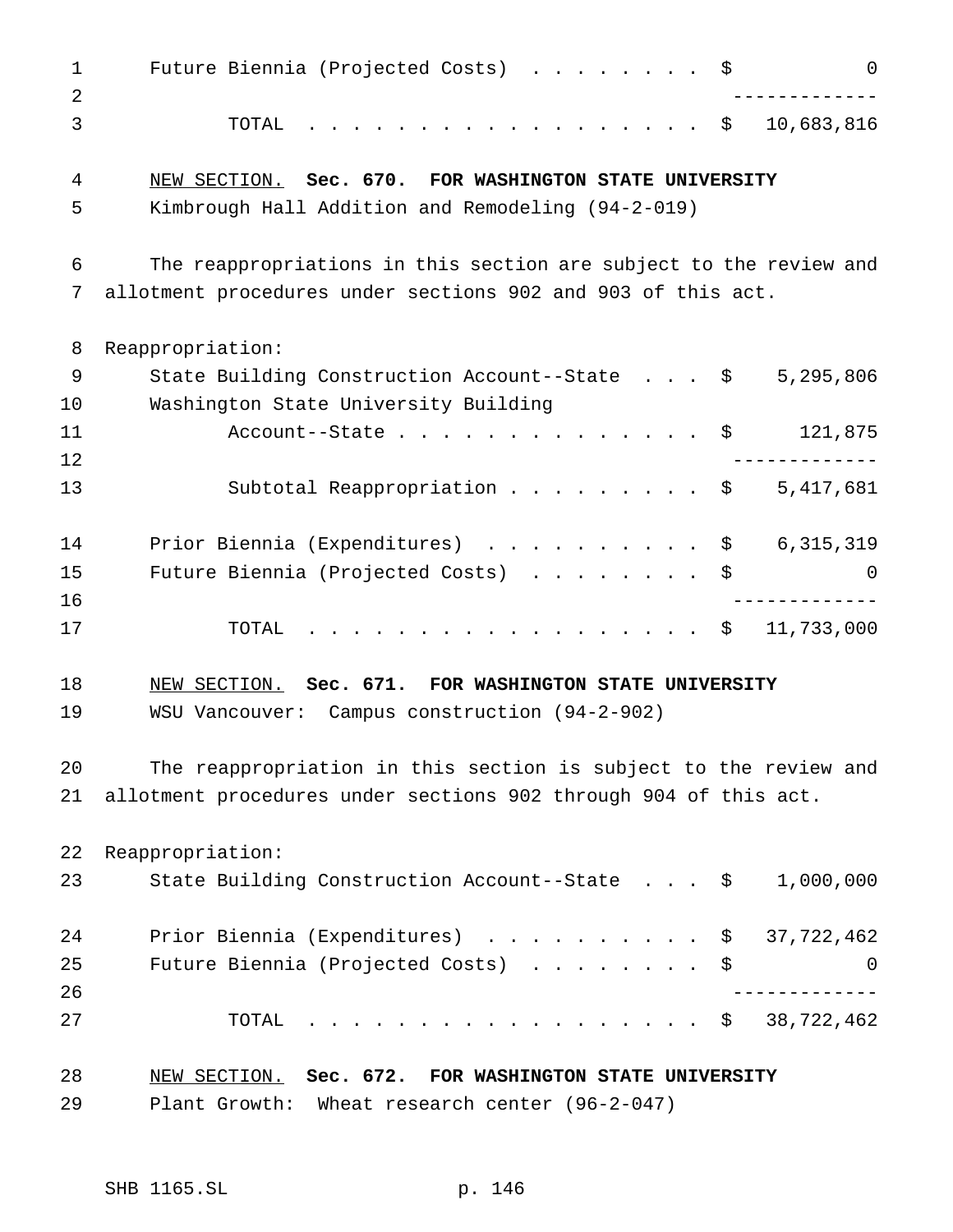| | |
|---|---|
| Future Biennia (Projected Costs) . . . . . . . . | $ 0 |
| TOTAL . . . . . . . . . . . . . . . . . . | $ 10,683,816 |

NEW SECTION. **Sec. 670. FOR WASHINGTON STATE UNIVERSITY**

Kimbrough Hall Addition and Remodeling (94-2-019)

The reappropriations in this section are subject to the review and allotment procedures under sections 902 and 903 of this act.

Reappropriation:

| | |
|---|---|
| State Building Construction Account--State . . . | $ 5,295,806 |
| Washington State University Building Account--State . . . . . . . . . . . . . . | $ 121,875 |
| Subtotal Reappropriation . . . . . . . . . | $ 5,417,681 |
| Prior Biennia (Expenditures) . . . . . . . . . . | $ 6,315,319 |
| Future Biennia (Projected Costs) . . . . . . . . | $ 0 |
| TOTAL . . . . . . . . . . . . . . . . . . | $ 11,733,000 |

NEW SECTION. **Sec. 671. FOR WASHINGTON STATE UNIVERSITY**

WSU Vancouver: Campus construction (94-2-902)

The reappropriation in this section is subject to the review and allotment procedures under sections 902 through 904 of this act.

Reappropriation:

| | |
|---|---|
| State Building Construction Account--State . . . | $ 1,000,000 |
| Prior Biennia (Expenditures) . . . . . . . . . . | $ 37,722,462 |
| Future Biennia (Projected Costs) . . . . . . . . | $ 0 |
| TOTAL . . . . . . . . . . . . . . . . . . | $ 38,722,462 |

NEW SECTION. **Sec. 672. FOR WASHINGTON STATE UNIVERSITY**

Plant Growth: Wheat research center (96-2-047)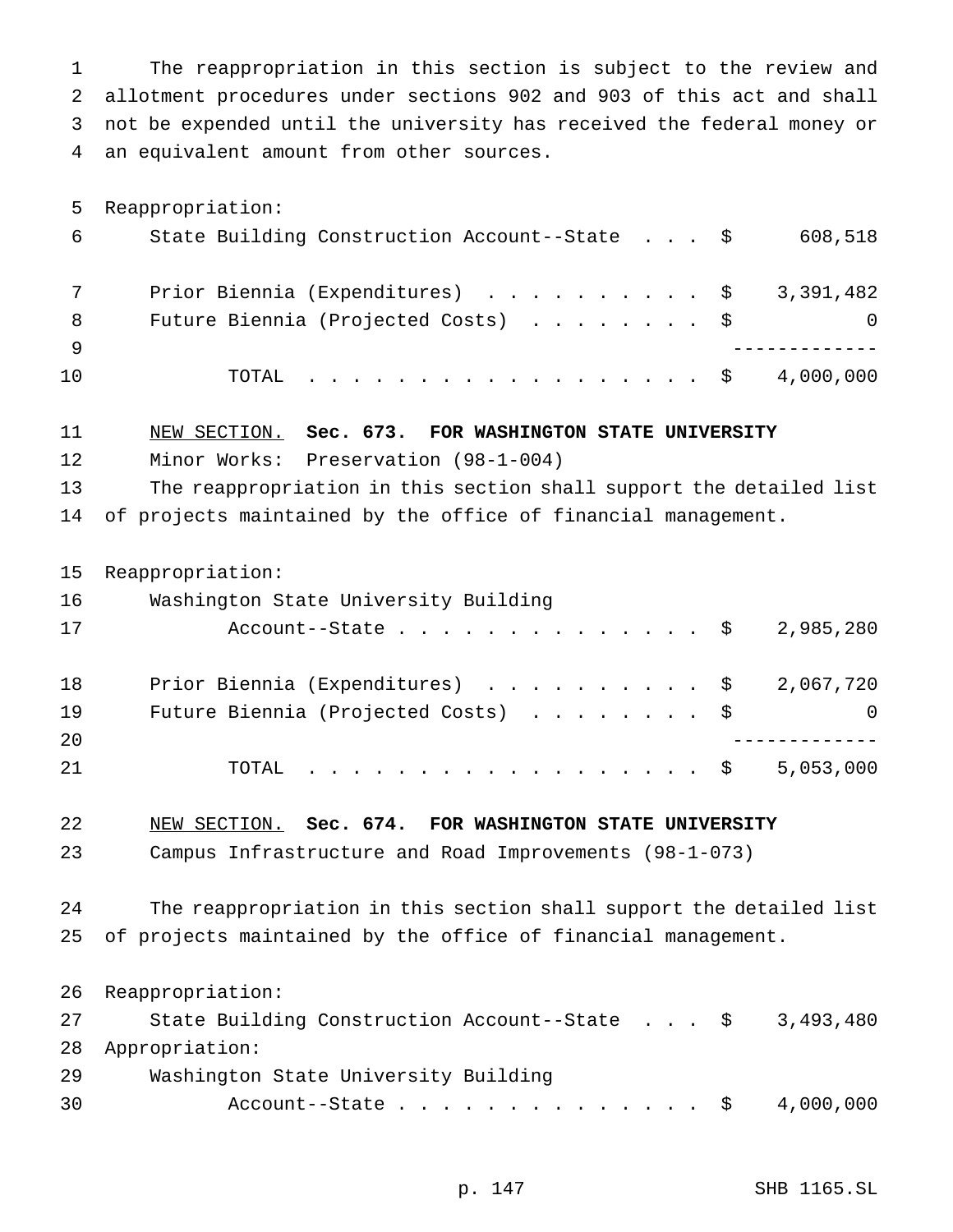The reappropriation in this section is subject to the review and allotment procedures under sections 902 and 903 of this act and shall not be expended until the university has received the federal money or an equivalent amount from other sources.

Reappropriation:

| | | |
|---|---|---|
| State Building Construction Account--State | $ | 608,518 |
| Prior Biennia (Expenditures) | $ | 3,391,482 |
| Future Biennia (Projected Costs) | $ | 0 |
| TOTAL | $ | 4,000,000 |

NEW SECTION. **Sec. 673. FOR WASHINGTON STATE UNIVERSITY**

Minor Works: Preservation (98-1-004)

The reappropriation in this section shall support the detailed list of projects maintained by the office of financial management.

Reappropriation:

| | | |
|---|---|---|
| Washington State University Building Account--State | $ | 2,985,280 |
| Prior Biennia (Expenditures) | $ | 2,067,720 |
| Future Biennia (Projected Costs) | $ | 0 |
| TOTAL | $ | 5,053,000 |

NEW SECTION. **Sec. 674. FOR WASHINGTON STATE UNIVERSITY**

Campus Infrastructure and Road Improvements (98-1-073)

The reappropriation in this section shall support the detailed list of projects maintained by the office of financial management.

Reappropriation:

| | | |
|---|---|---|
| State Building Construction Account--State | $ | 3,493,480 |

Appropriation:

| | | |
|---|---|---|
| Washington State University Building Account--State | $ | 4,000,000 |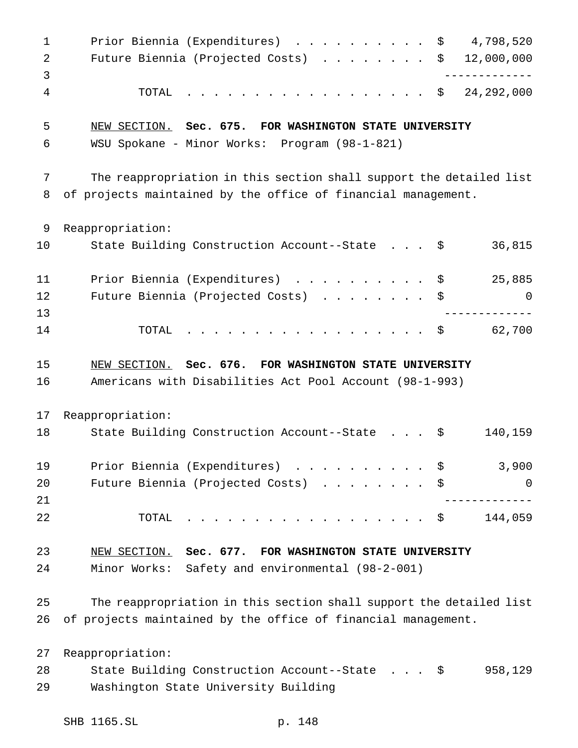| | |
|---|---|
| Prior Biennia (Expenditures) . . . . . . . . . . | $ 4,798,520 |
| Future Biennia (Projected Costs) . . . . . . . . | $ 12,000,000 |
| TOTAL . . . . . . . . . . . . . . . . . . | $ 24,292,000 |

NEW SECTION. **Sec. 675. FOR WASHINGTON STATE UNIVERSITY**

WSU Spokane - Minor Works: Program (98-1-821)

The reappropriation in this section shall support the detailed list of projects maintained by the office of financial management.

Reappropriation:

| | |
|---|---|
| State Building Construction Account--State . . . | $ 36,815 |
| Prior Biennia (Expenditures) . . . . . . . . . . | $ 25,885 |
| Future Biennia (Projected Costs) . . . . . . . . | $ 0 |
| TOTAL . . . . . . . . . . . . . . . . . . | $ 62,700 |

NEW SECTION. **Sec. 676. FOR WASHINGTON STATE UNIVERSITY**

Americans with Disabilities Act Pool Account (98-1-993)

Reappropriation:

| | |
|---|---|
| State Building Construction Account--State . . . | $ 140,159 |
| Prior Biennia (Expenditures) . . . . . . . . . . | $ 3,900 |
| Future Biennia (Projected Costs) . . . . . . . . | $ 0 |
| TOTAL . . . . . . . . . . . . . . . . . . | $ 144,059 |

NEW SECTION. **Sec. 677. FOR WASHINGTON STATE UNIVERSITY**

Minor Works: Safety and environmental (98-2-001)

The reappropriation in this section shall support the detailed list of projects maintained by the office of financial management.

Reappropriation:

| | |
|---|---|
| State Building Construction Account--State . . . | $ 958,129 |
| Washington State University Building | |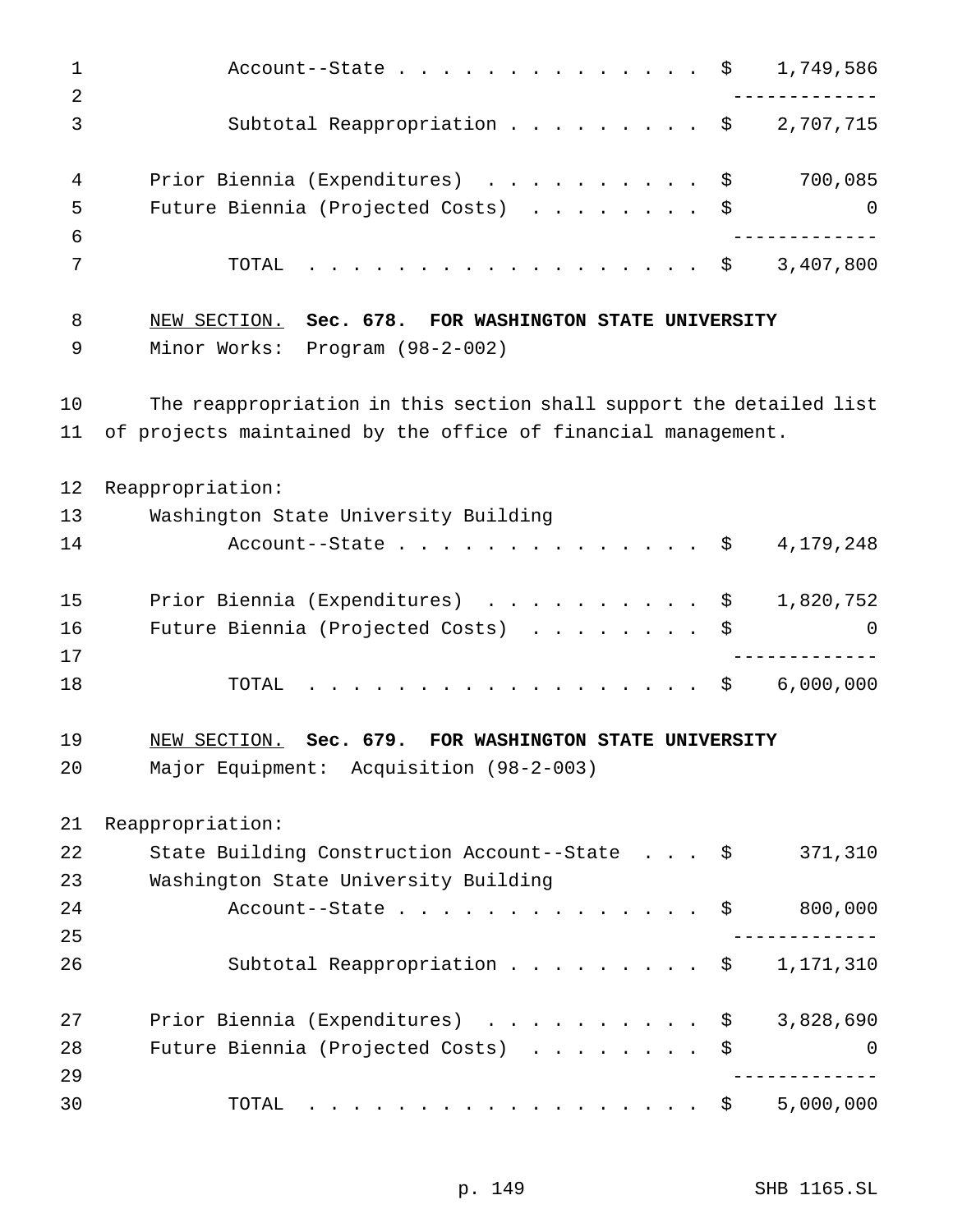| | |
|---|---|
| Account--State | $ 1,749,586 |
| Subtotal Reappropriation | $ 2,707,715 |
| Prior Biennia (Expenditures) | $ 700,085 |
| Future Biennia (Projected Costs) | $ 0 |
| TOTAL | $ 3,407,800 |

NEW SECTION. **Sec. 678. FOR WASHINGTON STATE UNIVERSITY**

Minor Works: Program (98-2-002)

The reappropriation in this section shall support the detailed list of projects maintained by the office of financial management.

| | |
|---|---|
| Reappropriation: | |
| Washington State University Building Account--State | $ 4,179,248 |
| Prior Biennia (Expenditures) | $ 1,820,752 |
| Future Biennia (Projected Costs) | $ 0 |
| TOTAL | $ 6,000,000 |

NEW SECTION. **Sec. 679. FOR WASHINGTON STATE UNIVERSITY**

Major Equipment: Acquisition (98-2-003)

| | |
|---|---|
| Reappropriation: | |
| State Building Construction Account--State | $ 371,310 |
| Washington State University Building Account--State | $ 800,000 |
| Subtotal Reappropriation | $ 1,171,310 |
| Prior Biennia (Expenditures) | $ 3,828,690 |
| Future Biennia (Projected Costs) | $ 0 |
| TOTAL | $ 5,000,000 |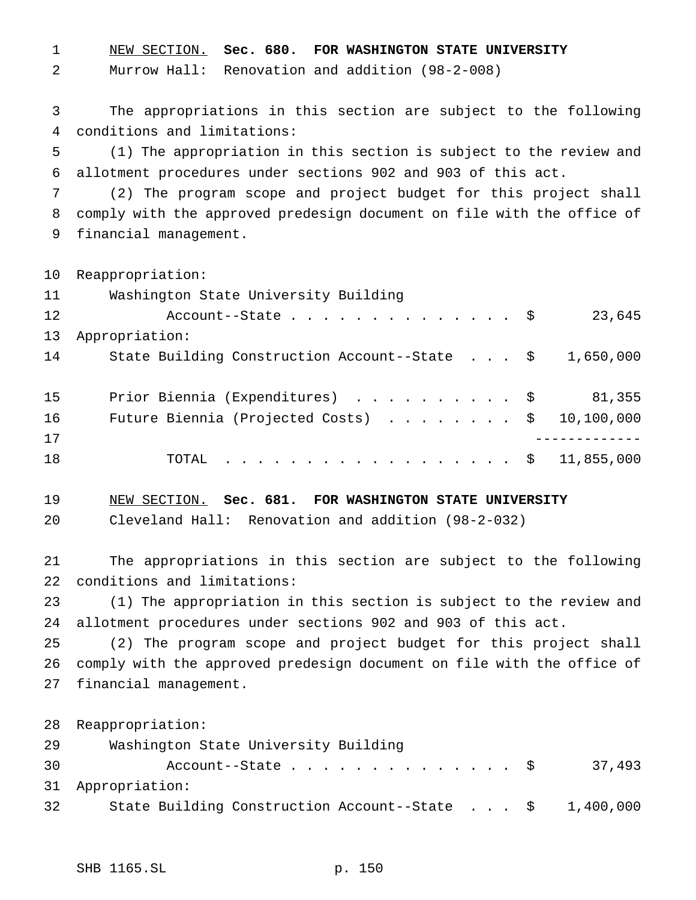NEW SECTION. **Sec. 680. FOR WASHINGTON STATE UNIVERSITY**

Murrow Hall: Renovation and addition (98-2-008)

The appropriations in this section are subject to the following conditions and limitations:

(1) The appropriation in this section is subject to the review and allotment procedures under sections 902 and 903 of this act.

(2) The program scope and project budget for this project shall comply with the approved predesign document on file with the office of financial management.

| | |
|---|---|
| Reappropriation: | |
| Washington State University Building Account--State | $ 23,645 |
| Appropriation: | |
| State Building Construction Account--State | $ 1,650,000 |
| Prior Biennia (Expenditures) | $ 81,355 |
| Future Biennia (Projected Costs) | $ 10,100,000 |
| TOTAL | $ 11,855,000 |

NEW SECTION. **Sec. 681. FOR WASHINGTON STATE UNIVERSITY**

Cleveland Hall: Renovation and addition (98-2-032)

The appropriations in this section are subject to the following conditions and limitations:

(1) The appropriation in this section is subject to the review and allotment procedures under sections 902 and 903 of this act.

(2) The program scope and project budget for this project shall comply with the approved predesign document on file with the office of financial management.

| | |
|---|---|
| Reappropriation: | |
| Washington State University Building Account--State | $ 37,493 |
| Appropriation: | |
| State Building Construction Account--State | $ 1,400,000 |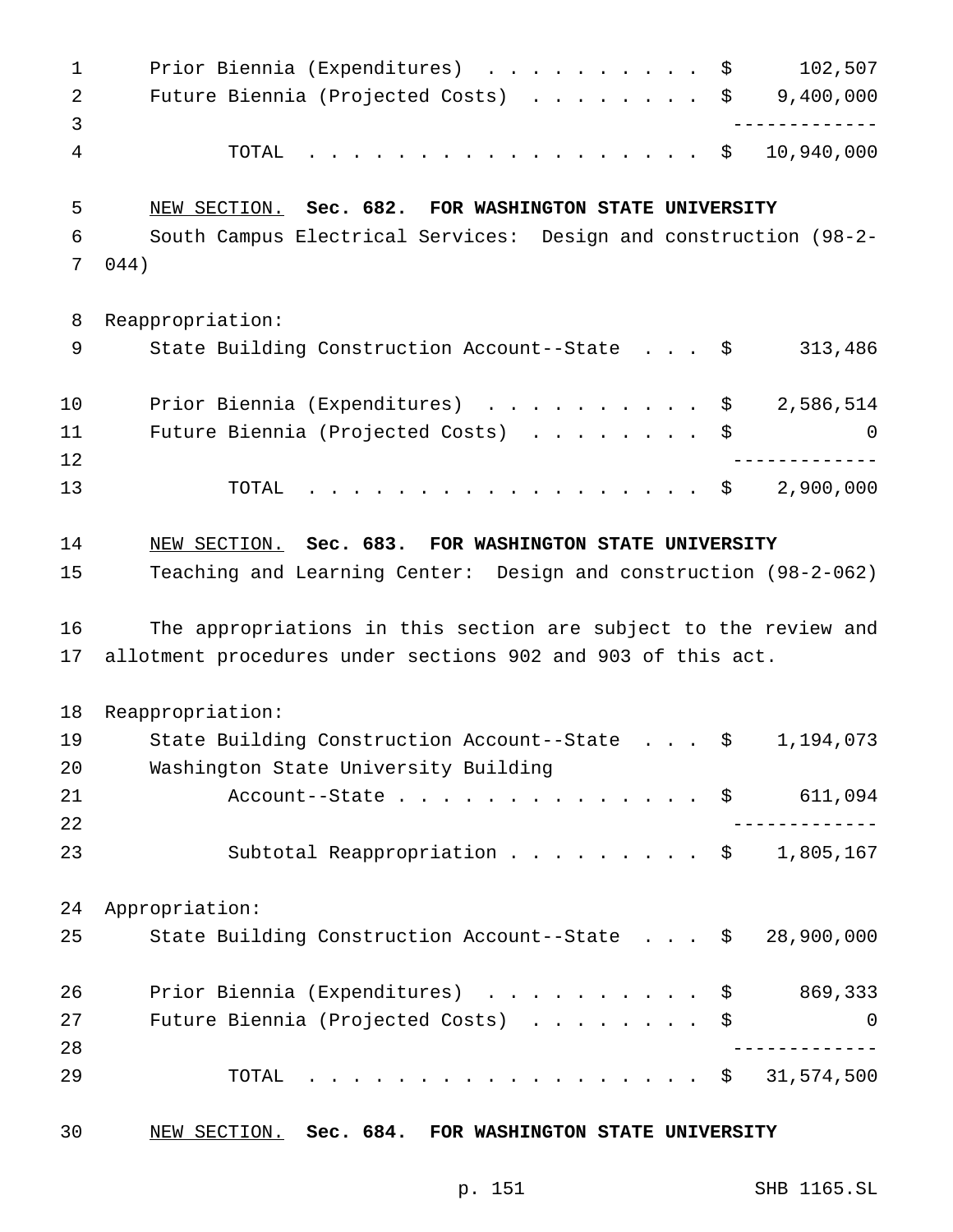| | |
|---|---|
| Prior Biennia (Expenditures) | $ 102,507 |
| Future Biennia (Projected Costs) | $ 9,400,000 |
| TOTAL | $ 10,940,000 |

NEW SECTION. **Sec. 682. FOR WASHINGTON STATE UNIVERSITY**

South Campus Electrical Services: Design and construction (98-2-044)

Reappropriation:

| | |
|---|---|
| State Building Construction Account--State | $ 313,486 |
| Prior Biennia (Expenditures) | $ 2,586,514 |
| Future Biennia (Projected Costs) | $ 0 |
| TOTAL | $ 2,900,000 |

NEW SECTION. **Sec. 683. FOR WASHINGTON STATE UNIVERSITY**

Teaching and Learning Center: Design and construction (98-2-062)

The appropriations in this section are subject to the review and allotment procedures under sections 902 and 903 of this act.

Reappropriation:

| | |
|---|---|
| State Building Construction Account--State | $ 1,194,073 |
| Washington State University Building Account--State | $ 611,094 |
| Subtotal Reappropriation | $ 1,805,167 |

Appropriation:

| | |
|---|---|
| State Building Construction Account--State | $ 28,900,000 |
| Prior Biennia (Expenditures) | $ 869,333 |
| Future Biennia (Projected Costs) | $ 0 |
| TOTAL | $ 31,574,500 |

NEW SECTION. **Sec. 684. FOR WASHINGTON STATE UNIVERSITY**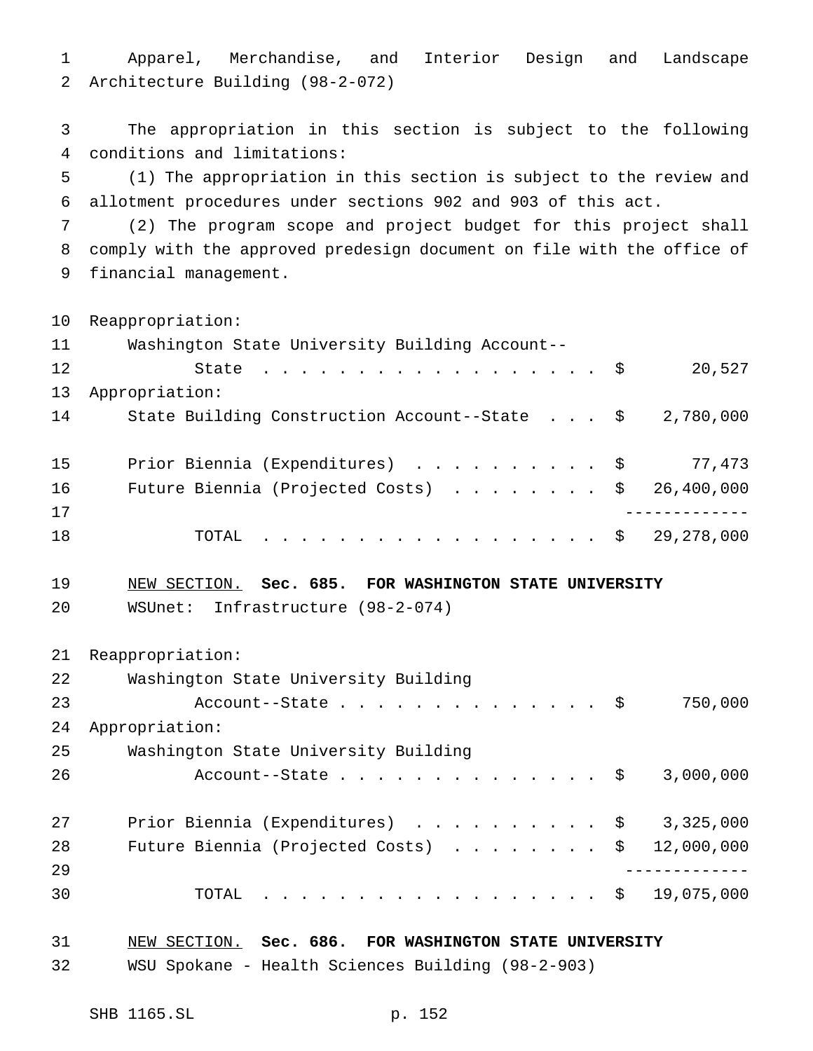Apparel, Merchandise, and Interior Design and Landscape Architecture Building (98-2-072)

The appropriation in this section is subject to the following conditions and limitations:

(1) The appropriation in this section is subject to the review and allotment procedures under sections 902 and 903 of this act.

(2) The program scope and project budget for this project shall comply with the approved predesign document on file with the office of financial management.

| | | |
|---|---|---|
| Reappropriation: | | |
| Washington State University Building Account--State | $ | 20,527 |
| Appropriation: | | |
| State Building Construction Account--State | $ | 2,780,000 |
| Prior Biennia (Expenditures) | $ | 77,473 |
| Future Biennia (Projected Costs) | $ | 26,400,000 |
| TOTAL | $ | 29,278,000 |

<u>NEW SECTION.</u> **Sec. 685. FOR WASHINGTON STATE UNIVERSITY**

WSUnet: Infrastructure (98-2-074)

| | | |
|---|---|---|
| Reappropriation: | | |
| Washington State University Building Account--State | $ | 750,000 |
| Appropriation: | | |
| Washington State University Building Account--State | $ | 3,000,000 |
| Prior Biennia (Expenditures) | $ | 3,325,000 |
| Future Biennia (Projected Costs) | $ | 12,000,000 |
| TOTAL | $ | 19,075,000 |

<u>NEW SECTION.</u> **Sec. 686. FOR WASHINGTON STATE UNIVERSITY**

WSU Spokane - Health Sciences Building (98-2-903)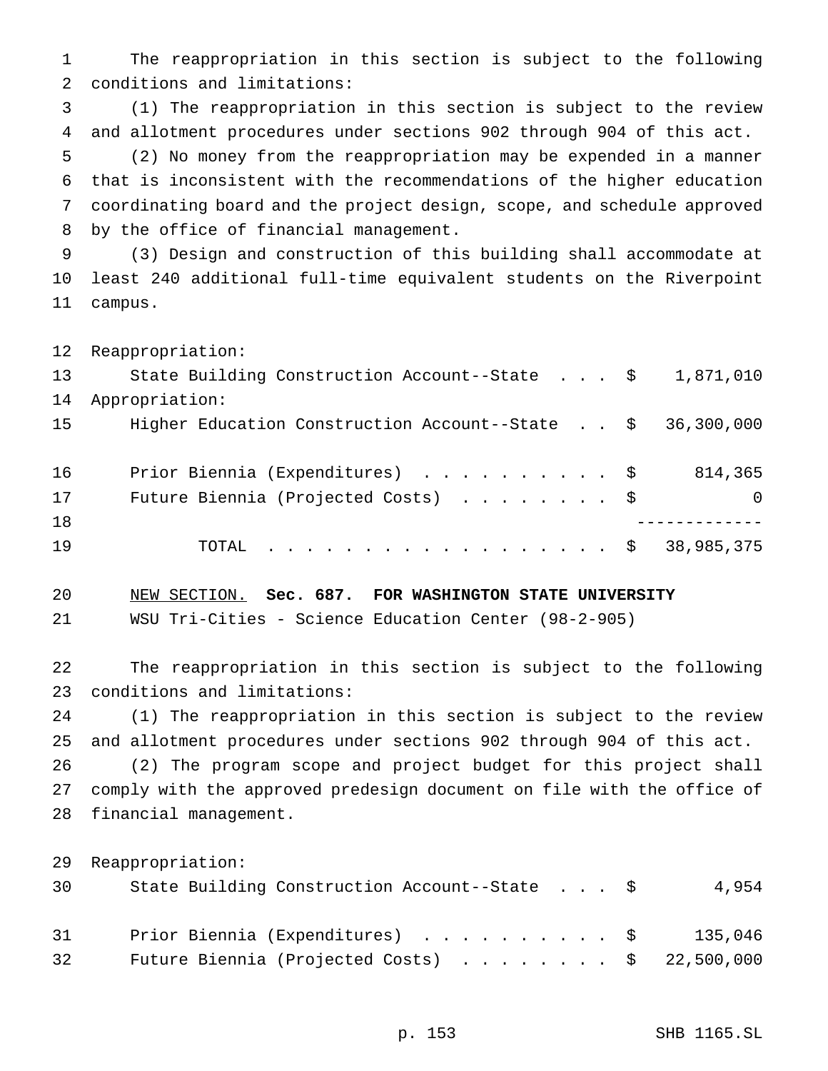The reappropriation in this section is subject to the following conditions and limitations:

(1) The reappropriation in this section is subject to the review and allotment procedures under sections 902 through 904 of this act.

(2) No money from the reappropriation may be expended in a manner that is inconsistent with the recommendations of the higher education coordinating board and the project design, scope, and schedule approved by the office of financial management.

(3) Design and construction of this building shall accommodate at least 240 additional full-time equivalent students on the Riverpoint campus.

| | |
|---|---|
| Reappropriation: | |
| State Building Construction Account--State | $ 1,871,010 |
| Appropriation: | |
| Higher Education Construction Account--State | $ 36,300,000 |
| Prior Biennia (Expenditures) | $ 814,365 |
| Future Biennia (Projected Costs) | $ 0 |
| TOTAL | $ 38,985,375 |

NEW SECTION. **Sec. 687. FOR WASHINGTON STATE UNIVERSITY**

WSU Tri-Cities - Science Education Center (98-2-905)

The reappropriation in this section is subject to the following conditions and limitations:

(1) The reappropriation in this section is subject to the review and allotment procedures under sections 902 through 904 of this act.

(2) The program scope and project budget for this project shall comply with the approved predesign document on file with the office of financial management.

| | |
|---|---|
| Reappropriation: | |
| State Building Construction Account--State | $ 4,954 |
| Prior Biennia (Expenditures) | $ 135,046 |
| Future Biennia (Projected Costs) | $ 22,500,000 |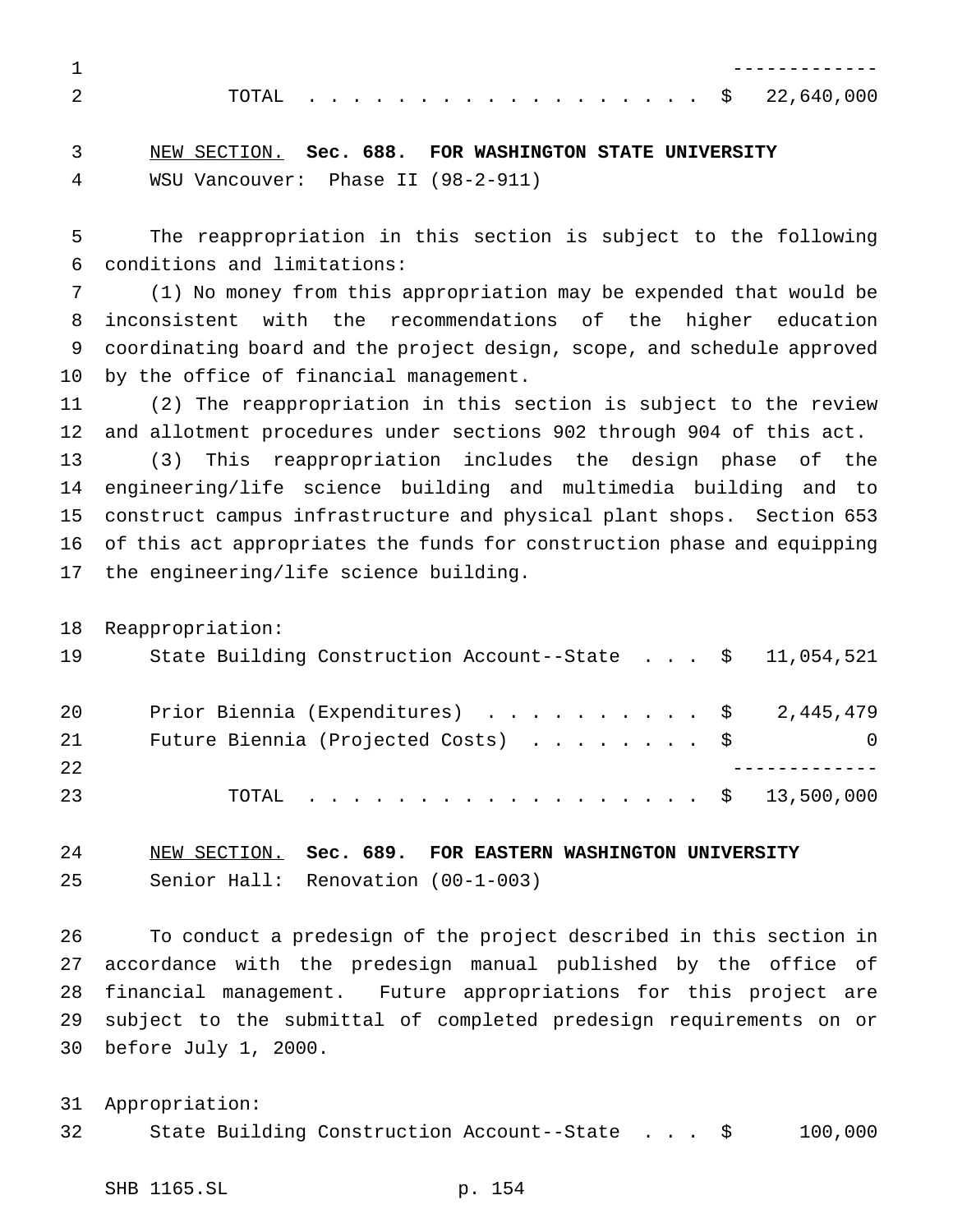| | |
|---|---|
| TOTAL | $ 22,640,000 |

<u>NEW SECTION.</u> **Sec. 688. FOR WASHINGTON STATE UNIVERSITY**

WSU Vancouver: Phase II (98-2-911)

The reappropriation in this section is subject to the following conditions and limitations:

(1) No money from this appropriation may be expended that would be inconsistent with the recommendations of the higher education coordinating board and the project design, scope, and schedule approved by the office of financial management.

(2) The reappropriation in this section is subject to the review and allotment procedures under sections 902 through 904 of this act.

(3) This reappropriation includes the design phase of the engineering/life science building and multimedia building and to construct campus infrastructure and physical plant shops. Section 653 of this act appropriates the funds for construction phase and equipping the engineering/life science building.

Reappropriation:

| | |
|---|---|
| State Building Construction Account--State | $ 11,054,521 |
| Prior Biennia (Expenditures) | $ 2,445,479 |
| Future Biennia (Projected Costs) | $ 0 |
| TOTAL | $ 13,500,000 |

<u>NEW SECTION.</u> **Sec. 689. FOR EASTERN WASHINGTON UNIVERSITY**

Senior Hall: Renovation (00-1-003)

To conduct a predesign of the project described in this section in accordance with the predesign manual published by the office of financial management. Future appropriations for this project are subject to the submittal of completed predesign requirements on or before July 1, 2000.

Appropriation:

| | |
|---|---|
| State Building Construction Account--State | $ 100,000 |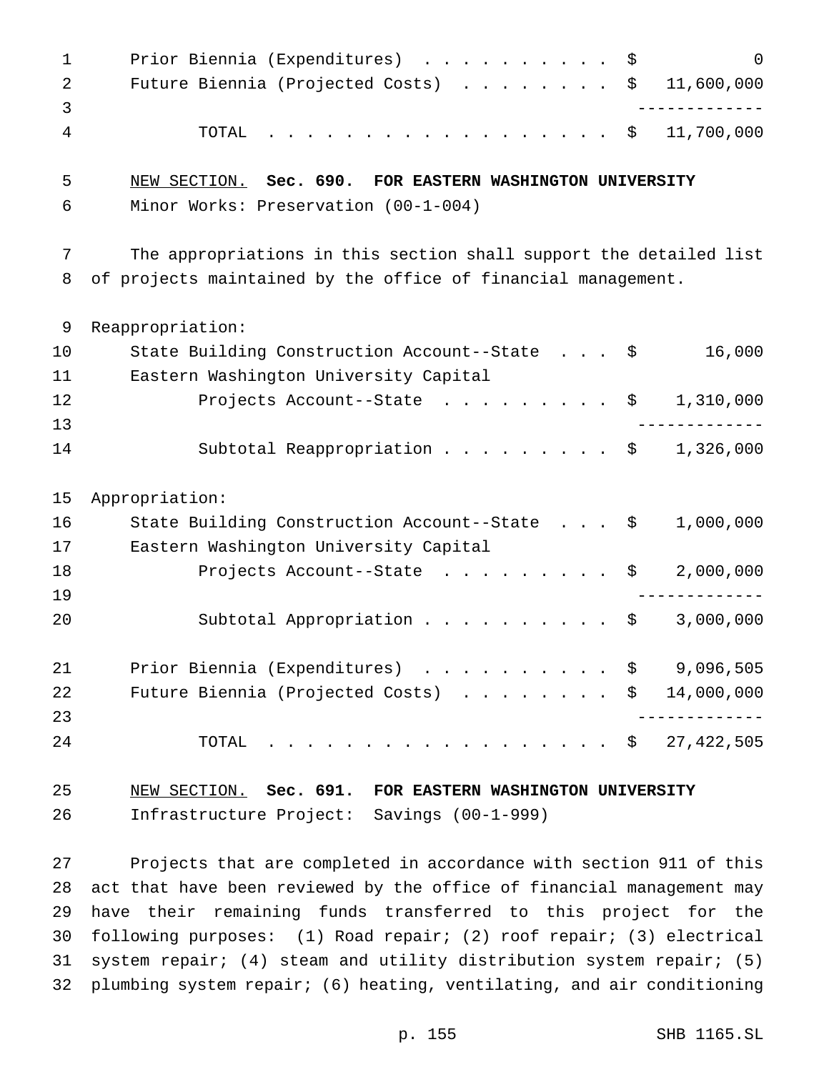| | |
|---|---|
| Prior Biennia (Expenditures) | $ 0 |
| Future Biennia (Projected Costs) | $ 11,600,000 |
| TOTAL | $ 11,700,000 |

NEW SECTION. **Sec. 690. FOR EASTERN WASHINGTON UNIVERSITY**

Minor Works: Preservation (00-1-004)

The appropriations in this section shall support the detailed list of projects maintained by the office of financial management.

Reappropriation:

| | |
|---|---|
| State Building Construction Account--State | $ 16,000 |
| Eastern Washington University Capital Projects Account--State | $ 1,310,000 |
| Subtotal Reappropriation | $ 1,326,000 |

Appropriation:

| | |
|---|---|
| State Building Construction Account--State | $ 1,000,000 |
| Eastern Washington University Capital Projects Account--State | $ 2,000,000 |
| Subtotal Appropriation | $ 3,000,000 |

| | |
|---|---|
| Prior Biennia (Expenditures) | $ 9,096,505 |
| Future Biennia (Projected Costs) | $ 14,000,000 |
| TOTAL | $ 27,422,505 |

NEW SECTION. **Sec. 691. FOR EASTERN WASHINGTON UNIVERSITY**

Infrastructure Project: Savings (00-1-999)

Projects that are completed in accordance with section 911 of this act that have been reviewed by the office of financial management may have their remaining funds transferred to this project for the following purposes: (1) Road repair; (2) roof repair; (3) electrical system repair; (4) steam and utility distribution system repair; (5) plumbing system repair; (6) heating, ventilating, and air conditioning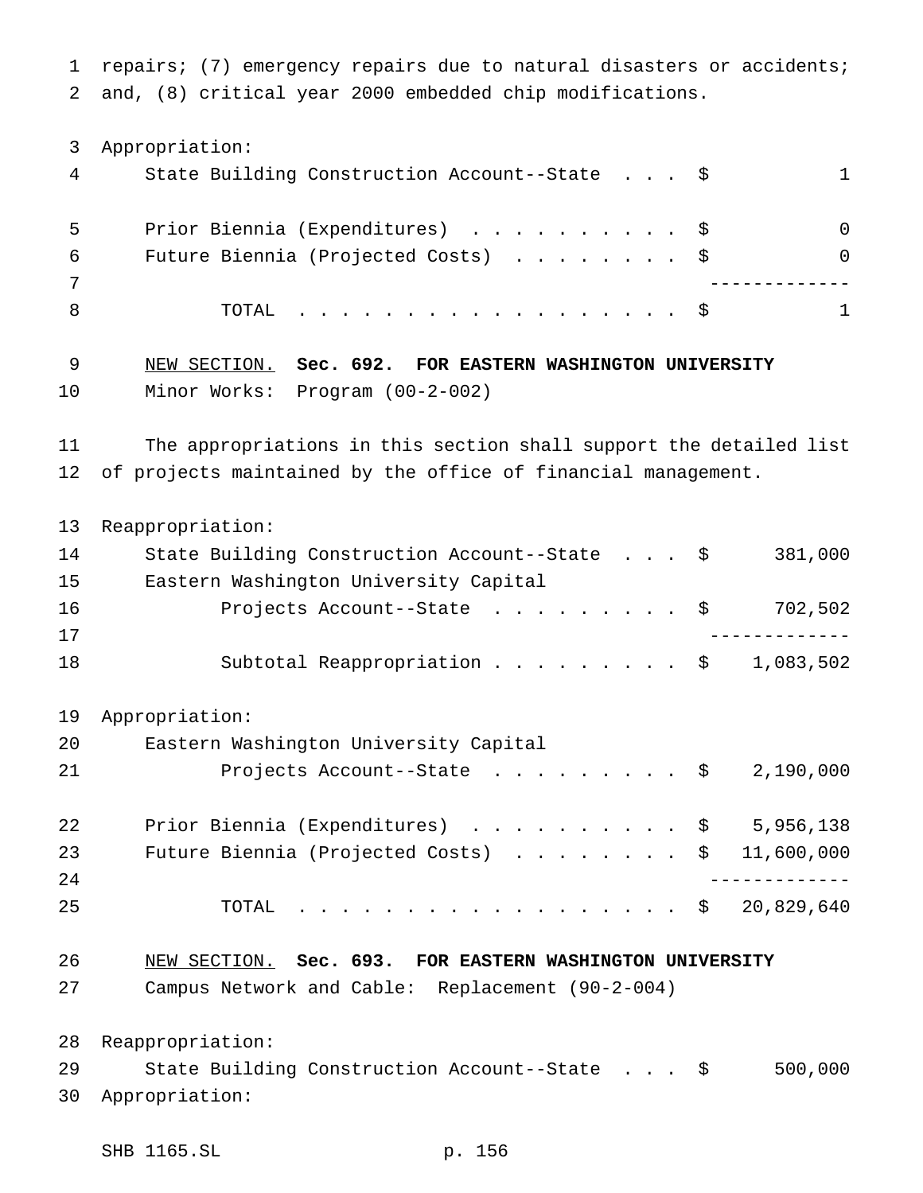repairs; (7) emergency repairs due to natural disasters or accidents; and, (8) critical year 2000 embedded chip modifications.

Appropriation:

| | | |
|---|---|---|
| State Building Construction Account--State . . . | $ | 1 |
| Prior Biennia (Expenditures) . . . . . . . . . . | $ | 0 |
| Future Biennia (Projected Costs) . . . . . . . . | $ | 0 |
| TOTAL . . . . . . . . . . . . . . . . . . | $ | 1 |

NEW SECTION. **Sec. 692. FOR EASTERN WASHINGTON UNIVERSITY**

Minor Works: Program (00-2-002)

The appropriations in this section shall support the detailed list of projects maintained by the office of financial management.

Reappropriation:

| | | |
|---|---|---|
| State Building Construction Account--State . . . | $ | 381,000 |
| Eastern Washington University Capital Projects Account--State . . . . . . . . . | $ | 702,502 |
| Subtotal Reappropriation . . . . . . . . . | $ | 1,083,502 |

Appropriation:

| | | |
|---|---|---|
| Eastern Washington University Capital Projects Account--State . . . . . . . . . | $ | 2,190,000 |
| Prior Biennia (Expenditures) . . . . . . . . . . | $ | 5,956,138 |
| Future Biennia (Projected Costs) . . . . . . . . | $ | 11,600,000 |
| TOTAL . . . . . . . . . . . . . . . . . . | $ | 20,829,640 |

NEW SECTION. **Sec. 693. FOR EASTERN WASHINGTON UNIVERSITY**

Campus Network and Cable: Replacement (90-2-004)

Reappropriation:

| | | |
|---|---|---|
| State Building Construction Account--State . . . | $ | 500,000 |

Appropriation: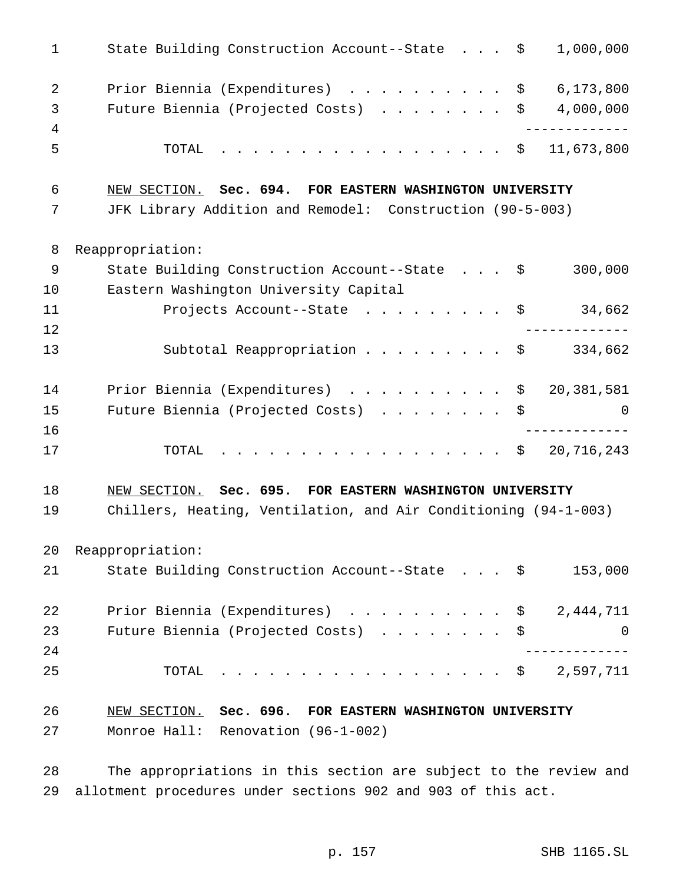State Building Construction Account--State . . . $ 1,000,000

Prior Biennia (Expenditures) . . . . . . . . . . $ 6,173,800
Future Biennia (Projected Costs) . . . . . . . . $ 4,000,000
-------------
TOTAL . . . . . . . . . . . . . . . . . . $ 11,673,800

NEW SECTION. **Sec. 694. FOR EASTERN WASHINGTON UNIVERSITY**
JFK Library Addition and Remodel: Construction (90-5-003)

Reappropriation:
State Building Construction Account--State . . . $ 300,000
Eastern Washington University Capital
Projects Account--State . . . . . . . . . $ 34,662
-------------
Subtotal Reappropriation . . . . . . . . . $ 334,662

Prior Biennia (Expenditures) . . . . . . . . . . $ 20,381,581
Future Biennia (Projected Costs) . . . . . . . . $ 0
-------------
TOTAL . . . . . . . . . . . . . . . . . . $ 20,716,243

NEW SECTION. **Sec. 695. FOR EASTERN WASHINGTON UNIVERSITY**
Chillers, Heating, Ventilation, and Air Conditioning (94-1-003)

Reappropriation:
State Building Construction Account--State . . . $ 153,000

Prior Biennia (Expenditures) . . . . . . . . . . $ 2,444,711
Future Biennia (Projected Costs) . . . . . . . . $ 0
-------------
TOTAL . . . . . . . . . . . . . . . . . . $ 2,597,711

NEW SECTION. **Sec. 696. FOR EASTERN WASHINGTON UNIVERSITY**
Monroe Hall: Renovation (96-1-002)

The appropriations in this section are subject to the review and allotment procedures under sections 902 and 903 of this act.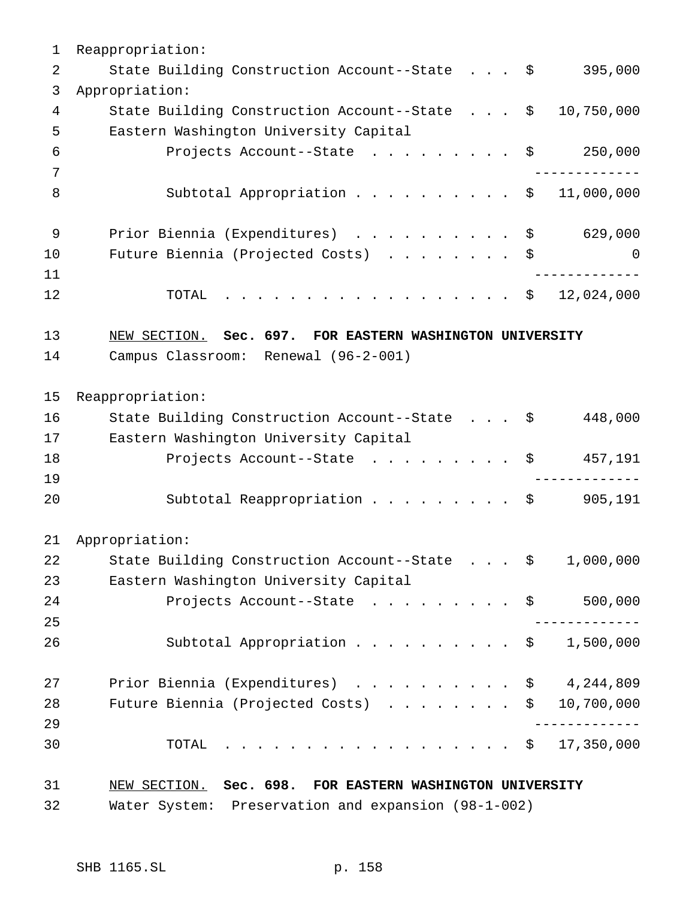Reappropriation:

| | |
|---|---|
| State Building Construction Account--State | $ 395,000 |

Appropriation:

| | |
|---|---|
| State Building Construction Account--State | $ 10,750,000 |
| Eastern Washington University Capital Projects Account--State | $ 250,000 |
| Subtotal Appropriation | $ 11,000,000 |

| | |
|---|---|
| Prior Biennia (Expenditures) | $ 629,000 |
| Future Biennia (Projected Costs) | $ 0 |
| TOTAL | $ 12,024,000 |

NEW SECTION. **Sec. 697. FOR EASTERN WASHINGTON UNIVERSITY**

Campus Classroom: Renewal (96-2-001)

Reappropriation:

| | |
|---|---|
| State Building Construction Account--State | $ 448,000 |
| Eastern Washington University Capital Projects Account--State | $ 457,191 |
| Subtotal Reappropriation | $ 905,191 |

Appropriation:

| | |
|---|---|
| State Building Construction Account--State | $ 1,000,000 |
| Eastern Washington University Capital Projects Account--State | $ 500,000 |
| Subtotal Appropriation | $ 1,500,000 |

| | |
|---|---|
| Prior Biennia (Expenditures) | $ 4,244,809 |
| Future Biennia (Projected Costs) | $ 10,700,000 |
| TOTAL | $ 17,350,000 |

NEW SECTION. **Sec. 698. FOR EASTERN WASHINGTON UNIVERSITY**

Water System: Preservation and expansion (98-1-002)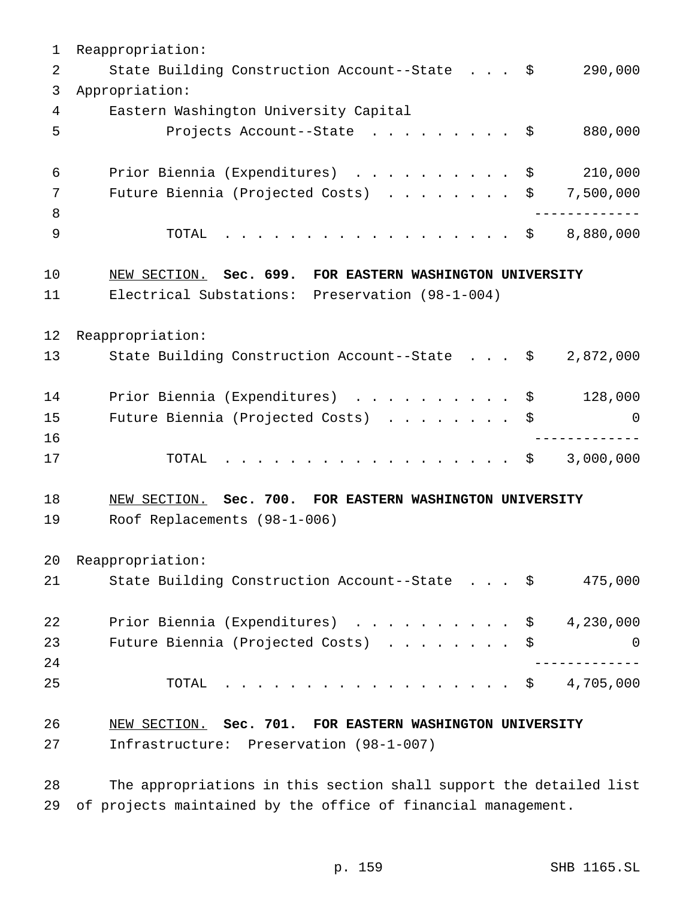Reappropriation:

| | |
|---|---|
| State Building Construction Account--State | $ 290,000 |

Appropriation:

| | |
|---|---|
| Eastern Washington University Capital Projects Account--State | $ 880,000 |
| Prior Biennia (Expenditures) | $ 210,000 |
| Future Biennia (Projected Costs) | $ 7,500,000 |
| TOTAL | $ 8,880,000 |

NEW SECTION. **Sec. 699. FOR EASTERN WASHINGTON UNIVERSITY**

Electrical Substations: Preservation (98-1-004)

Reappropriation:

| | |
|---|---|
| State Building Construction Account--State | $ 2,872,000 |
| Prior Biennia (Expenditures) | $ 128,000 |
| Future Biennia (Projected Costs) | $ 0 |
| TOTAL | $ 3,000,000 |

NEW SECTION. **Sec. 700. FOR EASTERN WASHINGTON UNIVERSITY**

Roof Replacements (98-1-006)

Reappropriation:

| | |
|---|---|
| State Building Construction Account--State | $ 475,000 |
| Prior Biennia (Expenditures) | $ 4,230,000 |
| Future Biennia (Projected Costs) | $ 0 |
| TOTAL | $ 4,705,000 |

NEW SECTION. **Sec. 701. FOR EASTERN WASHINGTON UNIVERSITY**

Infrastructure: Preservation (98-1-007)

The appropriations in this section shall support the detailed list of projects maintained by the office of financial management.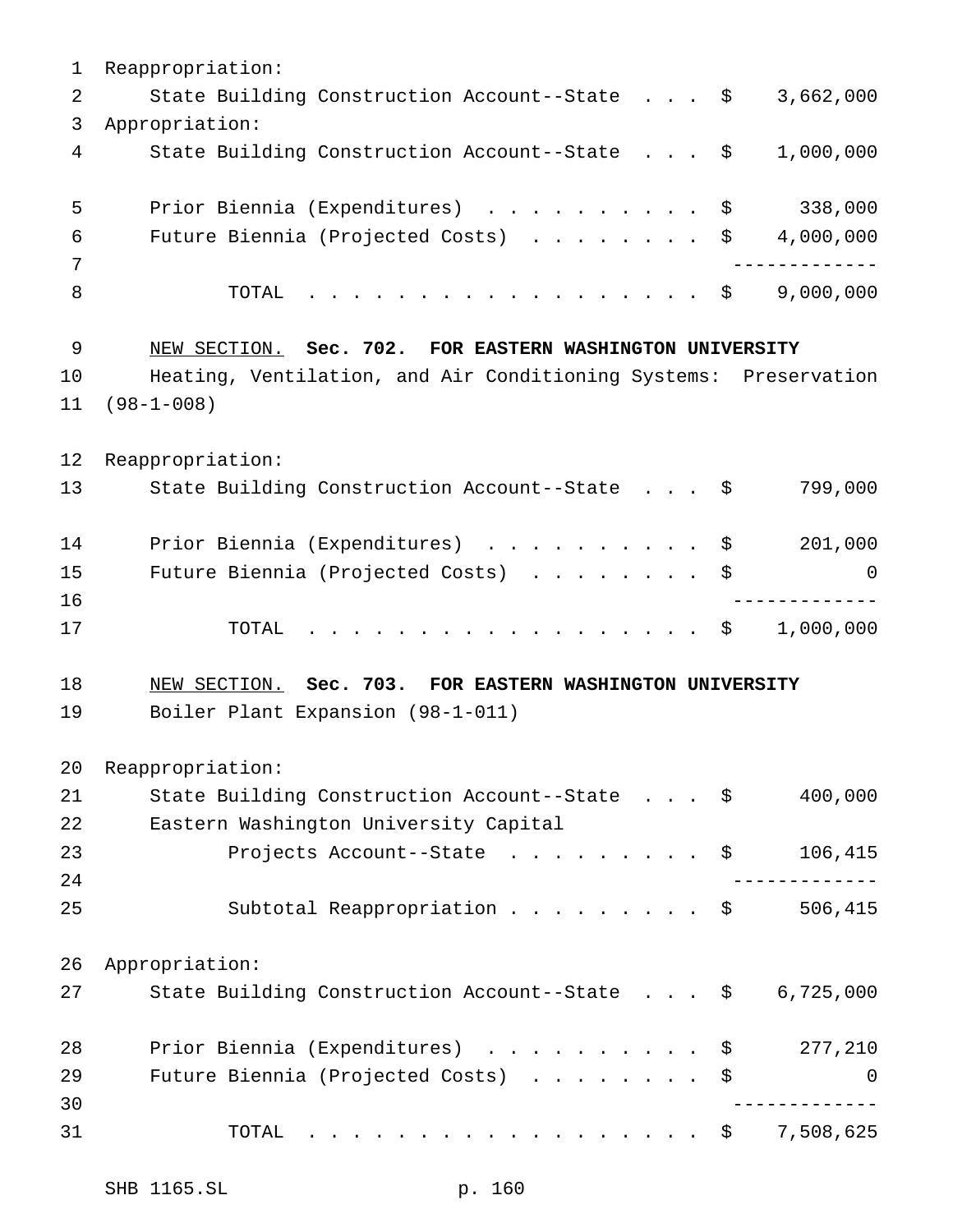Reappropriation:

| | | |
|---|---|---|
| State Building Construction Account--State | $ | 3,662,000 |

Appropriation:

| | | |
|---|---|---|
| State Building Construction Account--State | $ | 1,000,000 |
| Prior Biennia (Expenditures) | $ | 338,000 |
| Future Biennia (Projected Costs) | $ | 4,000,000 |
| TOTAL | $ | 9,000,000 |

NEW SECTION. **Sec. 702. FOR EASTERN WASHINGTON UNIVERSITY**

Heating, Ventilation, and Air Conditioning Systems: Preservation (98-1-008)

Reappropriation:

| | | |
|---|---|---|
| State Building Construction Account--State | $ | 799,000 |
| Prior Biennia (Expenditures) | $ | 201,000 |
| Future Biennia (Projected Costs) | $ | 0 |
| TOTAL | $ | 1,000,000 |

NEW SECTION. **Sec. 703. FOR EASTERN WASHINGTON UNIVERSITY**

Boiler Plant Expansion (98-1-011)

Reappropriation:

| | | |
|---|---|---|
| State Building Construction Account--State | $ | 400,000 |
| Eastern Washington University Capital Projects Account--State | $ | 106,415 |
| Subtotal Reappropriation | $ | 506,415 |

Appropriation:

| | | |
|---|---|---|
| State Building Construction Account--State | $ | 6,725,000 |
| Prior Biennia (Expenditures) | $ | 277,210 |
| Future Biennia (Projected Costs) | $ | 0 |
| TOTAL | $ | 7,508,625 |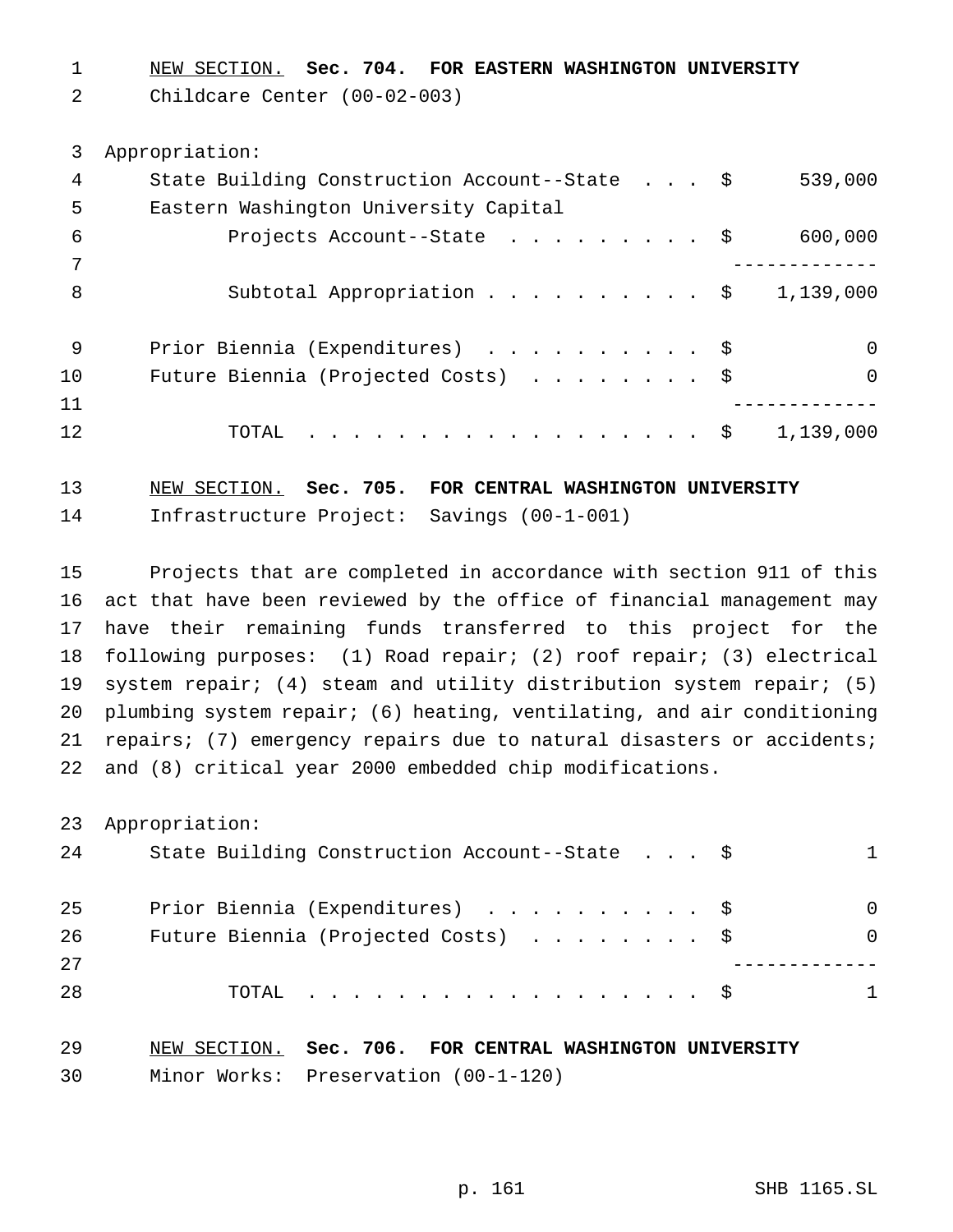NEW SECTION. **Sec. 704. FOR EASTERN WASHINGTON UNIVERSITY**

Childcare Center (00-02-003)

Appropriation:

| | | |
|---|---|---|
| State Building Construction Account--State | $ | 539,000 |
| Eastern Washington University Capital Projects Account--State | $ | 600,000 |
| Subtotal Appropriation | $ | 1,139,000 |
| Prior Biennia (Expenditures) | $ | 0 |
| Future Biennia (Projected Costs) | $ | 0 |
| TOTAL | $ | 1,139,000 |

NEW SECTION. **Sec. 705. FOR CENTRAL WASHINGTON UNIVERSITY**

Infrastructure Project: Savings (00-1-001)

Projects that are completed in accordance with section 911 of this act that have been reviewed by the office of financial management may have their remaining funds transferred to this project for the following purposes: (1) Road repair; (2) roof repair; (3) electrical system repair; (4) steam and utility distribution system repair; (5) plumbing system repair; (6) heating, ventilating, and air conditioning repairs; (7) emergency repairs due to natural disasters or accidents; and (8) critical year 2000 embedded chip modifications.

Appropriation:

| | | |
|---|---|---|
| State Building Construction Account--State | $ | 1 |
| Prior Biennia (Expenditures) | $ | 0 |
| Future Biennia (Projected Costs) | $ | 0 |
| TOTAL | $ | 1 |

NEW SECTION. **Sec. 706. FOR CENTRAL WASHINGTON UNIVERSITY**

Minor Works: Preservation (00-1-120)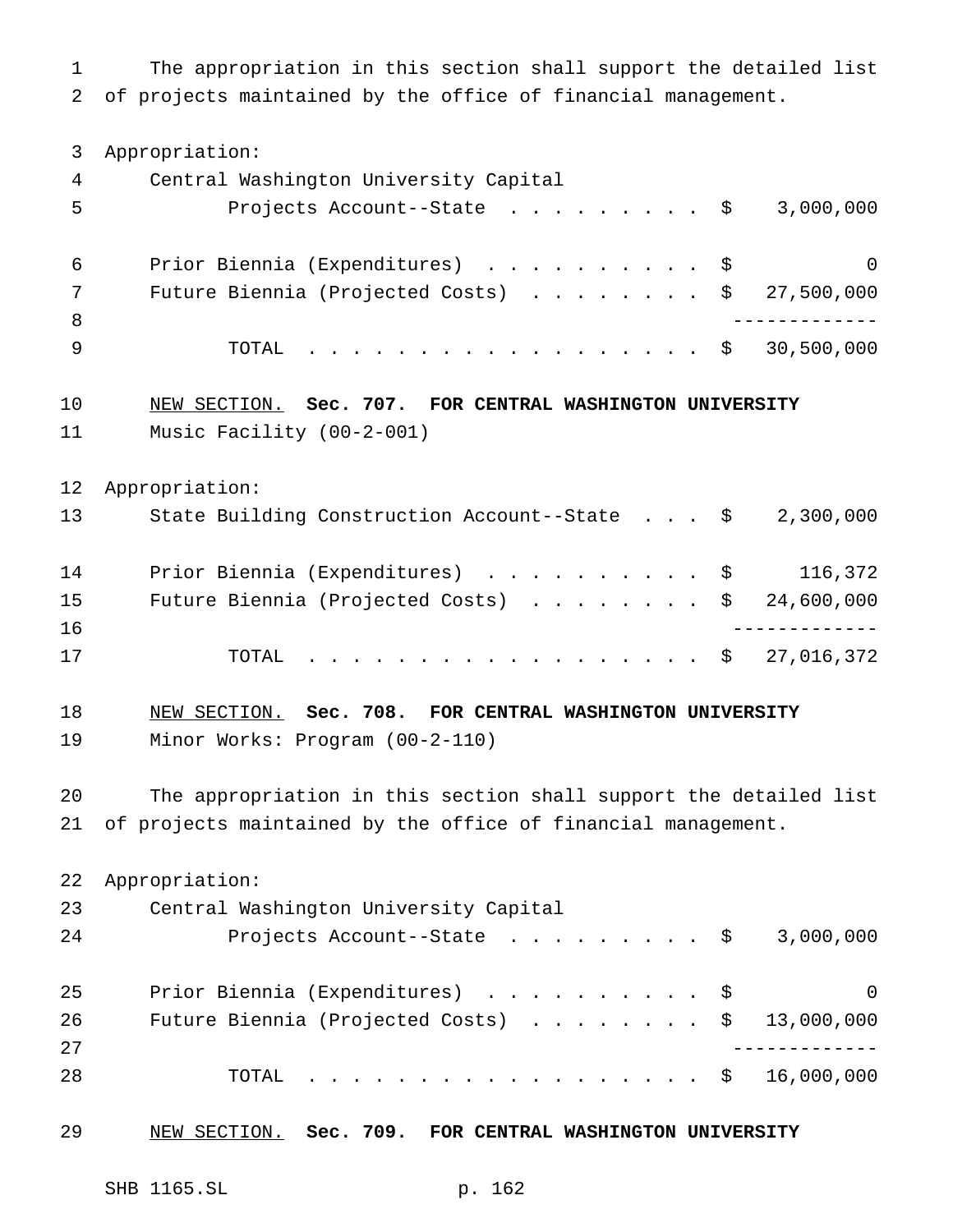The appropriation in this section shall support the detailed list of projects maintained by the office of financial management.

Appropriation:

| | | |
|---|---|---|
| Central Washington University Capital Projects Account--State | $ | 3,000,000 |
| Prior Biennia (Expenditures) | $ | 0 |
| Future Biennia (Projected Costs) | $ | 27,500,000 |
| TOTAL | $ | 30,500,000 |

NEW SECTION. **Sec. 707. FOR CENTRAL WASHINGTON UNIVERSITY**

Music Facility (00-2-001)

Appropriation:

| | | |
|---|---|---|
| State Building Construction Account--State | $ | 2,300,000 |
| Prior Biennia (Expenditures) | $ | 116,372 |
| Future Biennia (Projected Costs) | $ | 24,600,000 |
| TOTAL | $ | 27,016,372 |

NEW SECTION. **Sec. 708. FOR CENTRAL WASHINGTON UNIVERSITY**

Minor Works: Program (00-2-110)

The appropriation in this section shall support the detailed list of projects maintained by the office of financial management.

Appropriation:

| | | |
|---|---|---|
| Central Washington University Capital Projects Account--State | $ | 3,000,000 |
| Prior Biennia (Expenditures) | $ | 0 |
| Future Biennia (Projected Costs) | $ | 13,000,000 |
| TOTAL | $ | 16,000,000 |

NEW SECTION. **Sec. 709. FOR CENTRAL WASHINGTON UNIVERSITY**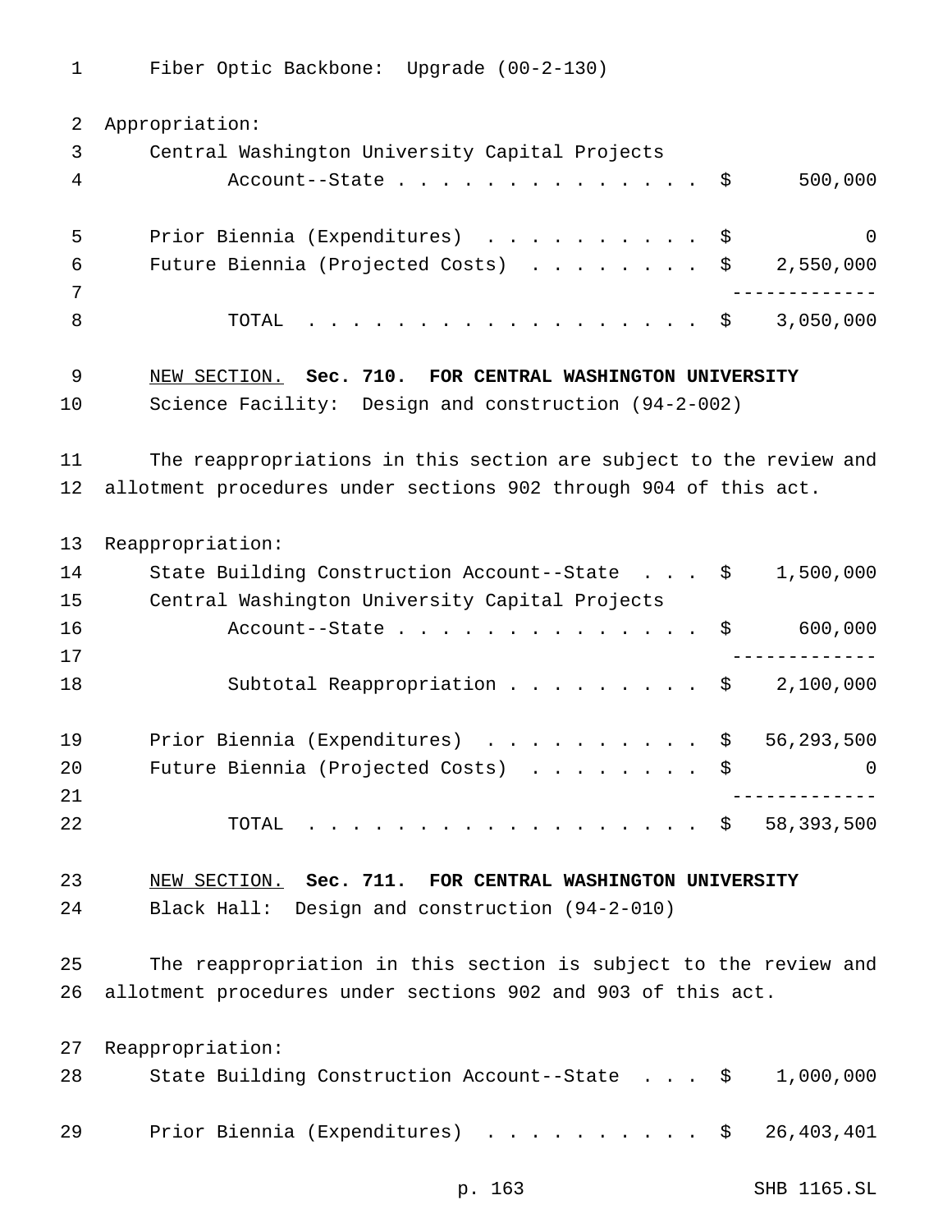Fiber Optic Backbone: Upgrade (00-2-130)

Appropriation:

| | |
|---|---|
| Central Washington University Capital Projects Account--State | $ 500,000 |
| Prior Biennia (Expenditures) | $ 0 |
| Future Biennia (Projected Costs) | $ 2,550,000 |
| TOTAL | $ 3,050,000 |

NEW SECTION. **Sec. 710. FOR CENTRAL WASHINGTON UNIVERSITY**

Science Facility: Design and construction (94-2-002)

The reappropriations in this section are subject to the review and allotment procedures under sections 902 through 904 of this act.

Reappropriation:

| | |
|---|---|
| State Building Construction Account--State | $ 1,500,000 |
| Central Washington University Capital Projects Account--State | $ 600,000 |
| Subtotal Reappropriation | $ 2,100,000 |
| Prior Biennia (Expenditures) | $ 56,293,500 |
| Future Biennia (Projected Costs) | $ 0 |
| TOTAL | $ 58,393,500 |

NEW SECTION. **Sec. 711. FOR CENTRAL WASHINGTON UNIVERSITY**

Black Hall: Design and construction (94-2-010)

The reappropriation in this section is subject to the review and allotment procedures under sections 902 and 903 of this act.

Reappropriation:

| | |
|---|---|
| State Building Construction Account--State | $ 1,000,000 |
| Prior Biennia (Expenditures) | $ 26,403,401 |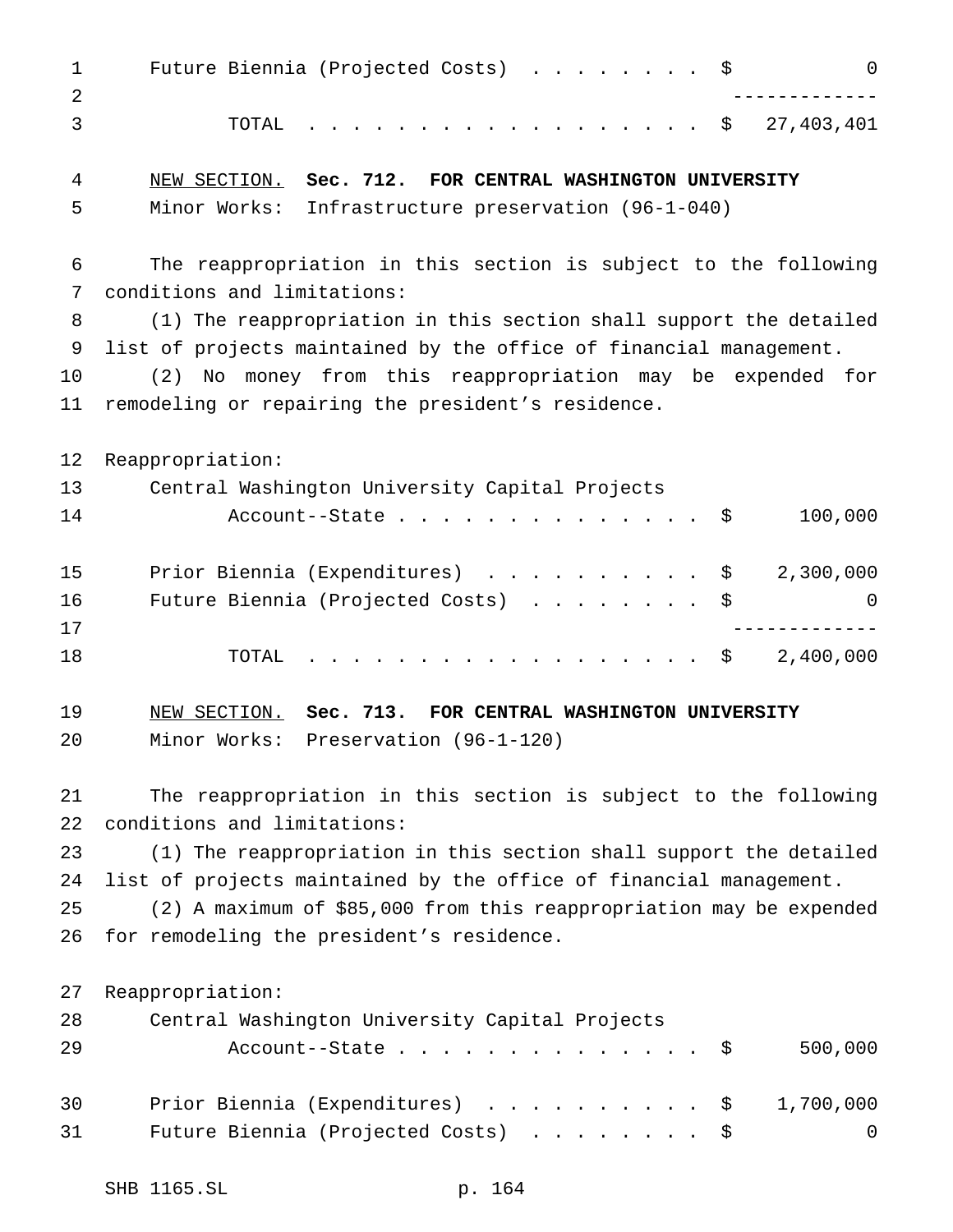| | |
|---|---|
| Future Biennia (Projected Costs) . . . . . . . . | $ 0 |
| TOTAL . . . . . . . . . . . . . . . . . . . | $ 27,403,401 |

NEW SECTION. **Sec. 712. FOR CENTRAL WASHINGTON UNIVERSITY**

Minor Works: Infrastructure preservation (96-1-040)

The reappropriation in this section is subject to the following conditions and limitations:

(1) The reappropriation in this section shall support the detailed list of projects maintained by the office of financial management.

(2) No money from this reappropriation may be expended for remodeling or repairing the president's residence.

Reappropriation:

| | |
|---|---|
| Central Washington University Capital Projects Account--State . . . . . . . . . . . . . . . | $ 100,000 |
| Prior Biennia (Expenditures) . . . . . . . . . . | $ 2,300,000 |
| Future Biennia (Projected Costs) . . . . . . . . | $ 0 |
| TOTAL . . . . . . . . . . . . . . . . . . . | $ 2,400,000 |

NEW SECTION. **Sec. 713. FOR CENTRAL WASHINGTON UNIVERSITY**

Minor Works: Preservation (96-1-120)

The reappropriation in this section is subject to the following conditions and limitations:

(1) The reappropriation in this section shall support the detailed list of projects maintained by the office of financial management.

(2) A maximum of $85,000 from this reappropriation may be expended for remodeling the president's residence.

Reappropriation:

| | |
|---|---|
| Central Washington University Capital Projects Account--State . . . . . . . . . . . . . . . | $ 500,000 |
| Prior Biennia (Expenditures) . . . . . . . . . . | $ 1,700,000 |
| Future Biennia (Projected Costs) . . . . . . . . | $ 0 |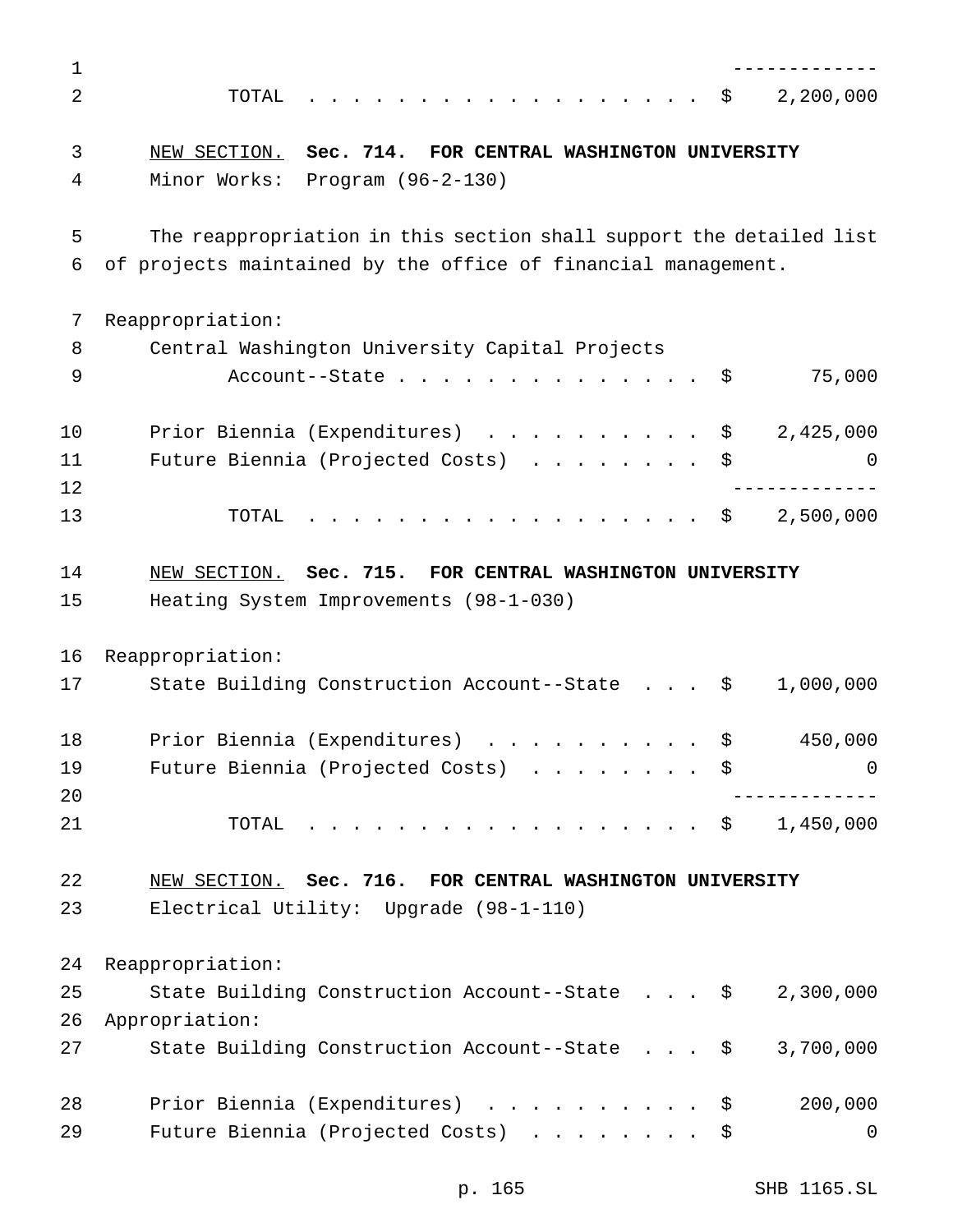| | |
|---|---|
| TOTAL | $ 2,200,000 |

NEW SECTION. **Sec. 714. FOR CENTRAL WASHINGTON UNIVERSITY**

Minor Works: Program (96-2-130)

The reappropriation in this section shall support the detailed list of projects maintained by the office of financial management.

| | |
|---|---|
| Reappropriation: | |
| Central Washington University Capital Projects Account--State | $ 75,000 |
| Prior Biennia (Expenditures) | $ 2,425,000 |
| Future Biennia (Projected Costs) | $ 0 |
| TOTAL | $ 2,500,000 |

NEW SECTION. **Sec. 715. FOR CENTRAL WASHINGTON UNIVERSITY**

Heating System Improvements (98-1-030)

| | |
|---|---|
| Reappropriation: | |
| State Building Construction Account--State | $ 1,000,000 |
| Prior Biennia (Expenditures) | $ 450,000 |
| Future Biennia (Projected Costs) | $ 0 |
| TOTAL | $ 1,450,000 |

NEW SECTION. **Sec. 716. FOR CENTRAL WASHINGTON UNIVERSITY**

Electrical Utility: Upgrade (98-1-110)

| | |
|---|---|
| Reappropriation: | |
| State Building Construction Account--State | $ 2,300,000 |
| Appropriation: | |
| State Building Construction Account--State | $ 3,700,000 |
| Prior Biennia (Expenditures) | $ 200,000 |
| Future Biennia (Projected Costs) | $ 0 |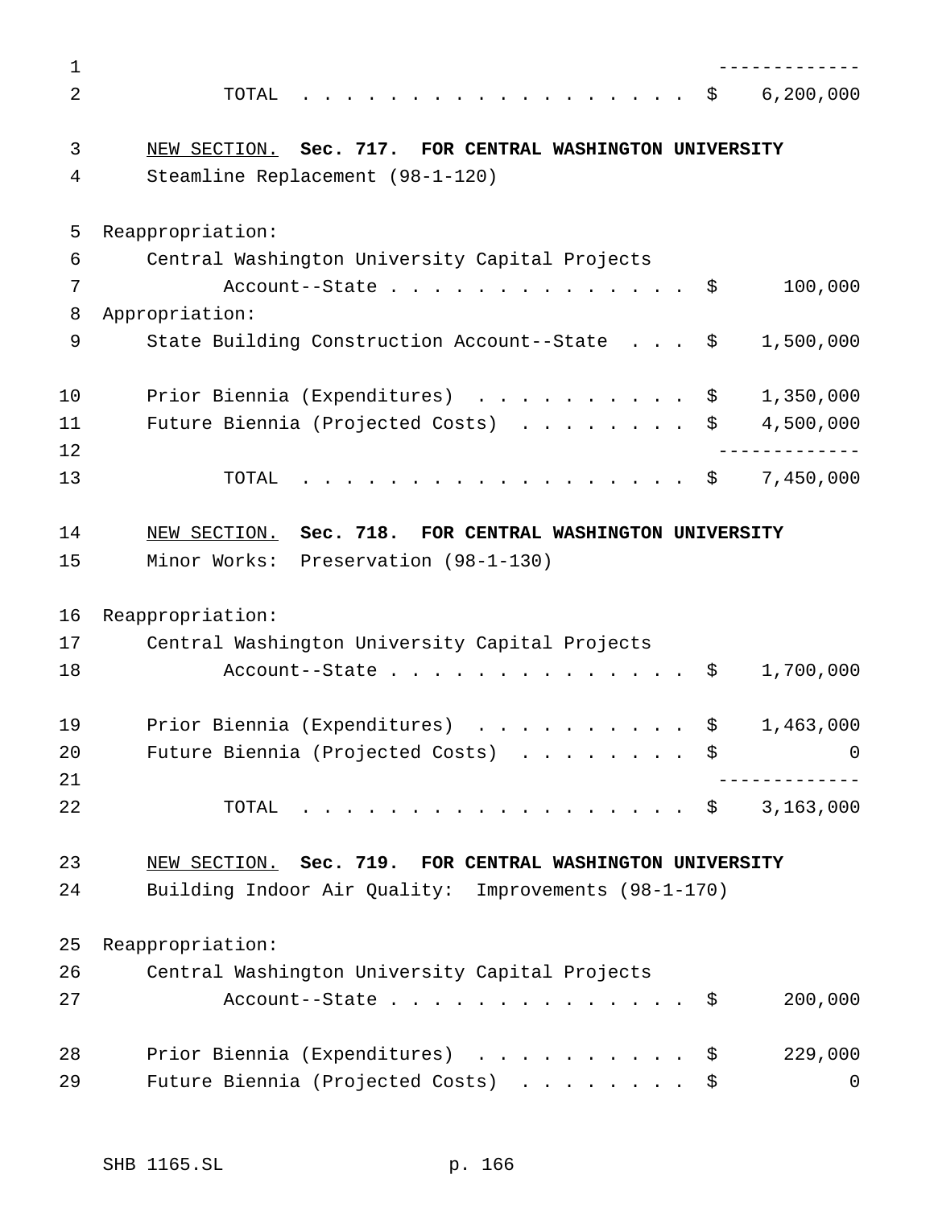| | |
|---|---|
| TOTAL | $ 6,200,000 |

NEW SECTION. **Sec. 717. FOR CENTRAL WASHINGTON UNIVERSITY**

Steamline Replacement (98-1-120)

| | |
|---|---|
| Reappropriation: | |
| Central Washington University Capital Projects Account--State | $ 100,000 |
| Appropriation: | |
| State Building Construction Account--State | $ 1,500,000 |
| Prior Biennia (Expenditures) | $ 1,350,000 |
| Future Biennia (Projected Costs) | $ 4,500,000 |
| TOTAL | $ 7,450,000 |

NEW SECTION. **Sec. 718. FOR CENTRAL WASHINGTON UNIVERSITY**

Minor Works: Preservation (98-1-130)

| | |
|---|---|
| Reappropriation: | |
| Central Washington University Capital Projects Account--State | $ 1,700,000 |
| Prior Biennia (Expenditures) | $ 1,463,000 |
| Future Biennia (Projected Costs) | $ 0 |
| TOTAL | $ 3,163,000 |

NEW SECTION. **Sec. 719. FOR CENTRAL WASHINGTON UNIVERSITY**

Building Indoor Air Quality: Improvements (98-1-170)

| | |
|---|---|
| Reappropriation: | |
| Central Washington University Capital Projects Account--State | $ 200,000 |
| Prior Biennia (Expenditures) | $ 229,000 |
| Future Biennia (Projected Costs) | $ 0 |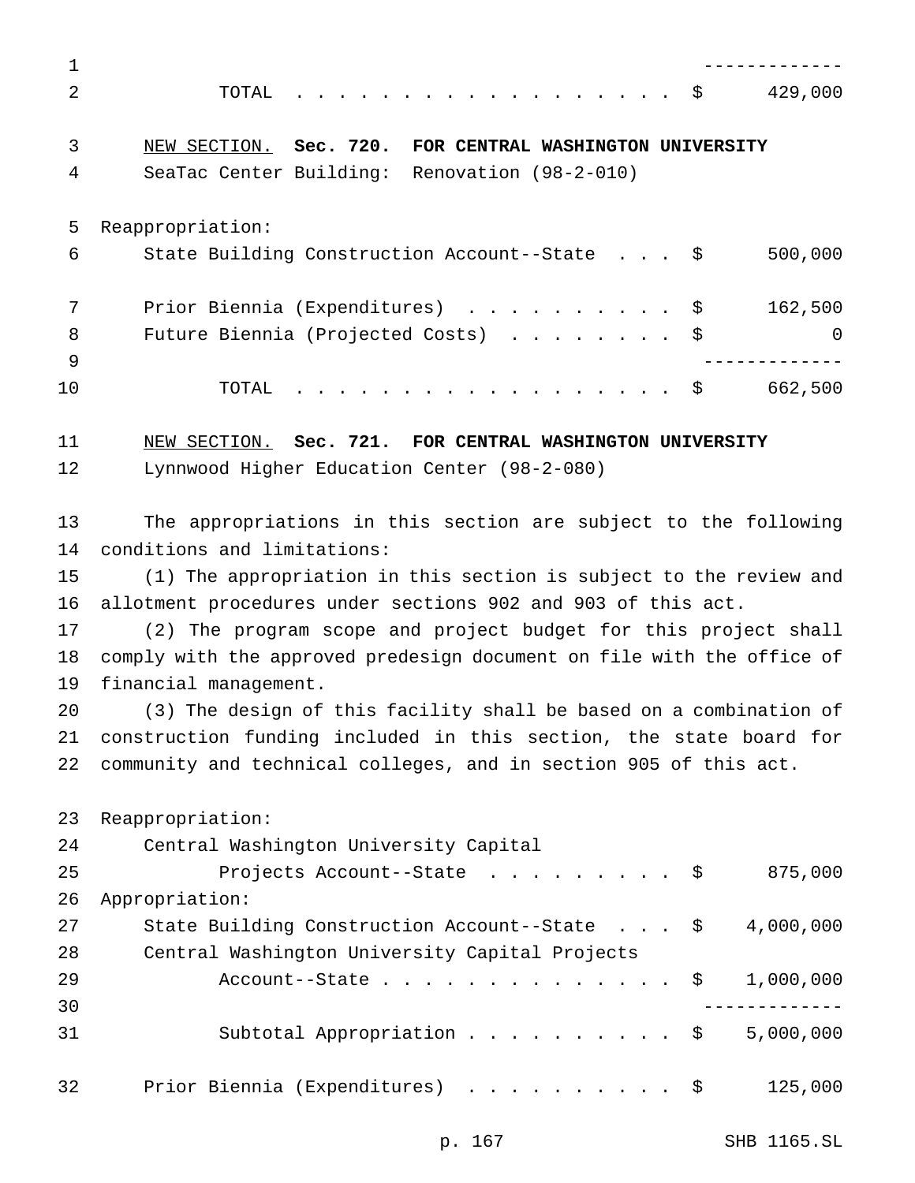| | | |
|---|---|---|
| TOTAL | $ | 429,000 |

NEW SECTION. **Sec. 720. FOR CENTRAL WASHINGTON UNIVERSITY**

SeaTac Center Building: Renovation (98-2-010)

| | | |
|---|---|---|
| Reappropriation: | | |
| State Building Construction Account--State | $ | 500,000 |
| Prior Biennia (Expenditures) | $ | 162,500 |
| Future Biennia (Projected Costs) | $ | 0 |
| TOTAL | $ | 662,500 |

NEW SECTION. **Sec. 721. FOR CENTRAL WASHINGTON UNIVERSITY**

Lynnwood Higher Education Center (98-2-080)

The appropriations in this section are subject to the following conditions and limitations:

(1) The appropriation in this section is subject to the review and allotment procedures under sections 902 and 903 of this act.

(2) The program scope and project budget for this project shall comply with the approved predesign document on file with the office of financial management.

(3) The design of this facility shall be based on a combination of construction funding included in this section, the state board for community and technical colleges, and in section 905 of this act.

| | | |
|---|---|---|
| Reappropriation: | | |
| Central Washington University Capital Projects Account--State | $ | 875,000 |
| Appropriation: | | |
| State Building Construction Account--State | $ | 4,000,000 |
| Central Washington University Capital Projects Account--State | $ | 1,000,000 |
| Subtotal Appropriation | $ | 5,000,000 |
| Prior Biennia (Expenditures) | $ | 125,000 |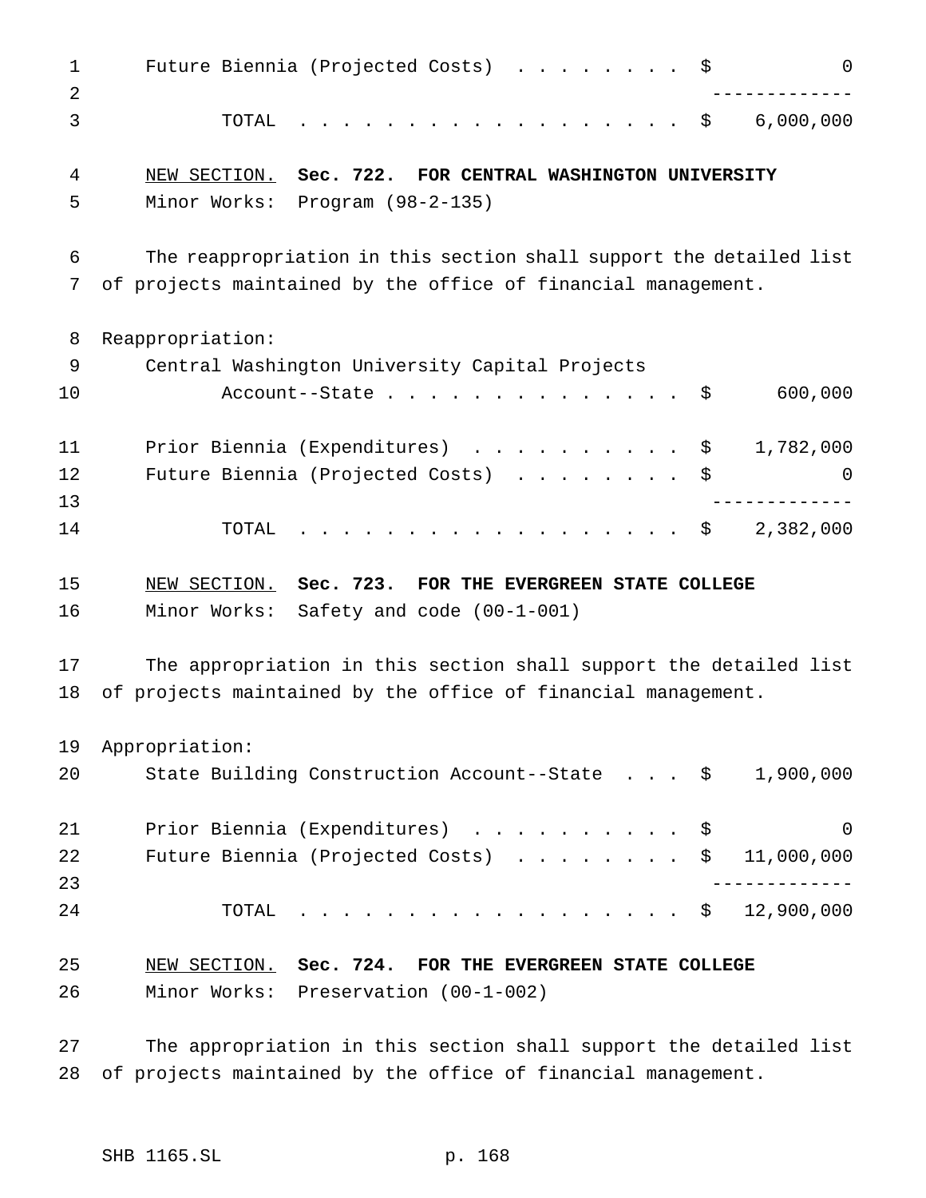| | |
|---|---|
| Future Biennia (Projected Costs) | $ 0 |
| TOTAL | $ 6,000,000 |

NEW SECTION. **Sec. 722. FOR CENTRAL WASHINGTON UNIVERSITY**

Minor Works: Program (98-2-135)

The reappropriation in this section shall support the detailed list of projects maintained by the office of financial management.

Reappropriation:

| | |
|---|---|
| Central Washington University Capital Projects Account--State | $ 600,000 |
| Prior Biennia (Expenditures) | $ 1,782,000 |
| Future Biennia (Projected Costs) | $ 0 |
| TOTAL | $ 2,382,000 |

NEW SECTION. **Sec. 723. FOR THE EVERGREEN STATE COLLEGE**

Minor Works: Safety and code (00-1-001)

The appropriation in this section shall support the detailed list of projects maintained by the office of financial management.

Appropriation:

| | |
|---|---|
| State Building Construction Account--State | $ 1,900,000 |
| Prior Biennia (Expenditures) | $ 0 |
| Future Biennia (Projected Costs) | $ 11,000,000 |
| TOTAL | $ 12,900,000 |

NEW SECTION. **Sec. 724. FOR THE EVERGREEN STATE COLLEGE**

Minor Works: Preservation (00-1-002)

The appropriation in this section shall support the detailed list of projects maintained by the office of financial management.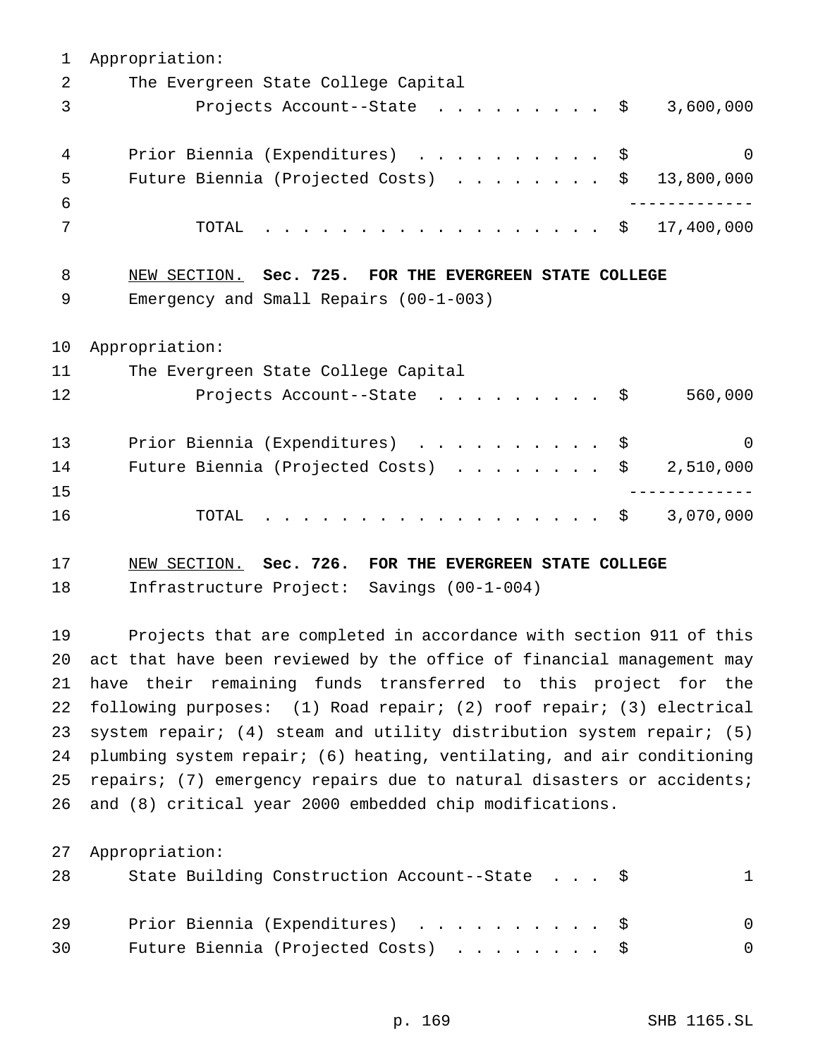Appropriation:

| | | |
|---|---|---|
| The Evergreen State College Capital Projects Account--State | $ | 3,600,000 |
| Prior Biennia (Expenditures) | $ | 0 |
| Future Biennia (Projected Costs) | $ | 13,800,000 |
| TOTAL | $ | 17,400,000 |

NEW SECTION. **Sec. 725. FOR THE EVERGREEN STATE COLLEGE**

Emergency and Small Repairs (00-1-003)

Appropriation:

| | | |
|---|---|---|
| The Evergreen State College Capital Projects Account--State | $ | 560,000 |
| Prior Biennia (Expenditures) | $ | 0 |
| Future Biennia (Projected Costs) | $ | 2,510,000 |
| TOTAL | $ | 3,070,000 |

NEW SECTION. **Sec. 726. FOR THE EVERGREEN STATE COLLEGE**

Infrastructure Project: Savings (00-1-004)

Projects that are completed in accordance with section 911 of this act that have been reviewed by the office of financial management may have their remaining funds transferred to this project for the following purposes: (1) Road repair; (2) roof repair; (3) electrical system repair; (4) steam and utility distribution system repair; (5) plumbing system repair; (6) heating, ventilating, and air conditioning repairs; (7) emergency repairs due to natural disasters or accidents; and (8) critical year 2000 embedded chip modifications.

Appropriation:

| | | |
|---|---|---|
| State Building Construction Account--State | $ | 1 |
| Prior Biennia (Expenditures) | $ | 0 |
| Future Biennia (Projected Costs) | $ | 0 |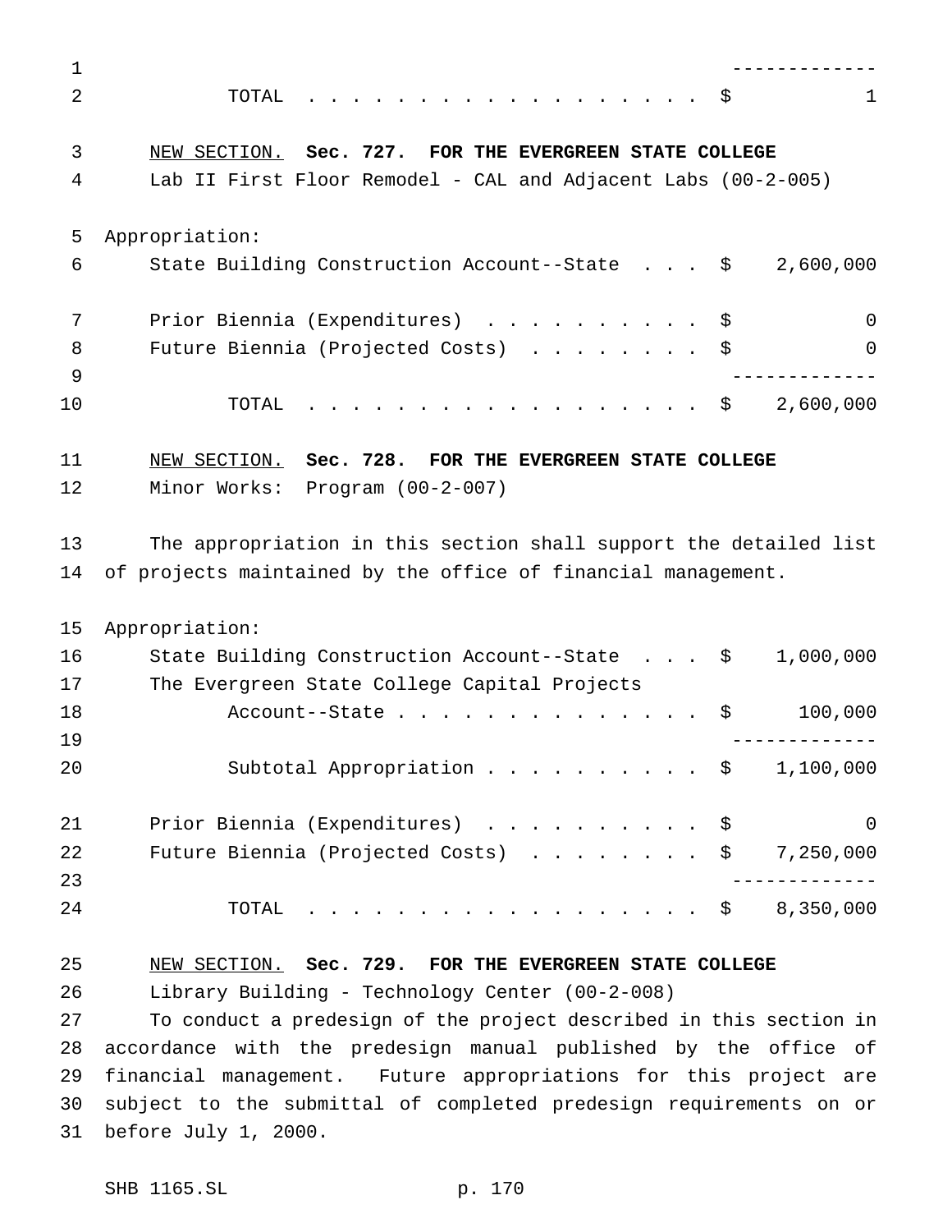| | | |
|---|---|---|
| TOTAL | $ | 1 |

NEW SECTION. **Sec. 727. FOR THE EVERGREEN STATE COLLEGE**

Lab II First Floor Remodel - CAL and Adjacent Labs (00-2-005)

Appropriation:

| | | |
|---|---|---|
| State Building Construction Account--State | $ | 2,600,000 |
| Prior Biennia (Expenditures) | $ | 0 |
| Future Biennia (Projected Costs) | $ | 0 |
| TOTAL | $ | 2,600,000 |

NEW SECTION. **Sec. 728. FOR THE EVERGREEN STATE COLLEGE**

Minor Works: Program (00-2-007)

The appropriation in this section shall support the detailed list of projects maintained by the office of financial management.

Appropriation:

| | | |
|---|---|---|
| State Building Construction Account--State | $ | 1,000,000 |
| The Evergreen State College Capital Projects Account--State | $ | 100,000 |
| Subtotal Appropriation | $ | 1,100,000 |
| Prior Biennia (Expenditures) | $ | 0 |
| Future Biennia (Projected Costs) | $ | 7,250,000 |
| TOTAL | $ | 8,350,000 |

NEW SECTION. **Sec. 729. FOR THE EVERGREEN STATE COLLEGE**

Library Building - Technology Center (00-2-008)

To conduct a predesign of the project described in this section in accordance with the predesign manual published by the office of financial management. Future appropriations for this project are subject to the submittal of completed predesign requirements on or before July 1, 2000.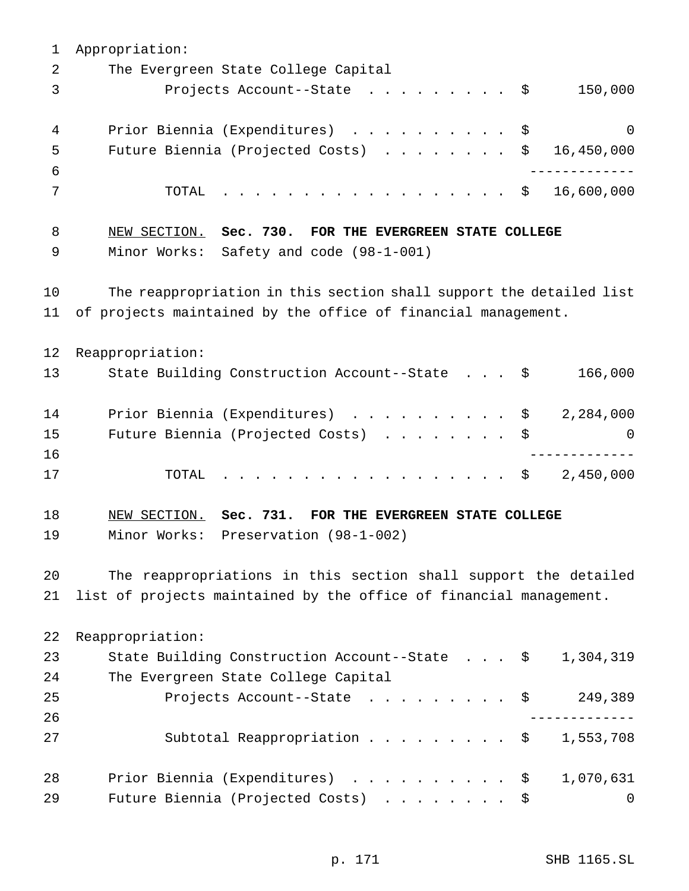Appropriation:

| | |
|---|---|
| The Evergreen State College Capital Projects Account--State | $ 150,000 |
| Prior Biennia (Expenditures) | $ 0 |
| Future Biennia (Projected Costs) | $ 16,450,000 |
| TOTAL | $ 16,600,000 |

NEW SECTION. **Sec. 730. FOR THE EVERGREEN STATE COLLEGE**

Minor Works: Safety and code (98-1-001)

The reappropriation in this section shall support the detailed list of projects maintained by the office of financial management.

Reappropriation:

| | |
|---|---|
| State Building Construction Account--State | $ 166,000 |
| Prior Biennia (Expenditures) | $ 2,284,000 |
| Future Biennia (Projected Costs) | $ 0 |
| TOTAL | $ 2,450,000 |

NEW SECTION. **Sec. 731. FOR THE EVERGREEN STATE COLLEGE**

Minor Works: Preservation (98-1-002)

The reappropriations in this section shall support the detailed list of projects maintained by the office of financial management.

Reappropriation:

| | |
|---|---|
| State Building Construction Account--State | $ 1,304,319 |
| The Evergreen State College Capital Projects Account--State | $ 249,389 |
| Subtotal Reappropriation | $ 1,553,708 |
| Prior Biennia (Expenditures) | $ 1,070,631 |
| Future Biennia (Projected Costs) | $ 0 |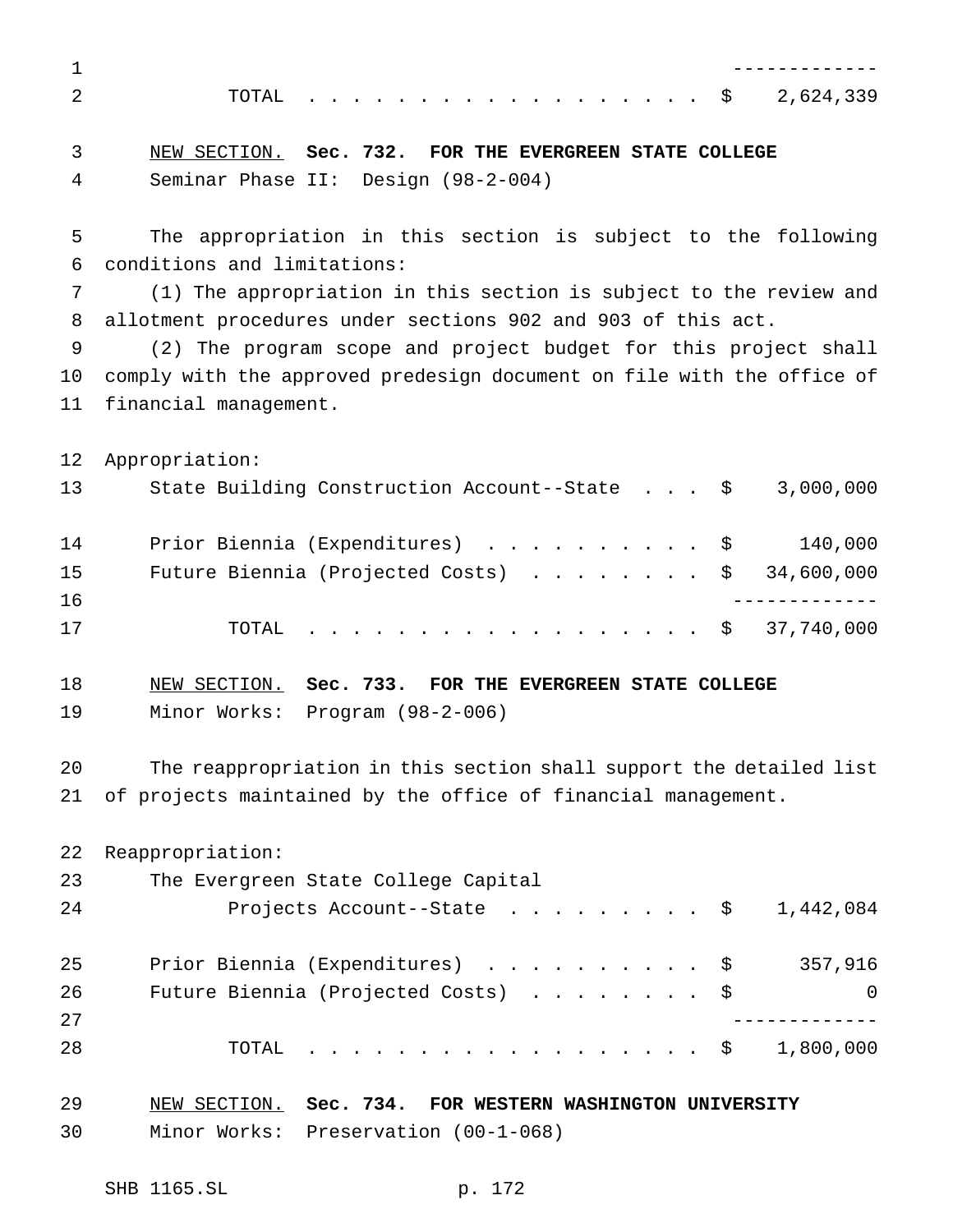| | |
|---|---|
| TOTAL . . . . . . . . . . . . . . . . . . | $ 2,624,339 |

NEW SECTION. **Sec. 732. FOR THE EVERGREEN STATE COLLEGE**

Seminar Phase II: Design (98-2-004)

The appropriation in this section is subject to the following conditions and limitations:

(1) The appropriation in this section is subject to the review and allotment procedures under sections 902 and 903 of this act.

(2) The program scope and project budget for this project shall comply with the approved predesign document on file with the office of financial management.

Appropriation:

| | |
|---|---|
| State Building Construction Account--State . . . | $ 3,000,000 |
| Prior Biennia (Expenditures) . . . . . . . . . . | $ 140,000 |
| Future Biennia (Projected Costs) . . . . . . . . | $ 34,600,000 |
| TOTAL . . . . . . . . . . . . . . . . . . | $ 37,740,000 |

NEW SECTION. **Sec. 733. FOR THE EVERGREEN STATE COLLEGE**

Minor Works: Program (98-2-006)

The reappropriation in this section shall support the detailed list of projects maintained by the office of financial management.

Reappropriation:

| | |
|---|---|
| The Evergreen State College Capital Projects Account--State . . . . . . . . . | $ 1,442,084 |
| Prior Biennia (Expenditures) . . . . . . . . . . | $ 357,916 |
| Future Biennia (Projected Costs) . . . . . . . . | $ 0 |
| TOTAL . . . . . . . . . . . . . . . . . . | $ 1,800,000 |

NEW SECTION. **Sec. 734. FOR WESTERN WASHINGTON UNIVERSITY**

Minor Works: Preservation (00-1-068)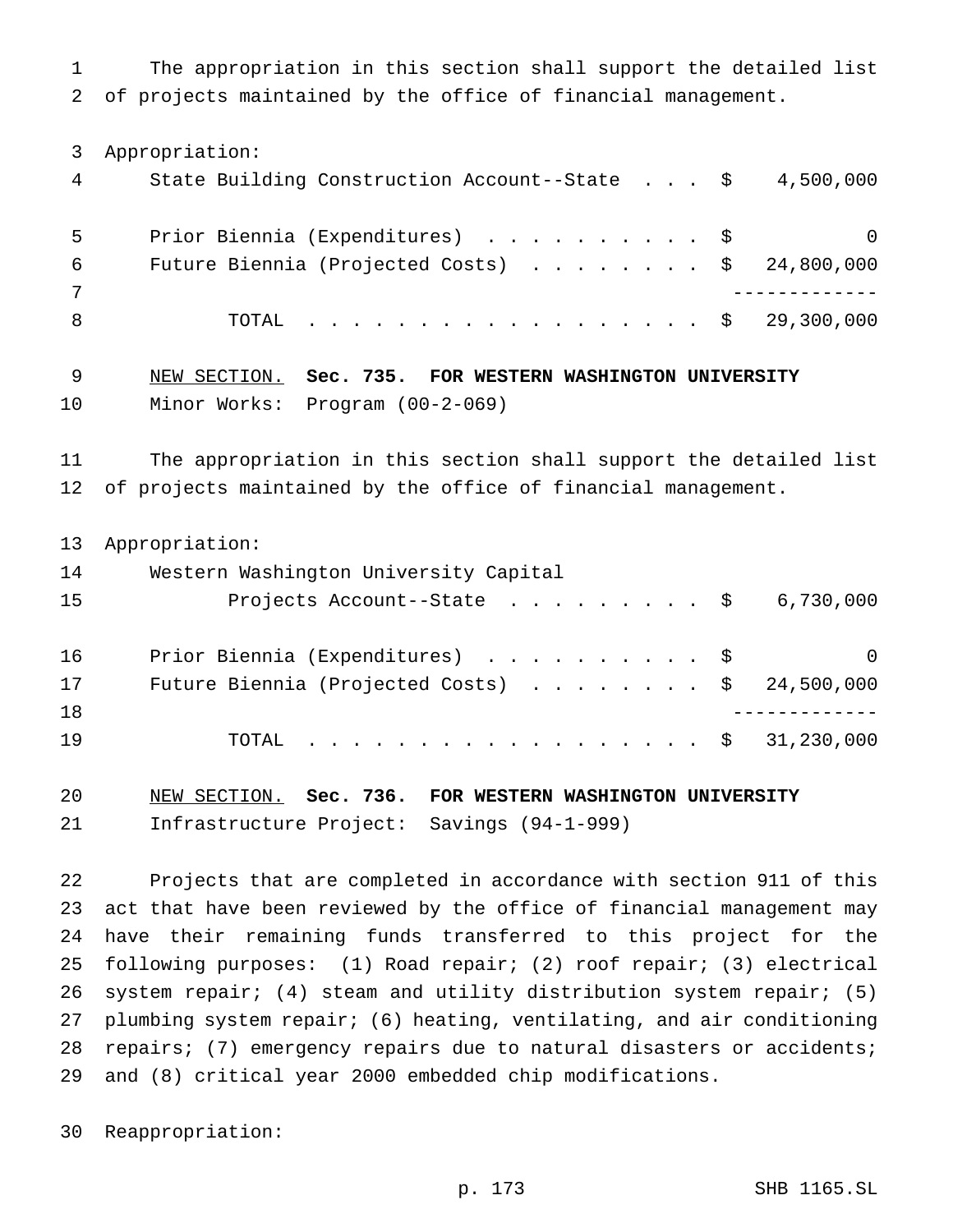The appropriation in this section shall support the detailed list of projects maintained by the office of financial management.

Appropriation:

| | | |
|---|---|---|
| State Building Construction Account--State | $ | 4,500,000 |
| Prior Biennia (Expenditures) | $ | 0 |
| Future Biennia (Projected Costs) | $ | 24,800,000 |
| TOTAL | $ | 29,300,000 |

NEW SECTION. **Sec. 735. FOR WESTERN WASHINGTON UNIVERSITY**

Minor Works: Program (00-2-069)

The appropriation in this section shall support the detailed list of projects maintained by the office of financial management.

Appropriation:

| | | |
|---|---|---|
| Western Washington University Capital Projects Account--State | $ | 6,730,000 |
| Prior Biennia (Expenditures) | $ | 0 |
| Future Biennia (Projected Costs) | $ | 24,500,000 |
| TOTAL | $ | 31,230,000 |

NEW SECTION. **Sec. 736. FOR WESTERN WASHINGTON UNIVERSITY**

Infrastructure Project: Savings (94-1-999)

Projects that are completed in accordance with section 911 of this act that have been reviewed by the office of financial management may have their remaining funds transferred to this project for the following purposes: (1) Road repair; (2) roof repair; (3) electrical system repair; (4) steam and utility distribution system repair; (5) plumbing system repair; (6) heating, ventilating, and air conditioning repairs; (7) emergency repairs due to natural disasters or accidents; and (8) critical year 2000 embedded chip modifications.

Reappropriation: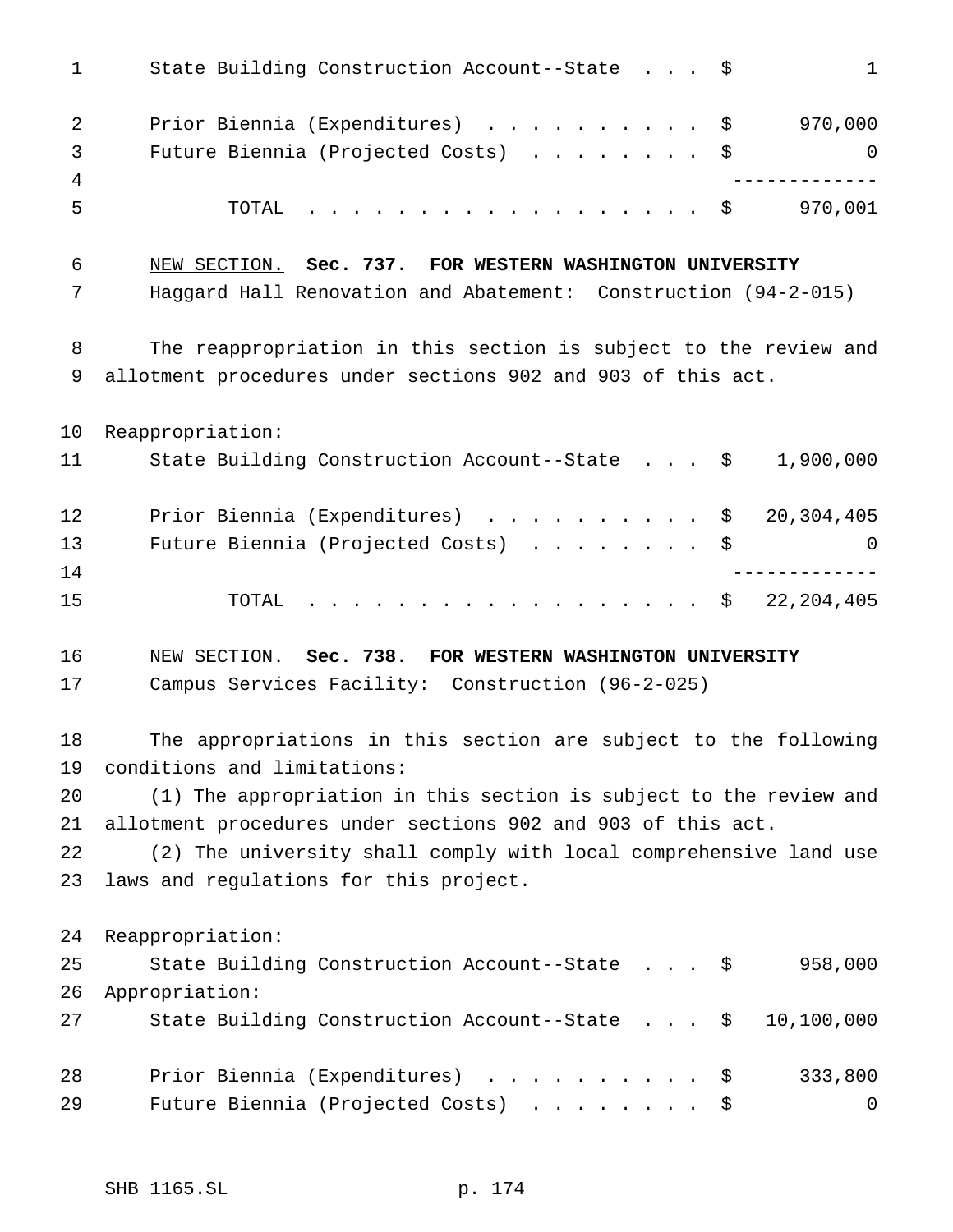State Building Construction Account--State . . . $ 1

Prior Biennia (Expenditures) . . . . . . . . . . $ 970,000
Future Biennia (Projected Costs) . . . . . . . . $ 0

TOTAL . . . . . . . . . . . . . . . . . . . $ 970,001

NEW SECTION. **Sec. 737. FOR WESTERN WASHINGTON UNIVERSITY**

Haggard Hall Renovation and Abatement: Construction (94-2-015)

The reappropriation in this section is subject to the review and allotment procedures under sections 902 and 903 of this act.

Reappropriation:

State Building Construction Account--State . . . $ 1,900,000

Prior Biennia (Expenditures) . . . . . . . . . . $ 20,304,405
Future Biennia (Projected Costs) . . . . . . . . $ 0

TOTAL . . . . . . . . . . . . . . . . . . . $ 22,204,405

NEW SECTION. **Sec. 738. FOR WESTERN WASHINGTON UNIVERSITY**

Campus Services Facility: Construction (96-2-025)

The appropriations in this section are subject to the following conditions and limitations:

(1) The appropriation in this section is subject to the review and allotment procedures under sections 902 and 903 of this act.

(2) The university shall comply with local comprehensive land use laws and regulations for this project.

Reappropriation:

State Building Construction Account--State . . . $ 958,000

Appropriation:

State Building Construction Account--State . . . $ 10,100,000

Prior Biennia (Expenditures) . . . . . . . . . . $ 333,800
Future Biennia (Projected Costs) . . . . . . . . $ 0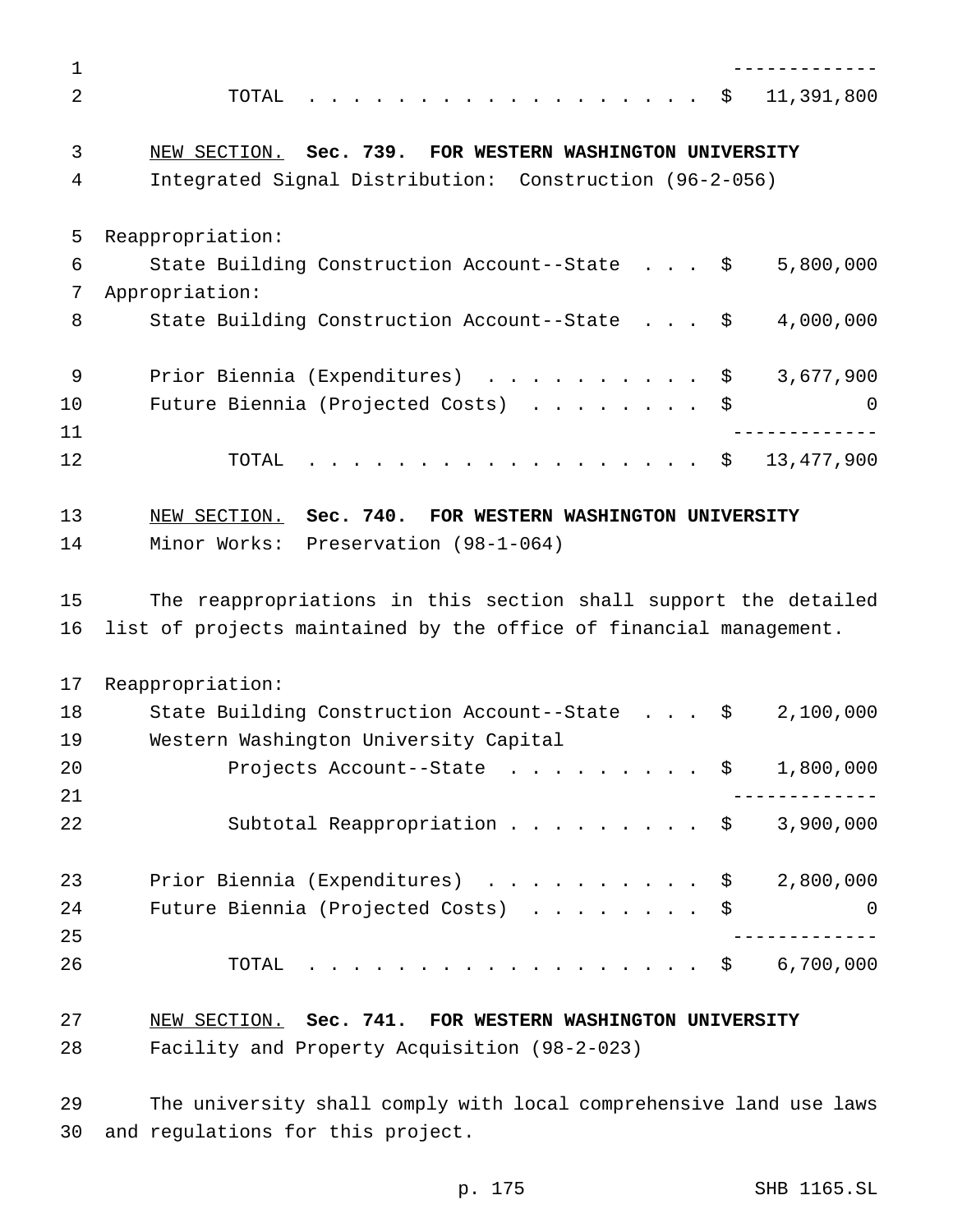TOTAL . . . . . . . . . . . . . . . . . . $ 11,391,800

NEW SECTION. **Sec. 739. FOR WESTERN WASHINGTON UNIVERSITY**

Integrated Signal Distribution: Construction (96-2-056)

Reappropriation:

| | |
|---|---|
| State Building Construction Account--State . . . | $ 5,800,000 |

Appropriation:

| | |
|---|---|
| State Building Construction Account--State . . . | $ 4,000,000 |
| Prior Biennia (Expenditures) . . . . . . . . . . | $ 3,677,900 |
| Future Biennia (Projected Costs) . . . . . . . . | $ 0 |
| TOTAL . . . . . . . . . . . . . . . . . . | $ 13,477,900 |

NEW SECTION. **Sec. 740. FOR WESTERN WASHINGTON UNIVERSITY**

Minor Works: Preservation (98-1-064)

The reappropriations in this section shall support the detailed list of projects maintained by the office of financial management.

Reappropriation:

| | |
|---|---|
| State Building Construction Account--State . . . | $ 2,100,000 |
| Western Washington University Capital Projects Account--State . . . . . . . . . | $ 1,800,000 |
| Subtotal Reappropriation . . . . . . . . . | $ 3,900,000 |
| Prior Biennia (Expenditures) . . . . . . . . . . | $ 2,800,000 |
| Future Biennia (Projected Costs) . . . . . . . . | $ 0 |
| TOTAL . . . . . . . . . . . . . . . . . . | $ 6,700,000 |

NEW SECTION. **Sec. 741. FOR WESTERN WASHINGTON UNIVERSITY**

Facility and Property Acquisition (98-2-023)

The university shall comply with local comprehensive land use laws and regulations for this project.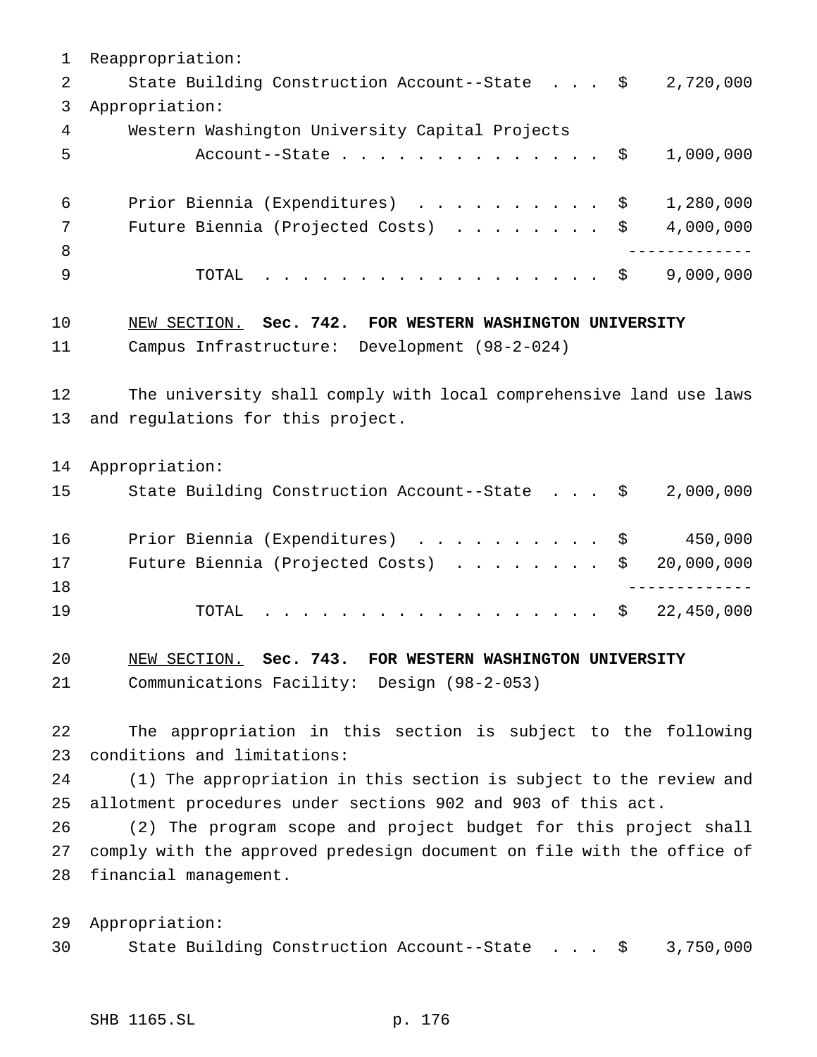Reappropriation:

State Building Construction Account--State . . . $ 2,720,000

Appropriation:

Western Washington University Capital Projects Account--State . . . . . . . . . . . . . . $ 1,000,000

Prior Biennia (Expenditures) . . . . . . . . . . $ 1,280,000

Future Biennia (Projected Costs) . . . . . . . . $ 4,000,000

-------------

TOTAL . . . . . . . . . . . . . . . . . . $ 9,000,000

NEW SECTION. **Sec. 742. FOR WESTERN WASHINGTON UNIVERSITY**

Campus Infrastructure: Development (98-2-024)

The university shall comply with local comprehensive land use laws and regulations for this project.

Appropriation:

State Building Construction Account--State . . . $ 2,000,000

Prior Biennia (Expenditures) . . . . . . . . . . $ 450,000

Future Biennia (Projected Costs) . . . . . . . . $ 20,000,000

-------------

TOTAL . . . . . . . . . . . . . . . . . . $ 22,450,000

NEW SECTION. **Sec. 743. FOR WESTERN WASHINGTON UNIVERSITY**

Communications Facility: Design (98-2-053)

The appropriation in this section is subject to the following conditions and limitations:

(1) The appropriation in this section is subject to the review and allotment procedures under sections 902 and 903 of this act.

(2) The program scope and project budget for this project shall comply with the approved predesign document on file with the office of financial management.

Appropriation:

State Building Construction Account--State . . . $ 3,750,000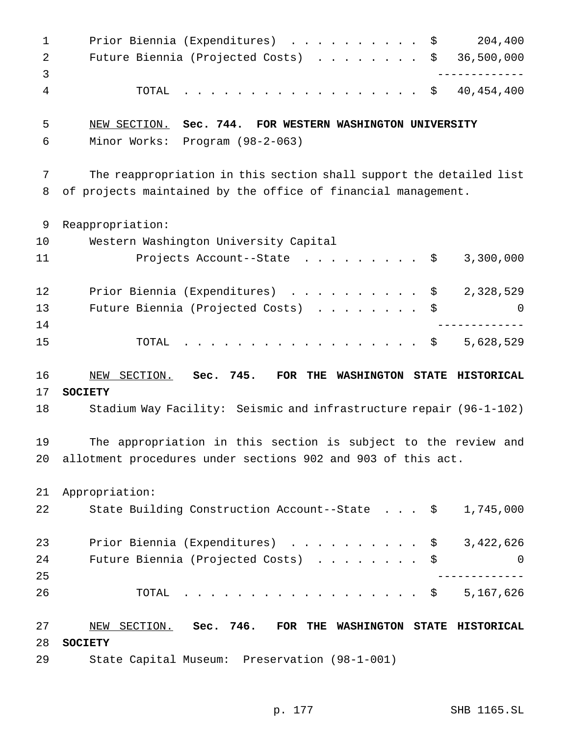Prior Biennia (Expenditures) . . . . . . . . . . $ 204,400
Future Biennia (Projected Costs) . . . . . . . . $ 36,500,000

-------------

TOTAL . . . . . . . . . . . . . . . . . . $ 40,454,400

NEW SECTION. **Sec. 744. FOR WESTERN WASHINGTON UNIVERSITY**

Minor Works: Program (98-2-063)

The reappropriation in this section shall support the detailed list of projects maintained by the office of financial management.

Reappropriation:

Western Washington University Capital Projects Account--State . . . . . . . . . $ 3,300,000

Prior Biennia (Expenditures) . . . . . . . . . . $ 2,328,529
Future Biennia (Projected Costs) . . . . . . . . $ 0

-------------

TOTAL . . . . . . . . . . . . . . . . . . $ 5,628,529

NEW SECTION. **Sec. 745. FOR THE WASHINGTON STATE HISTORICAL SOCIETY**

Stadium Way Facility: Seismic and infrastructure repair (96-1-102)

The appropriation in this section is subject to the review and allotment procedures under sections 902 and 903 of this act.

Appropriation:

State Building Construction Account--State . . . $ 1,745,000

Prior Biennia (Expenditures) . . . . . . . . . . $ 3,422,626
Future Biennia (Projected Costs) . . . . . . . . $ 0

-------------

TOTAL . . . . . . . . . . . . . . . . . . $ 5,167,626

NEW SECTION. **Sec. 746. FOR THE WASHINGTON STATE HISTORICAL SOCIETY**

State Capital Museum: Preservation (98-1-001)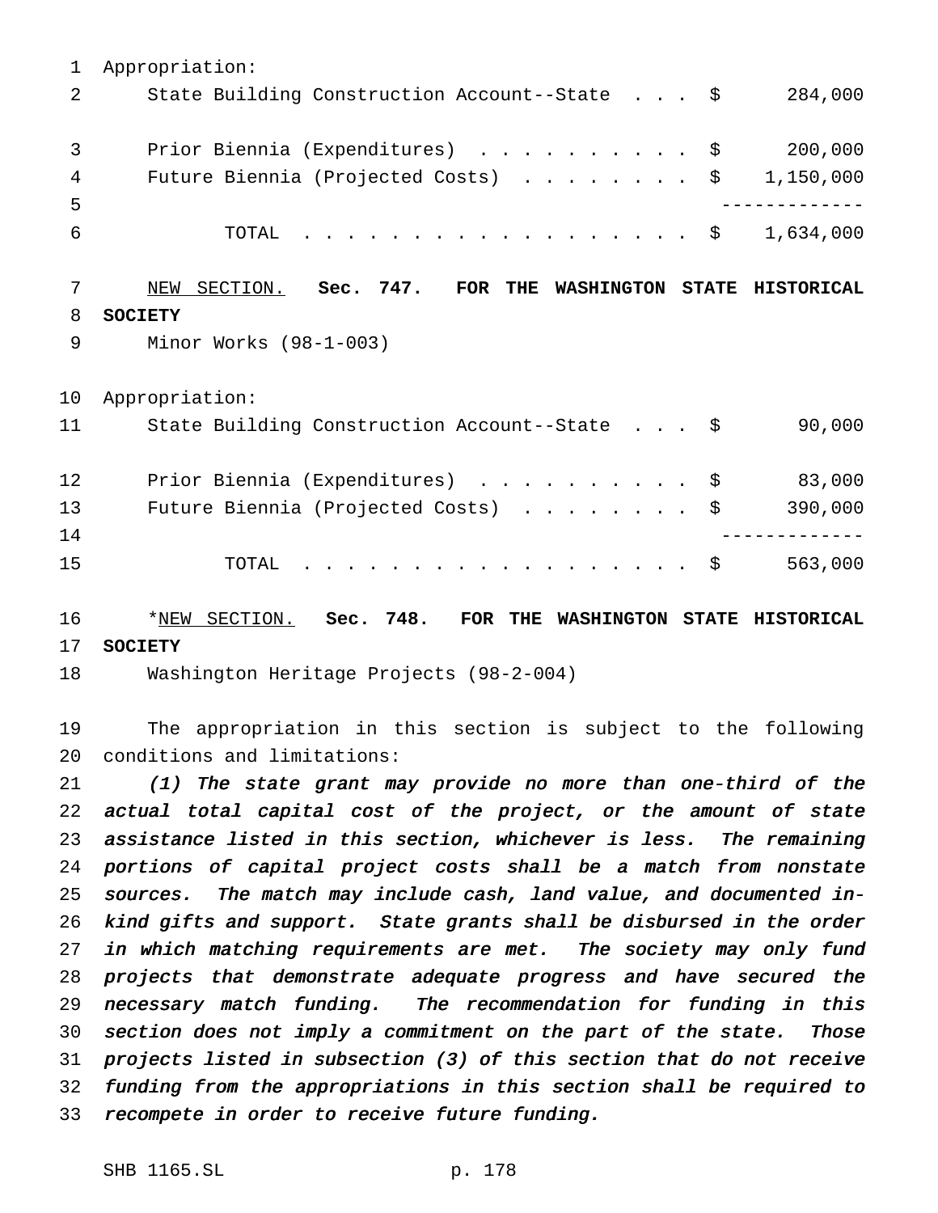Appropriation:

| | | |
|---|---|---|
| State Building Construction Account--State | $ | 284,000 |
| Prior Biennia (Expenditures) | $ | 200,000 |
| Future Biennia (Projected Costs) | $ | 1,150,000 |
| TOTAL | $ | 1,634,000 |

NEW SECTION. **Sec. 747. FOR THE WASHINGTON STATE HISTORICAL SOCIETY**

Minor Works (98-1-003)

Appropriation:

| | | |
|---|---|---|
| State Building Construction Account--State | $ | 90,000 |
| Prior Biennia (Expenditures) | $ | 83,000 |
| Future Biennia (Projected Costs) | $ | 390,000 |
| TOTAL | $ | 563,000 |

*NEW SECTION. **Sec. 748. FOR THE WASHINGTON STATE HISTORICAL SOCIETY**

Washington Heritage Projects (98-2-004)

The appropriation in this section is subject to the following conditions and limitations:

*(1) The state grant may provide no more than one-third of the actual total capital cost of the project, or the amount of state assistance listed in this section, whichever is less. The remaining portions of capital project costs shall be a match from nonstate sources. The match may include cash, land value, and documented in-kind gifts and support. State grants shall be disbursed in the order in which matching requirements are met. The society may only fund projects that demonstrate adequate progress and have secured the necessary match funding. The recommendation for funding in this section does not imply a commitment on the part of the state. Those projects listed in subsection (3) of this section that do not receive funding from the appropriations in this section shall be required to recompete in order to receive future funding.*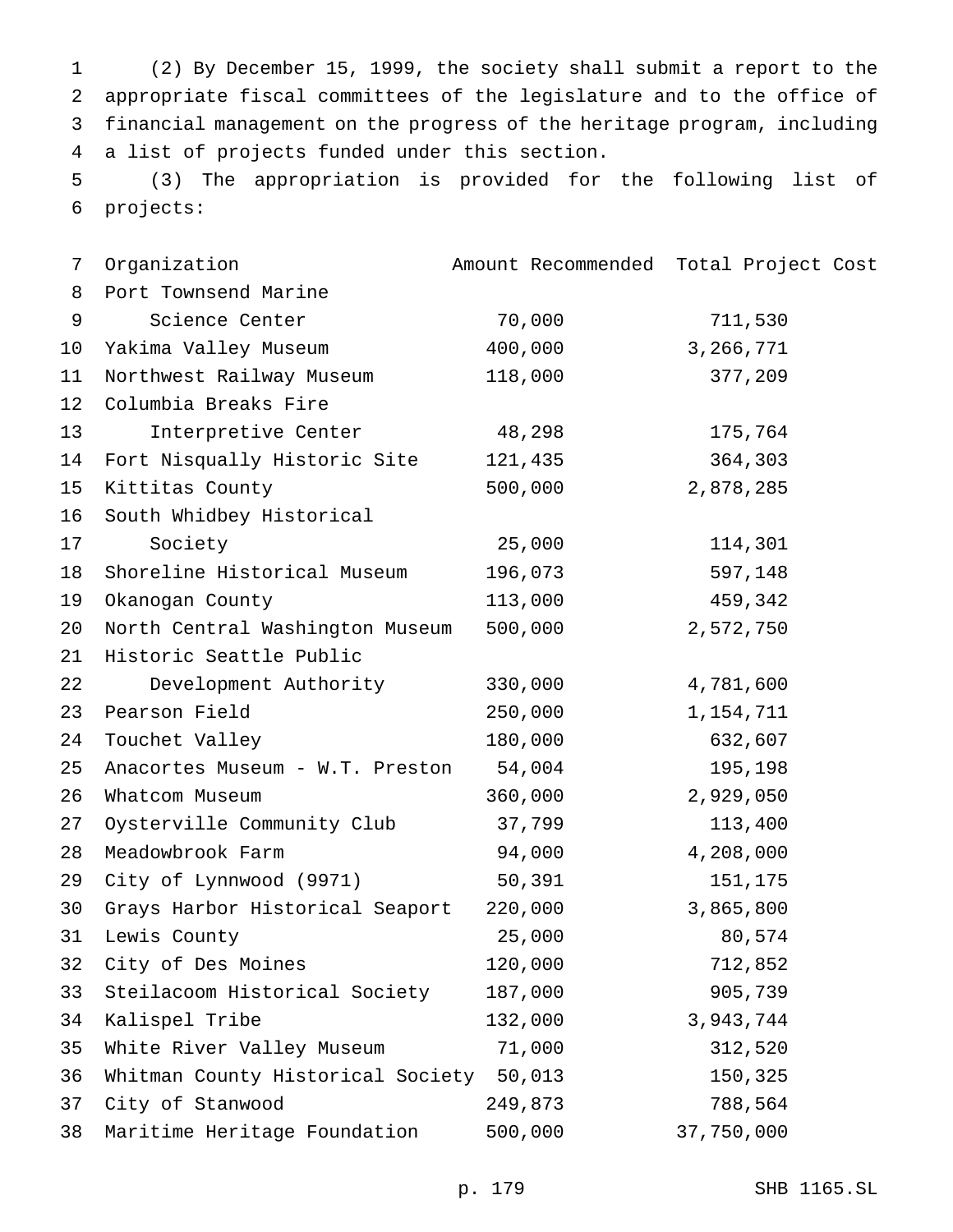(2) By December 15, 1999, the society shall submit a report to the appropriate fiscal committees of the legislature and to the office of financial management on the progress of the heritage program, including a list of projects funded under this section.

(3) The appropriation is provided for the following list of projects:

| Organization | Amount Recommended | Total Project Cost |
|---|---|---|
| Port Townsend Marine Science Center | 70,000 | 711,530 |
| Yakima Valley Museum | 400,000 | 3,266,771 |
| Northwest Railway Museum | 118,000 | 377,209 |
| Columbia Breaks Fire Interpretive Center | 48,298 | 175,764 |
| Fort Nisqually Historic Site | 121,435 | 364,303 |
| Kittitas County | 500,000 | 2,878,285 |
| South Whidbey Historical Society | 25,000 | 114,301 |
| Shoreline Historical Museum | 196,073 | 597,148 |
| Okanogan County | 113,000 | 459,342 |
| North Central Washington Museum | 500,000 | 2,572,750 |
| Historic Seattle Public Development Authority | 330,000 | 4,781,600 |
| Pearson Field | 250,000 | 1,154,711 |
| Touchet Valley | 180,000 | 632,607 |
| Anacortes Museum - W.T. Preston | 54,004 | 195,198 |
| Whatcom Museum | 360,000 | 2,929,050 |
| Oysterville Community Club | 37,799 | 113,400 |
| Meadowbrook Farm | 94,000 | 4,208,000 |
| City of Lynnwood (9971) | 50,391 | 151,175 |
| Grays Harbor Historical Seaport | 220,000 | 3,865,800 |
| Lewis County | 25,000 | 80,574 |
| City of Des Moines | 120,000 | 712,852 |
| Steilacoom Historical Society | 187,000 | 905,739 |
| Kalispel Tribe | 132,000 | 3,943,744 |
| White River Valley Museum | 71,000 | 312,520 |
| Whitman County Historical Society | 50,013 | 150,325 |
| City of Stanwood | 249,873 | 788,564 |
| Maritime Heritage Foundation | 500,000 | 37,750,000 |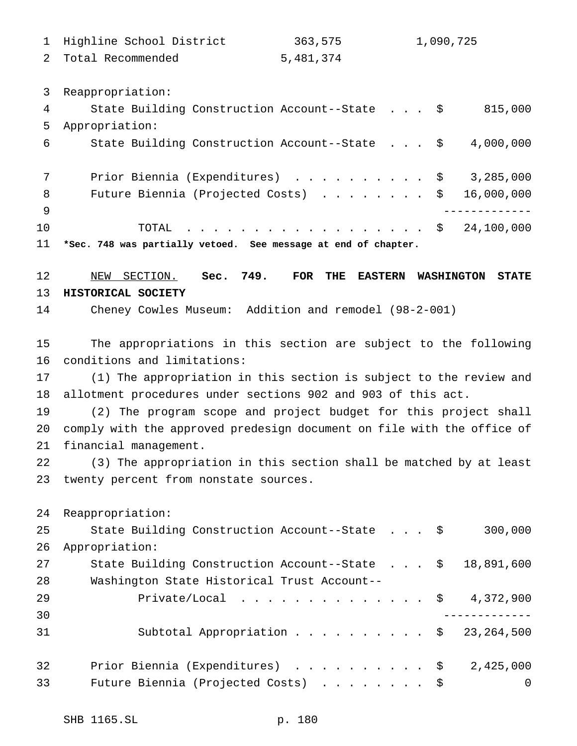| | | |
|---|---|---|
| Highline School District | 363,575 | 1,090,725 |
| Total Recommended | 5,481,374 | |

Reappropriation:
State Building Construction Account--State . . . $ 815,000

Appropriation:
State Building Construction Account--State . . . $ 4,000,000

Prior Biennia (Expenditures) . . . . . . . . . . $ 3,285,000
Future Biennia (Projected Costs) . . . . . . . . $ 16,000,000

TOTAL . . . . . . . . . . . . . . . . . . $ 24,100,000

**\*Sec. 748 was partially vetoed. See message at end of chapter.**

NEW SECTION. **Sec. 749. FOR THE EASTERN WASHINGTON STATE HISTORICAL SOCIETY**

Cheney Cowles Museum: Addition and remodel (98-2-001)

The appropriations in this section are subject to the following conditions and limitations:

(1) The appropriation in this section is subject to the review and allotment procedures under sections 902 and 903 of this act.

(2) The program scope and project budget for this project shall comply with the approved predesign document on file with the office of financial management.

(3) The appropriation in this section shall be matched by at least twenty percent from nonstate sources.

Reappropriation:
State Building Construction Account--State . . . $ 300,000

Appropriation:
State Building Construction Account--State . . . $ 18,891,600
Washington State Historical Trust Account--
Private/Local . . . . . . . . . . . . . . $ 4,372,900

Subtotal Appropriation . . . . . . . . . . $ 23,264,500

Prior Biennia (Expenditures) . . . . . . . . . . $ 2,425,000
Future Biennia (Projected Costs) . . . . . . . . $ 0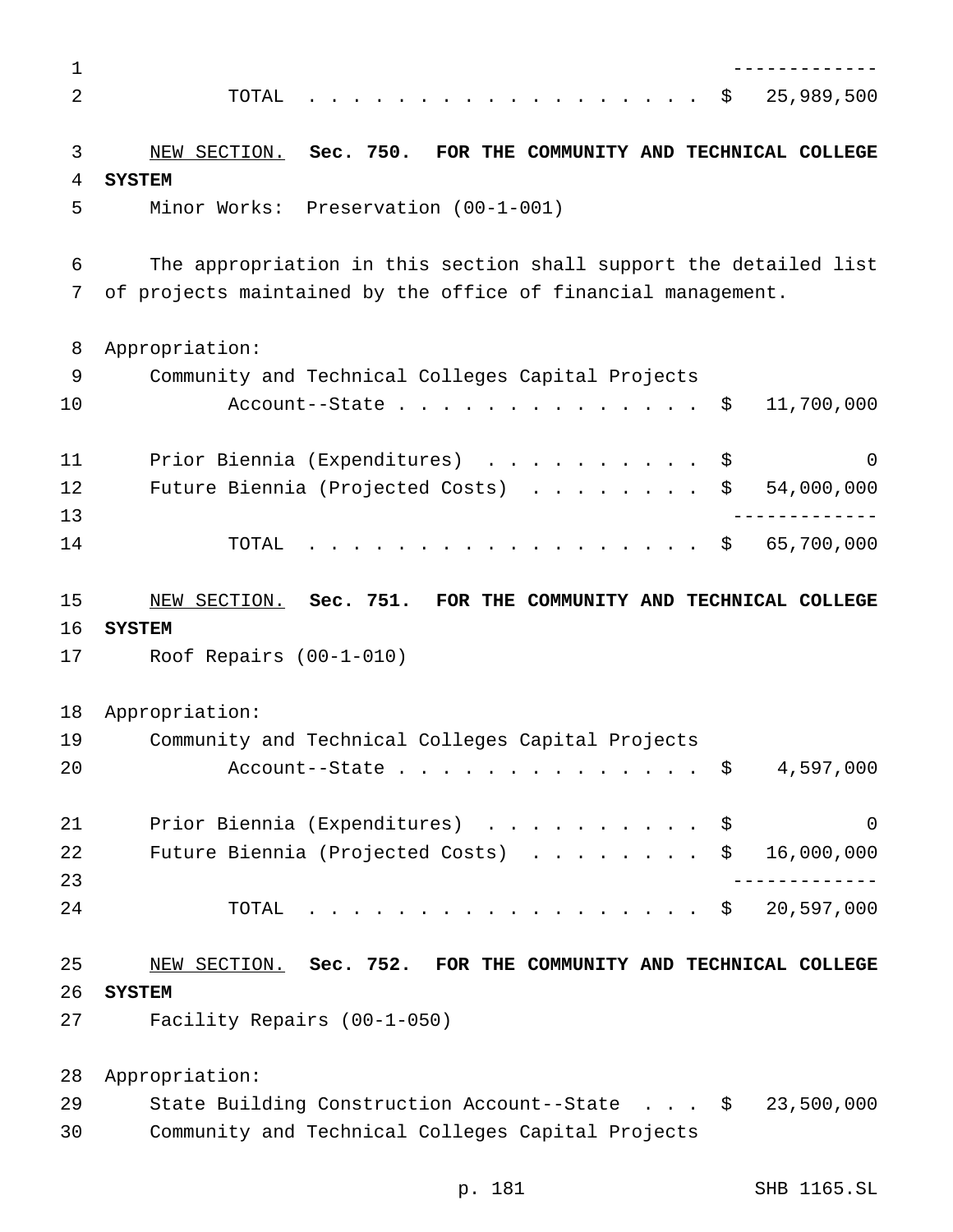TOTAL . . . . . . . . . . . . . . . . . . $ 25,989,500

NEW SECTION. **Sec. 750. FOR THE COMMUNITY AND TECHNICAL COLLEGE SYSTEM**

Minor Works: Preservation (00-1-001)

The appropriation in this section shall support the detailed list of projects maintained by the office of financial management.

Appropriation:

| | | |
|---|---|---|
| Community and Technical Colleges Capital Projects Account--State . . . . . . . . . . . . . . . | $ | 11,700,000 |
| Prior Biennia (Expenditures) . . . . . . . . . . | $ | 0 |
| Future Biennia (Projected Costs) . . . . . . . . | $ | 54,000,000 |
| TOTAL . . . . . . . . . . . . . . . . . . | $ | 65,700,000 |

NEW SECTION. **Sec. 751. FOR THE COMMUNITY AND TECHNICAL COLLEGE SYSTEM**

Roof Repairs (00-1-010)

Appropriation:

| | | |
|---|---|---|
| Community and Technical Colleges Capital Projects Account--State . . . . . . . . . . . . . . . | $ | 4,597,000 |
| Prior Biennia (Expenditures) . . . . . . . . . . | $ | 0 |
| Future Biennia (Projected Costs) . . . . . . . . | $ | 16,000,000 |
| TOTAL . . . . . . . . . . . . . . . . . . | $ | 20,597,000 |

NEW SECTION. **Sec. 752. FOR THE COMMUNITY AND TECHNICAL COLLEGE SYSTEM**

Facility Repairs (00-1-050)

Appropriation:

| | | |
|---|---|---|
| State Building Construction Account--State . . . | $ | 23,500,000 |
| Community and Technical Colleges Capital Projects | | |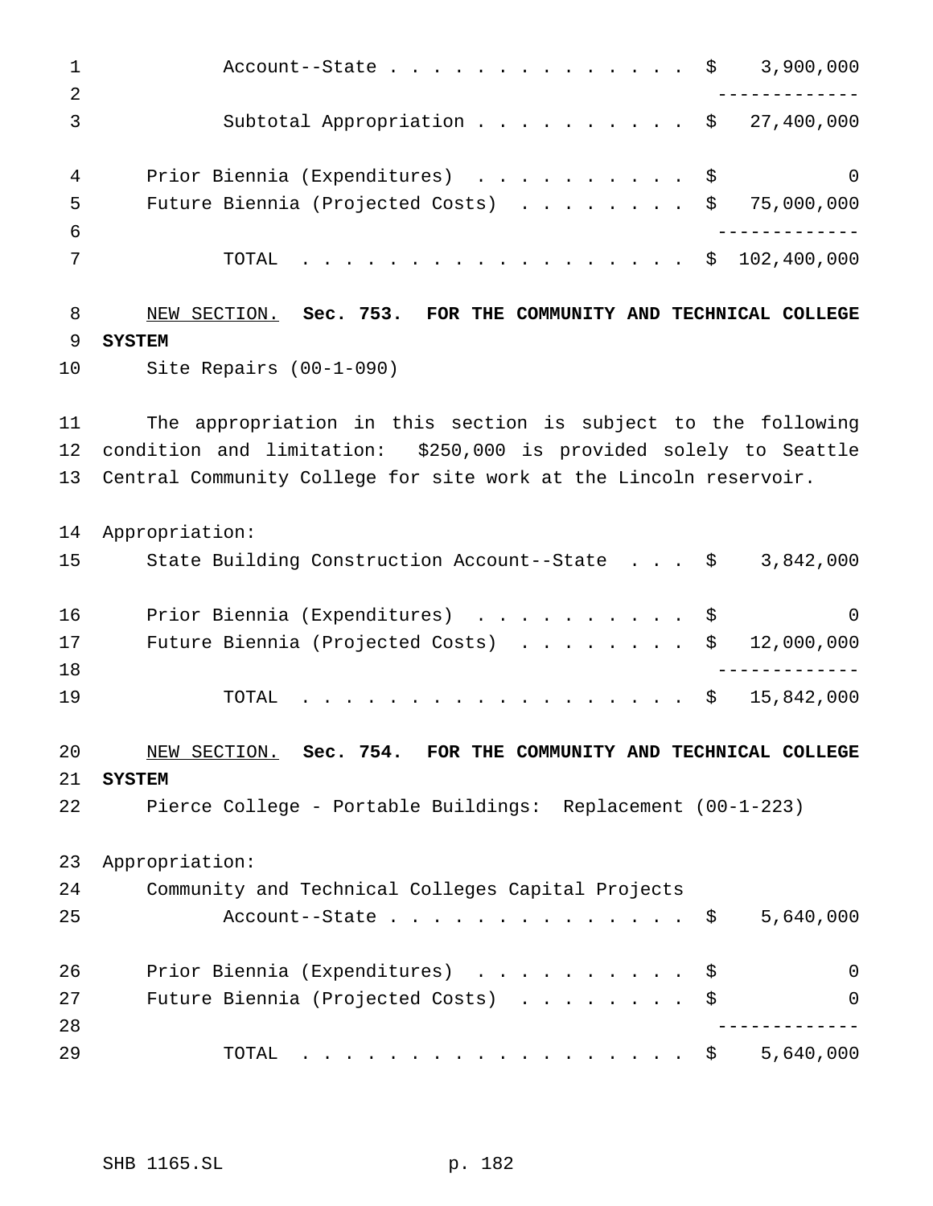| | |
|---|---|
| Account--State | $ 3,900,000 |
| Subtotal Appropriation | $ 27,400,000 |

| | |
|---|---|
| Prior Biennia (Expenditures) | $ 0 |
| Future Biennia (Projected Costs) | $ 75,000,000 |
| TOTAL | $ 102,400,000 |

NEW SECTION. **Sec. 753. FOR THE COMMUNITY AND TECHNICAL COLLEGE SYSTEM**

Site Repairs (00-1-090)

The appropriation in this section is subject to the following condition and limitation: $250,000 is provided solely to Seattle Central Community College for site work at the Lincoln reservoir.

Appropriation:

| | |
|---|---|
| State Building Construction Account--State | $ 3,842,000 |

| | |
|---|---|
| Prior Biennia (Expenditures) | $ 0 |
| Future Biennia (Projected Costs) | $ 12,000,000 |
| TOTAL | $ 15,842,000 |

NEW SECTION. **Sec. 754. FOR THE COMMUNITY AND TECHNICAL COLLEGE SYSTEM**

Pierce College - Portable Buildings: Replacement (00-1-223)

Appropriation:

| | |
|---|---|
| Community and Technical Colleges Capital Projects Account--State | $ 5,640,000 |

| | |
|---|---|
| Prior Biennia (Expenditures) | $ 0 |
| Future Biennia (Projected Costs) | $ 0 |
| TOTAL | $ 5,640,000 |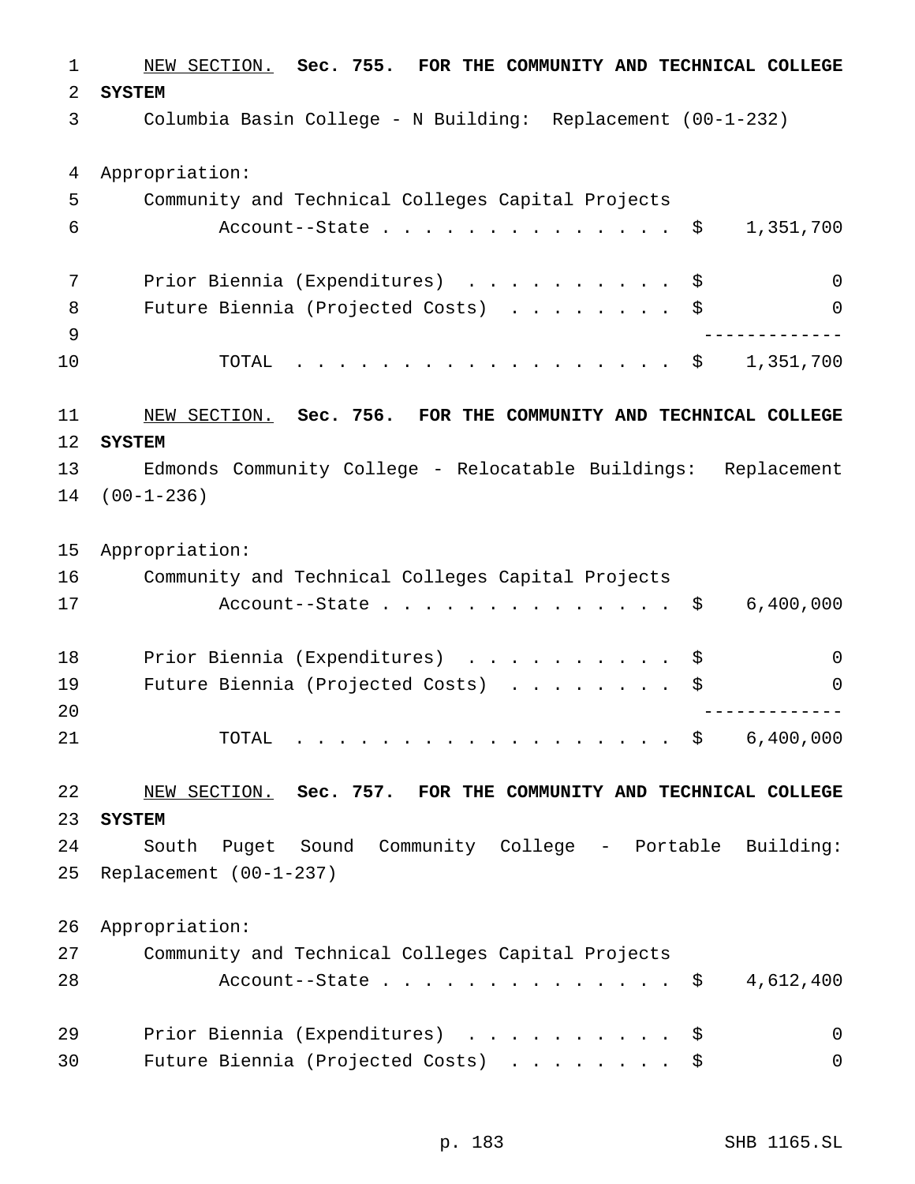NEW SECTION. **Sec. 755. FOR THE COMMUNITY AND TECHNICAL COLLEGE SYSTEM**

Columbia Basin College - N Building: Replacement (00-1-232)

Appropriation:

| | |
|---|---|
| Community and Technical Colleges Capital Projects Account--State | $ 1,351,700 |
| Prior Biennia (Expenditures) | $ 0 |
| Future Biennia (Projected Costs) | $ 0 |
| TOTAL | $ 1,351,700 |

NEW SECTION. **Sec. 756. FOR THE COMMUNITY AND TECHNICAL COLLEGE SYSTEM**

Edmonds Community College - Relocatable Buildings: Replacement (00-1-236)

Appropriation:

| | |
|---|---|
| Community and Technical Colleges Capital Projects Account--State | $ 6,400,000 |
| Prior Biennia (Expenditures) | $ 0 |
| Future Biennia (Projected Costs) | $ 0 |
| TOTAL | $ 6,400,000 |

NEW SECTION. **Sec. 757. FOR THE COMMUNITY AND TECHNICAL COLLEGE SYSTEM**

South Puget Sound Community College - Portable Building: Replacement (00-1-237)

Appropriation:

| | |
|---|---|
| Community and Technical Colleges Capital Projects Account--State | $ 4,612,400 |
| Prior Biennia (Expenditures) | $ 0 |
| Future Biennia (Projected Costs) | $ 0 |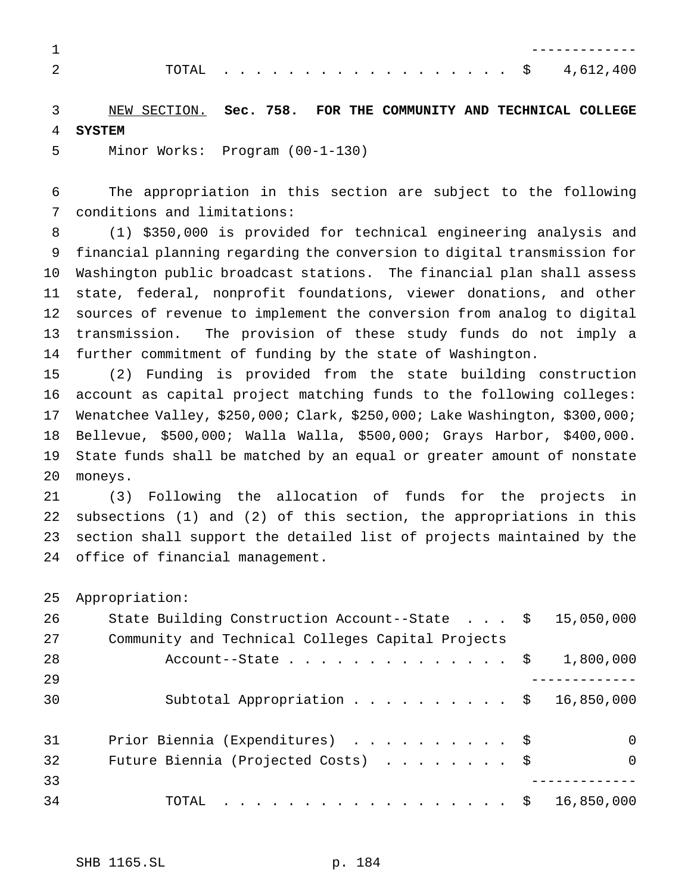| | | |
|---|---|---|
| TOTAL | $ | 4,612,400 |

NEW SECTION. **Sec. 758. FOR THE COMMUNITY AND TECHNICAL COLLEGE SYSTEM**

Minor Works: Program (00-1-130)

The appropriation in this section are subject to the following conditions and limitations:

(1) $350,000 is provided for technical engineering analysis and financial planning regarding the conversion to digital transmission for Washington public broadcast stations. The financial plan shall assess state, federal, nonprofit foundations, viewer donations, and other sources of revenue to implement the conversion from analog to digital transmission. The provision of these study funds do not imply a further commitment of funding by the state of Washington.

(2) Funding is provided from the state building construction account as capital project matching funds to the following colleges: Wenatchee Valley, $250,000; Clark, $250,000; Lake Washington, $300,000; Bellevue, $500,000; Walla Walla, $500,000; Grays Harbor, $400,000. State funds shall be matched by an equal or greater amount of nonstate moneys.

(3) Following the allocation of funds for the projects in subsections (1) and (2) of this section, the appropriations in this section shall support the detailed list of projects maintained by the office of financial management.

Appropriation:

| | | |
|---|---|---|
| State Building Construction Account--State | $ | 15,050,000 |
| Community and Technical Colleges Capital Projects Account--State | $ | 1,800,000 |
| Subtotal Appropriation | $ | 16,850,000 |
| Prior Biennia (Expenditures) | $ | 0 |
| Future Biennia (Projected Costs) | $ | 0 |
| TOTAL | $ | 16,850,000 |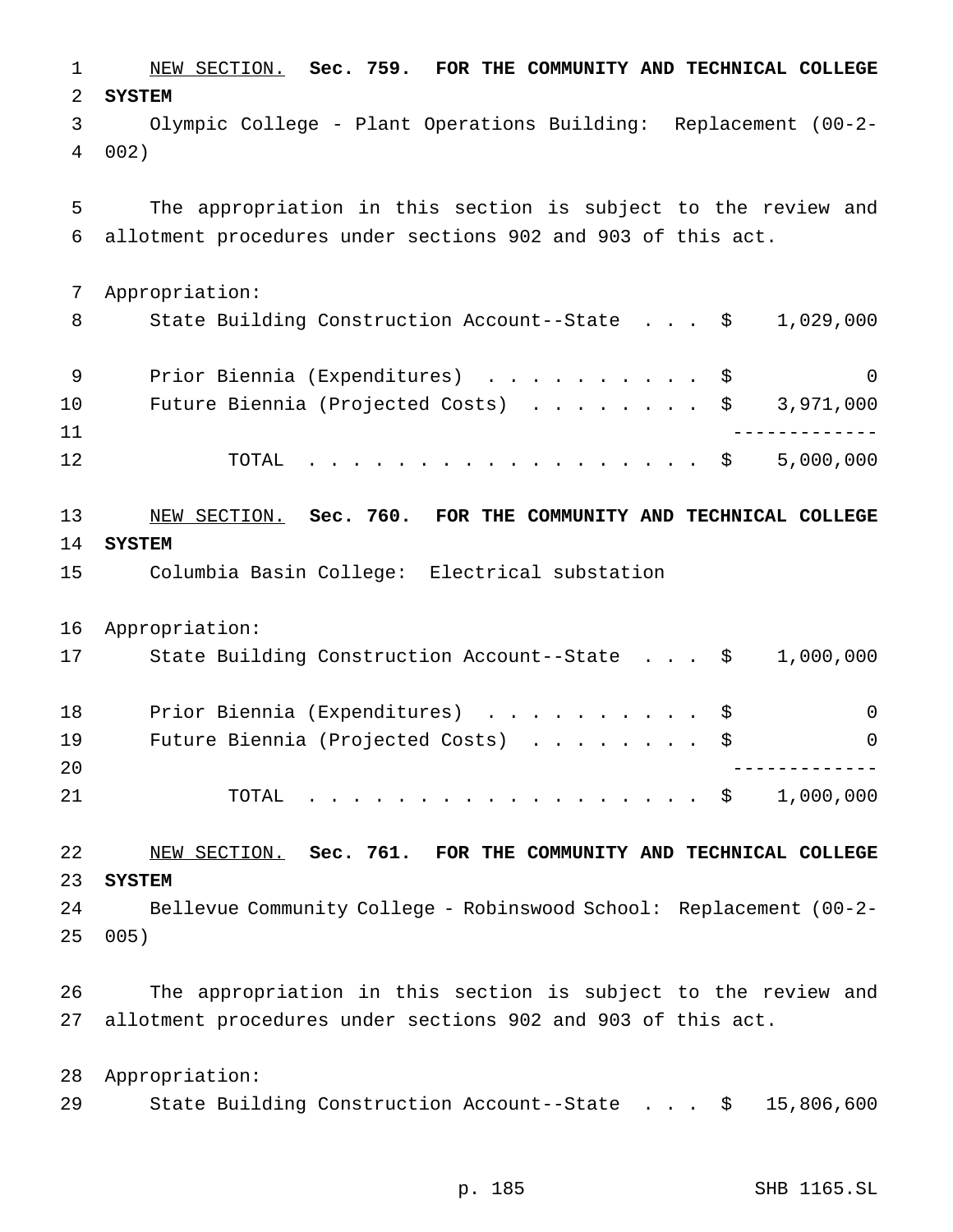NEW SECTION. **Sec. 759. FOR THE COMMUNITY AND TECHNICAL COLLEGE SYSTEM**

Olympic College - Plant Operations Building: Replacement (00-2-002)

The appropriation in this section is subject to the review and allotment procedures under sections 902 and 903 of this act.

Appropriation:

| | | |
|---|---|---|
| State Building Construction Account--State | $ | 1,029,000 |
| Prior Biennia (Expenditures) | $ | 0 |
| Future Biennia (Projected Costs) | $ | 3,971,000 |
| TOTAL | $ | 5,000,000 |

NEW SECTION. **Sec. 760. FOR THE COMMUNITY AND TECHNICAL COLLEGE SYSTEM**

Columbia Basin College: Electrical substation

Appropriation:

| | | |
|---|---|---|
| State Building Construction Account--State | $ | 1,000,000 |
| Prior Biennia (Expenditures) | $ | 0 |
| Future Biennia (Projected Costs) | $ | 0 |
| TOTAL | $ | 1,000,000 |

NEW SECTION. **Sec. 761. FOR THE COMMUNITY AND TECHNICAL COLLEGE SYSTEM**

Bellevue Community College - Robinswood School: Replacement (00-2-005)

The appropriation in this section is subject to the review and allotment procedures under sections 902 and 903 of this act.

Appropriation:

| | | |
|---|---|---|
| State Building Construction Account--State | $ | 15,806,600 |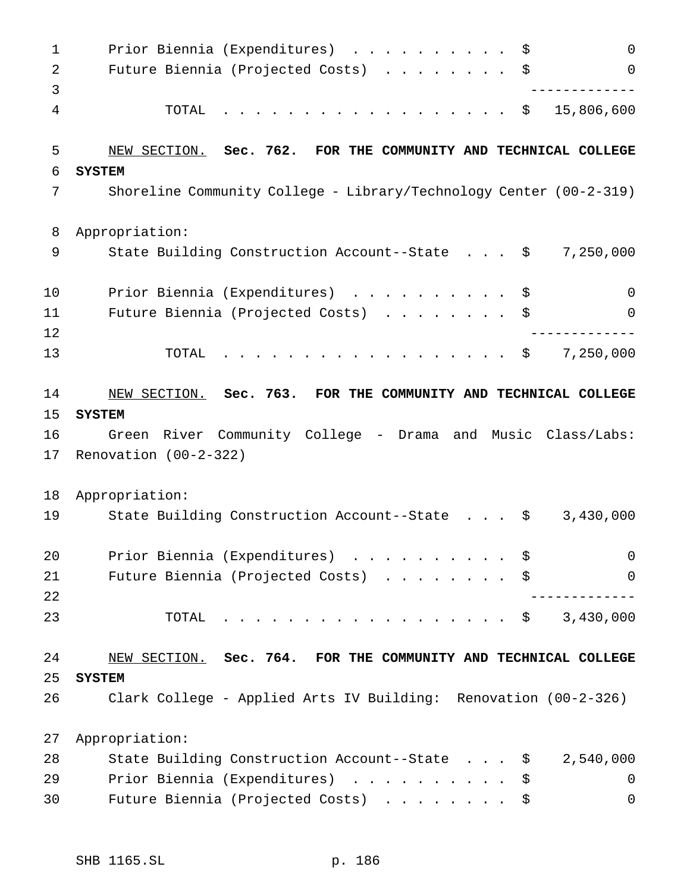| | |
|---|---|
| Prior Biennia (Expenditures) | $ 0 |
| Future Biennia (Projected Costs) | $ 0 |
| TOTAL | $ 15,806,600 |

NEW SECTION. **Sec. 762. FOR THE COMMUNITY AND TECHNICAL COLLEGE SYSTEM**

Shoreline Community College - Library/Technology Center (00-2-319)

Appropriation:

| | |
|---|---|
| State Building Construction Account--State | $ 7,250,000 |
| Prior Biennia (Expenditures) | $ 0 |
| Future Biennia (Projected Costs) | $ 0 |
| TOTAL | $ 7,250,000 |

NEW SECTION. **Sec. 763. FOR THE COMMUNITY AND TECHNICAL COLLEGE SYSTEM**

Green River Community College - Drama and Music Class/Labs: Renovation (00-2-322)

Appropriation:

| | |
|---|---|
| State Building Construction Account--State | $ 3,430,000 |
| Prior Biennia (Expenditures) | $ 0 |
| Future Biennia (Projected Costs) | $ 0 |
| TOTAL | $ 3,430,000 |

NEW SECTION. **Sec. 764. FOR THE COMMUNITY AND TECHNICAL COLLEGE SYSTEM**

Clark College - Applied Arts IV Building: Renovation (00-2-326)

Appropriation:

| | |
|---|---|
| State Building Construction Account--State | $ 2,540,000 |
| Prior Biennia (Expenditures) | $ 0 |
| Future Biennia (Projected Costs) | $ 0 |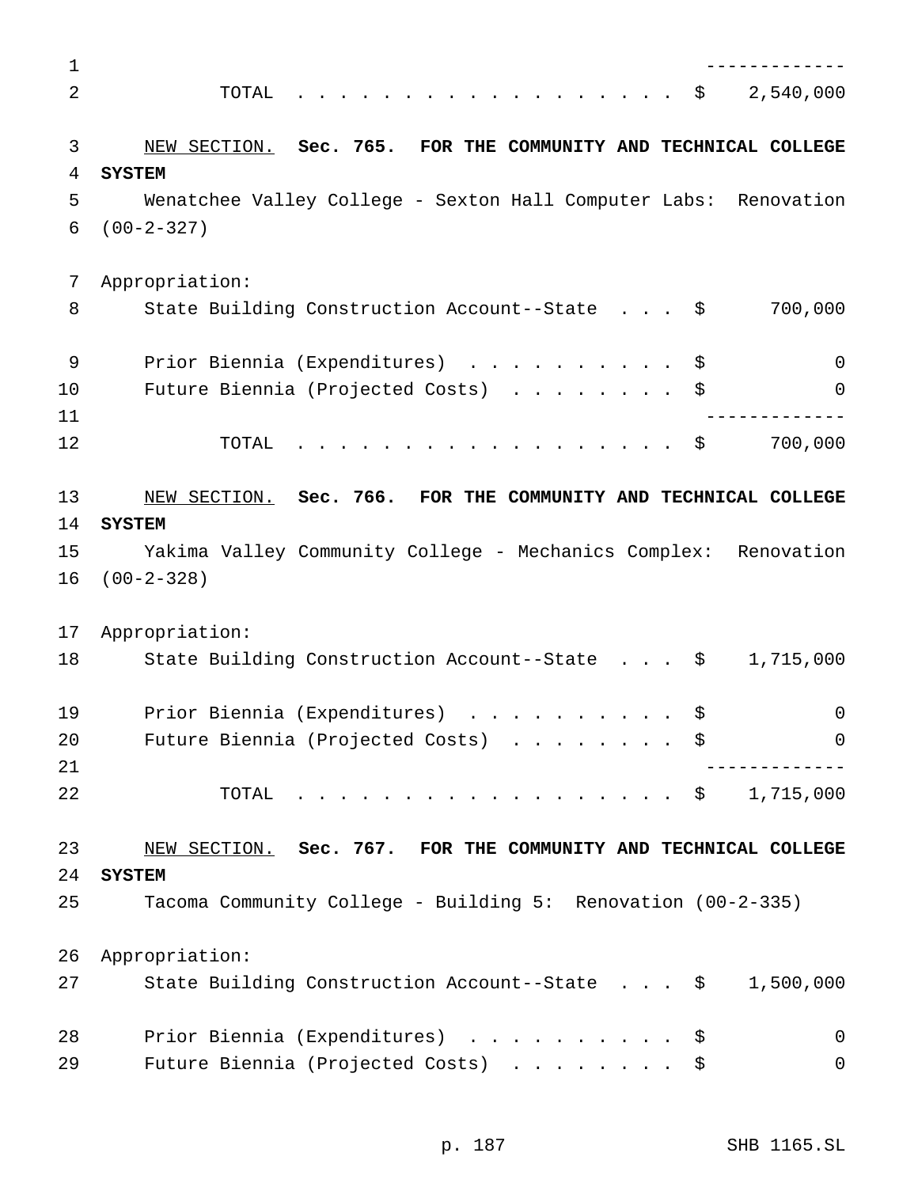| | |
|---|---|
| TOTAL | $ 2,540,000 |

NEW SECTION. **Sec. 765. FOR THE COMMUNITY AND TECHNICAL COLLEGE SYSTEM**

Wenatchee Valley College - Sexton Hall Computer Labs: Renovation (00-2-327)

Appropriation:

| | |
|---|---|
| State Building Construction Account--State | $ 700,000 |
| Prior Biennia (Expenditures) | $ 0 |
| Future Biennia (Projected Costs) | $ 0 |
| TOTAL | $ 700,000 |

NEW SECTION. **Sec. 766. FOR THE COMMUNITY AND TECHNICAL COLLEGE SYSTEM**

Yakima Valley Community College - Mechanics Complex: Renovation (00-2-328)

Appropriation:

| | |
|---|---|
| State Building Construction Account--State | $ 1,715,000 |
| Prior Biennia (Expenditures) | $ 0 |
| Future Biennia (Projected Costs) | $ 0 |
| TOTAL | $ 1,715,000 |

NEW SECTION. **Sec. 767. FOR THE COMMUNITY AND TECHNICAL COLLEGE SYSTEM**

Tacoma Community College - Building 5: Renovation (00-2-335)

Appropriation:

| | |
|---|---|
| State Building Construction Account--State | $ 1,500,000 |
| Prior Biennia (Expenditures) | $ 0 |
| Future Biennia (Projected Costs) | $ 0 |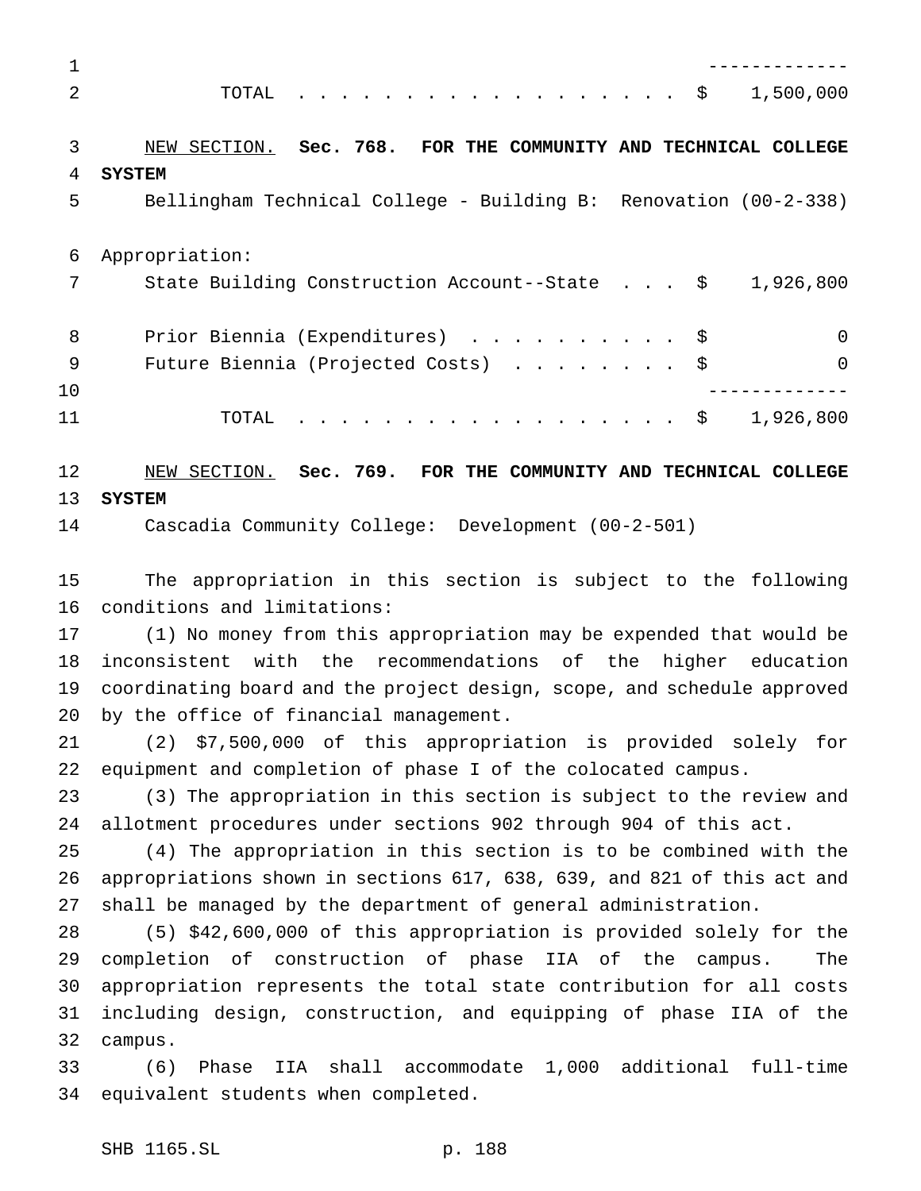| | |
|---|---|
| TOTAL . . . . . . . . . . . . . . . . . . | $ 1,500,000 |

NEW SECTION. **Sec. 768. FOR THE COMMUNITY AND TECHNICAL COLLEGE SYSTEM**

Bellingham Technical College - Building B: Renovation (00-2-338)

Appropriation:

| | |
|---|---|
| State Building Construction Account--State . . . | $ 1,926,800 |
| Prior Biennia (Expenditures) . . . . . . . . . . | $ 0 |
| Future Biennia (Projected Costs) . . . . . . . . | $ 0 |
| TOTAL . . . . . . . . . . . . . . . . . . | $ 1,926,800 |

NEW SECTION. **Sec. 769. FOR THE COMMUNITY AND TECHNICAL COLLEGE SYSTEM**

Cascadia Community College: Development (00-2-501)

The appropriation in this section is subject to the following conditions and limitations:

(1) No money from this appropriation may be expended that would be inconsistent with the recommendations of the higher education coordinating board and the project design, scope, and schedule approved by the office of financial management.

(2) $7,500,000 of this appropriation is provided solely for equipment and completion of phase I of the colocated campus.

(3) The appropriation in this section is subject to the review and allotment procedures under sections 902 through 904 of this act.

(4) The appropriation in this section is to be combined with the appropriations shown in sections 617, 638, 639, and 821 of this act and shall be managed by the department of general administration.

(5) $42,600,000 of this appropriation is provided solely for the completion of construction of phase IIA of the campus. The appropriation represents the total state contribution for all costs including design, construction, and equipping of phase IIA of the campus.

(6) Phase IIA shall accommodate 1,000 additional full-time equivalent students when completed.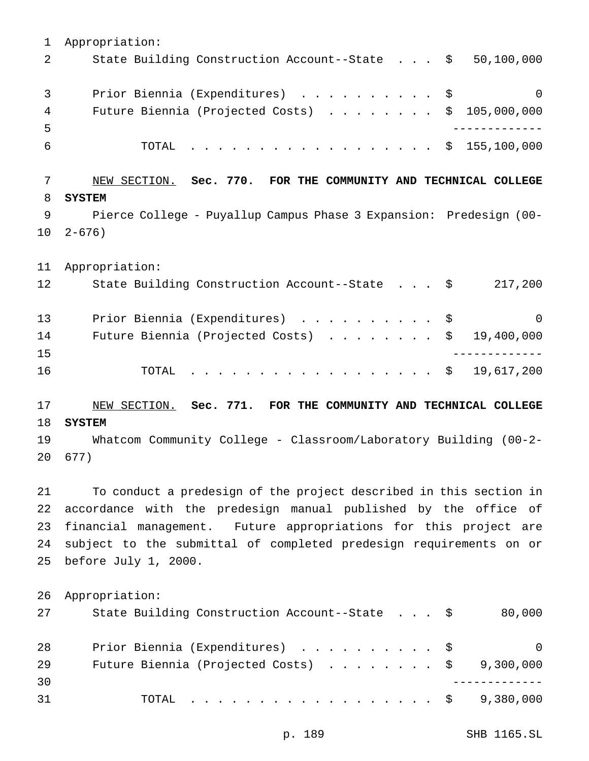Appropriation:

| | | |
|---|---|---|
| State Building Construction Account--State | $ | 50,100,000 |
| Prior Biennia (Expenditures) | $ | 0 |
| Future Biennia (Projected Costs) | $ | 105,000,000 |
| TOTAL | $ | 155,100,000 |

NEW SECTION. **Sec. 770. FOR THE COMMUNITY AND TECHNICAL COLLEGE SYSTEM**

Pierce College - Puyallup Campus Phase 3 Expansion: Predesign (00-2-676)

Appropriation:

| | | |
|---|---|---|
| State Building Construction Account--State | $ | 217,200 |
| Prior Biennia (Expenditures) | $ | 0 |
| Future Biennia (Projected Costs) | $ | 19,400,000 |
| TOTAL | $ | 19,617,200 |

NEW SECTION. **Sec. 771. FOR THE COMMUNITY AND TECHNICAL COLLEGE SYSTEM**

Whatcom Community College - Classroom/Laboratory Building (00-2-677)

To conduct a predesign of the project described in this section in accordance with the predesign manual published by the office of financial management. Future appropriations for this project are subject to the submittal of completed predesign requirements on or before July 1, 2000.

Appropriation:

| | | |
|---|---|---|
| State Building Construction Account--State | $ | 80,000 |
| Prior Biennia (Expenditures) | $ | 0 |
| Future Biennia (Projected Costs) | $ | 9,300,000 |
| TOTAL | $ | 9,380,000 |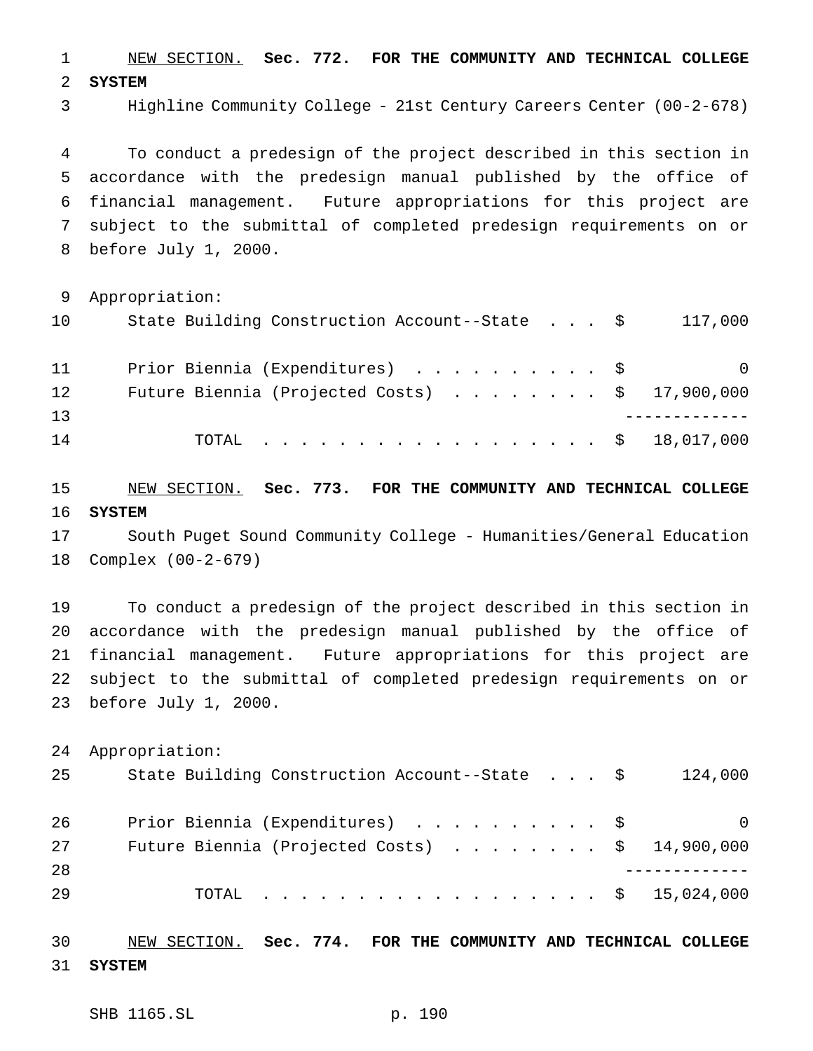NEW SECTION. **Sec. 772. FOR THE COMMUNITY AND TECHNICAL COLLEGE SYSTEM**

Highline Community College - 21st Century Careers Center (00-2-678)

To conduct a predesign of the project described in this section in accordance with the predesign manual published by the office of financial management. Future appropriations for this project are subject to the submittal of completed predesign requirements on or before July 1, 2000.

Appropriation:

| | | |
|---|---|---|
| State Building Construction Account--State . . . | $ | 117,000 |
| Prior Biennia (Expenditures) . . . . . . . . . . | $ | 0 |
| Future Biennia (Projected Costs) . . . . . . . . | $ | 17,900,000 |
| TOTAL . . . . . . . . . . . . . . . . . . | $ | 18,017,000 |

NEW SECTION. **Sec. 773. FOR THE COMMUNITY AND TECHNICAL COLLEGE SYSTEM**

South Puget Sound Community College - Humanities/General Education Complex (00-2-679)

To conduct a predesign of the project described in this section in accordance with the predesign manual published by the office of financial management. Future appropriations for this project are subject to the submittal of completed predesign requirements on or before July 1, 2000.

Appropriation:

| | | |
|---|---|---|
| State Building Construction Account--State . . . | $ | 124,000 |
| Prior Biennia (Expenditures) . . . . . . . . . . | $ | 0 |
| Future Biennia (Projected Costs) . . . . . . . . | $ | 14,900,000 |
| TOTAL . . . . . . . . . . . . . . . . . . | $ | 15,024,000 |

NEW SECTION. **Sec. 774. FOR THE COMMUNITY AND TECHNICAL COLLEGE SYSTEM**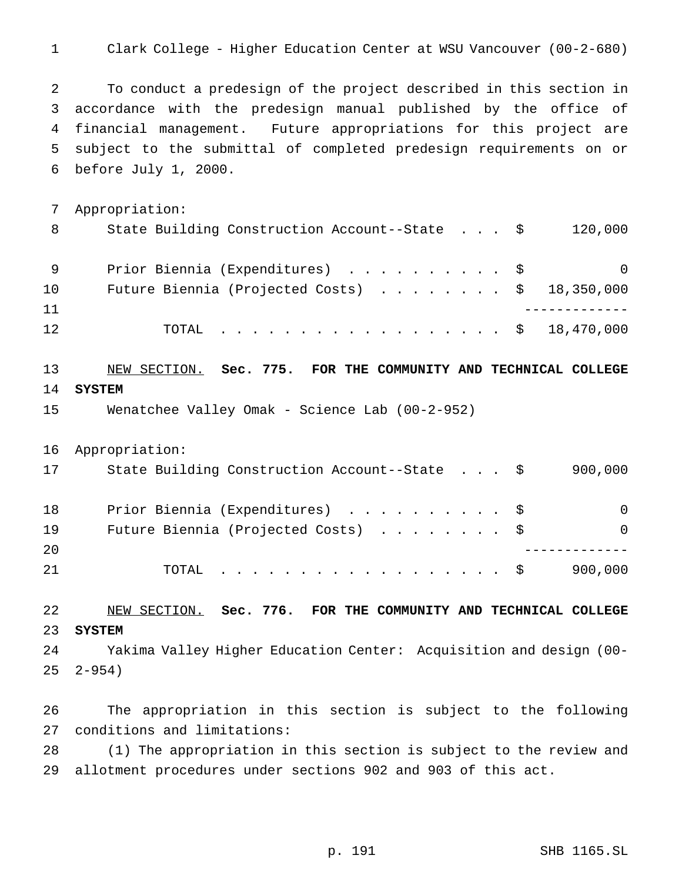Clark College - Higher Education Center at WSU Vancouver (00-2-680)

To conduct a predesign of the project described in this section in accordance with the predesign manual published by the office of financial management. Future appropriations for this project are subject to the submittal of completed predesign requirements on or before July 1, 2000.

Appropriation:

| | | |
|---|---|---|
| State Building Construction Account--State . . . | $ | 120,000 |
| Prior Biennia (Expenditures) . . . . . . . . . . | $ | 0 |
| Future Biennia (Projected Costs) . . . . . . . . | $ | 18,350,000 |
| TOTAL . . . . . . . . . . . . . . . . . . | $ | 18,470,000 |

NEW SECTION. **Sec. 775. FOR THE COMMUNITY AND TECHNICAL COLLEGE SYSTEM**

Wenatchee Valley Omak - Science Lab (00-2-952)

Appropriation:

| | | |
|---|---|---|
| State Building Construction Account--State . . . | $ | 900,000 |
| Prior Biennia (Expenditures) . . . . . . . . . . | $ | 0 |
| Future Biennia (Projected Costs) . . . . . . . . | $ | 0 |
| TOTAL . . . . . . . . . . . . . . . . . . | $ | 900,000 |

NEW SECTION. **Sec. 776. FOR THE COMMUNITY AND TECHNICAL COLLEGE SYSTEM**

Yakima Valley Higher Education Center: Acquisition and design (00-2-954)

The appropriation in this section is subject to the following conditions and limitations:

(1) The appropriation in this section is subject to the review and allotment procedures under sections 902 and 903 of this act.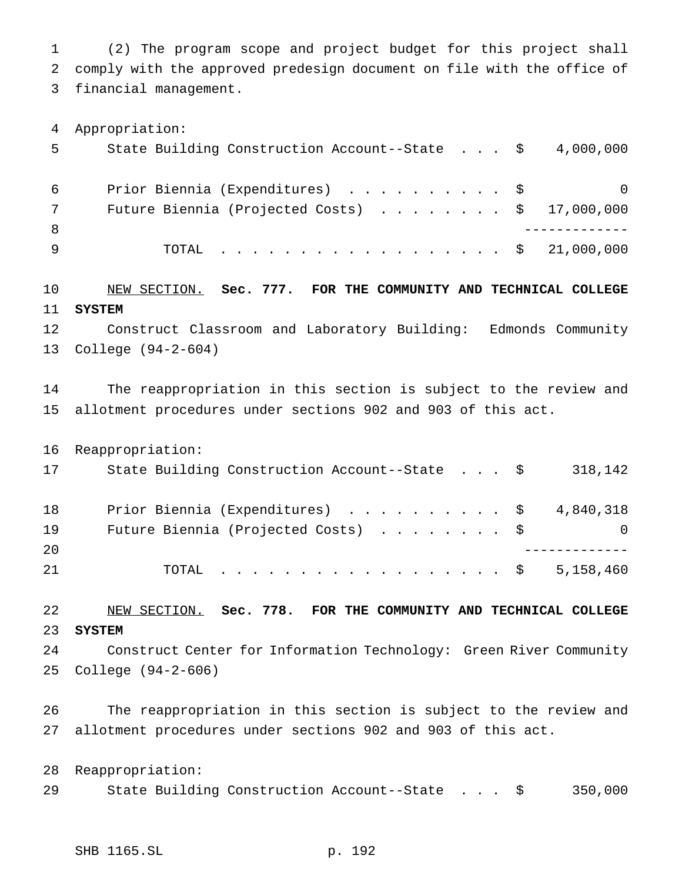(2) The program scope and project budget for this project shall comply with the approved predesign document on file with the office of financial management.

Appropriation:

| | |
|---|---|
| State Building Construction Account--State . . . | $ 4,000,000 |
| Prior Biennia (Expenditures) . . . . . . . . . . | $ 0 |
| Future Biennia (Projected Costs) . . . . . . . . | $ 17,000,000 |
| TOTAL . . . . . . . . . . . . . . . . . . | $ 21,000,000 |

NEW SECTION. **Sec. 777. FOR THE COMMUNITY AND TECHNICAL COLLEGE SYSTEM**

Construct Classroom and Laboratory Building: Edmonds Community College (94-2-604)

The reappropriation in this section is subject to the review and allotment procedures under sections 902 and 903 of this act.

Reappropriation:

| | |
|---|---|
| State Building Construction Account--State . . . | $ 318,142 |
| Prior Biennia (Expenditures) . . . . . . . . . . | $ 4,840,318 |
| Future Biennia (Projected Costs) . . . . . . . . | $ 0 |
| TOTAL . . . . . . . . . . . . . . . . . . | $ 5,158,460 |

NEW SECTION. **Sec. 778. FOR THE COMMUNITY AND TECHNICAL COLLEGE SYSTEM**

Construct Center for Information Technology: Green River Community College (94-2-606)

The reappropriation in this section is subject to the review and allotment procedures under sections 902 and 903 of this act.

Reappropriation:

| | |
|---|---|
| State Building Construction Account--State . . . | $ 350,000 |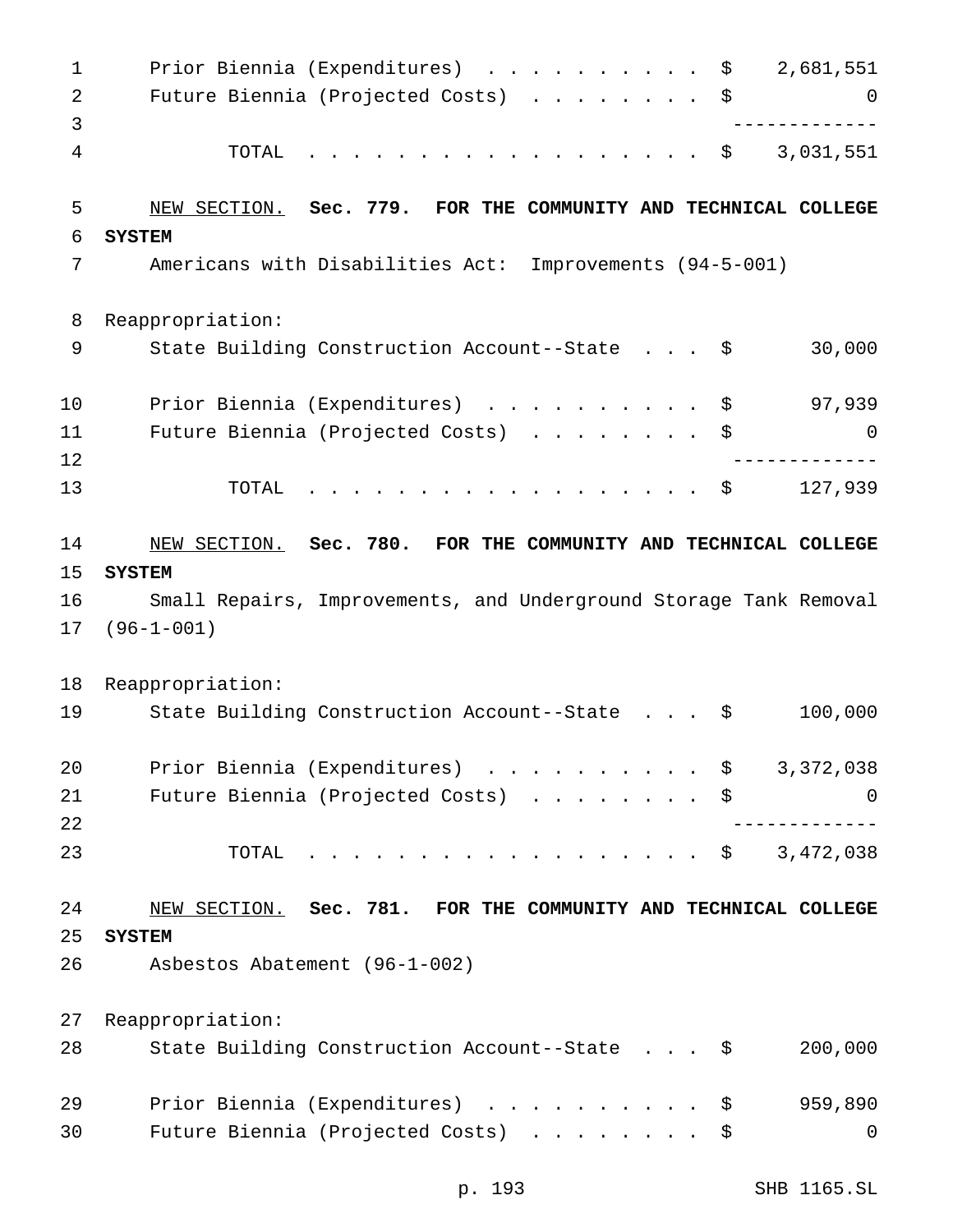| | |
|---|---|
| Prior Biennia (Expenditures) . . . . . . . . . . | $ 2,681,551 |
| Future Biennia (Projected Costs) . . . . . . . . | $ 0 |
| TOTAL . . . . . . . . . . . . . . . . . . . | $ 3,031,551 |

<u>NEW SECTION.</u> **Sec. 779. FOR THE COMMUNITY AND TECHNICAL COLLEGE SYSTEM**

Americans with Disabilities Act: Improvements (94-5-001)

| | |
|---|---|
| Reappropriation: | |
| State Building Construction Account--State . . . | $ 30,000 |
| Prior Biennia (Expenditures) . . . . . . . . . . | $ 97,939 |
| Future Biennia (Projected Costs) . . . . . . . . | $ 0 |
| TOTAL . . . . . . . . . . . . . . . . . . . | $ 127,939 |

<u>NEW SECTION.</u> **Sec. 780. FOR THE COMMUNITY AND TECHNICAL COLLEGE SYSTEM**

Small Repairs, Improvements, and Underground Storage Tank Removal (96-1-001)

| | |
|---|---|
| Reappropriation: | |
| State Building Construction Account--State . . . | $ 100,000 |
| Prior Biennia (Expenditures) . . . . . . . . . . | $ 3,372,038 |
| Future Biennia (Projected Costs) . . . . . . . . | $ 0 |
| TOTAL . . . . . . . . . . . . . . . . . . . | $ 3,472,038 |

<u>NEW SECTION.</u> **Sec. 781. FOR THE COMMUNITY AND TECHNICAL COLLEGE SYSTEM**

Asbestos Abatement (96-1-002)

| | |
|---|---|
| Reappropriation: | |
| State Building Construction Account--State . . . | $ 200,000 |
| Prior Biennia (Expenditures) . . . . . . . . . . | $ 959,890 |
| Future Biennia (Projected Costs) . . . . . . . . | $ 0 |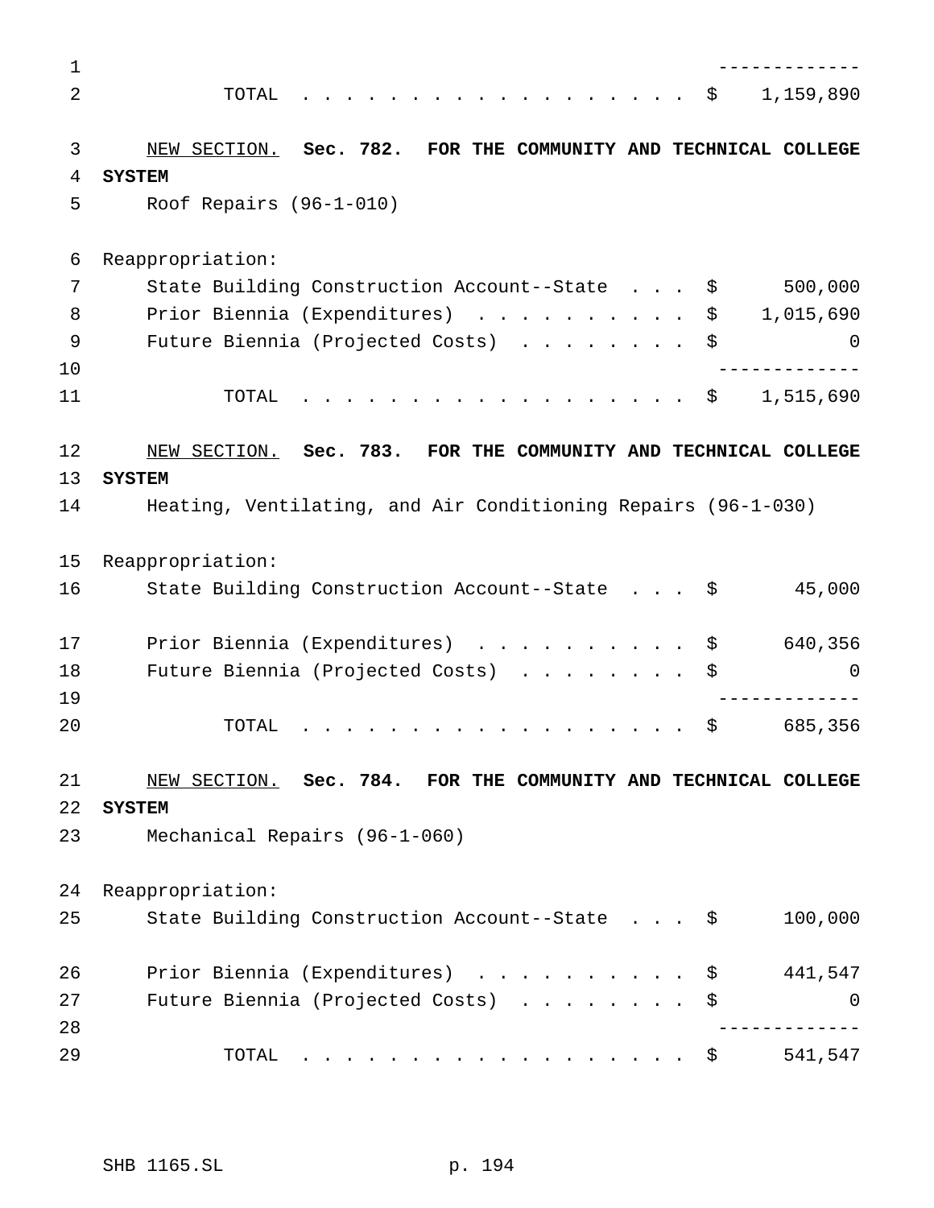| | |
|---|---|
| TOTAL | $ 1,159,890 |

<u>NEW SECTION.</u> **Sec. 782. FOR THE COMMUNITY AND TECHNICAL COLLEGE SYSTEM**

Roof Repairs (96-1-010)

Reappropriation:

| | |
|---|---|
| State Building Construction Account--State | $ 500,000 |
| Prior Biennia (Expenditures) | $ 1,015,690 |
| Future Biennia (Projected Costs) | $ 0 |
| TOTAL | $ 1,515,690 |

<u>NEW SECTION.</u> **Sec. 783. FOR THE COMMUNITY AND TECHNICAL COLLEGE SYSTEM**

Heating, Ventilating, and Air Conditioning Repairs (96-1-030)

Reappropriation:

| | |
|---|---|
| State Building Construction Account--State | $ 45,000 |
| Prior Biennia (Expenditures) | $ 640,356 |
| Future Biennia (Projected Costs) | $ 0 |
| TOTAL | $ 685,356 |

<u>NEW SECTION.</u> **Sec. 784. FOR THE COMMUNITY AND TECHNICAL COLLEGE SYSTEM**

Mechanical Repairs (96-1-060)

Reappropriation:

| | |
|---|---|
| State Building Construction Account--State | $ 100,000 |
| Prior Biennia (Expenditures) | $ 441,547 |
| Future Biennia (Projected Costs) | $ 0 |
| TOTAL | $ 541,547 |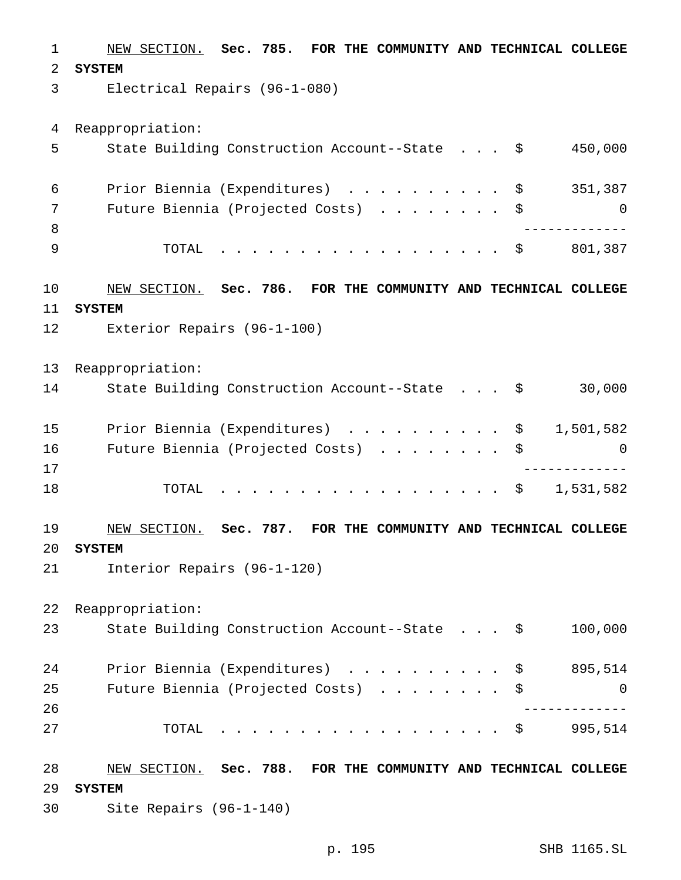NEW SECTION. **Sec. 785. FOR THE COMMUNITY AND TECHNICAL COLLEGE SYSTEM**

Electrical Repairs (96-1-080)

Reappropriation:

| | | |
|---|---|---|
| State Building Construction Account--State . . . | $ | 450,000 |
| Prior Biennia (Expenditures) . . . . . . . . . . | $ | 351,387 |
| Future Biennia (Projected Costs) . . . . . . . . | $ | 0 |
| TOTAL . . . . . . . . . . . . . . . . . . . | $ | 801,387 |

NEW SECTION. **Sec. 786. FOR THE COMMUNITY AND TECHNICAL COLLEGE SYSTEM**

Exterior Repairs (96-1-100)

Reappropriation:

| | | |
|---|---|---|
| State Building Construction Account--State . . . | $ | 30,000 |
| Prior Biennia (Expenditures) . . . . . . . . . . | $ | 1,501,582 |
| Future Biennia (Projected Costs) . . . . . . . . | $ | 0 |
| TOTAL . . . . . . . . . . . . . . . . . . . | $ | 1,531,582 |

NEW SECTION. **Sec. 787. FOR THE COMMUNITY AND TECHNICAL COLLEGE SYSTEM**

Interior Repairs (96-1-120)

Reappropriation:

| | | |
|---|---|---|
| State Building Construction Account--State . . . | $ | 100,000 |
| Prior Biennia (Expenditures) . . . . . . . . . . | $ | 895,514 |
| Future Biennia (Projected Costs) . . . . . . . . | $ | 0 |
| TOTAL . . . . . . . . . . . . . . . . . . . | $ | 995,514 |

NEW SECTION. **Sec. 788. FOR THE COMMUNITY AND TECHNICAL COLLEGE SYSTEM**

Site Repairs (96-1-140)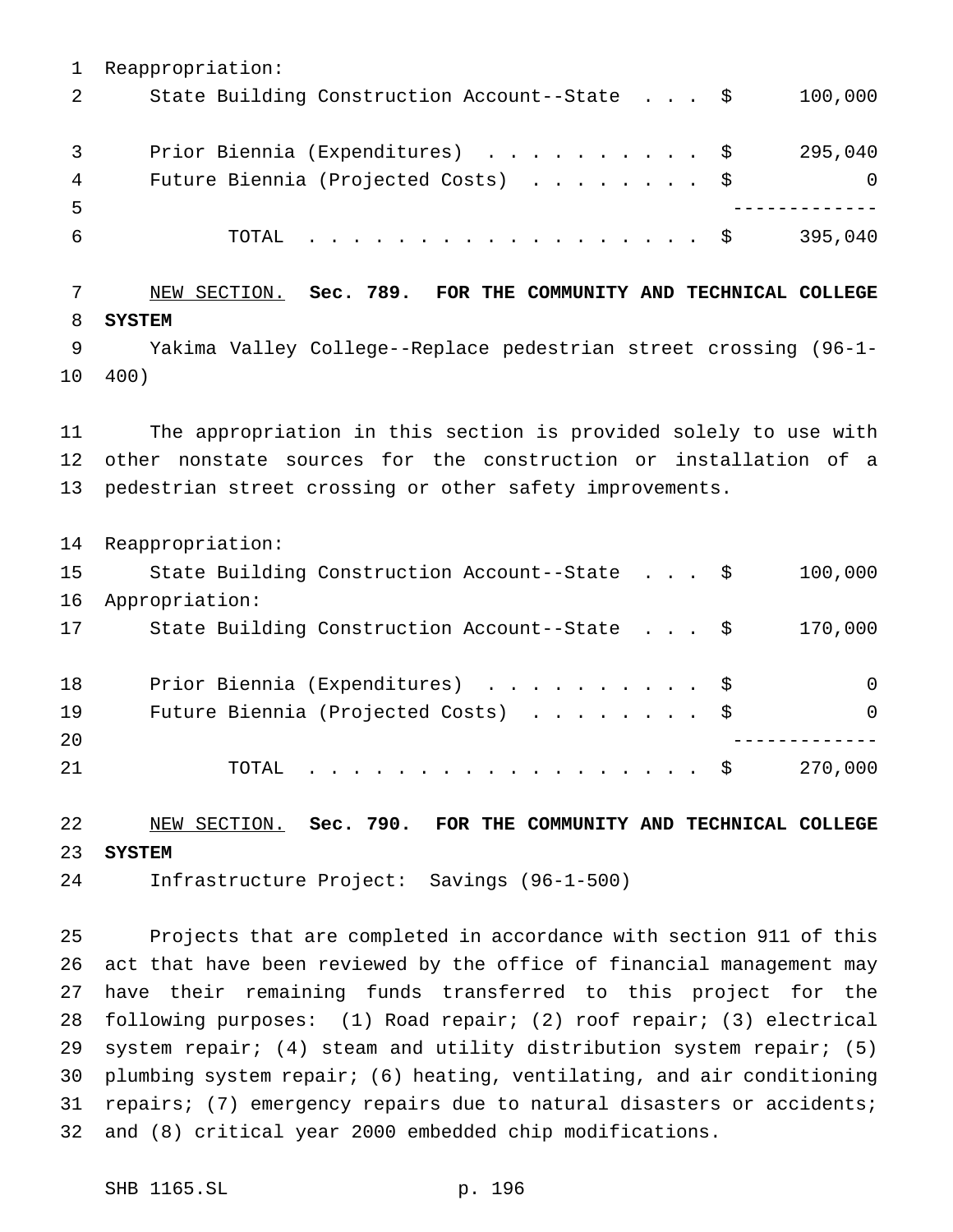Reappropriation:

| | | |
|---|---|---|
| State Building Construction Account--State | $ | 100,000 |
| Prior Biennia (Expenditures) | $ | 295,040 |
| Future Biennia (Projected Costs) | $ | 0 |
| TOTAL | $ | 395,040 |

NEW SECTION. **Sec. 789. FOR THE COMMUNITY AND TECHNICAL COLLEGE SYSTEM**

Yakima Valley College--Replace pedestrian street crossing (96-1-400)

The appropriation in this section is provided solely to use with other nonstate sources for the construction or installation of a pedestrian street crossing or other safety improvements.

Reappropriation:

| | | |
|---|---|---|
| State Building Construction Account--State | $ | 100,000 |

Appropriation:

| | | |
|---|---|---|
| State Building Construction Account--State | $ | 170,000 |
| Prior Biennia (Expenditures) | $ | 0 |
| Future Biennia (Projected Costs) | $ | 0 |
| TOTAL | $ | 270,000 |

NEW SECTION. **Sec. 790. FOR THE COMMUNITY AND TECHNICAL COLLEGE SYSTEM**

Infrastructure Project: Savings (96-1-500)

Projects that are completed in accordance with section 911 of this act that have been reviewed by the office of financial management may have their remaining funds transferred to this project for the following purposes: (1) Road repair; (2) roof repair; (3) electrical system repair; (4) steam and utility distribution system repair; (5) plumbing system repair; (6) heating, ventilating, and air conditioning repairs; (7) emergency repairs due to natural disasters or accidents; and (8) critical year 2000 embedded chip modifications.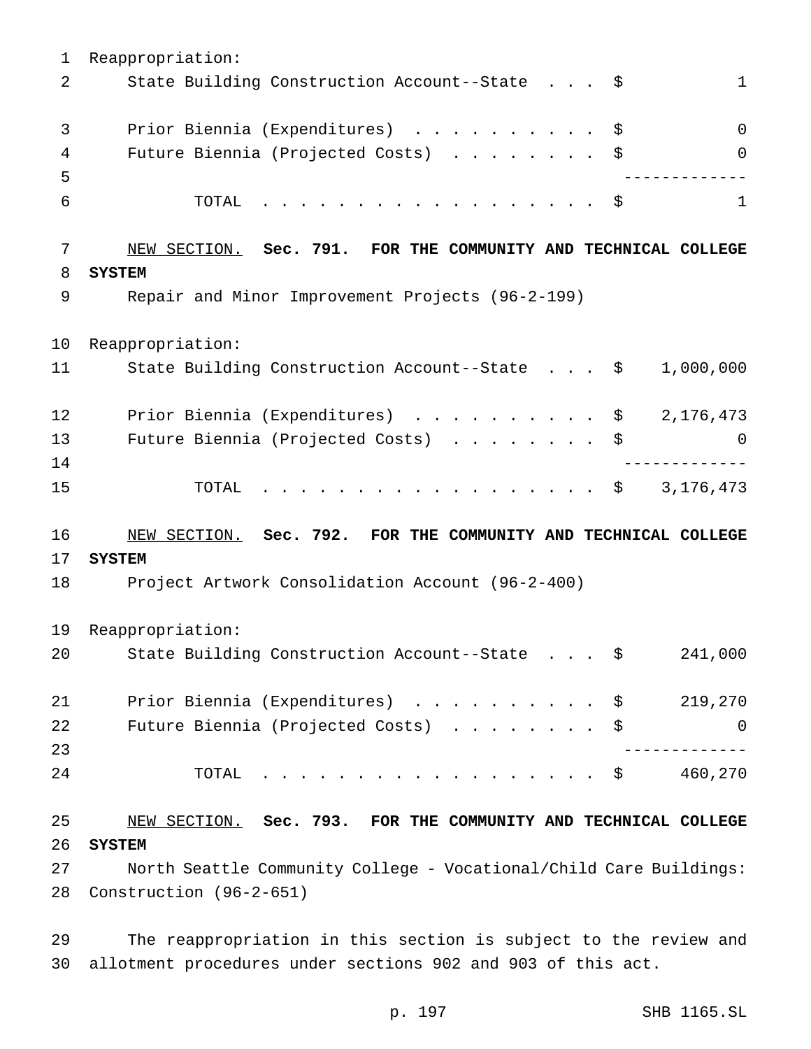Reappropriation:

| | | |
|---|---|---|
| State Building Construction Account--State . . . | $ | 1 |
| Prior Biennia (Expenditures) . . . . . . . . . . | $ | 0 |
| Future Biennia (Projected Costs) . . . . . . . . | $ | 0 |
| TOTAL . . . . . . . . . . . . . . . . . . | $ | 1 |

NEW SECTION. **Sec. 791. FOR THE COMMUNITY AND TECHNICAL COLLEGE SYSTEM**

Repair and Minor Improvement Projects (96-2-199)

Reappropriation:

| | | |
|---|---|---|
| State Building Construction Account--State . . . | $ | 1,000,000 |
| Prior Biennia (Expenditures) . . . . . . . . . . | $ | 2,176,473 |
| Future Biennia (Projected Costs) . . . . . . . . | $ | 0 |
| TOTAL . . . . . . . . . . . . . . . . . . | $ | 3,176,473 |

NEW SECTION. **Sec. 792. FOR THE COMMUNITY AND TECHNICAL COLLEGE SYSTEM**

Project Artwork Consolidation Account (96-2-400)

Reappropriation:

| | | |
|---|---|---|
| State Building Construction Account--State . . . | $ | 241,000 |
| Prior Biennia (Expenditures) . . . . . . . . . . | $ | 219,270 |
| Future Biennia (Projected Costs) . . . . . . . . | $ | 0 |
| TOTAL . . . . . . . . . . . . . . . . . . | $ | 460,270 |

NEW SECTION. **Sec. 793. FOR THE COMMUNITY AND TECHNICAL COLLEGE SYSTEM**

North Seattle Community College - Vocational/Child Care Buildings: Construction (96-2-651)

The reappropriation in this section is subject to the review and allotment procedures under sections 902 and 903 of this act.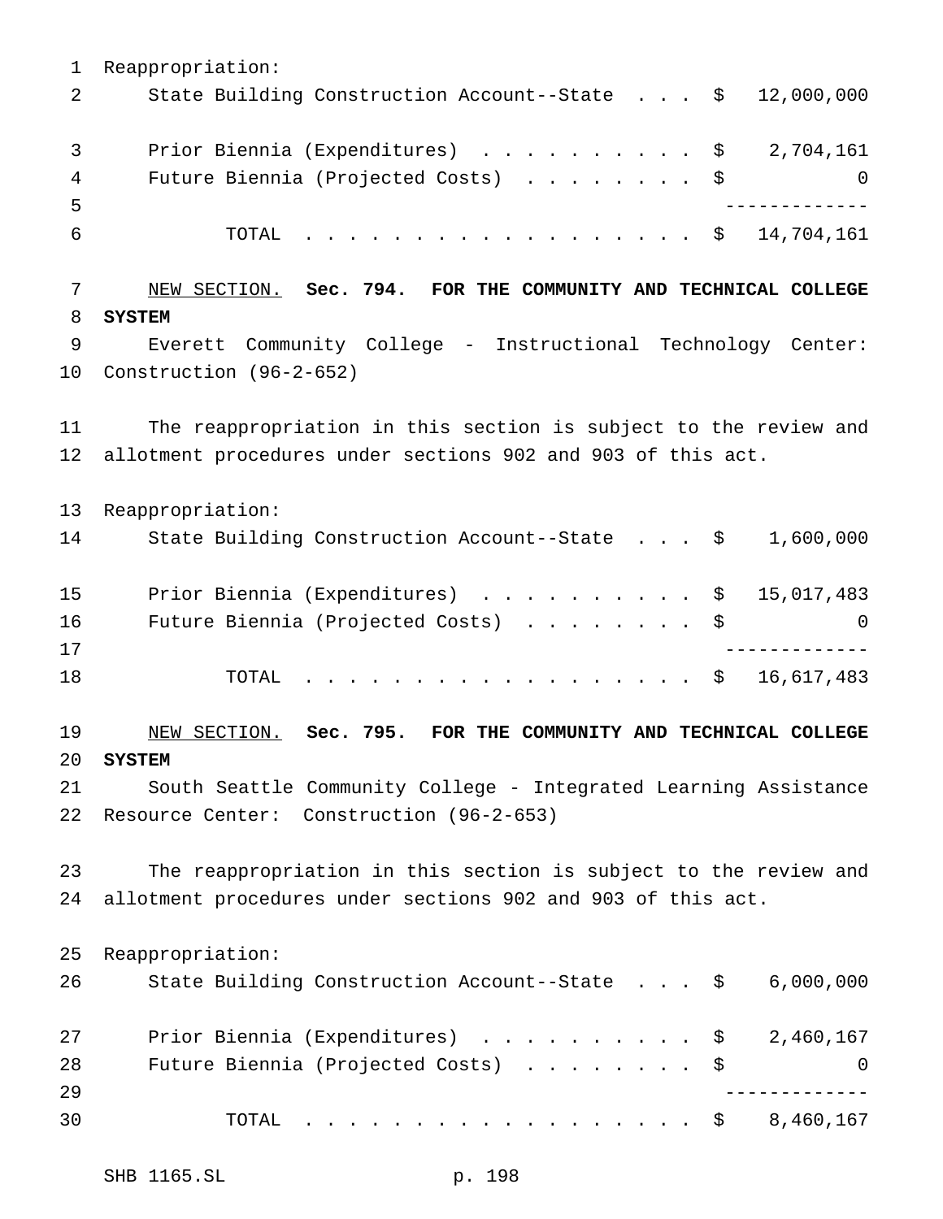Reappropriation:

| | | |
|---|---|---|
| State Building Construction Account--State | $ | 12,000,000 |
| Prior Biennia (Expenditures) | $ | 2,704,161 |
| Future Biennia (Projected Costs) | $ | 0 |
| TOTAL | $ | 14,704,161 |

NEW SECTION. **Sec. 794. FOR THE COMMUNITY AND TECHNICAL COLLEGE SYSTEM**

Everett Community College - Instructional Technology Center: Construction (96-2-652)

The reappropriation in this section is subject to the review and allotment procedures under sections 902 and 903 of this act.

Reappropriation:

| | | |
|---|---|---|
| State Building Construction Account--State | $ | 1,600,000 |
| Prior Biennia (Expenditures) | $ | 15,017,483 |
| Future Biennia (Projected Costs) | $ | 0 |
| TOTAL | $ | 16,617,483 |

NEW SECTION. **Sec. 795. FOR THE COMMUNITY AND TECHNICAL COLLEGE SYSTEM**

South Seattle Community College - Integrated Learning Assistance Resource Center: Construction (96-2-653)

The reappropriation in this section is subject to the review and allotment procedures under sections 902 and 903 of this act.

Reappropriation:

| | | |
|---|---|---|
| State Building Construction Account--State | $ | 6,000,000 |
| Prior Biennia (Expenditures) | $ | 2,460,167 |
| Future Biennia (Projected Costs) | $ | 0 |
| TOTAL | $ | 8,460,167 |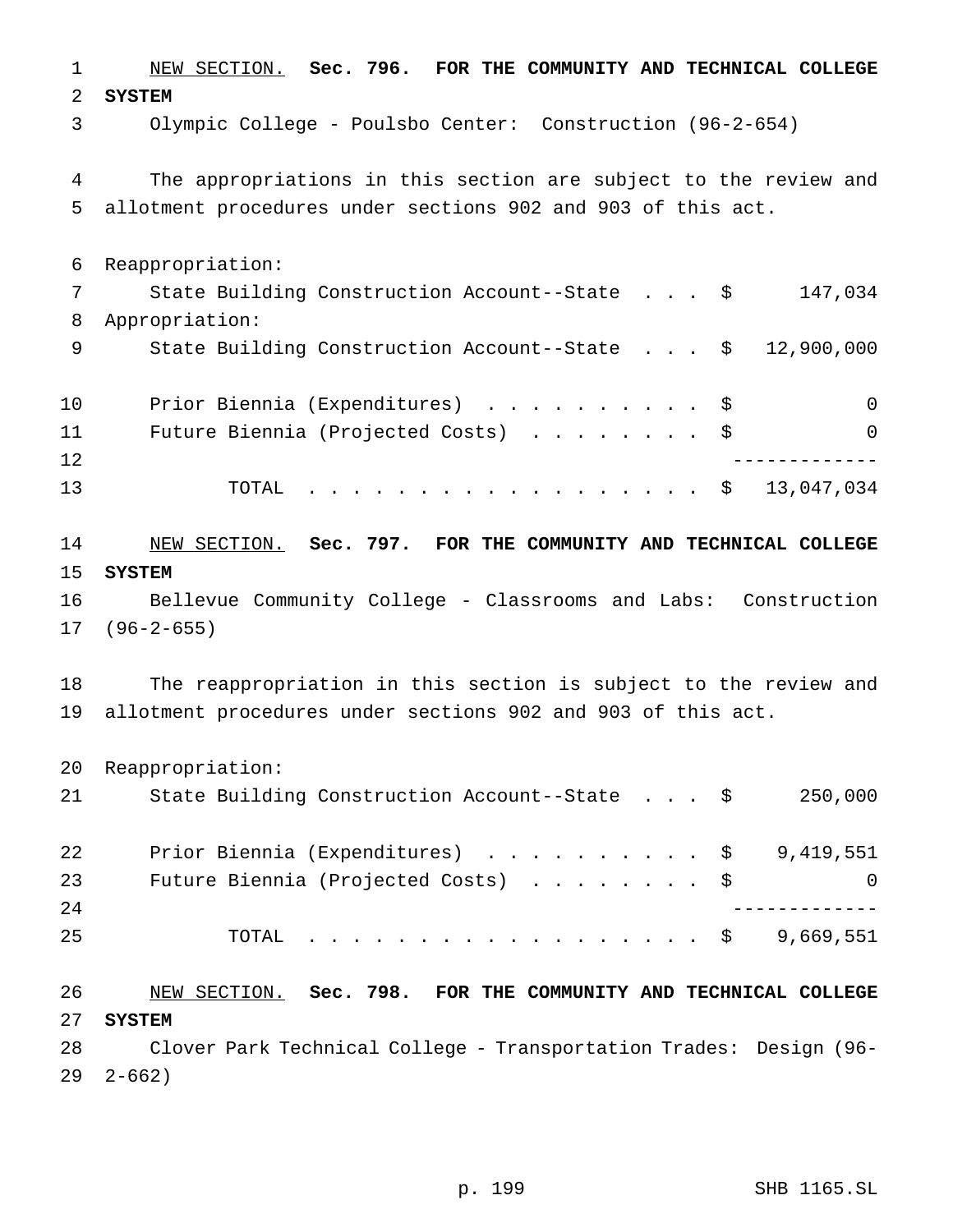NEW SECTION. **Sec. 796. FOR THE COMMUNITY AND TECHNICAL COLLEGE SYSTEM**

Olympic College - Poulsbo Center: Construction (96-2-654)

The appropriations in this section are subject to the review and allotment procedures under sections 902 and 903 of this act.

| | | |
|---|---|---|
| Reappropriation: | | |
| State Building Construction Account--State | $ | 147,034 |
| Appropriation: | | |
| State Building Construction Account--State | $ | 12,900,000 |
| Prior Biennia (Expenditures) | $ | 0 |
| Future Biennia (Projected Costs) | $ | 0 |
| TOTAL | $ | 13,047,034 |

NEW SECTION. **Sec. 797. FOR THE COMMUNITY AND TECHNICAL COLLEGE SYSTEM**

Bellevue Community College - Classrooms and Labs: Construction (96-2-655)

The reappropriation in this section is subject to the review and allotment procedures under sections 902 and 903 of this act.

| | | |
|---|---|---|
| Reappropriation: | | |
| State Building Construction Account--State | $ | 250,000 |
| Prior Biennia (Expenditures) | $ | 9,419,551 |
| Future Biennia (Projected Costs) | $ | 0 |
| TOTAL | $ | 9,669,551 |

NEW SECTION. **Sec. 798. FOR THE COMMUNITY AND TECHNICAL COLLEGE SYSTEM**

Clover Park Technical College - Transportation Trades: Design (96-2-662)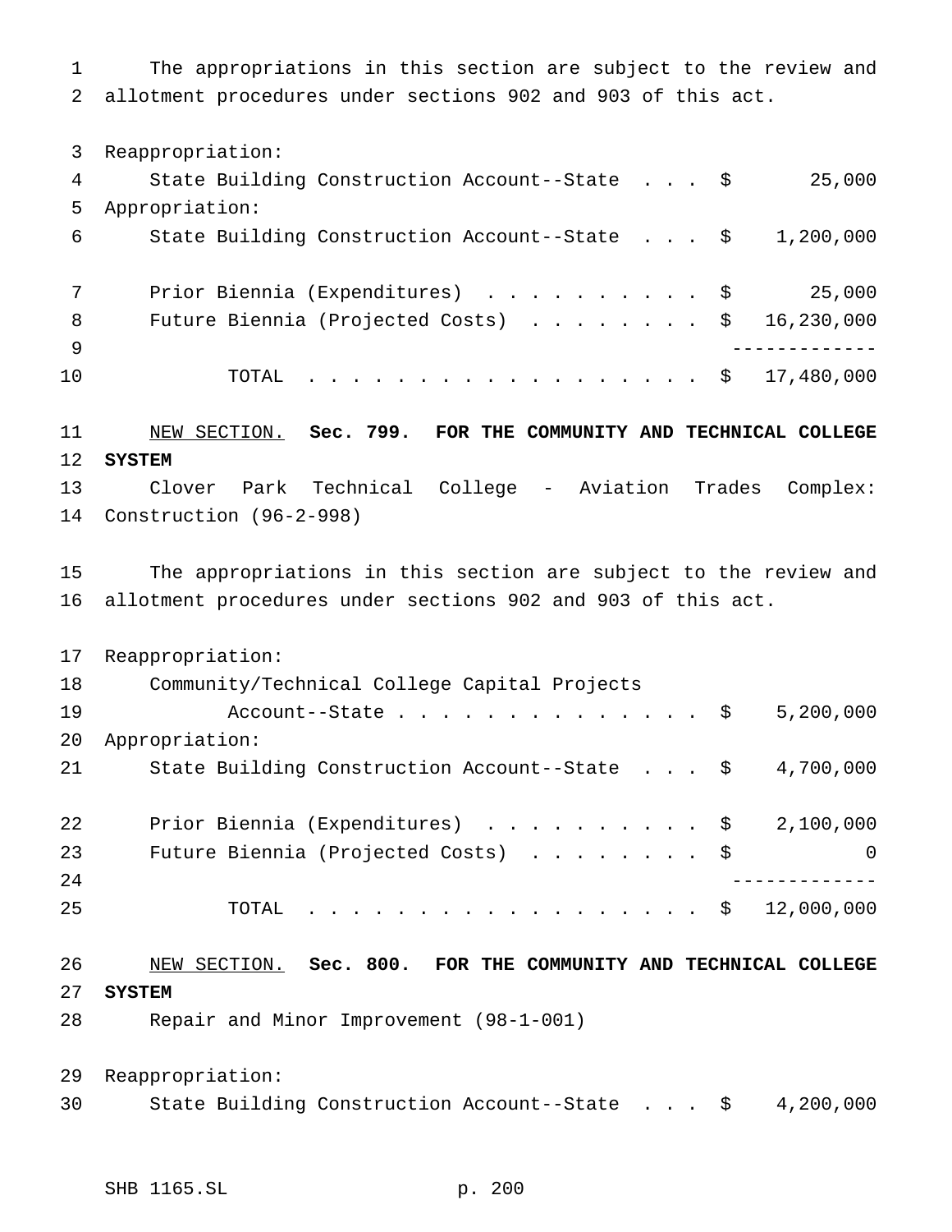The appropriations in this section are subject to the review and allotment procedures under sections 902 and 903 of this act.

Reappropriation:

| | | |
|---|---|---|
| State Building Construction Account--State | $ | 25,000 |

Appropriation:

| | | |
|---|---|---|
| State Building Construction Account--State | $ | 1,200,000 |
| Prior Biennia (Expenditures) | $ | 25,000 |
| Future Biennia (Projected Costs) | $ | 16,230,000 |
| TOTAL | $ | 17,480,000 |

NEW SECTION. **Sec. 799. FOR THE COMMUNITY AND TECHNICAL COLLEGE SYSTEM**

Clover Park Technical College - Aviation Trades Complex: Construction (96-2-998)

The appropriations in this section are subject to the review and allotment procedures under sections 902 and 903 of this act.

Reappropriation:

| | | |
|---|---|---|
| Community/Technical College Capital Projects Account--State | $ | 5,200,000 |

Appropriation:

| | | |
|---|---|---|
| State Building Construction Account--State | $ | 4,700,000 |
| Prior Biennia (Expenditures) | $ | 2,100,000 |
| Future Biennia (Projected Costs) | $ | 0 |
| TOTAL | $ | 12,000,000 |

NEW SECTION. **Sec. 800. FOR THE COMMUNITY AND TECHNICAL COLLEGE SYSTEM**

Repair and Minor Improvement (98-1-001)

Reappropriation:

| | | |
|---|---|---|
| State Building Construction Account--State | $ | 4,200,000 |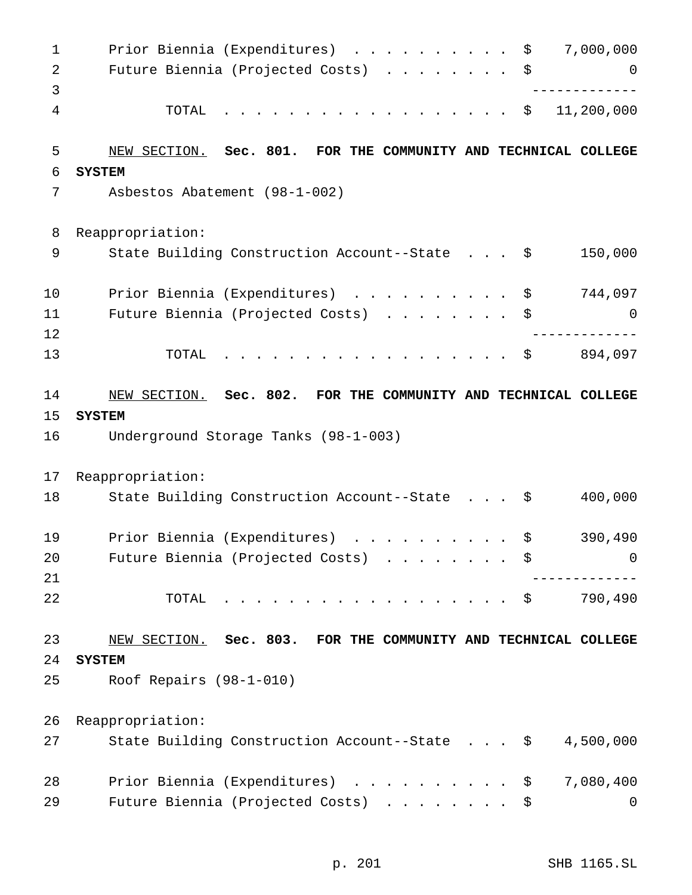| | |
|---|---|
| Prior Biennia (Expenditures) | $ 7,000,000 |
| Future Biennia (Projected Costs) | $ 0 |
| TOTAL | $ 11,200,000 |

NEW SECTION. **Sec. 801. FOR THE COMMUNITY AND TECHNICAL COLLEGE SYSTEM**

Asbestos Abatement (98-1-002)

Reappropriation:

| | |
|---|---|
| State Building Construction Account--State | $ 150,000 |
| Prior Biennia (Expenditures) | $ 744,097 |
| Future Biennia (Projected Costs) | $ 0 |
| TOTAL | $ 894,097 |

NEW SECTION. **Sec. 802. FOR THE COMMUNITY AND TECHNICAL COLLEGE SYSTEM**

Underground Storage Tanks (98-1-003)

Reappropriation:

| | |
|---|---|
| State Building Construction Account--State | $ 400,000 |
| Prior Biennia (Expenditures) | $ 390,490 |
| Future Biennia (Projected Costs) | $ 0 |
| TOTAL | $ 790,490 |

NEW SECTION. **Sec. 803. FOR THE COMMUNITY AND TECHNICAL COLLEGE SYSTEM**

Roof Repairs (98-1-010)

Reappropriation:

| | |
|---|---|
| State Building Construction Account--State | $ 4,500,000 |
| Prior Biennia (Expenditures) | $ 7,080,400 |
| Future Biennia (Projected Costs) | $ 0 |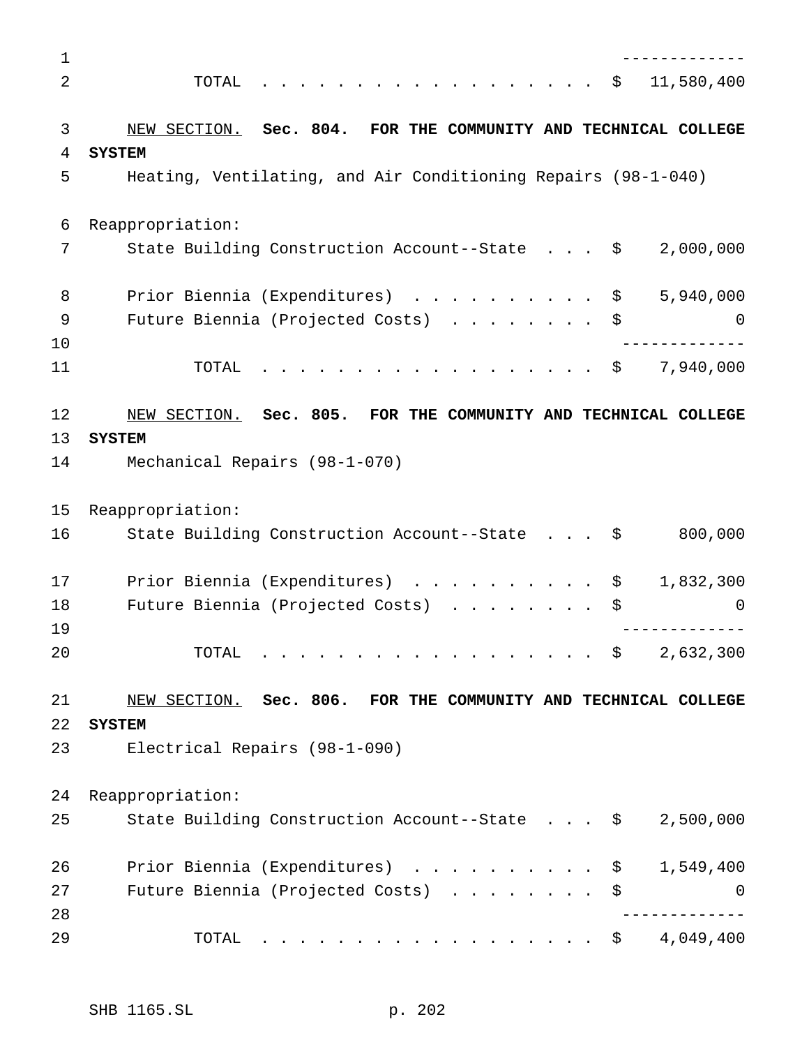| | |
|---|---|
| TOTAL | $ 11,580,400 |

NEW SECTION. **Sec. 804. FOR THE COMMUNITY AND TECHNICAL COLLEGE SYSTEM**

Heating, Ventilating, and Air Conditioning Repairs (98-1-040)

| | |
|---|---|
| Reappropriation: | |
| State Building Construction Account--State | $ 2,000,000 |
| Prior Biennia (Expenditures) | $ 5,940,000 |
| Future Biennia (Projected Costs) | $ 0 |
| TOTAL | $ 7,940,000 |

NEW SECTION. **Sec. 805. FOR THE COMMUNITY AND TECHNICAL COLLEGE SYSTEM**

Mechanical Repairs (98-1-070)

| | |
|---|---|
| Reappropriation: | |
| State Building Construction Account--State | $ 800,000 |
| Prior Biennia (Expenditures) | $ 1,832,300 |
| Future Biennia (Projected Costs) | $ 0 |
| TOTAL | $ 2,632,300 |

NEW SECTION. **Sec. 806. FOR THE COMMUNITY AND TECHNICAL COLLEGE SYSTEM**

Electrical Repairs (98-1-090)

| | |
|---|---|
| Reappropriation: | |
| State Building Construction Account--State | $ 2,500,000 |
| Prior Biennia (Expenditures) | $ 1,549,400 |
| Future Biennia (Projected Costs) | $ 0 |
| TOTAL | $ 4,049,400 |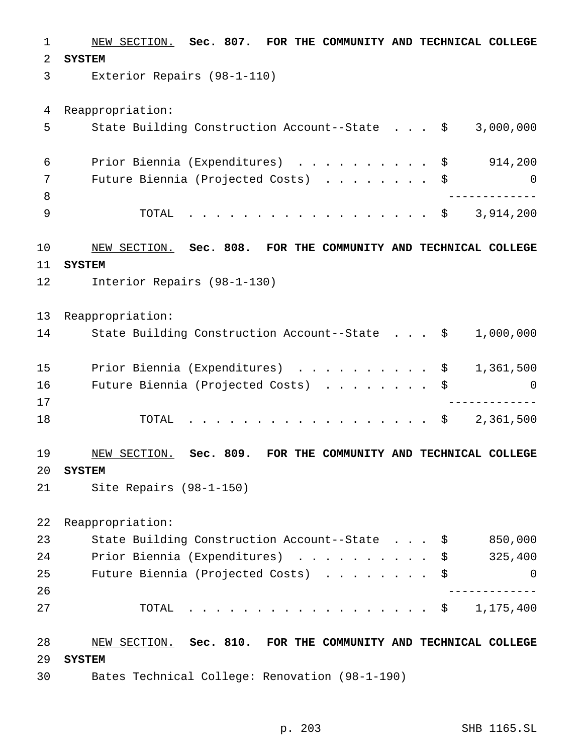NEW SECTION. **Sec. 807. FOR THE COMMUNITY AND TECHNICAL COLLEGE SYSTEM**

Exterior Repairs (98-1-110)

Reappropriation:

| | | |
|---|---|---|
| State Building Construction Account--State | $ | 3,000,000 |
| Prior Biennia (Expenditures) | $ | 914,200 |
| Future Biennia (Projected Costs) | $ | 0 |
| TOTAL | $ | 3,914,200 |

NEW SECTION. **Sec. 808. FOR THE COMMUNITY AND TECHNICAL COLLEGE SYSTEM**

Interior Repairs (98-1-130)

Reappropriation:

| | | |
|---|---|---|
| State Building Construction Account--State | $ | 1,000,000 |
| Prior Biennia (Expenditures) | $ | 1,361,500 |
| Future Biennia (Projected Costs) | $ | 0 |
| TOTAL | $ | 2,361,500 |

NEW SECTION. **Sec. 809. FOR THE COMMUNITY AND TECHNICAL COLLEGE SYSTEM**

Site Repairs (98-1-150)

Reappropriation:

| | | |
|---|---|---|
| State Building Construction Account--State | $ | 850,000 |
| Prior Biennia (Expenditures) | $ | 325,400 |
| Future Biennia (Projected Costs) | $ | 0 |
| TOTAL | $ | 1,175,400 |

NEW SECTION. **Sec. 810. FOR THE COMMUNITY AND TECHNICAL COLLEGE SYSTEM**

Bates Technical College: Renovation (98-1-190)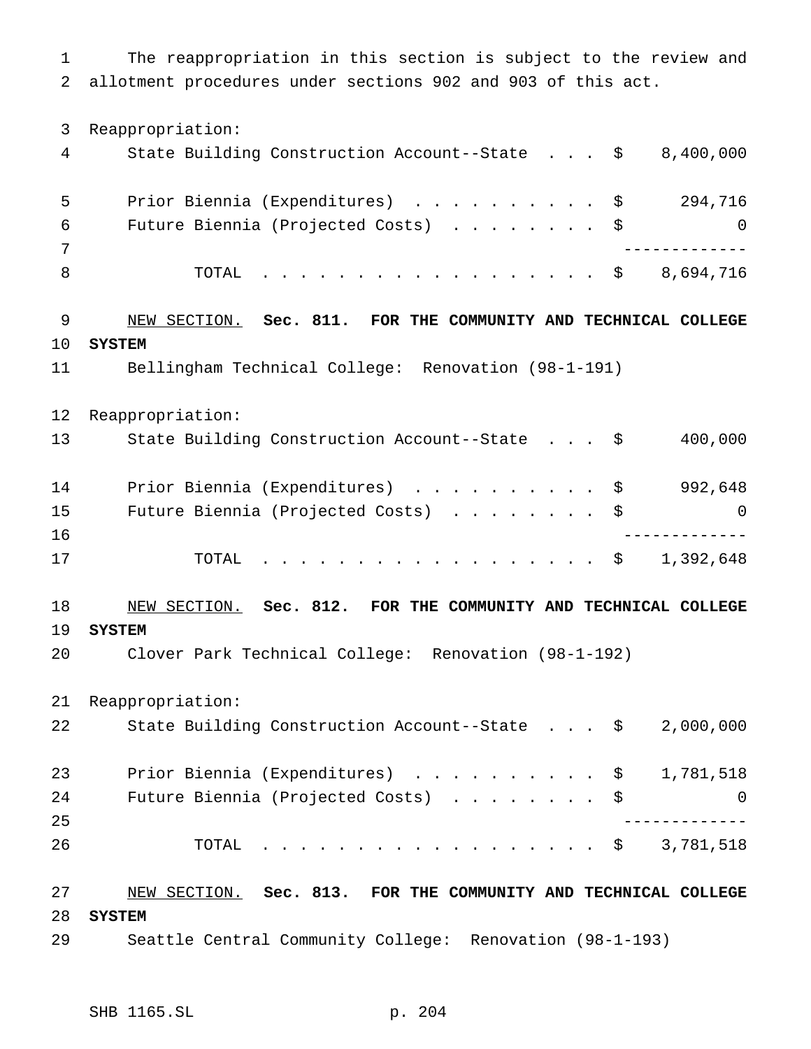The reappropriation in this section is subject to the review and allotment procedures under sections 902 and 903 of this act.

Reappropriation:

| | |
|---|---|
| State Building Construction Account--State | $ 8,400,000 |
| Prior Biennia (Expenditures) | $ 294,716 |
| Future Biennia (Projected Costs) | $ 0 |
| TOTAL | $ 8,694,716 |

NEW SECTION. **Sec. 811. FOR THE COMMUNITY AND TECHNICAL COLLEGE SYSTEM**

Bellingham Technical College: Renovation (98-1-191)

Reappropriation:

| | |
|---|---|
| State Building Construction Account--State | $ 400,000 |
| Prior Biennia (Expenditures) | $ 992,648 |
| Future Biennia (Projected Costs) | $ 0 |
| TOTAL | $ 1,392,648 |

NEW SECTION. **Sec. 812. FOR THE COMMUNITY AND TECHNICAL COLLEGE SYSTEM**

Clover Park Technical College: Renovation (98-1-192)

Reappropriation:

| | |
|---|---|
| State Building Construction Account--State | $ 2,000,000 |
| Prior Biennia (Expenditures) | $ 1,781,518 |
| Future Biennia (Projected Costs) | $ 0 |
| TOTAL | $ 3,781,518 |

NEW SECTION. **Sec. 813. FOR THE COMMUNITY AND TECHNICAL COLLEGE SYSTEM**

Seattle Central Community College: Renovation (98-1-193)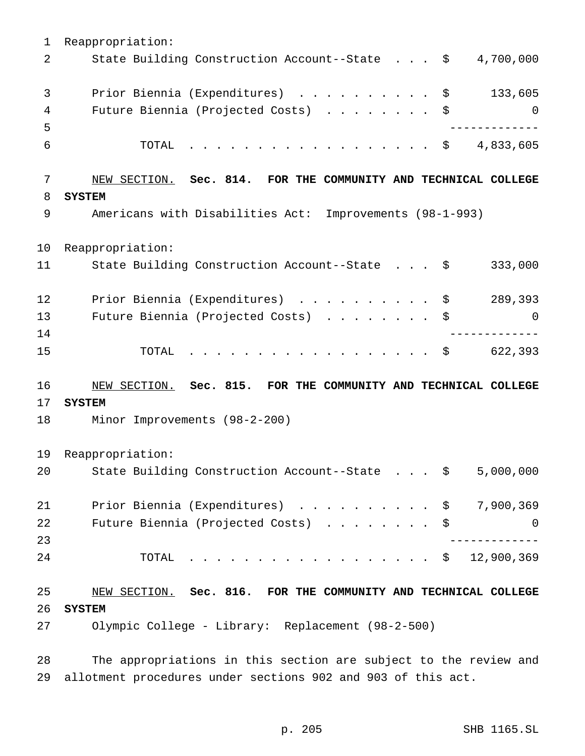Reappropriation:

| | |
|---|---|
| State Building Construction Account--State | $ 4,700,000 |
| Prior Biennia (Expenditures) | $ 133,605 |
| Future Biennia (Projected Costs) | $ 0 |
| TOTAL | $ 4,833,605 |

NEW SECTION. **Sec. 814. FOR THE COMMUNITY AND TECHNICAL COLLEGE SYSTEM**

Americans with Disabilities Act: Improvements (98-1-993)

Reappropriation:

| | |
|---|---|
| State Building Construction Account--State | $ 333,000 |
| Prior Biennia (Expenditures) | $ 289,393 |
| Future Biennia (Projected Costs) | $ 0 |
| TOTAL | $ 622,393 |

NEW SECTION. **Sec. 815. FOR THE COMMUNITY AND TECHNICAL COLLEGE SYSTEM**

Minor Improvements (98-2-200)

Reappropriation:

| | |
|---|---|
| State Building Construction Account--State | $ 5,000,000 |
| Prior Biennia (Expenditures) | $ 7,900,369 |
| Future Biennia (Projected Costs) | $ 0 |
| TOTAL | $ 12,900,369 |

NEW SECTION. **Sec. 816. FOR THE COMMUNITY AND TECHNICAL COLLEGE SYSTEM**

Olympic College - Library: Replacement (98-2-500)

The appropriations in this section are subject to the review and allotment procedures under sections 902 and 903 of this act.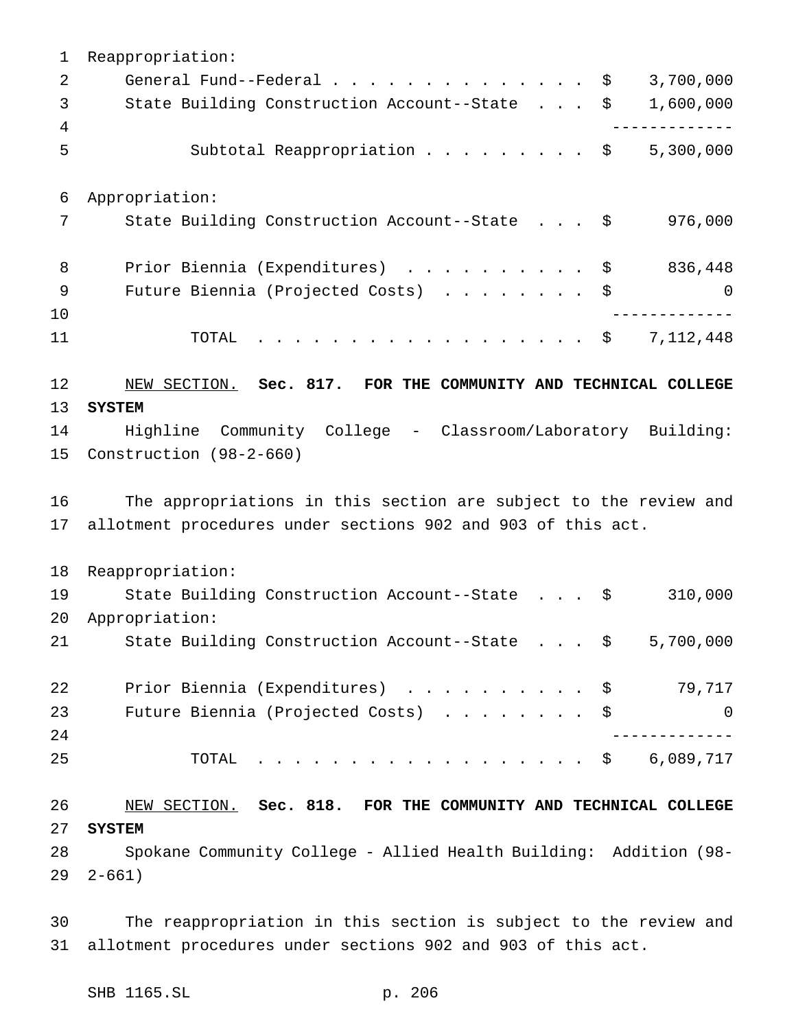Reappropriation:

| | |
|---|---|
| General Fund--Federal | $ 3,700,000 |
| State Building Construction Account--State | $ 1,600,000 |
| Subtotal Reappropriation | $ 5,300,000 |

Appropriation:

| | |
|---|---|
| State Building Construction Account--State | $ 976,000 |
| Prior Biennia (Expenditures) | $ 836,448 |
| Future Biennia (Projected Costs) | $ 0 |
| TOTAL | $ 7,112,448 |

NEW SECTION. **Sec. 817. FOR THE COMMUNITY AND TECHNICAL COLLEGE SYSTEM**

Highline Community College - Classroom/Laboratory Building: Construction (98-2-660)

The appropriations in this section are subject to the review and allotment procedures under sections 902 and 903 of this act.

Reappropriation:

| | |
|---|---|
| State Building Construction Account--State | $ 310,000 |

Appropriation:

| | |
|---|---|
| State Building Construction Account--State | $ 5,700,000 |
| Prior Biennia (Expenditures) | $ 79,717 |
| Future Biennia (Projected Costs) | $ 0 |
| TOTAL | $ 6,089,717 |

NEW SECTION. **Sec. 818. FOR THE COMMUNITY AND TECHNICAL COLLEGE SYSTEM**

Spokane Community College - Allied Health Building: Addition (98-2-661)

The reappropriation in this section is subject to the review and allotment procedures under sections 902 and 903 of this act.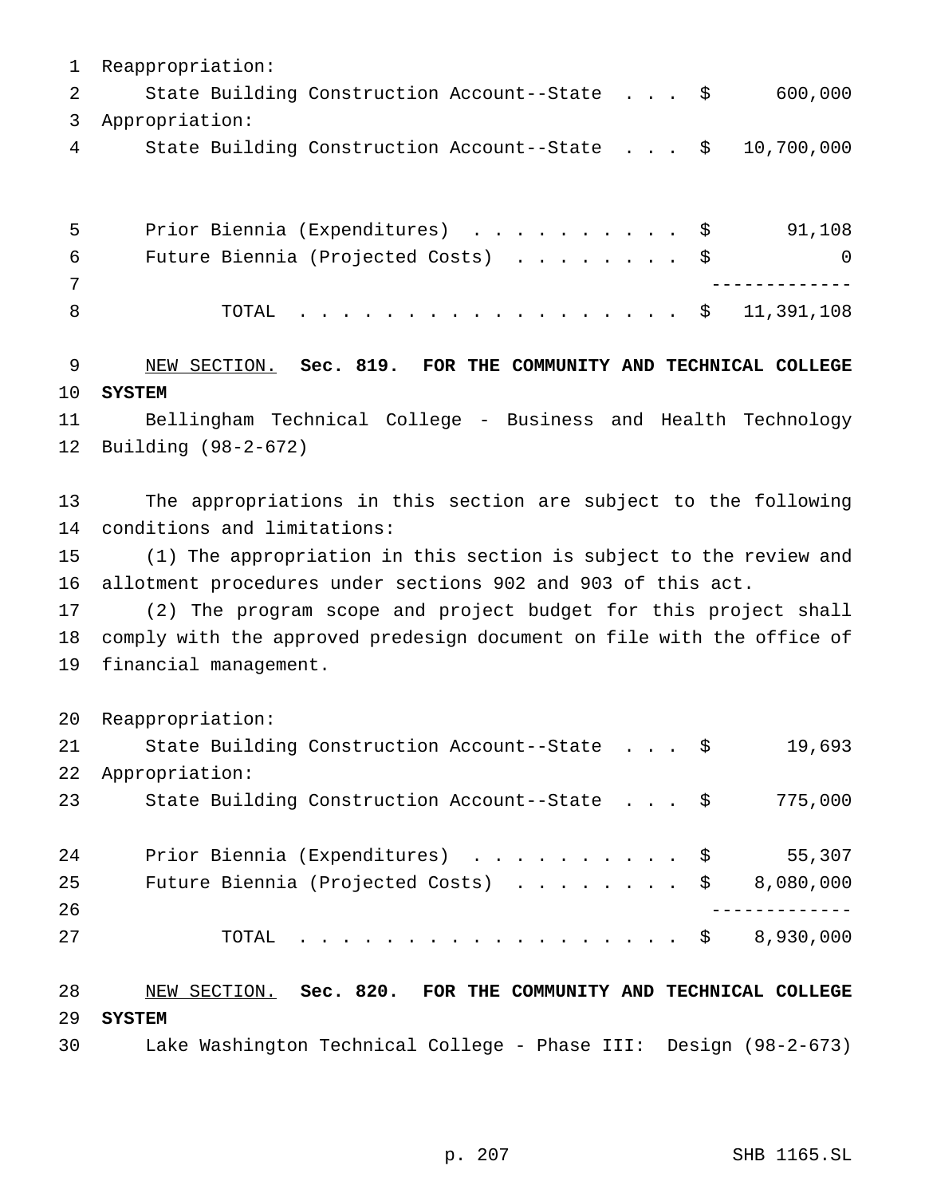Reappropriation:

| | | |
|---|---|---|
| State Building Construction Account--State . . . | $ | 600,000 |

Appropriation:

| | | |
|---|---|---|
| State Building Construction Account--State . . . | $ | 10,700,000 |
| Prior Biennia (Expenditures) . . . . . . . . . . | $ | 91,108 |
| Future Biennia (Projected Costs) . . . . . . . . | $ | 0 |
| TOTAL . . . . . . . . . . . . . . . . . . | $ | 11,391,108 |

NEW SECTION. **Sec. 819. FOR THE COMMUNITY AND TECHNICAL COLLEGE SYSTEM**

Bellingham Technical College - Business and Health Technology Building (98-2-672)

The appropriations in this section are subject to the following conditions and limitations:

(1) The appropriation in this section is subject to the review and allotment procedures under sections 902 and 903 of this act.

(2) The program scope and project budget for this project shall comply with the approved predesign document on file with the office of financial management.

Reappropriation:

| | | |
|---|---|---|
| State Building Construction Account--State . . . | $ | 19,693 |

Appropriation:

| | | |
|---|---|---|
| State Building Construction Account--State . . . | $ | 775,000 |
| Prior Biennia (Expenditures) . . . . . . . . . . | $ | 55,307 |
| Future Biennia (Projected Costs) . . . . . . . . | $ | 8,080,000 |
| TOTAL . . . . . . . . . . . . . . . . . . | $ | 8,930,000 |

NEW SECTION. **Sec. 820. FOR THE COMMUNITY AND TECHNICAL COLLEGE SYSTEM**

Lake Washington Technical College - Phase III: Design (98-2-673)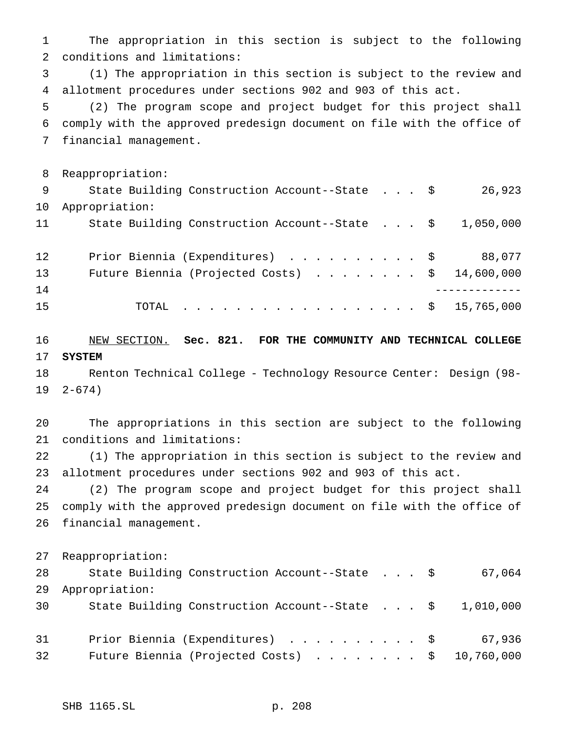The appropriation in this section is subject to the following conditions and limitations:

(1) The appropriation in this section is subject to the review and allotment procedures under sections 902 and 903 of this act.

(2) The program scope and project budget for this project shall comply with the approved predesign document on file with the office of financial management.

Reappropriation:

| | | |
|---|---|---|
| State Building Construction Account--State | $ | 26,923 |

Appropriation:

| | | |
|---|---|---|
| State Building Construction Account--State | $ | 1,050,000 |
| Prior Biennia (Expenditures) | $ | 88,077 |
| Future Biennia (Projected Costs) | $ | 14,600,000 |
| TOTAL | $ | 15,765,000 |

NEW SECTION. **Sec. 821. FOR THE COMMUNITY AND TECHNICAL COLLEGE SYSTEM**

Renton Technical College - Technology Resource Center: Design (98-2-674)

The appropriations in this section are subject to the following conditions and limitations:

(1) The appropriation in this section is subject to the review and allotment procedures under sections 902 and 903 of this act.

(2) The program scope and project budget for this project shall comply with the approved predesign document on file with the office of financial management.

Reappropriation:

| | | |
|---|---|---|
| State Building Construction Account--State | $ | 67,064 |

Appropriation:

| | | |
|---|---|---|
| State Building Construction Account--State | $ | 1,010,000 |
| Prior Biennia (Expenditures) | $ | 67,936 |
| Future Biennia (Projected Costs) | $ | 10,760,000 |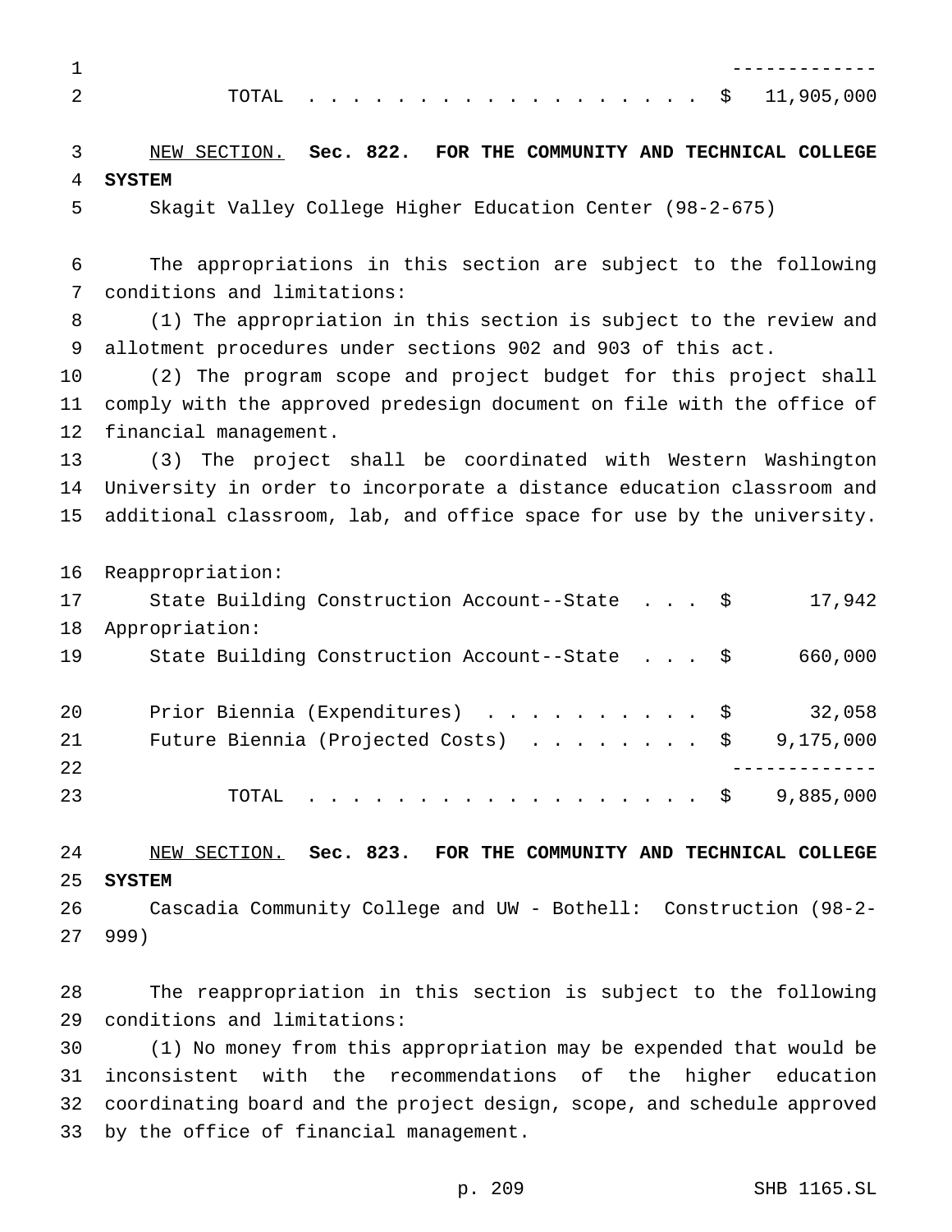| | |
|---|---|
| TOTAL | $ 11,905,000 |

NEW SECTION. **Sec. 822. FOR THE COMMUNITY AND TECHNICAL COLLEGE SYSTEM**

Skagit Valley College Higher Education Center (98-2-675)

The appropriations in this section are subject to the following conditions and limitations:

(1) The appropriation in this section is subject to the review and allotment procedures under sections 902 and 903 of this act.

(2) The program scope and project budget for this project shall comply with the approved predesign document on file with the office of financial management.

(3) The project shall be coordinated with Western Washington University in order to incorporate a distance education classroom and additional classroom, lab, and office space for use by the university.

| | |
|---|---|
| Reappropriation: | |
| State Building Construction Account--State | $ 17,942 |
| Appropriation: | |
| State Building Construction Account--State | $ 660,000 |
| Prior Biennia (Expenditures) | $ 32,058 |
| Future Biennia (Projected Costs) | $ 9,175,000 |
| TOTAL | $ 9,885,000 |

NEW SECTION. **Sec. 823. FOR THE COMMUNITY AND TECHNICAL COLLEGE SYSTEM**

Cascadia Community College and UW - Bothell: Construction (98-2-999)

The reappropriation in this section is subject to the following conditions and limitations:

(1) No money from this appropriation may be expended that would be inconsistent with the recommendations of the higher education coordinating board and the project design, scope, and schedule approved by the office of financial management.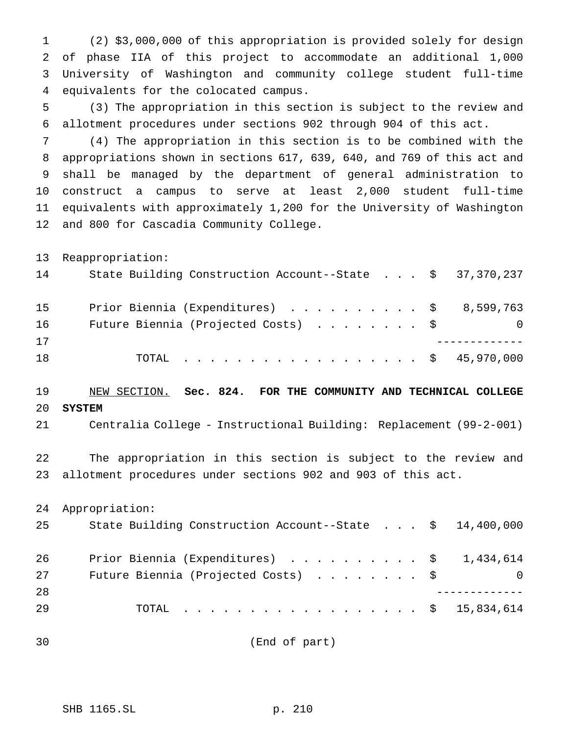(2) $3,000,000 of this appropriation is provided solely for design of phase IIA of this project to accommodate an additional 1,000 University of Washington and community college student full-time equivalents for the colocated campus.

(3) The appropriation in this section is subject to the review and allotment procedures under sections 902 through 904 of this act.

(4) The appropriation in this section is to be combined with the appropriations shown in sections 617, 639, 640, and 769 of this act and shall be managed by the department of general administration to construct a campus to serve at least 2,000 student full-time equivalents with approximately 1,200 for the University of Washington and 800 for Cascadia Community College.

Reappropriation:

| | |
|---|---|
| State Building Construction Account--State . . . | $ 37,370,237 |
| Prior Biennia (Expenditures) . . . . . . . . . . | $ 8,599,763 |
| Future Biennia (Projected Costs) . . . . . . . . | $ 0 |
| TOTAL . . . . . . . . . . . . . . . . . . . | $ 45,970,000 |

NEW SECTION. **Sec. 824. FOR THE COMMUNITY AND TECHNICAL COLLEGE SYSTEM**

Centralia College - Instructional Building: Replacement (99-2-001)

The appropriation in this section is subject to the review and allotment procedures under sections 902 and 903 of this act.

Appropriation:

| | |
|---|---|
| State Building Construction Account--State . . . | $ 14,400,000 |
| Prior Biennia (Expenditures) . . . . . . . . . . | $ 1,434,614 |
| Future Biennia (Projected Costs) . . . . . . . . | $ 0 |
| TOTAL . . . . . . . . . . . . . . . . . . . | $ 15,834,614 |

(End of part)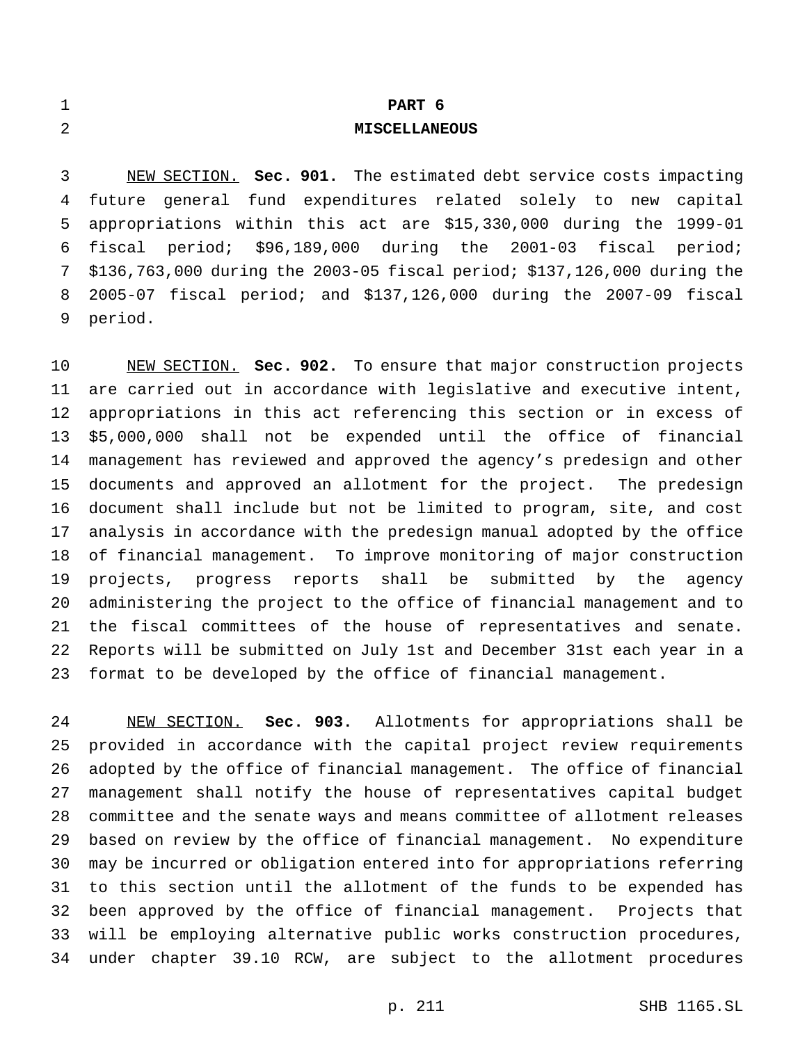## PART 6

## MISCELLANEOUS

NEW SECTION. **Sec. 901.** The estimated debt service costs impacting future general fund expenditures related solely to new capital appropriations within this act are $15,330,000 during the 1999-01 fiscal period; $96,189,000 during the 2001-03 fiscal period; $136,763,000 during the 2003-05 fiscal period; $137,126,000 during the 2005-07 fiscal period; and $137,126,000 during the 2007-09 fiscal period.

NEW SECTION. **Sec. 902.** To ensure that major construction projects are carried out in accordance with legislative and executive intent, appropriations in this act referencing this section or in excess of $5,000,000 shall not be expended until the office of financial management has reviewed and approved the agency's predesign and other documents and approved an allotment for the project. The predesign document shall include but not be limited to program, site, and cost analysis in accordance with the predesign manual adopted by the office of financial management. To improve monitoring of major construction projects, progress reports shall be submitted by the agency administering the project to the office of financial management and to the fiscal committees of the house of representatives and senate. Reports will be submitted on July 1st and December 31st each year in a format to be developed by the office of financial management.

NEW SECTION. **Sec. 903.** Allotments for appropriations shall be provided in accordance with the capital project review requirements adopted by the office of financial management. The office of financial management shall notify the house of representatives capital budget committee and the senate ways and means committee of allotment releases based on review by the office of financial management. No expenditure may be incurred or obligation entered into for appropriations referring to this section until the allotment of the funds to be expended has been approved by the office of financial management. Projects that will be employing alternative public works construction procedures, under chapter 39.10 RCW, are subject to the allotment procedures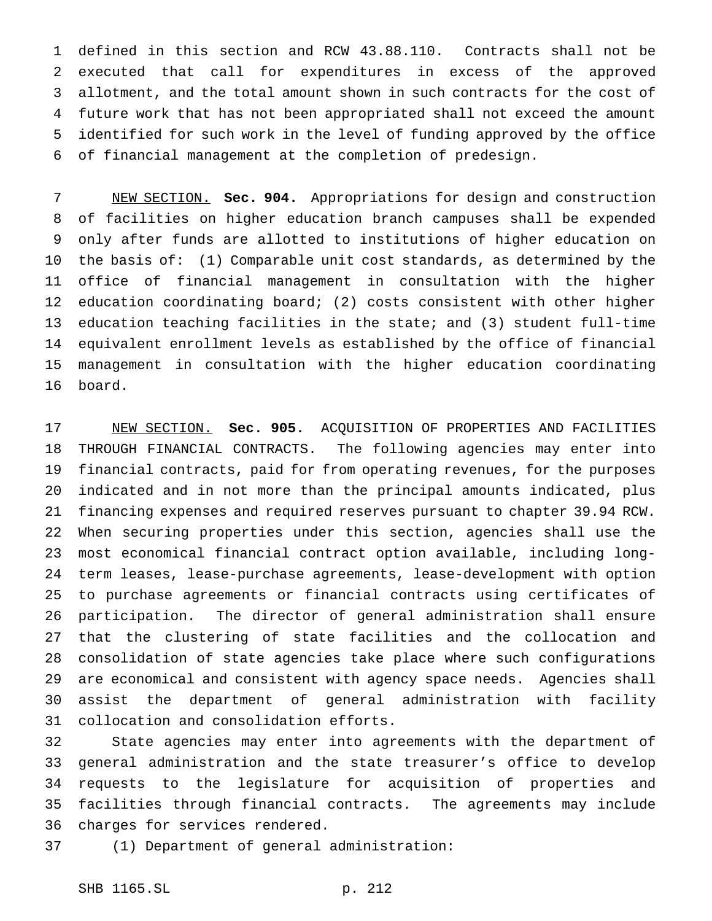defined in this section and RCW 43.88.110. Contracts shall not be executed that call for expenditures in excess of the approved allotment, and the total amount shown in such contracts for the cost of future work that has not been appropriated shall not exceed the amount identified for such work in the level of funding approved by the office of financial management at the completion of predesign.

NEW SECTION. **Sec. 904.** Appropriations for design and construction of facilities on higher education branch campuses shall be expended only after funds are allotted to institutions of higher education on the basis of: (1) Comparable unit cost standards, as determined by the office of financial management in consultation with the higher education coordinating board; (2) costs consistent with other higher education teaching facilities in the state; and (3) student full-time equivalent enrollment levels as established by the office of financial management in consultation with the higher education coordinating board.

NEW SECTION. **Sec. 905.** ACQUISITION OF PROPERTIES AND FACILITIES THROUGH FINANCIAL CONTRACTS. The following agencies may enter into financial contracts, paid for from operating revenues, for the purposes indicated and in not more than the principal amounts indicated, plus financing expenses and required reserves pursuant to chapter 39.94 RCW. When securing properties under this section, agencies shall use the most economical financial contract option available, including long-term leases, lease-purchase agreements, lease-development with option to purchase agreements or financial contracts using certificates of participation. The director of general administration shall ensure that the clustering of state facilities and the collocation and consolidation of state agencies take place where such configurations are economical and consistent with agency space needs. Agencies shall assist the department of general administration with facility collocation and consolidation efforts.

State agencies may enter into agreements with the department of general administration and the state treasurer's office to develop requests to the legislature for acquisition of properties and facilities through financial contracts. The agreements may include charges for services rendered.

(1) Department of general administration: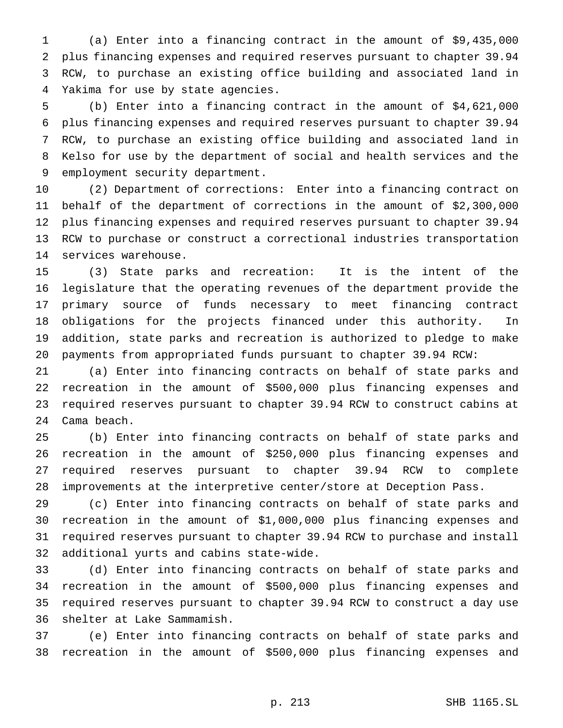(a) Enter into a financing contract in the amount of $9,435,000 plus financing expenses and required reserves pursuant to chapter 39.94 RCW, to purchase an existing office building and associated land in Yakima for use by state agencies.

(b) Enter into a financing contract in the amount of $4,621,000 plus financing expenses and required reserves pursuant to chapter 39.94 RCW, to purchase an existing office building and associated land in Kelso for use by the department of social and health services and the employment security department.

(2) Department of corrections: Enter into a financing contract on behalf of the department of corrections in the amount of $2,300,000 plus financing expenses and required reserves pursuant to chapter 39.94 RCW to purchase or construct a correctional industries transportation services warehouse.

(3) State parks and recreation: It is the intent of the legislature that the operating revenues of the department provide the primary source of funds necessary to meet financing contract obligations for the projects financed under this authority. In addition, state parks and recreation is authorized to pledge to make payments from appropriated funds pursuant to chapter 39.94 RCW:

(a) Enter into financing contracts on behalf of state parks and recreation in the amount of $500,000 plus financing expenses and required reserves pursuant to chapter 39.94 RCW to construct cabins at Cama beach.

(b) Enter into financing contracts on behalf of state parks and recreation in the amount of $250,000 plus financing expenses and required reserves pursuant to chapter 39.94 RCW to complete improvements at the interpretive center/store at Deception Pass.

(c) Enter into financing contracts on behalf of state parks and recreation in the amount of $1,000,000 plus financing expenses and required reserves pursuant to chapter 39.94 RCW to purchase and install additional yurts and cabins state-wide.

(d) Enter into financing contracts on behalf of state parks and recreation in the amount of $500,000 plus financing expenses and required reserves pursuant to chapter 39.94 RCW to construct a day use shelter at Lake Sammamish.

(e) Enter into financing contracts on behalf of state parks and recreation in the amount of $500,000 plus financing expenses and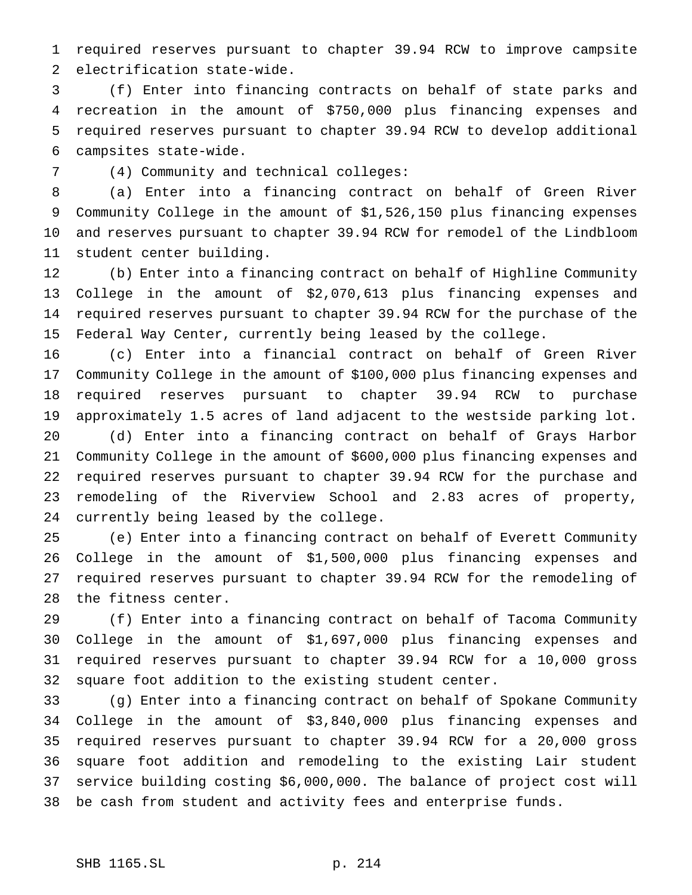required reserves pursuant to chapter 39.94 RCW to improve campsite electrification state-wide.

(f) Enter into financing contracts on behalf of state parks and recreation in the amount of $750,000 plus financing expenses and required reserves pursuant to chapter 39.94 RCW to develop additional campsites state-wide.

(4) Community and technical colleges:

(a) Enter into a financing contract on behalf of Green River Community College in the amount of $1,526,150 plus financing expenses and reserves pursuant to chapter 39.94 RCW for remodel of the Lindbloom student center building.

(b) Enter into a financing contract on behalf of Highline Community College in the amount of $2,070,613 plus financing expenses and required reserves pursuant to chapter 39.94 RCW for the purchase of the Federal Way Center, currently being leased by the college.

(c) Enter into a financial contract on behalf of Green River Community College in the amount of $100,000 plus financing expenses and required reserves pursuant to chapter 39.94 RCW to purchase approximately 1.5 acres of land adjacent to the westside parking lot.

(d) Enter into a financing contract on behalf of Grays Harbor Community College in the amount of $600,000 plus financing expenses and required reserves pursuant to chapter 39.94 RCW for the purchase and remodeling of the Riverview School and 2.83 acres of property, currently being leased by the college.

(e) Enter into a financing contract on behalf of Everett Community College in the amount of $1,500,000 plus financing expenses and required reserves pursuant to chapter 39.94 RCW for the remodeling of the fitness center.

(f) Enter into a financing contract on behalf of Tacoma Community College in the amount of $1,697,000 plus financing expenses and required reserves pursuant to chapter 39.94 RCW for a 10,000 gross square foot addition to the existing student center.

(g) Enter into a financing contract on behalf of Spokane Community College in the amount of $3,840,000 plus financing expenses and required reserves pursuant to chapter 39.94 RCW for a 20,000 gross square foot addition and remodeling to the existing Lair student service building costing $6,000,000. The balance of project cost will be cash from student and activity fees and enterprise funds.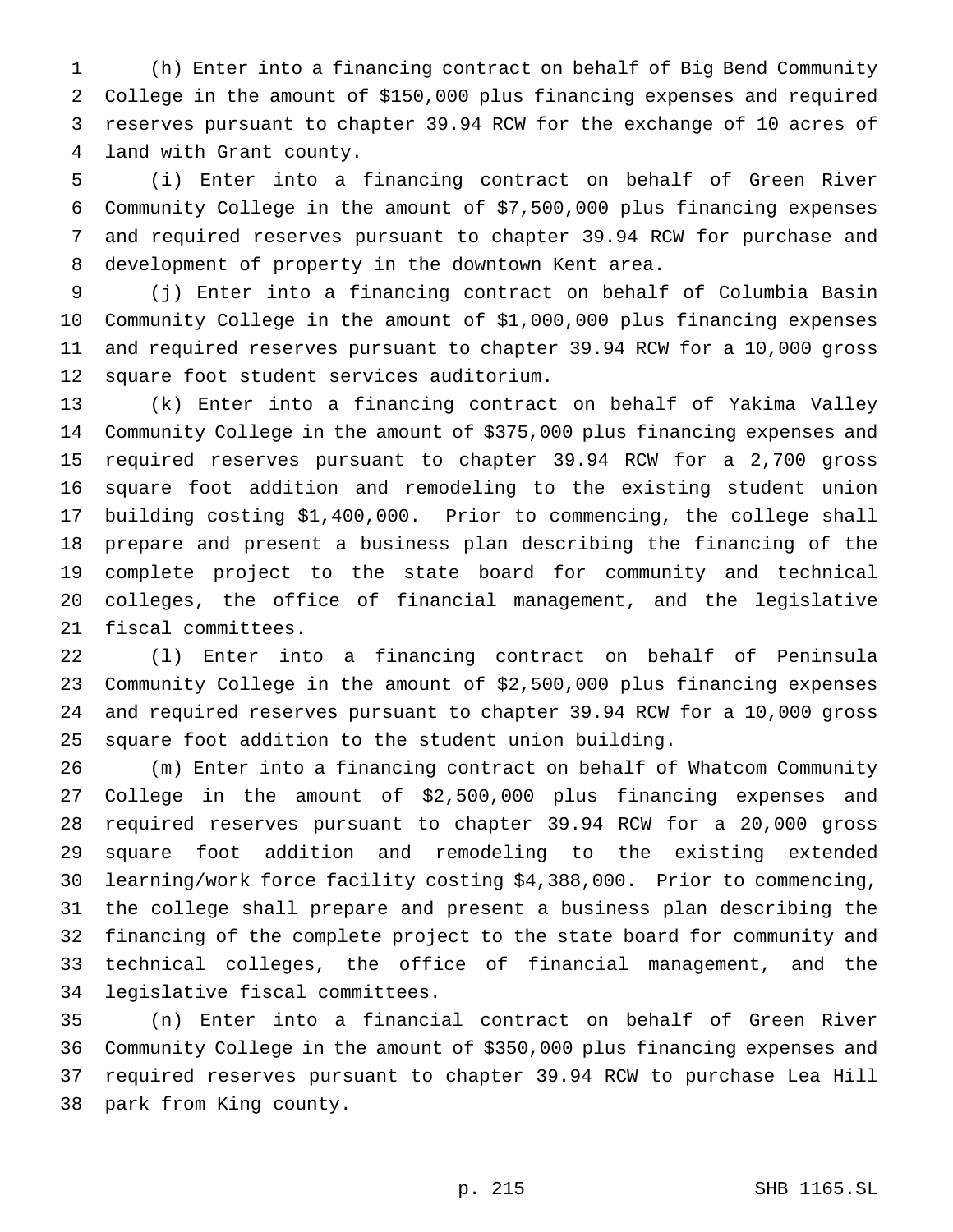(h) Enter into a financing contract on behalf of Big Bend Community College in the amount of $150,000 plus financing expenses and required reserves pursuant to chapter 39.94 RCW for the exchange of 10 acres of land with Grant county.

(i) Enter into a financing contract on behalf of Green River Community College in the amount of $7,500,000 plus financing expenses and required reserves pursuant to chapter 39.94 RCW for purchase and development of property in the downtown Kent area.

(j) Enter into a financing contract on behalf of Columbia Basin Community College in the amount of $1,000,000 plus financing expenses and required reserves pursuant to chapter 39.94 RCW for a 10,000 gross square foot student services auditorium.

(k) Enter into a financing contract on behalf of Yakima Valley Community College in the amount of $375,000 plus financing expenses and required reserves pursuant to chapter 39.94 RCW for a 2,700 gross square foot addition and remodeling to the existing student union building costing $1,400,000. Prior to commencing, the college shall prepare and present a business plan describing the financing of the complete project to the state board for community and technical colleges, the office of financial management, and the legislative fiscal committees.

(l) Enter into a financing contract on behalf of Peninsula Community College in the amount of $2,500,000 plus financing expenses and required reserves pursuant to chapter 39.94 RCW for a 10,000 gross square foot addition to the student union building.

(m) Enter into a financing contract on behalf of Whatcom Community College in the amount of $2,500,000 plus financing expenses and required reserves pursuant to chapter 39.94 RCW for a 20,000 gross square foot addition and remodeling to the existing extended learning/work force facility costing $4,388,000. Prior to commencing, the college shall prepare and present a business plan describing the financing of the complete project to the state board for community and technical colleges, the office of financial management, and the legislative fiscal committees.

(n) Enter into a financial contract on behalf of Green River Community College in the amount of $350,000 plus financing expenses and required reserves pursuant to chapter 39.94 RCW to purchase Lea Hill park from King county.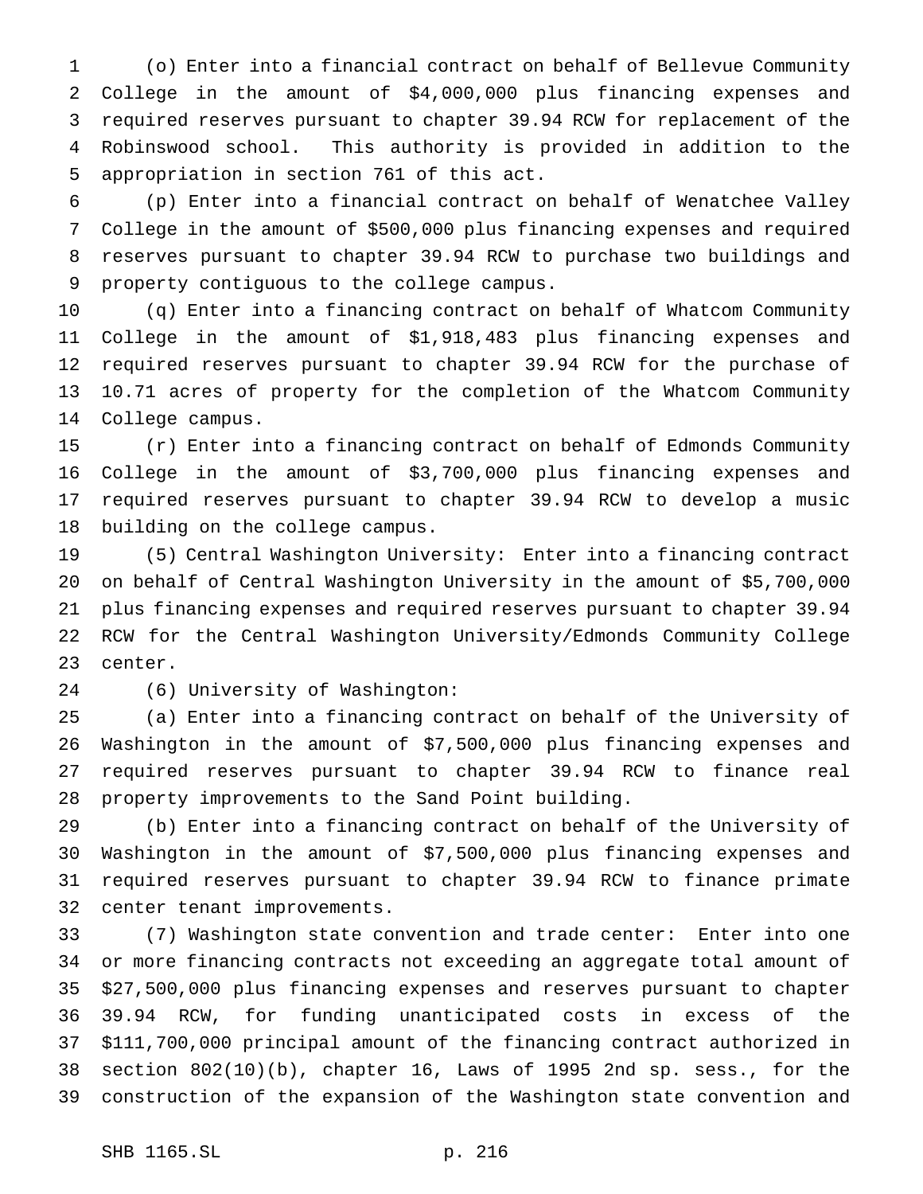(o) Enter into a financial contract on behalf of Bellevue Community College in the amount of $4,000,000 plus financing expenses and required reserves pursuant to chapter 39.94 RCW for replacement of the Robinswood school. This authority is provided in addition to the appropriation in section 761 of this act.

(p) Enter into a financial contract on behalf of Wenatchee Valley College in the amount of $500,000 plus financing expenses and required reserves pursuant to chapter 39.94 RCW to purchase two buildings and property contiguous to the college campus.

(q) Enter into a financing contract on behalf of Whatcom Community College in the amount of $1,918,483 plus financing expenses and required reserves pursuant to chapter 39.94 RCW for the purchase of 10.71 acres of property for the completion of the Whatcom Community College campus.

(r) Enter into a financing contract on behalf of Edmonds Community College in the amount of $3,700,000 plus financing expenses and required reserves pursuant to chapter 39.94 RCW to develop a music building on the college campus.

(5) Central Washington University: Enter into a financing contract on behalf of Central Washington University in the amount of $5,700,000 plus financing expenses and required reserves pursuant to chapter 39.94 RCW for the Central Washington University/Edmonds Community College center.

(6) University of Washington:

(a) Enter into a financing contract on behalf of the University of Washington in the amount of $7,500,000 plus financing expenses and required reserves pursuant to chapter 39.94 RCW to finance real property improvements to the Sand Point building.

(b) Enter into a financing contract on behalf of the University of Washington in the amount of $7,500,000 plus financing expenses and required reserves pursuant to chapter 39.94 RCW to finance primate center tenant improvements.

(7) Washington state convention and trade center: Enter into one or more financing contracts not exceeding an aggregate total amount of $27,500,000 plus financing expenses and reserves pursuant to chapter 39.94 RCW, for funding unanticipated costs in excess of the $111,700,000 principal amount of the financing contract authorized in section 802(10)(b), chapter 16, Laws of 1995 2nd sp. sess., for the construction of the expansion of the Washington state convention and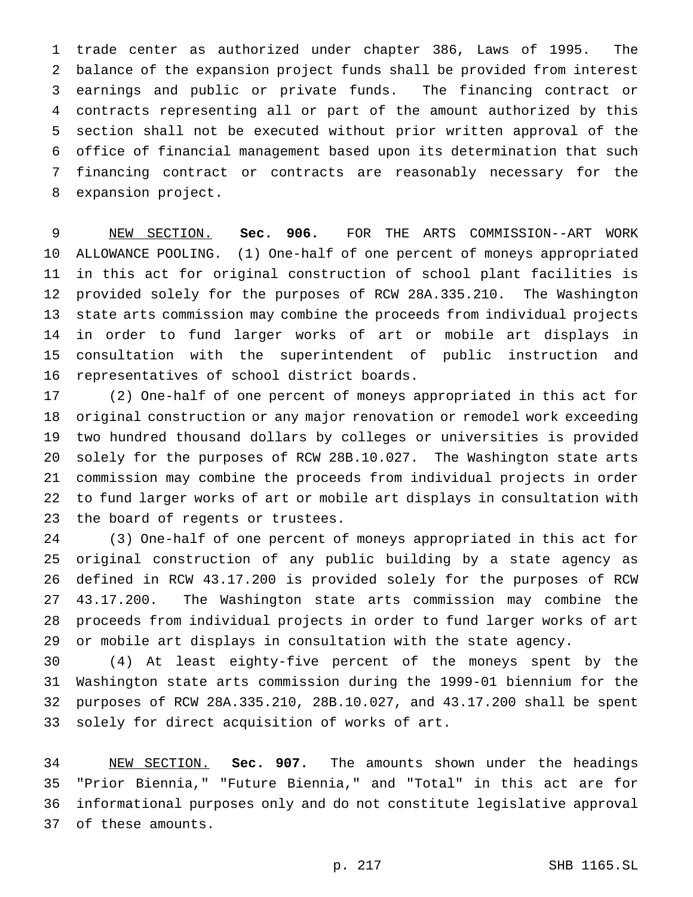trade center as authorized under chapter 386, Laws of 1995. The balance of the expansion project funds shall be provided from interest earnings and public or private funds. The financing contract or contracts representing all or part of the amount authorized by this section shall not be executed without prior written approval of the office of financial management based upon its determination that such financing contract or contracts are reasonably necessary for the expansion project.

NEW SECTION. **Sec. 906.** FOR THE ARTS COMMISSION--ART WORK ALLOWANCE POOLING. (1) One-half of one percent of moneys appropriated in this act for original construction of school plant facilities is provided solely for the purposes of RCW 28A.335.210. The Washington state arts commission may combine the proceeds from individual projects in order to fund larger works of art or mobile art displays in consultation with the superintendent of public instruction and representatives of school district boards.

(2) One-half of one percent of moneys appropriated in this act for original construction or any major renovation or remodel work exceeding two hundred thousand dollars by colleges or universities is provided solely for the purposes of RCW 28B.10.027. The Washington state arts commission may combine the proceeds from individual projects in order to fund larger works of art or mobile art displays in consultation with the board of regents or trustees.

(3) One-half of one percent of moneys appropriated in this act for original construction of any public building by a state agency as defined in RCW 43.17.200 is provided solely for the purposes of RCW 43.17.200. The Washington state arts commission may combine the proceeds from individual projects in order to fund larger works of art or mobile art displays in consultation with the state agency.

(4) At least eighty-five percent of the moneys spent by the Washington state arts commission during the 1999-01 biennium for the purposes of RCW 28A.335.210, 28B.10.027, and 43.17.200 shall be spent solely for direct acquisition of works of art.

NEW SECTION. **Sec. 907.** The amounts shown under the headings "Prior Biennia," "Future Biennia," and "Total" in this act are for informational purposes only and do not constitute legislative approval of these amounts.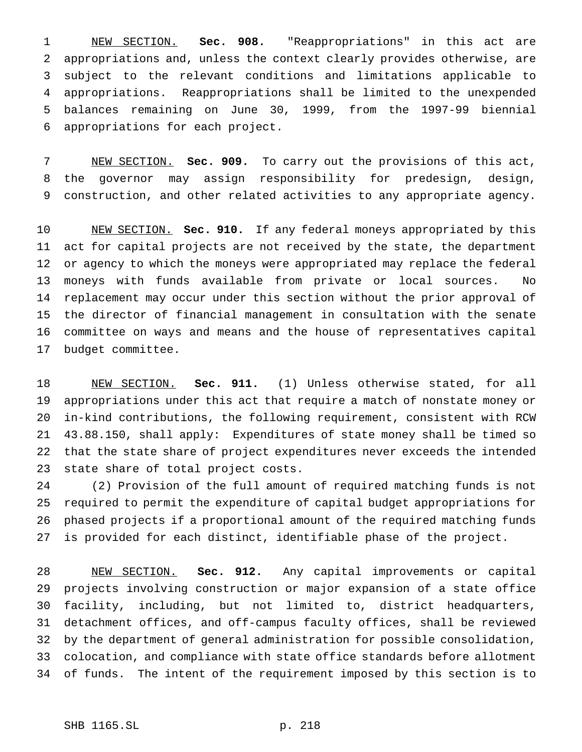NEW SECTION. **Sec. 908.** "Reappropriations" in this act are appropriations and, unless the context clearly provides otherwise, are subject to the relevant conditions and limitations applicable to appropriations. Reappropriations shall be limited to the unexpended balances remaining on June 30, 1999, from the 1997-99 biennial appropriations for each project.

NEW SECTION. **Sec. 909.** To carry out the provisions of this act, the governor may assign responsibility for predesign, design, construction, and other related activities to any appropriate agency.

NEW SECTION. **Sec. 910.** If any federal moneys appropriated by this act for capital projects are not received by the state, the department or agency to which the moneys were appropriated may replace the federal moneys with funds available from private or local sources. No replacement may occur under this section without the prior approval of the director of financial management in consultation with the senate committee on ways and means and the house of representatives capital budget committee.

NEW SECTION. **Sec. 911.** (1) Unless otherwise stated, for all appropriations under this act that require a match of nonstate money or in-kind contributions, the following requirement, consistent with RCW 43.88.150, shall apply: Expenditures of state money shall be timed so that the state share of project expenditures never exceeds the intended state share of total project costs.

(2) Provision of the full amount of required matching funds is not required to permit the expenditure of capital budget appropriations for phased projects if a proportional amount of the required matching funds is provided for each distinct, identifiable phase of the project.

NEW SECTION. **Sec. 912.** Any capital improvements or capital projects involving construction or major expansion of a state office facility, including, but not limited to, district headquarters, detachment offices, and off-campus faculty offices, shall be reviewed by the department of general administration for possible consolidation, colocation, and compliance with state office standards before allotment of funds. The intent of the requirement imposed by this section is to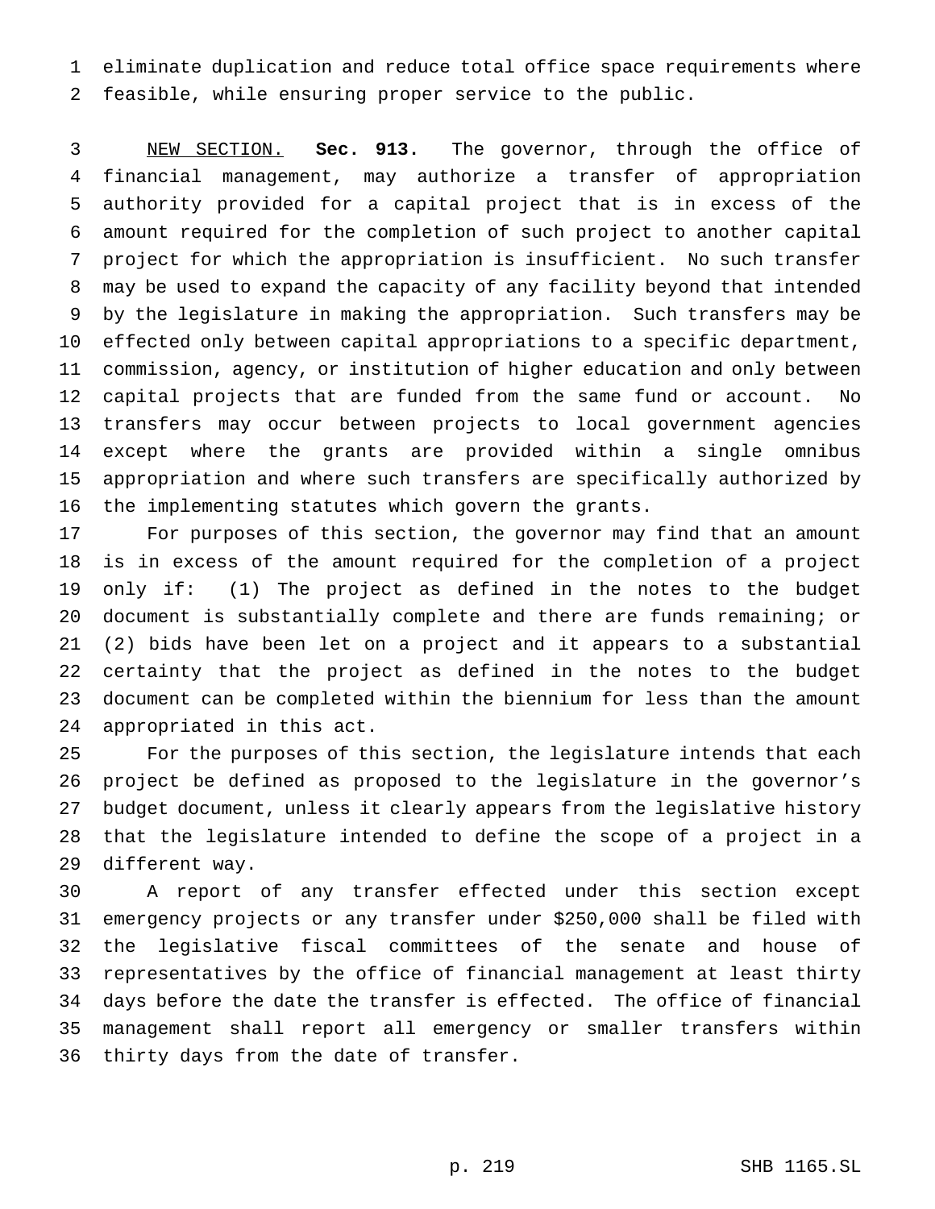eliminate duplication and reduce total office space requirements where feasible, while ensuring proper service to the public.

NEW SECTION. **Sec. 913.** The governor, through the office of financial management, may authorize a transfer of appropriation authority provided for a capital project that is in excess of the amount required for the completion of such project to another capital project for which the appropriation is insufficient. No such transfer may be used to expand the capacity of any facility beyond that intended by the legislature in making the appropriation. Such transfers may be effected only between capital appropriations to a specific department, commission, agency, or institution of higher education and only between capital projects that are funded from the same fund or account. No transfers may occur between projects to local government agencies except where the grants are provided within a single omnibus appropriation and where such transfers are specifically authorized by the implementing statutes which govern the grants.

For purposes of this section, the governor may find that an amount is in excess of the amount required for the completion of a project only if: (1) The project as defined in the notes to the budget document is substantially complete and there are funds remaining; or (2) bids have been let on a project and it appears to a substantial certainty that the project as defined in the notes to the budget document can be completed within the biennium for less than the amount appropriated in this act.

For the purposes of this section, the legislature intends that each project be defined as proposed to the legislature in the governor's budget document, unless it clearly appears from the legislative history that the legislature intended to define the scope of a project in a different way.

A report of any transfer effected under this section except emergency projects or any transfer under $250,000 shall be filed with the legislative fiscal committees of the senate and house of representatives by the office of financial management at least thirty days before the date the transfer is effected. The office of financial management shall report all emergency or smaller transfers within thirty days from the date of transfer.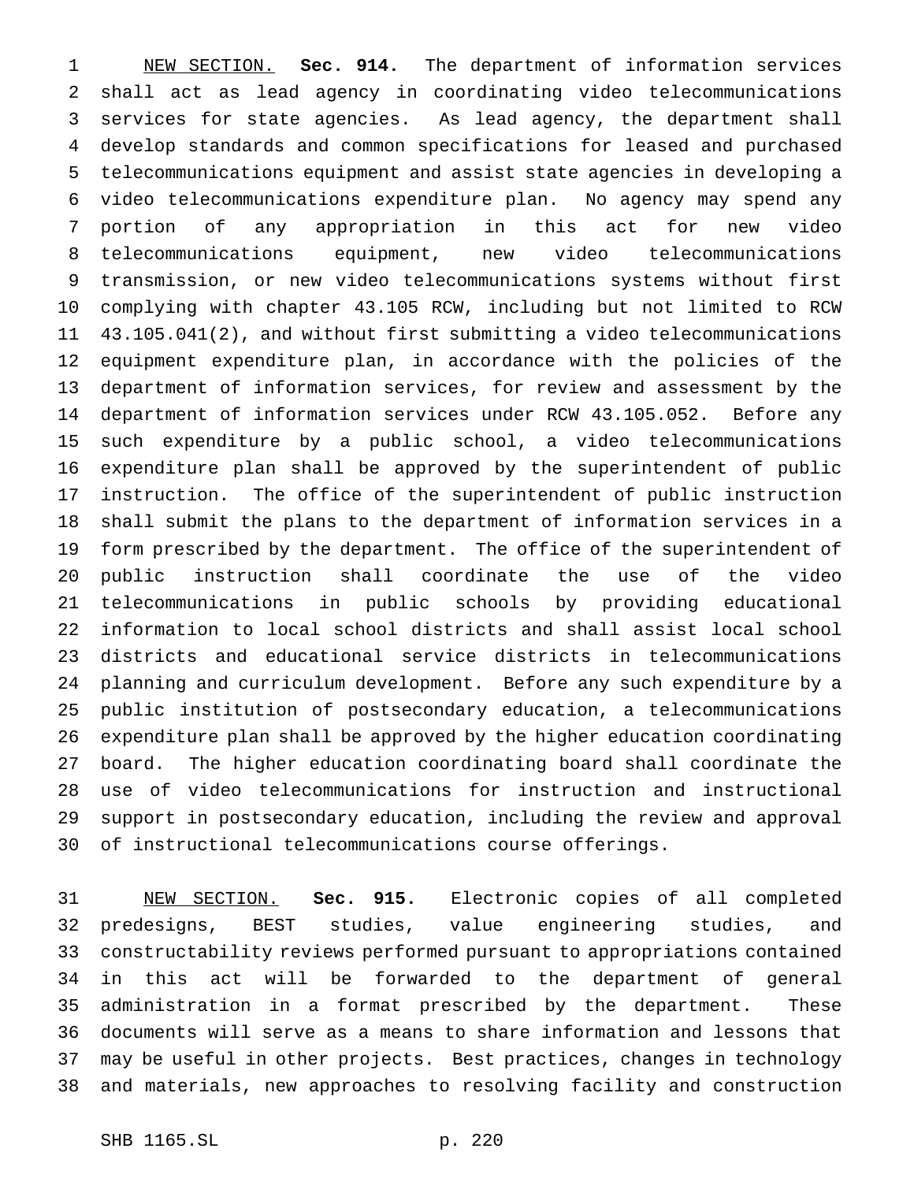<u>NEW SECTION.</u> **Sec. 914.** The department of information services shall act as lead agency in coordinating video telecommunications services for state agencies. As lead agency, the department shall develop standards and common specifications for leased and purchased telecommunications equipment and assist state agencies in developing a video telecommunications expenditure plan. No agency may spend any portion of any appropriation in this act for new video telecommunications equipment, new video telecommunications transmission, or new video telecommunications systems without first complying with chapter 43.105 RCW, including but not limited to RCW 43.105.041(2), and without first submitting a video telecommunications equipment expenditure plan, in accordance with the policies of the department of information services, for review and assessment by the department of information services under RCW 43.105.052. Before any such expenditure by a public school, a video telecommunications expenditure plan shall be approved by the superintendent of public instruction. The office of the superintendent of public instruction shall submit the plans to the department of information services in a form prescribed by the department. The office of the superintendent of public instruction shall coordinate the use of the video telecommunications in public schools by providing educational information to local school districts and shall assist local school districts and educational service districts in telecommunications planning and curriculum development. Before any such expenditure by a public institution of postsecondary education, a telecommunications expenditure plan shall be approved by the higher education coordinating board. The higher education coordinating board shall coordinate the use of video telecommunications for instruction and instructional support in postsecondary education, including the review and approval of instructional telecommunications course offerings.

<u>NEW SECTION.</u> **Sec. 915.** Electronic copies of all completed predesigns, BEST studies, value engineering studies, and constructability reviews performed pursuant to appropriations contained in this act will be forwarded to the department of general administration in a format prescribed by the department. These documents will serve as a means to share information and lessons that may be useful in other projects. Best practices, changes in technology and materials, new approaches to resolving facility and construction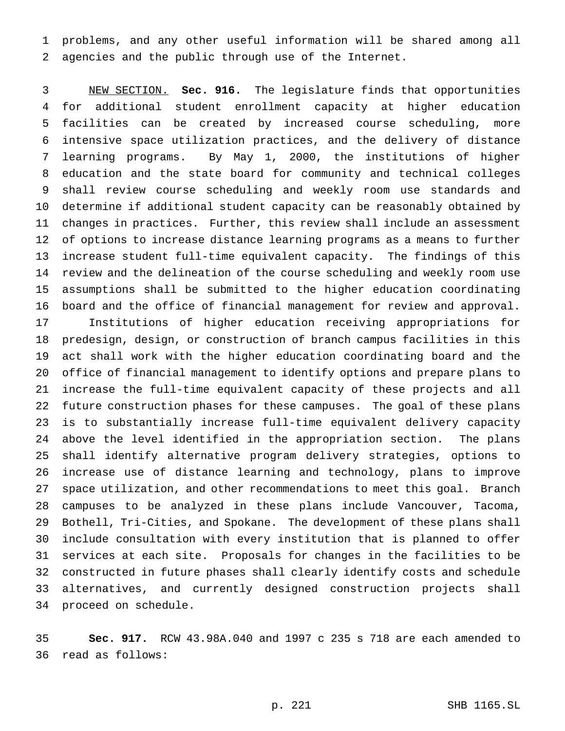problems, and any other useful information will be shared among all agencies and the public through use of the Internet.

NEW SECTION. **Sec. 916.** The legislature finds that opportunities for additional student enrollment capacity at higher education facilities can be created by increased course scheduling, more intensive space utilization practices, and the delivery of distance learning programs. By May 1, 2000, the institutions of higher education and the state board for community and technical colleges shall review course scheduling and weekly room use standards and determine if additional student capacity can be reasonably obtained by changes in practices. Further, this review shall include an assessment of options to increase distance learning programs as a means to further increase student full-time equivalent capacity. The findings of this review and the delineation of the course scheduling and weekly room use assumptions shall be submitted to the higher education coordinating board and the office of financial management for review and approval.

Institutions of higher education receiving appropriations for predesign, design, or construction of branch campus facilities in this act shall work with the higher education coordinating board and the office of financial management to identify options and prepare plans to increase the full-time equivalent capacity of these projects and all future construction phases for these campuses. The goal of these plans is to substantially increase full-time equivalent delivery capacity above the level identified in the appropriation section. The plans shall identify alternative program delivery strategies, options to increase use of distance learning and technology, plans to improve space utilization, and other recommendations to meet this goal. Branch campuses to be analyzed in these plans include Vancouver, Tacoma, Bothell, Tri-Cities, and Spokane. The development of these plans shall include consultation with every institution that is planned to offer services at each site. Proposals for changes in the facilities to be constructed in future phases shall clearly identify costs and schedule alternatives, and currently designed construction projects shall proceed on schedule.

**Sec. 917.** RCW 43.98A.040 and 1997 c 235 s 718 are each amended to read as follows: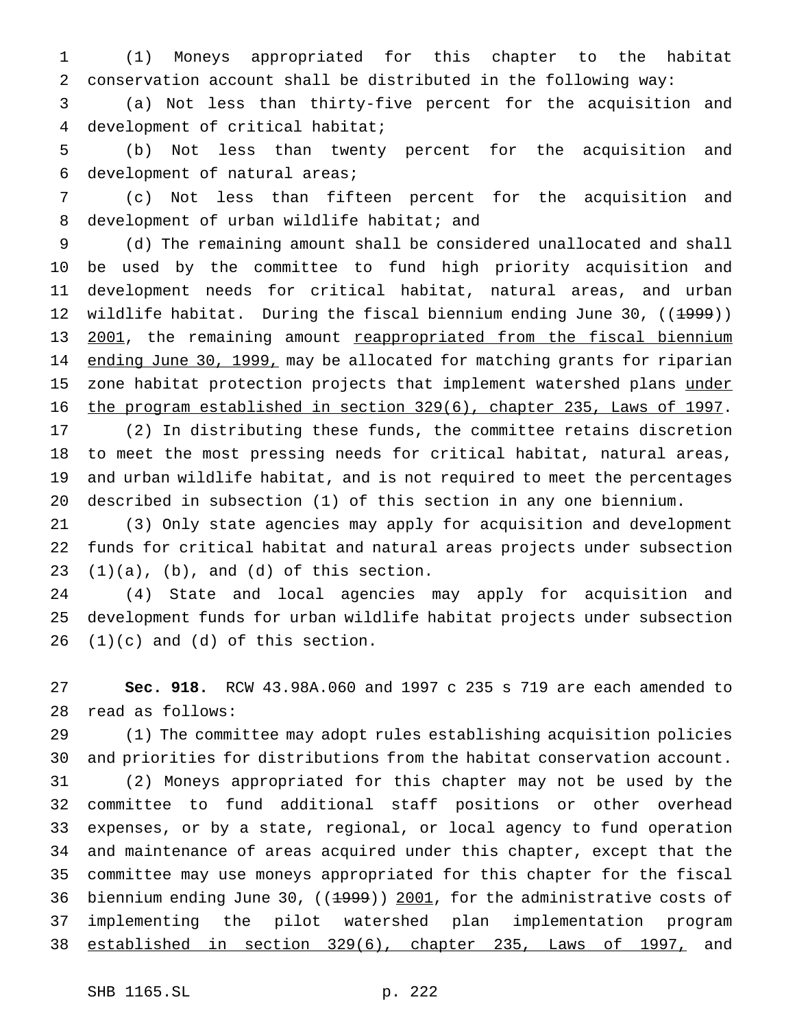(1) Moneys appropriated for this chapter to the habitat conservation account shall be distributed in the following way:

(a) Not less than thirty-five percent for the acquisition and development of critical habitat;

(b) Not less than twenty percent for the acquisition and development of natural areas;

(c) Not less than fifteen percent for the acquisition and development of urban wildlife habitat; and

(d) The remaining amount shall be considered unallocated and shall be used by the committee to fund high priority acquisition and development needs for critical habitat, natural areas, and urban wildlife habitat. During the fiscal biennium ending June 30, ((~~1999~~)) <u>2001</u>, the remaining amount <u>reappropriated from the fiscal biennium ending June 30, 1999,</u> may be allocated for matching grants for riparian zone habitat protection projects that implement watershed plans <u>under the program established in section 329(6), chapter 235, Laws of 1997</u>.

(2) In distributing these funds, the committee retains discretion to meet the most pressing needs for critical habitat, natural areas, and urban wildlife habitat, and is not required to meet the percentages described in subsection (1) of this section in any one biennium.

(3) Only state agencies may apply for acquisition and development funds for critical habitat and natural areas projects under subsection (1)(a), (b), and (d) of this section.

(4) State and local agencies may apply for acquisition and development funds for urban wildlife habitat projects under subsection (1)(c) and (d) of this section.

**Sec. 918.** RCW 43.98A.060 and 1997 c 235 s 719 are each amended to read as follows:

(1) The committee may adopt rules establishing acquisition policies and priorities for distributions from the habitat conservation account.

(2) Moneys appropriated for this chapter may not be used by the committee to fund additional staff positions or other overhead expenses, or by a state, regional, or local agency to fund operation and maintenance of areas acquired under this chapter, except that the committee may use moneys appropriated for this chapter for the fiscal biennium ending June 30, ((~~1999~~)) <u>2001</u>, for the administrative costs of implementing the pilot watershed plan implementation program <u>established in section 329(6), chapter 235, Laws of 1997,</u> and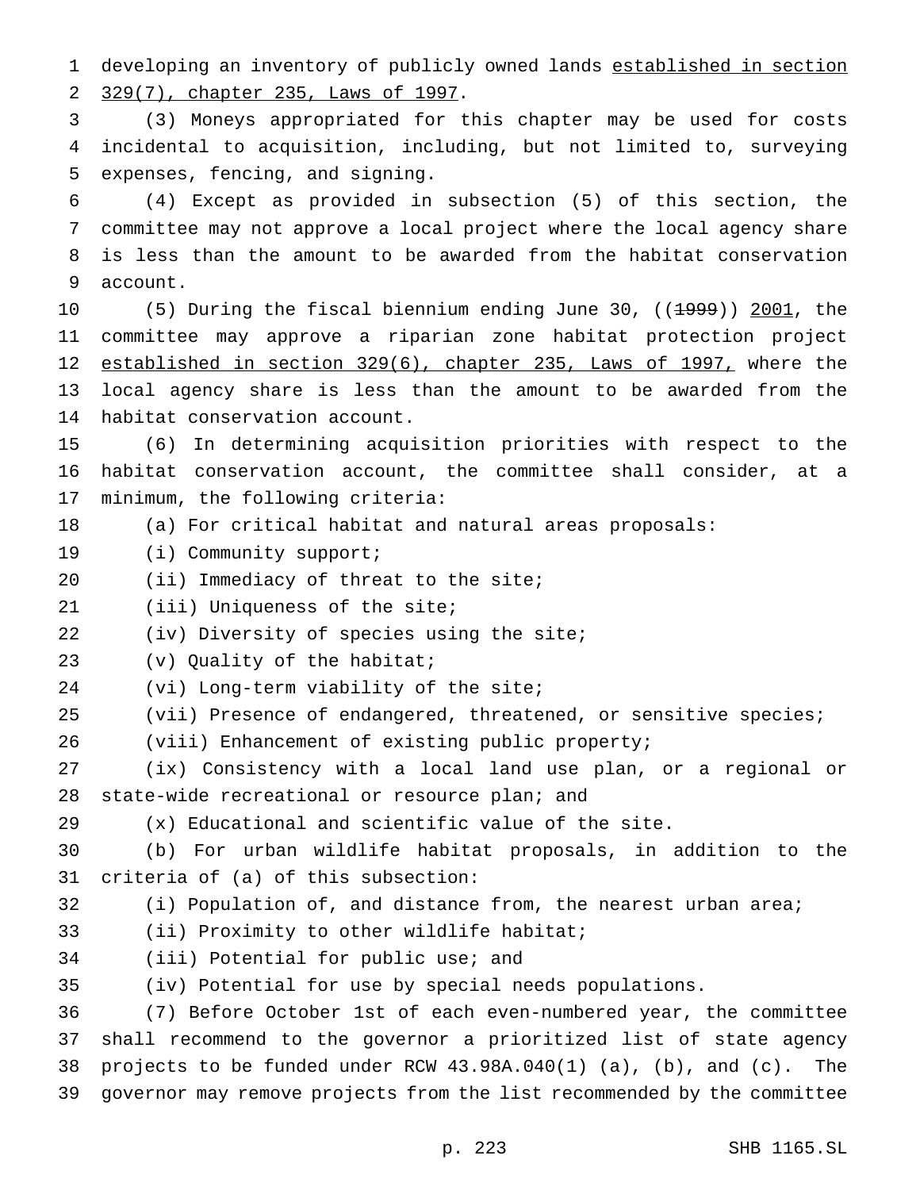developing an inventory of publicly owned lands established in section 329(7), chapter 235, Laws of 1997.

(3) Moneys appropriated for this chapter may be used for costs incidental to acquisition, including, but not limited to, surveying expenses, fencing, and signing.

(4) Except as provided in subsection (5) of this section, the committee may not approve a local project where the local agency share is less than the amount to be awarded from the habitat conservation account.

(5) During the fiscal biennium ending June 30, ((~~1999~~)) 2001, the committee may approve a riparian zone habitat protection project established in section 329(6), chapter 235, Laws of 1997, where the local agency share is less than the amount to be awarded from the habitat conservation account.

(6) In determining acquisition priorities with respect to the habitat conservation account, the committee shall consider, at a minimum, the following criteria:

(a) For critical habitat and natural areas proposals:

(i) Community support;

(ii) Immediacy of threat to the site;

(iii) Uniqueness of the site;

(iv) Diversity of species using the site;

(v) Quality of the habitat;

(vi) Long-term viability of the site;

(vii) Presence of endangered, threatened, or sensitive species;

(viii) Enhancement of existing public property;

(ix) Consistency with a local land use plan, or a regional or state-wide recreational or resource plan; and

(x) Educational and scientific value of the site.

(b) For urban wildlife habitat proposals, in addition to the criteria of (a) of this subsection:

(i) Population of, and distance from, the nearest urban area;

(ii) Proximity to other wildlife habitat;

(iii) Potential for public use; and

(iv) Potential for use by special needs populations.

(7) Before October 1st of each even-numbered year, the committee shall recommend to the governor a prioritized list of state agency projects to be funded under RCW 43.98A.040(1) (a), (b), and (c). The governor may remove projects from the list recommended by the committee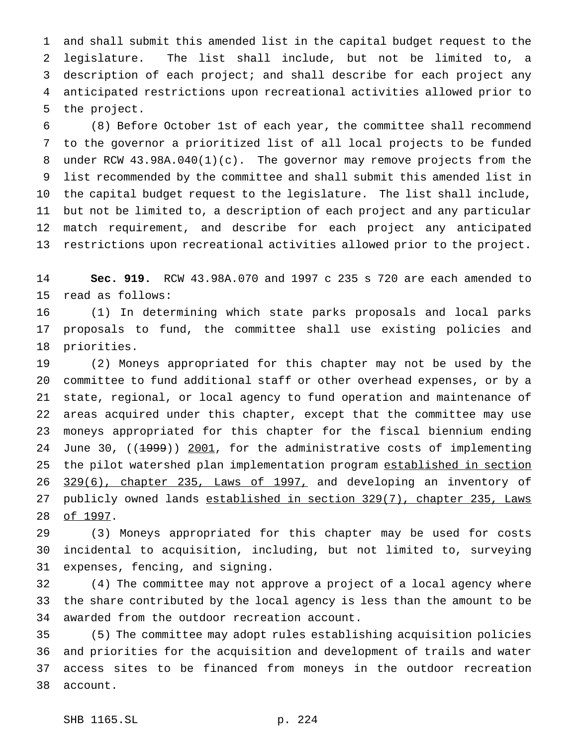and shall submit this amended list in the capital budget request to the legislature. The list shall include, but not be limited to, a description of each project; and shall describe for each project any anticipated restrictions upon recreational activities allowed prior to the project.

(8) Before October 1st of each year, the committee shall recommend to the governor a prioritized list of all local projects to be funded under RCW 43.98A.040(1)(c). The governor may remove projects from the list recommended by the committee and shall submit this amended list in the capital budget request to the legislature. The list shall include, but not be limited to, a description of each project and any particular match requirement, and describe for each project any anticipated restrictions upon recreational activities allowed prior to the project.

**Sec. 919.** RCW 43.98A.070 and 1997 c 235 s 720 are each amended to read as follows:

(1) In determining which state parks proposals and local parks proposals to fund, the committee shall use existing policies and priorities.

(2) Moneys appropriated for this chapter may not be used by the committee to fund additional staff or other overhead expenses, or by a state, regional, or local agency to fund operation and maintenance of areas acquired under this chapter, except that the committee may use moneys appropriated for this chapter for the fiscal biennium ending June 30, ((~~1999~~)) <u>2001</u>, for the administrative costs of implementing the pilot watershed plan implementation program <u>established in section 329(6), chapter 235, Laws of 1997,</u> and developing an inventory of publicly owned lands <u>established in section 329(7), chapter 235, Laws of 1997</u>.

(3) Moneys appropriated for this chapter may be used for costs incidental to acquisition, including, but not limited to, surveying expenses, fencing, and signing.

(4) The committee may not approve a project of a local agency where the share contributed by the local agency is less than the amount to be awarded from the outdoor recreation account.

(5) The committee may adopt rules establishing acquisition policies and priorities for the acquisition and development of trails and water access sites to be financed from moneys in the outdoor recreation account.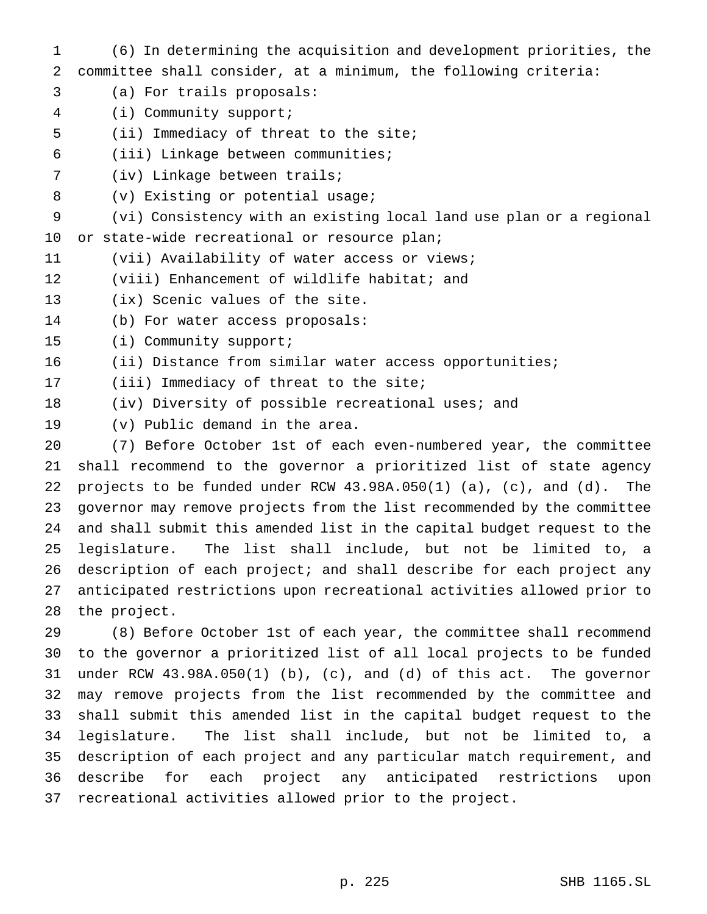(6) In determining the acquisition and development priorities, the committee shall consider, at a minimum, the following criteria:

(a) For trails proposals:

(i) Community support;

(ii) Immediacy of threat to the site;

(iii) Linkage between communities;

(iv) Linkage between trails;

(v) Existing or potential usage;

(vi) Consistency with an existing local land use plan or a regional or state-wide recreational or resource plan;

(vii) Availability of water access or views;

(viii) Enhancement of wildlife habitat; and

(ix) Scenic values of the site.

(b) For water access proposals:

(i) Community support;

(ii) Distance from similar water access opportunities;

(iii) Immediacy of threat to the site;

(iv) Diversity of possible recreational uses; and

(v) Public demand in the area.

(7) Before October 1st of each even-numbered year, the committee shall recommend to the governor a prioritized list of state agency projects to be funded under RCW 43.98A.050(1) (a), (c), and (d). The governor may remove projects from the list recommended by the committee and shall submit this amended list in the capital budget request to the legislature. The list shall include, but not be limited to, a description of each project; and shall describe for each project any anticipated restrictions upon recreational activities allowed prior to the project.

(8) Before October 1st of each year, the committee shall recommend to the governor a prioritized list of all local projects to be funded under RCW 43.98A.050(1) (b), (c), and (d) of this act. The governor may remove projects from the list recommended by the committee and shall submit this amended list in the capital budget request to the legislature. The list shall include, but not be limited to, a description of each project and any particular match requirement, and describe for each project any anticipated restrictions upon recreational activities allowed prior to the project.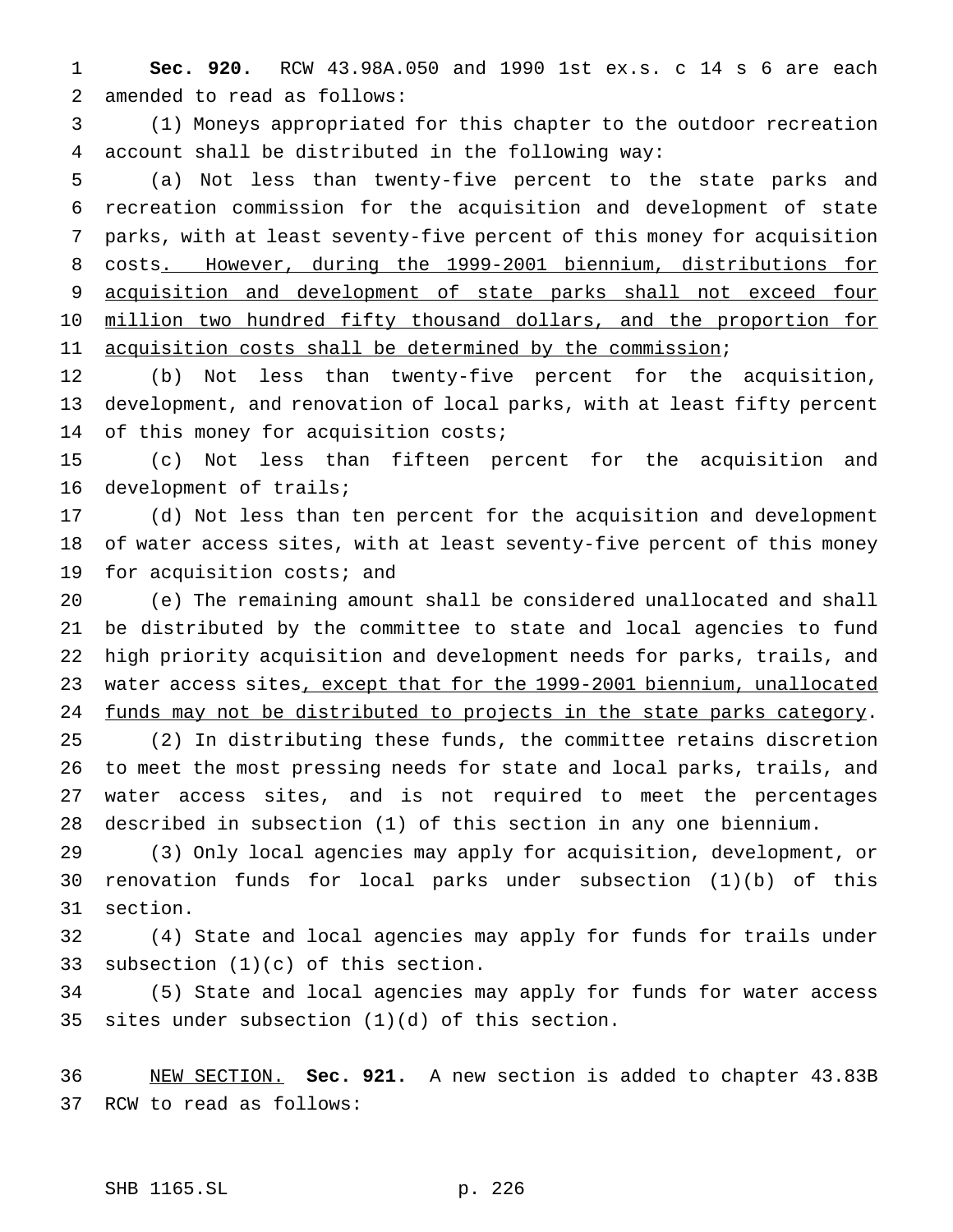**Sec. 920.** RCW 43.98A.050 and 1990 1st ex.s. c 14 s 6 are each amended to read as follows:

(1) Moneys appropriated for this chapter to the outdoor recreation account shall be distributed in the following way:

(a) Not less than twenty-five percent to the state parks and recreation commission for the acquisition and development of state parks, with at least seventy-five percent of this money for acquisition costs<u>. However, during the 1999-2001 biennium, distributions for acquisition and development of state parks shall not exceed four million two hundred fifty thousand dollars, and the proportion for acquisition costs shall be determined by the commission</u>;

(b) Not less than twenty-five percent for the acquisition, development, and renovation of local parks, with at least fifty percent of this money for acquisition costs;

(c) Not less than fifteen percent for the acquisition and development of trails;

(d) Not less than ten percent for the acquisition and development of water access sites, with at least seventy-five percent of this money for acquisition costs; and

(e) The remaining amount shall be considered unallocated and shall be distributed by the committee to state and local agencies to fund high priority acquisition and development needs for parks, trails, and water access sites<u>, except that for the 1999-2001 biennium, unallocated funds may not be distributed to projects in the state parks category</u>.

(2) In distributing these funds, the committee retains discretion to meet the most pressing needs for state and local parks, trails, and water access sites, and is not required to meet the percentages described in subsection (1) of this section in any one biennium.

(3) Only local agencies may apply for acquisition, development, or renovation funds for local parks under subsection (1)(b) of this section.

(4) State and local agencies may apply for funds for trails under subsection (1)(c) of this section.

(5) State and local agencies may apply for funds for water access sites under subsection (1)(d) of this section.

<u>NEW SECTION.</u> **Sec. 921.** A new section is added to chapter 43.83B RCW to read as follows: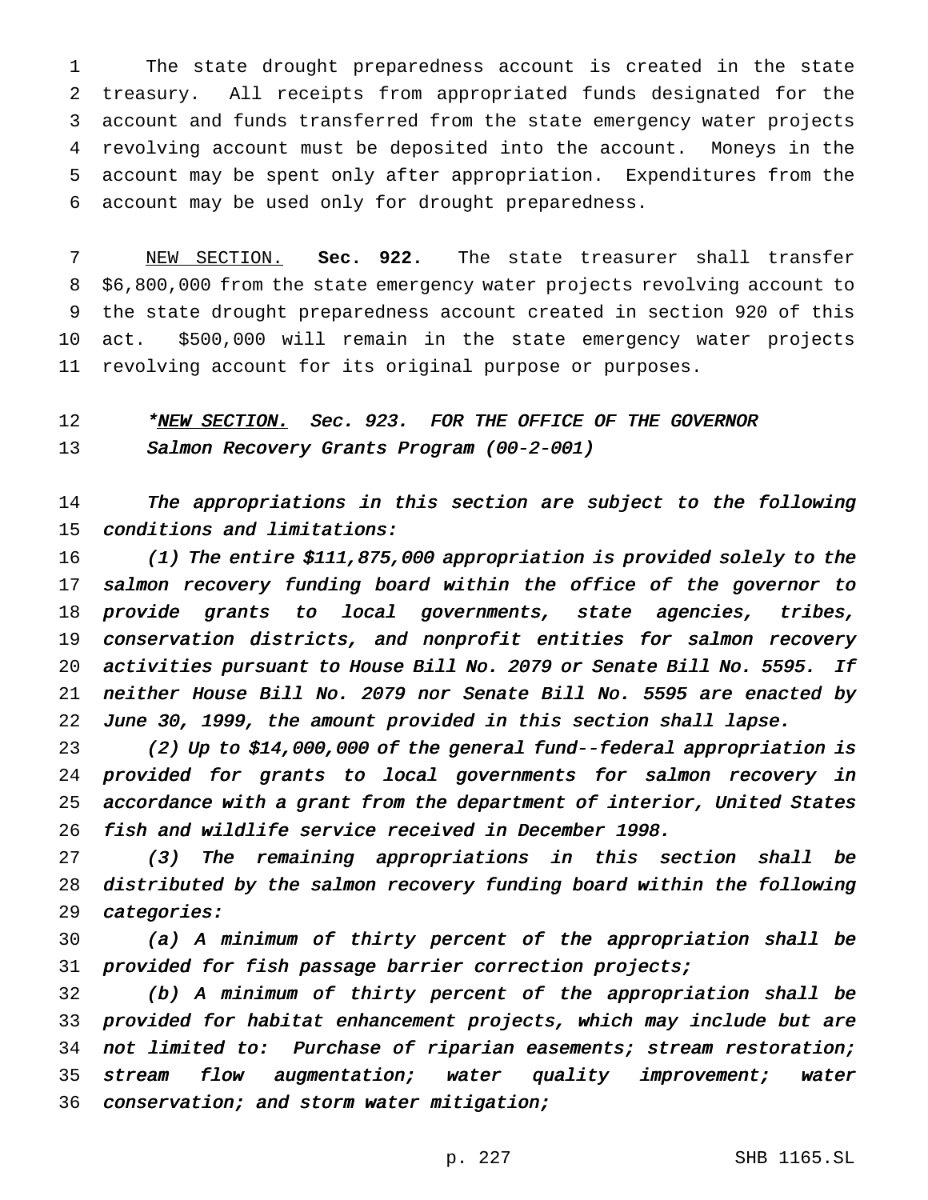The state drought preparedness account is created in the state treasury. All receipts from appropriated funds designated for the account and funds transferred from the state emergency water projects revolving account must be deposited into the account. Moneys in the account may be spent only after appropriation. Expenditures from the account may be used only for drought preparedness.

NEW SECTION. **Sec. 922.** The state treasurer shall transfer $6,800,000 from the state emergency water projects revolving account to the state drought preparedness account created in section 920 of this act. $500,000 will remain in the state emergency water projects revolving account for its original purpose or purposes.

*\*NEW SECTION. Sec. 923. FOR THE OFFICE OF THE GOVERNOR*
*Salmon Recovery Grants Program (00-2-001)*

*The appropriations in this section are subject to the following conditions and limitations:*

*(1) The entire $111,875,000 appropriation is provided solely to the salmon recovery funding board within the office of the governor to provide grants to local governments, state agencies, tribes, conservation districts, and nonprofit entities for salmon recovery activities pursuant to House Bill No. 2079 or Senate Bill No. 5595. If neither House Bill No. 2079 nor Senate Bill No. 5595 are enacted by June 30, 1999, the amount provided in this section shall lapse.*

*(2) Up to $14,000,000 of the general fund--federal appropriation is provided for grants to local governments for salmon recovery in accordance with a grant from the department of interior, United States fish and wildlife service received in December 1998.*

*(3) The remaining appropriations in this section shall be distributed by the salmon recovery funding board within the following categories:*

*(a) A minimum of thirty percent of the appropriation shall be provided for fish passage barrier correction projects;*

*(b) A minimum of thirty percent of the appropriation shall be provided for habitat enhancement projects, which may include but are not limited to: Purchase of riparian easements; stream restoration; stream flow augmentation; water quality improvement; water conservation; and storm water mitigation;*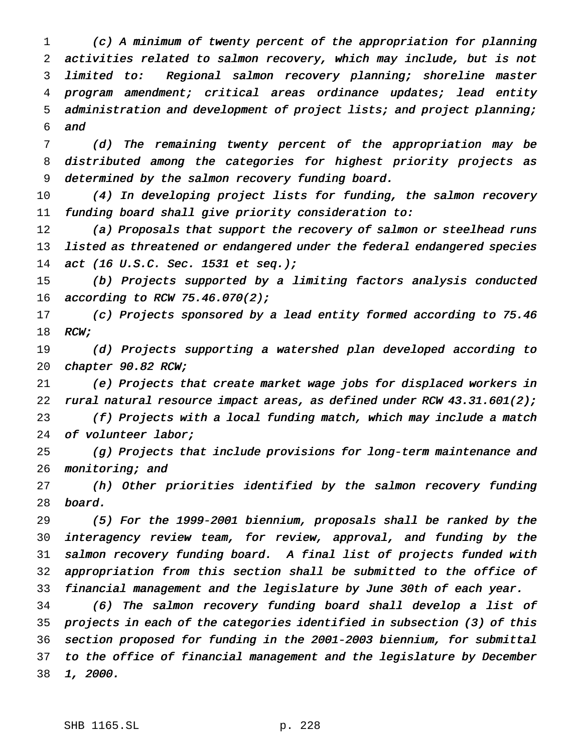*(c) A minimum of twenty percent of the appropriation for planning activities related to salmon recovery, which may include, but is not limited to: Regional salmon recovery planning; shoreline master program amendment; critical areas ordinance updates; lead entity administration and development of project lists; and project planning; and*

*(d) The remaining twenty percent of the appropriation may be distributed among the categories for highest priority projects as determined by the salmon recovery funding board.*

*(4) In developing project lists for funding, the salmon recovery funding board shall give priority consideration to:*

*(a) Proposals that support the recovery of salmon or steelhead runs listed as threatened or endangered under the federal endangered species act (16 U.S.C. Sec. 1531 et seq.);*

*(b) Projects supported by a limiting factors analysis conducted according to RCW 75.46.070(2);*

*(c) Projects sponsored by a lead entity formed according to 75.46 RCW;*

*(d) Projects supporting a watershed plan developed according to chapter 90.82 RCW;*

*(e) Projects that create market wage jobs for displaced workers in rural natural resource impact areas, as defined under RCW 43.31.601(2);*

*(f) Projects with a local funding match, which may include a match of volunteer labor;*

*(g) Projects that include provisions for long-term maintenance and monitoring; and*

*(h) Other priorities identified by the salmon recovery funding board.*

*(5) For the 1999-2001 biennium, proposals shall be ranked by the interagency review team, for review, approval, and funding by the salmon recovery funding board. A final list of projects funded with appropriation from this section shall be submitted to the office of financial management and the legislature by June 30th of each year.*

*(6) The salmon recovery funding board shall develop a list of projects in each of the categories identified in subsection (3) of this section proposed for funding in the 2001-2003 biennium, for submittal to the office of financial management and the legislature by December 1, 2000.*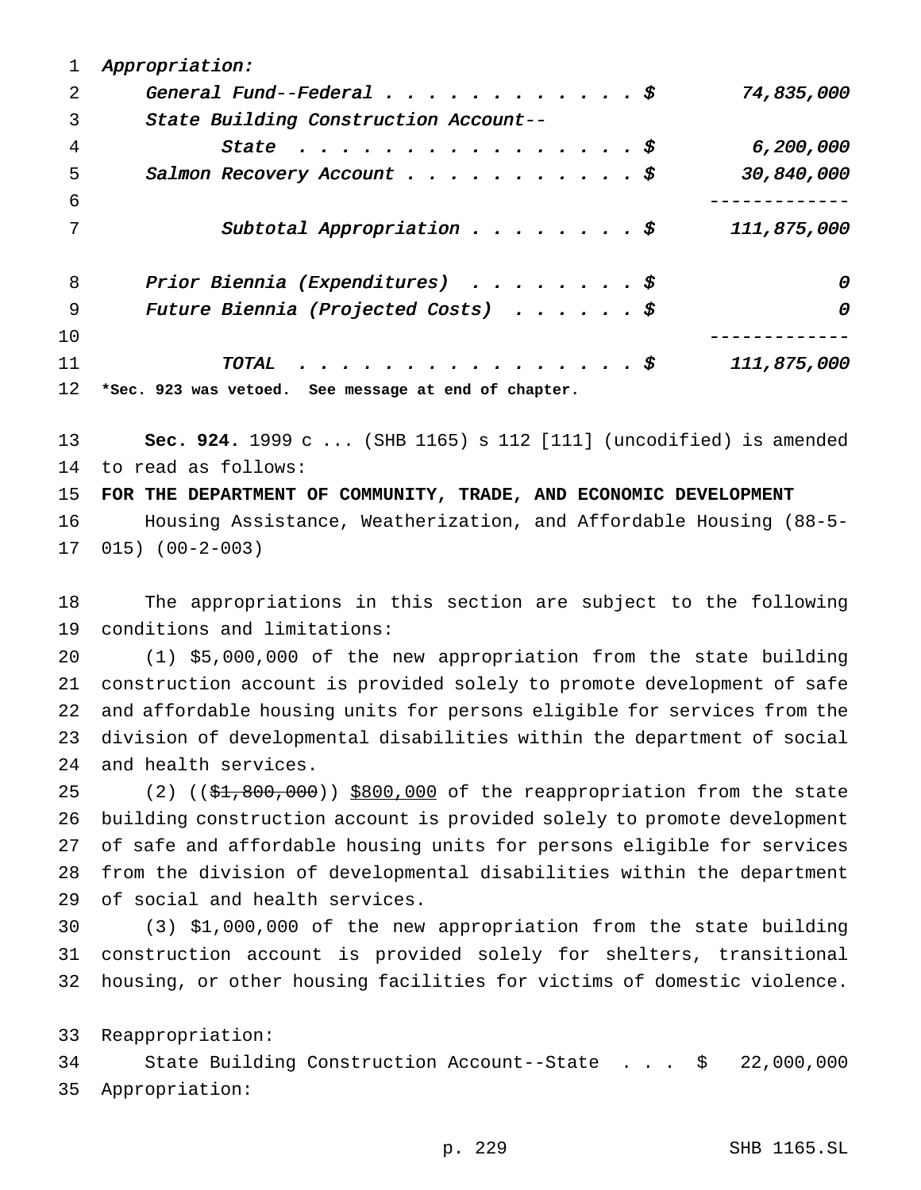*Appropriation:*

| | | |
|---|---|---|
| *General Fund--Federal* | *$* | *74,835,000* |
| *State Building Construction Account--State* | *$* | *6,200,000* |
| *Salmon Recovery Account* | *$* | *30,840,000* |
| *Subtotal Appropriation* | *$* | *111,875,000* |
| *Prior Biennia (Expenditures)* | *$* | *0* |
| *Future Biennia (Projected Costs)* | *$* | *0* |
| *TOTAL* | *$* | *111,875,000* |

**\*Sec. 923 was vetoed. See message at end of chapter.**

**Sec. 924.** 1999 c ... (SHB 1165) s 112 [111] (uncodified) is amended to read as follows:

**FOR THE DEPARTMENT OF COMMUNITY, TRADE, AND ECONOMIC DEVELOPMENT**

Housing Assistance, Weatherization, and Affordable Housing (88-5-015) (00-2-003)

The appropriations in this section are subject to the following conditions and limitations:

(1) $5,000,000 of the new appropriation from the state building construction account is provided solely to promote development of safe and affordable housing units for persons eligible for services from the division of developmental disabilities within the department of social and health services.

(2) ((~~$1,800,000~~)) <u>$800,000</u> of the reappropriation from the state building construction account is provided solely to promote development of safe and affordable housing units for persons eligible for services from the division of developmental disabilities within the department of social and health services.

(3) $1,000,000 of the new appropriation from the state building construction account is provided solely for shelters, transitional housing, or other housing facilities for victims of domestic violence.

Reappropriation:

| | | |
|---|---|---|
| State Building Construction Account--State | $ | 22,000,000 |

Appropriation: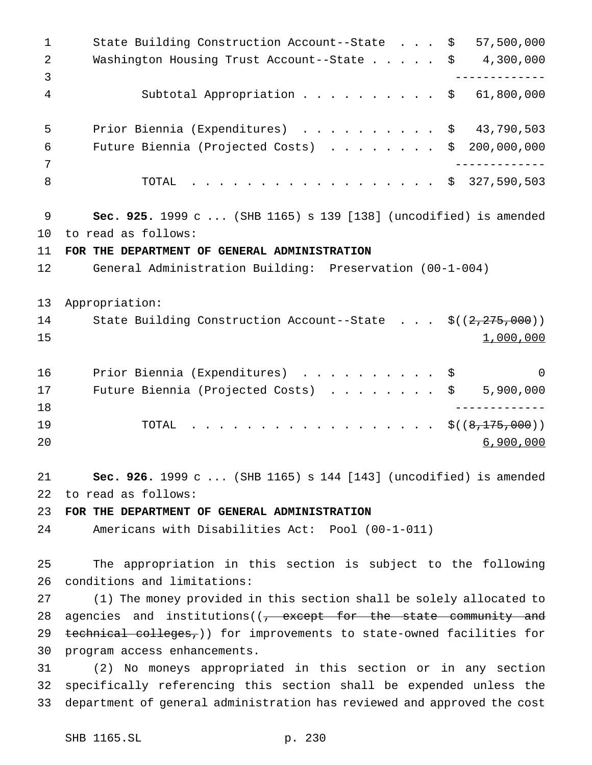State Building Construction Account--State . . . $ 57,500,000
Washington Housing Trust Account--State . . . . . $ 4,300,000

| | |
|---|---|
| Subtotal Appropriation . . . . . . . . . . | $ 61,800,000 |
| Prior Biennia (Expenditures) . . . . . . . . . . | $ 43,790,503 |
| Future Biennia (Projected Costs) . . . . . . . . | $ 200,000,000 |
| TOTAL . . . . . . . . . . . . . . . . . . . | $ 327,590,503 |

**Sec. 925.** 1999 c ... (SHB 1165) s 139 [138] (uncodified) is amended to read as follows:

**FOR THE DEPARTMENT OF GENERAL ADMINISTRATION**

General Administration Building: Preservation (00-1-004)

Appropriation:

State Building Construction Account--State . . . $((~~2,275,000~~))
<u>1,000,000</u>

| | |
|---|---|
| Prior Biennia (Expenditures) . . . . . . . . . . | $ 0 |
| Future Biennia (Projected Costs) . . . . . . . . | $ 5,900,000 |
| TOTAL . . . . . . . . . . . . . . . . . . . | $((~~8,175,000~~)) <u>6,900,000</u> |

**Sec. 926.** 1999 c ... (SHB 1165) s 144 [143] (uncodified) is amended to read as follows:

**FOR THE DEPARTMENT OF GENERAL ADMINISTRATION**

Americans with Disabilities Act: Pool (00-1-011)

The appropriation in this section is subject to the following conditions and limitations:

(1) The money provided in this section shall be solely allocated to agencies and institutions((~~, except for the state community and technical colleges,~~)) for improvements to state-owned facilities for program access enhancements.

(2) No moneys appropriated in this section or in any section specifically referencing this section shall be expended unless the department of general administration has reviewed and approved the cost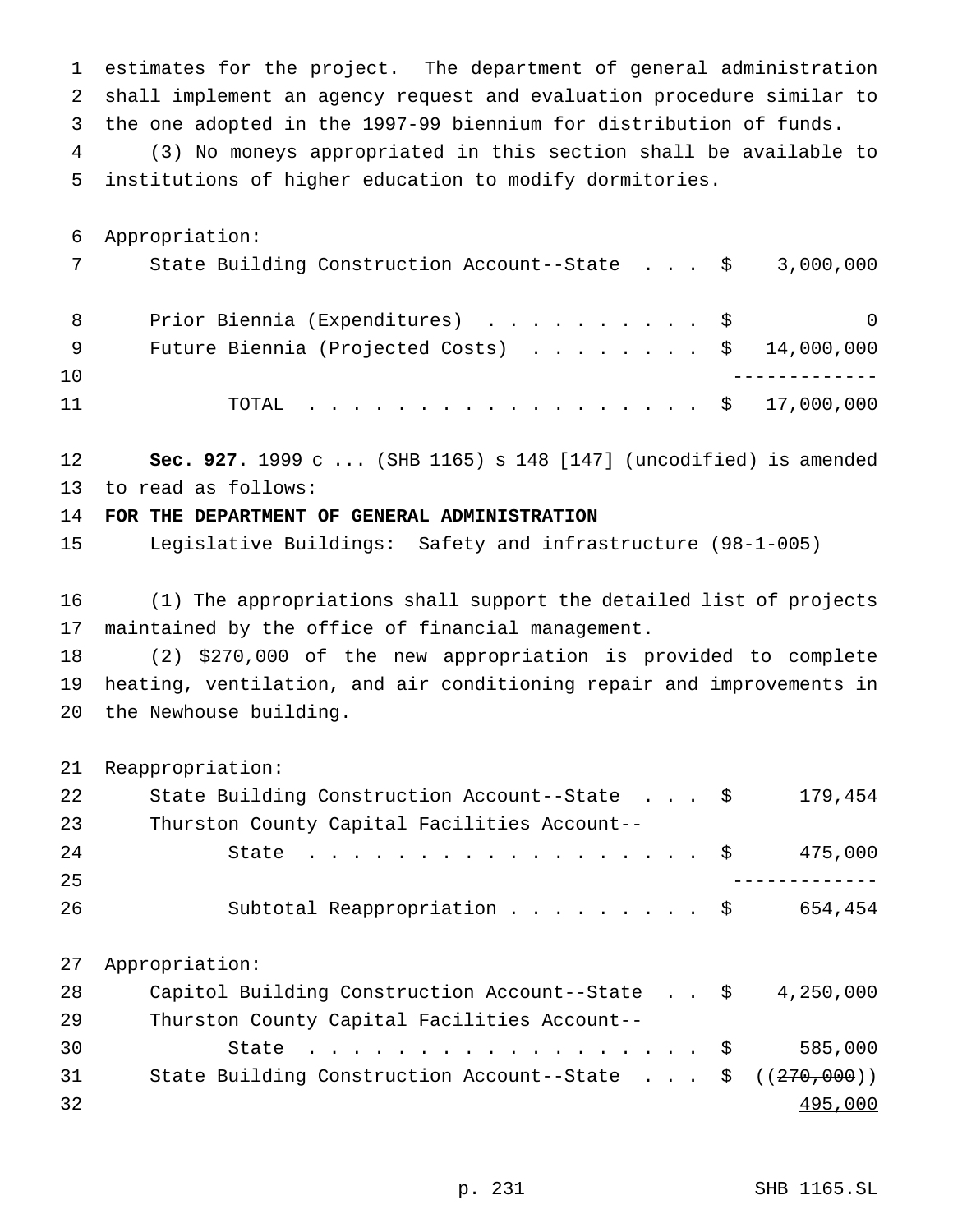estimates for the project. The department of general administration shall implement an agency request and evaluation procedure similar to the one adopted in the 1997-99 biennium for distribution of funds.

(3) No moneys appropriated in this section shall be available to institutions of higher education to modify dormitories.

| Appropriation: | | |
|---|---|---|
| State Building Construction Account--State . . . | $ | 3,000,000 |
| Prior Biennia (Expenditures) . . . . . . . . . . | $ | 0 |
| Future Biennia (Projected Costs) . . . . . . . . | $ | 14,000,000 |
| TOTAL . . . . . . . . . . . . . . . . . . | $ | 17,000,000 |

**Sec. 927.** 1999 c ... (SHB 1165) s 148 [147] (uncodified) is amended to read as follows:

**FOR THE DEPARTMENT OF GENERAL ADMINISTRATION**

Legislative Buildings: Safety and infrastructure (98-1-005)

(1) The appropriations shall support the detailed list of projects maintained by the office of financial management.

(2) $270,000 of the new appropriation is provided to complete heating, ventilation, and air conditioning repair and improvements in the Newhouse building.

| Reappropriation: | | |
|---|---|---|
| State Building Construction Account--State . . . | $ | 179,454 |
| Thurston County Capital Facilities Account--State . . . . . . . . . . . . . . . . . . | $ | 475,000 |
| Subtotal Reappropriation . . . . . . . . . | $ | 654,454 |

| Appropriation: | | |
|---|---|---|
| Capitol Building Construction Account--State . . | $ | 4,250,000 |
| Thurston County Capital Facilities Account--State . . . . . . . . . . . . . . . . . . | $ | 585,000 |
| State Building Construction Account--State . . . | $ | ((~~270,000~~)) <u>495,000</u> |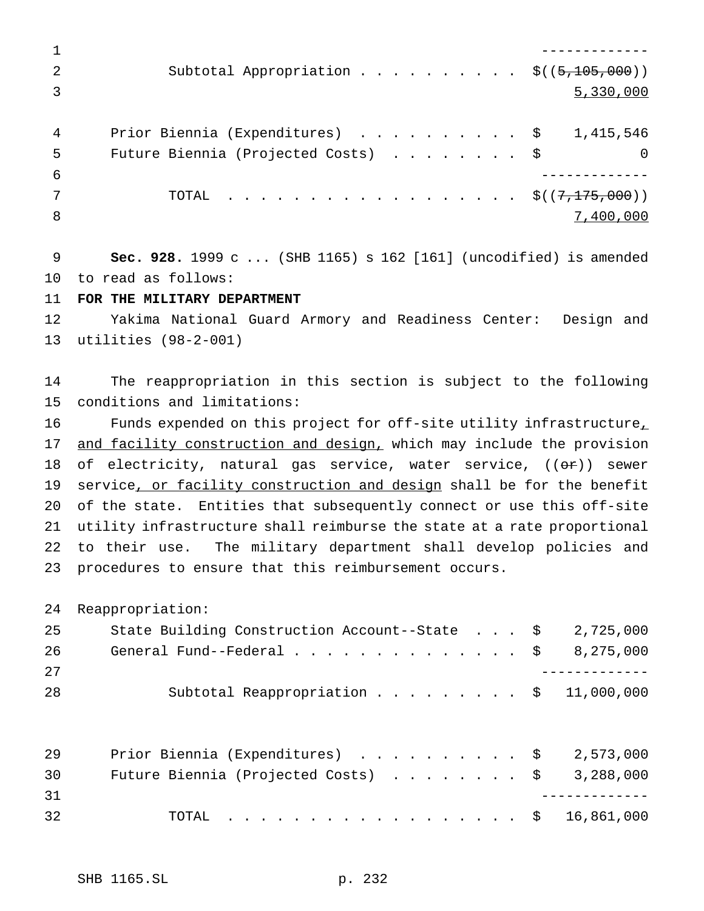| | |
|---|---|
| Subtotal Appropriation | $((~~5,105,000~~)) <u>5,330,000</u> |
| Prior Biennia (Expenditures) | $ 1,415,546 |
| Future Biennia (Projected Costs) | $ 0 |
| TOTAL | $((~~7,175,000~~)) <u>7,400,000</u> |

**Sec. 928.** 1999 c ... (SHB 1165) s 162 [161] (uncodified) is amended to read as follows:

**FOR THE MILITARY DEPARTMENT**

Yakima National Guard Armory and Readiness Center: Design and utilities (98-2-001)

The reappropriation in this section is subject to the following conditions and limitations:

Funds expended on this project for off-site utility infrastructure<u>, and facility construction and design,</u> which may include the provision of electricity, natural gas service, water service, ((~~or~~)) sewer service<u>, or facility construction and design</u> shall be for the benefit of the state. Entities that subsequently connect or use this off-site utility infrastructure shall reimburse the state at a rate proportional to their use. The military department shall develop policies and procedures to ensure that this reimbursement occurs.

Reappropriation:

| | |
|---|---|
| State Building Construction Account--State | $ 2,725,000 |
| General Fund--Federal | $ 8,275,000 |
| Subtotal Reappropriation | $ 11,000,000 |
| Prior Biennia (Expenditures) | $ 2,573,000 |
| Future Biennia (Projected Costs) | $ 3,288,000 |
| TOTAL | $ 16,861,000 |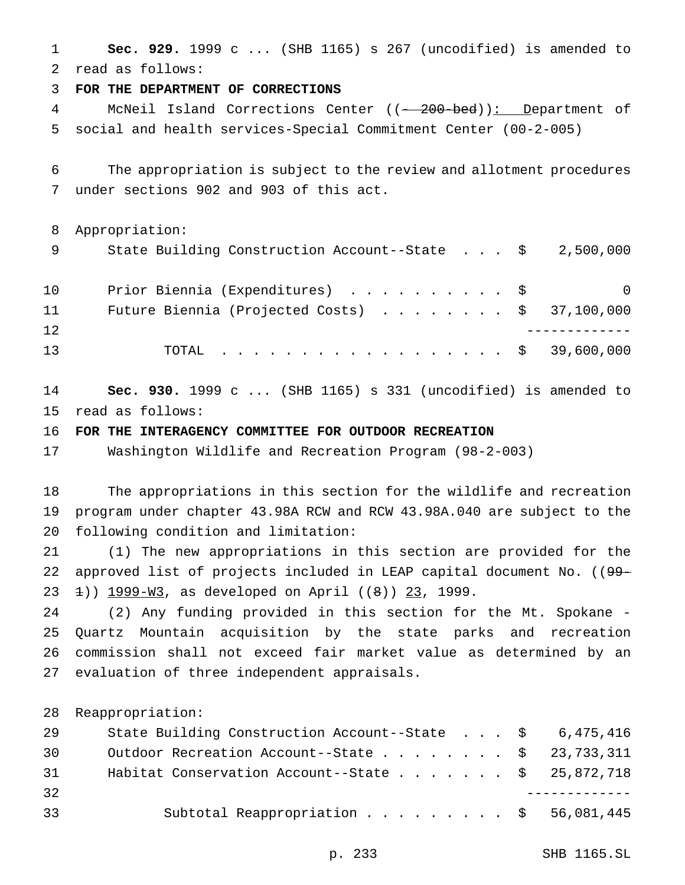**Sec. 929.** 1999 c ... (SHB 1165) s 267 (uncodified) is amended to read as follows:

**FOR THE DEPARTMENT OF CORRECTIONS**

McNeil Island Corrections Center ((~~- 200-bed~~)): Department of social and health services-Special Commitment Center (00-2-005)

The appropriation is subject to the review and allotment procedures under sections 902 and 903 of this act.

Appropriation:

| | | |
|---|---|---|
| State Building Construction Account--State . . . | $ | 2,500,000 |
| Prior Biennia (Expenditures) . . . . . . . . . . | $ | 0 |
| Future Biennia (Projected Costs) . . . . . . . . | $ | 37,100,000 |
| TOTAL . . . . . . . . . . . . . . . . . . | $ | 39,600,000 |

**Sec. 930.** 1999 c ... (SHB 1165) s 331 (uncodified) is amended to read as follows:

**FOR THE INTERAGENCY COMMITTEE FOR OUTDOOR RECREATION**

Washington Wildlife and Recreation Program (98-2-003)

The appropriations in this section for the wildlife and recreation program under chapter 43.98A RCW and RCW 43.98A.040 are subject to the following condition and limitation:

(1) The new appropriations in this section are provided for the approved list of projects included in LEAP capital document No. ((~~99-1~~)) 1999-W3, as developed on April ((~~8~~)) 23, 1999.

(2) Any funding provided in this section for the Mt. Spokane - Quartz Mountain acquisition by the state parks and recreation commission shall not exceed fair market value as determined by an evaluation of three independent appraisals.

Reappropriation:

| | | |
|---|---|---|
| State Building Construction Account--State . . . | $ | 6,475,416 |
| Outdoor Recreation Account--State . . . . . . . . | $ | 23,733,311 |
| Habitat Conservation Account--State . . . . . . . | $ | 25,872,718 |
| Subtotal Reappropriation . . . . . . . . . | $ | 56,081,445 |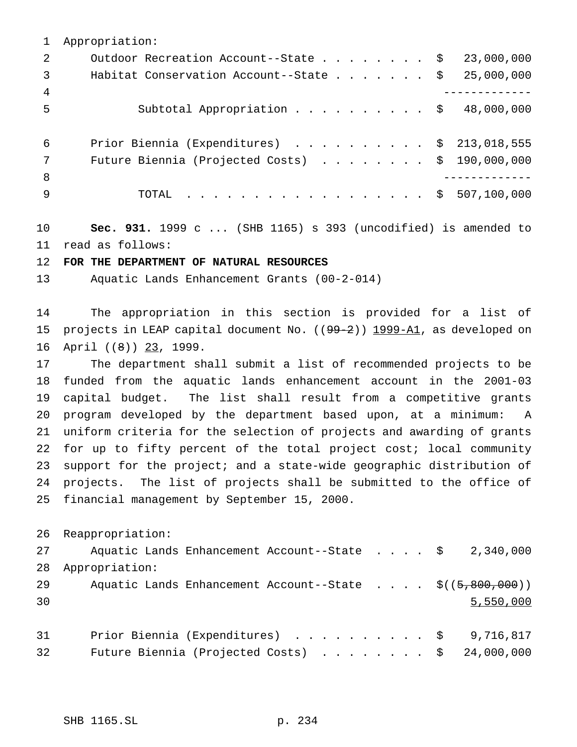Appropriation:

| | |
|---|---|
| Outdoor Recreation Account--State | $ 23,000,000 |
| Habitat Conservation Account--State | $ 25,000,000 |
| Subtotal Appropriation | $ 48,000,000 |
| Prior Biennia (Expenditures) | $ 213,018,555 |
| Future Biennia (Projected Costs) | $ 190,000,000 |
| TOTAL | $ 507,100,000 |

**Sec. 931.** 1999 c ... (SHB 1165) s 393 (uncodified) is amended to read as follows:

**FOR THE DEPARTMENT OF NATURAL RESOURCES**

Aquatic Lands Enhancement Grants (00-2-014)

The appropriation in this section is provided for a list of projects in LEAP capital document No. ((~~99-2~~)) 1999-A1, as developed on April ((~~8~~)) 23, 1999.

The department shall submit a list of recommended projects to be funded from the aquatic lands enhancement account in the 2001-03 capital budget. The list shall result from a competitive grants program developed by the department based upon, at a minimum: A uniform criteria for the selection of projects and awarding of grants for up to fifty percent of the total project cost; local community support for the project; and a state-wide geographic distribution of projects. The list of projects shall be submitted to the office of financial management by September 15, 2000.

Reappropriation:

| | |
|---|---|
| Aquatic Lands Enhancement Account--State | $ 2,340,000 |

Appropriation:

| | |
|---|---|
| Aquatic Lands Enhancement Account--State | $((~~5,800,000~~)) 5,550,000 |
| Prior Biennia (Expenditures) | $ 9,716,817 |
| Future Biennia (Projected Costs) | $ 24,000,000 |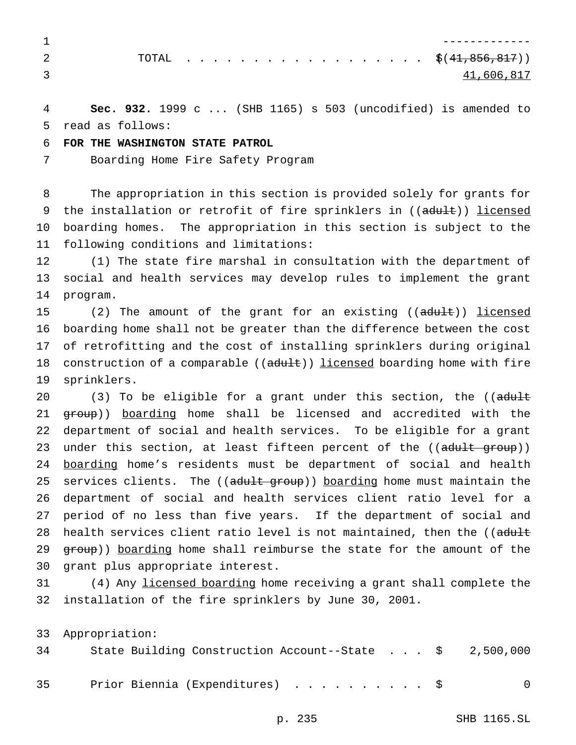-------------

TOTAL . . . . . . . . . . . . . . . . . . $((41,856,817))
41,606,817

**Sec. 932.** 1999 c ... (SHB 1165) s 503 (uncodified) is amended to read as follows:

**FOR THE WASHINGTON STATE PATROL**

Boarding Home Fire Safety Program

The appropriation in this section is provided solely for grants for the installation or retrofit of fire sprinklers in ((adult)) licensed boarding homes. The appropriation in this section is subject to the following conditions and limitations:

(1) The state fire marshal in consultation with the department of social and health services may develop rules to implement the grant program.

(2) The amount of the grant for an existing ((adult)) licensed boarding home shall not be greater than the difference between the cost of retrofitting and the cost of installing sprinklers during original construction of a comparable ((adult)) licensed boarding home with fire sprinklers.

(3) To be eligible for a grant under this section, the ((adult group)) boarding home shall be licensed and accredited with the department of social and health services. To be eligible for a grant under this section, at least fifteen percent of the ((adult group)) boarding home's residents must be department of social and health services clients. The ((adult group)) boarding home must maintain the department of social and health services client ratio level for a period of no less than five years. If the department of social and health services client ratio level is not maintained, then the ((adult group)) boarding home shall reimburse the state for the amount of the grant plus appropriate interest.

(4) Any licensed boarding home receiving a grant shall complete the installation of the fire sprinklers by June 30, 2001.

Appropriation:

State Building Construction Account--State . . . $ 2,500,000

Prior Biennia (Expenditures) . . . . . . . . . . $ 0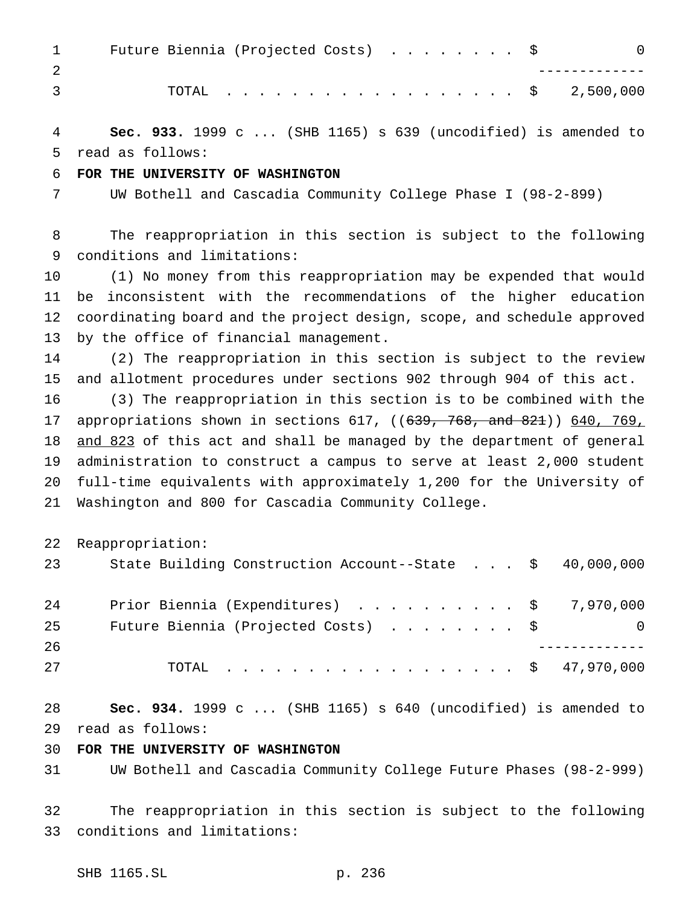| | | |
|---|---|---|
| Future Biennia (Projected Costs) . . . . . . . . | $ | 0 |
| | | ------------- |
| TOTAL . . . . . . . . . . . . . . . . . . | $ | 2,500,000 |

**Sec. 933.** 1999 c ... (SHB 1165) s 639 (uncodified) is amended to read as follows:

**FOR THE UNIVERSITY OF WASHINGTON**

UW Bothell and Cascadia Community College Phase I (98-2-899)

The reappropriation in this section is subject to the following conditions and limitations:

(1) No money from this reappropriation may be expended that would be inconsistent with the recommendations of the higher education coordinating board and the project design, scope, and schedule approved by the office of financial management.

(2) The reappropriation in this section is subject to the review and allotment procedures under sections 902 through 904 of this act.

(3) The reappropriation in this section is to be combined with the appropriations shown in sections 617, ((~~639, 768, and 821~~)) <u>640, 769, and 823</u> of this act and shall be managed by the department of general administration to construct a campus to serve at least 2,000 student full-time equivalents with approximately 1,200 for the University of Washington and 800 for Cascadia Community College.

Reappropriation:

| | | |
|---|---|---|
| State Building Construction Account--State . . . | $ | 40,000,000 |
| Prior Biennia (Expenditures) . . . . . . . . . . | $ | 7,970,000 |
| Future Biennia (Projected Costs) . . . . . . . . | $ | 0 |
| | | ------------- |
| TOTAL . . . . . . . . . . . . . . . . . . | $ | 47,970,000 |

**Sec. 934.** 1999 c ... (SHB 1165) s 640 (uncodified) is amended to read as follows:

**FOR THE UNIVERSITY OF WASHINGTON**

UW Bothell and Cascadia Community College Future Phases (98-2-999)

The reappropriation in this section is subject to the following conditions and limitations: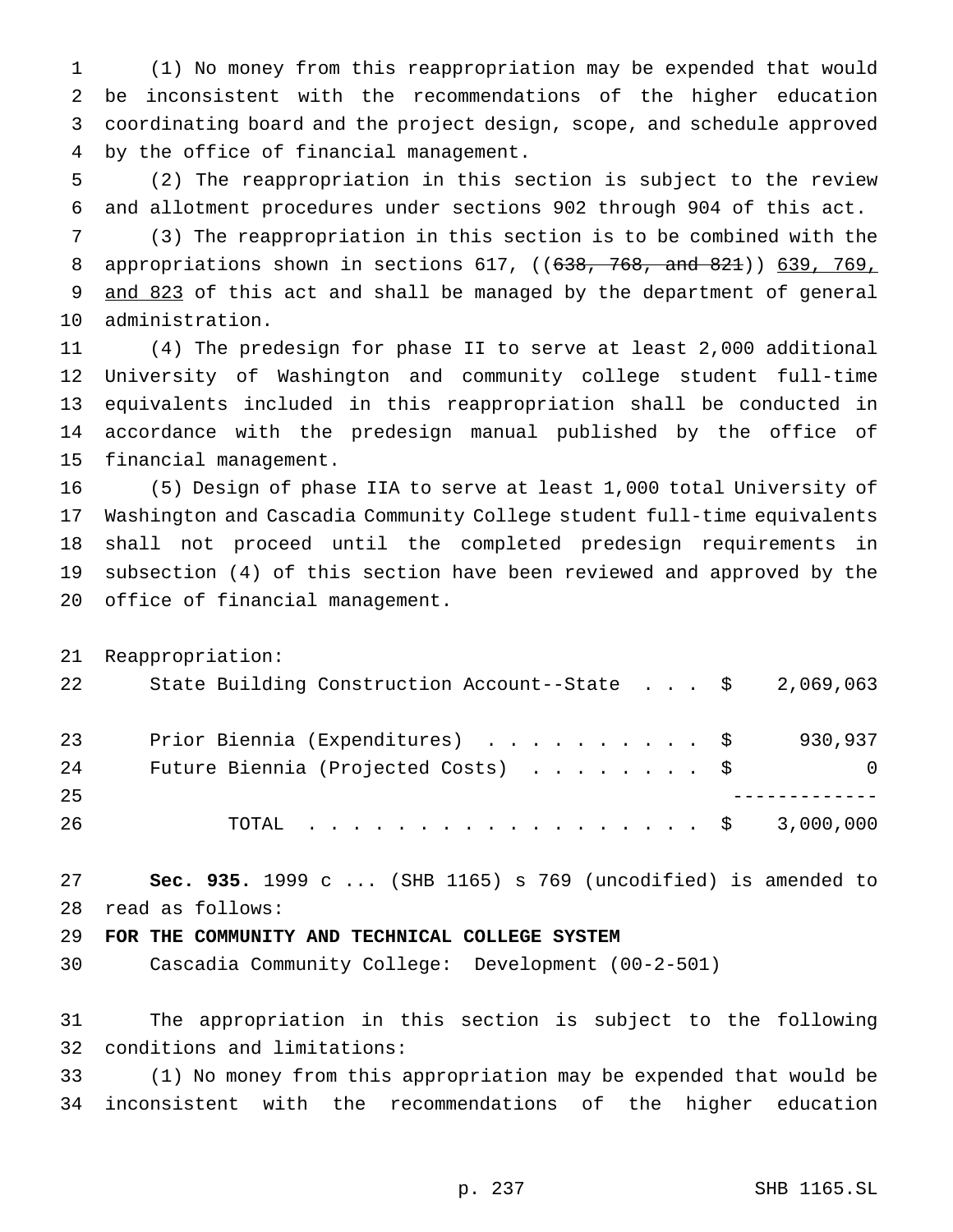(1) No money from this reappropriation may be expended that would be inconsistent with the recommendations of the higher education coordinating board and the project design, scope, and schedule approved by the office of financial management.

(2) The reappropriation in this section is subject to the review and allotment procedures under sections 902 through 904 of this act.

(3) The reappropriation in this section is to be combined with the appropriations shown in sections 617, ((~~638, 768, and 821~~)) <u>639, 769, and 823</u> of this act and shall be managed by the department of general administration.

(4) The predesign for phase II to serve at least 2,000 additional University of Washington and community college student full-time equivalents included in this reappropriation shall be conducted in accordance with the predesign manual published by the office of financial management.

(5) Design of phase IIA to serve at least 1,000 total University of Washington and Cascadia Community College student full-time equivalents shall not proceed until the completed predesign requirements in subsection (4) of this section have been reviewed and approved by the office of financial management.

Reappropriation:

| | | |
|---|---|---|
| State Building Construction Account--State | $ | 2,069,063 |
| Prior Biennia (Expenditures) | $ | 930,937 |
| Future Biennia (Projected Costs) | $ | 0 |
| TOTAL | $ | 3,000,000 |

**Sec. 935.** 1999 c ... (SHB 1165) s 769 (uncodified) is amended to read as follows:

**FOR THE COMMUNITY AND TECHNICAL COLLEGE SYSTEM**

Cascadia Community College: Development (00-2-501)

The appropriation in this section is subject to the following conditions and limitations:

(1) No money from this appropriation may be expended that would be inconsistent with the recommendations of the higher education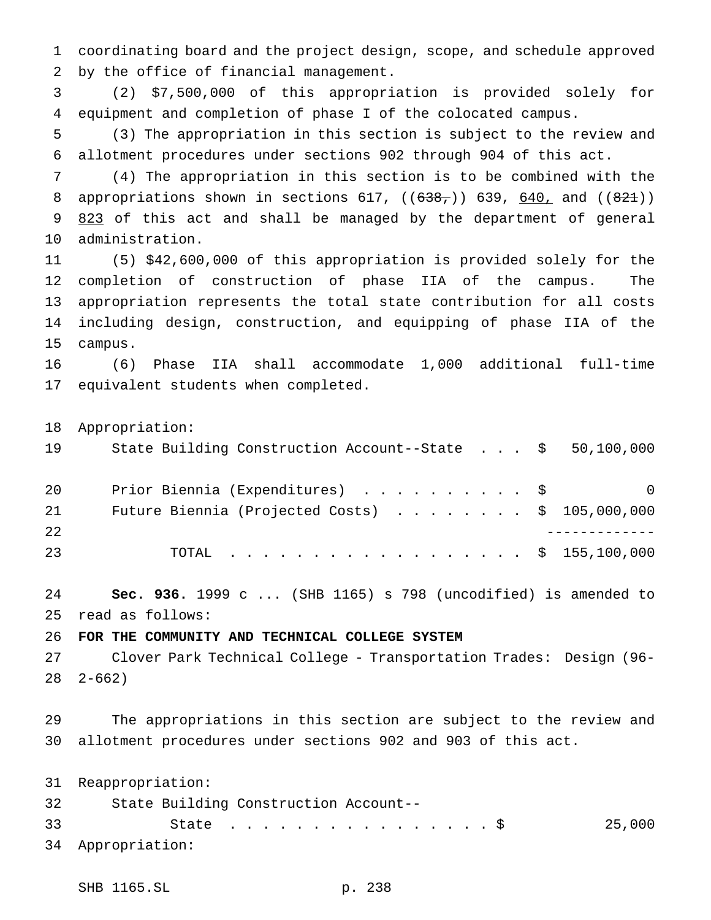coordinating board and the project design, scope, and schedule approved by the office of financial management.

(2) $7,500,000 of this appropriation is provided solely for equipment and completion of phase I of the colocated campus.

(3) The appropriation in this section is subject to the review and allotment procedures under sections 902 through 904 of this act.

(4) The appropriation in this section is to be combined with the appropriations shown in sections 617, ((~~638,~~)) 639, 640, and ((~~821~~)) 823 of this act and shall be managed by the department of general administration.

(5) $42,600,000 of this appropriation is provided solely for the completion of construction of phase IIA of the campus. The appropriation represents the total state contribution for all costs including design, construction, and equipping of phase IIA of the campus.

(6) Phase IIA shall accommodate 1,000 additional full-time equivalent students when completed.

Appropriation:

| | |
|---|---|
| State Building Construction Account--State . . . | $ 50,100,000 |
| Prior Biennia (Expenditures) . . . . . . . . . . | $ 0 |
| Future Biennia (Projected Costs) . . . . . . . . | $ 105,000,000 |
| TOTAL . . . . . . . . . . . . . . . . . . | $ 155,100,000 |

**Sec. 936.** 1999 c ... (SHB 1165) s 798 (uncodified) is amended to read as follows:

**FOR THE COMMUNITY AND TECHNICAL COLLEGE SYSTEM**

Clover Park Technical College - Transportation Trades: Design (96-2-662)

The appropriations in this section are subject to the review and allotment procedures under sections 902 and 903 of this act.

Reappropriation:

| | |
|---|---|
| State Building Construction Account--State . . . . . . . . . . . . . . . . | $ 25,000 |

Appropriation: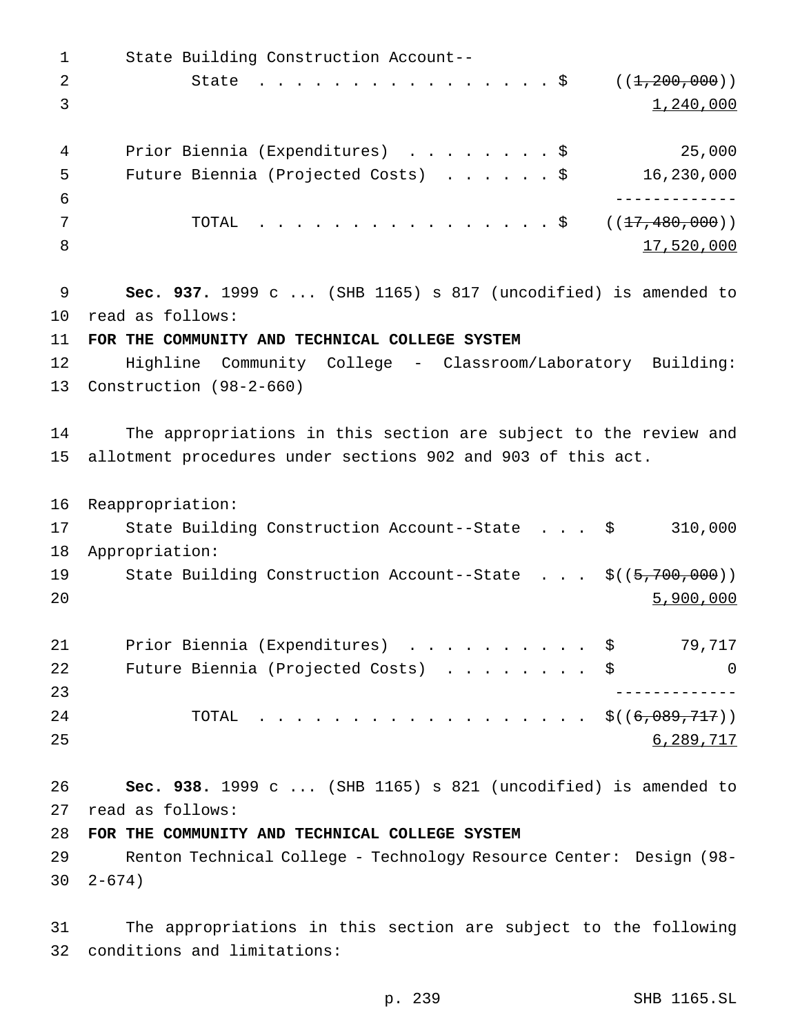State Building Construction Account--

State . . . . . . . . . . . . . . . . . $ ((~~1,200,000~~))
1,240,000

Prior Biennia (Expenditures) . . . . . . . . $ 25,000
Future Biennia (Projected Costs) . . . . . . $ 16,230,000
-------------
TOTAL . . . . . . . . . . . . . . . . . $ ((~~17,480,000~~))
17,520,000

**Sec. 937.** 1999 c ... (SHB 1165) s 817 (uncodified) is amended to read as follows:

**FOR THE COMMUNITY AND TECHNICAL COLLEGE SYSTEM**

Highline Community College - Classroom/Laboratory Building: Construction (98-2-660)

The appropriations in this section are subject to the review and allotment procedures under sections 902 and 903 of this act.

Reappropriation:
State Building Construction Account--State . . . $ 310,000
Appropriation:
State Building Construction Account--State . . . $((~~5,700,000~~))
5,900,000

Prior Biennia (Expenditures) . . . . . . . . . . $ 79,717
Future Biennia (Projected Costs) . . . . . . . . $ 0
-------------
TOTAL . . . . . . . . . . . . . . . . . . . $((~~6,089,717~~))
6,289,717

**Sec. 938.** 1999 c ... (SHB 1165) s 821 (uncodified) is amended to read as follows:

**FOR THE COMMUNITY AND TECHNICAL COLLEGE SYSTEM**

Renton Technical College - Technology Resource Center: Design (98-2-674)

The appropriations in this section are subject to the following conditions and limitations: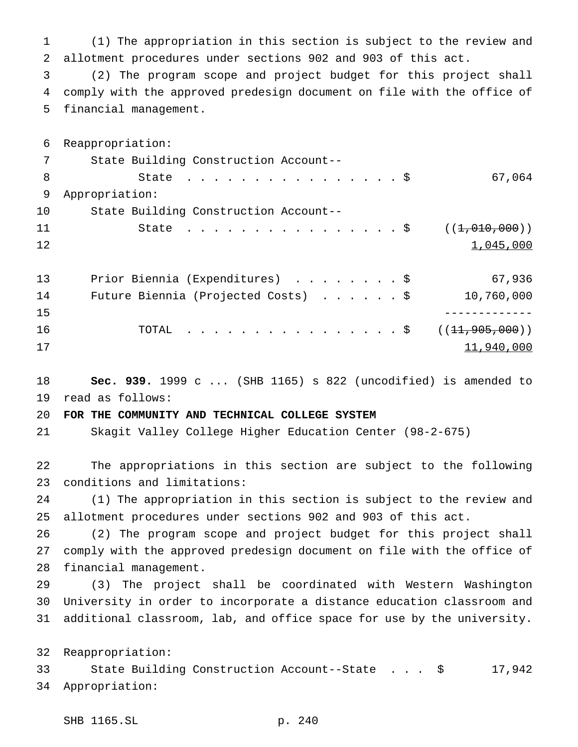(1) The appropriation in this section is subject to the review and allotment procedures under sections 902 and 903 of this act.

(2) The program scope and project budget for this project shall comply with the approved predesign document on file with the office of financial management.

Reappropriation:

| | | |
|---|---|---|
| State Building Construction Account-- State | $ | 67,064 |

Appropriation:

| | | |
|---|---|---|
| State Building Construction Account-- State | $ | ((~~1,010,000~~)) <u>1,045,000</u> |
| Prior Biennia (Expenditures) | $ | 67,936 |
| Future Biennia (Projected Costs) | $ | 10,760,000 |
| TOTAL | $ | ((~~11,905,000~~)) <u>11,940,000</u> |

**Sec. 939.** 1999 c ... (SHB 1165) s 822 (uncodified) is amended to read as follows:

**FOR THE COMMUNITY AND TECHNICAL COLLEGE SYSTEM**

Skagit Valley College Higher Education Center (98-2-675)

The appropriations in this section are subject to the following conditions and limitations:

(1) The appropriation in this section is subject to the review and allotment procedures under sections 902 and 903 of this act.

(2) The program scope and project budget for this project shall comply with the approved predesign document on file with the office of financial management.

(3) The project shall be coordinated with Western Washington University in order to incorporate a distance education classroom and additional classroom, lab, and office space for use by the university.

Reappropriation:

| | | |
|---|---|---|
| State Building Construction Account--State | $ | 17,942 |

Appropriation: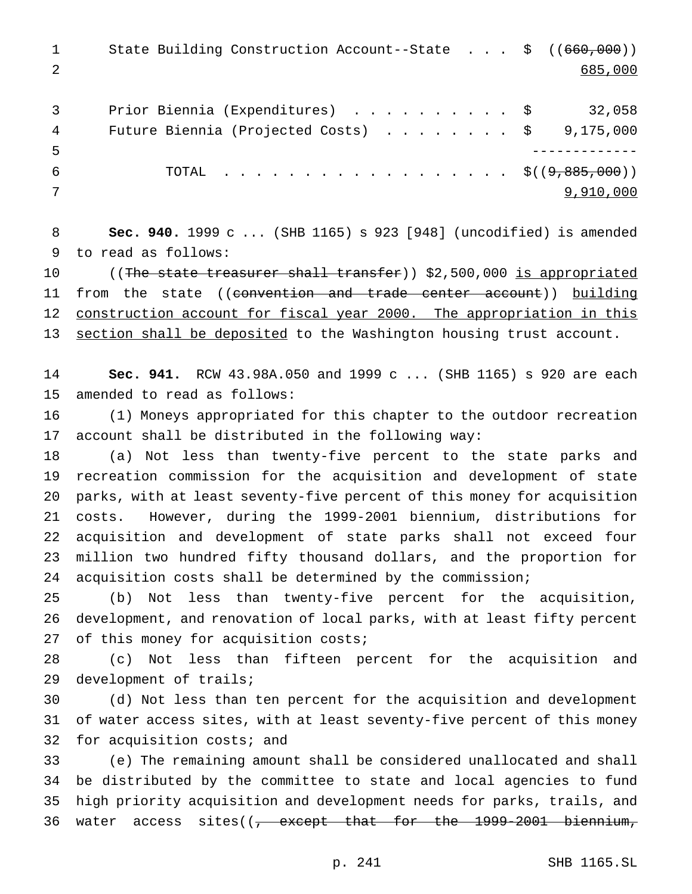State Building Construction Account--State . . . $ ((~~660,000~~)) 685,000

Prior Biennia (Expenditures) . . . . . . . . . . $ 32,058
Future Biennia (Projected Costs) . . . . . . . . $ 9,175,000

TOTAL . . . . . . . . . . . . . . . . . . $((~~9,885,000~~)) 9,910,000

**Sec. 940.** 1999 c ... (SHB 1165) s 923 [948] (uncodified) is amended to read as follows:

((~~The state treasurer shall transfer~~)) $2,500,000 is appropriated from the state ((~~convention and trade center account~~)) building construction account for fiscal year 2000. The appropriation in this section shall be deposited to the Washington housing trust account.

**Sec. 941.** RCW 43.98A.050 and 1999 c ... (SHB 1165) s 920 are each amended to read as follows:

(1) Moneys appropriated for this chapter to the outdoor recreation account shall be distributed in the following way:

(a) Not less than twenty-five percent to the state parks and recreation commission for the acquisition and development of state parks, with at least seventy-five percent of this money for acquisition costs. However, during the 1999-2001 biennium, distributions for acquisition and development of state parks shall not exceed four million two hundred fifty thousand dollars, and the proportion for acquisition costs shall be determined by the commission;

(b) Not less than twenty-five percent for the acquisition, development, and renovation of local parks, with at least fifty percent of this money for acquisition costs;

(c) Not less than fifteen percent for the acquisition and development of trails;

(d) Not less than ten percent for the acquisition and development of water access sites, with at least seventy-five percent of this money for acquisition costs; and

(e) The remaining amount shall be considered unallocated and shall be distributed by the committee to state and local agencies to fund high priority acquisition and development needs for parks, trails, and water access sites((~~, except that for the 1999-2001 biennium,~~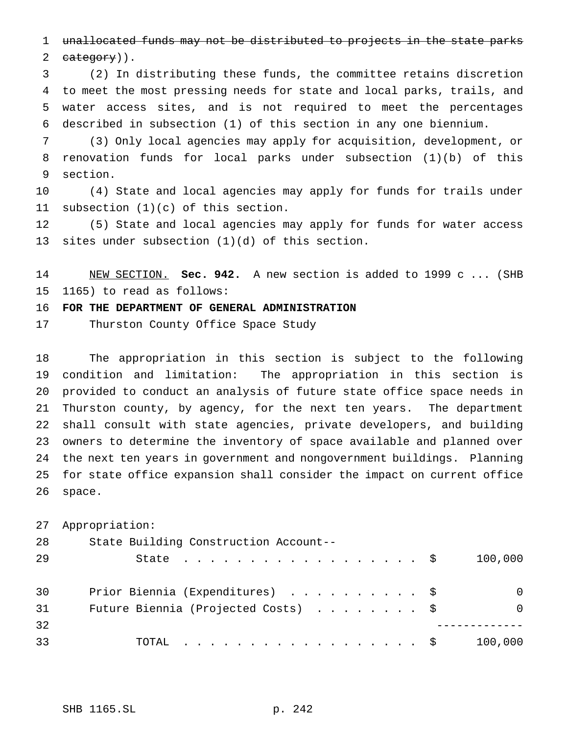~~unallocated funds may not be distributed to projects in the state parks category~~)).

(2) In distributing these funds, the committee retains discretion to meet the most pressing needs for state and local parks, trails, and water access sites, and is not required to meet the percentages described in subsection (1) of this section in any one biennium.

(3) Only local agencies may apply for acquisition, development, or renovation funds for local parks under subsection (1)(b) of this section.

(4) State and local agencies may apply for funds for trails under subsection (1)(c) of this section.

(5) State and local agencies may apply for funds for water access sites under subsection (1)(d) of this section.

NEW SECTION. **Sec. 942.** A new section is added to 1999 c ... (SHB 1165) to read as follows:

**FOR THE DEPARTMENT OF GENERAL ADMINISTRATION**

Thurston County Office Space Study

The appropriation in this section is subject to the following condition and limitation: The appropriation in this section is provided to conduct an analysis of future state office space needs in Thurston county, by agency, for the next ten years. The department shall consult with state agencies, private developers, and building owners to determine the inventory of space available and planned over the next ten years in government and nongovernment buildings. Planning for state office expansion shall consider the impact on current office space.

| Appropriation: | |
|---|---|
| State Building Construction Account--State | $ 100,000 |
| Prior Biennia (Expenditures) | $ 0 |
| Future Biennia (Projected Costs) | $ 0 |
| TOTAL | $ 100,000 |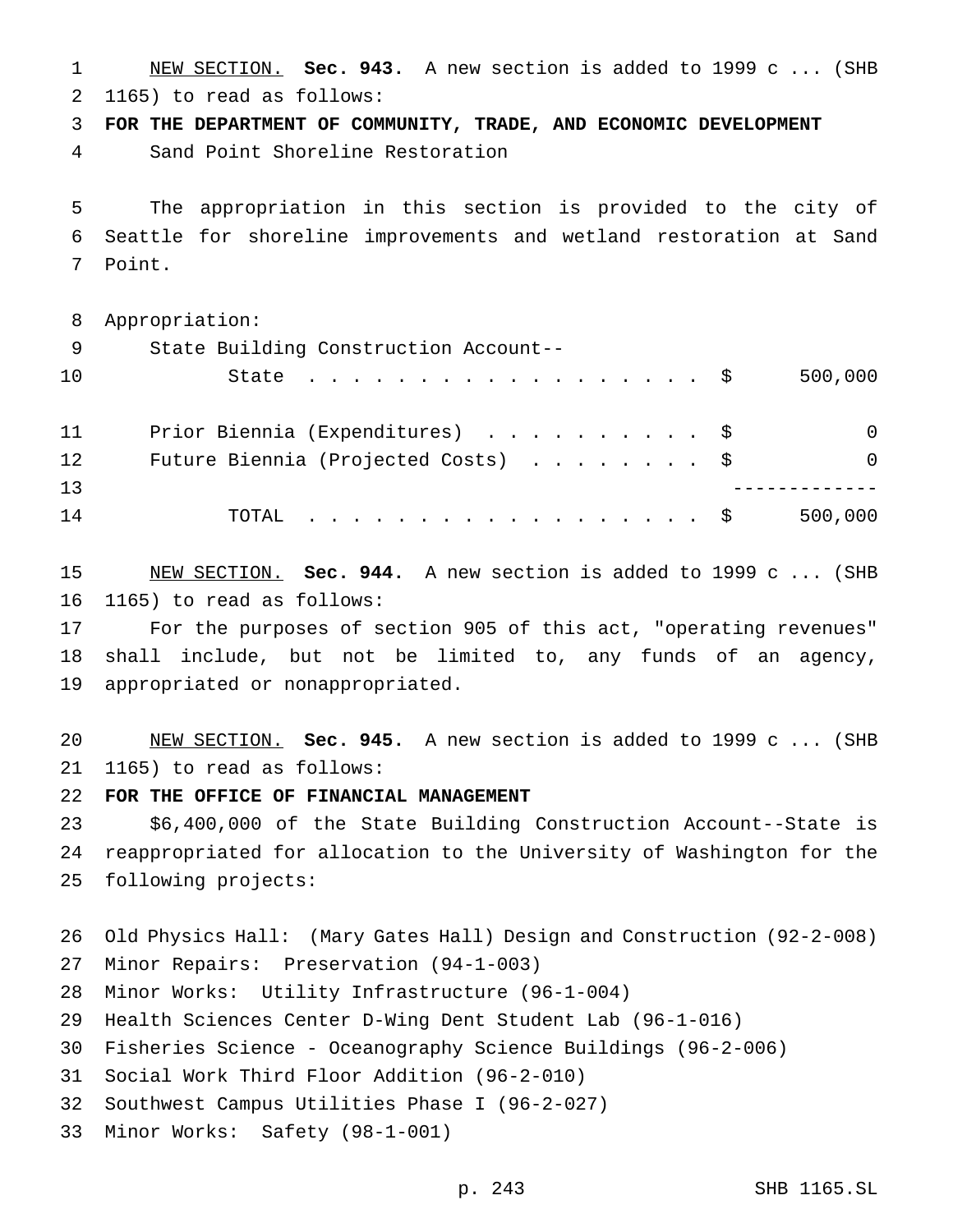NEW SECTION. **Sec. 943.** A new section is added to 1999 c ... (SHB 1165) to read as follows:

**FOR THE DEPARTMENT OF COMMUNITY, TRADE, AND ECONOMIC DEVELOPMENT**

Sand Point Shoreline Restoration

The appropriation in this section is provided to the city of Seattle for shoreline improvements and wetland restoration at Sand Point.

| Appropriation: | | |
|---|---|---|
| State Building Construction Account--State | $ | 500,000 |
| Prior Biennia (Expenditures) | $ | 0 |
| Future Biennia (Projected Costs) | $ | 0 |
| TOTAL | $ | 500,000 |

NEW SECTION. **Sec. 944.** A new section is added to 1999 c ... (SHB 1165) to read as follows:

For the purposes of section 905 of this act, "operating revenues" shall include, but not be limited to, any funds of an agency, appropriated or nonappropriated.

NEW SECTION. **Sec. 945.** A new section is added to 1999 c ... (SHB 1165) to read as follows:

**FOR THE OFFICE OF FINANCIAL MANAGEMENT**

$6,400,000 of the State Building Construction Account--State is reappropriated for allocation to the University of Washington for the following projects:

Old Physics Hall: (Mary Gates Hall) Design and Construction (92-2-008)
Minor Repairs: Preservation (94-1-003)
Minor Works: Utility Infrastructure (96-1-004)
Health Sciences Center D-Wing Dent Student Lab (96-1-016)
Fisheries Science - Oceanography Science Buildings (96-2-006)
Social Work Third Floor Addition (96-2-010)
Southwest Campus Utilities Phase I (96-2-027)
Minor Works: Safety (98-1-001)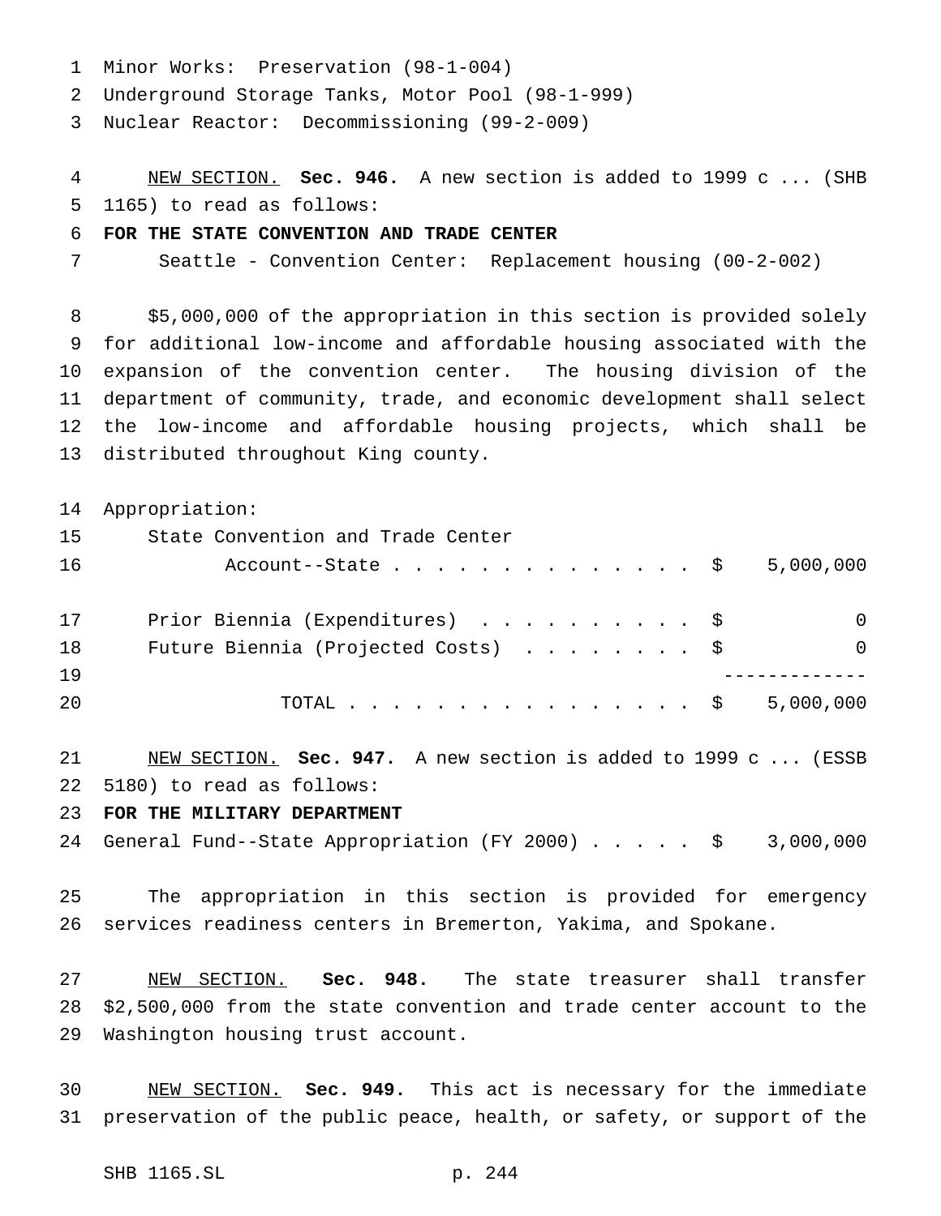Minor Works: Preservation (98-1-004)
Underground Storage Tanks, Motor Pool (98-1-999)
Nuclear Reactor: Decommissioning (99-2-009)

NEW SECTION. **Sec. 946.** A new section is added to 1999 c ... (SHB 1165) to read as follows:

**FOR THE STATE CONVENTION AND TRADE CENTER**

Seattle - Convention Center: Replacement housing (00-2-002)

$5,000,000 of the appropriation in this section is provided solely for additional low-income and affordable housing associated with the expansion of the convention center. The housing division of the department of community, trade, and economic development shall select the low-income and affordable housing projects, which shall be distributed throughout King county.

Appropriation:

| | | |
|---|---|---|
| State Convention and Trade Center Account--State | $ | 5,000,000 |
| Prior Biennia (Expenditures) | $ | 0 |
| Future Biennia (Projected Costs) | $ | 0 |
| TOTAL | $ | 5,000,000 |

NEW SECTION. **Sec. 947.** A new section is added to 1999 c ... (ESSB 5180) to read as follows:

**FOR THE MILITARY DEPARTMENT**

General Fund--State Appropriation (FY 2000) . . . . . $ 3,000,000

The appropriation in this section is provided for emergency services readiness centers in Bremerton, Yakima, and Spokane.

NEW SECTION. **Sec. 948.** The state treasurer shall transfer $2,500,000 from the state convention and trade center account to the Washington housing trust account.

NEW SECTION. **Sec. 949.** This act is necessary for the immediate preservation of the public peace, health, or safety, or support of the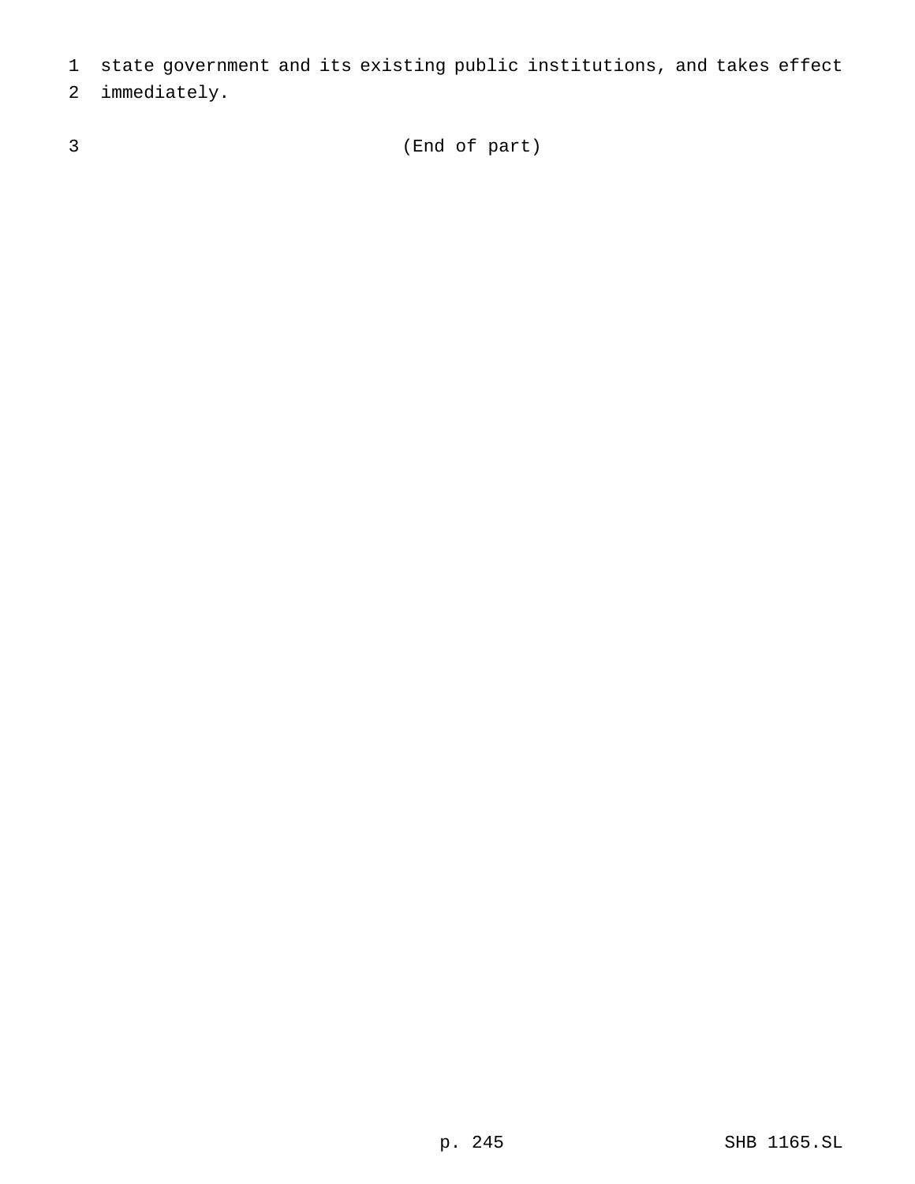state government and its existing public institutions, and takes effect immediately.

(End of part)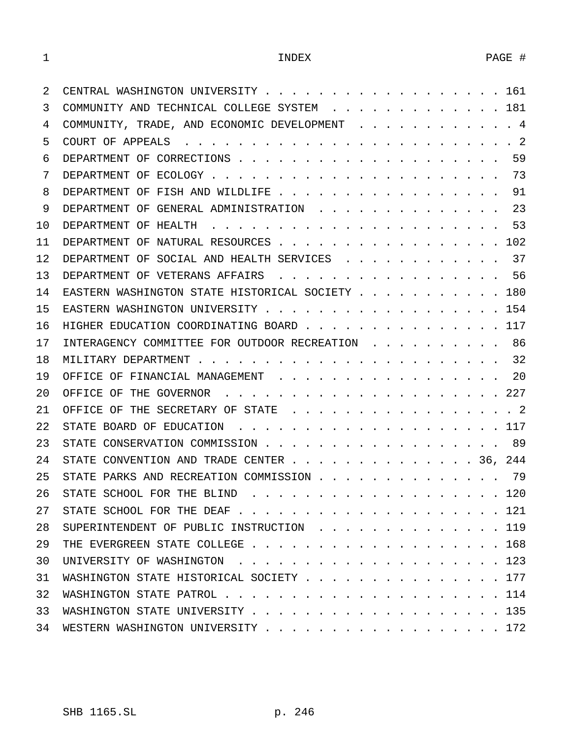# INDEX

| | PAGE # |
|---|---|
| CENTRAL WASHINGTON UNIVERSITY | 161 |
| COMMUNITY AND TECHNICAL COLLEGE SYSTEM | 181 |
| COMMUNITY, TRADE, AND ECONOMIC DEVELOPMENT | 4 |
| COURT OF APPEALS | 2 |
| DEPARTMENT OF CORRECTIONS | 59 |
| DEPARTMENT OF ECOLOGY | 73 |
| DEPARTMENT OF FISH AND WILDLIFE | 91 |
| DEPARTMENT OF GENERAL ADMINISTRATION | 23 |
| DEPARTMENT OF HEALTH | 53 |
| DEPARTMENT OF NATURAL RESOURCES | 102 |
| DEPARTMENT OF SOCIAL AND HEALTH SERVICES | 37 |
| DEPARTMENT OF VETERANS AFFAIRS | 56 |
| EASTERN WASHINGTON STATE HISTORICAL SOCIETY | 180 |
| EASTERN WASHINGTON UNIVERSITY | 154 |
| HIGHER EDUCATION COORDINATING BOARD | 117 |
| INTERAGENCY COMMITTEE FOR OUTDOOR RECREATION | 86 |
| MILITARY DEPARTMENT | 32 |
| OFFICE OF FINANCIAL MANAGEMENT | 20 |
| OFFICE OF THE GOVERNOR | 227 |
| OFFICE OF THE SECRETARY OF STATE | 2 |
| STATE BOARD OF EDUCATION | 117 |
| STATE CONSERVATION COMMISSION | 89 |
| STATE CONVENTION AND TRADE CENTER | 36, 244 |
| STATE PARKS AND RECREATION COMMISSION | 79 |
| STATE SCHOOL FOR THE BLIND | 120 |
| STATE SCHOOL FOR THE DEAF | 121 |
| SUPERINTENDENT OF PUBLIC INSTRUCTION | 119 |
| THE EVERGREEN STATE COLLEGE | 168 |
| UNIVERSITY OF WASHINGTON | 123 |
| WASHINGTON STATE HISTORICAL SOCIETY | 177 |
| WASHINGTON STATE PATROL | 114 |
| WASHINGTON STATE UNIVERSITY | 135 |
| WESTERN WASHINGTON UNIVERSITY | 172 |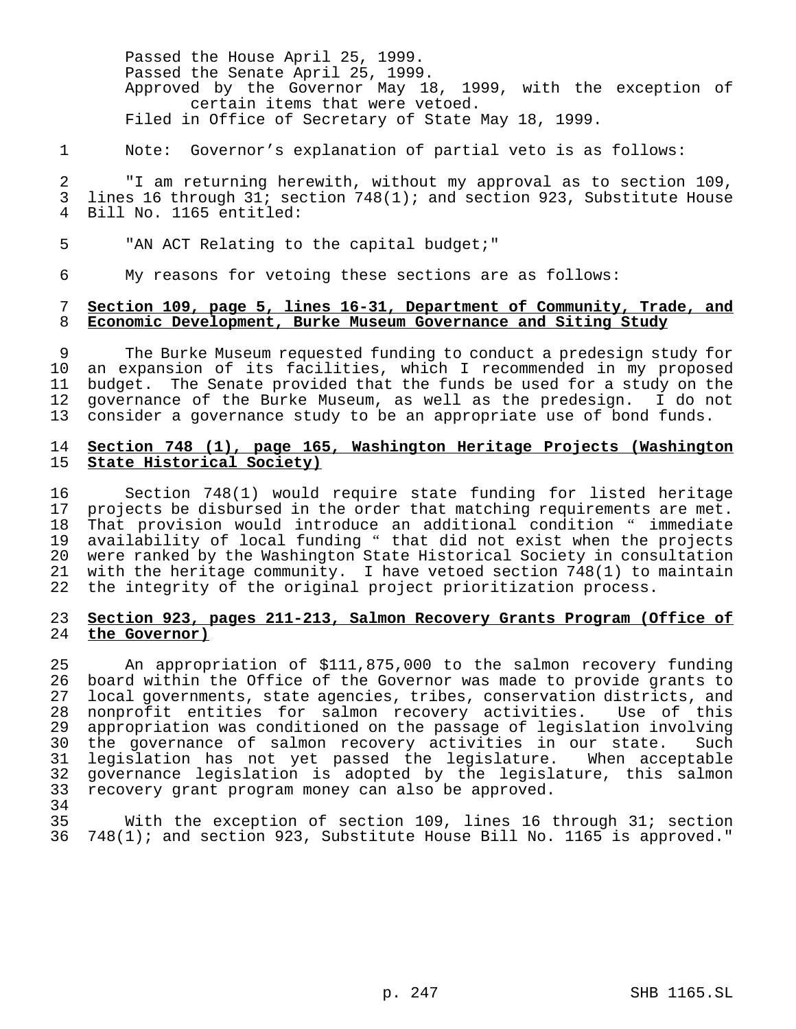Passed the House April 25, 1999.
Passed the Senate April 25, 1999.
Approved by the Governor May 18, 1999, with the exception of certain items that were vetoed.
Filed in Office of Secretary of State May 18, 1999.

Note: Governor's explanation of partial veto is as follows:

"I am returning herewith, without my approval as to section 109, lines 16 through 31; section 748(1); and section 923, Substitute House Bill No. 1165 entitled:

"AN ACT Relating to the capital budget;"

My reasons for vetoing these sections are as follows:

**Section 109, page 5, lines 16-31, Department of Community, Trade, and Economic Development, Burke Museum Governance and Siting Study**

The Burke Museum requested funding to conduct a predesign study for an expansion of its facilities, which I recommended in my proposed budget. The Senate provided that the funds be used for a study on the governance of the Burke Museum, as well as the predesign. I do not consider a governance study to be an appropriate use of bond funds.

**Section 748 (1), page 165, Washington Heritage Projects (Washington State Historical Society)**

Section 748(1) would require state funding for listed heritage projects be disbursed in the order that matching requirements are met. That provision would introduce an additional condition " immediate availability of local funding " that did not exist when the projects were ranked by the Washington State Historical Society in consultation with the heritage community. I have vetoed section 748(1) to maintain the integrity of the original project prioritization process.

**Section 923, pages 211-213, Salmon Recovery Grants Program (Office of the Governor)**

An appropriation of $111,875,000 to the salmon recovery funding board within the Office of the Governor was made to provide grants to local governments, state agencies, tribes, conservation districts, and nonprofit entities for salmon recovery activities. Use of this appropriation was conditioned on the passage of legislation involving the governance of salmon recovery activities in our state. Such legislation has not yet passed the legislature. When acceptable governance legislation is adopted by the legislature, this salmon recovery grant program money can also be approved.

With the exception of section 109, lines 16 through 31; section 748(1); and section 923, Substitute House Bill No. 1165 is approved."